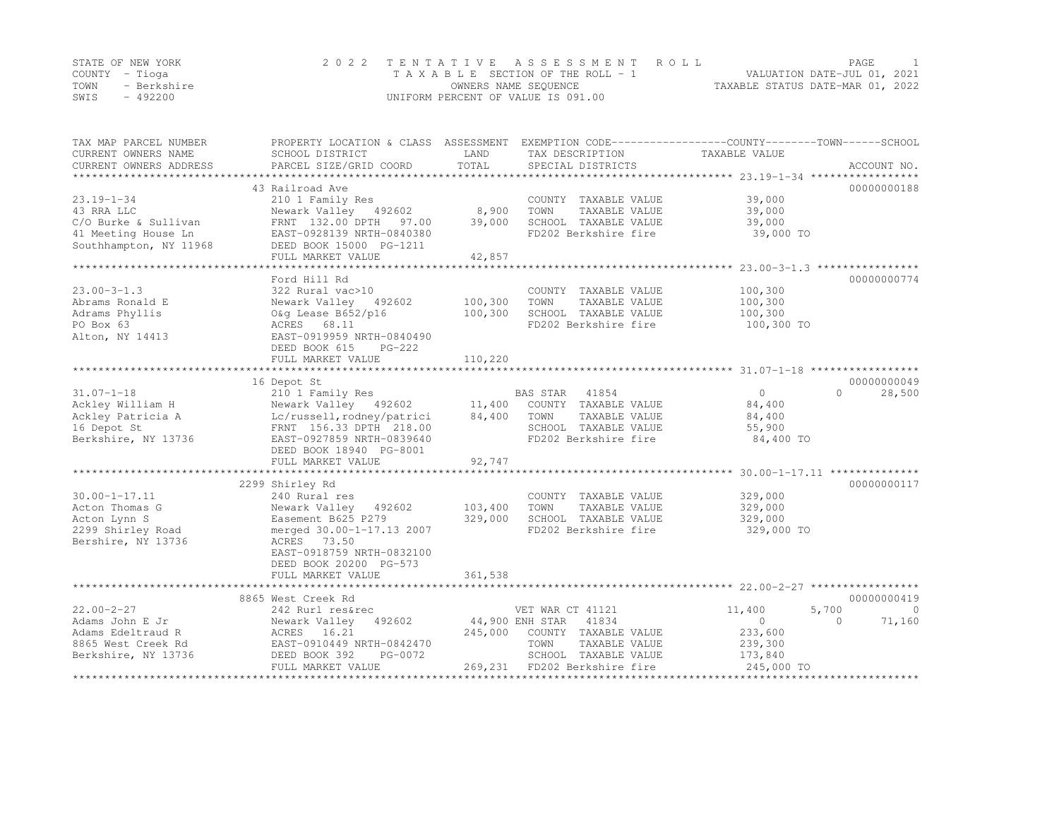STATE OF NEW YORK
COUNTY - Tioga
TOWN - Berkshire
SWIS - 492200

# 2022 TENTATIVE ASSESSMENT ROLL

TAXABLE SECTION OF THE ROLL - 1
OWNERS NAME SEQUENCE
UNIFORM PERCENT OF VALUE IS 091.00

VALUATION DATE-JUL 01, 2021
TAXABLE STATUS DATE-MAR 01, 2022

| TAX MAP PARCEL NUMBER / CURRENT OWNERS NAME / CURRENT OWNERS ADDRESS | PROPERTY LOCATION & CLASS / SCHOOL DISTRICT / PARCEL SIZE/GRID COORD | ASSESSMENT LAND / TOTAL | EXEMPTION CODE / TAX DESCRIPTION / SPECIAL DISTRICTS | COUNTY TAXABLE VALUE | TOWN | SCHOOL | ACCOUNT NO. |
|---|---|---|---|---|---|---|---|
| 23.19-1-34 | 43 Railroad Ave | | | | | | 00000000188 |
| | 210 1 Family Res | | COUNTY TAXABLE VALUE | 39,000 | | | |
| 43 RRA LLC | Newark Valley 492602 | 8,900 | TOWN TAXABLE VALUE | 39,000 | | | |
| C/O Burke & Sullivan | FRNT 132.00 DPTH 97.00 | 39,000 | SCHOOL TAXABLE VALUE | 39,000 | | | |
| 41 Meeting House Ln | EAST-0928139 NRTH-0840380 | | FD202 Berkshire fire | 39,000 TO | | | |
| Southhampton, NY 11968 | DEED BOOK 15000 PG-1211 | | | | | | |
| | FULL MARKET VALUE | 42,857 | | | | | |
| 23.00-3-1.3 | Ford Hill Rd | | | | | | 00000000774 |
| | 322 Rural vac>10 | | COUNTY TAXABLE VALUE | 100,300 | | | |
| Abrams Ronald E | Newark Valley 492602 | 100,300 | TOWN TAXABLE VALUE | 100,300 | | | |
| Adrams Phyllis | O&g Lease B652/p16 | 100,300 | SCHOOL TAXABLE VALUE | 100,300 | | | |
| PO Box 63 | ACRES 68.11 | | FD202 Berkshire fire | 100,300 TO | | | |
| Alton, NY 14413 | EAST-0919959 NRTH-0840490 | | | | | | |
| | DEED BOOK 615 PG-222 | | | | | | |
| | FULL MARKET VALUE | 110,220 | | | | | |
| 31.07-1-18 | 16 Depot St | | | | | | 00000000049 |
| | 210 1 Family Res | | BAS STAR 41854 | 0 | 0 | 28,500 | |
| Ackley William H | Newark Valley 492602 | 11,400 | COUNTY TAXABLE VALUE | 84,400 | | | |
| Ackley Patricia A | Lc/russell,rodney/patrici | 84,400 | TOWN TAXABLE VALUE | 84,400 | | | |
| 16 Depot St | FRNT 156.33 DPTH 218.00 | | SCHOOL TAXABLE VALUE | 55,900 | | | |
| Berkshire, NY 13736 | EAST-0927859 NRTH-0839640 | | FD202 Berkshire fire | 84,400 TO | | | |
| | DEED BOOK 18940 PG-8001 | | | | | | |
| | FULL MARKET VALUE | 92,747 | | | | | |
| 30.00-1-17.11 | 2299 Shirley Rd | | | | | | 00000000117 |
| | 240 Rural res | | COUNTY TAXABLE VALUE | 329,000 | | | |
| Acton Thomas G | Newark Valley 492602 | 103,400 | TOWN TAXABLE VALUE | 329,000 | | | |
| Acton Lynn S | Easement B625 P279 | 329,000 | SCHOOL TAXABLE VALUE | 329,000 | | | |
| 2299 Shirley Road | merged 30.00-1-17.13 2007 | | FD202 Berkshire fire | 329,000 TO | | | |
| Bershire, NY 13736 | ACRES 73.50 | | | | | | |
| | EAST-0918759 NRTH-0832100 | | | | | | |
| | DEED BOOK 20200 PG-573 | | | | | | |
| | FULL MARKET VALUE | 361,538 | | | | | |
| 22.00-2-27 | 8865 West Creek Rd | | | | | | 00000000419 |
| | 242 Rurl res&rec | | VET WAR CT 41121 | 11,400 | 5,700 | 0 | |
| Adams John E Jr | Newark Valley 492602 | 44,900 | ENH STAR 41834 | 0 | 0 | 71,160 | |
| Adams Edeltraud R | ACRES 16.21 | 245,000 | COUNTY TAXABLE VALUE | 233,600 | | | |
| 8865 West Creek Rd | EAST-0910449 NRTH-0842470 | | TOWN TAXABLE VALUE | 239,300 | | | |
| Berkshire, NY 13736 | DEED BOOK 392 PG-0072 | | SCHOOL TAXABLE VALUE | 173,840 | | | |
| | FULL MARKET VALUE | 269,231 | FD202 Berkshire fire | 245,000 TO | | | |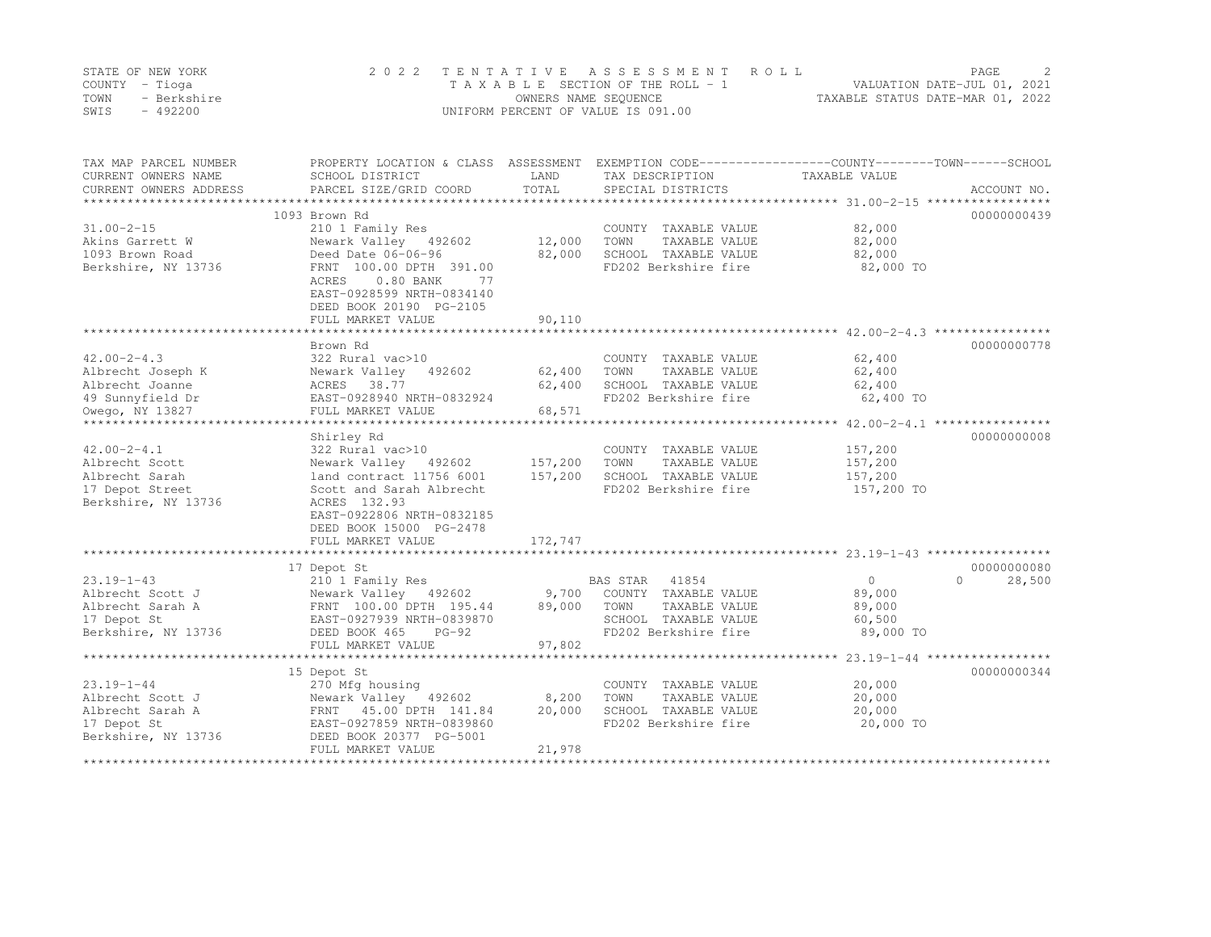STATE OF NEW YORK — 2022 TENTATIVE ASSESSMENT ROLL
COUNTY - Tioga — TAXABLE SECTION OF THE ROLL - 1 — VALUATION DATE-JUL 01, 2021
TOWN - Berkshire — OWNERS NAME SEQUENCE — TAXABLE STATUS DATE-MAR 01, 2022
SWIS - 492200 — UNIFORM PERCENT OF VALUE IS 091.00

| TAX MAP PARCEL NUMBER / CURRENT OWNERS NAME / CURRENT OWNERS ADDRESS | PROPERTY LOCATION & CLASS / SCHOOL DISTRICT / PARCEL SIZE/GRID COORD | ASSESSMENT LAND | ASSESSMENT TOTAL | EXEMPTION CODE / TAX DESCRIPTION / SPECIAL DISTRICTS | COUNTY TAXABLE VALUE | TOWN | SCHOOL | ACCOUNT NO. |
|---|---|---|---|---|---|---|---|---|
| **31.00-2-15** | 1093 Brown Rd | | | | | | | 00000000439 |
| Akins Garrett W | 210 1 Family Res | | | COUNTY TAXABLE VALUE | 82,000 | | | |
| 1093 Brown Road | Newark Valley 492602 | 12,000 | | TOWN TAXABLE VALUE | 82,000 | | | |
| Berkshire, NY 13736 | Deed Date 06-06-96 | | 82,000 | SCHOOL TAXABLE VALUE | 82,000 | | | |
| | FRNT 100.00 DPTH 391.00 | | | FD202 Berkshire fire | 82,000 TO | | | |
| | ACRES 0.80 BANK 77 | | | | | | | |
| | EAST-0928599 NRTH-0834140 | | | | | | | |
| | DEED BOOK 20190 PG-2105 | | | | | | | |
| | FULL MARKET VALUE | | 90,110 | | | | | |
| **42.00-2-4.3** | Brown Rd | | | | | | | 00000000778 |
| Albrecht Joseph K | 322 Rural vac>10 | | | COUNTY TAXABLE VALUE | 62,400 | | | |
| Albrecht Joanne | Newark Valley 492602 | 62,400 | | TOWN TAXABLE VALUE | 62,400 | | | |
| 49 Sunnyfield Dr | ACRES 38.77 | | 62,400 | SCHOOL TAXABLE VALUE | 62,400 | | | |
| Owego, NY 13827 | EAST-0928940 NRTH-0832924 | | | FD202 Berkshire fire | 62,400 TO | | | |
| | FULL MARKET VALUE | | 68,571 | | | | | |
| **42.00-2-4.1** | Shirley Rd | | | | | | | 00000000008 |
| Albrecht Scott | 322 Rural vac>10 | | | COUNTY TAXABLE VALUE | 157,200 | | | |
| Albrecht Sarah | Newark Valley 492602 | 157,200 | | TOWN TAXABLE VALUE | 157,200 | | | |
| 17 Depot Street | land contract 11756 6001 | | 157,200 | SCHOOL TAXABLE VALUE | 157,200 | | | |
| Berkshire, NY 13736 | Scott and Sarah Albrecht | | | FD202 Berkshire fire | 157,200 TO | | | |
| | ACRES 132.93 | | | | | | | |
| | EAST-0922806 NRTH-0832185 | | | | | | | |
| | DEED BOOK 15000 PG-2478 | | | | | | | |
| | FULL MARKET VALUE | | 172,747 | | | | | |
| **23.19-1-43** | 17 Depot St | | | | | | | 00000000080 |
| Albrecht Scott J | 210 1 Family Res | | | BAS STAR 41854 | 0 | 0 | 28,500 | |
| Albrecht Sarah A | Newark Valley 492602 | 9,700 | | COUNTY TAXABLE VALUE | 89,000 | | | |
| 17 Depot St | FRNT 100.00 DPTH 195.44 | | 89,000 | TOWN TAXABLE VALUE | 89,000 | | | |
| Berkshire, NY 13736 | EAST-0927939 NRTH-0839870 | | | SCHOOL TAXABLE VALUE | 60,500 | | | |
| | DEED BOOK 465 PG-92 | | | FD202 Berkshire fire | 89,000 TO | | | |
| | FULL MARKET VALUE | | 97,802 | | | | | |
| **23.19-1-44** | 15 Depot St | | | | | | | 00000000344 |
| Albrecht Scott J | 270 Mfg housing | | | COUNTY TAXABLE VALUE | 20,000 | | | |
| Albrecht Sarah A | Newark Valley 492602 | 8,200 | | TOWN TAXABLE VALUE | 20,000 | | | |
| 17 Depot St | FRNT 45.00 DPTH 141.84 | | 20,000 | SCHOOL TAXABLE VALUE | 20,000 | | | |
| Berkshire, NY 13736 | EAST-0927859 NRTH-0839860 | | | FD202 Berkshire fire | 20,000 TO | | | |
| | DEED BOOK 20377 PG-5001 | | | | | | | |
| | FULL MARKET VALUE | | 21,978 | | | | | |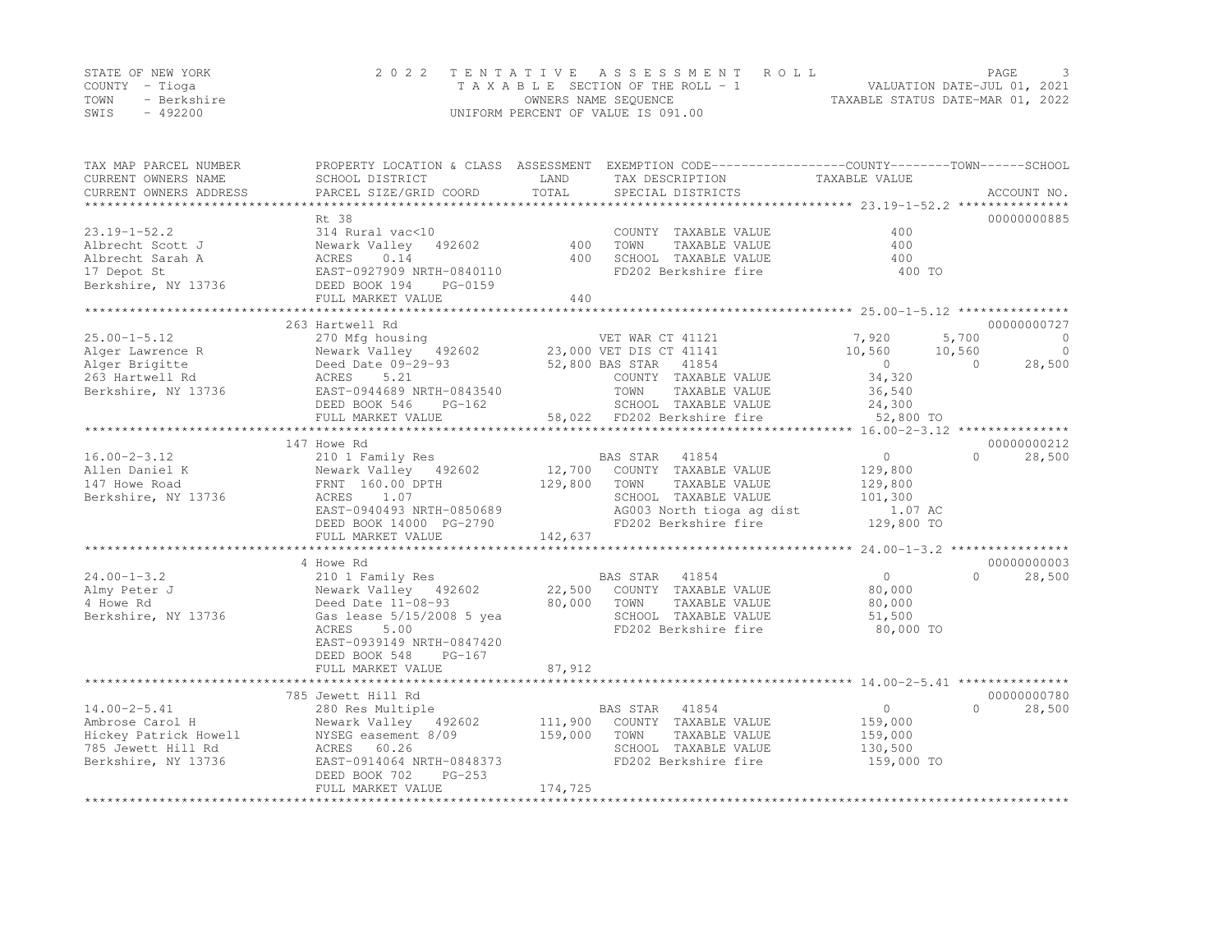STATE OF NEW YORK — COUNTY - Tioga — TOWN - Berkshire — SWIS - 492200

**2022 TENTATIVE ASSESSMENT ROLL**
TAXABLE SECTION OF THE ROLL - 1
OWNERS NAME SEQUENCE
UNIFORM PERCENT OF VALUE IS 091.00

VALUATION DATE-JUL 01, 2021
TAXABLE STATUS DATE-MAR 01, 2022

| TAX MAP PARCEL NUMBER / CURRENT OWNERS NAME / CURRENT OWNERS ADDRESS | PROPERTY LOCATION & CLASS / SCHOOL DISTRICT / PARCEL SIZE/GRID COORD | ASSESSMENT LAND / TOTAL | EXEMPTION CODE / TAX DESCRIPTION / SPECIAL DISTRICTS | COUNTY TAXABLE VALUE | TOWN | SCHOOL | ACCOUNT NO. |
|---|---|---|---|---|---|---|---|
| 23.19-1-52.2 | Rt 38 | | | | | | 00000000885 |
| | 314 Rural vac<10 | | COUNTY TAXABLE VALUE | 400 | | | |
| Albrecht Scott J | Newark Valley 492602 | 400 | TOWN TAXABLE VALUE | 400 | | | |
| Albrecht Sarah A | ACRES 0.14 | 400 | SCHOOL TAXABLE VALUE | 400 | | | |
| 17 Depot St | EAST-0927909 NRTH-0840110 | | FD202 Berkshire fire | 400 TO | | | |
| Berkshire, NY 13736 | DEED BOOK 194 PG-0159 | | | | | | |
| | FULL MARKET VALUE | 440 | | | | | |
| 25.00-1-5.12 | 263 Hartwell Rd | | | | | | 00000000727 |
| | 270 Mfg housing | | VET WAR CT 41121 | 7,920 | 5,700 | 0 | |
| Alger Lawrence R | Newark Valley 492602 | 23,000 | VET DIS CT 41141 | 10,560 | 10,560 | 0 | |
| Alger Brigitte | Deed Date 09-29-93 | 52,800 | BAS STAR 41854 | 0 | 0 | 28,500 | |
| 263 Hartwell Rd | ACRES 5.21 | | COUNTY TAXABLE VALUE | 34,320 | | | |
| Berkshire, NY 13736 | EAST-0944689 NRTH-0843540 | | TOWN TAXABLE VALUE | 36,540 | | | |
| | DEED BOOK 546 PG-162 | | SCHOOL TAXABLE VALUE | 24,300 | | | |
| | FULL MARKET VALUE | 58,022 | FD202 Berkshire fire | 52,800 TO | | | |
| 16.00-2-3.12 | 147 Howe Rd | | | | | | 00000000212 |
| | 210 1 Family Res | | BAS STAR 41854 | 0 | 0 | 28,500 | |
| Allen Daniel K | Newark Valley 492602 | 12,700 | COUNTY TAXABLE VALUE | 129,800 | | | |
| 147 Howe Road | FRNT 160.00 DPTH | 129,800 | TOWN TAXABLE VALUE | 129,800 | | | |
| Berkshire, NY 13736 | ACRES 1.07 | | SCHOOL TAXABLE VALUE | 101,300 | | | |
| | EAST-0940493 NRTH-0850689 | | AG003 North tioga ag dist | 1.07 AC | | | |
| | DEED BOOK 14000 PG-2790 | | FD202 Berkshire fire | 129,800 TO | | | |
| | FULL MARKET VALUE | 142,637 | | | | | |
| 24.00-1-3.2 | 4 Howe Rd | | | | | | 00000000003 |
| | 210 1 Family Res | | BAS STAR 41854 | 0 | 0 | 28,500 | |
| Almy Peter J | Newark Valley 492602 | 22,500 | COUNTY TAXABLE VALUE | 80,000 | | | |
| 4 Howe Rd | Deed Date 11-08-93 | 80,000 | TOWN TAXABLE VALUE | 80,000 | | | |
| Berkshire, NY 13736 | Gas lease 5/15/2008 5 yea | | SCHOOL TAXABLE VALUE | 51,500 | | | |
| | ACRES 5.00 | | FD202 Berkshire fire | 80,000 TO | | | |
| | EAST-0939149 NRTH-0847420 | | | | | | |
| | DEED BOOK 548 PG-167 | | | | | | |
| | FULL MARKET VALUE | 87,912 | | | | | |
| 14.00-2-5.41 | 785 Jewett Hill Rd | | | | | | 00000000780 |
| | 280 Res Multiple | | BAS STAR 41854 | 0 | 0 | 28,500 | |
| Ambrose Carol H | Newark Valley 492602 | 111,900 | COUNTY TAXABLE VALUE | 159,000 | | | |
| Hickey Patrick Howell | NYSEG easement 8/09 | 159,000 | TOWN TAXABLE VALUE | 159,000 | | | |
| 785 Jewett Hill Rd | ACRES 60.26 | | SCHOOL TAXABLE VALUE | 130,500 | | | |
| Berkshire, NY 13736 | EAST-0914064 NRTH-0848373 | | FD202 Berkshire fire | 159,000 TO | | | |
| | DEED BOOK 702 PG-253 | | | | | | |
| | FULL MARKET VALUE | 174,725 | | | | | |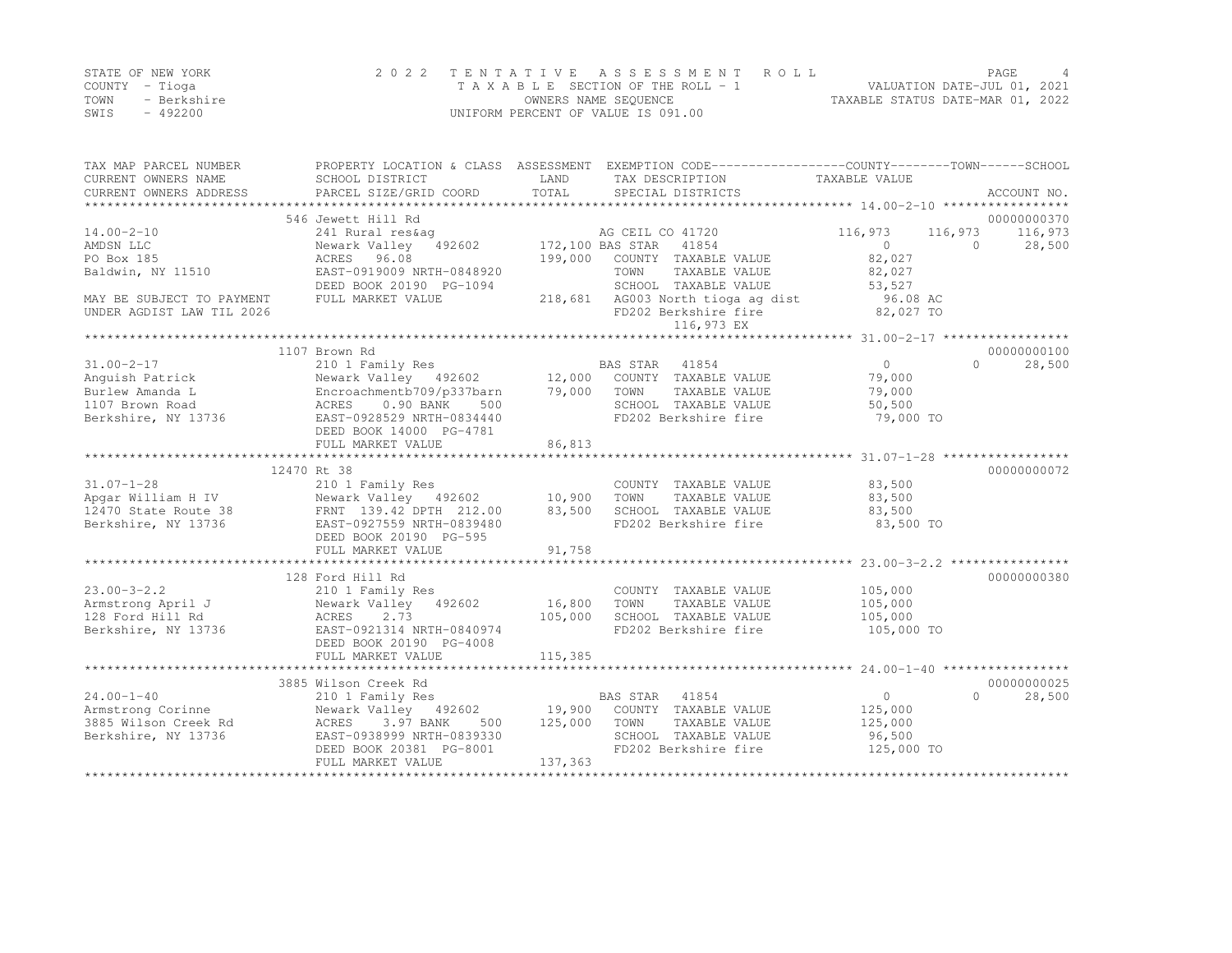STATE OF NEW YORK
COUNTY - Tioga
TOWN - Berkshire
SWIS - 492200

# 2022 TENTATIVE ASSESSMENT ROLL

TAXABLE SECTION OF THE ROLL - 1
OWNERS NAME SEQUENCE
UNIFORM PERCENT OF VALUE IS 091.00

VALUATION DATE-JUL 01, 2021
TAXABLE STATUS DATE-MAR 01, 2022

| TAX MAP PARCEL NUMBER / CURRENT OWNERS NAME / CURRENT OWNERS ADDRESS | PROPERTY LOCATION & CLASS / SCHOOL DISTRICT / PARCEL SIZE/GRID COORD | ASSESSMENT LAND / TOTAL | EXEMPTION CODE / TAX DESCRIPTION / SPECIAL DISTRICTS | COUNTY | TOWN | SCHOOL / TAXABLE VALUE | ACCOUNT NO. |
|---|---|---|---|---|---|---|---|
| | 546 Jewett Hill Rd | | | | | | 00000000370 |
| 14.00-2-10 | 241 Rural res&ag | | AG CEIL CO 41720 | 116,973 | 116,973 | 116,973 | |
| AMDSN LLC | Newark Valley 492602 | 172,100 | BAS STAR 41854 | 0 | 0 | 28,500 | |
| PO Box 185 | ACRES 96.08 | 199,000 | COUNTY TAXABLE VALUE | | | 82,027 | |
| Baldwin, NY 11510 | EAST-0919009 NRTH-0848920 | | TOWN TAXABLE VALUE | | | 82,027 | |
| | DEED BOOK 20190 PG-1094 | | SCHOOL TAXABLE VALUE | | | 53,527 | |
| MAY BE SUBJECT TO PAYMENT | FULL MARKET VALUE | 218,681 | AG003 North tioga ag dist | | | 96.08 AC | |
| UNDER AGDIST LAW TIL 2026 | | | FD202 Berkshire fire | | | 82,027 TO | |
| | | | 116,973 EX | | | | |
| | 1107 Brown Rd | | | | | | 00000000100 |
| 31.00-2-17 | 210 1 Family Res | | BAS STAR 41854 | 0 | 0 | 28,500 | |
| Anguish Patrick | Newark Valley 492602 | 12,000 | COUNTY TAXABLE VALUE | | | 79,000 | |
| Burlew Amanda L | Encroachmentb709/p337barn | 79,000 | TOWN TAXABLE VALUE | | | 79,000 | |
| 1107 Brown Road | ACRES 0.90 BANK 500 | | SCHOOL TAXABLE VALUE | | | 50,500 | |
| Berkshire, NY 13736 | EAST-0928529 NRTH-0834440 | | FD202 Berkshire fire | | | 79,000 TO | |
| | DEED BOOK 14000 PG-4781 | | | | | | |
| | FULL MARKET VALUE | 86,813 | | | | | |
| | 12470 Rt 38 | | | | | | 00000000072 |
| 31.07-1-28 | 210 1 Family Res | | COUNTY TAXABLE VALUE | | | 83,500 | |
| Apgar William H IV | Newark Valley 492602 | 10,900 | TOWN TAXABLE VALUE | | | 83,500 | |
| 12470 State Route 38 | FRNT 139.42 DPTH 212.00 | 83,500 | SCHOOL TAXABLE VALUE | | | 83,500 | |
| Berkshire, NY 13736 | EAST-0927559 NRTH-0839480 | | FD202 Berkshire fire | | | 83,500 TO | |
| | DEED BOOK 20190 PG-595 | | | | | | |
| | FULL MARKET VALUE | 91,758 | | | | | |
| | 128 Ford Hill Rd | | | | | | 00000000380 |
| 23.00-3-2.2 | 210 1 Family Res | | COUNTY TAXABLE VALUE | | | 105,000 | |
| Armstrong April J | Newark Valley 492602 | 16,800 | TOWN TAXABLE VALUE | | | 105,000 | |
| 128 Ford Hill Rd | ACRES 2.73 | 105,000 | SCHOOL TAXABLE VALUE | | | 105,000 | |
| Berkshire, NY 13736 | EAST-0921314 NRTH-0840974 | | FD202 Berkshire fire | | | 105,000 TO | |
| | DEED BOOK 20190 PG-4008 | | | | | | |
| | FULL MARKET VALUE | 115,385 | | | | | |
| | 3885 Wilson Creek Rd | | | | | | 00000000025 |
| 24.00-1-40 | 210 1 Family Res | | BAS STAR 41854 | 0 | 0 | 28,500 | |
| Armstrong Corinne | Newark Valley 492602 | 19,900 | COUNTY TAXABLE VALUE | | | 125,000 | |
| 3885 Wilson Creek Rd | ACRES 3.97 BANK 500 | 125,000 | TOWN TAXABLE VALUE | | | 125,000 | |
| Berkshire, NY 13736 | EAST-0938999 NRTH-0839330 | | SCHOOL TAXABLE VALUE | | | 96,500 | |
| | DEED BOOK 20381 PG-8001 | | FD202 Berkshire fire | | | 125,000 TO | |
| | FULL MARKET VALUE | 137,363 | | | | | |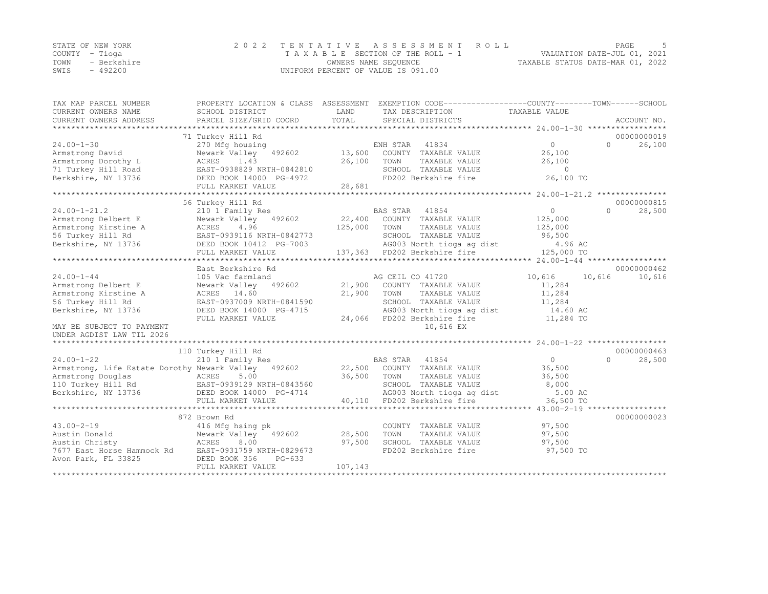STATE OF NEW YORK
COUNTY - Tioga
TOWN - Berkshire
SWIS - 492200

2 0 2 2 T E N T A T I V E A S S E S S M E N T R O L L
T A X A B L E SECTION OF THE ROLL - 1
OWNERS NAME SEQUENCE
UNIFORM PERCENT OF VALUE IS 091.00

VALUATION DATE-JUL 01, 2021
TAXABLE STATUS DATE-MAR 01, 2022

```
TAX MAP PARCEL NUMBER          PROPERTY LOCATION & CLASS  ASSESSMENT  EXEMPTION CODE------------------COUNTY--------TOWN------SCHOOL
CURRENT OWNERS NAME            SCHOOL DISTRICT               LAND      TAX DESCRIPTION            TAXABLE VALUE
CURRENT OWNERS ADDRESS         PARCEL SIZE/GRID COORD        TOTAL     SPECIAL DISTRICTS                                    ACCOUNT NO.
******************************************************************************************************* 24.00-1-30 *****************
                               71 Turkey Hill Rd                                                                          00000000019
24.00-1-30                     270 Mfg housing                        ENH STAR   41834                 0            0      26,100
Armstrong David                Newark Valley   492602      13,600     COUNTY  TAXABLE VALUE         26,100
Armstrong Dorothy L            ACRES    1.43               26,100     TOWN    TAXABLE VALUE         26,100
71 Turkey Hill Road            EAST-0938829 NRTH-0842810              SCHOOL  TAXABLE VALUE              0
Berkshire, NY 13736            DEED BOOK 14000  PG-4972               FD202 Berkshire fire          26,100 TO
                               FULL MARKET VALUE           28,681
******************************************************************************************************* 24.00-1-21.2 ***************
                               56 Turkey Hill Rd                                                                          00000000815
24.00-1-21.2                   210 1 Family Res                       BAS STAR   41854                 0            0      28,500
Armstrong Delbert E            Newark Valley   492602      22,400     COUNTY  TAXABLE VALUE        125,000
Armstrong Kirstine A           ACRES    4.96              125,000     TOWN    TAXABLE VALUE        125,000
56 Turkey Hill Rd              EAST-0939116 NRTH-0842773              SCHOOL  TAXABLE VALUE         96,500
Berkshire, NY 13736            DEED BOOK 10412  PG-7003               AG003 North tioga ag dist        4.96 AC
                               FULL MARKET VALUE          137,363     FD202 Berkshire fire         125,000 TO
******************************************************************************************************* 24.00-1-44 *****************
                               East Berkshire Rd                                                                          00000000462
24.00-1-44                     105 Vac farmland                       AG CEIL CO 41720            10,616       10,616      10,616
Armstrong Delbert E            Newark Valley   492602      21,900     COUNTY  TAXABLE VALUE         11,284
Armstrong Kirstine A           ACRES   14.60               21,900     TOWN    TAXABLE VALUE         11,284
56 Turkey Hill Rd              EAST-0937009 NRTH-0841590              SCHOOL  TAXABLE VALUE         11,284
Berkshire, NY 13736            DEED BOOK 14000  PG-4715               AG003 North tioga ag dist       14.60 AC
                               FULL MARKET VALUE           24,066     FD202 Berkshire fire          11,284 TO
MAY BE SUBJECT TO PAYMENT                                                  10,616 EX
UNDER AGDIST LAW TIL 2026
******************************************************************************************************* 24.00-1-22 *****************
                               110 Turkey Hill Rd                                                                         00000000463
24.00-1-22                     210 1 Family Res                       BAS STAR   41854                 0            0      28,500
Armstrong, Life Estate Dorothy Newark Valley   492602      22,500     COUNTY  TAXABLE VALUE         36,500
Armstrong Douglas              ACRES    5.00               36,500     TOWN    TAXABLE VALUE         36,500
110 Turkey Hill Rd             EAST-0939129 NRTH-0843560              SCHOOL  TAXABLE VALUE          8,000
Berkshire, NY 13736            DEED BOOK 14000  PG-4714               AG003 North tioga ag dist        5.00 AC
                               FULL MARKET VALUE           40,110     FD202 Berkshire fire          36,500 TO
******************************************************************************************************* 43.00-2-19 *****************
                               872 Brown Rd                                                                               00000000023
43.00-2-19                     416 Mfg hsing pk                       COUNTY  TAXABLE VALUE         97,500
Austin Donald                  Newark Valley   492602      28,500     TOWN    TAXABLE VALUE         97,500
Austin Christy                 ACRES    8.00               97,500     SCHOOL  TAXABLE VALUE         97,500
7677 East Horse Hammock Rd     EAST-0931759 NRTH-0829673              FD202 Berkshire fire          97,500 TO
Avon Park, FL 33825            DEED BOOK 356    PG-633
                               FULL MARKET VALUE          107,143
************************************************************************************************************************************
```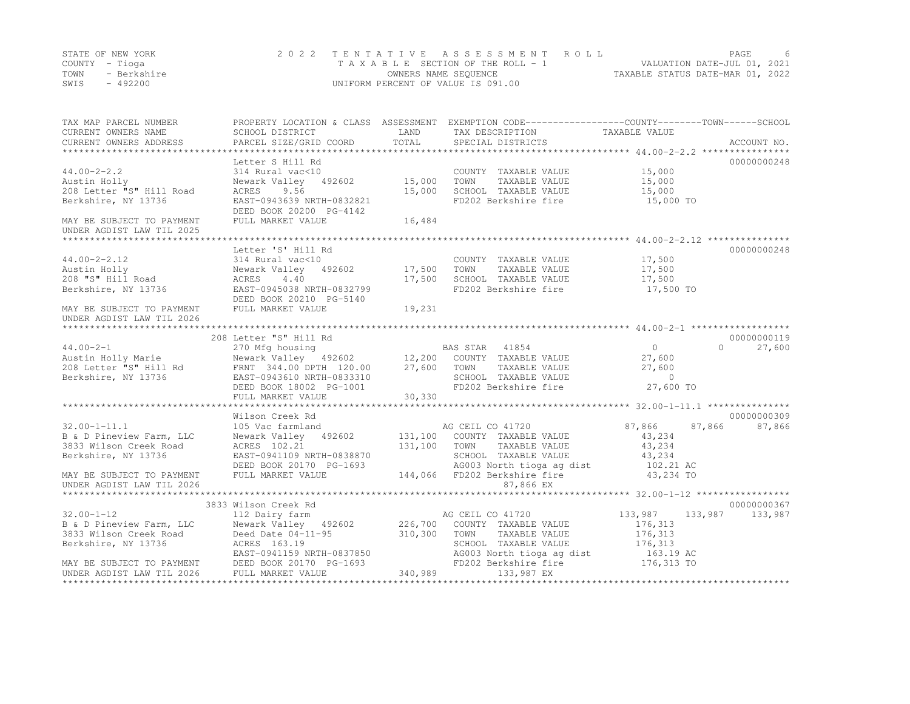STATE OF NEW YORK
COUNTY - Tioga
TOWN - Berkshire
SWIS - 492200

2 0 2 2 T E N T A T I V E A S S E S S M E N T R O L L
T A X A B L E SECTION OF THE ROLL - 1
OWNERS NAME SEQUENCE
UNIFORM PERCENT OF VALUE IS 091.00

VALUATION DATE-JUL 01, 2021
TAXABLE STATUS DATE-MAR 01, 2022

| TAX MAP PARCEL NUMBER / CURRENT OWNERS NAME / CURRENT OWNERS ADDRESS | PROPERTY LOCATION & CLASS / SCHOOL DISTRICT / PARCEL SIZE/GRID COORD | ASSESSMENT LAND / TOTAL | EXEMPTION CODE / TAX DESCRIPTION / SPECIAL DISTRICTS | COUNTY TAXABLE VALUE | TOWN | SCHOOL | ACCOUNT NO. |
|---|---|---|---|---|---|---|---|
| **44.00-2-2.2** | Letter S Hill Rd | | | | | | 00000000248 |
| 44.00-2-2.2 | 314 Rural vac<10 | | COUNTY TAXABLE VALUE | 15,000 | | | |
| Austin Holly | Newark Valley 492602 | 15,000 | TOWN TAXABLE VALUE | 15,000 | | | |
| 208 Letter "S" Hill Road | ACRES 9.56 | 15,000 | SCHOOL TAXABLE VALUE | 15,000 | | | |
| Berkshire, NY 13736 | EAST-0943639 NRTH-0832821 | | FD202 Berkshire fire | 15,000 TO | | | |
| | DEED BOOK 20200 PG-4142 | | | | | | |
| MAY BE SUBJECT TO PAYMENT | FULL MARKET VALUE | 16,484 | | | | | |
| UNDER AGDIST LAW TIL 2025 | | | | | | | |
| **44.00-2-2.12** | Letter 'S' Hill Rd | | | | | | 00000000248 |
| 44.00-2-2.12 | 314 Rural vac<10 | | COUNTY TAXABLE VALUE | 17,500 | | | |
| Austin Holly | Newark Valley 492602 | 17,500 | TOWN TAXABLE VALUE | 17,500 | | | |
| 208 "S" Hill Road | ACRES 4.40 | 17,500 | SCHOOL TAXABLE VALUE | 17,500 | | | |
| Berkshire, NY 13736 | EAST-0945038 NRTH-0832799 | | FD202 Berkshire fire | 17,500 TO | | | |
| | DEED BOOK 20210 PG-5140 | | | | | | |
| MAY BE SUBJECT TO PAYMENT | FULL MARKET VALUE | 19,231 | | | | | |
| UNDER AGDIST LAW TIL 2026 | | | | | | | |
| **44.00-2-1** | 208 Letter "S" Hill Rd | | | | | | 00000000119 |
| 44.00-2-1 | 270 Mfg housing | | BAS STAR 41854 | 0 | 0 | 27,600 | |
| Austin Holly Marie | Newark Valley 492602 | 12,200 | COUNTY TAXABLE VALUE | 27,600 | | | |
| 208 Letter "S" Hill Rd | FRNT 344.00 DPTH 120.00 | 27,600 | TOWN TAXABLE VALUE | 27,600 | | | |
| Berkshire, NY 13736 | EAST-0943610 NRTH-0833310 | | SCHOOL TAXABLE VALUE | 0 | | | |
| | DEED BOOK 18002 PG-1001 | | FD202 Berkshire fire | 27,600 TO | | | |
| | FULL MARKET VALUE | 30,330 | | | | | |
| **32.00-1-11.1** | Wilson Creek Rd | | | | | | 00000000309 |
| 32.00-1-11.1 | 105 Vac farmland | | AG CEIL CO 41720 | 87,866 | 87,866 | 87,866 | |
| B & D Pineview Farm, LLC | Newark Valley 492602 | 131,100 | COUNTY TAXABLE VALUE | 43,234 | | | |
| 3833 Wilson Creek Road | ACRES 102.21 | 131,100 | TOWN TAXABLE VALUE | 43,234 | | | |
| Berkshire, NY 13736 | EAST-0941109 NRTH-0838870 | | SCHOOL TAXABLE VALUE | 43,234 | | | |
| | DEED BOOK 20170 PG-1693 | | AG003 North tioga ag dist | 102.21 AC | | | |
| MAY BE SUBJECT TO PAYMENT | FULL MARKET VALUE | 144,066 | FD202 Berkshire fire | 43,234 TO | | | |
| UNDER AGDIST LAW TIL 2026 | | | 87,866 EX | | | | |
| **32.00-1-12** | 3833 Wilson Creek Rd | | | | | | 00000000367 |
| 32.00-1-12 | 112 Dairy farm | | AG CEIL CO 41720 | 133,987 | 133,987 | 133,987 | |
| B & D Pineview Farm, LLC | Newark Valley 492602 | 226,700 | COUNTY TAXABLE VALUE | 176,313 | | | |
| 3833 Wilson Creek Road | Deed Date 04-11-95 | 310,300 | TOWN TAXABLE VALUE | 176,313 | | | |
| Berkshire, NY 13736 | ACRES 163.19 | | SCHOOL TAXABLE VALUE | 176,313 | | | |
| | EAST-0941159 NRTH-0837850 | | AG003 North tioga ag dist | 163.19 AC | | | |
| MAY BE SUBJECT TO PAYMENT | DEED BOOK 20170 PG-1693 | | FD202 Berkshire fire | 176,313 TO | | | |
| UNDER AGDIST LAW TIL 2026 | FULL MARKET VALUE | 340,989 | 133,987 EX | | | | |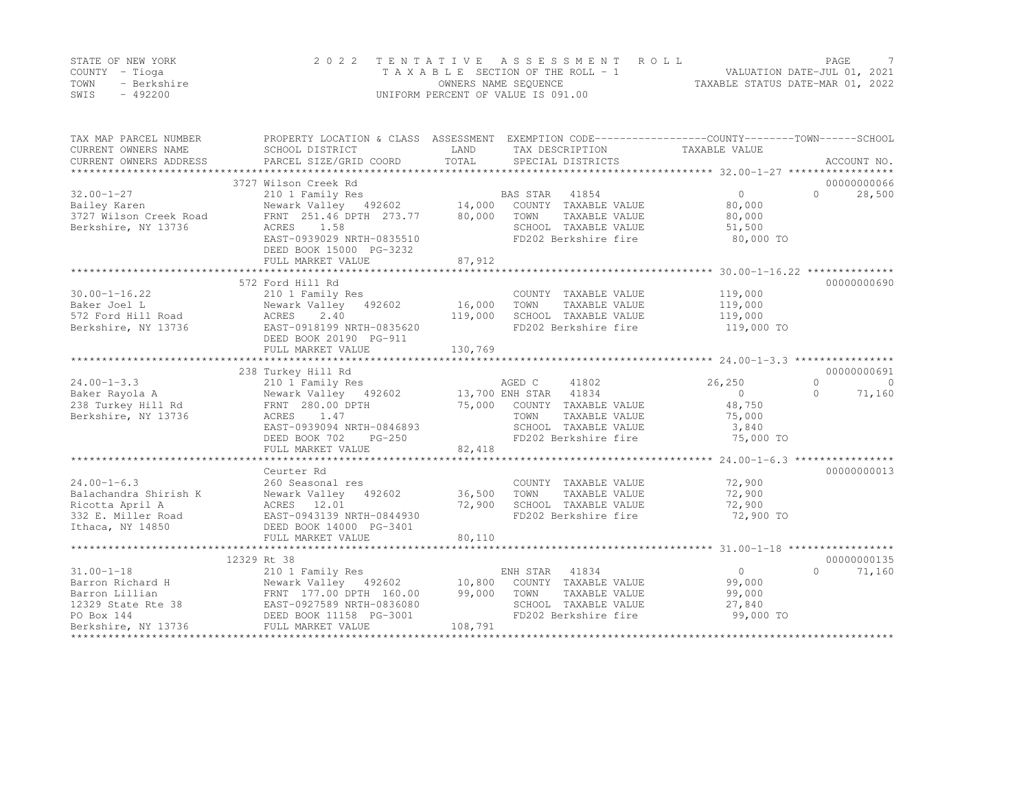STATE OF NEW YORK | COUNTY - Tioga | TOWN - Berkshire | SWIS - 492200

2022 TENTATIVE ASSESSMENT ROLL
TAXABLE SECTION OF THE ROLL - 1
OWNERS NAME SEQUENCE
UNIFORM PERCENT OF VALUE IS 091.00

VALUATION DATE-JUL 01, 2021
TAXABLE STATUS DATE-MAR 01, 2022

| TAX MAP PARCEL NUMBER / CURRENT OWNERS NAME / CURRENT OWNERS ADDRESS | PROPERTY LOCATION & CLASS / SCHOOL DISTRICT / PARCEL SIZE/GRID COORD | ASSESSMENT LAND / TOTAL | EXEMPTION CODE / TAX DESCRIPTION / SPECIAL DISTRICTS | COUNTY TAXABLE VALUE | TOWN | SCHOOL / ACCOUNT NO. |
|---|---|---|---|---|---|---|
| | 3727 Wilson Creek Rd | | | | | 00000000066 |
| 32.00-1-27 | 210 1 Family Res | | BAS STAR 41854 | 0 | 0 | 28,500 |
| Bailey Karen | Newark Valley 492602 | 14,000 | COUNTY TAXABLE VALUE | 80,000 | | |
| 3727 Wilson Creek Road | FRNT 251.46 DPTH 273.77 | 80,000 | TOWN TAXABLE VALUE | 80,000 | | |
| Berkshire, NY 13736 | ACRES 1.58 | | SCHOOL TAXABLE VALUE | 51,500 | | |
| | EAST-0939029 NRTH-0835510 | | FD202 Berkshire fire | 80,000 TO | | |
| | DEED BOOK 15000 PG-3232 | | | | | |
| | FULL MARKET VALUE | 87,912 | | | | |
| | 572 Ford Hill Rd | | | | | 00000000690 |
| 30.00-1-16.22 | 210 1 Family Res | | COUNTY TAXABLE VALUE | 119,000 | | |
| Baker Joel L | Newark Valley 492602 | 16,000 | TOWN TAXABLE VALUE | 119,000 | | |
| 572 Ford Hill Road | ACRES 2.40 | 119,000 | SCHOOL TAXABLE VALUE | 119,000 | | |
| Berkshire, NY 13736 | EAST-0918199 NRTH-0835620 | | FD202 Berkshire fire | 119,000 TO | | |
| | DEED BOOK 20190 PG-911 | | | | | |
| | FULL MARKET VALUE | 130,769 | | | | |
| | 238 Turkey Hill Rd | | | | | 00000000691 |
| 24.00-1-3.3 | 210 1 Family Res | | AGED C 41802 | 26,250 | 0 | 0 |
| Baker Rayola A | Newark Valley 492602 | 13,700 | ENH STAR 41834 | 0 | 0 | 71,160 |
| 238 Turkey Hill Rd | FRNT 280.00 DPTH | 75,000 | COUNTY TAXABLE VALUE | 48,750 | | |
| Berkshire, NY 13736 | ACRES 1.47 | | TOWN TAXABLE VALUE | 75,000 | | |
| | EAST-0939094 NRTH-0846893 | | SCHOOL TAXABLE VALUE | 3,840 | | |
| | DEED BOOK 702 PG-250 | | FD202 Berkshire fire | 75,000 TO | | |
| | FULL MARKET VALUE | 82,418 | | | | |
| | Ceurter Rd | | | | | 00000000013 |
| 24.00-1-6.3 | 260 Seasonal res | | COUNTY TAXABLE VALUE | 72,900 | | |
| Balachandra Shirish K | Newark Valley 492602 | 36,500 | TOWN TAXABLE VALUE | 72,900 | | |
| Ricotta April A | ACRES 12.01 | 72,900 | SCHOOL TAXABLE VALUE | 72,900 | | |
| 332 E. Miller Road | EAST-0943139 NRTH-0844930 | | FD202 Berkshire fire | 72,900 TO | | |
| Ithaca, NY 14850 | DEED BOOK 14000 PG-3401 | | | | | |
| | FULL MARKET VALUE | 80,110 | | | | |
| | 12329 Rt 38 | | | | | 00000000135 |
| 31.00-1-18 | 210 1 Family Res | | ENH STAR 41834 | 0 | 0 | 71,160 |
| Barron Richard H | Newark Valley 492602 | 10,800 | COUNTY TAXABLE VALUE | 99,000 | | |
| Barron Lillian | FRNT 177.00 DPTH 160.00 | 99,000 | TOWN TAXABLE VALUE | 99,000 | | |
| 12329 State Rte 38 | EAST-0927589 NRTH-0836080 | | SCHOOL TAXABLE VALUE | 27,840 | | |
| PO Box 144 | DEED BOOK 11158 PG-3001 | | FD202 Berkshire fire | 99,000 TO | | |
| Berkshire, NY 13736 | FULL MARKET VALUE | 108,791 | | | | |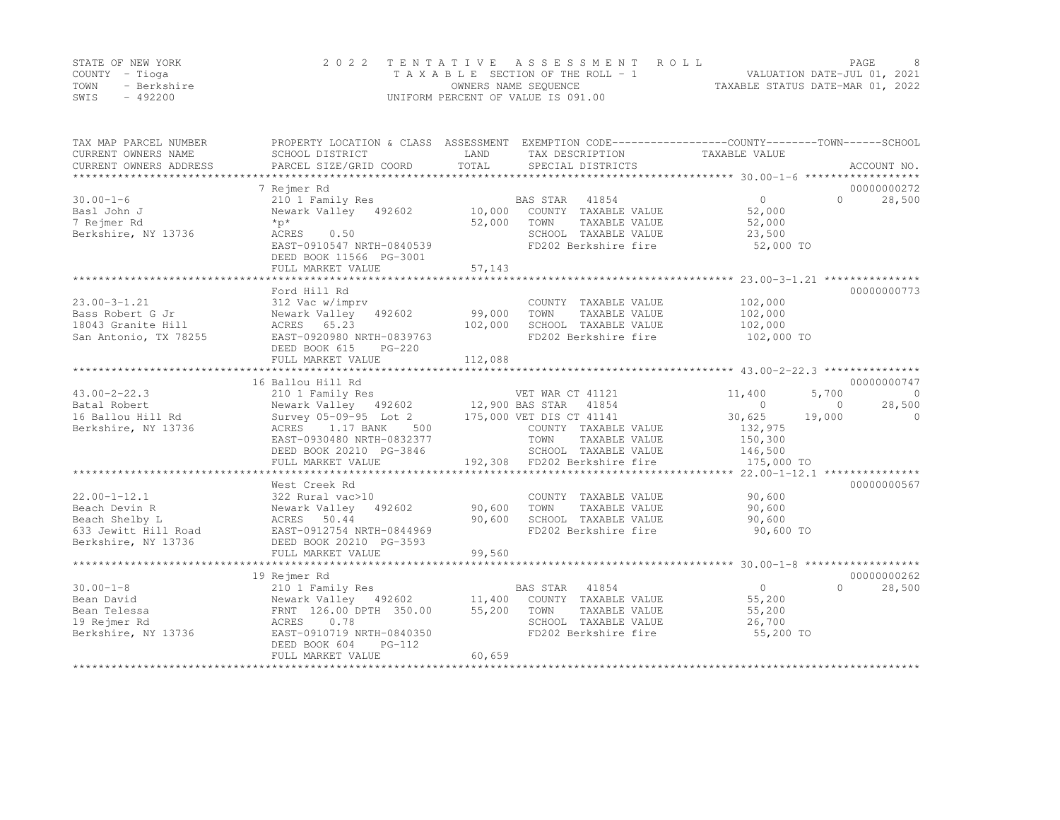STATE OF NEW YORK
COUNTY - Tioga
TOWN - Berkshire
SWIS - 492200

2 0 2 2 T E N T A T I V E A S S E S S M E N T R O L L
T A X A B L E SECTION OF THE ROLL - 1
OWNERS NAME SEQUENCE
UNIFORM PERCENT OF VALUE IS 091.00

VALUATION DATE-JUL 01, 2021
TAXABLE STATUS DATE-MAR 01, 2022

| TAX MAP PARCEL NUMBER / CURRENT OWNERS NAME / CURRENT OWNERS ADDRESS | PROPERTY LOCATION & CLASS / SCHOOL DISTRICT / PARCEL SIZE/GRID COORD | ASSESSMENT LAND / TOTAL | EXEMPTION CODE / TAX DESCRIPTION / SPECIAL DISTRICTS | COUNTY TAXABLE VALUE | TOWN | SCHOOL | ACCOUNT NO. |
|---|---|---|---|---|---|---|---|
| | 7 Rejmer Rd | | | | | | 00000000272 |
| 30.00-1-6 | 210 1 Family Res | | BAS STAR 41854 | 0 | 0 | 28,500 | |
| Basl John J | Newark Valley 492602 | 10,000 | COUNTY TAXABLE VALUE | 52,000 | | | |
| 7 Rejmer Rd | *p* | 52,000 | TOWN TAXABLE VALUE | 52,000 | | | |
| Berkshire, NY 13736 | ACRES 0.50 | | SCHOOL TAXABLE VALUE | 23,500 | | | |
| | EAST-0910547 NRTH-0840539 | | FD202 Berkshire fire | 52,000 TO | | | |
| | DEED BOOK 11566 PG-3001 | | | | | | |
| | FULL MARKET VALUE | 57,143 | | | | | |
| | Ford Hill Rd | | | | | | 00000000773 |
| 23.00-3-1.21 | 312 Vac w/imprv | | COUNTY TAXABLE VALUE | 102,000 | | | |
| Bass Robert G Jr | Newark Valley 492602 | 99,000 | TOWN TAXABLE VALUE | 102,000 | | | |
| 18043 Granite Hill | ACRES 65.23 | 102,000 | SCHOOL TAXABLE VALUE | 102,000 | | | |
| San Antonio, TX 78255 | EAST-0920980 NRTH-0839763 | | FD202 Berkshire fire | 102,000 TO | | | |
| | DEED BOOK 615 PG-220 | | | | | | |
| | FULL MARKET VALUE | 112,088 | | | | | |
| | 16 Ballou Hill Rd | | | | | | 00000000747 |
| 43.00-2-22.3 | 210 1 Family Res | | VET WAR CT 41121 | 11,400 | 5,700 | 0 | |
| Batal Robert | Newark Valley 492602 | 12,900 | BAS STAR 41854 | 0 | 0 | 28,500 | |
| 16 Ballou Hill Rd | Survey 05-09-95 Lot 2 | 175,000 | VET DIS CT 41141 | 30,625 | 19,000 | 0 | |
| Berkshire, NY 13736 | ACRES 1.17 BANK 500 | | COUNTY TAXABLE VALUE | 132,975 | | | |
| | EAST-0930480 NRTH-0832377 | | TOWN TAXABLE VALUE | 150,300 | | | |
| | DEED BOOK 20210 PG-3846 | | SCHOOL TAXABLE VALUE | 146,500 | | | |
| | FULL MARKET VALUE | 192,308 | FD202 Berkshire fire | 175,000 TO | | | |
| | West Creek Rd | | | | | | 00000000567 |
| 22.00-1-12.1 | 322 Rural vac>10 | | COUNTY TAXABLE VALUE | 90,600 | | | |
| Beach Devin R | Newark Valley 492602 | 90,600 | TOWN TAXABLE VALUE | 90,600 | | | |
| Beach Shelby L | ACRES 50.44 | 90,600 | SCHOOL TAXABLE VALUE | 90,600 | | | |
| 633 Jewitt Hill Road | EAST-0912754 NRTH-0844969 | | FD202 Berkshire fire | 90,600 TO | | | |
| Berkshire, NY 13736 | DEED BOOK 20210 PG-3593 | | | | | | |
| | FULL MARKET VALUE | 99,560 | | | | | |
| | 19 Rejmer Rd | | | | | | 00000000262 |
| 30.00-1-8 | 210 1 Family Res | | BAS STAR 41854 | 0 | 0 | 28,500 | |
| Bean David | Newark Valley 492602 | 11,400 | COUNTY TAXABLE VALUE | 55,200 | | | |
| Bean Telessa | FRNT 126.00 DPTH 350.00 | 55,200 | TOWN TAXABLE VALUE | 55,200 | | | |
| 19 Rejmer Rd | ACRES 0.78 | | SCHOOL TAXABLE VALUE | 26,700 | | | |
| Berkshire, NY 13736 | EAST-0910719 NRTH-0840350 | | FD202 Berkshire fire | 55,200 TO | | | |
| | DEED BOOK 604 PG-112 | | | | | | |
| | FULL MARKET VALUE | 60,659 | | | | | |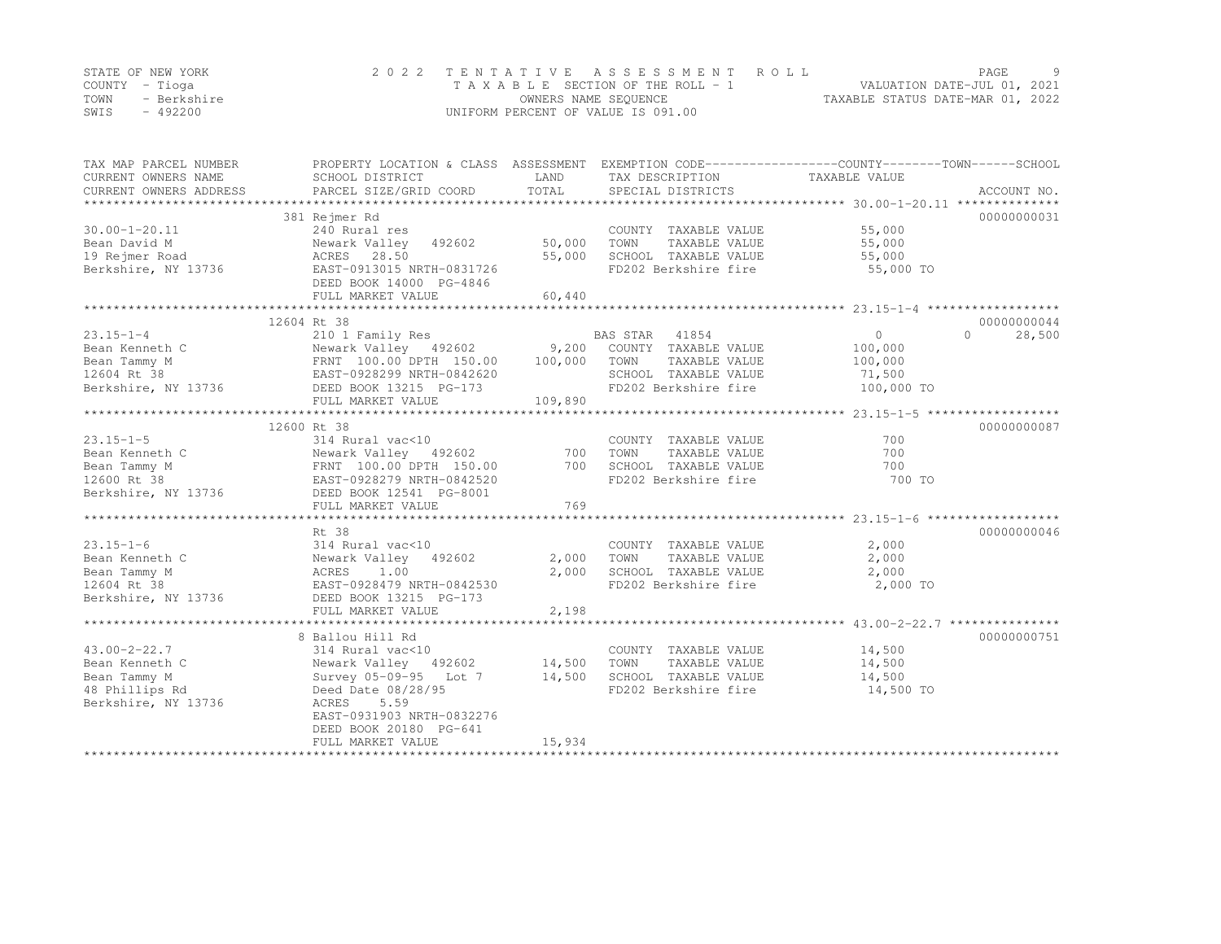STATE OF NEW YORK
COUNTY - Tioga
TOWN - Berkshire
SWIS - 492200

2022 TENTATIVE ASSESSMENT ROLL
TAXABLE SECTION OF THE ROLL - 1
OWNERS NAME SEQUENCE
UNIFORM PERCENT OF VALUE IS 091.00

VALUATION DATE-JUL 01, 2021
TAXABLE STATUS DATE-MAR 01, 2022

| TAX MAP PARCEL NUMBER / CURRENT OWNERS NAME / CURRENT OWNERS ADDRESS | PROPERTY LOCATION & CLASS / SCHOOL DISTRICT / PARCEL SIZE/GRID COORD | ASSESSMENT LAND / TOTAL | EXEMPTION CODE / TAX DESCRIPTION / SPECIAL DISTRICTS | COUNTY TAXABLE VALUE | TOWN | SCHOOL | ACCOUNT NO. |
|---|---|---|---|---|---|---|---|
| 30.00-1-20.11 | 381 Rejmer Rd | | | | | | 00000000031 |
| | 240 Rural res | | COUNTY TAXABLE VALUE | 55,000 | | | |
| Bean David M | Newark Valley 492602 | 50,000 | TOWN TAXABLE VALUE | 55,000 | | | |
| 19 Rejmer Road | ACRES 28.50 | 55,000 | SCHOOL TAXABLE VALUE | 55,000 | | | |
| Berkshire, NY 13736 | EAST-0913015 NRTH-0831726 | | FD202 Berkshire fire | 55,000 TO | | | |
| | DEED BOOK 14000 PG-4846 | | | | | | |
| | FULL MARKET VALUE | 60,440 | | | | | |
| 23.15-1-4 | 12604 Rt 38 | | | | | | 00000000044 |
| | 210 1 Family Res | | BAS STAR 41854 | 0 | 0 | 28,500 | |
| Bean Kenneth C | Newark Valley 492602 | 9,200 | COUNTY TAXABLE VALUE | 100,000 | | | |
| Bean Tammy M | FRNT 100.00 DPTH 150.00 | 100,000 | TOWN TAXABLE VALUE | 100,000 | | | |
| 12604 Rt 38 | EAST-0928299 NRTH-0842620 | | SCHOOL TAXABLE VALUE | 71,500 | | | |
| Berkshire, NY 13736 | DEED BOOK 13215 PG-173 | | FD202 Berkshire fire | 100,000 TO | | | |
| | FULL MARKET VALUE | 109,890 | | | | | |
| 23.15-1-5 | 12600 Rt 38 | | | | | | 00000000087 |
| | 314 Rural vac<10 | | COUNTY TAXABLE VALUE | 700 | | | |
| Bean Kenneth C | Newark Valley 492602 | 700 | TOWN TAXABLE VALUE | 700 | | | |
| Bean Tammy M | FRNT 100.00 DPTH 150.00 | 700 | SCHOOL TAXABLE VALUE | 700 | | | |
| 12600 Rt 38 | EAST-0928279 NRTH-0842520 | | FD202 Berkshire fire | 700 TO | | | |
| Berkshire, NY 13736 | DEED BOOK 12541 PG-8001 | | | | | | |
| | FULL MARKET VALUE | 769 | | | | | |
| 23.15-1-6 | Rt 38 | | | | | | 00000000046 |
| | 314 Rural vac<10 | | COUNTY TAXABLE VALUE | 2,000 | | | |
| Bean Kenneth C | Newark Valley 492602 | 2,000 | TOWN TAXABLE VALUE | 2,000 | | | |
| Bean Tammy M | ACRES 1.00 | 2,000 | SCHOOL TAXABLE VALUE | 2,000 | | | |
| 12604 Rt 38 | EAST-0928479 NRTH-0842530 | | FD202 Berkshire fire | 2,000 TO | | | |
| Berkshire, NY 13736 | DEED BOOK 13215 PG-173 | | | | | | |
| | FULL MARKET VALUE | 2,198 | | | | | |
| 43.00-2-22.7 | 8 Ballou Hill Rd | | | | | | 00000000751 |
| | 314 Rural vac<10 | | COUNTY TAXABLE VALUE | 14,500 | | | |
| Bean Kenneth C | Newark Valley 492602 | 14,500 | TOWN TAXABLE VALUE | 14,500 | | | |
| Bean Tammy M | Survey 05-09-95 Lot 7 | 14,500 | SCHOOL TAXABLE VALUE | 14,500 | | | |
| 48 Phillips Rd | Deed Date 08/28/95 | | FD202 Berkshire fire | 14,500 TO | | | |
| Berkshire, NY 13736 | ACRES 5.59 | | | | | | |
| | EAST-0931903 NRTH-0832276 | | | | | | |
| | DEED BOOK 20180 PG-641 | | | | | | |
| | FULL MARKET VALUE | 15,934 | | | | | |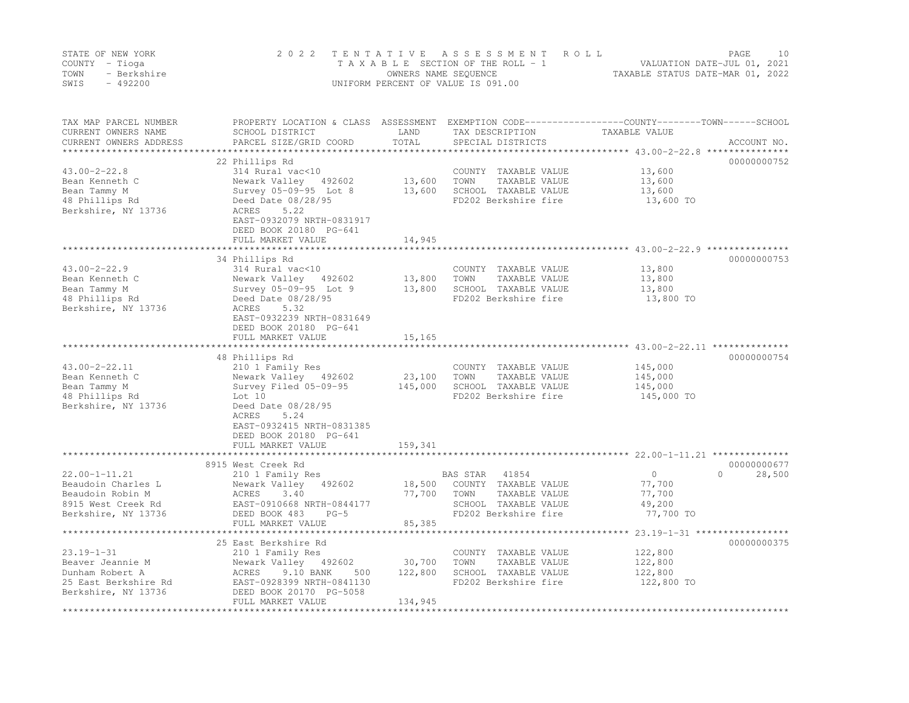STATE OF NEW YORK
COUNTY - Tioga
TOWN - Berkshire
SWIS - 492200

2 0 2 2 T E N T A T I V E A S S E S S M E N T R O L L
T A X A B L E SECTION OF THE ROLL - 1
OWNERS NAME SEQUENCE
UNIFORM PERCENT OF VALUE IS 091.00

VALUATION DATE-JUL 01, 2021
TAXABLE STATUS DATE-MAR 01, 2022

| TAX MAP PARCEL NUMBER / CURRENT OWNERS NAME / CURRENT OWNERS ADDRESS | PROPERTY LOCATION & CLASS / SCHOOL DISTRICT / PARCEL SIZE/GRID COORD | ASSESSMENT LAND | TOTAL | EXEMPTION CODE / TAX DESCRIPTION / SPECIAL DISTRICTS | COUNTY / TOWN TAXABLE VALUE | SCHOOL | ACCOUNT NO. |
|---|---|---|---|---|---|---|---|
| 43.00-2-22.8 | 22 Phillips Rd | | | | | | 00000000752 |
| Bean Kenneth C | 314 Rural vac<10 | | | COUNTY TAXABLE VALUE | 13,600 | | |
| Bean Tammy M | Newark Valley 492602 | 13,600 | | TOWN TAXABLE VALUE | 13,600 | | |
| 48 Phillips Rd | Survey 05-09-95 Lot 8 | | 13,600 | SCHOOL TAXABLE VALUE | 13,600 | | |
| Berkshire, NY 13736 | Deed Date 08/28/95 | | | FD202 Berkshire fire | 13,600 TO | | |
| | ACRES 5.22 | | | | | | |
| | EAST-0932079 NRTH-0831917 | | | | | | |
| | DEED BOOK 20180 PG-641 | | | | | | |
| | FULL MARKET VALUE | | 14,945 | | | | |
| 43.00-2-22.9 | 34 Phillips Rd | | | | | | 00000000753 |
| Bean Kenneth C | 314 Rural vac<10 | | | COUNTY TAXABLE VALUE | 13,800 | | |
| Bean Tammy M | Newark Valley 492602 | 13,800 | | TOWN TAXABLE VALUE | 13,800 | | |
| 48 Phillips Rd | Survey 05-09-95 Lot 9 | | 13,800 | SCHOOL TAXABLE VALUE | 13,800 | | |
| Berkshire, NY 13736 | Deed Date 08/28/95 | | | FD202 Berkshire fire | 13,800 TO | | |
| | ACRES 5.32 | | | | | | |
| | EAST-0932239 NRTH-0831649 | | | | | | |
| | DEED BOOK 20180 PG-641 | | | | | | |
| | FULL MARKET VALUE | | 15,165 | | | | |
| 43.00-2-22.11 | 48 Phillips Rd | | | | | | 00000000754 |
| Bean Kenneth C | 210 1 Family Res | | | COUNTY TAXABLE VALUE | 145,000 | | |
| Bean Tammy M | Newark Valley 492602 | 23,100 | | TOWN TAXABLE VALUE | 145,000 | | |
| 48 Phillips Rd | Survey Filed 05-09-95 | | 145,000 | SCHOOL TAXABLE VALUE | 145,000 | | |
| Berkshire, NY 13736 | Lot 10 | | | FD202 Berkshire fire | 145,000 TO | | |
| | Deed Date 08/28/95 | | | | | | |
| | ACRES 5.24 | | | | | | |
| | EAST-0932415 NRTH-0831385 | | | | | | |
| | DEED BOOK 20180 PG-641 | | | | | | |
| | FULL MARKET VALUE | | 159,341 | | | | |
| 22.00-1-11.21 | 8915 West Creek Rd | | | | | | 00000000677 |
| Beaudoin Charles L | 210 1 Family Res | | | BAS STAR 41854 | 0 / 0 | 28,500 | |
| Beaudoin Robin M | Newark Valley 492602 | 18,500 | | COUNTY TAXABLE VALUE | 77,700 | | |
| 8915 West Creek Rd | ACRES 3.40 | | 77,700 | TOWN TAXABLE VALUE | 77,700 | | |
| Berkshire, NY 13736 | EAST-0910668 NRTH-0844177 | | | SCHOOL TAXABLE VALUE | | 49,200 | |
| | DEED BOOK 483 PG-5 | | | FD202 Berkshire fire | 77,700 TO | | |
| | FULL MARKET VALUE | | 85,385 | | | | |
| 23.19-1-31 | 25 East Berkshire Rd | | | | | | 00000000375 |
| Beaver Jeannie M | 210 1 Family Res | | | COUNTY TAXABLE VALUE | 122,800 | | |
| Dunham Robert A | Newark Valley 492602 | 30,700 | | TOWN TAXABLE VALUE | 122,800 | | |
| 25 East Berkshire Rd | ACRES 9.10 BANK 500 | | 122,800 | SCHOOL TAXABLE VALUE | 122,800 | | |
| Berkshire, NY 13736 | EAST-0928399 NRTH-0841130 | | | FD202 Berkshire fire | 122,800 TO | | |
| | DEED BOOK 20170 PG-5058 | | | | | | |
| | FULL MARKET VALUE | | 134,945 | | | | |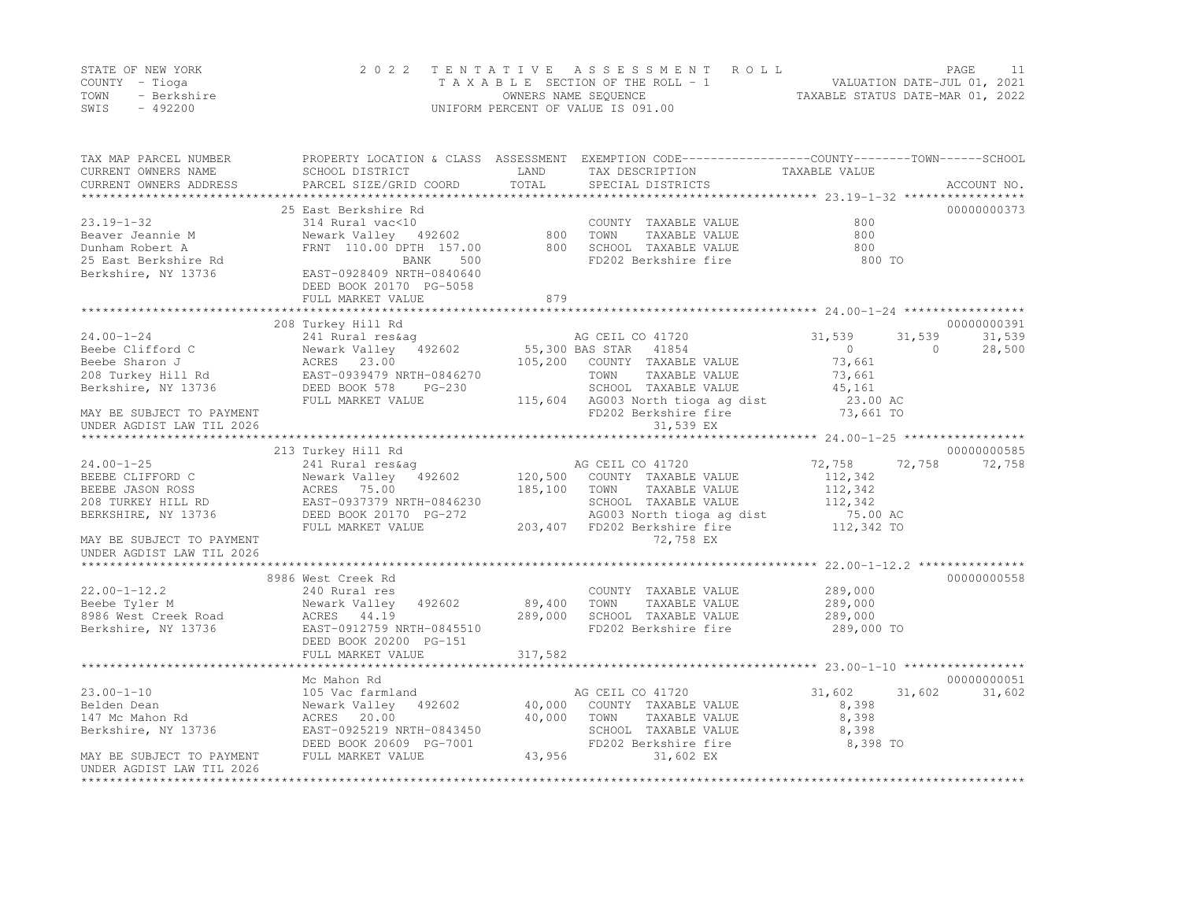STATE OF NEW YORK
COUNTY - Tioga
TOWN - Berkshire
SWIS - 492200

2022 TENTATIVE ASSESSMENT ROLL
TAXABLE SECTION OF THE ROLL - 1
OWNERS NAME SEQUENCE
UNIFORM PERCENT OF VALUE IS 091.00

VALUATION DATE-JUL 01, 2021
TAXABLE STATUS DATE-MAR 01, 2022

| TAX MAP PARCEL NUMBER / CURRENT OWNERS NAME / CURRENT OWNERS ADDRESS | PROPERTY LOCATION & CLASS / SCHOOL DISTRICT / PARCEL SIZE/GRID COORD | ASSESSMENT LAND / TOTAL | EXEMPTION CODE / TAX DESCRIPTION / SPECIAL DISTRICTS | COUNTY TAXABLE VALUE | TOWN | SCHOOL | ACCOUNT NO. |
|---|---|---|---|---|---|---|---|
| 23.19-1-32 | 25 East Berkshire Rd | | | | | | 00000000373 |
| | 314 Rural vac<10 | | COUNTY TAXABLE VALUE | 800 | | | |
| Beaver Jeannie M | Newark Valley 492602 | 800 | TOWN TAXABLE VALUE | 800 | | | |
| Dunham Robert A | FRNT 110.00 DPTH 157.00 | 800 | SCHOOL TAXABLE VALUE | 800 | | | |
| 25 East Berkshire Rd | BANK 500 | | FD202 Berkshire fire | 800 TO | | | |
| Berkshire, NY 13736 | EAST-0928409 NRTH-0840640 | | | | | | |
| | DEED BOOK 20170 PG-5058 | | | | | | |
| | FULL MARKET VALUE | 879 | | | | | |
| 24.00-1-24 | 208 Turkey Hill Rd | | | | | | 00000000391 |
| | 241 Rural res&ag | | AG CEIL CO 41720 | 31,539 | 31,539 | 31,539 | |
| Beebe Clifford C | Newark Valley 492602 | 55,300 | BAS STAR 41854 | 0 | 0 | 28,500 | |
| Beebe Sharon J | ACRES 23.00 | 105,200 | COUNTY TAXABLE VALUE | 73,661 | | | |
| 208 Turkey Hill Rd | EAST-0939479 NRTH-0846270 | | TOWN TAXABLE VALUE | 73,661 | | | |
| Berkshire, NY 13736 | DEED BOOK 578 PG-230 | | SCHOOL TAXABLE VALUE | 45,161 | | | |
| | FULL MARKET VALUE | 115,604 | AG003 North tioga ag dist | 23.00 AC | | | |
| MAY BE SUBJECT TO PAYMENT | | | FD202 Berkshire fire | 73,661 TO | | | |
| UNDER AGDIST LAW TIL 2026 | | | 31,539 EX | | | | |
| 24.00-1-25 | 213 Turkey Hill Rd | | | | | | 00000000585 |
| | 241 Rural res&ag | | AG CEIL CO 41720 | 72,758 | 72,758 | 72,758 | |
| BEEBE CLIFFORD C | Newark Valley 492602 | 120,500 | COUNTY TAXABLE VALUE | 112,342 | | | |
| BEEBE JASON ROSS | ACRES 75.00 | 185,100 | TOWN TAXABLE VALUE | 112,342 | | | |
| 208 TURKEY HILL RD | EAST-0937379 NRTH-0846230 | | SCHOOL TAXABLE VALUE | 112,342 | | | |
| BERKSHIRE, NY 13736 | DEED BOOK 20170 PG-272 | | AG003 North tioga ag dist | 75.00 AC | | | |
| | FULL MARKET VALUE | 203,407 | FD202 Berkshire fire | 112,342 TO | | | |
| MAY BE SUBJECT TO PAYMENT | | | 72,758 EX | | | | |
| UNDER AGDIST LAW TIL 2026 | | | | | | | |
| 22.00-1-12.2 | 8986 West Creek Rd | | | | | | 00000000558 |
| | 240 Rural res | | COUNTY TAXABLE VALUE | 289,000 | | | |
| Beebe Tyler M | Newark Valley 492602 | 89,400 | TOWN TAXABLE VALUE | 289,000 | | | |
| 8986 West Creek Road | ACRES 44.19 | 289,000 | SCHOOL TAXABLE VALUE | 289,000 | | | |
| Berkshire, NY 13736 | EAST-0912759 NRTH-0845510 | | FD202 Berkshire fire | 289,000 TO | | | |
| | DEED BOOK 20200 PG-151 | | | | | | |
| | FULL MARKET VALUE | 317,582 | | | | | |
| 23.00-1-10 | Mc Mahon Rd | | | | | | 00000000051 |
| | 105 Vac farmland | | AG CEIL CO 41720 | 31,602 | 31,602 | 31,602 | |
| Belden Dean | Newark Valley 492602 | 40,000 | COUNTY TAXABLE VALUE | 8,398 | | | |
| 147 Mc Mahon Rd | ACRES 20.00 | 40,000 | TOWN TAXABLE VALUE | 8,398 | | | |
| Berkshire, NY 13736 | EAST-0925219 NRTH-0843450 | | SCHOOL TAXABLE VALUE | 8,398 | | | |
| | DEED BOOK 20609 PG-7001 | | FD202 Berkshire fire | 8,398 TO | | | |
| MAY BE SUBJECT TO PAYMENT | FULL MARKET VALUE | 43,956 | 31,602 EX | | | | |
| UNDER AGDIST LAW TIL 2026 | | | | | | | |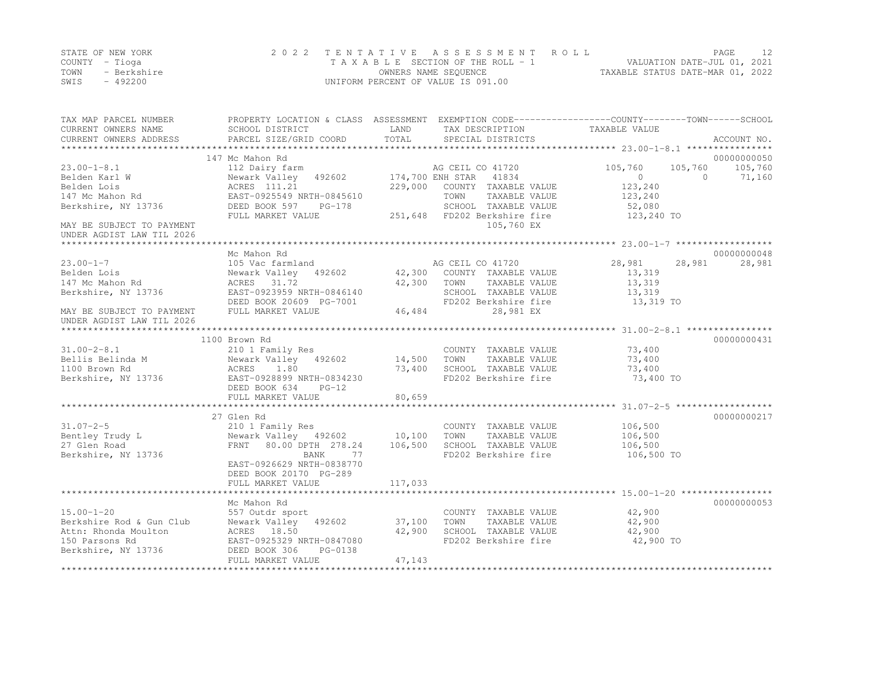STATE OF NEW YORK
COUNTY - Tioga
TOWN - Berkshire
SWIS - 492200

2022 TENTATIVE ASSESSMENT ROLL
TAXABLE SECTION OF THE ROLL - 1
OWNERS NAME SEQUENCE
UNIFORM PERCENT OF VALUE IS 091.00

VALUATION DATE-JUL 01, 2021
TAXABLE STATUS DATE-MAR 01, 2022

| TAX MAP PARCEL NUMBER / CURRENT OWNERS NAME / CURRENT OWNERS ADDRESS | PROPERTY LOCATION & CLASS / SCHOOL DISTRICT / PARCEL SIZE/GRID COORD | ASSESSMENT LAND / TOTAL | EXEMPTION CODE / TAX DESCRIPTION / SPECIAL DISTRICTS | COUNTY TAXABLE VALUE | TOWN | SCHOOL | ACCOUNT NO. |
|---|---|---|---|---|---|---|---|
| | 147 Mc Mahon Rd | | | | | | 00000000050 |
| 23.00-1-8.1 | 112 Dairy farm | | AG CEIL CO 41720 | 105,760 | 105,760 | 105,760 | |
| Belden Karl W | Newark Valley 492602 | 174,700 | ENH STAR 41834 | 0 | 0 | 71,160 | |
| Belden Lois | ACRES 111.21 | 229,000 | COUNTY TAXABLE VALUE | 123,240 | | | |
| 147 Mc Mahon Rd | EAST-0925549 NRTH-0845610 | | TOWN TAXABLE VALUE | 123,240 | | | |
| Berkshire, NY 13736 | DEED BOOK 597 PG-178 | | SCHOOL TAXABLE VALUE | 52,080 | | | |
| | FULL MARKET VALUE | 251,648 | FD202 Berkshire fire | 123,240 TO | | | |
| MAY BE SUBJECT TO PAYMENT | | | 105,760 EX | | | | |
| UNDER AGDIST LAW TIL 2026 | | | | | | | |
| | Mc Mahon Rd | | | | | | 00000000048 |
| 23.00-1-7 | 105 Vac farmland | | AG CEIL CO 41720 | 28,981 | 28,981 | 28,981 | |
| Belden Lois | Newark Valley 492602 | 42,300 | COUNTY TAXABLE VALUE | 13,319 | | | |
| 147 Mc Mahon Rd | ACRES 31.72 | 42,300 | TOWN TAXABLE VALUE | 13,319 | | | |
| Berkshire, NY 13736 | EAST-0923959 NRTH-0846140 | | SCHOOL TAXABLE VALUE | 13,319 | | | |
| | DEED BOOK 20609 PG-7001 | | FD202 Berkshire fire | 13,319 TO | | | |
| MAY BE SUBJECT TO PAYMENT | FULL MARKET VALUE | 46,484 | 28,981 EX | | | | |
| UNDER AGDIST LAW TIL 2026 | | | | | | | |
| | 1100 Brown Rd | | | | | | 00000000431 |
| 31.00-2-8.1 | 210 1 Family Res | | COUNTY TAXABLE VALUE | 73,400 | | | |
| Bellis Belinda M | Newark Valley 492602 | 14,500 | TOWN TAXABLE VALUE | 73,400 | | | |
| 1100 Brown Rd | ACRES 1.80 | 73,400 | SCHOOL TAXABLE VALUE | 73,400 | | | |
| Berkshire, NY 13736 | EAST-0928899 NRTH-0834230 | | FD202 Berkshire fire | 73,400 TO | | | |
| | DEED BOOK 634 PG-12 | | | | | | |
| | FULL MARKET VALUE | 80,659 | | | | | |
| | 27 Glen Rd | | | | | | 00000000217 |
| 31.07-2-5 | 210 1 Family Res | | COUNTY TAXABLE VALUE | 106,500 | | | |
| Bentley Trudy L | Newark Valley 492602 | 10,100 | TOWN TAXABLE VALUE | 106,500 | | | |
| 27 Glen Road | FRNT 80.00 DPTH 278.24 | 106,500 | SCHOOL TAXABLE VALUE | 106,500 | | | |
| Berkshire, NY 13736 | BANK 77 | | FD202 Berkshire fire | 106,500 TO | | | |
| | EAST-0926629 NRTH-0838770 | | | | | | |
| | DEED BOOK 20170 PG-289 | | | | | | |
| | FULL MARKET VALUE | 117,033 | | | | | |
| | Mc Mahon Rd | | | | | | 00000000053 |
| 15.00-1-20 | 557 Outdr sport | | COUNTY TAXABLE VALUE | 42,900 | | | |
| Berkshire Rod & Gun Club | Newark Valley 492602 | 37,100 | TOWN TAXABLE VALUE | 42,900 | | | |
| Attn: Rhonda Moulton | ACRES 18.50 | 42,900 | SCHOOL TAXABLE VALUE | 42,900 | | | |
| 150 Parsons Rd | EAST-0925329 NRTH-0847080 | | FD202 Berkshire fire | 42,900 TO | | | |
| Berkshire, NY 13736 | DEED BOOK 306 PG-0138 | | | | | | |
| | FULL MARKET VALUE | 47,143 | | | | | |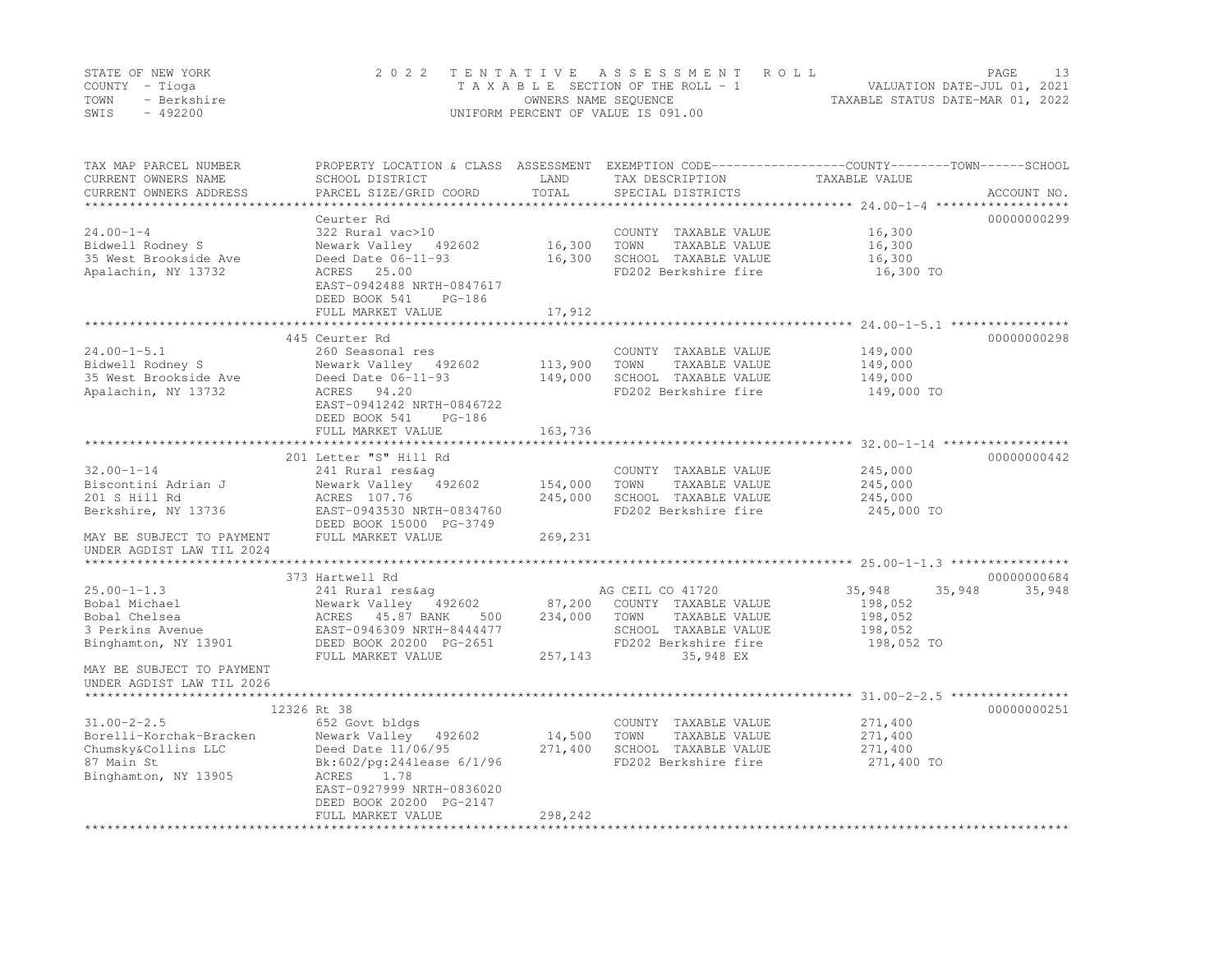STATE OF NEW YORK | COUNTY - Tioga | TOWN - Berkshire | SWIS - 492200

2022 TENTATIVE ASSESSMENT ROLL
TAXABLE SECTION OF THE ROLL - 1
OWNERS NAME SEQUENCE
UNIFORM PERCENT OF VALUE IS 091.00

VALUATION DATE-JUL 01, 2021
TAXABLE STATUS DATE-MAR 01, 2022

| TAX MAP PARCEL NUMBER / CURRENT OWNERS NAME / CURRENT OWNERS ADDRESS | PROPERTY LOCATION & CLASS / SCHOOL DISTRICT / PARCEL SIZE/GRID COORD | ASSESSMENT LAND / TOTAL | EXEMPTION CODE / TAX DESCRIPTION / SPECIAL DISTRICTS | COUNTY TAXABLE VALUE | TOWN | SCHOOL | ACCOUNT NO. |
|---|---|---|---|---|---|---|---|
| 24.00-1-4 | Ceurter Rd | | | | | | 00000000299 |
| Bidwell Rodney S | 322 Rural vac>10 | | COUNTY TAXABLE VALUE | 16,300 | | | |
| 35 West Brookside Ave | Newark Valley 492602 | 16,300 | TOWN TAXABLE VALUE | 16,300 | | | |
| Apalachin, NY 13732 | Deed Date 06-11-93 | 16,300 | SCHOOL TAXABLE VALUE | 16,300 | | | |
| | ACRES 25.00 | | FD202 Berkshire fire | 16,300 TO | | | |
| | EAST-0942488 NRTH-0847617 | | | | | | |
| | DEED BOOK 541 PG-186 | | | | | | |
| | FULL MARKET VALUE | 17,912 | | | | | |
| 24.00-1-5.1 | 445 Ceurter Rd | | | | | | 00000000298 |
| Bidwell Rodney S | 260 Seasonal res | | COUNTY TAXABLE VALUE | 149,000 | | | |
| 35 West Brookside Ave | Newark Valley 492602 | 113,900 | TOWN TAXABLE VALUE | 149,000 | | | |
| Apalachin, NY 13732 | Deed Date 06-11-93 | 149,000 | SCHOOL TAXABLE VALUE | 149,000 | | | |
| | ACRES 94.20 | | FD202 Berkshire fire | 149,000 TO | | | |
| | EAST-0941242 NRTH-0846722 | | | | | | |
| | DEED BOOK 541 PG-186 | | | | | | |
| | FULL MARKET VALUE | 163,736 | | | | | |
| 32.00-1-14 | 201 Letter "S" Hill Rd | | | | | | 00000000442 |
| Biscontini Adrian J | 241 Rural res&ag | | COUNTY TAXABLE VALUE | 245,000 | | | |
| 201 S Hill Rd | Newark Valley 492602 | 154,000 | TOWN TAXABLE VALUE | 245,000 | | | |
| Berkshire, NY 13736 | ACRES 107.76 | 245,000 | SCHOOL TAXABLE VALUE | 245,000 | | | |
| | EAST-0943530 NRTH-0834760 | | FD202 Berkshire fire | 245,000 TO | | | |
| | DEED BOOK 15000 PG-3749 | | | | | | |
| MAY BE SUBJECT TO PAYMENT | FULL MARKET VALUE | 269,231 | | | | | |
| UNDER AGDIST LAW TIL 2024 | | | | | | | |
| 25.00-1-1.3 | 373 Hartwell Rd | | | | | | 00000000684 |
| Bobal Michael | 241 Rural res&ag | | AG CEIL CO 41720 | 35,948 | 35,948 | 35,948 | |
| Bobal Chelsea | Newark Valley 492602 | 87,200 | COUNTY TAXABLE VALUE | 198,052 | | | |
| 3 Perkins Avenue | ACRES 45.87 BANK 500 | 234,000 | TOWN TAXABLE VALUE | 198,052 | | | |
| Binghamton, NY 13901 | EAST-0946309 NRTH-8444477 | | SCHOOL TAXABLE VALUE | 198,052 | | | |
| | DEED BOOK 20200 PG-2651 | | FD202 Berkshire fire | 198,052 TO | | | |
| | FULL MARKET VALUE | 257,143 | 35,948 EX | | | | |
| MAY BE SUBJECT TO PAYMENT | | | | | | | |
| UNDER AGDIST LAW TIL 2026 | | | | | | | |
| 31.00-2-2.5 | 12326 Rt 38 | | | | | | 00000000251 |
| Borelli-Korchak-Bracken | 652 Govt bldgs | | COUNTY TAXABLE VALUE | 271,400 | | | |
| Chumsky&Collins LLC | Newark Valley 492602 | 14,500 | TOWN TAXABLE VALUE | 271,400 | | | |
| 87 Main St | Deed Date 11/06/95 | 271,400 | SCHOOL TAXABLE VALUE | 271,400 | | | |
| Binghamton, NY 13905 | Bk:602/pg:244lease 6/1/96 | | FD202 Berkshire fire | 271,400 TO | | | |
| | ACRES 1.78 | | | | | | |
| | EAST-0927999 NRTH-0836020 | | | | | | |
| | DEED BOOK 20200 PG-2147 | | | | | | |
| | FULL MARKET VALUE | 298,242 | | | | | |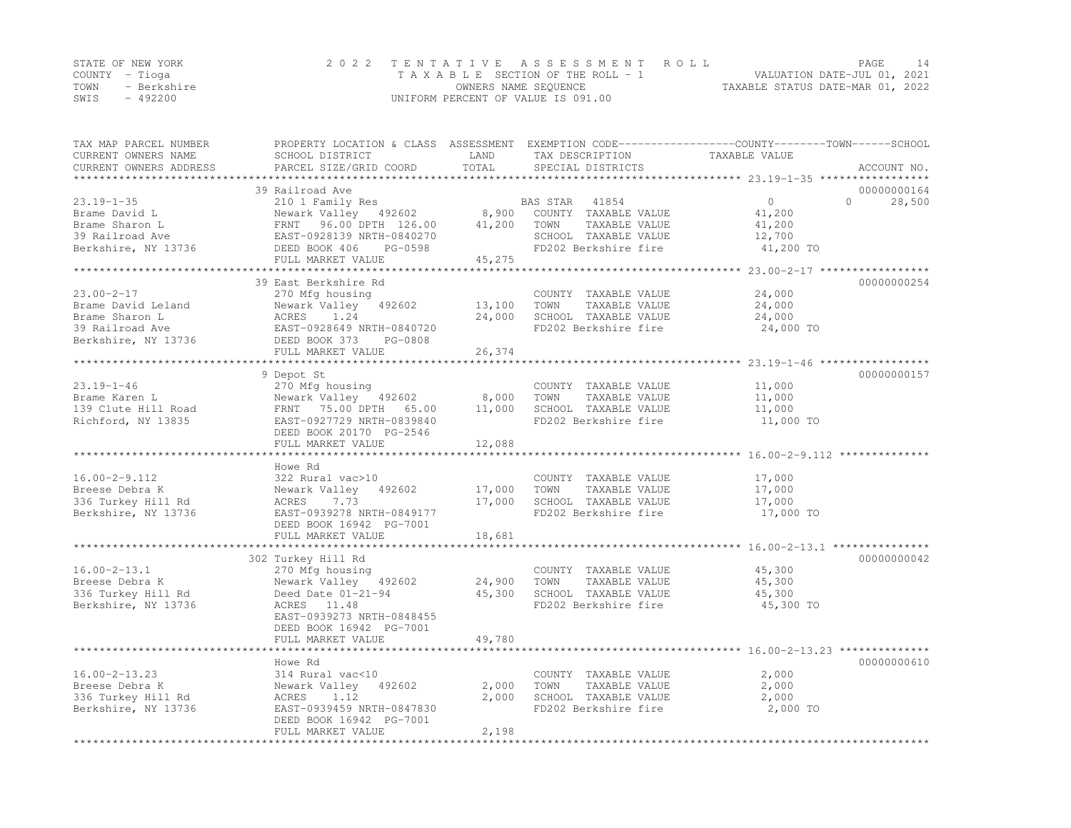STATE OF NEW YORK
COUNTY - Tioga
TOWN - Berkshire
SWIS - 492200

2022 TENTATIVE ASSESSMENT ROLL
TAXABLE SECTION OF THE ROLL - 1
OWNERS NAME SEQUENCE
UNIFORM PERCENT OF VALUE IS 091.00

VALUATION DATE-JUL 01, 2021
TAXABLE STATUS DATE-MAR 01, 2022

| TAX MAP PARCEL NUMBER / CURRENT OWNERS NAME / CURRENT OWNERS ADDRESS | PROPERTY LOCATION & CLASS / SCHOOL DISTRICT / PARCEL SIZE/GRID COORD | ASSESSMENT LAND / TOTAL | EXEMPTION CODE / TAX DESCRIPTION / SPECIAL DISTRICTS | COUNTY | TOWN | SCHOOL / TAXABLE VALUE | ACCOUNT NO. |
|---|---|---|---|---|---|---|---|
| **23.19-1-35** | 39 Railroad Ave | | | | | | 00000000164 |
| 23.19-1-35 | 210 1 Family Res | | BAS STAR 41854 | 0 | 0 | 28,500 | |
| Brame David L | Newark Valley 492602 | 8,900 | COUNTY TAXABLE VALUE | 41,200 | | | |
| Brame Sharon L | FRNT 96.00 DPTH 126.00 | 41,200 | TOWN TAXABLE VALUE | | 41,200 | | |
| 39 Railroad Ave | EAST-0928139 NRTH-0840270 | | SCHOOL TAXABLE VALUE | | | 12,700 | |
| Berkshire, NY 13736 | DEED BOOK 406 PG-0598 | | FD202 Berkshire fire | 41,200 TO | | | |
| | FULL MARKET VALUE | 45,275 | | | | | |
| **23.00-2-17** | 39 East Berkshire Rd | | | | | | 00000000254 |
| 23.00-2-17 | 270 Mfg housing | | COUNTY TAXABLE VALUE | 24,000 | | | |
| Brame David Leland | Newark Valley 492602 | 13,100 | TOWN TAXABLE VALUE | | 24,000 | | |
| Brame Sharon L | ACRES 1.24 | 24,000 | SCHOOL TAXABLE VALUE | | | 24,000 | |
| 39 Railroad Ave | EAST-0928649 NRTH-0840720 | | FD202 Berkshire fire | 24,000 TO | | | |
| Berkshire, NY 13736 | DEED BOOK 373 PG-0808 | | | | | | |
| | FULL MARKET VALUE | 26,374 | | | | | |
| **23.19-1-46** | 9 Depot St | | | | | | 00000000157 |
| 23.19-1-46 | 270 Mfg housing | | COUNTY TAXABLE VALUE | 11,000 | | | |
| Brame Karen L | Newark Valley 492602 | 8,000 | TOWN TAXABLE VALUE | | 11,000 | | |
| 139 Clute Hill Road | FRNT 75.00 DPTH 65.00 | 11,000 | SCHOOL TAXABLE VALUE | | | 11,000 | |
| Richford, NY 13835 | EAST-0927729 NRTH-0839840 | | FD202 Berkshire fire | 11,000 TO | | | |
| | DEED BOOK 20170 PG-2546 | | | | | | |
| | FULL MARKET VALUE | 12,088 | | | | | |
| **16.00-2-9.112** | Howe Rd | | | | | | |
| 16.00-2-9.112 | 322 Rural vac>10 | | COUNTY TAXABLE VALUE | 17,000 | | | |
| Breese Debra K | Newark Valley 492602 | 17,000 | TOWN TAXABLE VALUE | | 17,000 | | |
| 336 Turkey Hill Rd | ACRES 7.73 | 17,000 | SCHOOL TAXABLE VALUE | | | 17,000 | |
| Berkshire, NY 13736 | EAST-0939278 NRTH-0849177 | | FD202 Berkshire fire | 17,000 TO | | | |
| | DEED BOOK 16942 PG-7001 | | | | | | |
| | FULL MARKET VALUE | 18,681 | | | | | |
| **16.00-2-13.1** | 302 Turkey Hill Rd | | | | | | 00000000042 |
| 16.00-2-13.1 | 270 Mfg housing | | COUNTY TAXABLE VALUE | 45,300 | | | |
| Breese Debra K | Newark Valley 492602 | 24,900 | TOWN TAXABLE VALUE | | 45,300 | | |
| 336 Turkey Hill Rd | Deed Date 01-21-94 | 45,300 | SCHOOL TAXABLE VALUE | | | 45,300 | |
| Berkshire, NY 13736 | ACRES 11.48 | | FD202 Berkshire fire | 45,300 TO | | | |
| | EAST-0939273 NRTH-0848455 | | | | | | |
| | DEED BOOK 16942 PG-7001 | | | | | | |
| | FULL MARKET VALUE | 49,780 | | | | | |
| **16.00-2-13.23** | Howe Rd | | | | | | 00000000610 |
| 16.00-2-13.23 | 314 Rural vac<10 | | COUNTY TAXABLE VALUE | 2,000 | | | |
| Breese Debra K | Newark Valley 492602 | 2,000 | TOWN TAXABLE VALUE | | 2,000 | | |
| 336 Turkey Hill Rd | ACRES 1.12 | 2,000 | SCHOOL TAXABLE VALUE | | | 2,000 | |
| Berkshire, NY 13736 | EAST-0939459 NRTH-0847830 | | FD202 Berkshire fire | 2,000 TO | | | |
| | DEED BOOK 16942 PG-7001 | | | | | | |
| | FULL MARKET VALUE | 2,198 | | | | | |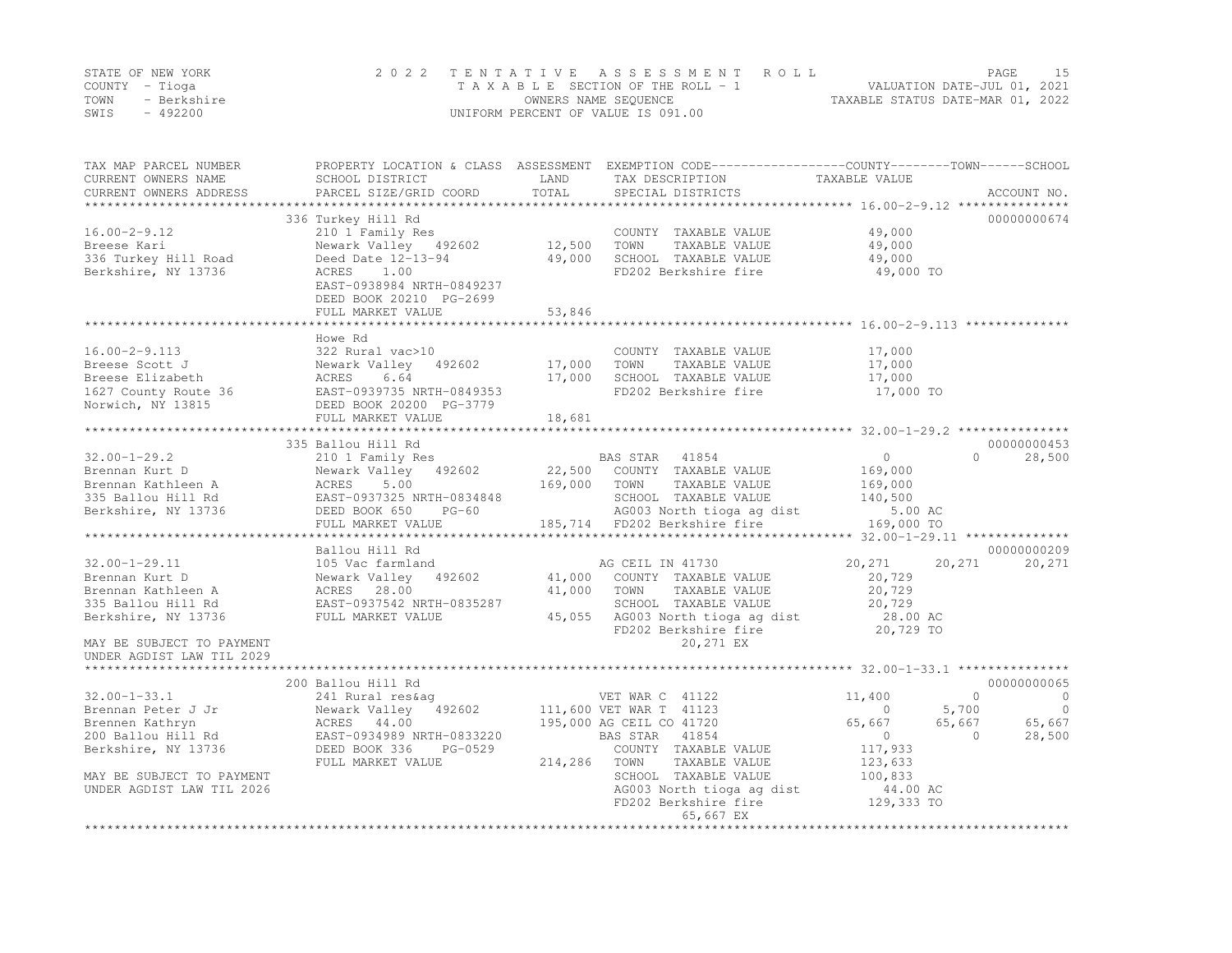STATE OF NEW YORK | COUNTY - Tioga | TOWN - Berkshire | SWIS - 492200

# 2022 TENTATIVE ASSESSMENT ROLL

TAXABLE SECTION OF THE ROLL - 1
OWNERS NAME SEQUENCE
UNIFORM PERCENT OF VALUE IS 091.00

VALUATION DATE-JUL 01, 2021
TAXABLE STATUS DATE-MAR 01, 2022

| TAX MAP PARCEL NUMBER / CURRENT OWNERS NAME / CURRENT OWNERS ADDRESS | PROPERTY LOCATION & CLASS / SCHOOL DISTRICT / PARCEL SIZE/GRID COORD | ASSESSMENT LAND / TOTAL | EXEMPTION CODE / TAX DESCRIPTION / SPECIAL DISTRICTS | COUNTY TAXABLE VALUE | TOWN | SCHOOL | ACCOUNT NO. |
|---|---|---|---|---|---|---|---|
| **16.00-2-9.12** | 336 Turkey Hill Rd | | | | | | 00000000674 |
| 16.00-2-9.12 | 210 1 Family Res | | COUNTY TAXABLE VALUE | 49,000 | | | |
| Breese Kari | Newark Valley 492602 | 12,500 | TOWN TAXABLE VALUE | 49,000 | | | |
| 336 Turkey Hill Road | Deed Date 12-13-94 | 49,000 | SCHOOL TAXABLE VALUE | 49,000 | | | |
| Berkshire, NY 13736 | ACRES 1.00 | | FD202 Berkshire fire | 49,000 TO | | | |
| | EAST-0938984 NRTH-0849237 | | | | | | |
| | DEED BOOK 20210 PG-2699 | | | | | | |
| | FULL MARKET VALUE | 53,846 | | | | | |
| **16.00-2-9.113** | Howe Rd | | | | | | |
| 16.00-2-9.113 | 322 Rural vac>10 | | COUNTY TAXABLE VALUE | 17,000 | | | |
| Breese Scott J | Newark Valley 492602 | 17,000 | TOWN TAXABLE VALUE | 17,000 | | | |
| Breese Elizabeth | ACRES 6.64 | 17,000 | SCHOOL TAXABLE VALUE | 17,000 | | | |
| 1627 County Route 36 | EAST-0939735 NRTH-0849353 | | FD202 Berkshire fire | 17,000 TO | | | |
| Norwich, NY 13815 | DEED BOOK 20200 PG-3779 | | | | | | |
| | FULL MARKET VALUE | 18,681 | | | | | |
| **32.00-1-29.2** | 335 Ballou Hill Rd | | | | | | 00000000453 |
| 32.00-1-29.2 | 210 1 Family Res | | BAS STAR 41854 | 0 | 0 | 28,500 | |
| Brennan Kurt D | Newark Valley 492602 | 22,500 | COUNTY TAXABLE VALUE | 169,000 | | | |
| Brennan Kathleen A | ACRES 5.00 | 169,000 | TOWN TAXABLE VALUE | 169,000 | | | |
| 335 Ballou Hill Rd | EAST-0937325 NRTH-0834848 | | SCHOOL TAXABLE VALUE | 140,500 | | | |
| Berkshire, NY 13736 | DEED BOOK 650 PG-60 | | AG003 North tioga ag dist | 5.00 AC | | | |
| | FULL MARKET VALUE | 185,714 | FD202 Berkshire fire | 169,000 TO | | | |
| **32.00-1-29.11** | Ballou Hill Rd | | | | | | 00000000209 |
| 32.00-1-29.11 | 105 Vac farmland | | AG CEIL IN 41730 | 20,271 | 20,271 | 20,271 | |
| Brennan Kurt D | Newark Valley 492602 | 41,000 | COUNTY TAXABLE VALUE | 20,729 | | | |
| Brennan Kathleen A | ACRES 28.00 | 41,000 | TOWN TAXABLE VALUE | 20,729 | | | |
| 335 Ballou Hill Rd | EAST-0937542 NRTH-0835287 | | SCHOOL TAXABLE VALUE | 20,729 | | | |
| Berkshire, NY 13736 | FULL MARKET VALUE | 45,055 | AG003 North tioga ag dist | 28.00 AC | | | |
| | | | FD202 Berkshire fire | 20,729 TO | | | |
| MAY BE SUBJECT TO PAYMENT | | | 20,271 EX | | | | |
| UNDER AGDIST LAW TIL 2029 | | | | | | | |
| **32.00-1-33.1** | 200 Ballou Hill Rd | | | | | | 00000000065 |
| 32.00-1-33.1 | 241 Rural res&ag | | VET WAR C 41122 | 11,400 | 0 | 0 | |
| Brennan Peter J Jr | Newark Valley 492602 | 111,600 | VET WAR T 41123 | 0 | 5,700 | 0 | |
| Brennen Kathryn | ACRES 44.00 | 195,000 | AG CEIL CO 41720 | 65,667 | 65,667 | 65,667 | |
| 200 Ballou Hill Rd | EAST-0934989 NRTH-0833220 | | BAS STAR 41854 | 0 | 0 | 28,500 | |
| Berkshire, NY 13736 | DEED BOOK 336 PG-0529 | | COUNTY TAXABLE VALUE | 117,933 | | | |
| | FULL MARKET VALUE | 214,286 | TOWN TAXABLE VALUE | 123,633 | | | |
| MAY BE SUBJECT TO PAYMENT | | | SCHOOL TAXABLE VALUE | 100,833 | | | |
| UNDER AGDIST LAW TIL 2026 | | | AG003 North tioga ag dist | 44.00 AC | | | |
| | | | FD202 Berkshire fire | 129,333 TO | | | |
| | | | 65,667 EX | | | | |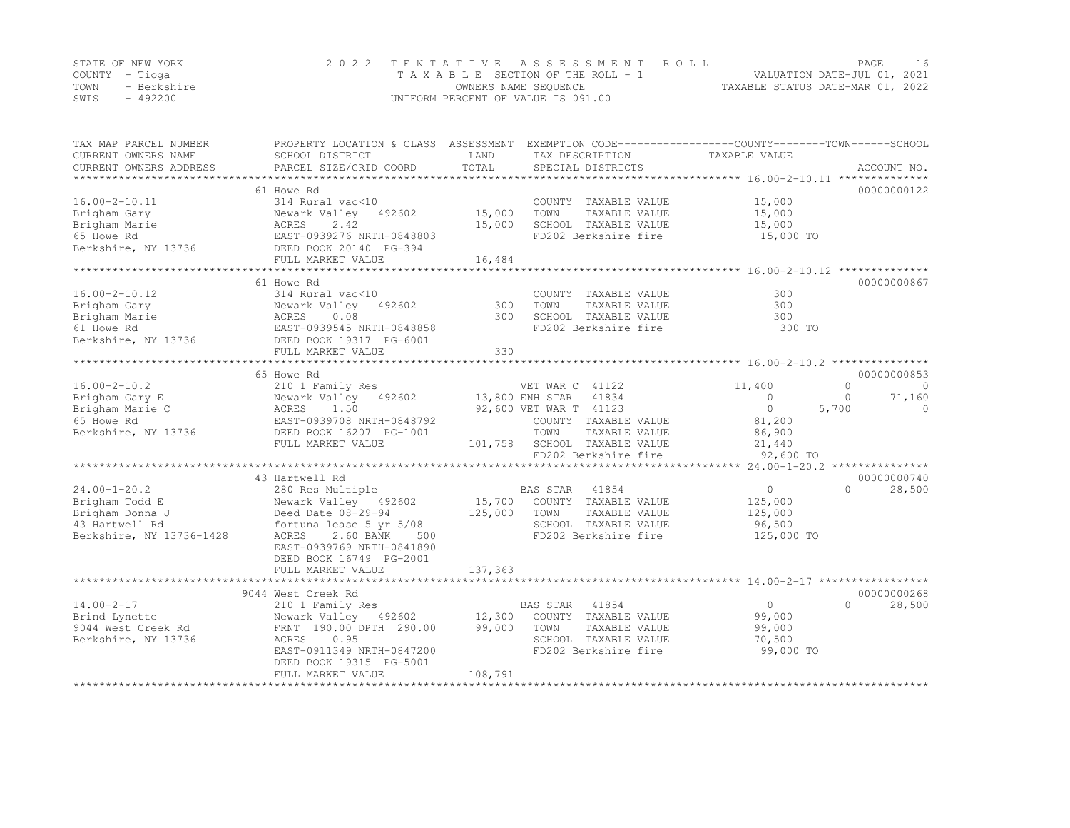STATE OF NEW YORK  
COUNTY - Tioga  
TOWN - Berkshire  
SWIS - 492200

# 2022 TENTATIVE ASSESSMENT ROLL

TAXABLE SECTION OF THE ROLL - 1  
OWNERS NAME SEQUENCE  
UNIFORM PERCENT OF VALUE IS 091.00

VALUATION DATE-JUL 01, 2021  
TAXABLE STATUS DATE-MAR 01, 2022

| TAX MAP PARCEL NUMBER / CURRENT OWNERS NAME / CURRENT OWNERS ADDRESS | PROPERTY LOCATION & CLASS / SCHOOL DISTRICT / PARCEL SIZE/GRID COORD | ASSESSMENT LAND | ASSESSMENT TOTAL | EXEMPTION CODE / TAX DESCRIPTION / SPECIAL DISTRICTS | COUNTY TAXABLE VALUE | TOWN | SCHOOL | ACCOUNT NO. |
|---|---|---|---|---|---|---|---|---|
| 16.00-2-10.11 | 61 Howe Rd | | | | | | | 00000000122 |
| | 314 Rural vac<10 | | | COUNTY TAXABLE VALUE | 15,000 | | | |
| Brigham Gary | Newark Valley 492602 | 15,000 | | TOWN TAXABLE VALUE | 15,000 | | | |
| Brigham Marie | ACRES 2.42 | | 15,000 | SCHOOL TAXABLE VALUE | 15,000 | | | |
| 65 Howe Rd | EAST-0939276 NRTH-0848803 | | | FD202 Berkshire fire | 15,000 TO | | | |
| Berkshire, NY 13736 | DEED BOOK 20140 PG-394 | | | | | | | |
| | FULL MARKET VALUE | | 16,484 | | | | | |
| 16.00-2-10.12 | 61 Howe Rd | | | | | | | 00000000867 |
| | 314 Rural vac<10 | | | COUNTY TAXABLE VALUE | 300 | | | |
| Brigham Gary | Newark Valley 492602 | 300 | | TOWN TAXABLE VALUE | 300 | | | |
| Brigham Marie | ACRES 0.08 | | 300 | SCHOOL TAXABLE VALUE | 300 | | | |
| 61 Howe Rd | EAST-0939545 NRTH-0848858 | | | FD202 Berkshire fire | 300 TO | | | |
| Berkshire, NY 13736 | DEED BOOK 19317 PG-6001 | | | | | | | |
| | FULL MARKET VALUE | | 330 | | | | | |
| 16.00-2-10.2 | 65 Howe Rd | | | | | | | 00000000853 |
| | 210 1 Family Res | | | VET WAR C 41122 | 11,400 | 0 | 0 | |
| Brigham Gary E | Newark Valley 492602 | 13,800 | | ENH STAR 41834 | 0 | 0 | 71,160 | |
| Brigham Marie C | ACRES 1.50 | | 92,600 | VET WAR T 41123 | 0 | 5,700 | 0 | |
| 65 Howe Rd | EAST-0939708 NRTH-0848792 | | | COUNTY TAXABLE VALUE | 81,200 | | | |
| Berkshire, NY 13736 | DEED BOOK 16207 PG-1001 | | | TOWN TAXABLE VALUE | 86,900 | | | |
| | FULL MARKET VALUE | | 101,758 | SCHOOL TAXABLE VALUE | 21,440 | | | |
| | | | | FD202 Berkshire fire | 92,600 TO | | | |
| 24.00-1-20.2 | 43 Hartwell Rd | | | | | | | 00000000740 |
| | 280 Res Multiple | | | BAS STAR 41854 | 0 | 0 | 28,500 | |
| Brigham Todd E | Newark Valley 492602 | 15,700 | | COUNTY TAXABLE VALUE | 125,000 | | | |
| Brigham Donna J | Deed Date 08-29-94 | | 125,000 | TOWN TAXABLE VALUE | 125,000 | | | |
| 43 Hartwell Rd | fortuna lease 5 yr 5/08 | | | SCHOOL TAXABLE VALUE | 96,500 | | | |
| Berkshire, NY 13736-1428 | ACRES 2.60 BANK 500 | | | FD202 Berkshire fire | 125,000 TO | | | |
| | EAST-0939769 NRTH-0841890 | | | | | | | |
| | DEED BOOK 16749 PG-2001 | | | | | | | |
| | FULL MARKET VALUE | | 137,363 | | | | | |
| 14.00-2-17 | 9044 West Creek Rd | | | | | | | 00000000268 |
| | 210 1 Family Res | | | BAS STAR 41854 | 0 | 0 | 28,500 | |
| Brind Lynette | Newark Valley 492602 | 12,300 | | COUNTY TAXABLE VALUE | 99,000 | | | |
| 9044 West Creek Rd | FRNT 190.00 DPTH 290.00 | | 99,000 | TOWN TAXABLE VALUE | 99,000 | | | |
| Berkshire, NY 13736 | ACRES 0.95 | | | SCHOOL TAXABLE VALUE | 70,500 | | | |
| | EAST-0911349 NRTH-0847200 | | | FD202 Berkshire fire | 99,000 TO | | | |
| | DEED BOOK 19315 PG-5001 | | | | | | | |
| | FULL MARKET VALUE | | 108,791 | | | | | |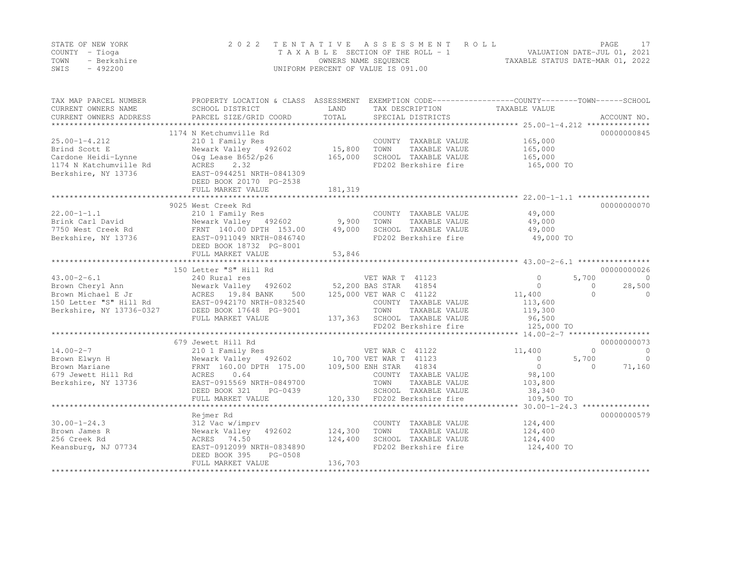STATE OF NEW YORK | COUNTY - Tioga | TOWN - Berkshire | SWIS - 492200

**2022 TENTATIVE ASSESSMENT ROLL**
TAXABLE SECTION OF THE ROLL - 1
OWNERS NAME SEQUENCE
UNIFORM PERCENT OF VALUE IS 091.00

VALUATION DATE-JUL 01, 2021
TAXABLE STATUS DATE-MAR 01, 2022

| TAX MAP PARCEL NUMBER / CURRENT OWNERS NAME / CURRENT OWNERS ADDRESS | PROPERTY LOCATION & CLASS / SCHOOL DISTRICT / PARCEL SIZE/GRID COORD | ASSESSMENT LAND / TOTAL | EXEMPTION CODE / TAX DESCRIPTION / SPECIAL DISTRICTS | COUNTY TAXABLE VALUE | TOWN | SCHOOL | ACCOUNT NO. |
|---|---|---|---|---|---|---|---|
| | 1174 N Ketchumville Rd | | | | | | 00000000845 |
| 25.00-1-4.212 | 210 1 Family Res | | COUNTY TAXABLE VALUE | 165,000 | | | |
| Brind Scott E | Newark Valley 492602 | 15,800 | TOWN TAXABLE VALUE | 165,000 | | | |
| Cardone Heidi-Lynne | O&g Lease B652/p26 | 165,000 | SCHOOL TAXABLE VALUE | 165,000 | | | |
| 1174 N Katchumville Rd | ACRES 2.32 | | FD202 Berkshire fire | 165,000 TO | | | |
| Berkshire, NY 13736 | EAST-0944251 NRTH-0841309 | | | | | | |
| | DEED BOOK 20170 PG-2538 | | | | | | |
| | FULL MARKET VALUE | 181,319 | | | | | |
| | 9025 West Creek Rd | | | | | | 00000000070 |
| 22.00-1-1.1 | 210 1 Family Res | | COUNTY TAXABLE VALUE | 49,000 | | | |
| Brink Carl David | Newark Valley 492602 | 9,900 | TOWN TAXABLE VALUE | 49,000 | | | |
| 7750 West Creek Rd | FRNT 140.00 DPTH 153.00 | 49,000 | SCHOOL TAXABLE VALUE | 49,000 | | | |
| Berkshire, NY 13736 | EAST-0911049 NRTH-0846740 | | FD202 Berkshire fire | 49,000 TO | | | |
| | DEED BOOK 18732 PG-8001 | | | | | | |
| | FULL MARKET VALUE | 53,846 | | | | | |
| | 150 Letter "S" Hill Rd | | | | | | 00000000026 |
| 43.00-2-6.1 | 240 Rural res | | VET WAR T 41123 | 0 | 5,700 | 0 | |
| Brown Cheryl Ann | Newark Valley 492602 | 52,200 | BAS STAR 41854 | 0 | 0 | 28,500 | |
| Brown Michael E Jr | ACRES 19.84 BANK 500 | 125,000 | VET WAR C 41122 | 11,400 | 0 | 0 | |
| 150 Letter "S" Hill Rd | EAST-0942170 NRTH-0832540 | | COUNTY TAXABLE VALUE | 113,600 | | | |
| Berkshire, NY 13736-0327 | DEED BOOK 17648 PG-9001 | | TOWN TAXABLE VALUE | 119,300 | | | |
| | FULL MARKET VALUE | 137,363 | SCHOOL TAXABLE VALUE | 96,500 | | | |
| | | | FD202 Berkshire fire | 125,000 TO | | | |
| | 679 Jewett Hill Rd | | | | | | 00000000073 |
| 14.00-2-7 | 210 1 Family Res | | VET WAR C 41122 | 11,400 | 0 | 0 | |
| Brown Elwyn H | Newark Valley 492602 | 10,700 | VET WAR T 41123 | 0 | 5,700 | 0 | |
| Brown Mariane | FRNT 160.00 DPTH 175.00 | 109,500 | ENH STAR 41834 | 0 | 0 | 71,160 | |
| 679 Jewett Hill Rd | ACRES 0.64 | | COUNTY TAXABLE VALUE | 98,100 | | | |
| Berkshire, NY 13736 | EAST-0915569 NRTH-0849700 | | TOWN TAXABLE VALUE | 103,800 | | | |
| | DEED BOOK 321 PG-0439 | | SCHOOL TAXABLE VALUE | 38,340 | | | |
| | FULL MARKET VALUE | 120,330 | FD202 Berkshire fire | 109,500 TO | | | |
| | Rejmer Rd | | | | | | 00000000579 |
| 30.00-1-24.3 | 312 Vac w/imprv | | COUNTY TAXABLE VALUE | 124,400 | | | |
| Brown James R | Newark Valley 492602 | 124,300 | TOWN TAXABLE VALUE | 124,400 | | | |
| 256 Creek Rd | ACRES 74.50 | 124,400 | SCHOOL TAXABLE VALUE | 124,400 | | | |
| Keansburg, NJ 07734 | EAST-0912099 NRTH-0834890 | | FD202 Berkshire fire | 124,400 TO | | | |
| | DEED BOOK 395 PG-0508 | | | | | | |
| | FULL MARKET VALUE | 136,703 | | | | | |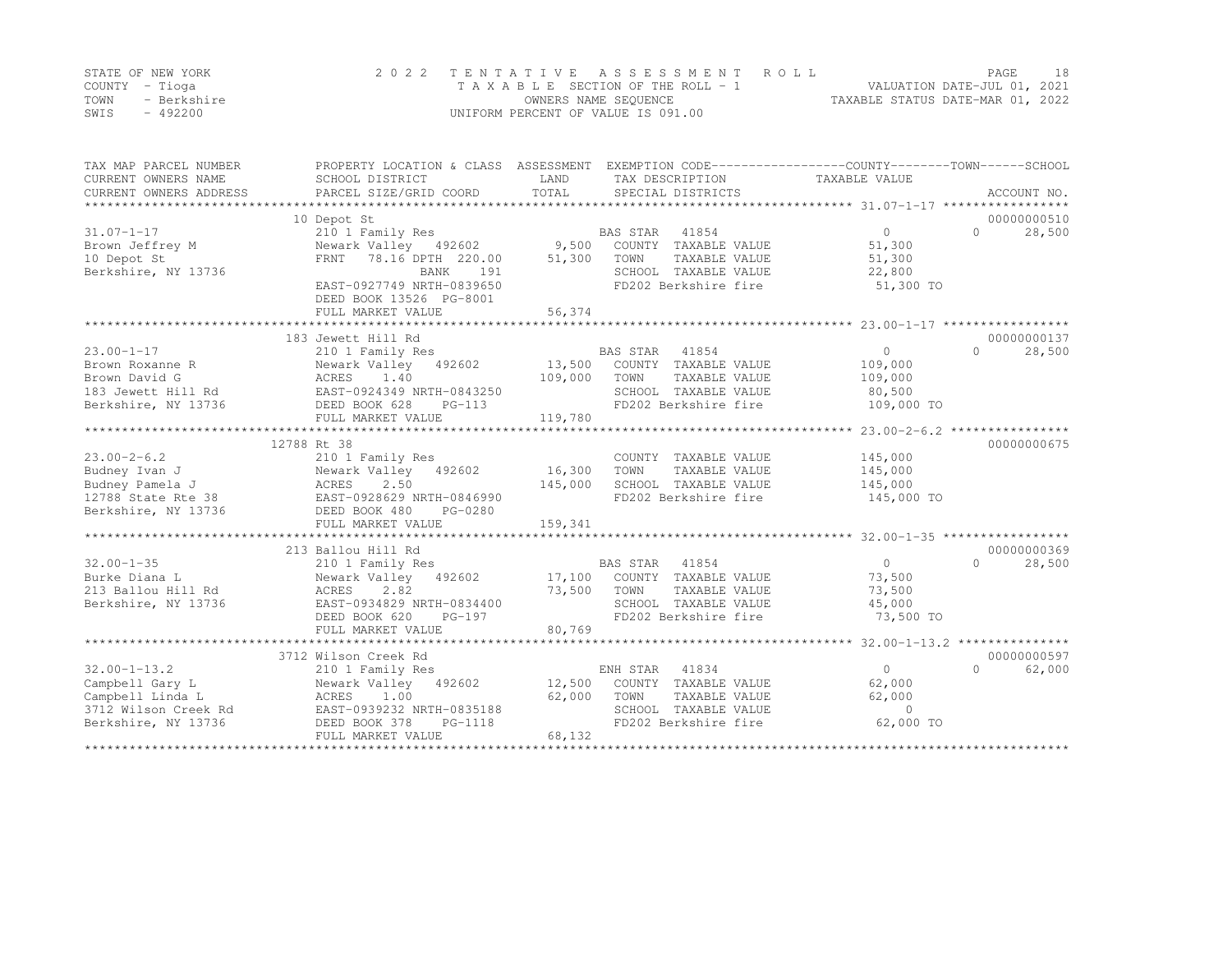STATE OF NEW YORK
COUNTY - Tioga
TOWN - Berkshire
SWIS - 492200

# 2022 TENTATIVE ASSESSMENT ROLL

TAXABLE SECTION OF THE ROLL - 1
OWNERS NAME SEQUENCE
UNIFORM PERCENT OF VALUE IS 091.00

VALUATION DATE-JUL 01, 2021
TAXABLE STATUS DATE-MAR 01, 2022

| TAX MAP PARCEL NUMBER / CURRENT OWNERS NAME / CURRENT OWNERS ADDRESS | PROPERTY LOCATION & CLASS / SCHOOL DISTRICT / PARCEL SIZE/GRID COORD | ASSESSMENT LAND | ASSESSMENT TOTAL | EXEMPTION CODE / TAX DESCRIPTION / SPECIAL DISTRICTS | COUNTY TAXABLE VALUE | TOWN | SCHOOL | ACCOUNT NO. |
|---|---|---|---|---|---|---|---|---|
| 31.07-1-17 | 10 Depot St | | | | | | | 00000000510 |
| | 210 1 Family Res | | | BAS STAR 41854 | 0 | 0 | 28,500 | |
| Brown Jeffrey M | Newark Valley 492602 | 9,500 | | COUNTY TAXABLE VALUE | 51,300 | | | |
| 10 Depot St | FRNT 78.16 DPTH 220.00 | | 51,300 | TOWN TAXABLE VALUE | 51,300 | | | |
| Berkshire, NY 13736 | BANK 191 | | | SCHOOL TAXABLE VALUE | 22,800 | | | |
| | EAST-0927749 NRTH-0839650 | | | FD202 Berkshire fire | 51,300 TO | | | |
| | DEED BOOK 13526 PG-8001 | | | | | | | |
| | FULL MARKET VALUE | | 56,374 | | | | | |
| 23.00-1-17 | 183 Jewett Hill Rd | | | | | | | 00000000137 |
| | 210 1 Family Res | | | BAS STAR 41854 | 0 | 0 | 28,500 | |
| Brown Roxanne R | Newark Valley 492602 | 13,500 | | COUNTY TAXABLE VALUE | 109,000 | | | |
| Brown David G | ACRES 1.40 | | 109,000 | TOWN TAXABLE VALUE | 109,000 | | | |
| 183 Jewett Hill Rd | EAST-0924349 NRTH-0843250 | | | SCHOOL TAXABLE VALUE | 80,500 | | | |
| Berkshire, NY 13736 | DEED BOOK 628 PG-113 | | | FD202 Berkshire fire | 109,000 TO | | | |
| | FULL MARKET VALUE | | 119,780 | | | | | |
| 23.00-2-6.2 | 12788 Rt 38 | | | | | | | 00000000675 |
| | 210 1 Family Res | | | COUNTY TAXABLE VALUE | 145,000 | | | |
| Budney Ivan J | Newark Valley 492602 | 16,300 | | TOWN TAXABLE VALUE | 145,000 | | | |
| Budney Pamela J | ACRES 2.50 | | 145,000 | SCHOOL TAXABLE VALUE | 145,000 | | | |
| 12788 State Rte 38 | EAST-0928629 NRTH-0846990 | | | FD202 Berkshire fire | 145,000 TO | | | |
| Berkshire, NY 13736 | DEED BOOK 480 PG-0280 | | | | | | | |
| | FULL MARKET VALUE | | 159,341 | | | | | |
| 32.00-1-35 | 213 Ballou Hill Rd | | | | | | | 00000000369 |
| | 210 1 Family Res | | | BAS STAR 41854 | 0 | 0 | 28,500 | |
| Burke Diana L | Newark Valley 492602 | 17,100 | | COUNTY TAXABLE VALUE | 73,500 | | | |
| 213 Ballou Hill Rd | ACRES 2.82 | | 73,500 | TOWN TAXABLE VALUE | 73,500 | | | |
| Berkshire, NY 13736 | EAST-0934829 NRTH-0834400 | | | SCHOOL TAXABLE VALUE | 45,000 | | | |
| | DEED BOOK 620 PG-197 | | | FD202 Berkshire fire | 73,500 TO | | | |
| | FULL MARKET VALUE | | 80,769 | | | | | |
| 32.00-1-13.2 | 3712 Wilson Creek Rd | | | | | | | 00000000597 |
| | 210 1 Family Res | | | ENH STAR 41834 | 0 | 0 | 62,000 | |
| Campbell Gary L | Newark Valley 492602 | 12,500 | | COUNTY TAXABLE VALUE | 62,000 | | | |
| Campbell Linda L | ACRES 1.00 | | 62,000 | TOWN TAXABLE VALUE | 62,000 | | | |
| 3712 Wilson Creek Rd | EAST-0939232 NRTH-0835188 | | | SCHOOL TAXABLE VALUE | 0 | | | |
| Berkshire, NY 13736 | DEED BOOK 378 PG-1118 | | | FD202 Berkshire fire | 62,000 TO | | | |
| | FULL MARKET VALUE | | 68,132 | | | | | |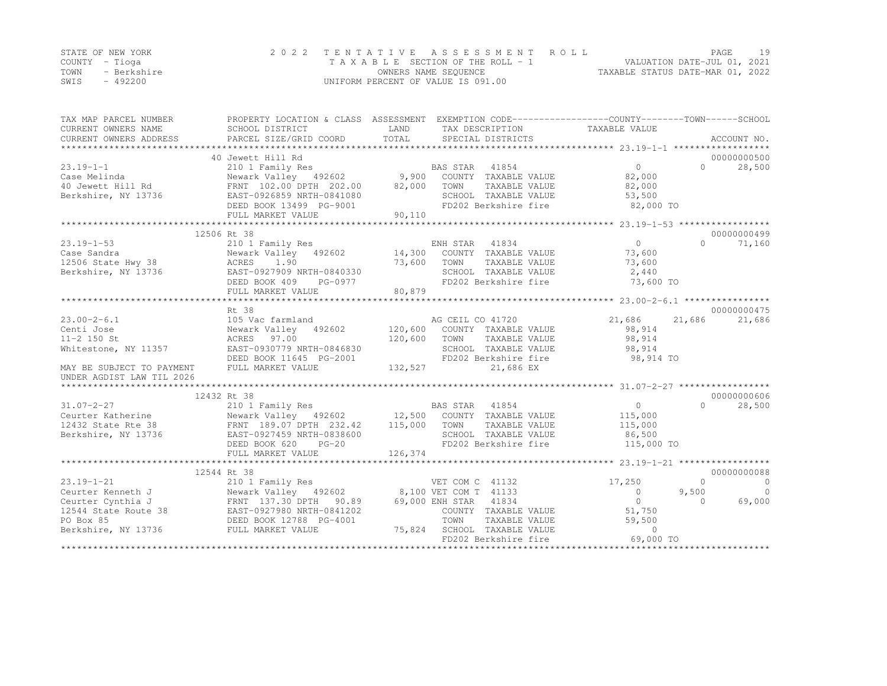STATE OF NEW YORK
COUNTY - Tioga
TOWN - Berkshire
SWIS - 492200

# 2022 TENTATIVE ASSESSMENT ROLL

TAXABLE SECTION OF THE ROLL - 1
OWNERS NAME SEQUENCE
UNIFORM PERCENT OF VALUE IS 091.00

VALUATION DATE-JUL 01, 2021
TAXABLE STATUS DATE-MAR 01, 2022

| TAX MAP PARCEL NUMBER / CURRENT OWNERS NAME / CURRENT OWNERS ADDRESS | PROPERTY LOCATION & CLASS / SCHOOL DISTRICT / PARCEL SIZE/GRID COORD | ASSESSMENT LAND / TOTAL | EXEMPTION CODE / TAX DESCRIPTION / SPECIAL DISTRICTS | COUNTY TAXABLE VALUE | TOWN | SCHOOL / ACCOUNT NO. |
|---|---|---|---|---|---|---|
| **23.19-1-1** | 40 Jewett Hill Rd | | | | | 00000000500 |
| | 210 1 Family Res | | BAS STAR 41854 | 0 | 0 | 28,500 |
| Case Melinda | Newark Valley 492602 | 9,900 | COUNTY TAXABLE VALUE | 82,000 | | |
| 40 Jewett Hill Rd | FRNT 102.00 DPTH 202.00 | 82,000 | TOWN TAXABLE VALUE | 82,000 | | |
| Berkshire, NY 13736 | EAST-0926859 NRTH-0841080 | | SCHOOL TAXABLE VALUE | 53,500 | | |
| | DEED BOOK 13499 PG-9001 | | FD202 Berkshire fire | 82,000 TO | | |
| | FULL MARKET VALUE | 90,110 | | | | |
| **23.19-1-53** | 12506 Rt 38 | | | | | 00000000499 |
| | 210 1 Family Res | | ENH STAR 41834 | 0 | 0 | 71,160 |
| Case Sandra | Newark Valley 492602 | 14,300 | COUNTY TAXABLE VALUE | 73,600 | | |
| 12506 State Hwy 38 | ACRES 1.90 | 73,600 | TOWN TAXABLE VALUE | 73,600 | | |
| Berkshire, NY 13736 | EAST-0927909 NRTH-0840330 | | SCHOOL TAXABLE VALUE | 2,440 | | |
| | DEED BOOK 409 PG-0977 | | FD202 Berkshire fire | 73,600 TO | | |
| | FULL MARKET VALUE | 80,879 | | | | |
| **23.00-2-6.1** | Rt 38 | | | | | 00000000475 |
| | 105 Vac farmland | | AG CEIL CO 41720 | 21,686 | 21,686 | 21,686 |
| Centi Jose | Newark Valley 492602 | 120,600 | COUNTY TAXABLE VALUE | 98,914 | | |
| 11-2 150 St | ACRES 97.00 | 120,600 | TOWN TAXABLE VALUE | 98,914 | | |
| Whitestone, NY 11357 | EAST-0930779 NRTH-0846830 | | SCHOOL TAXABLE VALUE | 98,914 | | |
| | DEED BOOK 11645 PG-2001 | | FD202 Berkshire fire | 98,914 TO | | |
| MAY BE SUBJECT TO PAYMENT | FULL MARKET VALUE | 132,527 | 21,686 EX | | | |
| UNDER AGDIST LAW TIL 2026 | | | | | | |
| **31.07-2-27** | 12432 Rt 38 | | | | | 00000000606 |
| | 210 1 Family Res | | BAS STAR 41854 | 0 | 0 | 28,500 |
| Ceurter Katherine | Newark Valley 492602 | 12,500 | COUNTY TAXABLE VALUE | 115,000 | | |
| 12432 State Rte 38 | FRNT 189.07 DPTH 232.42 | 115,000 | TOWN TAXABLE VALUE | 115,000 | | |
| Berkshire, NY 13736 | EAST-0927459 NRTH-0838600 | | SCHOOL TAXABLE VALUE | 86,500 | | |
| | DEED BOOK 620 PG-20 | | FD202 Berkshire fire | 115,000 TO | | |
| | FULL MARKET VALUE | 126,374 | | | | |
| **23.19-1-21** | 12544 Rt 38 | | | | | 00000000088 |
| | 210 1 Family Res | | VET COM C 41132 | 17,250 | 0 | 0 |
| Ceurter Kenneth J | Newark Valley 492602 | 8,100 | VET COM T 41133 | 0 | 9,500 | 0 |
| Ceurter Cynthia J | FRNT 137.30 DPTH 90.89 | 69,000 | ENH STAR 41834 | 0 | 0 | 69,000 |
| 12544 State Route 38 | EAST-0927980 NRTH-0841202 | | COUNTY TAXABLE VALUE | 51,750 | | |
| PO Box 85 | DEED BOOK 12788 PG-4001 | | TOWN TAXABLE VALUE | 59,500 | | |
| Berkshire, NY 13736 | FULL MARKET VALUE | 75,824 | SCHOOL TAXABLE VALUE | 0 | | |
| | | | FD202 Berkshire fire | 69,000 TO | | |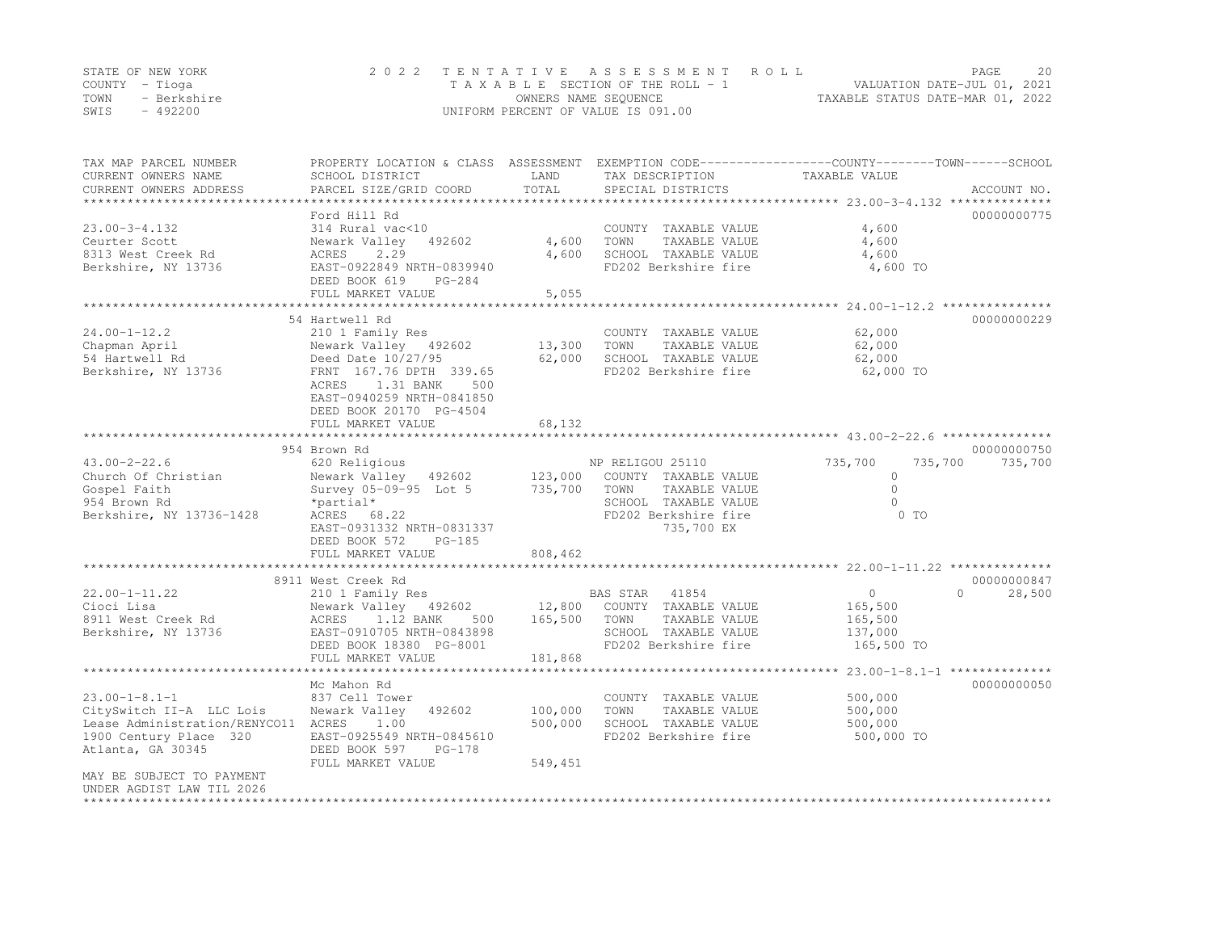STATE OF NEW YORK
COUNTY - Tioga
TOWN - Berkshire
SWIS - 492200

2022 TENTATIVE ASSESSMENT ROLL
TAXABLE SECTION OF THE ROLL - 1
OWNERS NAME SEQUENCE
UNIFORM PERCENT OF VALUE IS 091.00

VALUATION DATE-JUL 01, 2021
TAXABLE STATUS DATE-MAR 01, 2022

| TAX MAP PARCEL NUMBER / CURRENT OWNERS NAME / CURRENT OWNERS ADDRESS | PROPERTY LOCATION & CLASS / SCHOOL DISTRICT / PARCEL SIZE/GRID COORD | ASSESSMENT LAND | TOTAL | EXEMPTION CODE / TAX DESCRIPTION / SPECIAL DISTRICTS | COUNTY TAXABLE VALUE | TOWN | SCHOOL | ACCOUNT NO. |
|---|---|---|---|---|---|---|---|---|
| **23.00-3-4.132** | Ford Hill Rd | | | | | | | 00000000775 |
| 23.00-3-4.132 | 314 Rural vac<10 | | | COUNTY TAXABLE VALUE | 4,600 | | | |
| Ceurter Scott | Newark Valley 492602 | 4,600 | | TOWN TAXABLE VALUE | 4,600 | | | |
| 8313 West Creek Rd | ACRES 2.29 | | 4,600 | SCHOOL TAXABLE VALUE | 4,600 | | | |
| Berkshire, NY 13736 | EAST-0922849 NRTH-0839940 | | | FD202 Berkshire fire | 4,600 TO | | | |
| | DEED BOOK 619 PG-284 | | | | | | | |
| | FULL MARKET VALUE | | 5,055 | | | | | |
| **24.00-1-12.2** | 54 Hartwell Rd | | | | | | | 00000000229 |
| 24.00-1-12.2 | 210 1 Family Res | | | COUNTY TAXABLE VALUE | 62,000 | | | |
| Chapman April | Newark Valley 492602 | 13,300 | | TOWN TAXABLE VALUE | 62,000 | | | |
| 54 Hartwell Rd | Deed Date 10/27/95 | | 62,000 | SCHOOL TAXABLE VALUE | 62,000 | | | |
| Berkshire, NY 13736 | FRNT 167.76 DPTH 339.65 | | | FD202 Berkshire fire | 62,000 TO | | | |
| | ACRES 1.31 BANK 500 | | | | | | | |
| | EAST-0940259 NRTH-0841850 | | | | | | | |
| | DEED BOOK 20170 PG-4504 | | | | | | | |
| | FULL MARKET VALUE | | 68,132 | | | | | |
| **43.00-2-22.6** | 954 Brown Rd | | | | | | | 00000000750 |
| 43.00-2-22.6 | 620 Religious | | | NP RELIGOU 25110 | 735,700 | 735,700 | 735,700 | |
| Church Of Christian | Newark Valley 492602 | 123,000 | | COUNTY TAXABLE VALUE | 0 | | | |
| Gospel Faith | Survey 05-09-95 Lot 5 | | 735,700 | TOWN TAXABLE VALUE | 0 | | | |
| 954 Brown Rd | *partial* | | | SCHOOL TAXABLE VALUE | 0 | | | |
| Berkshire, NY 13736-1428 | ACRES 68.22 | | | FD202 Berkshire fire | 0 TO | | | |
| | EAST-0931332 NRTH-0831337 | | | 735,700 EX | | | | |
| | DEED BOOK 572 PG-185 | | | | | | | |
| | FULL MARKET VALUE | | 808,462 | | | | | |
| **22.00-1-11.22** | 8911 West Creek Rd | | | | | | | 00000000847 |
| 22.00-1-11.22 | 210 1 Family Res | | | BAS STAR 41854 | 0 | 0 | 28,500 | |
| Cioci Lisa | Newark Valley 492602 | 12,800 | | COUNTY TAXABLE VALUE | 165,500 | | | |
| 8911 West Creek Rd | ACRES 1.12 BANK 500 | | 165,500 | TOWN TAXABLE VALUE | 165,500 | | | |
| Berkshire, NY 13736 | EAST-0910705 NRTH-0843898 | | | SCHOOL TAXABLE VALUE | 137,000 | | | |
| | DEED BOOK 18380 PG-8001 | | | FD202 Berkshire fire | 165,500 TO | | | |
| | FULL MARKET VALUE | | 181,868 | | | | | |
| **23.00-1-8.1-1** | Mc Mahon Rd | | | | | | | 00000000050 |
| 23.00-1-8.1-1 | 837 Cell Tower | | | COUNTY TAXABLE VALUE | 500,000 | | | |
| CitySwitch II-A LLC Lois | Newark Valley 492602 | 100,000 | | TOWN TAXABLE VALUE | 500,000 | | | |
| Lease Administration/RENYCO11 | ACRES 1.00 | | 500,000 | SCHOOL TAXABLE VALUE | 500,000 | | | |
| 1900 Century Place 320 | EAST-0925549 NRTH-0845610 | | | FD202 Berkshire fire | 500,000 TO | | | |
| Atlanta, GA 30345 | DEED BOOK 597 PG-178 | | | | | | | |
| | FULL MARKET VALUE | | 549,451 | | | | | |
| MAY BE SUBJECT TO PAYMENT | | | | | | | | |
| UNDER AGDIST LAW TIL 2026 | | | | | | | | |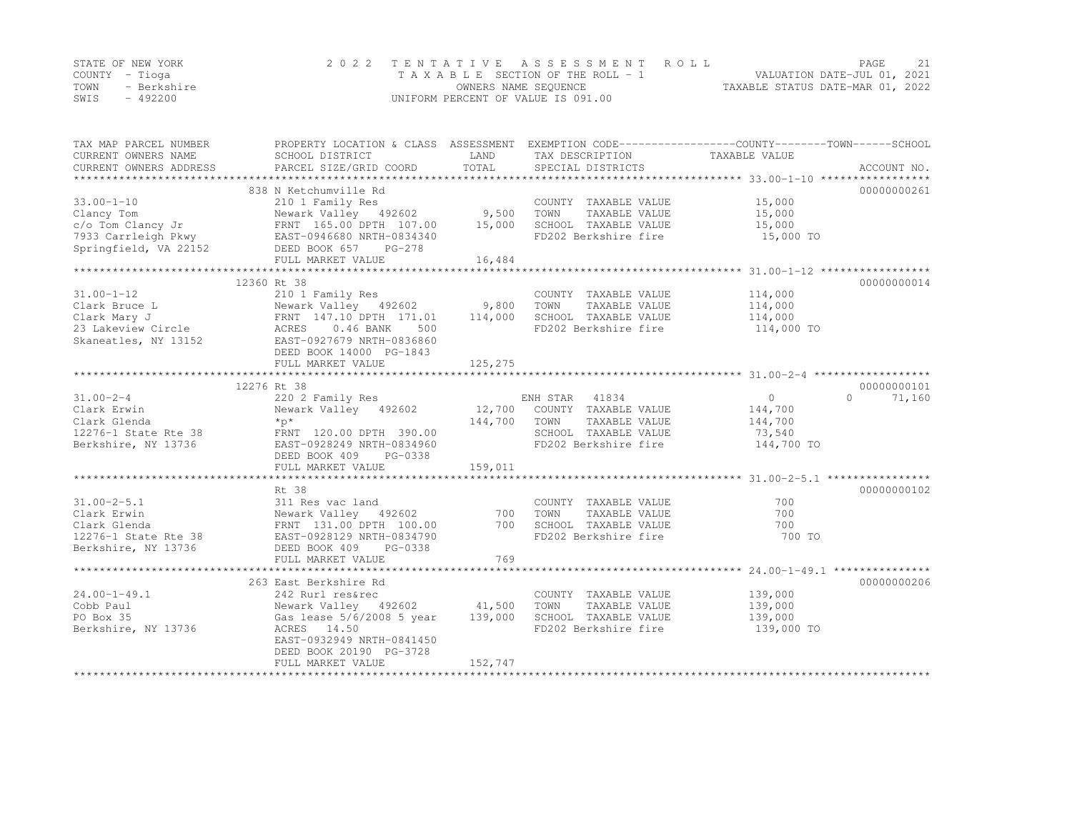STATE OF NEW YORK
COUNTY - Tioga
TOWN - Berkshire
SWIS - 492200

2022 TENTATIVE ASSESSMENT ROLL
TAXABLE SECTION OF THE ROLL - 1
OWNERS NAME SEQUENCE
UNIFORM PERCENT OF VALUE IS 091.00

VALUATION DATE-JUL 01, 2021
TAXABLE STATUS DATE-MAR 01, 2022

| TAX MAP PARCEL NUMBER / CURRENT OWNERS NAME / CURRENT OWNERS ADDRESS | PROPERTY LOCATION & CLASS / SCHOOL DISTRICT / PARCEL SIZE/GRID COORD | ASSESSMENT LAND / TOTAL | EXEMPTION CODE / TAX DESCRIPTION / SPECIAL DISTRICTS | COUNTY TAXABLE VALUE | TOWN | SCHOOL | ACCOUNT NO. |
|---|---|---|---|---|---|---|---|
| | 838 N Ketchumville Rd | | | | | | 00000000261 |
| 33.00-1-10 | 210 1 Family Res | | COUNTY TAXABLE VALUE | 15,000 | | | |
| Clancy Tom | Newark Valley 492602 | 9,500 | TOWN TAXABLE VALUE | 15,000 | | | |
| c/o Tom Clancy Jr | FRNT 165.00 DPTH 107.00 | 15,000 | SCHOOL TAXABLE VALUE | 15,000 | | | |
| 7933 Carrleigh Pkwy | EAST-0946680 NRTH-0834340 | | FD202 Berkshire fire | 15,000 TO | | | |
| Springfield, VA 22152 | DEED BOOK 657 PG-278 | | | | | | |
| | FULL MARKET VALUE | 16,484 | | | | | |
| | 12360 Rt 38 | | | | | | 00000000014 |
| 31.00-1-12 | 210 1 Family Res | | COUNTY TAXABLE VALUE | 114,000 | | | |
| Clark Bruce L | Newark Valley 492602 | 9,800 | TOWN TAXABLE VALUE | 114,000 | | | |
| Clark Mary J | FRNT 147.10 DPTH 171.01 | 114,000 | SCHOOL TAXABLE VALUE | 114,000 | | | |
| 23 Lakeview Circle | ACRES 0.46 BANK 500 | | FD202 Berkshire fire | 114,000 TO | | | |
| Skaneatles, NY 13152 | EAST-0927679 NRTH-0836860 | | | | | | |
| | DEED BOOK 14000 PG-1843 | | | | | | |
| | FULL MARKET VALUE | 125,275 | | | | | |
| | 12276 Rt 38 | | | | | | 00000000101 |
| 31.00-2-4 | 220 2 Family Res | | ENH STAR 41834 | 0 | 0 | 71,160 | |
| Clark Erwin | Newark Valley 492602 | 12,700 | COUNTY TAXABLE VALUE | 144,700 | | | |
| Clark Glenda | *p* | 144,700 | TOWN TAXABLE VALUE | 144,700 | | | |
| 12276-1 State Rte 38 | FRNT 120.00 DPTH 390.00 | | SCHOOL TAXABLE VALUE | 73,540 | | | |
| Berkshire, NY 13736 | EAST-0928249 NRTH-0834960 | | FD202 Berkshire fire | 144,700 TO | | | |
| | DEED BOOK 409 PG-0338 | | | | | | |
| | FULL MARKET VALUE | 159,011 | | | | | |
| | Rt 38 | | | | | | 00000000102 |
| 31.00-2-5.1 | 311 Res vac land | | COUNTY TAXABLE VALUE | 700 | | | |
| Clark Erwin | Newark Valley 492602 | 700 | TOWN TAXABLE VALUE | 700 | | | |
| Clark Glenda | FRNT 131.00 DPTH 100.00 | 700 | SCHOOL TAXABLE VALUE | 700 | | | |
| 12276-1 State Rte 38 | EAST-0928129 NRTH-0834790 | | FD202 Berkshire fire | 700 TO | | | |
| Berkshire, NY 13736 | DEED BOOK 409 PG-0338 | | | | | | |
| | FULL MARKET VALUE | 769 | | | | | |
| | 263 East Berkshire Rd | | | | | | 00000000206 |
| 24.00-1-49.1 | 242 Rurl res&rec | | COUNTY TAXABLE VALUE | 139,000 | | | |
| Cobb Paul | Newark Valley 492602 | 41,500 | TOWN TAXABLE VALUE | 139,000 | | | |
| PO Box 35 | Gas lease 5/6/2008 5 year | 139,000 | SCHOOL TAXABLE VALUE | 139,000 | | | |
| Berkshire, NY 13736 | ACRES 14.50 | | FD202 Berkshire fire | 139,000 TO | | | |
| | EAST-0932949 NRTH-0841450 | | | | | | |
| | DEED BOOK 20190 PG-3728 | | | | | | |
| | FULL MARKET VALUE | 152,747 | | | | | |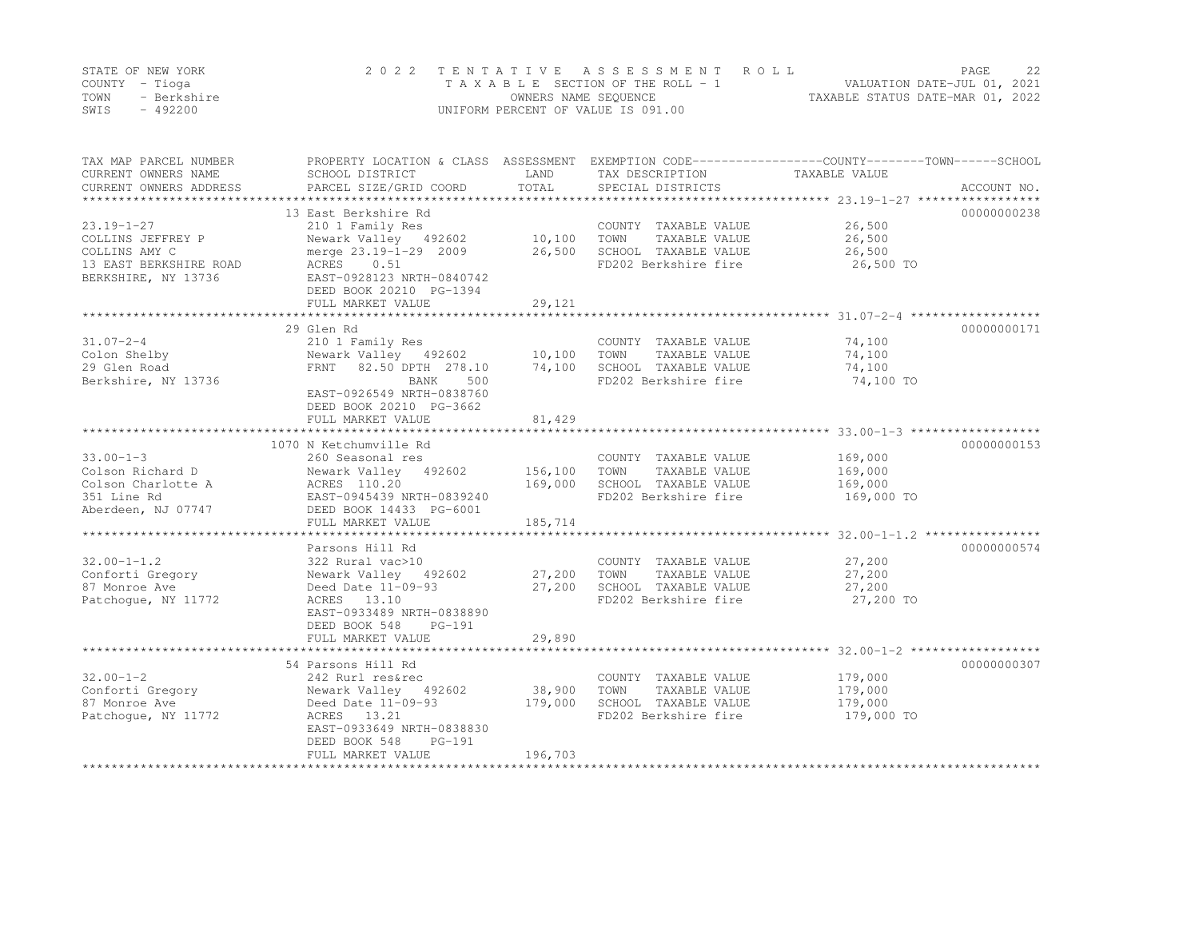STATE OF NEW YORK
COUNTY - Tioga
TOWN - Berkshire
SWIS - 492200

2022 TENTATIVE ASSESSMENT ROLL
TAXABLE SECTION OF THE ROLL - 1
OWNERS NAME SEQUENCE
UNIFORM PERCENT OF VALUE IS 091.00

VALUATION DATE-JUL 01, 2021
TAXABLE STATUS DATE-MAR 01, 2022

| TAX MAP PARCEL NUMBER / CURRENT OWNERS NAME / CURRENT OWNERS ADDRESS | PROPERTY LOCATION & CLASS / SCHOOL DISTRICT / PARCEL SIZE/GRID COORD | ASSESSMENT LAND / TOTAL | EXEMPTION CODE / TAX DESCRIPTION / SPECIAL DISTRICTS | TAXABLE VALUE (COUNTY / TOWN / SCHOOL) | ACCOUNT NO. |
|---|---|---|---|---|---|
| 23.19-1-27 | 13 East Berkshire Rd | | | | 00000000238 |
| COLLINS JEFFREY P | 210 1 Family Res | | COUNTY TAXABLE VALUE | 26,500 | |
| COLLINS AMY C | Newark Valley 492602 | 10,100 | TOWN TAXABLE VALUE | 26,500 | |
| 13 EAST BERKSHIRE ROAD | merge 23.19-1-29 2009 | 26,500 | SCHOOL TAXABLE VALUE | 26,500 | |
| BERKSHIRE, NY 13736 | ACRES 0.51 | | FD202 Berkshire fire | 26,500 TO | |
| | EAST-0928123 NRTH-0840742 | | | | |
| | DEED BOOK 20210 PG-1394 | | | | |
| | FULL MARKET VALUE | 29,121 | | | |
| 31.07-2-4 | 29 Glen Rd | | | | 00000000171 |
| Colon Shelby | 210 1 Family Res | | COUNTY TAXABLE VALUE | 74,100 | |
| 29 Glen Road | Newark Valley 492602 | 10,100 | TOWN TAXABLE VALUE | 74,100 | |
| Berkshire, NY 13736 | FRNT 82.50 DPTH 278.10 | 74,100 | SCHOOL TAXABLE VALUE | 74,100 | |
| | BANK 500 | | FD202 Berkshire fire | 74,100 TO | |
| | EAST-0926549 NRTH-0838760 | | | | |
| | DEED BOOK 20210 PG-3662 | | | | |
| | FULL MARKET VALUE | 81,429 | | | |
| 33.00-1-3 | 1070 N Ketchumville Rd | | | | 00000000153 |
| Colson Richard D | 260 Seasonal res | | COUNTY TAXABLE VALUE | 169,000 | |
| Colson Charlotte A | Newark Valley 492602 | 156,100 | TOWN TAXABLE VALUE | 169,000 | |
| 351 Line Rd | ACRES 110.20 | 169,000 | SCHOOL TAXABLE VALUE | 169,000 | |
| Aberdeen, NJ 07747 | EAST-0945439 NRTH-0839240 | | FD202 Berkshire fire | 169,000 TO | |
| | DEED BOOK 14433 PG-6001 | | | | |
| | FULL MARKET VALUE | 185,714 | | | |
| 32.00-1-1.2 | Parsons Hill Rd | | | | 00000000574 |
| Conforti Gregory | 322 Rural vac>10 | | COUNTY TAXABLE VALUE | 27,200 | |
| 87 Monroe Ave | Newark Valley 492602 | 27,200 | TOWN TAXABLE VALUE | 27,200 | |
| Patchogue, NY 11772 | Deed Date 11-09-93 | 27,200 | SCHOOL TAXABLE VALUE | 27,200 | |
| | ACRES 13.10 | | FD202 Berkshire fire | 27,200 TO | |
| | EAST-0933489 NRTH-0838890 | | | | |
| | DEED BOOK 548 PG-191 | | | | |
| | FULL MARKET VALUE | 29,890 | | | |
| 32.00-1-2 | 54 Parsons Hill Rd | | | | 00000000307 |
| Conforti Gregory | 242 Rurl res&rec | | COUNTY TAXABLE VALUE | 179,000 | |
| 87 Monroe Ave | Newark Valley 492602 | 38,900 | TOWN TAXABLE VALUE | 179,000 | |
| Patchogue, NY 11772 | Deed Date 11-09-93 | 179,000 | SCHOOL TAXABLE VALUE | 179,000 | |
| | ACRES 13.21 | | FD202 Berkshire fire | 179,000 TO | |
| | EAST-0933649 NRTH-0838830 | | | | |
| | DEED BOOK 548 PG-191 | | | | |
| | FULL MARKET VALUE | 196,703 | | | |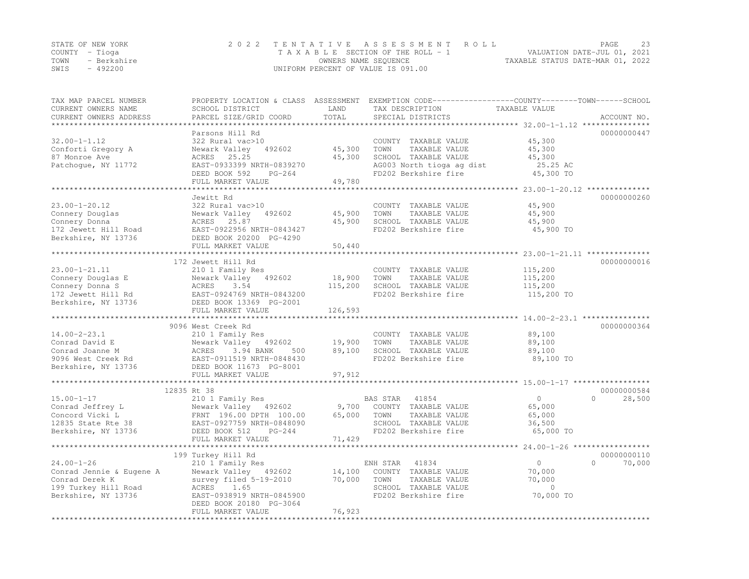STATE OF NEW YORK 2022 TENTATIVE ASSESSMENT ROLL
COUNTY - Tioga TAXABLE SECTION OF THE ROLL - 1 VALUATION DATE-JUL 01, 2021
TOWN - Berkshire OWNERS NAME SEQUENCE TAXABLE STATUS DATE-MAR 01, 2022
SWIS - 492200 UNIFORM PERCENT OF VALUE IS 091.00

| TAX MAP PARCEL NUMBER / CURRENT OWNERS NAME / CURRENT OWNERS ADDRESS | PROPERTY LOCATION & CLASS / SCHOOL DISTRICT / PARCEL SIZE/GRID COORD | ASSESSMENT LAND | TOTAL | EXEMPTION CODE / TAX DESCRIPTION / SPECIAL DISTRICTS | COUNTY TAXABLE VALUE | TOWN | SCHOOL | ACCOUNT NO. |
|---|---|---|---|---|---|---|---|---|
| 32.00-1-1.12 | Parsons Hill Rd | | | | | | | 00000000447 |
| | 322 Rural vac>10 | | | COUNTY TAXABLE VALUE | 45,300 | | | |
| Conforti Gregory A | Newark Valley 492602 | 45,300 | | TOWN TAXABLE VALUE | 45,300 | | | |
| 87 Monroe Ave | ACRES 25.25 | | 45,300 | SCHOOL TAXABLE VALUE | 45,300 | | | |
| Patchogue, NY 11772 | EAST-0933399 NRTH-0839270 | | | AG003 North tioga ag dist | 25.25 AC | | | |
| | DEED BOOK 592 PG-264 | | | FD202 Berkshire fire | 45,300 TO | | | |
| | FULL MARKET VALUE | | 49,780 | | | | | |
| 23.00-1-20.12 | Jewitt Rd | | | | | | | 00000000260 |
| | 322 Rural vac>10 | | | COUNTY TAXABLE VALUE | 45,900 | | | |
| Connery Douglas | Newark Valley 492602 | 45,900 | | TOWN TAXABLE VALUE | 45,900 | | | |
| Connery Donna | ACRES 25.87 | | 45,900 | SCHOOL TAXABLE VALUE | 45,900 | | | |
| 172 Jewett Hill Road | EAST-0922956 NRTH-0843427 | | | FD202 Berkshire fire | 45,900 TO | | | |
| Berkshire, NY 13736 | DEED BOOK 20200 PG-4290 | | | | | | | |
| | FULL MARKET VALUE | | 50,440 | | | | | |
| 23.00-1-21.11 | 172 Jewett Hill Rd | | | | | | | 00000000016 |
| | 210 1 Family Res | | | COUNTY TAXABLE VALUE | 115,200 | | | |
| Connery Douglas E | Newark Valley 492602 | 18,900 | | TOWN TAXABLE VALUE | 115,200 | | | |
| Connery Donna S | ACRES 3.54 | | 115,200 | SCHOOL TAXABLE VALUE | 115,200 | | | |
| 172 Jewett Hill Rd | EAST-0924769 NRTH-0843200 | | | FD202 Berkshire fire | 115,200 TO | | | |
| Berkshire, NY 13736 | DEED BOOK 13369 PG-2001 | | | | | | | |
| | FULL MARKET VALUE | | 126,593 | | | | | |
| 14.00-2-23.1 | 9096 West Creek Rd | | | | | | | 00000000364 |
| | 210 1 Family Res | | | COUNTY TAXABLE VALUE | 89,100 | | | |
| Conrad David E | Newark Valley 492602 | 19,900 | | TOWN TAXABLE VALUE | 89,100 | | | |
| Conrad Joanne M | ACRES 3.94 BANK 500 | | 89,100 | SCHOOL TAXABLE VALUE | 89,100 | | | |
| 9096 West Creek Rd | EAST-0911519 NRTH-0848430 | | | FD202 Berkshire fire | 89,100 TO | | | |
| Berkshire, NY 13736 | DEED BOOK 11673 PG-8001 | | | | | | | |
| | FULL MARKET VALUE | | 97,912 | | | | | |
| 15.00-1-17 | 12835 Rt 38 | | | | | | | 00000000584 |
| | 210 1 Family Res | | | BAS STAR 41854 | 0 | 0 | 28,500 | |
| Conrad Jeffrey L | Newark Valley 492602 | 9,700 | | COUNTY TAXABLE VALUE | 65,000 | | | |
| Concord Vicki L | FRNT 196.00 DPTH 100.00 | | 65,000 | TOWN TAXABLE VALUE | 65,000 | | | |
| 12835 State Rte 38 | EAST-0927759 NRTH-0848090 | | | SCHOOL TAXABLE VALUE | 36,500 | | | |
| Berkshire, NY 13736 | DEED BOOK 512 PG-244 | | | FD202 Berkshire fire | 65,000 TO | | | |
| | FULL MARKET VALUE | | 71,429 | | | | | |
| 24.00-1-26 | 199 Turkey Hill Rd | | | | | | | 00000000110 |
| | 210 1 Family Res | | | ENH STAR 41834 | 0 | 0 | 70,000 | |
| Conrad Jennie & Eugene A | Newark Valley 492602 | 14,100 | | COUNTY TAXABLE VALUE | 70,000 | | | |
| Conrad Derek K | survey filed 5-19-2010 | | 70,000 | TOWN TAXABLE VALUE | 70,000 | | | |
| 199 Turkey Hill Road | ACRES 1.65 | | | SCHOOL TAXABLE VALUE | 0 | | | |
| Berkshire, NY 13736 | EAST-0938919 NRTH-0845900 | | | FD202 Berkshire fire | 70,000 TO | | | |
| | DEED BOOK 20180 PG-3064 | | | | | | | |
| | FULL MARKET VALUE | | 76,923 | | | | | |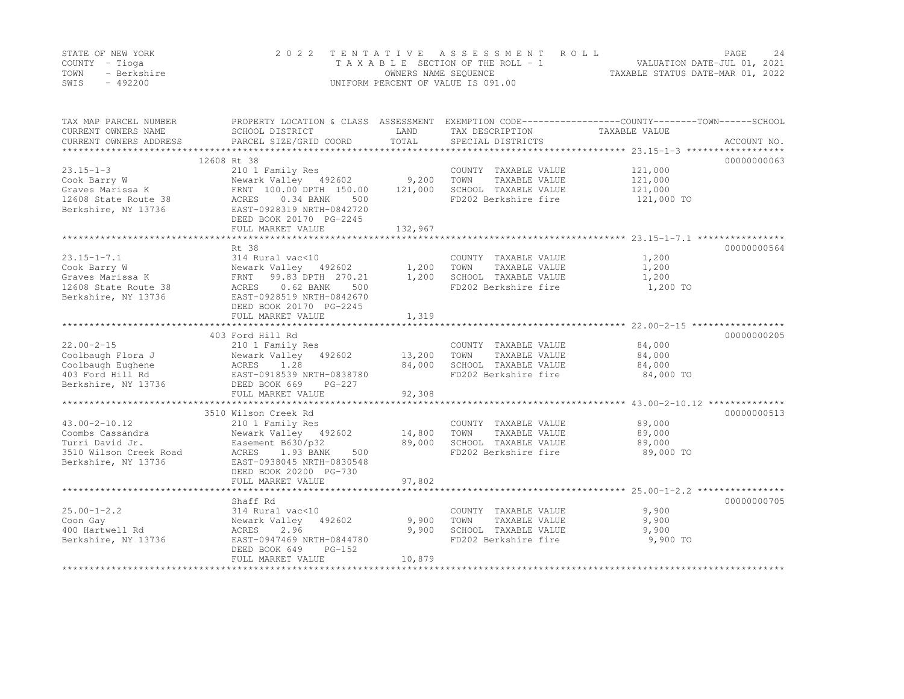STATE OF NEW YORK
COUNTY - Tioga
TOWN - Berkshire
SWIS - 492200

2 0 2 2 T E N T A T I V E A S S E S S M E N T R O L L
T A X A B L E SECTION OF THE ROLL - 1
OWNERS NAME SEQUENCE
UNIFORM PERCENT OF VALUE IS 091.00

VALUATION DATE-JUL 01, 2021
TAXABLE STATUS DATE-MAR 01, 2022

| TAX MAP PARCEL NUMBER<br>CURRENT OWNERS NAME<br>CURRENT OWNERS ADDRESS | PROPERTY LOCATION & CLASS<br>SCHOOL DISTRICT<br>PARCEL SIZE/GRID COORD | ASSESSMENT<br>LAND<br>TOTAL | EXEMPTION CODE<br>TAX DESCRIPTION<br>SPECIAL DISTRICTS | COUNTY--------TOWN------SCHOOL<br>TAXABLE VALUE | ACCOUNT NO. |
|---|---|---|---|---|---|
| 23.15-1-3<br>Cook Barry W<br>Graves Marissa K<br>12608 State Route 38<br>Berkshire, NY 13736 | 12608 Rt 38<br>210 1 Family Res<br>Newark Valley 492602<br>FRNT 100.00 DPTH 150.00<br>ACRES 0.34 BANK 500<br>EAST-0928319 NRTH-0842720<br>DEED BOOK 20170 PG-2245<br>FULL MARKET VALUE | <br><br>9,200<br>121,000<br><br><br><br>132,967 | COUNTY TAXABLE VALUE<br>TOWN TAXABLE VALUE<br>SCHOOL TAXABLE VALUE<br>FD202 Berkshire fire | 121,000<br>121,000<br>121,000<br>121,000 TO | 00000000063 |
| 23.15-1-7.1<br>Cook Barry W<br>Graves Marissa K<br>12608 State Route 38<br>Berkshire, NY 13736 | Rt 38<br>314 Rural vac<10<br>Newark Valley 492602<br>FRNT 99.83 DPTH 270.21<br>ACRES 0.62 BANK 500<br>EAST-0928519 NRTH-0842670<br>DEED BOOK 20170 PG-2245<br>FULL MARKET VALUE | <br><br>1,200<br>1,200<br><br><br><br>1,319 | COUNTY TAXABLE VALUE<br>TOWN TAXABLE VALUE<br>SCHOOL TAXABLE VALUE<br>FD202 Berkshire fire | 1,200<br>1,200<br>1,200<br>1,200 TO | 00000000564 |
| 22.00-2-15<br>Coolbaugh Flora J<br>Coolbaugh Eughene<br>403 Ford Hill Rd<br>Berkshire, NY 13736 | 403 Ford Hill Rd<br>210 1 Family Res<br>Newark Valley 492602<br>ACRES 1.28<br>EAST-0918539 NRTH-0838780<br>DEED BOOK 669 PG-227<br>FULL MARKET VALUE | <br><br>13,200<br>84,000<br><br><br>92,308 | COUNTY TAXABLE VALUE<br>TOWN TAXABLE VALUE<br>SCHOOL TAXABLE VALUE<br>FD202 Berkshire fire | 84,000<br>84,000<br>84,000<br>84,000 TO | 00000000205 |
| 43.00-2-10.12<br>Coombs Cassandra<br>Turri David Jr.<br>3510 Wilson Creek Road<br>Berkshire, NY 13736 | 3510 Wilson Creek Rd<br>210 1 Family Res<br>Newark Valley 492602<br>Easement B630/p32<br>ACRES 1.93 BANK 500<br>EAST-0938045 NRTH-0830548<br>DEED BOOK 20200 PG-730<br>FULL MARKET VALUE | <br><br>14,800<br>89,000<br><br><br><br>97,802 | COUNTY TAXABLE VALUE<br>TOWN TAXABLE VALUE<br>SCHOOL TAXABLE VALUE<br>FD202 Berkshire fire | 89,000<br>89,000<br>89,000<br>89,000 TO | 00000000513 |
| 25.00-1-2.2<br>Coon Gay<br>400 Hartwell Rd<br>Berkshire, NY 13736 | Shaff Rd<br>314 Rural vac<10<br>Newark Valley 492602<br>ACRES 2.96<br>EAST-0947469 NRTH-0844780<br>DEED BOOK 649 PG-152<br>FULL MARKET VALUE | <br><br>9,900<br>9,900<br><br><br>10,879 | COUNTY TAXABLE VALUE<br>TOWN TAXABLE VALUE<br>SCHOOL TAXABLE VALUE<br>FD202 Berkshire fire | 9,900<br>9,900<br>9,900<br>9,900 TO | 00000000705 |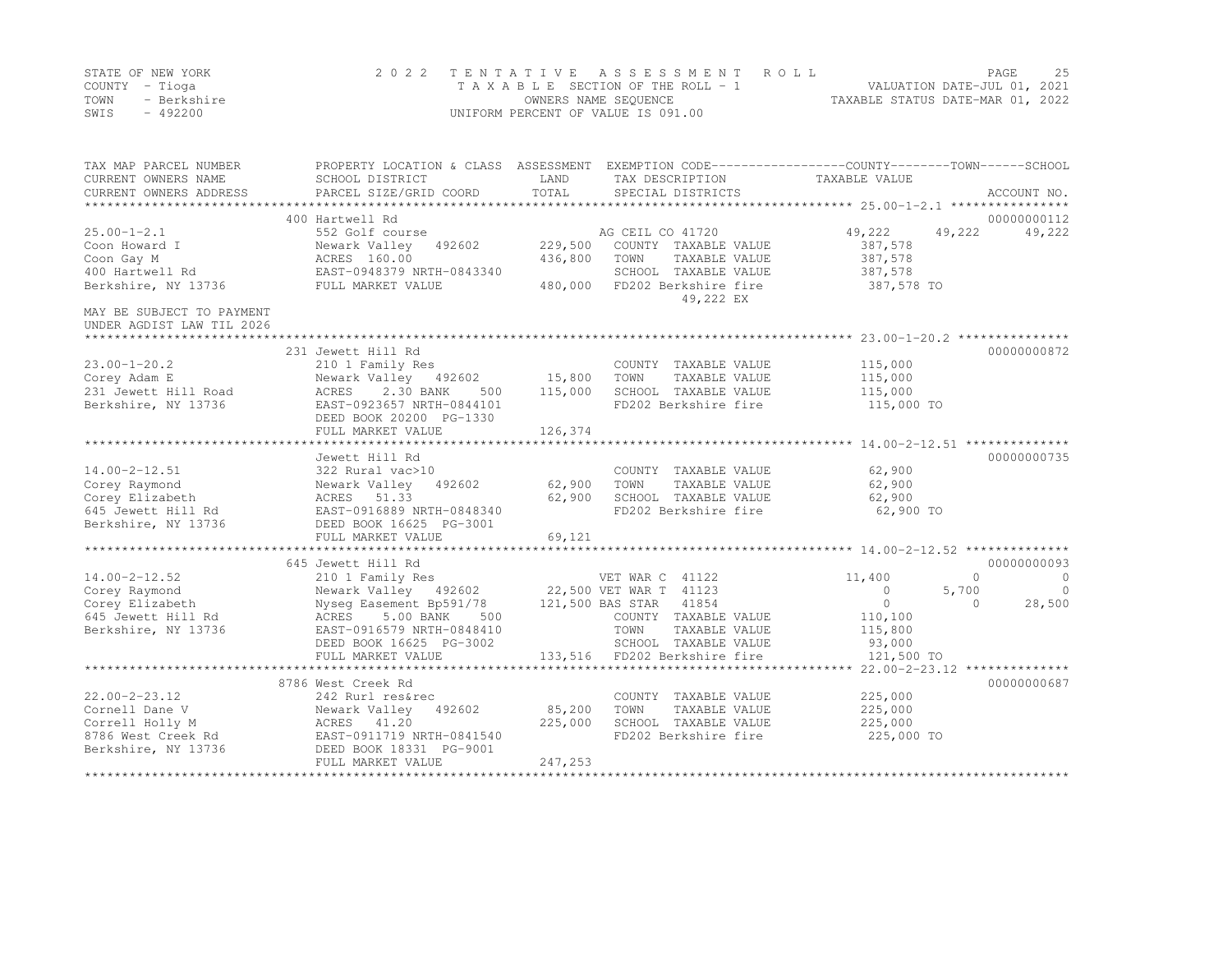STATE OF NEW YORK
COUNTY - Tioga
TOWN - Berkshire
SWIS - 492200

2022 TENTATIVE ASSESSMENT ROLL
TAXABLE SECTION OF THE ROLL - 1
OWNERS NAME SEQUENCE
UNIFORM PERCENT OF VALUE IS 091.00

VALUATION DATE-JUL 01, 2021
TAXABLE STATUS DATE-MAR 01, 2022

| TAX MAP PARCEL NUMBER / CURRENT OWNERS NAME / CURRENT OWNERS ADDRESS | PROPERTY LOCATION & CLASS / SCHOOL DISTRICT / PARCEL SIZE/GRID COORD | ASSESSMENT LAND / TOTAL | EXEMPTION CODE / TAX DESCRIPTION / SPECIAL DISTRICTS | COUNTY TAXABLE VALUE | TOWN | SCHOOL | ACCOUNT NO. |
|---|---|---|---|---|---|---|---|
| 25.00-1-2.1 | 400 Hartwell Rd | | | | | | 00000000112 |
| | 552 Golf course | | AG CEIL CO 41720 | 49,222 | 49,222 | 49,222 | |
| Coon Howard I | Newark Valley 492602 | 229,500 | COUNTY TAXABLE VALUE | 387,578 | | | |
| Coon Gay M | ACRES 160.00 | 436,800 | TOWN TAXABLE VALUE | 387,578 | | | |
| 400 Hartwell Rd | EAST-0948379 NRTH-0843340 | | SCHOOL TAXABLE VALUE | 387,578 | | | |
| Berkshire, NY 13736 | FULL MARKET VALUE | 480,000 | FD202 Berkshire fire | 387,578 TO | | | |
| | | | 49,222 EX | | | | |
| MAY BE SUBJECT TO PAYMENT UNDER AGDIST LAW TIL 2026 | | | | | | | |
| 23.00-1-20.2 | 231 Jewett Hill Rd | | | | | | 00000000872 |
| | 210 1 Family Res | | COUNTY TAXABLE VALUE | 115,000 | | | |
| Corey Adam E | Newark Valley 492602 | 15,800 | TOWN TAXABLE VALUE | 115,000 | | | |
| 231 Jewett Hill Road | ACRES 2.30 BANK 500 | 115,000 | SCHOOL TAXABLE VALUE | 115,000 | | | |
| Berkshire, NY 13736 | EAST-0923657 NRTH-0844101 | | FD202 Berkshire fire | 115,000 TO | | | |
| | DEED BOOK 20200 PG-1330 | | | | | | |
| | FULL MARKET VALUE | 126,374 | | | | | |
| 14.00-2-12.51 | Jewett Hill Rd | | | | | | 00000000735 |
| | 322 Rural vac>10 | | COUNTY TAXABLE VALUE | 62,900 | | | |
| Corey Raymond | Newark Valley 492602 | 62,900 | TOWN TAXABLE VALUE | 62,900 | | | |
| Corey Elizabeth | ACRES 51.33 | 62,900 | SCHOOL TAXABLE VALUE | 62,900 | | | |
| 645 Jewett Hill Rd | EAST-0916889 NRTH-0848340 | | FD202 Berkshire fire | 62,900 TO | | | |
| Berkshire, NY 13736 | DEED BOOK 16625 PG-3001 | | | | | | |
| | FULL MARKET VALUE | 69,121 | | | | | |
| 14.00-2-12.52 | 645 Jewett Hill Rd | | | | | | 00000000093 |
| | 210 1 Family Res | | VET WAR C 41122 | 11,400 | 0 | 0 | |
| Corey Raymond | Newark Valley 492602 | 22,500 | VET WAR T 41123 | 0 | 5,700 | 0 | |
| Corey Elizabeth | Nyseg Easement Bp591/78 | 121,500 | BAS STAR 41854 | 0 | 0 | 28,500 | |
| 645 Jewett Hill Rd | ACRES 5.00 BANK 500 | | COUNTY TAXABLE VALUE | 110,100 | | | |
| Berkshire, NY 13736 | EAST-0916579 NRTH-0848410 | | TOWN TAXABLE VALUE | 115,800 | | | |
| | DEED BOOK 16625 PG-3002 | | SCHOOL TAXABLE VALUE | 93,000 | | | |
| | FULL MARKET VALUE | 133,516 | FD202 Berkshire fire | 121,500 TO | | | |
| 22.00-2-23.12 | 8786 West Creek Rd | | | | | | 00000000687 |
| | 242 Rurl res&rec | | COUNTY TAXABLE VALUE | 225,000 | | | |
| Cornell Dane V | Newark Valley 492602 | 85,200 | TOWN TAXABLE VALUE | 225,000 | | | |
| Correll Holly M | ACRES 41.20 | 225,000 | SCHOOL TAXABLE VALUE | 225,000 | | | |
| 8786 West Creek Rd | EAST-0911719 NRTH-0841540 | | FD202 Berkshire fire | 225,000 TO | | | |
| Berkshire, NY 13736 | DEED BOOK 18331 PG-9001 | | | | | | |
| | FULL MARKET VALUE | 247,253 | | | | | |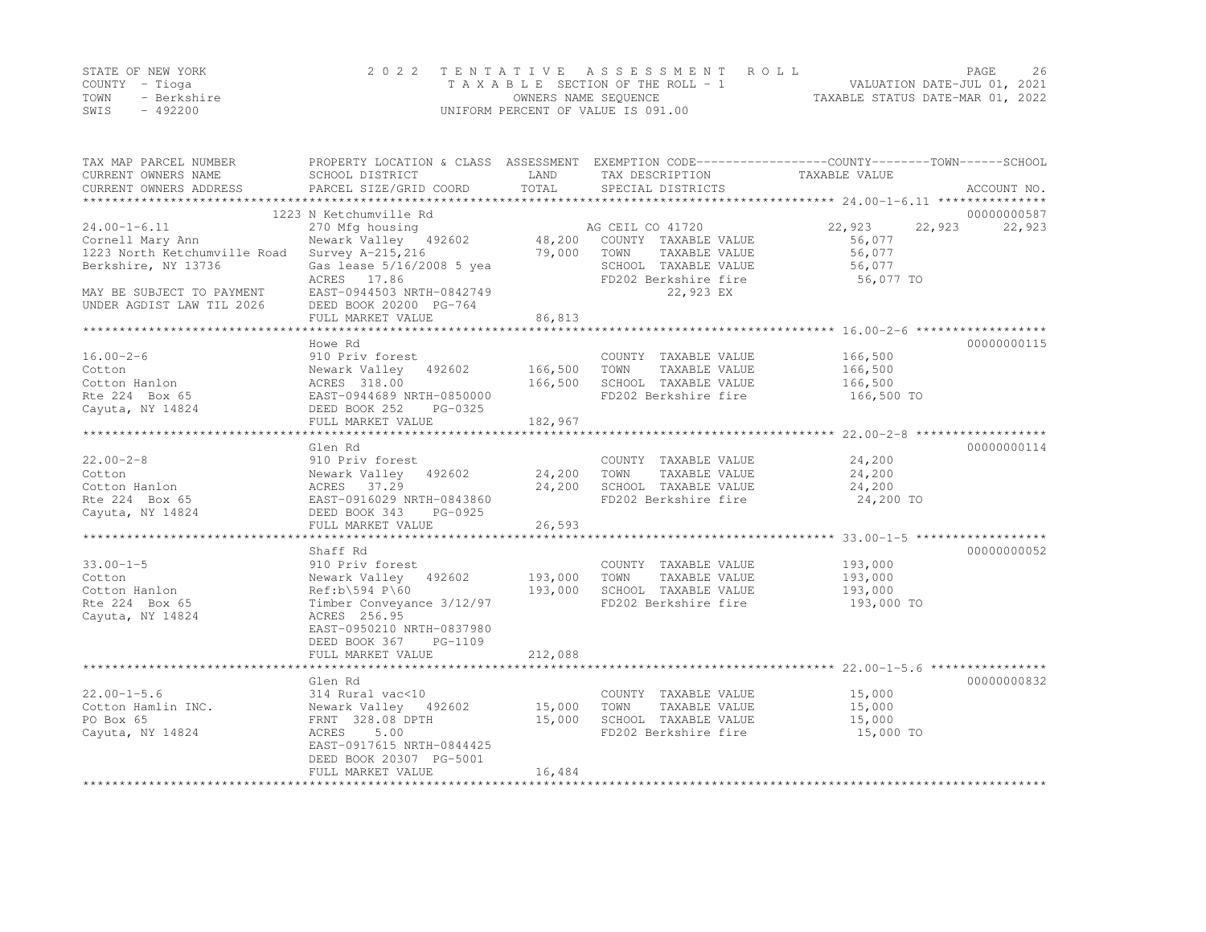STATE OF NEW YORK
COUNTY - Tioga
TOWN - Berkshire
SWIS - 492200

2022 TENTATIVE ASSESSMENT ROLL
TAXABLE SECTION OF THE ROLL - 1
OWNERS NAME SEQUENCE
UNIFORM PERCENT OF VALUE IS 091.00

VALUATION DATE-JUL 01, 2021
TAXABLE STATUS DATE-MAR 01, 2022

| TAX MAP PARCEL NUMBER / CURRENT OWNERS NAME / CURRENT OWNERS ADDRESS | PROPERTY LOCATION & CLASS / SCHOOL DISTRICT / PARCEL SIZE/GRID COORD | ASSESSMENT LAND / TOTAL | EXEMPTION CODE / TAX DESCRIPTION / SPECIAL DISTRICTS | COUNTY TAXABLE VALUE | TOWN | SCHOOL | ACCOUNT NO. |
|---|---|---|---|---|---|---|---|
| **24.00-1-6.11** | 1223 N Ketchumville Rd | | | | | | 00000000587 |
| 24.00-1-6.11 | 270 Mfg housing | | AG CEIL CO 41720 | 22,923 | 22,923 | 22,923 | |
| Cornell Mary Ann | Newark Valley 492602 | 48,200 | COUNTY TAXABLE VALUE | 56,077 | | | |
| 1223 North Ketchumville Road | Survey A-215,216 | 79,000 | TOWN TAXABLE VALUE | 56,077 | | | |
| Berkshire, NY 13736 | Gas lease 5/16/2008 5 yea | | SCHOOL TAXABLE VALUE | 56,077 | | | |
| | ACRES 17.86 | | FD202 Berkshire fire | 56,077 TO | | | |
| MAY BE SUBJECT TO PAYMENT | EAST-0944503 NRTH-0842749 | | 22,923 EX | | | | |
| UNDER AGDIST LAW TIL 2026 | DEED BOOK 20200 PG-764 | | | | | | |
| | FULL MARKET VALUE | 86,813 | | | | | |
| **16.00-2-6** | Howe Rd | | | | | | 00000000115 |
| 16.00-2-6 | 910 Priv forest | | COUNTY TAXABLE VALUE | 166,500 | | | |
| Cotton | Newark Valley 492602 | 166,500 | TOWN TAXABLE VALUE | 166,500 | | | |
| Cotton Hanlon | ACRES 318.00 | 166,500 | SCHOOL TAXABLE VALUE | 166,500 | | | |
| Rte 224 Box 65 | EAST-0944689 NRTH-0850000 | | FD202 Berkshire fire | 166,500 TO | | | |
| Cayuta, NY 14824 | DEED BOOK 252 PG-0325 | | | | | | |
| | FULL MARKET VALUE | 182,967 | | | | | |
| **22.00-2-8** | Glen Rd | | | | | | 00000000114 |
| 22.00-2-8 | 910 Priv forest | | COUNTY TAXABLE VALUE | 24,200 | | | |
| Cotton | Newark Valley 492602 | 24,200 | TOWN TAXABLE VALUE | 24,200 | | | |
| Cotton Hanlon | ACRES 37.29 | 24,200 | SCHOOL TAXABLE VALUE | 24,200 | | | |
| Rte 224 Box 65 | EAST-0916029 NRTH-0843860 | | FD202 Berkshire fire | 24,200 TO | | | |
| Cayuta, NY 14824 | DEED BOOK 343 PG-0925 | | | | | | |
| | FULL MARKET VALUE | 26,593 | | | | | |
| **33.00-1-5** | Shaff Rd | | | | | | 00000000052 |
| 33.00-1-5 | 910 Priv forest | | COUNTY TAXABLE VALUE | 193,000 | | | |
| Cotton | Newark Valley 492602 | 193,000 | TOWN TAXABLE VALUE | 193,000 | | | |
| Cotton Hanlon | Ref:b\594 P\60 | 193,000 | SCHOOL TAXABLE VALUE | 193,000 | | | |
| Rte 224 Box 65 | Timber Conveyance 3/12/97 | | FD202 Berkshire fire | 193,000 TO | | | |
| Cayuta, NY 14824 | ACRES 256.95 | | | | | | |
| | EAST-0950210 NRTH-0837980 | | | | | | |
| | DEED BOOK 367 PG-1109 | | | | | | |
| | FULL MARKET VALUE | 212,088 | | | | | |
| **22.00-1-5.6** | Glen Rd | | | | | | 00000000832 |
| 22.00-1-5.6 | 314 Rural vac<10 | | COUNTY TAXABLE VALUE | 15,000 | | | |
| Cotton Hamlin INC. | Newark Valley 492602 | 15,000 | TOWN TAXABLE VALUE | 15,000 | | | |
| PO Box 65 | FRNT 328.08 DPTH | 15,000 | SCHOOL TAXABLE VALUE | 15,000 | | | |
| Cayuta, NY 14824 | ACRES 5.00 | | FD202 Berkshire fire | 15,000 TO | | | |
| | EAST-0917615 NRTH-0844425 | | | | | | |
| | DEED BOOK 20307 PG-5001 | | | | | | |
| | FULL MARKET VALUE | 16,484 | | | | | |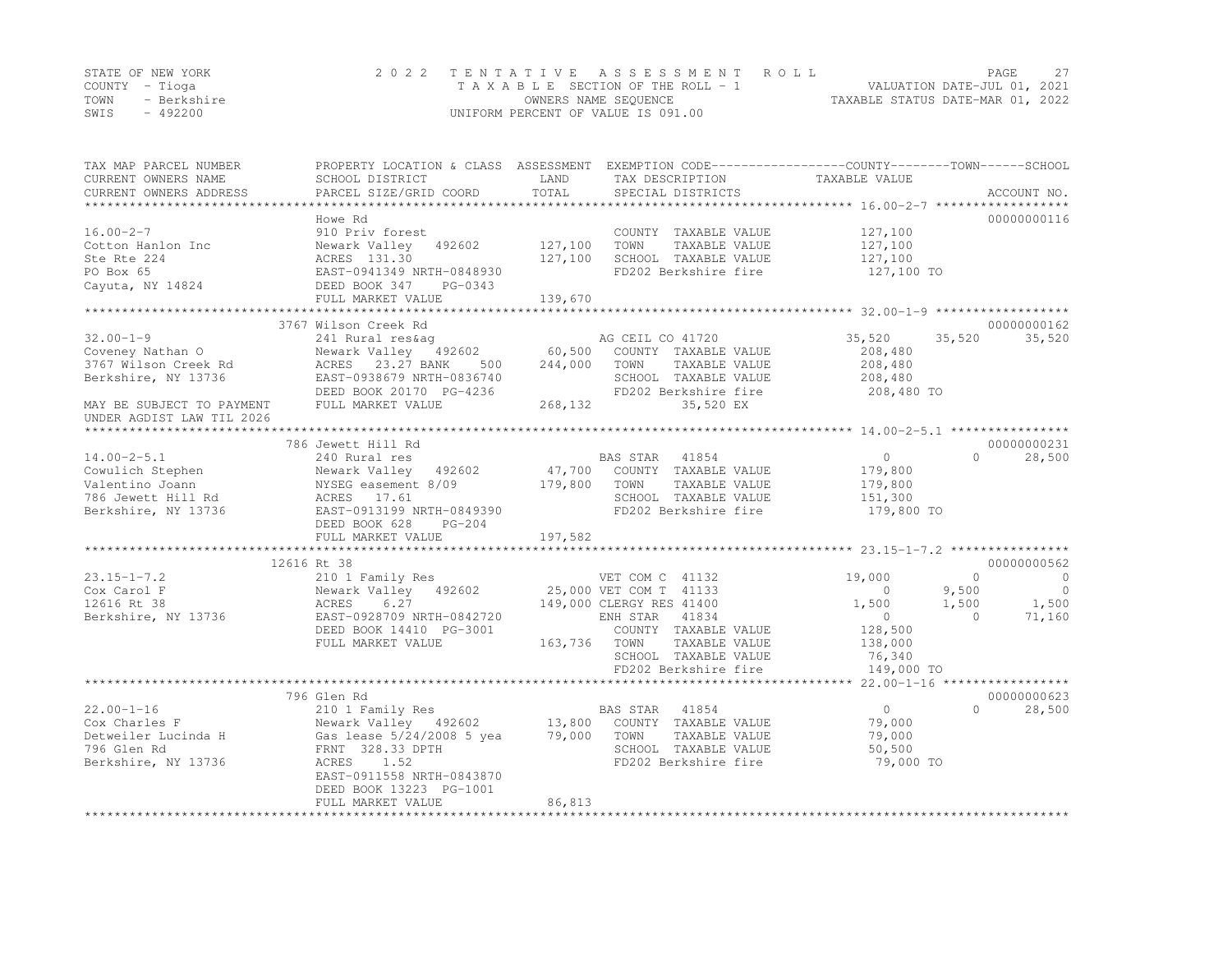STATE OF NEW YORK
COUNTY - Tioga
TOWN - Berkshire
SWIS - 492200

2 0 2 2 TENTATIVE ASSESSMENT ROLL
TAXABLE SECTION OF THE ROLL - 1
OWNERS NAME SEQUENCE
UNIFORM PERCENT OF VALUE IS 091.00

VALUATION DATE-JUL 01, 2021
TAXABLE STATUS DATE-MAR 01, 2022

| TAX MAP PARCEL NUMBER / CURRENT OWNERS NAME / CURRENT OWNERS ADDRESS | PROPERTY LOCATION & CLASS / SCHOOL DISTRICT / PARCEL SIZE/GRID COORD | ASSESSMENT LAND | TOTAL | EXEMPTION CODE / TAX DESCRIPTION / SPECIAL DISTRICTS | COUNTY TAXABLE VALUE | TOWN | SCHOOL | ACCOUNT NO. |
|---|---|---|---|---|---|---|---|---|
| **16.00-2-7** | Howe Rd | | | | | | | 00000000116 |
| Cotton Hanlon Inc | 910 Priv forest | | | COUNTY TAXABLE VALUE | 127,100 | | | |
| Ste Rte 224 | Newark Valley 492602 | 127,100 | | TOWN TAXABLE VALUE | 127,100 | | | |
| PO Box 65 | ACRES 131.30 | | 127,100 | SCHOOL TAXABLE VALUE | 127,100 | | | |
| Cayuta, NY 14824 | EAST-0941349 NRTH-0848930 | | | FD202 Berkshire fire | 127,100 TO | | | |
| | DEED BOOK 347 PG-0343 | | | | | | | |
| | FULL MARKET VALUE | | 139,670 | | | | | |
| **32.00-1-9** | 3767 Wilson Creek Rd | | | | | | | 00000000162 |
| Coveney Nathan O | 241 Rural res&ag | | | AG CEIL CO 41720 | 35,520 | 35,520 | 35,520 | |
| 3767 Wilson Creek Rd | Newark Valley 492602 | 60,500 | | COUNTY TAXABLE VALUE | 208,480 | | | |
| Berkshire, NY 13736 | ACRES 23.27 BANK 500 | | 244,000 | TOWN TAXABLE VALUE | 208,480 | | | |
| | EAST-0938679 NRTH-0836740 | | | SCHOOL TAXABLE VALUE | 208,480 | | | |
| | DEED BOOK 20170 PG-4236 | | | FD202 Berkshire fire | 208,480 TO | | | |
| MAY BE SUBJECT TO PAYMENT UNDER AGDIST LAW TIL 2026 | FULL MARKET VALUE | | 268,132 | 35,520 EX | | | | |
| **14.00-2-5.1** | 786 Jewett Hill Rd | | | | | | | 00000000231 |
| Cowulich Stephen | 240 Rural res | | | BAS STAR 41854 | 0 | 0 | 28,500 | |
| Valentino Joann | Newark Valley 492602 | 47,700 | | COUNTY TAXABLE VALUE | 179,800 | | | |
| 786 Jewett Hill Rd | NYSEG easement 8/09 | | 179,800 | TOWN TAXABLE VALUE | 179,800 | | | |
| Berkshire, NY 13736 | ACRES 17.61 | | | SCHOOL TAXABLE VALUE | 151,300 | | | |
| | EAST-0913199 NRTH-0849390 | | | FD202 Berkshire fire | 179,800 TO | | | |
| | DEED BOOK 628 PG-204 | | | | | | | |
| | FULL MARKET VALUE | | 197,582 | | | | | |
| **23.15-1-7.2** | 12616 Rt 38 | | | | | | | 00000000562 |
| Cox Carol F | 210 1 Family Res | | | VET COM C 41132 | 19,000 | 0 | 0 | |
| 12616 Rt 38 | Newark Valley 492602 | 25,000 | | VET COM T 41133 | 0 | 9,500 | 0 | |
| Berkshire, NY 13736 | ACRES 6.27 | | 149,000 | CLERGY RES 41400 | 1,500 | 1,500 | 1,500 | |
| | EAST-0928709 NRTH-0842720 | | | ENH STAR 41834 | 0 | 0 | 71,160 | |
| | DEED BOOK 14410 PG-3001 | | | COUNTY TAXABLE VALUE | 128,500 | | | |
| | FULL MARKET VALUE | | 163,736 | TOWN TAXABLE VALUE | 138,000 | | | |
| | | | | SCHOOL TAXABLE VALUE | 76,340 | | | |
| | | | | FD202 Berkshire fire | 149,000 TO | | | |
| **22.00-1-16** | 796 Glen Rd | | | | | | | 00000000623 |
| Cox Charles F | 210 1 Family Res | | | BAS STAR 41854 | 0 | 0 | 28,500 | |
| Detweiler Lucinda H | Newark Valley 492602 | 13,800 | | COUNTY TAXABLE VALUE | 79,000 | | | |
| 796 Glen Rd | Gas lease 5/24/2008 5 yea | | 79,000 | TOWN TAXABLE VALUE | 79,000 | | | |
| Berkshire, NY 13736 | FRNT 328.33 DPTH | | | SCHOOL TAXABLE VALUE | 50,500 | | | |
| | ACRES 1.52 | | | FD202 Berkshire fire | 79,000 TO | | | |
| | EAST-0911558 NRTH-0843870 | | | | | | | |
| | DEED BOOK 13223 PG-1001 | | | | | | | |
| | FULL MARKET VALUE | | 86,813 | | | | | |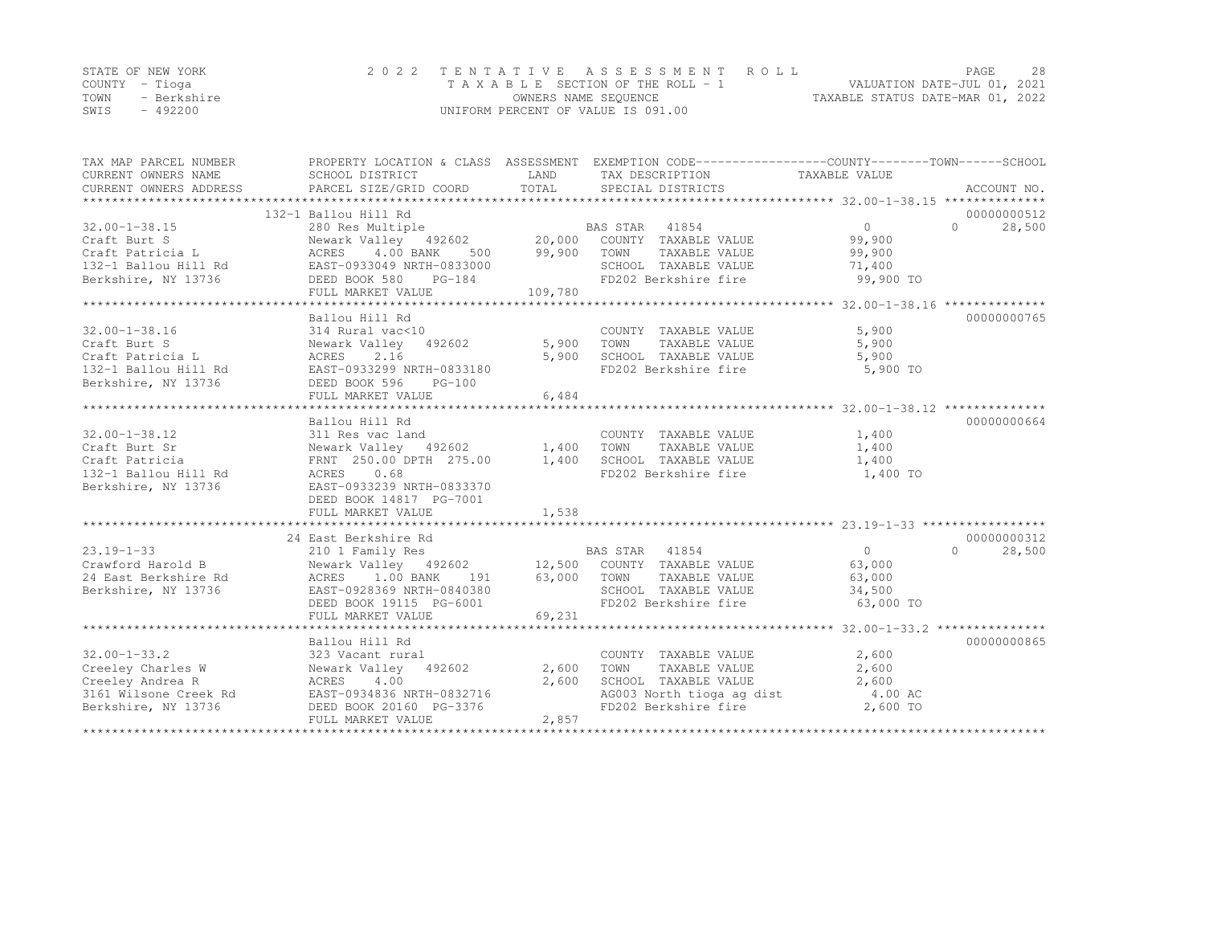STATE OF NEW YORK
COUNTY - Tioga
TOWN - Berkshire
SWIS - 492200

2022 TENTATIVE ASSESSMENT ROLL
TAXABLE SECTION OF THE ROLL - 1
OWNERS NAME SEQUENCE
UNIFORM PERCENT OF VALUE IS 091.00

VALUATION DATE-JUL 01, 2021
TAXABLE STATUS DATE-MAR 01, 2022

```
TAX MAP PARCEL NUMBER     PROPERTY LOCATION & CLASS  ASSESSMENT  EXEMPTION CODE-----------------COUNTY--------TOWN------SCHOOL
CURRENT OWNERS NAME       SCHOOL DISTRICT               LAND      TAX DESCRIPTION            TAXABLE VALUE
CURRENT OWNERS ADDRESS    PARCEL SIZE/GRID COORD        TOTAL     SPECIAL DISTRICTS                                  ACCOUNT NO.
******************************************************************************************* 32.00-1-38.15 **************
                          132-1 Ballou Hill Rd                                                                       00000000512
32.00-1-38.15             280 Res Multiple                        BAS STAR  41854                  0             0      28,500
Craft Burt S              Newark Valley  492602      20,000    COUNTY  TAXABLE VALUE          99,900
Craft Patricia L          ACRES    4.00 BANK    500  99,900    TOWN    TAXABLE VALUE          99,900
132-1 Ballou Hill Rd      EAST-0933049 NRTH-0833000            SCHOOL  TAXABLE VALUE          71,400
Berkshire, NY 13736       DEED BOOK 580    PG-184              FD202 Berkshire fire            99,900 TO
                          FULL MARKET VALUE         109,780
******************************************************************************************* 32.00-1-38.16 **************
                          Ballou Hill Rd                                                                             00000000765
32.00-1-38.16             314 Rural vac<10                        COUNTY  TAXABLE VALUE           5,900
Craft Burt S              Newark Valley  492602       5,900    TOWN    TAXABLE VALUE           5,900
Craft Patricia L          ACRES    2.16               5,900    SCHOOL  TAXABLE VALUE           5,900
132-1 Ballou Hill Rd      EAST-0933299 NRTH-0833180            FD202 Berkshire fire             5,900 TO
Berkshire, NY 13736       DEED BOOK 596    PG-100
                          FULL MARKET VALUE           6,484
******************************************************************************************* 32.00-1-38.12 **************
                          Ballou Hill Rd                                                                             00000000664
32.00-1-38.12             311 Res vac land                        COUNTY  TAXABLE VALUE           1,400
Craft Burt Sr             Newark Valley  492602       1,400    TOWN    TAXABLE VALUE           1,400
Craft Patricia            FRNT 250.00 DPTH 275.00     1,400    SCHOOL  TAXABLE VALUE           1,400
132-1 Ballou Hill Rd      ACRES    0.68                        FD202 Berkshire fire             1,400 TO
Berkshire, NY 13736       EAST-0933239 NRTH-0833370
                          DEED BOOK 14817 PG-7001
                          FULL MARKET VALUE           1,538
******************************************************************************************* 23.19-1-33 *****************
                          24 East Berkshire Rd                                                                       00000000312
23.19-1-33                210 1 Family Res                        BAS STAR  41854                  0             0      28,500
Crawford Harold B         Newark Valley  492602      12,500    COUNTY  TAXABLE VALUE          63,000
24 East Berkshire Rd      ACRES    1.00 BANK    191  63,000    TOWN    TAXABLE VALUE          63,000
Berkshire, NY 13736       EAST-0928369 NRTH-0840380            SCHOOL  TAXABLE VALUE          34,500
                          DEED BOOK 19115 PG-6001              FD202 Berkshire fire            63,000 TO
                          FULL MARKET VALUE          69,231
******************************************************************************************* 32.00-1-33.2 ***************
                          Ballou Hill Rd                                                                             00000000865
32.00-1-33.2              323 Vacant rural                        COUNTY  TAXABLE VALUE           2,600
Creeley Charles W         Newark Valley  492602       2,600    TOWN    TAXABLE VALUE           2,600
Creeley Andrea R          ACRES    4.00               2,600    SCHOOL  TAXABLE VALUE           2,600
3161 Wilsone Creek Rd     EAST-0934836 NRTH-0832716            AG003 North tioga ag dist        4.00 AC
Berkshire, NY 13736       DEED BOOK 20160 PG-3376              FD202 Berkshire fire             2,600 TO
                          FULL MARKET VALUE           2,857
************************************************************************************************************************
```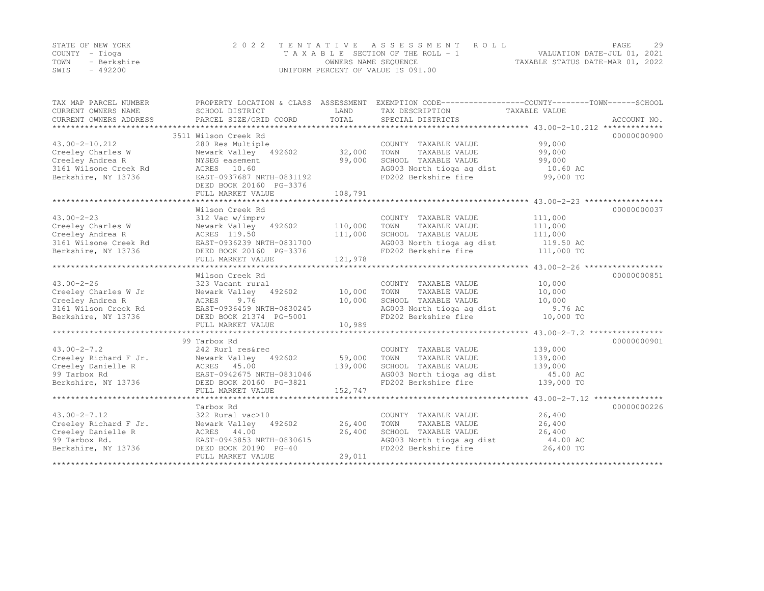STATE OF NEW YORK
COUNTY - Tioga
TOWN - Berkshire
SWIS - 492200

2 0 2 2 T E N T A T I V E A S S E S S M E N T R O L L
T A X A B L E SECTION OF THE ROLL - 1
OWNERS NAME SEQUENCE
UNIFORM PERCENT OF VALUE IS 091.00

VALUATION DATE-JUL 01, 2021
TAXABLE STATUS DATE-MAR 01, 2022

| TAX MAP PARCEL NUMBER / CURRENT OWNERS NAME / CURRENT OWNERS ADDRESS | PROPERTY LOCATION & CLASS / SCHOOL DISTRICT / PARCEL SIZE/GRID COORD | ASSESSMENT LAND / TOTAL | EXEMPTION CODE / TAX DESCRIPTION / SPECIAL DISTRICTS | COUNTY--------TOWN------SCHOOL TAXABLE VALUE | ACCOUNT NO. |
|---|---|---|---|---|---|
| **43.00-2-10.212** | 3511 Wilson Creek Rd | | | | 00000000900 |
| 43.00-2-10.212 | 280 Res Multiple | | COUNTY TAXABLE VALUE | 99,000 | |
| Creeley Charles W | Newark Valley 492602 | 32,000 | TOWN TAXABLE VALUE | 99,000 | |
| Creeley Andrea R | NYSEG easement | 99,000 | SCHOOL TAXABLE VALUE | 99,000 | |
| 3161 Wilsone Creek Rd | ACRES 10.60 | | AG003 North tioga ag dist | 10.60 AC | |
| Berkshire, NY 13736 | EAST-0937687 NRTH-0831192 | | FD202 Berkshire fire | 99,000 TO | |
| | DEED BOOK 20160 PG-3376 | | | | |
| | FULL MARKET VALUE | 108,791 | | | |
| **43.00-2-23** | Wilson Creek Rd | | | | 00000000037 |
| 43.00-2-23 | 312 Vac w/imprv | | COUNTY TAXABLE VALUE | 111,000 | |
| Creeley Charles W | Newark Valley 492602 | 110,000 | TOWN TAXABLE VALUE | 111,000 | |
| Creeley Andrea R | ACRES 119.50 | 111,000 | SCHOOL TAXABLE VALUE | 111,000 | |
| 3161 Wilsone Creek Rd | EAST-0936239 NRTH-0831700 | | AG003 North tioga ag dist | 119.50 AC | |
| Berkshire, NY 13736 | DEED BOOK 20160 PG-3376 | | FD202 Berkshire fire | 111,000 TO | |
| | FULL MARKET VALUE | 121,978 | | | |
| **43.00-2-26** | Wilson Creek Rd | | | | 00000000851 |
| 43.00-2-26 | 323 Vacant rural | | COUNTY TAXABLE VALUE | 10,000 | |
| Creeley Charles W Jr | Newark Valley 492602 | 10,000 | TOWN TAXABLE VALUE | 10,000 | |
| Creeley Andrea R | ACRES 9.76 | 10,000 | SCHOOL TAXABLE VALUE | 10,000 | |
| 3161 Wilson Creek Rd | EAST-0936459 NRTH-0830245 | | AG003 North tioga ag dist | 9.76 AC | |
| Berkshire, NY 13736 | DEED BOOK 21374 PG-5001 | | FD202 Berkshire fire | 10,000 TO | |
| | FULL MARKET VALUE | 10,989 | | | |
| **43.00-2-7.2** | 99 Tarbox Rd | | | | 00000000901 |
| 43.00-2-7.2 | 242 Rurl res&rec | | COUNTY TAXABLE VALUE | 139,000 | |
| Creeley Richard F Jr. | Newark Valley 492602 | 59,000 | TOWN TAXABLE VALUE | 139,000 | |
| Creeley Danielle R | ACRES 45.00 | 139,000 | SCHOOL TAXABLE VALUE | 139,000 | |
| 99 Tarbox Rd | EAST-0942675 NRTH-0831046 | | AG003 North tioga ag dist | 45.00 AC | |
| Berkshire, NY 13736 | DEED BOOK 20160 PG-3821 | | FD202 Berkshire fire | 139,000 TO | |
| | FULL MARKET VALUE | 152,747 | | | |
| **43.00-2-7.12** | Tarbox Rd | | | | 00000000226 |
| 43.00-2-7.12 | 322 Rural vac>10 | | COUNTY TAXABLE VALUE | 26,400 | |
| Creeley Richard F Jr. | Newark Valley 492602 | 26,400 | TOWN TAXABLE VALUE | 26,400 | |
| Creeley Danielle R | ACRES 44.00 | 26,400 | SCHOOL TAXABLE VALUE | 26,400 | |
| 99 Tarbox Rd. | EAST-0943853 NRTH-0830615 | | AG003 North tioga ag dist | 44.00 AC | |
| Berkshire, NY 13736 | DEED BOOK 20190 PG-40 | | FD202 Berkshire fire | 26,400 TO | |
| | FULL MARKET VALUE | 29,011 | | | |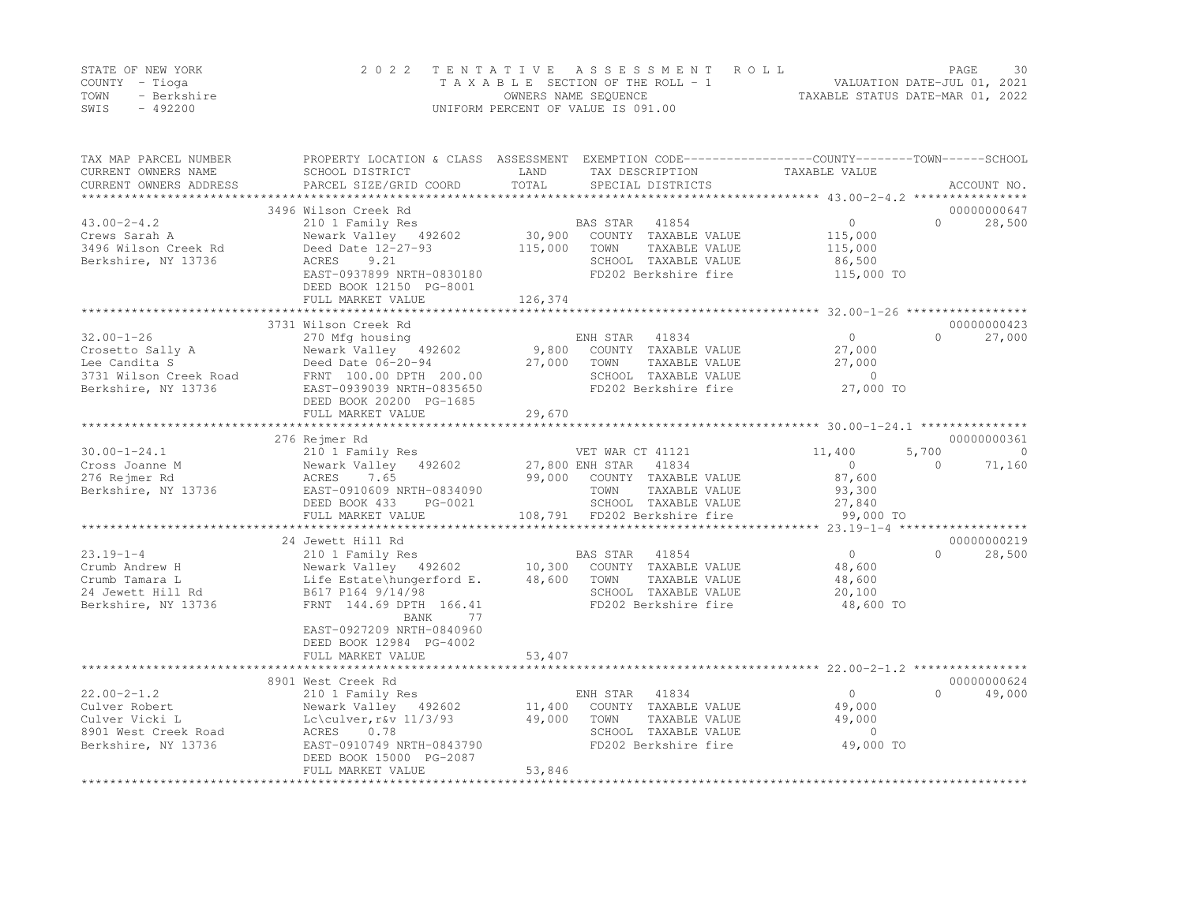STATE OF NEW YORK | COUNTY - Tioga | TOWN - Berkshire | SWIS - 492200

**2022 TENTATIVE ASSESSMENT ROLL**
TAXABLE SECTION OF THE ROLL - 1
OWNERS NAME SEQUENCE
UNIFORM PERCENT OF VALUE IS 091.00

VALUATION DATE-JUL 01, 2021
TAXABLE STATUS DATE-MAR 01, 2022

| TAX MAP PARCEL NUMBER / CURRENT OWNERS NAME / CURRENT OWNERS ADDRESS | PROPERTY LOCATION & CLASS / SCHOOL DISTRICT / PARCEL SIZE/GRID COORD | ASSESSMENT LAND / TOTAL | EXEMPTION CODE / TAX DESCRIPTION / SPECIAL DISTRICTS | COUNTY | TOWN | SCHOOL | ACCOUNT NO. |
|---|---|---|---|---|---|---|---|
| **43.00-2-4.2** | 3496 Wilson Creek Rd | | | | | | 00000000647 |
| Crews Sarah A | 210 1 Family Res | | BAS STAR 41854 | 0 | 0 | 28,500 | |
| 3496 Wilson Creek Rd | Newark Valley 492602 | 30,900 | COUNTY TAXABLE VALUE | 115,000 | | | |
| Berkshire, NY 13736 | Deed Date 12-27-93 | 115,000 | TOWN TAXABLE VALUE | | 115,000 | | |
| | ACRES 9.21 | | SCHOOL TAXABLE VALUE | | | 86,500 | |
| | EAST-0937899 NRTH-0830180 | | FD202 Berkshire fire | 115,000 TO | | | |
| | DEED BOOK 12150 PG-8001 | | | | | | |
| | FULL MARKET VALUE | 126,374 | | | | | |
| **32.00-1-26** | 3731 Wilson Creek Rd | | | | | | 00000000423 |
| Crosetto Sally A | 270 Mfg housing | | ENH STAR 41834 | 0 | 0 | 27,000 | |
| Lee Candita S | Newark Valley 492602 | 9,800 | COUNTY TAXABLE VALUE | 27,000 | | | |
| 3731 Wilson Creek Road | Deed Date 06-20-94 | 27,000 | TOWN TAXABLE VALUE | | 27,000 | | |
| Berkshire, NY 13736 | FRNT 100.00 DPTH 200.00 | | SCHOOL TAXABLE VALUE | | | 0 | |
| | EAST-0939039 NRTH-0835650 | | FD202 Berkshire fire | 27,000 TO | | | |
| | DEED BOOK 20200 PG-1685 | | | | | | |
| | FULL MARKET VALUE | 29,670 | | | | | |
| **30.00-1-24.1** | 276 Rejmer Rd | | | | | | 00000000361 |
| Cross Joanne M | 210 1 Family Res | | VET WAR CT 41121 | 11,400 | 5,700 | 0 | |
| 276 Rejmer Rd | Newark Valley 492602 | 27,800 | ENH STAR 41834 | 0 | 0 | 71,160 | |
| Berkshire, NY 13736 | ACRES 7.65 | 99,000 | COUNTY TAXABLE VALUE | 87,600 | | | |
| | EAST-0910609 NRTH-0834090 | | TOWN TAXABLE VALUE | | 93,300 | | |
| | DEED BOOK 433 PG-0021 | | SCHOOL TAXABLE VALUE | | | 27,840 | |
| | FULL MARKET VALUE | 108,791 | FD202 Berkshire fire | 99,000 TO | | | |
| **23.19-1-4** | 24 Jewett Hill Rd | | | | | | 00000000219 |
| Crumb Andrew H | 210 1 Family Res | | BAS STAR 41854 | 0 | 0 | 28,500 | |
| Crumb Tamara L | Newark Valley 492602 | 10,300 | COUNTY TAXABLE VALUE | 48,600 | | | |
| 24 Jewett Hill Rd | Life Estate\hungerford E. | 48,600 | TOWN TAXABLE VALUE | | 48,600 | | |
| Berkshire, NY 13736 | B617 P164 9/14/98 | | SCHOOL TAXABLE VALUE | | | 20,100 | |
| | FRNT 144.69 DPTH 166.41 | | FD202 Berkshire fire | 48,600 TO | | | |
| | BANK 77 | | | | | | |
| | EAST-0927209 NRTH-0840960 | | | | | | |
| | DEED BOOK 12984 PG-4002 | | | | | | |
| | FULL MARKET VALUE | 53,407 | | | | | |
| **22.00-2-1.2** | 8901 West Creek Rd | | | | | | 00000000624 |
| Culver Robert | 210 1 Family Res | | ENH STAR 41834 | 0 | 0 | 49,000 | |
| Culver Vicki L | Newark Valley 492602 | 11,400 | COUNTY TAXABLE VALUE | 49,000 | | | |
| 8901 West Creek Road | Lc\culver,r&v 11/3/93 | 49,000 | TOWN TAXABLE VALUE | | 49,000 | | |
| Berkshire, NY 13736 | ACRES 0.78 | | SCHOOL TAXABLE VALUE | | | 0 | |
| | EAST-0910749 NRTH-0843790 | | FD202 Berkshire fire | 49,000 TO | | | |
| | DEED BOOK 15000 PG-2087 | | | | | | |
| | FULL MARKET VALUE | 53,846 | | | | | |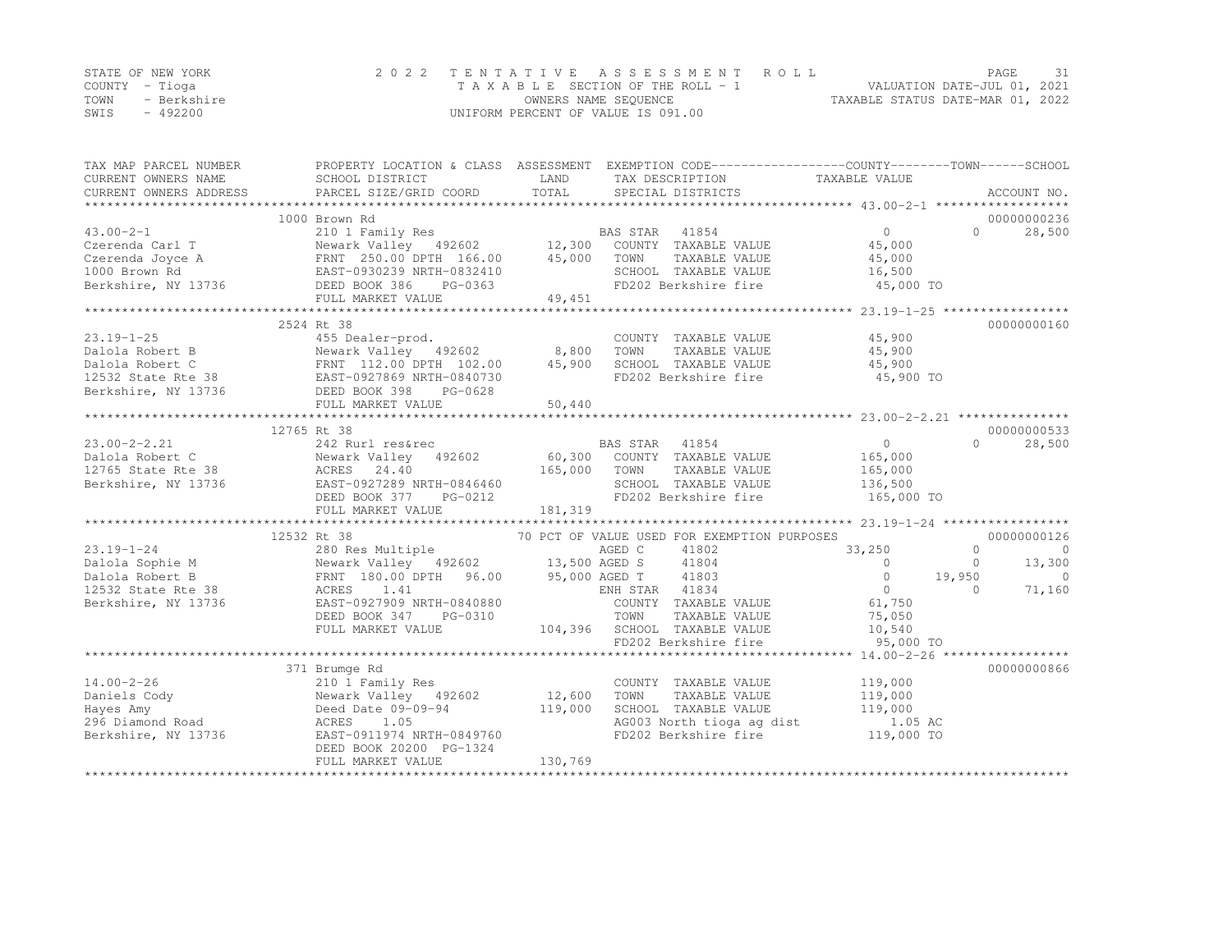STATE OF NEW YORK 2 0 2 2 T E N T A T I V E A S S E S S M E N T R O L L
COUNTY - Tioga T A X A B L E SECTION OF THE ROLL - 1 VALUATION DATE-JUL 01, 2021
TOWN - Berkshire OWNERS NAME SEQUENCE TAXABLE STATUS DATE-MAR 01, 2022
SWIS - 492200 UNIFORM PERCENT OF VALUE IS 091.00

| TAX MAP PARCEL NUMBER / CURRENT OWNERS NAME / CURRENT OWNERS ADDRESS | PROPERTY LOCATION & CLASS / SCHOOL DISTRICT / PARCEL SIZE/GRID COORD | ASSESSMENT LAND / TOTAL | EXEMPTION CODE / TAX DESCRIPTION / SPECIAL DISTRICTS | COUNTY TAXABLE VALUE | TOWN | SCHOOL | ACCOUNT NO. |
|---|---|---|---|---|---|---|---|
| | 1000 Brown Rd | | | | | | 00000000236 |
| 43.00-2-1 | 210 1 Family Res | | BAS STAR 41854 | 0 | 0 | 28,500 | |
| Czerenda Carl T | Newark Valley 492602 | 12,300 | COUNTY TAXABLE VALUE | 45,000 | | | |
| Czerenda Joyce A | FRNT 250.00 DPTH 166.00 | 45,000 | TOWN TAXABLE VALUE | 45,000 | | | |
| 1000 Brown Rd | EAST-0930239 NRTH-0832410 | | SCHOOL TAXABLE VALUE | 16,500 | | | |
| Berkshire, NY 13736 | DEED BOOK 386 PG-0363 | | FD202 Berkshire fire | 45,000 TO | | | |
| | FULL MARKET VALUE | 49,451 | | | | | |
| | 2524 Rt 38 | | | | | | 00000000160 |
| 23.19-1-25 | 455 Dealer-prod. | | COUNTY TAXABLE VALUE | 45,900 | | | |
| Dalola Robert B | Newark Valley 492602 | 8,800 | TOWN TAXABLE VALUE | 45,900 | | | |
| Dalola Robert C | FRNT 112.00 DPTH 102.00 | 45,900 | SCHOOL TAXABLE VALUE | 45,900 | | | |
| 12532 State Rte 38 | EAST-0927869 NRTH-0840730 | | FD202 Berkshire fire | 45,900 TO | | | |
| Berkshire, NY 13736 | DEED BOOK 398 PG-0628 | | | | | | |
| | FULL MARKET VALUE | 50,440 | | | | | |
| | 12765 Rt 38 | | | | | | 00000000533 |
| 23.00-2-2.21 | 242 Rurl res&rec | | BAS STAR 41854 | 0 | 0 | 28,500 | |
| Dalola Robert C | Newark Valley 492602 | 60,300 | COUNTY TAXABLE VALUE | 165,000 | | | |
| 12765 State Rte 38 | ACRES 24.40 | 165,000 | TOWN TAXABLE VALUE | 165,000 | | | |
| Berkshire, NY 13736 | EAST-0927289 NRTH-0846460 | | SCHOOL TAXABLE VALUE | 136,500 | | | |
| | DEED BOOK 377 PG-0212 | | FD202 Berkshire fire | 165,000 TO | | | |
| | FULL MARKET VALUE | 181,319 | | | | | |
| | 12532 Rt 38 | | 70 PCT OF VALUE USED FOR EXEMPTION PURPOSES | | | | 00000000126 |
| 23.19-1-24 | 280 Res Multiple | | AGED C 41802 | 33,250 | 0 | 0 | |
| Dalola Sophie M | Newark Valley 492602 | 13,500 | AGED S 41804 | 0 | 0 | 13,300 | |
| Dalola Robert B | FRNT 180.00 DPTH 96.00 | 95,000 | AGED T 41803 | 0 | 19,950 | 0 | |
| 12532 State Rte 38 | ACRES 1.41 | | ENH STAR 41834 | 0 | 0 | 71,160 | |
| Berkshire, NY 13736 | EAST-0927909 NRTH-0840880 | | COUNTY TAXABLE VALUE | 61,750 | | | |
| | DEED BOOK 347 PG-0310 | | TOWN TAXABLE VALUE | 75,050 | | | |
| | FULL MARKET VALUE | 104,396 | SCHOOL TAXABLE VALUE | 10,540 | | | |
| | | | FD202 Berkshire fire | 95,000 TO | | | |
| | 371 Brumge Rd | | | | | | 00000000866 |
| 14.00-2-26 | 210 1 Family Res | | COUNTY TAXABLE VALUE | 119,000 | | | |
| Daniels Cody | Newark Valley 492602 | 12,600 | TOWN TAXABLE VALUE | 119,000 | | | |
| Hayes Amy | Deed Date 09-09-94 | 119,000 | SCHOOL TAXABLE VALUE | 119,000 | | | |
| 296 Diamond Road | ACRES 1.05 | | AG003 North tioga ag dist | 1.05 AC | | | |
| Berkshire, NY 13736 | EAST-0911974 NRTH-0849760 | | FD202 Berkshire fire | 119,000 TO | | | |
| | DEED BOOK 20200 PG-1324 | | | | | | |
| | FULL MARKET VALUE | 130,769 | | | | | |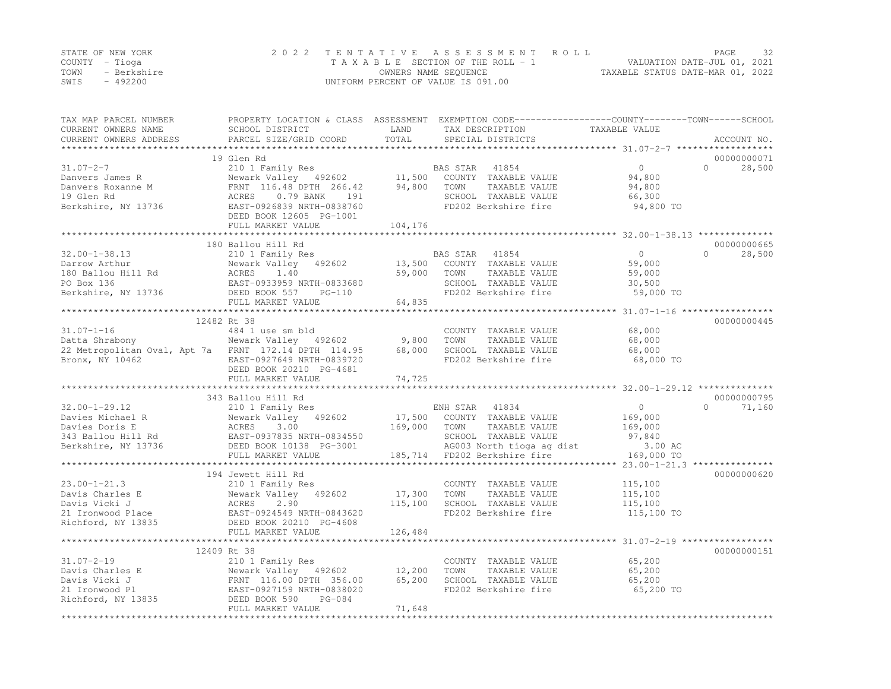STATE OF NEW YORK
COUNTY - Tioga
TOWN - Berkshire
SWIS - 492200

2022 TENTATIVE ASSESSMENT ROLL
TAXABLE SECTION OF THE ROLL - 1
OWNERS NAME SEQUENCE
UNIFORM PERCENT OF VALUE IS 091.00

VALUATION DATE-JUL 01, 2021
TAXABLE STATUS DATE-MAR 01, 2022

```
TAX MAP PARCEL NUMBER          PROPERTY LOCATION & CLASS  ASSESSMENT  EXEMPTION CODE------------------COUNTY--------TOWN------SCHOOL
CURRENT OWNERS NAME            SCHOOL DISTRICT               LAND      TAX DESCRIPTION             TAXABLE VALUE
CURRENT OWNERS ADDRESS         PARCEL SIZE/GRID COORD        TOTAL     SPECIAL DISTRICTS                                   ACCOUNT NO.
******************************************************************************************************* 31.07-2-7 ******************
                               19 Glen Rd                                                                              00000000071
31.07-2-7                      210 1 Family Res                    BAS STAR   41854                  0            0      28,500
Danvers James R                Newark Valley   492602       11,500    COUNTY  TAXABLE VALUE          94,800
Danvers Roxanne M              FRNT 116.48 DPTH 266.42      94,800    TOWN    TAXABLE VALUE          94,800
19 Glen Rd                     ACRES    0.79 BANK    191              SCHOOL  TAXABLE VALUE          66,300
Berkshire, NY 13736            EAST-0926839 NRTH-0838760              FD202 Berkshire fire           94,800 TO
                               DEED BOOK 12605  PG-1001
                               FULL MARKET VALUE           104,176
******************************************************************************************************* 32.00-1-38.13 **************
                               180 Ballou Hill Rd                                                                      00000000665
32.00-1-38.13                  210 1 Family Res                    BAS STAR   41854                  0            0      28,500
Darrow Arthur                  Newark Valley   492602       13,500    COUNTY  TAXABLE VALUE          59,000
180 Ballou Hill Rd             ACRES    1.40                59,000    TOWN    TAXABLE VALUE          59,000
PO Box 136                     EAST-0933959 NRTH-0833680              SCHOOL  TAXABLE VALUE          30,500
Berkshire, NY 13736            DEED BOOK 557    PG-110                FD202 Berkshire fire           59,000 TO
                               FULL MARKET VALUE            64,835
******************************************************************************************************* 31.07-1-16 *****************
                               12482 Rt 38                                                                             00000000445
31.07-1-16                     484 1 use sm bld                       COUNTY  TAXABLE VALUE          68,000
Datta Shrabony                 Newark Valley   492602        9,800    TOWN    TAXABLE VALUE          68,000
22 Metropolitan Oval, Apt 7a   FRNT 172.14 DPTH 114.95      68,000    SCHOOL  TAXABLE VALUE          68,000
Bronx, NY 10462                EAST-0927649 NRTH-0839720              FD202 Berkshire fire           68,000 TO
                               DEED BOOK 20210  PG-4681
                               FULL MARKET VALUE            74,725
******************************************************************************************************* 32.00-1-29.12 **************
                               343 Ballou Hill Rd                                                                      00000000795
32.00-1-29.12                  210 1 Family Res                    ENH STAR   41834                  0            0      71,160
Davies Michael R               Newark Valley   492602       17,500    COUNTY  TAXABLE VALUE         169,000
Davies Doris E                 ACRES    3.00               169,000    TOWN    TAXABLE VALUE         169,000
343 Ballou Hill Rd             EAST-0937835 NRTH-0834550              SCHOOL  TAXABLE VALUE          97,840
Berkshire, NY 13736            DEED BOOK 10138  PG-3001               AG003 North tioga ag dist       3.00 AC
                               FULL MARKET VALUE           185,714    FD202 Berkshire fire          169,000 TO
******************************************************************************************************* 23.00-1-21.3 ***************
                               194 Jewett Hill Rd                                                                      00000000620
23.00-1-21.3                   210 1 Family Res                       COUNTY  TAXABLE VALUE         115,100
Davis Charles E                Newark Valley   492602       17,300    TOWN    TAXABLE VALUE         115,100
Davis Vicki J                  ACRES    2.90               115,100    SCHOOL  TAXABLE VALUE         115,100
21 Ironwood Place              EAST-0924549 NRTH-0843620              FD202 Berkshire fire          115,100 TO
Richford, NY 13835             DEED BOOK 20210  PG-4608
                               FULL MARKET VALUE           126,484
******************************************************************************************************* 31.07-2-19 *****************
                               12409 Rt 38                                                                             00000000151
31.07-2-19                     210 1 Family Res                       COUNTY  TAXABLE VALUE          65,200
Davis Charles E                Newark Valley   492602       12,200    TOWN    TAXABLE VALUE          65,200
Davis Vicki J                  FRNT 116.00 DPTH 356.00      65,200    SCHOOL  TAXABLE VALUE          65,200
21 Ironwood Pl                 EAST-0927159 NRTH-0838020              FD202 Berkshire fire           65,200 TO
Richford, NY 13835             DEED BOOK 590    PG-084
                               FULL MARKET VALUE            71,648
************************************************************************************************************************************
```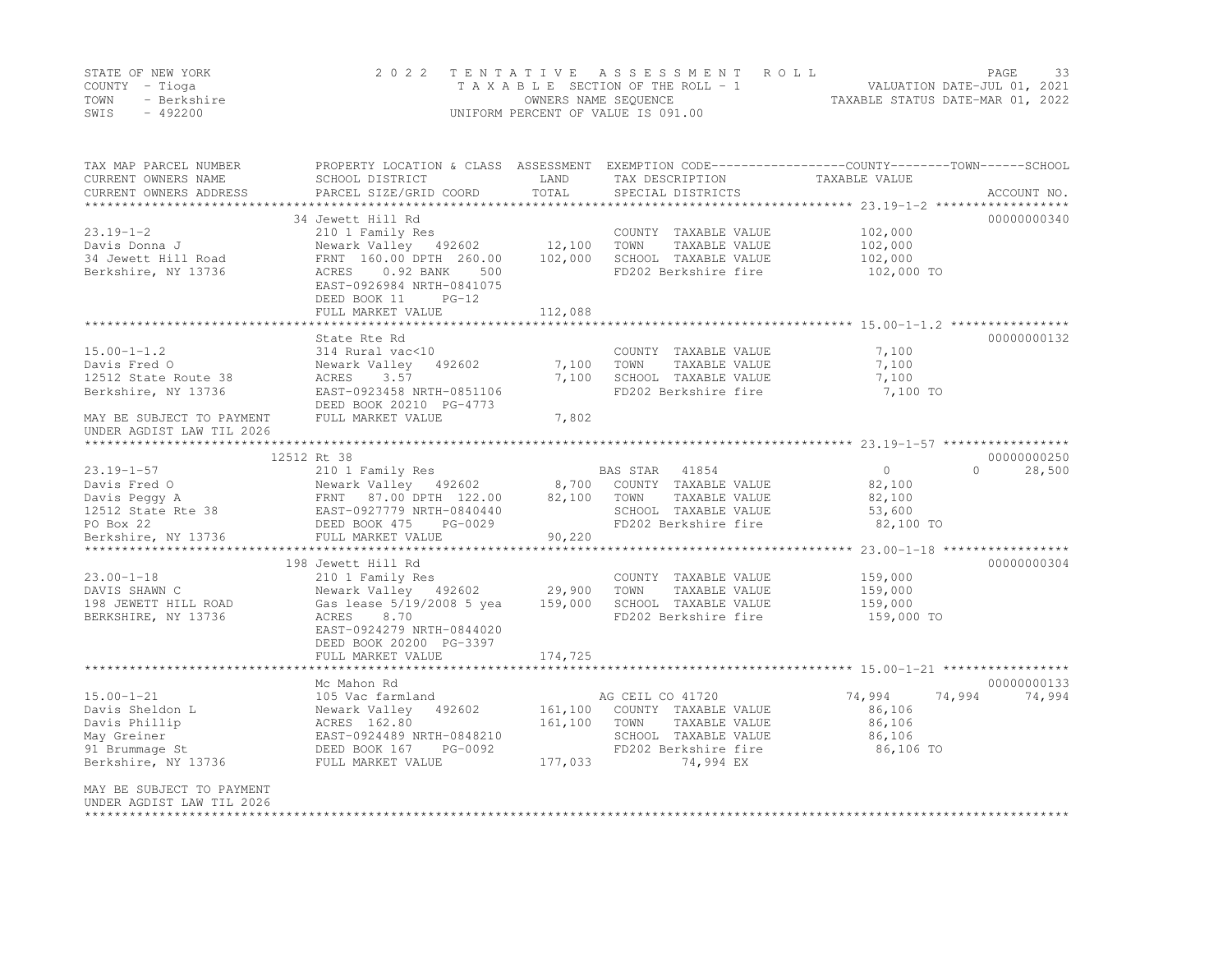STATE OF NEW YORK
COUNTY - Tioga
TOWN - Berkshire
SWIS - 492200

# 2022 TENTATIVE ASSESSMENT ROLL

TAXABLE SECTION OF THE ROLL - 1
OWNERS NAME SEQUENCE
UNIFORM PERCENT OF VALUE IS 091.00

VALUATION DATE-JUL 01, 2021
TAXABLE STATUS DATE-MAR 01, 2022

| TAX MAP PARCEL NUMBER / CURRENT OWNERS NAME / CURRENT OWNERS ADDRESS | PROPERTY LOCATION & CLASS / SCHOOL DISTRICT / PARCEL SIZE/GRID COORD | ASSESSMENT LAND | ASSESSMENT TOTAL | EXEMPTION CODE / TAX DESCRIPTION / SPECIAL DISTRICTS | COUNTY TAXABLE VALUE | TOWN | SCHOOL | ACCOUNT NO. |
|---|---|---|---|---|---|---|---|---|
| 23.19-1-2 | 34 Jewett Hill Rd | | | | | | | 00000000340 |
| | 210 1 Family Res | | | COUNTY TAXABLE VALUE | 102,000 | | | |
| Davis Donna J | Newark Valley 492602 | 12,100 | | TOWN TAXABLE VALUE | 102,000 | | | |
| 34 Jewett Hill Road | FRNT 160.00 DPTH 260.00 | | 102,000 | SCHOOL TAXABLE VALUE | 102,000 | | | |
| Berkshire, NY 13736 | ACRES 0.92 BANK 500 | | | FD202 Berkshire fire | 102,000 TO | | | |
| | EAST-0926984 NRTH-0841075 | | | | | | | |
| | DEED BOOK 11 PG-12 | | | | | | | |
| | FULL MARKET VALUE | | 112,088 | | | | | |
| 15.00-1-1.2 | State Rte Rd | | | | | | | 00000000132 |
| | 314 Rural vac<10 | | | COUNTY TAXABLE VALUE | 7,100 | | | |
| Davis Fred O | Newark Valley 492602 | 7,100 | | TOWN TAXABLE VALUE | 7,100 | | | |
| 12512 State Route 38 | ACRES 3.57 | | 7,100 | SCHOOL TAXABLE VALUE | 7,100 | | | |
| Berkshire, NY 13736 | EAST-0923458 NRTH-0851106 | | | FD202 Berkshire fire | 7,100 TO | | | |
| | DEED BOOK 20210 PG-4773 | | | | | | | |
| MAY BE SUBJECT TO PAYMENT UNDER AGDIST LAW TIL 2026 | FULL MARKET VALUE | | 7,802 | | | | | |
| 23.19-1-57 | 12512 Rt 38 | | | | | | | 00000000250 |
| | 210 1 Family Res | | | BAS STAR 41854 | 0 | 0 | 28,500 | |
| Davis Fred O | Newark Valley 492602 | 8,700 | | COUNTY TAXABLE VALUE | 82,100 | | | |
| Davis Peggy A | FRNT 87.00 DPTH 122.00 | | 82,100 | TOWN TAXABLE VALUE | 82,100 | | | |
| 12512 State Rte 38 | EAST-0927779 NRTH-0840440 | | | SCHOOL TAXABLE VALUE | 53,600 | | | |
| PO Box 22 | DEED BOOK 475 PG-0029 | | | FD202 Berkshire fire | 82,100 TO | | | |
| Berkshire, NY 13736 | FULL MARKET VALUE | | 90,220 | | | | | |
| 23.00-1-18 | 198 Jewett Hill Rd | | | | | | | 00000000304 |
| | 210 1 Family Res | | | COUNTY TAXABLE VALUE | 159,000 | | | |
| DAVIS SHAWN C | Newark Valley 492602 | 29,900 | | TOWN TAXABLE VALUE | 159,000 | | | |
| 198 JEWETT HILL ROAD | Gas lease 5/19/2008 5 yea | | 159,000 | SCHOOL TAXABLE VALUE | 159,000 | | | |
| BERKSHIRE, NY 13736 | ACRES 8.70 | | | FD202 Berkshire fire | 159,000 TO | | | |
| | EAST-0924279 NRTH-0844020 | | | | | | | |
| | DEED BOOK 20200 PG-3397 | | | | | | | |
| | FULL MARKET VALUE | | 174,725 | | | | | |
| 15.00-1-21 | Mc Mahon Rd | | | | | | | 00000000133 |
| | 105 Vac farmland | | | AG CEIL CO 41720 | 74,994 | 74,994 | 74,994 | |
| Davis Sheldon L | Newark Valley 492602 | 161,100 | | COUNTY TAXABLE VALUE | 86,106 | | | |
| Davis Phillip | ACRES 162.80 | | 161,100 | TOWN TAXABLE VALUE | 86,106 | | | |
| May Greiner | EAST-0924489 NRTH-0848210 | | | SCHOOL TAXABLE VALUE | 86,106 | | | |
| 91 Brummage St | DEED BOOK 167 PG-0092 | | | FD202 Berkshire fire | 86,106 TO | | | |
| Berkshire, NY 13736 | FULL MARKET VALUE | | 177,033 | 74,994 EX | | | | |
| MAY BE SUBJECT TO PAYMENT UNDER AGDIST LAW TIL 2026 | | | | | | | | |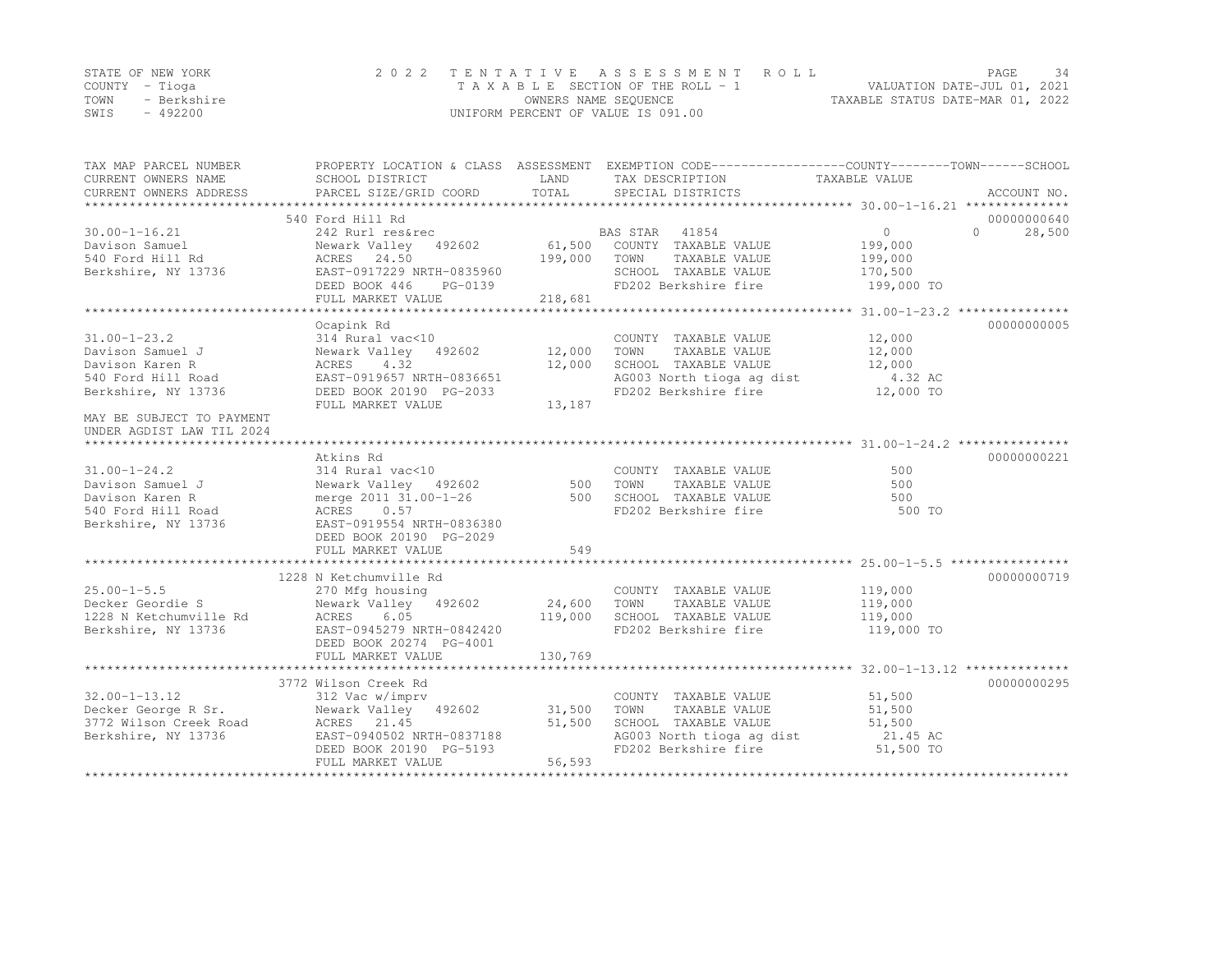STATE OF NEW YORK | COUNTY - Tioga | TOWN - Berkshire | SWIS - 492200

2022 TENTATIVE ASSESSMENT ROLL
TAXABLE SECTION OF THE ROLL - 1
OWNERS NAME SEQUENCE
UNIFORM PERCENT OF VALUE IS 091.00

VALUATION DATE-JUL 01, 2021
TAXABLE STATUS DATE-MAR 01, 2022

| TAX MAP PARCEL NUMBER / CURRENT OWNERS NAME / CURRENT OWNERS ADDRESS | PROPERTY LOCATION & CLASS / SCHOOL DISTRICT / PARCEL SIZE/GRID COORD | ASSESSMENT LAND / TOTAL | EXEMPTION CODE / TAX DESCRIPTION / SPECIAL DISTRICTS | COUNTY | TOWN | SCHOOL | ACCOUNT NO. |
|---|---|---|---|---|---|---|---|
| 30.00-1-16.21 | 540 Ford Hill Rd | | | | | | 00000000640 |
| Davison Samuel | 242 Rurl res&rec | | BAS STAR 41854 | 0 | 0 | 28,500 | |
| 540 Ford Hill Rd | Newark Valley 492602 | 61,500 | COUNTY TAXABLE VALUE | 199,000 | | | |
| Berkshire, NY 13736 | ACRES 24.50 | 199,000 | TOWN TAXABLE VALUE | | 199,000 | | |
| | EAST-0917229 NRTH-0835960 | | SCHOOL TAXABLE VALUE | | | 170,500 | |
| | DEED BOOK 446 PG-0139 | | FD202 Berkshire fire | 199,000 TO | | | |
| | FULL MARKET VALUE | 218,681 | | | | | |
| 31.00-1-23.2 | Ocapink Rd | | | | | | 00000000005 |
| Davison Samuel J | 314 Rural vac<10 | | COUNTY TAXABLE VALUE | 12,000 | | | |
| Davison Karen R | Newark Valley 492602 | 12,000 | TOWN TAXABLE VALUE | | 12,000 | | |
| 540 Ford Hill Road | ACRES 4.32 | 12,000 | SCHOOL TAXABLE VALUE | | | 12,000 | |
| Berkshire, NY 13736 | EAST-0919657 NRTH-0836651 | | AG003 North tioga ag dist | 4.32 AC | | | |
| | DEED BOOK 20190 PG-2033 | | FD202 Berkshire fire | 12,000 TO | | | |
| | FULL MARKET VALUE | 13,187 | | | | | |
| MAY BE SUBJECT TO PAYMENT UNDER AGDIST LAW TIL 2024 | | | | | | | |
| 31.00-1-24.2 | Atkins Rd | | | | | | 00000000221 |
| Davison Samuel J | 314 Rural vac<10 | | COUNTY TAXABLE VALUE | 500 | | | |
| Davison Karen R | Newark Valley 492602 | 500 | TOWN TAXABLE VALUE | | 500 | | |
| 540 Ford Hill Road | merge 2011 31.00-1-26 | 500 | SCHOOL TAXABLE VALUE | | | 500 | |
| Berkshire, NY 13736 | ACRES 0.57 | | FD202 Berkshire fire | 500 TO | | | |
| | EAST-0919554 NRTH-0836380 | | | | | | |
| | DEED BOOK 20190 PG-2029 | | | | | | |
| | FULL MARKET VALUE | 549 | | | | | |
| 25.00-1-5.5 | 1228 N Ketchumville Rd | | | | | | 00000000719 |
| Decker Geordie S | 270 Mfg housing | | COUNTY TAXABLE VALUE | 119,000 | | | |
| 1228 N Ketchumville Rd | Newark Valley 492602 | 24,600 | TOWN TAXABLE VALUE | | 119,000 | | |
| Berkshire, NY 13736 | ACRES 6.05 | 119,000 | SCHOOL TAXABLE VALUE | | | 119,000 | |
| | EAST-0945279 NRTH-0842420 | | FD202 Berkshire fire | 119,000 TO | | | |
| | DEED BOOK 20274 PG-4001 | | | | | | |
| | FULL MARKET VALUE | 130,769 | | | | | |
| 32.00-1-13.12 | 3772 Wilson Creek Rd | | | | | | 00000000295 |
| Decker George R Sr. | 312 Vac w/imprv | | COUNTY TAXABLE VALUE | 51,500 | | | |
| 3772 Wilson Creek Road | Newark Valley 492602 | 31,500 | TOWN TAXABLE VALUE | | 51,500 | | |
| Berkshire, NY 13736 | ACRES 21.45 | 51,500 | SCHOOL TAXABLE VALUE | | | 51,500 | |
| | EAST-0940502 NRTH-0837188 | | AG003 North tioga ag dist | 21.45 AC | | | |
| | DEED BOOK 20190 PG-5193 | | FD202 Berkshire fire | 51,500 TO | | | |
| | FULL MARKET VALUE | 56,593 | | | | | |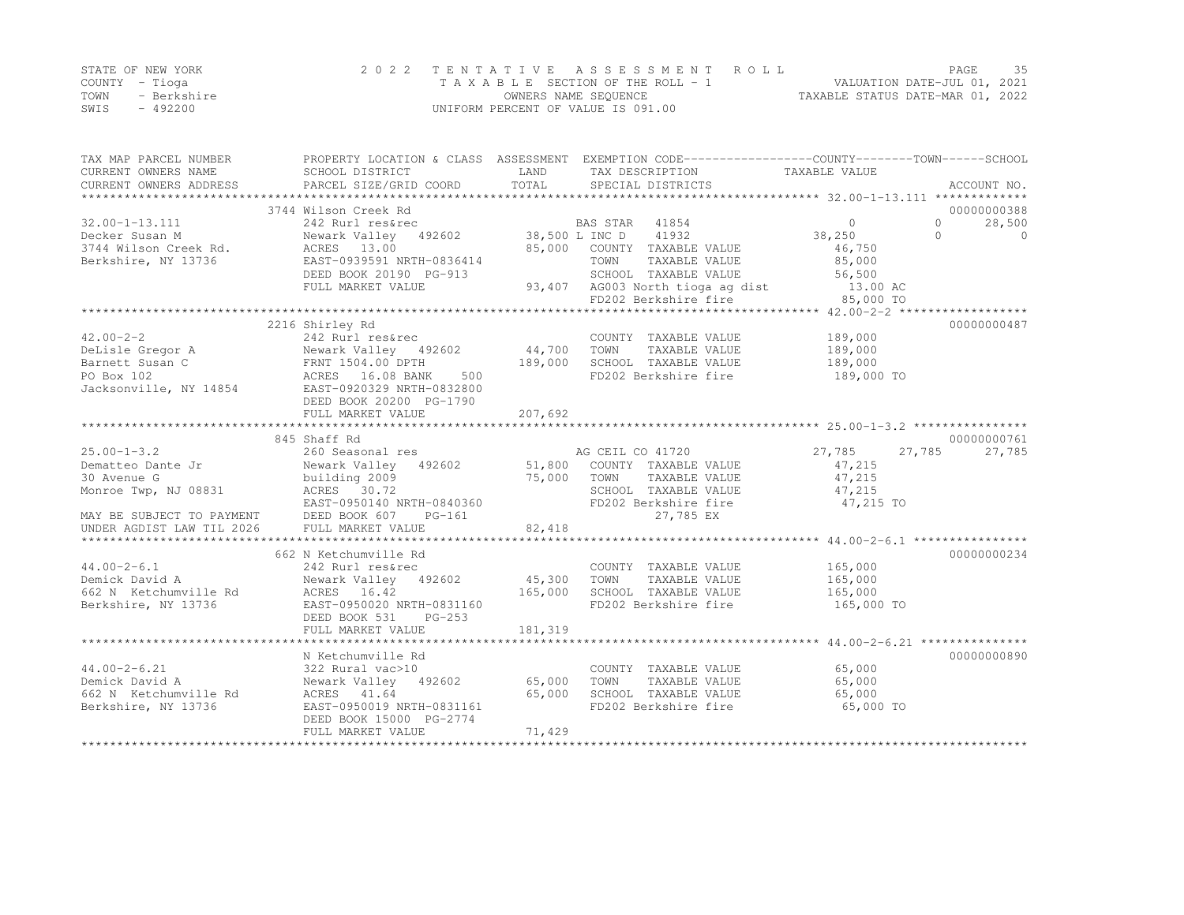STATE OF NEW YORK · COUNTY - Tioga · TOWN - Berkshire · SWIS - 492200

**2022 TENTATIVE ASSESSMENT ROLL**
TAXABLE SECTION OF THE ROLL - 1 · OWNERS NAME SEQUENCE · UNIFORM PERCENT OF VALUE IS 091.00

VALUATION DATE-JUL 01, 2021 · TAXABLE STATUS DATE-MAR 01, 2022

| TAX MAP PARCEL NUMBER / CURRENT OWNERS NAME / CURRENT OWNERS ADDRESS | PROPERTY LOCATION & CLASS / SCHOOL DISTRICT / PARCEL SIZE/GRID COORD | ASSESSMENT LAND / TOTAL | EXEMPTION CODE / TAX DESCRIPTION / SPECIAL DISTRICTS | COUNTY TAXABLE VALUE | TOWN | SCHOOL | ACCOUNT NO. |
|---|---|---|---|---|---|---|---|
| 32.00-1-13.111 | 3744 Wilson Creek Rd | | | | | | 00000000388 |
| Decker Susan M | 242 Rurl res&rec | | BAS STAR 41854 | 0 | 0 | 28,500 | |
| 3744 Wilson Creek Rd. | Newark Valley 492602 | 38,500 | L INC D 41932 | 38,250 | 0 | 0 | |
| Berkshire, NY 13736 | ACRES 13.00 | 85,000 | COUNTY TAXABLE VALUE | 46,750 | | | |
| | EAST-0939591 NRTH-0836414 | | TOWN TAXABLE VALUE | 85,000 | | | |
| | DEED BOOK 20190 PG-913 | | SCHOOL TAXABLE VALUE | 56,500 | | | |
| | FULL MARKET VALUE | 93,407 | AG003 North tioga ag dist | 13.00 AC | | | |
| | | | FD202 Berkshire fire | 85,000 TO | | | |
| 42.00-2-2 | 2216 Shirley Rd | | | | | | 00000000487 |
| DeLisle Gregor A | 242 Rurl res&rec | | COUNTY TAXABLE VALUE | 189,000 | | | |
| Barnett Susan C | Newark Valley 492602 | 44,700 | TOWN TAXABLE VALUE | 189,000 | | | |
| PO Box 102 | FRNT 1504.00 DPTH | 189,000 | SCHOOL TAXABLE VALUE | 189,000 | | | |
| Jacksonville, NY 14854 | ACRES 16.08 BANK 500 | | FD202 Berkshire fire | 189,000 TO | | | |
| | EAST-0920329 NRTH-0832800 | | | | | | |
| | DEED BOOK 20200 PG-1790 | | | | | | |
| | FULL MARKET VALUE | 207,692 | | | | | |
| 25.00-1-3.2 | 845 Shaff Rd | | | | | | 00000000761 |
| Dematteo Dante Jr | 260 Seasonal res | | AG CEIL CO 41720 | 27,785 | 27,785 | 27,785 | |
| 30 Avenue G | Newark Valley 492602 | 51,800 | COUNTY TAXABLE VALUE | 47,215 | | | |
| Monroe Twp, NJ 08831 | building 2009 | 75,000 | TOWN TAXABLE VALUE | 47,215 | | | |
| | ACRES 30.72 | | SCHOOL TAXABLE VALUE | 47,215 | | | |
| | EAST-0950140 NRTH-0840360 | | FD202 Berkshire fire | 47,215 TO | | | |
| MAY BE SUBJECT TO PAYMENT | DEED BOOK 607 PG-161 | | 27,785 EX | | | | |
| UNDER AGDIST LAW TIL 2026 | FULL MARKET VALUE | 82,418 | | | | | |
| 44.00-2-6.1 | 662 N Ketchumville Rd | | | | | | 00000000234 |
| Demick David A | 242 Rurl res&rec | | COUNTY TAXABLE VALUE | 165,000 | | | |
| 662 N Ketchumville Rd | Newark Valley 492602 | 45,300 | TOWN TAXABLE VALUE | 165,000 | | | |
| Berkshire, NY 13736 | ACRES 16.42 | 165,000 | SCHOOL TAXABLE VALUE | 165,000 | | | |
| | EAST-0950020 NRTH-0831160 | | FD202 Berkshire fire | 165,000 TO | | | |
| | DEED BOOK 531 PG-253 | | | | | | |
| | FULL MARKET VALUE | 181,319 | | | | | |
| 44.00-2-6.21 | N Ketchumville Rd | | | | | | 00000000890 |
| Demick David A | 322 Rural vac>10 | | COUNTY TAXABLE VALUE | 65,000 | | | |
| 662 N Ketchumville Rd | Newark Valley 492602 | 65,000 | TOWN TAXABLE VALUE | 65,000 | | | |
| Berkshire, NY 13736 | ACRES 41.64 | 65,000 | SCHOOL TAXABLE VALUE | 65,000 | | | |
| | EAST-0950019 NRTH-0831161 | | FD202 Berkshire fire | 65,000 TO | | | |
| | DEED BOOK 15000 PG-2774 | | | | | | |
| | FULL MARKET VALUE | 71,429 | | | | | |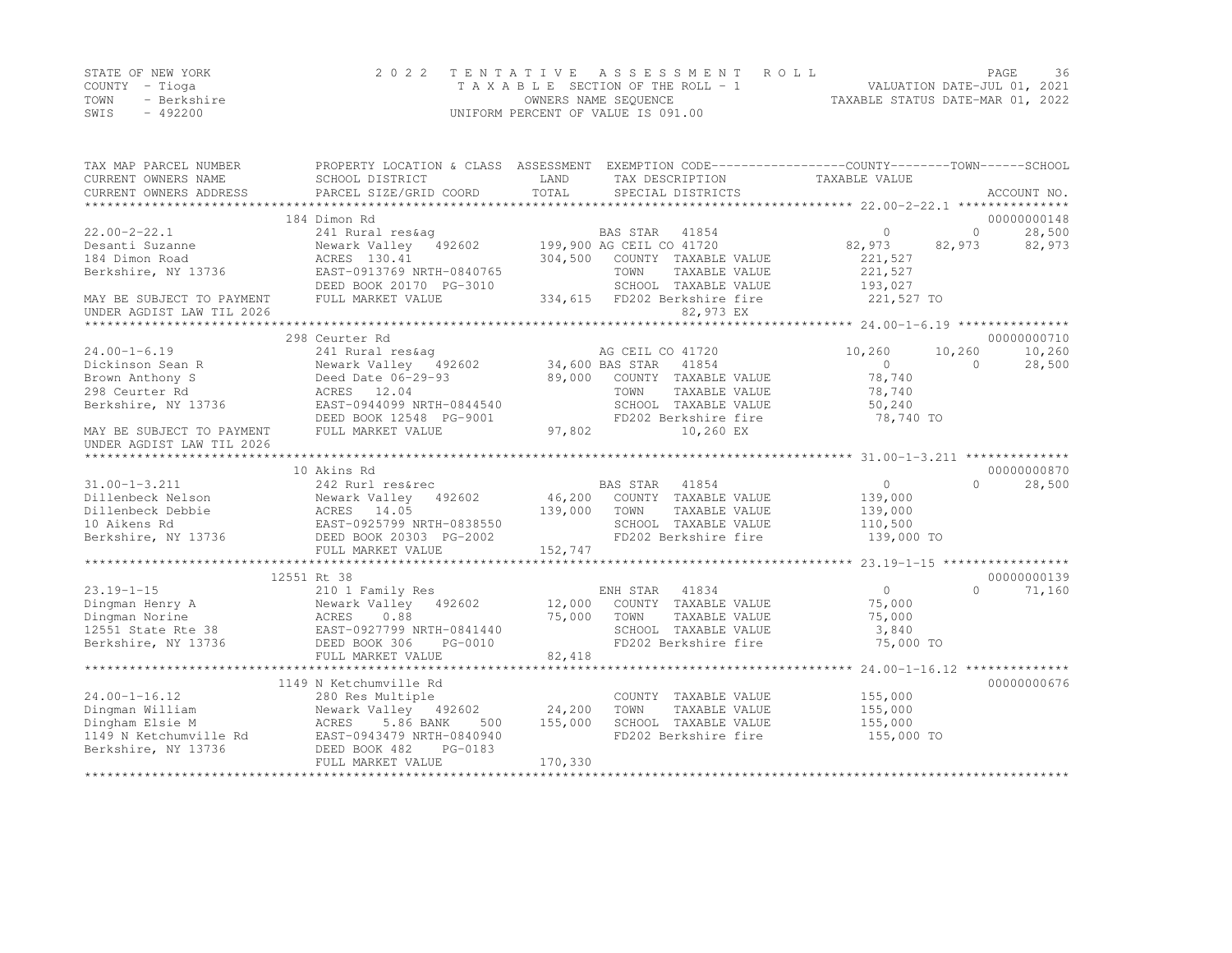STATE OF NEW YORK | COUNTY - Tioga | TOWN - Berkshire | SWIS - 492200

2022 TENTATIVE ASSESSMENT ROLL
TAXABLE SECTION OF THE ROLL - 1
OWNERS NAME SEQUENCE
UNIFORM PERCENT OF VALUE IS 091.00

VALUATION DATE-JUL 01, 2021
TAXABLE STATUS DATE-MAR 01, 2022

| TAX MAP PARCEL NUMBER / CURRENT OWNERS NAME / CURRENT OWNERS ADDRESS | PROPERTY LOCATION & CLASS / SCHOOL DISTRICT / PARCEL SIZE/GRID COORD | ASSESSMENT LAND / TOTAL | EXEMPTION CODE / TAX DESCRIPTION / SPECIAL DISTRICTS | COUNTY TAXABLE VALUE | TOWN | SCHOOL | ACCOUNT NO. |
|---|---|---|---|---|---|---|---|
| **22.00-2-22.1** | 184 Dimon Rd | | | | | | 00000000148 |
| 22.00-2-22.1 | 241 Rural res&ag | | BAS STAR 41854 | 0 | 0 | 28,500 | |
| Desanti Suzanne | Newark Valley 492602 | 199,900 | AG CEIL CO 41720 | 82,973 | 82,973 | 82,973 | |
| 184 Dimon Road | ACRES 130.41 | 304,500 | COUNTY TAXABLE VALUE | 221,527 | | | |
| Berkshire, NY 13736 | EAST-0913769 NRTH-0840765 | | TOWN TAXABLE VALUE | 221,527 | | | |
| | DEED BOOK 20170 PG-3010 | | SCHOOL TAXABLE VALUE | 193,027 | | | |
| MAY BE SUBJECT TO PAYMENT | FULL MARKET VALUE | 334,615 | FD202 Berkshire fire | 221,527 TO | | | |
| UNDER AGDIST LAW TIL 2026 | | | 82,973 EX | | | | |
| **24.00-1-6.19** | 298 Ceurter Rd | | | | | | 00000000710 |
| 24.00-1-6.19 | 241 Rural res&ag | | AG CEIL CO 41720 | 10,260 | 10,260 | 10,260 | |
| Dickinson Sean R | Newark Valley 492602 | 34,600 | BAS STAR 41854 | 0 | 0 | 28,500 | |
| Brown Anthony S | Deed Date 06-29-93 | 89,000 | COUNTY TAXABLE VALUE | 78,740 | | | |
| 298 Ceurter Rd | ACRES 12.04 | | TOWN TAXABLE VALUE | 78,740 | | | |
| Berkshire, NY 13736 | EAST-0944099 NRTH-0844540 | | SCHOOL TAXABLE VALUE | 50,240 | | | |
| | DEED BOOK 12548 PG-9001 | | FD202 Berkshire fire | 78,740 TO | | | |
| MAY BE SUBJECT TO PAYMENT | FULL MARKET VALUE | 97,802 | 10,260 EX | | | | |
| UNDER AGDIST LAW TIL 2026 | | | | | | | |
| **31.00-1-3.211** | 10 Akins Rd | | | | | | 00000000870 |
| 31.00-1-3.211 | 242 Rurl res&rec | | BAS STAR 41854 | 0 | 0 | 28,500 | |
| Dillenbeck Nelson | Newark Valley 492602 | 46,200 | COUNTY TAXABLE VALUE | 139,000 | | | |
| Dillenbeck Debbie | ACRES 14.05 | 139,000 | TOWN TAXABLE VALUE | 139,000 | | | |
| 10 Aikens Rd | EAST-0925799 NRTH-0838550 | | SCHOOL TAXABLE VALUE | 110,500 | | | |
| Berkshire, NY 13736 | DEED BOOK 20303 PG-2002 | | FD202 Berkshire fire | 139,000 TO | | | |
| | FULL MARKET VALUE | 152,747 | | | | | |
| **23.19-1-15** | 12551 Rt 38 | | | | | | 00000000139 |
| 23.19-1-15 | 210 1 Family Res | | ENH STAR 41834 | 0 | 0 | 71,160 | |
| Dingman Henry A | Newark Valley 492602 | 12,000 | COUNTY TAXABLE VALUE | 75,000 | | | |
| Dingman Norine | ACRES 0.88 | 75,000 | TOWN TAXABLE VALUE | 75,000 | | | |
| 12551 State Rte 38 | EAST-0927799 NRTH-0841440 | | SCHOOL TAXABLE VALUE | 3,840 | | | |
| Berkshire, NY 13736 | DEED BOOK 306 PG-0010 | | FD202 Berkshire fire | 75,000 TO | | | |
| | FULL MARKET VALUE | 82,418 | | | | | |
| **24.00-1-16.12** | 1149 N Ketchumville Rd | | | | | | 00000000676 |
| 24.00-1-16.12 | 280 Res Multiple | | COUNTY TAXABLE VALUE | 155,000 | | | |
| Dingman William | Newark Valley 492602 | 24,200 | TOWN TAXABLE VALUE | 155,000 | | | |
| Dingham Elsie M | ACRES 5.86 BANK 500 | 155,000 | SCHOOL TAXABLE VALUE | 155,000 | | | |
| 1149 N Ketchumville Rd | EAST-0943479 NRTH-0840940 | | FD202 Berkshire fire | 155,000 TO | | | |
| Berkshire, NY 13736 | DEED BOOK 482 PG-0183 | | | | | | |
| | FULL MARKET VALUE | 170,330 | | | | | |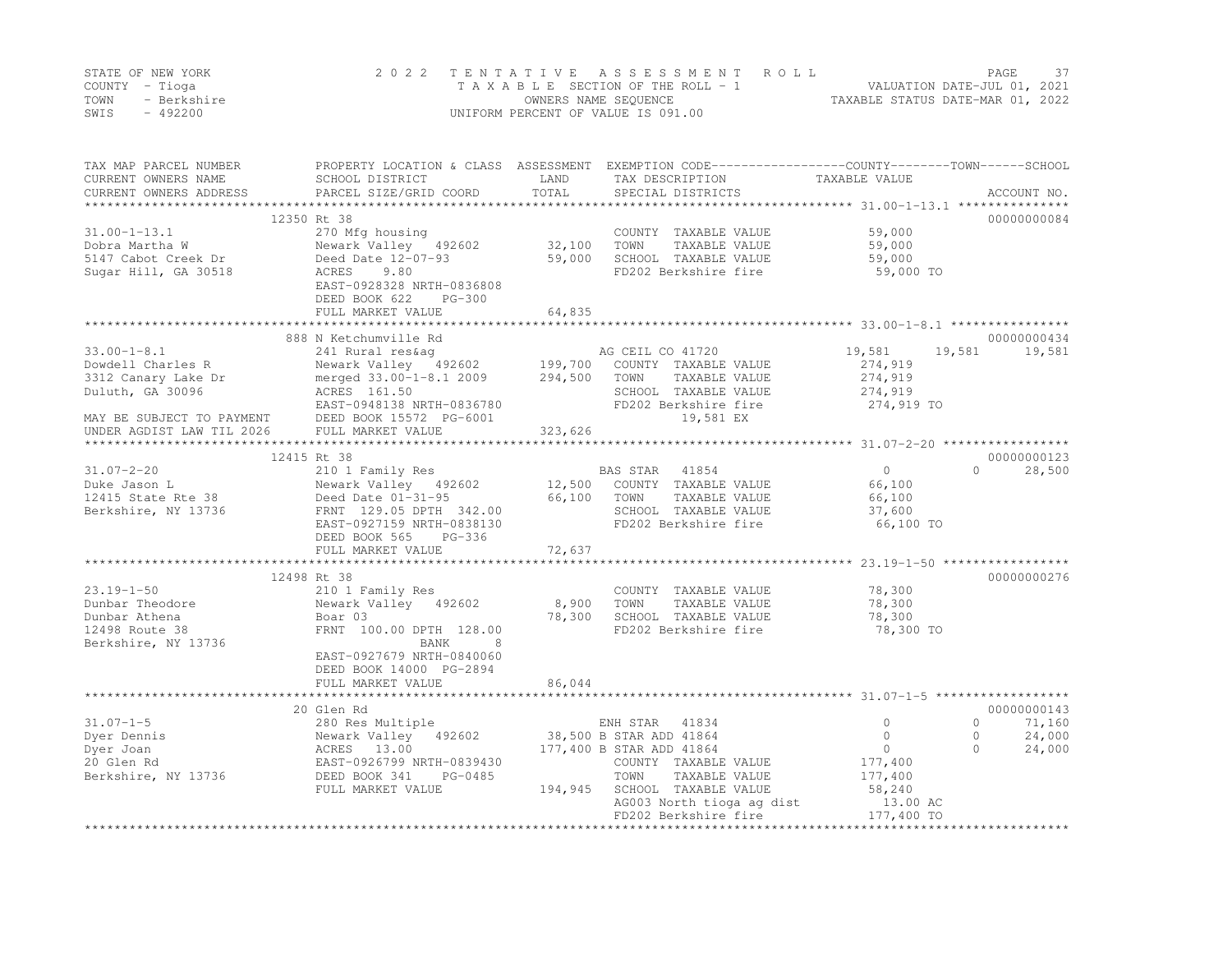STATE OF NEW YORK
COUNTY - Tioga
TOWN - Berkshire
SWIS - 492200

2 0 2 2 T E N T A T I V E A S S E S S M E N T R O L L
T A X A B L E SECTION OF THE ROLL - 1
OWNERS NAME SEQUENCE
UNIFORM PERCENT OF VALUE IS 091.00

VALUATION DATE-JUL 01, 2021
TAXABLE STATUS DATE-MAR 01, 2022

| TAX MAP PARCEL NUMBER / CURRENT OWNERS NAME / CURRENT OWNERS ADDRESS | PROPERTY LOCATION & CLASS / SCHOOL DISTRICT / PARCEL SIZE/GRID COORD | ASSESSMENT LAND | TOTAL | EXEMPTION CODE / TAX DESCRIPTION / SPECIAL DISTRICTS | COUNTY TAXABLE VALUE | TOWN | SCHOOL | ACCOUNT NO. |
|---|---|---|---|---|---|---|---|---|
| 31.00-1-13.1 | 12350 Rt 38 | | | | | | | 00000000084 |
| Dobra Martha W | 270 Mfg housing | | | COUNTY TAXABLE VALUE | 59,000 | | | |
| 5147 Cabot Creek Dr | Newark Valley 492602 | 32,100 | | TOWN TAXABLE VALUE | 59,000 | | | |
| Sugar Hill, GA 30518 | Deed Date 12-07-93 | | 59,000 | SCHOOL TAXABLE VALUE | 59,000 | | | |
| | ACRES 9.80 | | | FD202 Berkshire fire | 59,000 TO | | | |
| | EAST-0928328 NRTH-0836808 | | | | | | | |
| | DEED BOOK 622 PG-300 | | | | | | | |
| | FULL MARKET VALUE | | 64,835 | | | | | |
| 33.00-1-8.1 | 888 N Ketchumville Rd | | | | | | | 00000000434 |
| Dowdell Charles R | 241 Rural res&ag | | | AG CEIL CO 41720 | 19,581 | 19,581 | 19,581 | |
| 3312 Canary Lake Dr | Newark Valley 492602 | 199,700 | | COUNTY TAXABLE VALUE | 274,919 | | | |
| Duluth, GA 30096 | merged 33.00-1-8.1 2009 | | 294,500 | TOWN TAXABLE VALUE | 274,919 | | | |
| | ACRES 161.50 | | | SCHOOL TAXABLE VALUE | 274,919 | | | |
| MAY BE SUBJECT TO PAYMENT | EAST-0948138 NRTH-0836780 | | | FD202 Berkshire fire | 274,919 TO | | | |
| UNDER AGDIST LAW TIL 2026 | DEED BOOK 15572 PG-6001 | | | 19,581 EX | | | | |
| | FULL MARKET VALUE | | 323,626 | | | | | |
| 31.07-2-20 | 12415 Rt 38 | | | | | | | 00000000123 |
| Duke Jason L | 210 1 Family Res | | | BAS STAR 41854 | 0 | 0 | 28,500 | |
| 12415 State Rte 38 | Newark Valley 492602 | 12,500 | | COUNTY TAXABLE VALUE | 66,100 | | | |
| Berkshire, NY 13736 | Deed Date 01-31-95 | | 66,100 | TOWN TAXABLE VALUE | 66,100 | | | |
| | FRNT 129.05 DPTH 342.00 | | | SCHOOL TAXABLE VALUE | 37,600 | | | |
| | EAST-0927159 NRTH-0838130 | | | FD202 Berkshire fire | 66,100 TO | | | |
| | DEED BOOK 565 PG-336 | | | | | | | |
| | FULL MARKET VALUE | | 72,637 | | | | | |
| 23.19-1-50 | 12498 Rt 38 | | | | | | | 00000000276 |
| Dunbar Theodore | 210 1 Family Res | | | COUNTY TAXABLE VALUE | 78,300 | | | |
| Dunbar Athena | Newark Valley 492602 | 8,900 | | TOWN TAXABLE VALUE | 78,300 | | | |
| 12498 Route 38 | Boar 03 | | 78,300 | SCHOOL TAXABLE VALUE | 78,300 | | | |
| Berkshire, NY 13736 | FRNT 100.00 DPTH 128.00 | | | FD202 Berkshire fire | 78,300 TO | | | |
| | BANK 8 | | | | | | | |
| | EAST-0927679 NRTH-0840060 | | | | | | | |
| | DEED BOOK 14000 PG-2894 | | | | | | | |
| | FULL MARKET VALUE | | 86,044 | | | | | |
| 31.07-1-5 | 20 Glen Rd | | | | | | | 00000000143 |
| Dyer Dennis | 280 Res Multiple | | | ENH STAR 41834 | 0 | 0 | 71,160 | |
| Dyer Joan | Newark Valley 492602 | 38,500 | | B STAR ADD 41864 | 0 | 0 | 24,000 | |
| 20 Glen Rd | ACRES 13.00 | | 177,400 | B STAR ADD 41864 | 0 | 0 | 24,000 | |
| Berkshire, NY 13736 | EAST-0926799 NRTH-0839430 | | | COUNTY TAXABLE VALUE | 177,400 | | | |
| | DEED BOOK 341 PG-0485 | | | TOWN TAXABLE VALUE | 177,400 | | | |
| | FULL MARKET VALUE | | 194,945 | SCHOOL TAXABLE VALUE | 58,240 | | | |
| | | | | AG003 North tioga ag dist | 13.00 AC | | | |
| | | | | FD202 Berkshire fire | 177,400 TO | | | |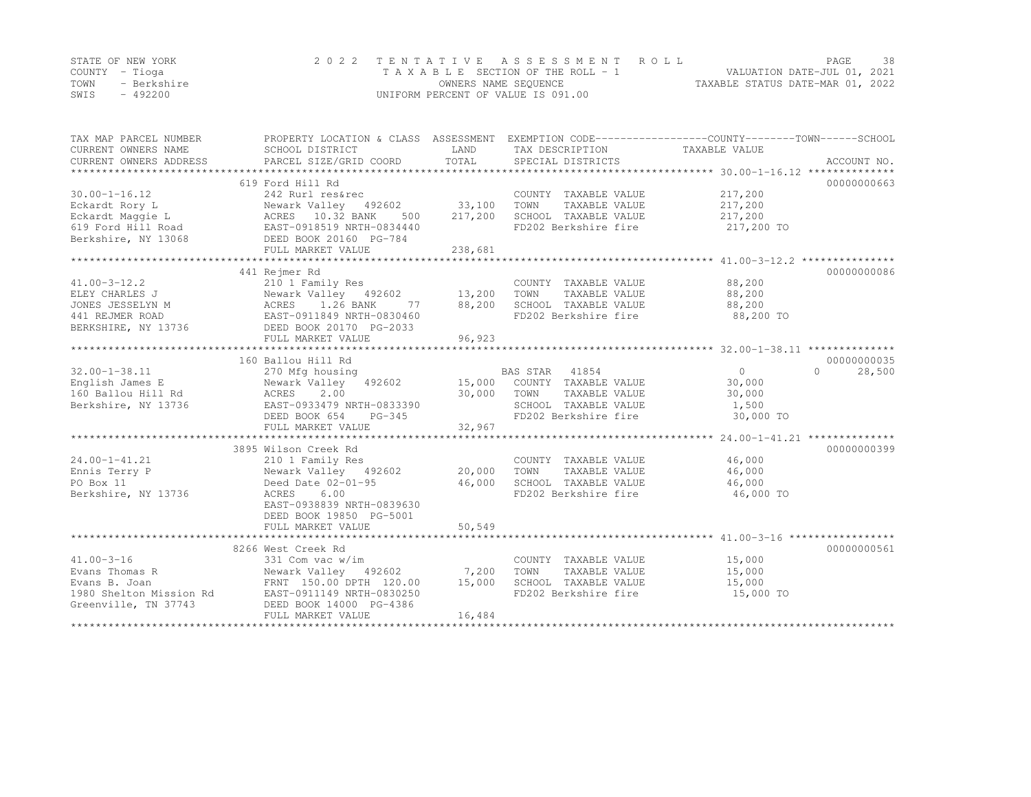STATE OF NEW YORK
COUNTY - Tioga
TOWN - Berkshire
SWIS - 492200

# 2022 TENTATIVE ASSESSMENT ROLL

TAXABLE SECTION OF THE ROLL - 1
OWNERS NAME SEQUENCE
UNIFORM PERCENT OF VALUE IS 091.00

VALUATION DATE-JUL 01, 2021
TAXABLE STATUS DATE-MAR 01, 2022

| TAX MAP PARCEL NUMBER / CURRENT OWNERS NAME / CURRENT OWNERS ADDRESS | PROPERTY LOCATION & CLASS / SCHOOL DISTRICT / PARCEL SIZE/GRID COORD | ASSESSMENT LAND | ASSESSMENT TOTAL | EXEMPTION CODE / TAX DESCRIPTION / SPECIAL DISTRICTS | COUNTY TAXABLE VALUE | TOWN | SCHOOL | ACCOUNT NO. |
|---|---|---|---|---|---|---|---|---|
| 30.00-1-16.12 | 619 Ford Hill Rd | | | | | | | 00000000663 |
| Eckardt Rory L | 242 Rurl res&rec | | | COUNTY TAXABLE VALUE | 217,200 | | | |
| Eckardt Maggie L | Newark Valley 492602 | 33,100 | | TOWN TAXABLE VALUE | 217,200 | | | |
| 619 Ford Hill Road | ACRES 10.32 BANK 500 | | 217,200 | SCHOOL TAXABLE VALUE | 217,200 | | | |
| Berkshire, NY 13068 | EAST-0918519 NRTH-0834440 | | | FD202 Berkshire fire | 217,200 TO | | | |
| | DEED BOOK 20160 PG-784 | | | | | | | |
| | FULL MARKET VALUE | | 238,681 | | | | | |
| 41.00-3-12.2 | 441 Rejmer Rd | | | | | | | 00000000086 |
| ELEY CHARLES J | 210 1 Family Res | | | COUNTY TAXABLE VALUE | 88,200 | | | |
| JONES JESSELYN M | Newark Valley 492602 | 13,200 | | TOWN TAXABLE VALUE | 88,200 | | | |
| 441 REJMER ROAD | ACRES 1.26 BANK 77 | | 88,200 | SCHOOL TAXABLE VALUE | 88,200 | | | |
| BERKSHIRE, NY 13736 | EAST-0911849 NRTH-0830460 | | | FD202 Berkshire fire | 88,200 TO | | | |
| | DEED BOOK 20170 PG-2033 | | | | | | | |
| | FULL MARKET VALUE | | 96,923 | | | | | |
| 32.00-1-38.11 | 160 Ballou Hill Rd | | | | | | | 00000000035 |
| English James E | 270 Mfg housing | | | BAS STAR 41854 | 0 | 0 | 28,500 | |
| 160 Ballou Hill Rd | Newark Valley 492602 | 15,000 | | COUNTY TAXABLE VALUE | 30,000 | | | |
| Berkshire, NY 13736 | ACRES 2.00 | | 30,000 | TOWN TAXABLE VALUE | 30,000 | | | |
| | EAST-0933479 NRTH-0833390 | | | SCHOOL TAXABLE VALUE | 1,500 | | | |
| | DEED BOOK 654 PG-345 | | | FD202 Berkshire fire | 30,000 TO | | | |
| | FULL MARKET VALUE | | 32,967 | | | | | |
| 24.00-1-41.21 | 3895 Wilson Creek Rd | | | | | | | 00000000399 |
| Ennis Terry P | 210 1 Family Res | | | COUNTY TAXABLE VALUE | 46,000 | | | |
| PO Box 11 | Newark Valley 492602 | 20,000 | | TOWN TAXABLE VALUE | 46,000 | | | |
| Berkshire, NY 13736 | Deed Date 02-01-95 | | 46,000 | SCHOOL TAXABLE VALUE | 46,000 | | | |
| | ACRES 6.00 | | | FD202 Berkshire fire | 46,000 TO | | | |
| | EAST-0938839 NRTH-0839630 | | | | | | | |
| | DEED BOOK 19850 PG-5001 | | | | | | | |
| | FULL MARKET VALUE | | 50,549 | | | | | |
| 41.00-3-16 | 8266 West Creek Rd | | | | | | | 00000000561 |
| Evans Thomas R | 331 Com vac w/im | | | COUNTY TAXABLE VALUE | 15,000 | | | |
| Evans B. Joan | Newark Valley 492602 | 7,200 | | TOWN TAXABLE VALUE | 15,000 | | | |
| 1980 Shelton Mission Rd | FRNT 150.00 DPTH 120.00 | | 15,000 | SCHOOL TAXABLE VALUE | 15,000 | | | |
| Greenville, TN 37743 | EAST-0911149 NRTH-0830250 | | | FD202 Berkshire fire | 15,000 TO | | | |
| | DEED BOOK 14000 PG-4386 | | | | | | | |
| | FULL MARKET VALUE | | 16,484 | | | | | |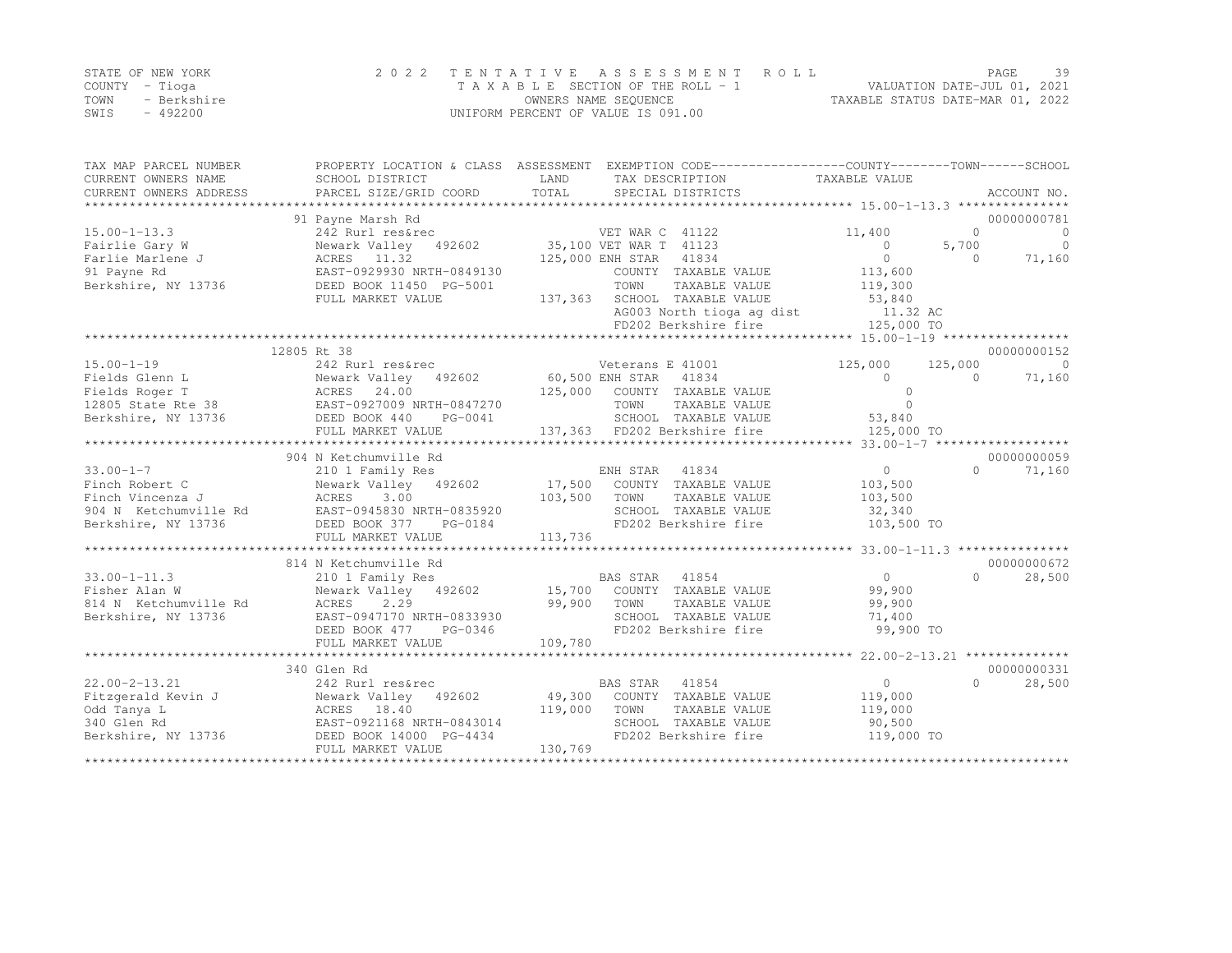STATE OF NEW YORK
COUNTY - Tioga
TOWN - Berkshire
SWIS - 492200

2022 TENTATIVE ASSESSMENT ROLL
TAXABLE SECTION OF THE ROLL - 1
OWNERS NAME SEQUENCE
UNIFORM PERCENT OF VALUE IS 091.00

VALUATION DATE-JUL 01, 2021
TAXABLE STATUS DATE-MAR 01, 2022

| TAX MAP PARCEL NUMBER / CURRENT OWNERS NAME / CURRENT OWNERS ADDRESS | PROPERTY LOCATION & CLASS / SCHOOL DISTRICT / PARCEL SIZE/GRID COORD | ASSESSMENT LAND / TOTAL | EXEMPTION CODE / TAX DESCRIPTION / SPECIAL DISTRICTS | COUNTY TAXABLE VALUE | TOWN | SCHOOL | ACCOUNT NO. |
|---|---|---|---|---|---|---|---|
| 15.00-1-13.3 | 91 Payne Marsh Rd | | | | | | 00000000781 |
| | 242 Rurl res&rec | | VET WAR C 41122 | 11,400 | 0 | 0 | |
| Fairlie Gary W | Newark Valley 492602 | 35,100 | VET WAR T 41123 | 0 | 5,700 | 0 | |
| Farlie Marlene J | ACRES 11.32 | 125,000 | ENH STAR 41834 | 0 | 0 | 71,160 | |
| 91 Payne Rd | EAST-0929930 NRTH-0849130 | | COUNTY TAXABLE VALUE | 113,600 | | | |
| Berkshire, NY 13736 | DEED BOOK 11450 PG-5001 | | TOWN TAXABLE VALUE | 119,300 | | | |
| | FULL MARKET VALUE | 137,363 | SCHOOL TAXABLE VALUE | 53,840 | | | |
| | | | AG003 North tioga ag dist | 11.32 AC | | | |
| | | | FD202 Berkshire fire | 125,000 TO | | | |
| 15.00-1-19 | 12805 Rt 38 | | | | | | 00000000152 |
| | 242 Rurl res&rec | | Veterans E 41001 | 125,000 | 125,000 | 0 | |
| Fields Glenn L | Newark Valley 492602 | 60,500 | ENH STAR 41834 | 0 | 0 | 71,160 | |
| Fields Roger T | ACRES 24.00 | 125,000 | COUNTY TAXABLE VALUE | 0 | | | |
| 12805 State Rte 38 | EAST-0927009 NRTH-0847270 | | TOWN TAXABLE VALUE | 0 | | | |
| Berkshire, NY 13736 | DEED BOOK 440 PG-0041 | | SCHOOL TAXABLE VALUE | 53,840 | | | |
| | FULL MARKET VALUE | 137,363 | FD202 Berkshire fire | 125,000 TO | | | |
| 33.00-1-7 | 904 N Ketchumville Rd | | | | | | 00000000059 |
| | 210 1 Family Res | | ENH STAR 41834 | 0 | 0 | 71,160 | |
| Finch Robert C | Newark Valley 492602 | 17,500 | COUNTY TAXABLE VALUE | 103,500 | | | |
| Finch Vincenza J | ACRES 3.00 | 103,500 | TOWN TAXABLE VALUE | 103,500 | | | |
| 904 N Ketchumville Rd | EAST-0945830 NRTH-0835920 | | SCHOOL TAXABLE VALUE | 32,340 | | | |
| Berkshire, NY 13736 | DEED BOOK 377 PG-0184 | | FD202 Berkshire fire | 103,500 TO | | | |
| | FULL MARKET VALUE | 113,736 | | | | | |
| 33.00-1-11.3 | 814 N Ketchumville Rd | | | | | | 00000000672 |
| | 210 1 Family Res | | BAS STAR 41854 | 0 | 0 | 28,500 | |
| Fisher Alan W | Newark Valley 492602 | 15,700 | COUNTY TAXABLE VALUE | 99,900 | | | |
| 814 N Ketchumville Rd | ACRES 2.29 | 99,900 | TOWN TAXABLE VALUE | 99,900 | | | |
| Berkshire, NY 13736 | EAST-0947170 NRTH-0833930 | | SCHOOL TAXABLE VALUE | 71,400 | | | |
| | DEED BOOK 477 PG-0346 | | FD202 Berkshire fire | 99,900 TO | | | |
| | FULL MARKET VALUE | 109,780 | | | | | |
| 22.00-2-13.21 | 340 Glen Rd | | | | | | 00000000331 |
| | 242 Rurl res&rec | | BAS STAR 41854 | 0 | 0 | 28,500 | |
| Fitzgerald Kevin J | Newark Valley 492602 | 49,300 | COUNTY TAXABLE VALUE | 119,000 | | | |
| Odd Tanya L | ACRES 18.40 | 119,000 | TOWN TAXABLE VALUE | 119,000 | | | |
| 340 Glen Rd | EAST-0921168 NRTH-0843014 | | SCHOOL TAXABLE VALUE | 90,500 | | | |
| Berkshire, NY 13736 | DEED BOOK 14000 PG-4434 | | FD202 Berkshire fire | 119,000 TO | | | |
| | FULL MARKET VALUE | 130,769 | | | | | |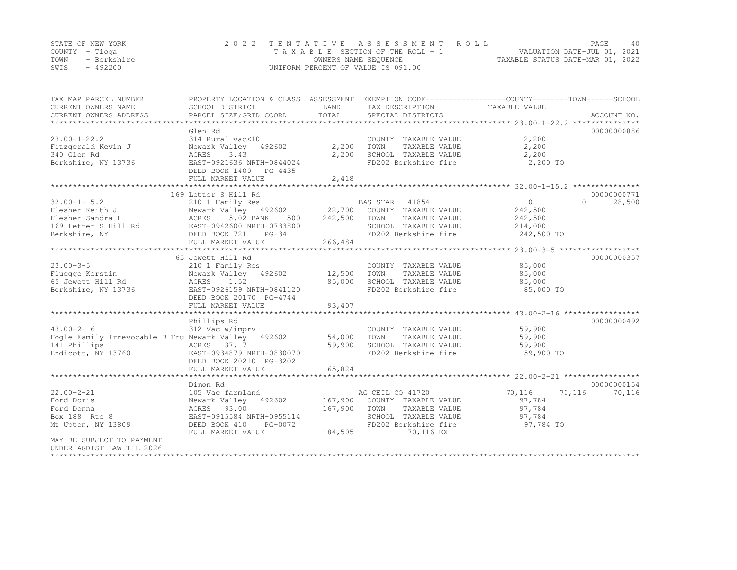STATE OF NEW YORK
COUNTY - Tioga
TOWN - Berkshire
SWIS - 492200

2 0 2 2 T E N T A T I V E A S S E S S M E N T R O L L
T A X A B L E SECTION OF THE ROLL - 1
OWNERS NAME SEQUENCE
UNIFORM PERCENT OF VALUE IS 091.00

VALUATION DATE-JUL 01, 2021
TAXABLE STATUS DATE-MAR 01, 2022

| TAX MAP PARCEL NUMBER / CURRENT OWNERS NAME / CURRENT OWNERS ADDRESS | PROPERTY LOCATION & CLASS / SCHOOL DISTRICT / PARCEL SIZE/GRID COORD | ASSESSMENT LAND | TOTAL | EXEMPTION CODE / TAX DESCRIPTION / SPECIAL DISTRICTS | COUNTY TAXABLE VALUE | TOWN | SCHOOL | ACCOUNT NO. |
|---|---|---|---|---|---|---|---|---|
| 23.00-1-22.2 | Glen Rd | | | | | | | 00000000886 |
| | 314 Rural vac<10 | | | COUNTY TAXABLE VALUE | 2,200 | | | |
| Fitzgerald Kevin J | Newark Valley 492602 | 2,200 | | TOWN TAXABLE VALUE | 2,200 | | | |
| 340 Glen Rd | ACRES 3.43 | | 2,200 | SCHOOL TAXABLE VALUE | 2,200 | | | |
| Berkshire, NY 13736 | EAST-0921636 NRTH-0844024 | | | FD202 Berkshire fire | 2,200 TO | | | |
| | DEED BOOK 1400 PG-4435 | | | | | | | |
| | FULL MARKET VALUE | | 2,418 | | | | | |
| 32.00-1-15.2 | 169 Letter S Hill Rd | | | | | | | 00000000771 |
| | 210 1 Family Res | | | BAS STAR 41854 | 0 | 0 | 28,500 | |
| Flesher Keith J | Newark Valley 492602 | 22,700 | | COUNTY TAXABLE VALUE | 242,500 | | | |
| Flesher Sandra L | ACRES 5.02 BANK 500 | | 242,500 | TOWN TAXABLE VALUE | 242,500 | | | |
| 169 Letter S Hill Rd | EAST-0942600 NRTH-0733800 | | | SCHOOL TAXABLE VALUE | 214,000 | | | |
| Berkshire, NY | DEED BOOK 721 PG-341 | | | FD202 Berkshire fire | 242,500 TO | | | |
| | FULL MARKET VALUE | | 266,484 | | | | | |
| 23.00-3-5 | 65 Jewett Hill Rd | | | | | | | 00000000357 |
| | 210 1 Family Res | | | COUNTY TAXABLE VALUE | 85,000 | | | |
| Fluegge Kerstin | Newark Valley 492602 | 12,500 | | TOWN TAXABLE VALUE | 85,000 | | | |
| 65 Jewett Hill Rd | ACRES 1.52 | | 85,000 | SCHOOL TAXABLE VALUE | 85,000 | | | |
| Berkshire, NY 13736 | EAST-0926159 NRTH-0841120 | | | FD202 Berkshire fire | 85,000 TO | | | |
| | DEED BOOK 20170 PG-4744 | | | | | | | |
| | FULL MARKET VALUE | | 93,407 | | | | | |
| 43.00-2-16 | Phillips Rd | | | | | | | 00000000492 |
| | 312 Vac w/imprv | | | COUNTY TAXABLE VALUE | 59,900 | | | |
| Fogle Family Irrevocable B Tru | Newark Valley 492602 | 54,000 | | TOWN TAXABLE VALUE | 59,900 | | | |
| 141 Phillips | ACRES 37.17 | | 59,900 | SCHOOL TAXABLE VALUE | 59,900 | | | |
| Endicott, NY 13760 | EAST-0934879 NRTH-0830070 | | | FD202 Berkshire fire | 59,900 TO | | | |
| | DEED BOOK 20210 PG-3202 | | | | | | | |
| | FULL MARKET VALUE | | 65,824 | | | | | |
| 22.00-2-21 | Dimon Rd | | | | | | | 00000000154 |
| | 105 Vac farmland | | | AG CEIL CO 41720 | 70,116 | 70,116 | 70,116 | |
| Ford Doris | Newark Valley 492602 | 167,900 | | COUNTY TAXABLE VALUE | 97,784 | | | |
| Ford Donna | ACRES 93.00 | | 167,900 | TOWN TAXABLE VALUE | 97,784 | | | |
| Box 188 Rte 8 | EAST-0915584 NRTH-0955114 | | | SCHOOL TAXABLE VALUE | 97,784 | | | |
| Mt Upton, NY 13809 | DEED BOOK 410 PG-0072 | | | FD202 Berkshire fire | 97,784 TO | | | |
| | FULL MARKET VALUE | | 184,505 | 70,116 EX | | | | |
| MAY BE SUBJECT TO PAYMENT | | | | | | | | |
| UNDER AGDIST LAW TIL 2026 | | | | | | | | |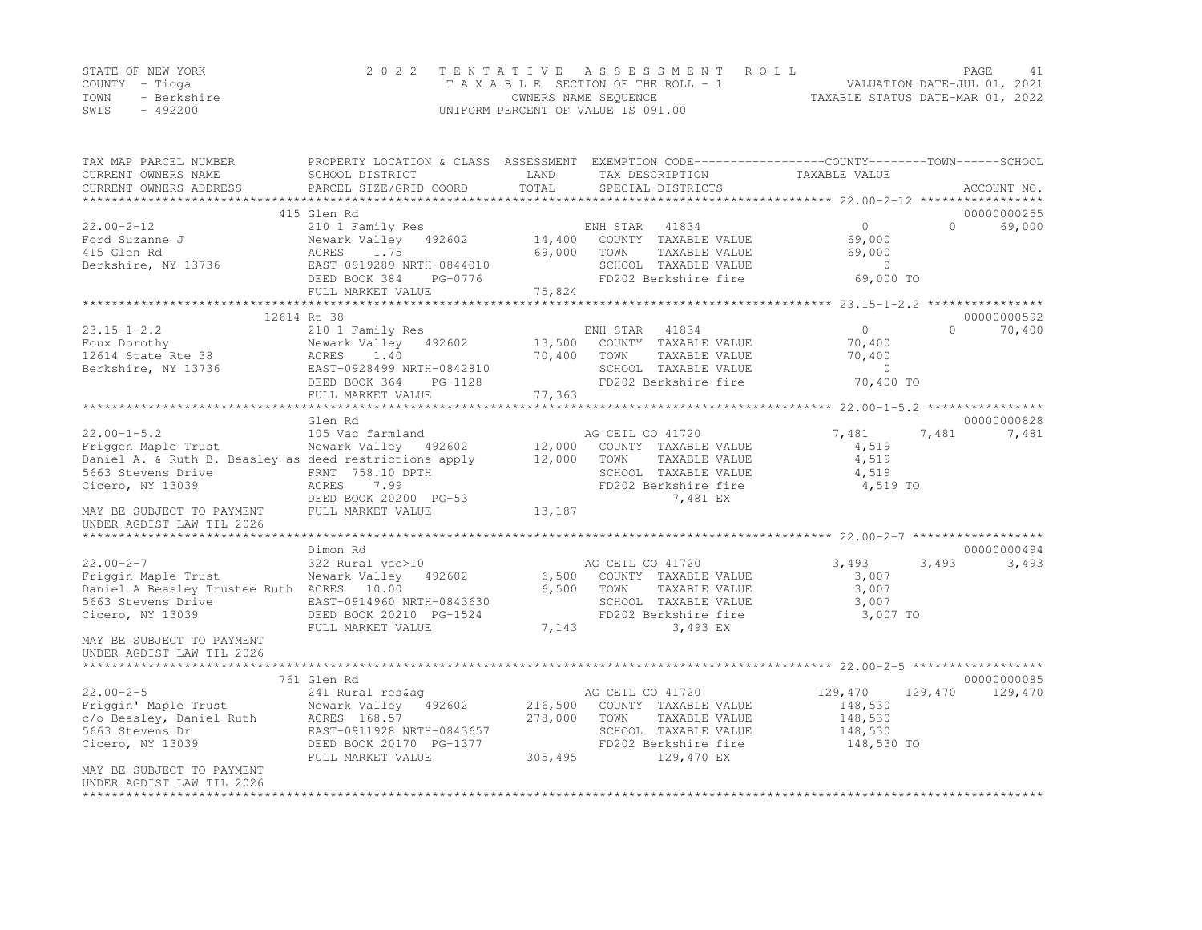STATE OF NEW YORK
COUNTY - Tioga
TOWN - Berkshire
SWIS - 492200

2 0 2 2 T E N T A T I V E A S S E S S M E N T R O L L
T A X A B L E SECTION OF THE ROLL - 1
OWNERS NAME SEQUENCE
UNIFORM PERCENT OF VALUE IS 091.00

VALUATION DATE-JUL 01, 2021
TAXABLE STATUS DATE-MAR 01, 2022

```
TAX MAP PARCEL NUMBER          PROPERTY LOCATION & CLASS  ASSESSMENT  EXEMPTION CODE------------------COUNTY--------TOWN------SCHOOL
CURRENT OWNERS NAME            SCHOOL DISTRICT              LAND      TAX DESCRIPTION              TAXABLE VALUE
CURRENT OWNERS ADDRESS         PARCEL SIZE/GRID COORD       TOTAL     SPECIAL DISTRICTS                                     ACCOUNT NO.
******************************************************************************************************* 22.00-2-12 *****************
                               415 Glen Rd                                                                                  00000000255
22.00-2-12                     210 1 Family Res                       ENH STAR    41834               0              0        69,000
Ford Suzanne J                 Newark Valley   492602       14,400    COUNTY  TAXABLE VALUE          69,000
415 Glen Rd                    ACRES    1.75                69,000    TOWN    TAXABLE VALUE          69,000
Berkshire, NY 13736            EAST-0919289 NRTH-0844010              SCHOOL  TAXABLE VALUE               0
                               DEED BOOK 384    PG-0776               FD202 Berkshire fire            69,000 TO
                               FULL MARKET VALUE            75,824
******************************************************************************************************* 23.15-1-2.2 ****************
                               12614 Rt 38                                                                                  00000000592
23.15-1-2.2                    210 1 Family Res                       ENH STAR    41834               0              0        70,400
Foux Dorothy                   Newark Valley   492602       13,500    COUNTY  TAXABLE VALUE          70,400
12614 State Rte 38             ACRES    1.40                70,400    TOWN    TAXABLE VALUE          70,400
Berkshire, NY 13736            EAST-0928499 NRTH-0842810              SCHOOL  TAXABLE VALUE               0
                               DEED BOOK 364    PG-1128               FD202 Berkshire fire            70,400 TO
                               FULL MARKET VALUE            77,363
******************************************************************************************************* 22.00-1-5.2 ****************
                               Glen Rd                                                                                      00000000828
22.00-1-5.2                    105 Vac farmland                       AG CEIL CO 41720               7,481          7,481        7,481
Friggen Maple Trust            Newark Valley   492602       12,000    COUNTY  TAXABLE VALUE           4,519
Daniel A. & Ruth B. Beasley as deed restrictions apply      12,000    TOWN    TAXABLE VALUE           4,519
5663 Stevens Drive             FRNT  758.10 DPTH                      SCHOOL  TAXABLE VALUE           4,519
Cicero, NY 13039               ACRES    7.99                          FD202 Berkshire fire             4,519 TO
                               DEED BOOK 20200  PG-53                         7,481 EX
MAY BE SUBJECT TO PAYMENT      FULL MARKET VALUE            13,187
UNDER AGDIST LAW TIL 2026
******************************************************************************************************* 22.00-2-7 ******************
                               Dimon Rd                                                                                     00000000494
22.00-2-7                      322 Rural vac>10                       AG CEIL CO 41720               3,493          3,493        3,493
Friggin Maple Trust            Newark Valley   492602        6,500    COUNTY  TAXABLE VALUE           3,007
Daniel A Beasley Trustee Ruth  ACRES   10.00                 6,500    TOWN    TAXABLE VALUE           3,007
5663 Stevens Drive             EAST-0914960 NRTH-0843630              SCHOOL  TAXABLE VALUE           3,007
Cicero, NY 13039               DEED BOOK 20210  PG-1524               FD202 Berkshire fire             3,007 TO
                               FULL MARKET VALUE             7,143            3,493 EX
MAY BE SUBJECT TO PAYMENT
UNDER AGDIST LAW TIL 2026
******************************************************************************************************* 22.00-2-5 ******************
                               761 Glen Rd                                                                                  00000000085
22.00-2-5                      241 Rural res&ag                       AG CEIL CO 41720             129,470        129,470      129,470
Friggin' Maple Trust           Newark Valley   492602      216,500    COUNTY  TAXABLE VALUE         148,530
c/o Beasley, Daniel Ruth       ACRES  168.57               278,000    TOWN    TAXABLE VALUE         148,530
5663 Stevens Dr                EAST-0911928 NRTH-0843657              SCHOOL  TAXABLE VALUE         148,530
Cicero, NY 13039               DEED BOOK 20170  PG-1377               FD202 Berkshire fire           148,530 TO
                               FULL MARKET VALUE           305,495          129,470 EX
MAY BE SUBJECT TO PAYMENT
UNDER AGDIST LAW TIL 2026
************************************************************************************************************************************
```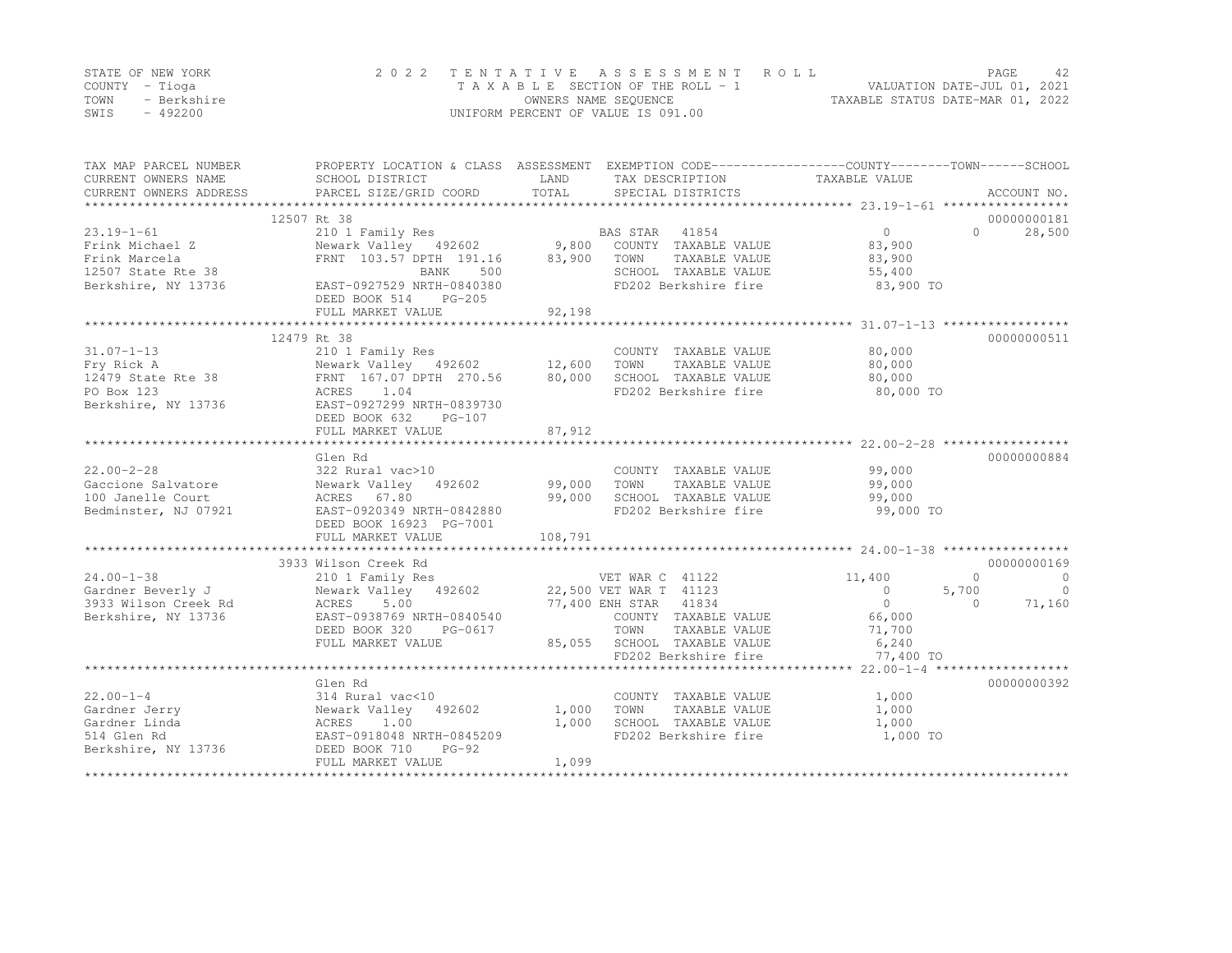STATE OF NEW YORK
COUNTY - Tioga
TOWN - Berkshire
SWIS - 492200

2022 TENTATIVE ASSESSMENT ROLL
TAXABLE SECTION OF THE ROLL - 1
OWNERS NAME SEQUENCE
UNIFORM PERCENT OF VALUE IS 091.00

VALUATION DATE-JUL 01, 2021
TAXABLE STATUS DATE-MAR 01, 2022

| TAX MAP PARCEL NUMBER / CURRENT OWNERS NAME / CURRENT OWNERS ADDRESS | PROPERTY LOCATION & CLASS / SCHOOL DISTRICT / PARCEL SIZE/GRID COORD | ASSESSMENT LAND / TOTAL | EXEMPTION CODE / TAX DESCRIPTION / SPECIAL DISTRICTS | COUNTY TAXABLE VALUE | TOWN | SCHOOL | ACCOUNT NO. |
|---|---|---|---|---|---|---|---|
| | 12507 Rt 38 | | | | | | 00000000181 |
| 23.19-1-61 | 210 1 Family Res | | BAS STAR 41854 | 0 | 0 | 28,500 | |
| Frink Michael Z | Newark Valley 492602 | 9,800 | COUNTY TAXABLE VALUE | 83,900 | | | |
| Frink Marcela | FRNT 103.57 DPTH 191.16 | 83,900 | TOWN TAXABLE VALUE | 83,900 | | | |
| 12507 State Rte 38 | BANK 500 | | SCHOOL TAXABLE VALUE | 55,400 | | | |
| Berkshire, NY 13736 | EAST-0927529 NRTH-0840380 | | FD202 Berkshire fire | 83,900 TO | | | |
| | DEED BOOK 514 PG-205 | | | | | | |
| | FULL MARKET VALUE | 92,198 | | | | | |
| | 12479 Rt 38 | | | | | | 00000000511 |
| 31.07-1-13 | 210 1 Family Res | | COUNTY TAXABLE VALUE | 80,000 | | | |
| Fry Rick A | Newark Valley 492602 | 12,600 | TOWN TAXABLE VALUE | 80,000 | | | |
| 12479 State Rte 38 | FRNT 167.07 DPTH 270.56 | 80,000 | SCHOOL TAXABLE VALUE | 80,000 | | | |
| PO Box 123 | ACRES 1.04 | | FD202 Berkshire fire | 80,000 TO | | | |
| Berkshire, NY 13736 | EAST-0927299 NRTH-0839730 | | | | | | |
| | DEED BOOK 632 PG-107 | | | | | | |
| | FULL MARKET VALUE | 87,912 | | | | | |
| | Glen Rd | | | | | | 00000000884 |
| 22.00-2-28 | 322 Rural vac>10 | | COUNTY TAXABLE VALUE | 99,000 | | | |
| Gaccione Salvatore | Newark Valley 492602 | 99,000 | TOWN TAXABLE VALUE | 99,000 | | | |
| 100 Janelle Court | ACRES 67.80 | 99,000 | SCHOOL TAXABLE VALUE | 99,000 | | | |
| Bedminster, NJ 07921 | EAST-0920349 NRTH-0842880 | | FD202 Berkshire fire | 99,000 TO | | | |
| | DEED BOOK 16923 PG-7001 | | | | | | |
| | FULL MARKET VALUE | 108,791 | | | | | |
| | 3933 Wilson Creek Rd | | | | | | 00000000169 |
| 24.00-1-38 | 210 1 Family Res | | VET WAR C 41122 | 11,400 | 0 | 0 | |
| Gardner Beverly J | Newark Valley 492602 | 22,500 | VET WAR T 41123 | 0 | 5,700 | 0 | |
| 3933 Wilson Creek Rd | ACRES 5.00 | 77,400 | ENH STAR 41834 | 0 | 0 | 71,160 | |
| Berkshire, NY 13736 | EAST-0938769 NRTH-0840540 | | COUNTY TAXABLE VALUE | 66,000 | | | |
| | DEED BOOK 320 PG-0617 | | TOWN TAXABLE VALUE | 71,700 | | | |
| | FULL MARKET VALUE | 85,055 | SCHOOL TAXABLE VALUE | 6,240 | | | |
| | | | FD202 Berkshire fire | 77,400 TO | | | |
| | Glen Rd | | | | | | 00000000392 |
| 22.00-1-4 | 314 Rural vac<10 | | COUNTY TAXABLE VALUE | 1,000 | | | |
| Gardner Jerry | Newark Valley 492602 | 1,000 | TOWN TAXABLE VALUE | 1,000 | | | |
| Gardner Linda | ACRES 1.00 | 1,000 | SCHOOL TAXABLE VALUE | 1,000 | | | |
| 514 Glen Rd | EAST-0918048 NRTH-0845209 | | FD202 Berkshire fire | 1,000 TO | | | |
| Berkshire, NY 13736 | DEED BOOK 710 PG-92 | | | | | | |
| | FULL MARKET VALUE | 1,099 | | | | | |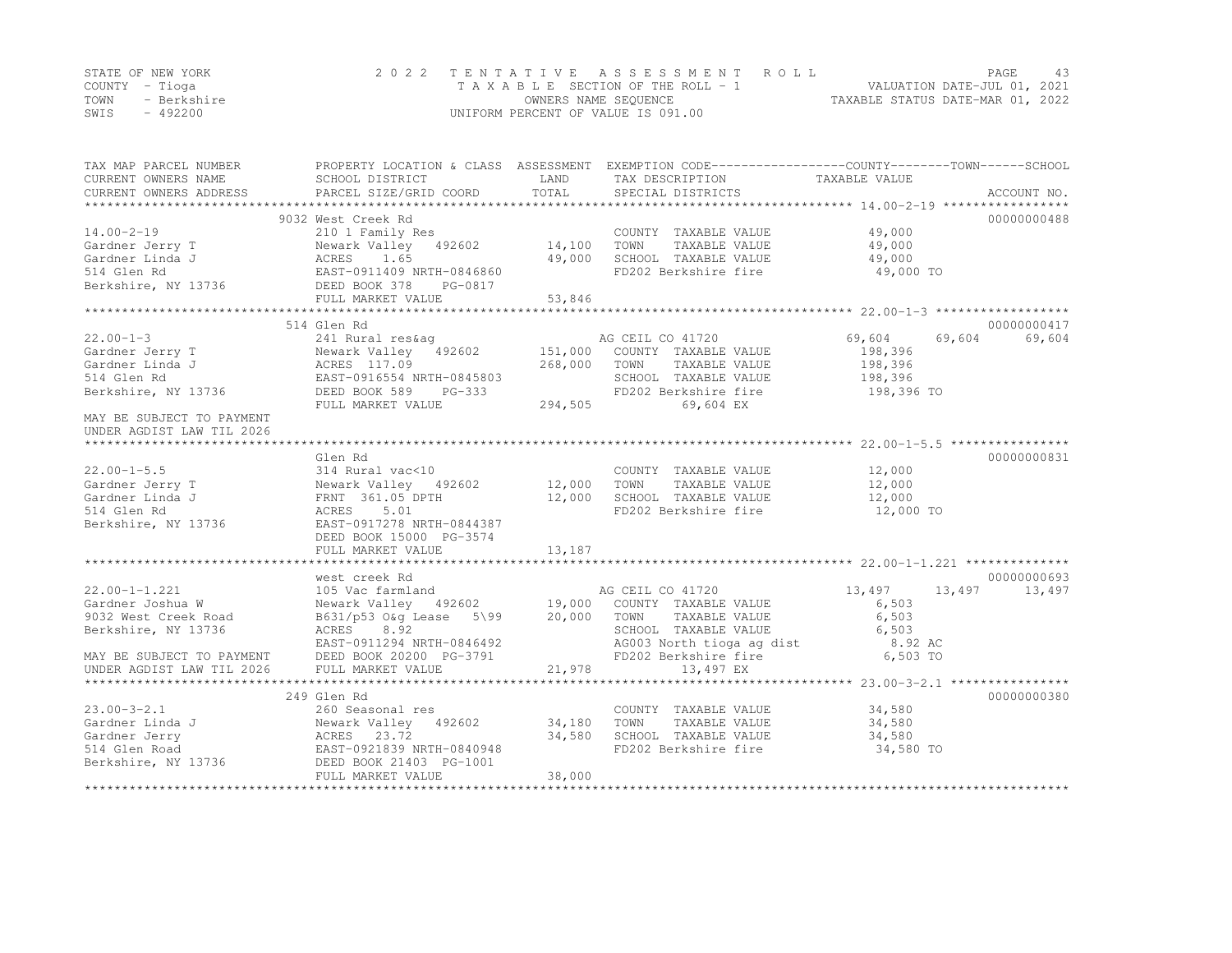STATE OF NEW YORK
COUNTY - Tioga
TOWN - Berkshire
SWIS - 492200

2 0 2 2 TENTATIVE ASSESSMENT ROLL
TAXABLE SECTION OF THE ROLL - 1
OWNERS NAME SEQUENCE
UNIFORM PERCENT OF VALUE IS 091.00

VALUATION DATE-JUL 01, 2021
TAXABLE STATUS DATE-MAR 01, 2022

| TAX MAP PARCEL NUMBER / CURRENT OWNERS NAME / CURRENT OWNERS ADDRESS | PROPERTY LOCATION & CLASS / SCHOOL DISTRICT / PARCEL SIZE/GRID COORD | ASSESSMENT LAND / TOTAL | EXEMPTION CODE / TAX DESCRIPTION / SPECIAL DISTRICTS | COUNTY TAXABLE VALUE | TOWN | SCHOOL | ACCOUNT NO. |
|---|---|---|---|---|---|---|---|
| **14.00-2-19** | 9032 West Creek Rd | | | | | | 00000000488 |
| 14.00-2-19 | 210 1 Family Res | | COUNTY TAXABLE VALUE | 49,000 | | | |
| Gardner Jerry T | Newark Valley 492602 | 14,100 | TOWN TAXABLE VALUE | 49,000 | | | |
| Gardner Linda J | ACRES 1.65 | 49,000 | SCHOOL TAXABLE VALUE | 49,000 | | | |
| 514 Glen Rd | EAST-0911409 NRTH-0846860 | | FD202 Berkshire fire | 49,000 TO | | | |
| Berkshire, NY 13736 | DEED BOOK 378 PG-0817 | | | | | | |
| | FULL MARKET VALUE | 53,846 | | | | | |
| **22.00-1-3** | 514 Glen Rd | | | | | | 00000000417 |
| 22.00-1-3 | 241 Rural res&ag | | AG CEIL CO 41720 | 69,604 | 69,604 | 69,604 | |
| Gardner Jerry T | Newark Valley 492602 | 151,000 | COUNTY TAXABLE VALUE | 198,396 | | | |
| Gardner Linda J | ACRES 117.09 | 268,000 | TOWN TAXABLE VALUE | 198,396 | | | |
| 514 Glen Rd | EAST-0916554 NRTH-0845803 | | SCHOOL TAXABLE VALUE | 198,396 | | | |
| Berkshire, NY 13736 | DEED BOOK 589 PG-333 | | FD202 Berkshire fire | 198,396 TO | | | |
| | FULL MARKET VALUE | 294,505 | 69,604 EX | | | | |
| MAY BE SUBJECT TO PAYMENT | | | | | | | |
| UNDER AGDIST LAW TIL 2026 | | | | | | | |
| **22.00-1-5.5** | Glen Rd | | | | | | 00000000831 |
| 22.00-1-5.5 | 314 Rural vac<10 | | COUNTY TAXABLE VALUE | 12,000 | | | |
| Gardner Jerry T | Newark Valley 492602 | 12,000 | TOWN TAXABLE VALUE | 12,000 | | | |
| Gardner Linda J | FRNT 361.05 DPTH | 12,000 | SCHOOL TAXABLE VALUE | 12,000 | | | |
| 514 Glen Rd | ACRES 5.01 | | FD202 Berkshire fire | 12,000 TO | | | |
| Berkshire, NY 13736 | EAST-0917278 NRTH-0844387 | | | | | | |
| | DEED BOOK 15000 PG-3574 | | | | | | |
| | FULL MARKET VALUE | 13,187 | | | | | |
| **22.00-1-1.221** | west creek Rd | | | | | | 00000000693 |
| 22.00-1-1.221 | 105 Vac farmland | | AG CEIL CO 41720 | 13,497 | 13,497 | 13,497 | |
| Gardner Joshua W | Newark Valley 492602 | 19,000 | COUNTY TAXABLE VALUE | 6,503 | | | |
| 9032 West Creek Road | B631/p53 O&g Lease 5\99 | 20,000 | TOWN TAXABLE VALUE | 6,503 | | | |
| Berkshire, NY 13736 | ACRES 8.92 | | SCHOOL TAXABLE VALUE | 6,503 | | | |
| | EAST-0911294 NRTH-0846492 | | AG003 North tioga ag dist | 8.92 AC | | | |
| MAY BE SUBJECT TO PAYMENT | DEED BOOK 20200 PG-3791 | | FD202 Berkshire fire | 6,503 TO | | | |
| UNDER AGDIST LAW TIL 2026 | FULL MARKET VALUE | 21,978 | 13,497 EX | | | | |
| **23.00-3-2.1** | 249 Glen Rd | | | | | | 00000000380 |
| 23.00-3-2.1 | 260 Seasonal res | | COUNTY TAXABLE VALUE | 34,580 | | | |
| Gardner Linda J | Newark Valley 492602 | 34,180 | TOWN TAXABLE VALUE | 34,580 | | | |
| Gardner Jerry | ACRES 23.72 | 34,580 | SCHOOL TAXABLE VALUE | 34,580 | | | |
| 514 Glen Road | EAST-0921839 NRTH-0840948 | | FD202 Berkshire fire | 34,580 TO | | | |
| Berkshire, NY 13736 | DEED BOOK 21403 PG-1001 | | | | | | |
| | FULL MARKET VALUE | 38,000 | | | | | |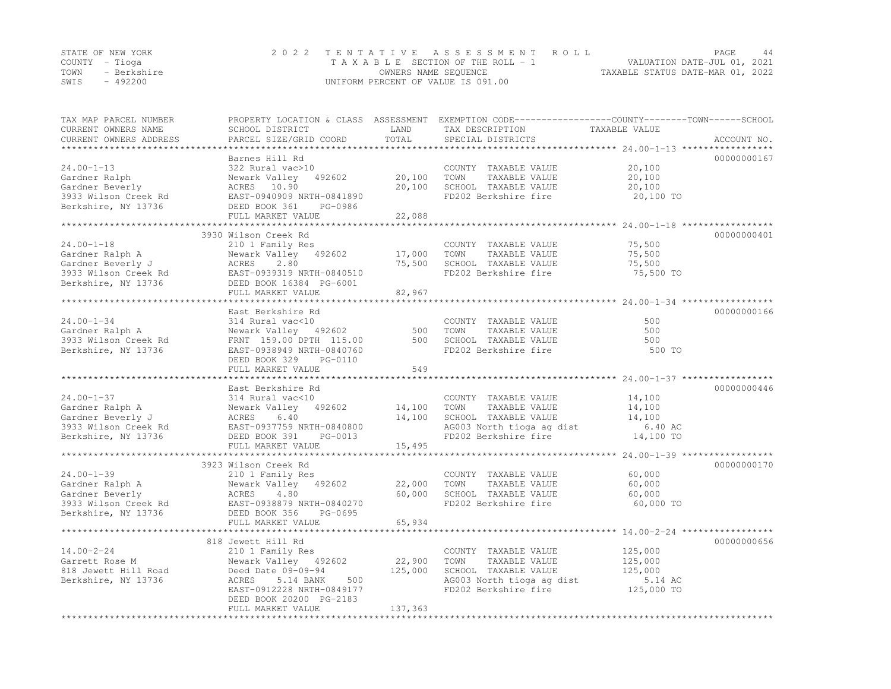STATE OF NEW YORK — 2022 TENTATIVE ASSESSMENT ROLL
COUNTY - Tioga — TAXABLE SECTION OF THE ROLL - 1 — VALUATION DATE-JUL 01, 2021
TOWN - Berkshire — OWNERS NAME SEQUENCE — TAXABLE STATUS DATE-MAR 01, 2022
SWIS - 492200 — UNIFORM PERCENT OF VALUE IS 091.00

| TAX MAP PARCEL NUMBER / CURRENT OWNERS NAME / CURRENT OWNERS ADDRESS | PROPERTY LOCATION & CLASS / SCHOOL DISTRICT / PARCEL SIZE/GRID COORD | ASSESSMENT LAND | TOTAL | EXEMPTION CODE / TAX DESCRIPTION / SPECIAL DISTRICTS | TAXABLE VALUE (COUNTY / TOWN / SCHOOL) | ACCOUNT NO. |
|---|---|---|---|---|---|---|
| **24.00-1-13** | Barnes Hill Rd | | | | | 00000000167 |
| | 322 Rural vac>10 | | | COUNTY TAXABLE VALUE | 20,100 | |
| Gardner Ralph | Newark Valley 492602 | 20,100 | | TOWN TAXABLE VALUE | 20,100 | |
| Gardner Beverly | ACRES 10.90 | | 20,100 | SCHOOL TAXABLE VALUE | 20,100 | |
| 3933 Wilson Creek Rd | EAST-0940909 NRTH-0841890 | | | FD202 Berkshire fire | 20,100 TO | |
| Berkshire, NY 13736 | DEED BOOK 361 PG-0986 | | | | | |
| | FULL MARKET VALUE | | 22,088 | | | |
| **24.00-1-18** | 3930 Wilson Creek Rd | | | | | 00000000401 |
| | 210 1 Family Res | | | COUNTY TAXABLE VALUE | 75,500 | |
| Gardner Ralph A | Newark Valley 492602 | 17,000 | | TOWN TAXABLE VALUE | 75,500 | |
| Gardner Beverly J | ACRES 2.80 | | 75,500 | SCHOOL TAXABLE VALUE | 75,500 | |
| 3933 Wilson Creek Rd | EAST-0939319 NRTH-0840510 | | | FD202 Berkshire fire | 75,500 TO | |
| Berkshire, NY 13736 | DEED BOOK 16384 PG-6001 | | | | | |
| | FULL MARKET VALUE | | 82,967 | | | |
| **24.00-1-34** | East Berkshire Rd | | | | | 00000000166 |
| | 314 Rural vac<10 | | | COUNTY TAXABLE VALUE | 500 | |
| Gardner Ralph A | Newark Valley 492602 | 500 | | TOWN TAXABLE VALUE | 500 | |
| 3933 Wilson Creek Rd | FRNT 159.00 DPTH 115.00 | | 500 | SCHOOL TAXABLE VALUE | 500 | |
| Berkshire, NY 13736 | EAST-0938949 NRTH-0840760 | | | FD202 Berkshire fire | 500 TO | |
| | DEED BOOK 329 PG-0110 | | | | | |
| | FULL MARKET VALUE | | 549 | | | |
| **24.00-1-37** | East Berkshire Rd | | | | | 00000000446 |
| | 314 Rural vac<10 | | | COUNTY TAXABLE VALUE | 14,100 | |
| Gardner Ralph A | Newark Valley 492602 | 14,100 | | TOWN TAXABLE VALUE | 14,100 | |
| Gardner Beverly J | ACRES 6.40 | | 14,100 | SCHOOL TAXABLE VALUE | 14,100 | |
| 3933 Wilson Creek Rd | EAST-0937759 NRTH-0840800 | | | AG003 North tioga ag dist | 6.40 AC | |
| Berkshire, NY 13736 | DEED BOOK 391 PG-0013 | | | FD202 Berkshire fire | 14,100 TO | |
| | FULL MARKET VALUE | | 15,495 | | | |
| **24.00-1-39** | 3923 Wilson Creek Rd | | | | | 00000000170 |
| | 210 1 Family Res | | | COUNTY TAXABLE VALUE | 60,000 | |
| Gardner Ralph A | Newark Valley 492602 | 22,000 | | TOWN TAXABLE VALUE | 60,000 | |
| Gardner Beverly | ACRES 4.80 | | 60,000 | SCHOOL TAXABLE VALUE | 60,000 | |
| 3933 Wilson Creek Rd | EAST-0938879 NRTH-0840270 | | | FD202 Berkshire fire | 60,000 TO | |
| Berkshire, NY 13736 | DEED BOOK 356 PG-0695 | | | | | |
| | FULL MARKET VALUE | | 65,934 | | | |
| **14.00-2-24** | 818 Jewett Hill Rd | | | | | 00000000656 |
| | 210 1 Family Res | | | COUNTY TAXABLE VALUE | 125,000 | |
| Garrett Rose M | Newark Valley 492602 | 22,900 | | TOWN TAXABLE VALUE | 125,000 | |
| 818 Jewett Hill Road | Deed Date 09-09-94 | | 125,000 | SCHOOL TAXABLE VALUE | 125,000 | |
| Berkshire, NY 13736 | ACRES 5.14 BANK 500 | | | AG003 North tioga ag dist | 5.14 AC | |
| | EAST-0912228 NRTH-0849177 | | | FD202 Berkshire fire | 125,000 TO | |
| | DEED BOOK 20200 PG-2183 | | | | | |
| | FULL MARKET VALUE | | 137,363 | | | |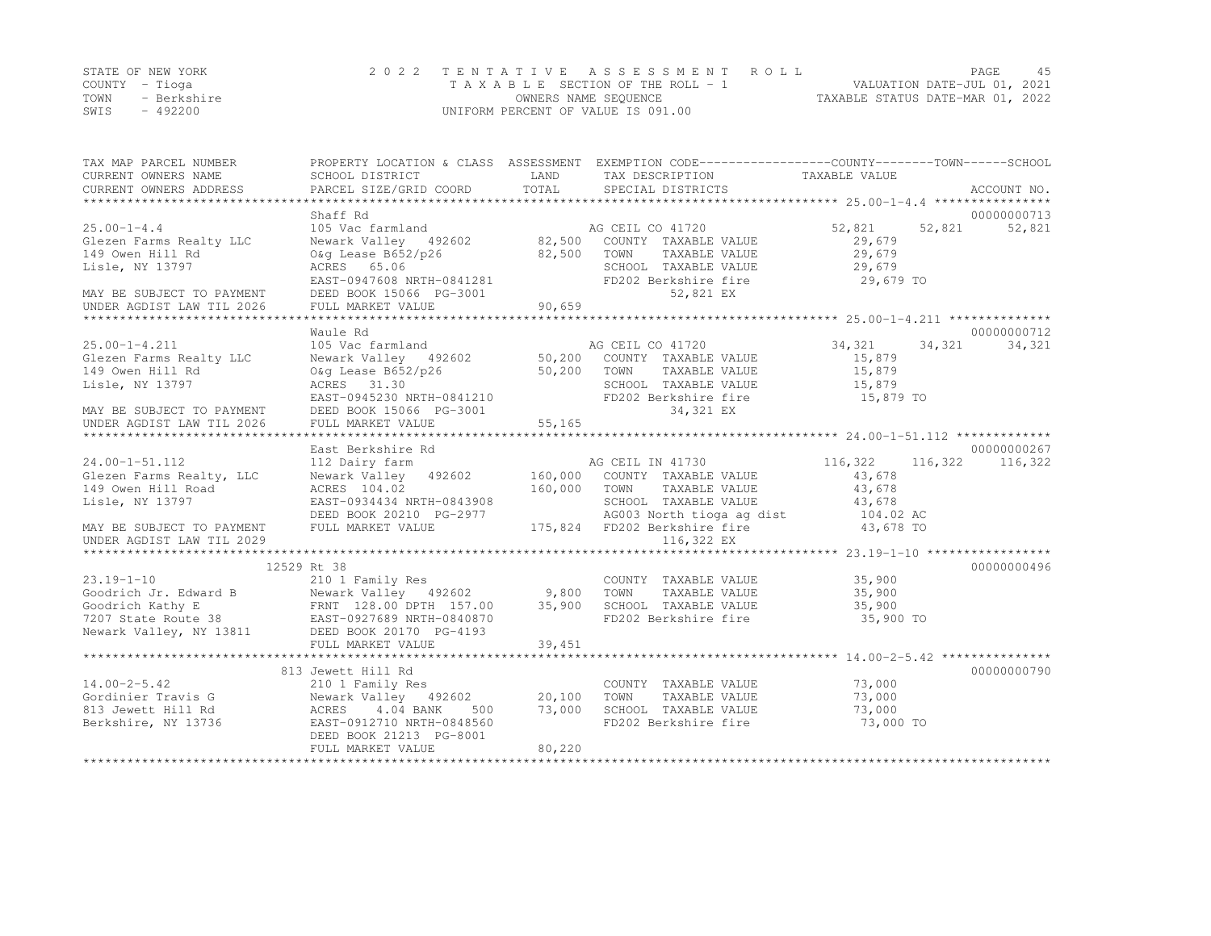STATE OF NEW YORK
COUNTY - Tioga
TOWN - Berkshire
SWIS - 492200

2 0 2 2 T E N T A T I V E A S S E S S M E N T R O L L
T A X A B L E SECTION OF THE ROLL - 1
OWNERS NAME SEQUENCE
UNIFORM PERCENT OF VALUE IS 091.00

VALUATION DATE-JUL 01, 2021
TAXABLE STATUS DATE-MAR 01, 2022

| TAX MAP PARCEL NUMBER / CURRENT OWNERS NAME / CURRENT OWNERS ADDRESS | PROPERTY LOCATION & CLASS / SCHOOL DISTRICT / PARCEL SIZE/GRID COORD | ASSESSMENT LAND | TOTAL | EXEMPTION CODE / TAX DESCRIPTION / SPECIAL DISTRICTS | COUNTY TAXABLE VALUE | TOWN | SCHOOL | ACCOUNT NO. |
|---|---|---|---|---|---|---|---|---|
| 25.00-1-4.4 | Shaff Rd | | | | | | | 00000000713 |
| 25.00-1-4.4 | 105 Vac farmland | | | AG CEIL CO 41720 | 52,821 | 52,821 | 52,821 | |
| Glezen Farms Realty LLC | Newark Valley 492602 | 82,500 | | COUNTY TAXABLE VALUE | 29,679 | | | |
| 149 Owen Hill Rd | O&g Lease B652/p26 | | 82,500 | TOWN TAXABLE VALUE | 29,679 | | | |
| Lisle, NY 13797 | ACRES 65.06 | | | SCHOOL TAXABLE VALUE | 29,679 | | | |
| | EAST-0947608 NRTH-0841281 | | | FD202 Berkshire fire | 29,679 TO | | | |
| MAY BE SUBJECT TO PAYMENT | DEED BOOK 15066 PG-3001 | | | 52,821 EX | | | | |
| UNDER AGDIST LAW TIL 2026 | FULL MARKET VALUE | | 90,659 | | | | | |
| 25.00-1-4.211 | Waule Rd | | | | | | | 00000000712 |
| 25.00-1-4.211 | 105 Vac farmland | | | AG CEIL CO 41720 | 34,321 | 34,321 | 34,321 | |
| Glezen Farms Realty LLC | Newark Valley 492602 | 50,200 | | COUNTY TAXABLE VALUE | 15,879 | | | |
| 149 Owen Hill Rd | O&g Lease B652/p26 | | 50,200 | TOWN TAXABLE VALUE | 15,879 | | | |
| Lisle, NY 13797 | ACRES 31.30 | | | SCHOOL TAXABLE VALUE | 15,879 | | | |
| | EAST-0945230 NRTH-0841210 | | | FD202 Berkshire fire | 15,879 TO | | | |
| MAY BE SUBJECT TO PAYMENT | DEED BOOK 15066 PG-3001 | | | 34,321 EX | | | | |
| UNDER AGDIST LAW TIL 2026 | FULL MARKET VALUE | | 55,165 | | | | | |
| 24.00-1-51.112 | East Berkshire Rd | | | | | | | 00000000267 |
| 24.00-1-51.112 | 112 Dairy farm | | | AG CEIL IN 41730 | 116,322 | 116,322 | 116,322 | |
| Glezen Farms Realty, LLC | Newark Valley 492602 | 160,000 | | COUNTY TAXABLE VALUE | 43,678 | | | |
| 149 Owen Hill Road | ACRES 104.02 | | 160,000 | TOWN TAXABLE VALUE | 43,678 | | | |
| Lisle, NY 13797 | EAST-0934434 NRTH-0843908 | | | SCHOOL TAXABLE VALUE | 43,678 | | | |
| | DEED BOOK 20210 PG-2977 | | | AG003 North tioga ag dist | 104.02 AC | | | |
| MAY BE SUBJECT TO PAYMENT | FULL MARKET VALUE | | 175,824 | FD202 Berkshire fire | 43,678 TO | | | |
| UNDER AGDIST LAW TIL 2029 | | | | 116,322 EX | | | | |
| 23.19-1-10 | 12529 Rt 38 | | | | | | | 00000000496 |
| 23.19-1-10 | 210 1 Family Res | | | COUNTY TAXABLE VALUE | 35,900 | | | |
| Goodrich Jr. Edward B | Newark Valley 492602 | 9,800 | | TOWN TAXABLE VALUE | 35,900 | | | |
| Goodrich Kathy E | FRNT 128.00 DPTH 157.00 | | 35,900 | SCHOOL TAXABLE VALUE | 35,900 | | | |
| 7207 State Route 38 | EAST-0927689 NRTH-0840870 | | | FD202 Berkshire fire | 35,900 TO | | | |
| Newark Valley, NY 13811 | DEED BOOK 20170 PG-4193 | | | | | | | |
| | FULL MARKET VALUE | | 39,451 | | | | | |
| 14.00-2-5.42 | 813 Jewett Hill Rd | | | | | | | 00000000790 |
| 14.00-2-5.42 | 210 1 Family Res | | | COUNTY TAXABLE VALUE | 73,000 | | | |
| Gordinier Travis G | Newark Valley 492602 | 20,100 | | TOWN TAXABLE VALUE | 73,000 | | | |
| 813 Jewett Hill Rd | ACRES 4.04 BANK 500 | | 73,000 | SCHOOL TAXABLE VALUE | 73,000 | | | |
| Berkshire, NY 13736 | EAST-0912710 NRTH-0848560 | | | FD202 Berkshire fire | 73,000 TO | | | |
| | DEED BOOK 21213 PG-8001 | | | | | | | |
| | FULL MARKET VALUE | | 80,220 | | | | | |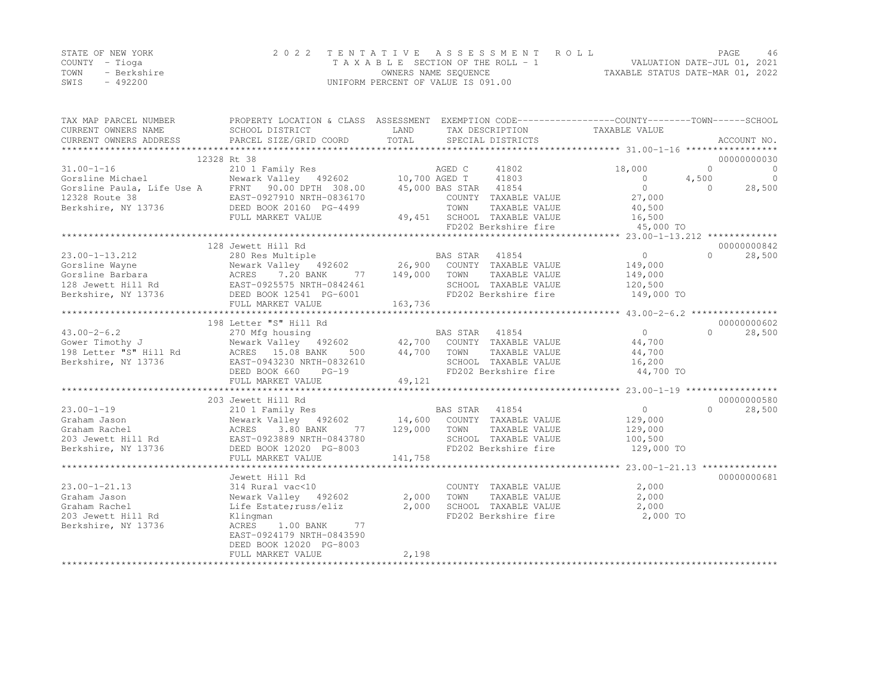STATE OF NEW YORK
COUNTY - Tioga
TOWN - Berkshire
SWIS - 492200

2022 TENTATIVE ASSESSMENT ROLL
TAXABLE SECTION OF THE ROLL - 1
OWNERS NAME SEQUENCE
UNIFORM PERCENT OF VALUE IS 091.00

VALUATION DATE-JUL 01, 2021
TAXABLE STATUS DATE-MAR 01, 2022

| TAX MAP PARCEL NUMBER / CURRENT OWNERS NAME / CURRENT OWNERS ADDRESS | PROPERTY LOCATION & CLASS / SCHOOL DISTRICT / PARCEL SIZE/GRID COORD | ASSESSMENT LAND / TOTAL | EXEMPTION CODE / TAX DESCRIPTION / SPECIAL DISTRICTS | COUNTY TAXABLE VALUE | TOWN | SCHOOL | ACCOUNT NO. |
|---|---|---|---|---|---|---|---|
| 31.00-1-16 | 12328 Rt 38 | | | | | | 00000000030 |
| | 210 1 Family Res | | AGED C 41802 | 18,000 | 0 | 0 | |
| Gorsline Michael | Newark Valley 492602 | 10,700 | AGED T 41803 | 0 | 4,500 | 0 | |
| Gorsline Paula, Life Use A | FRNT 90.00 DPTH 308.00 | 45,000 | BAS STAR 41854 | 0 | 0 | 28,500 | |
| 12328 Route 38 | EAST-0927910 NRTH-0836170 | | COUNTY TAXABLE VALUE | 27,000 | | | |
| Berkshire, NY 13736 | DEED BOOK 20160 PG-4499 | | TOWN TAXABLE VALUE | 40,500 | | | |
| | FULL MARKET VALUE | 49,451 | SCHOOL TAXABLE VALUE | 16,500 | | | |
| | | | FD202 Berkshire fire | 45,000 TO | | | |
| 23.00-1-13.212 | 128 Jewett Hill Rd | | | | | | 00000000842 |
| | 280 Res Multiple | | BAS STAR 41854 | 0 | 0 | 28,500 | |
| Gorsline Wayne | Newark Valley 492602 | 26,900 | COUNTY TAXABLE VALUE | 149,000 | | | |
| Gorsline Barbara | ACRES 7.20 BANK 77 | 149,000 | TOWN TAXABLE VALUE | 149,000 | | | |
| 128 Jewett Hill Rd | EAST-0925575 NRTH-0842461 | | SCHOOL TAXABLE VALUE | 120,500 | | | |
| Berkshire, NY 13736 | DEED BOOK 12541 PG-6001 | | FD202 Berkshire fire | 149,000 TO | | | |
| | FULL MARKET VALUE | 163,736 | | | | | |
| 43.00-2-6.2 | 198 Letter "S" Hill Rd | | | | | | 00000000602 |
| | 270 Mfg housing | | BAS STAR 41854 | 0 | 0 | 28,500 | |
| Gower Timothy J | Newark Valley 492602 | 42,700 | COUNTY TAXABLE VALUE | 44,700 | | | |
| 198 Letter "S" Hill Rd | ACRES 15.08 BANK 500 | 44,700 | TOWN TAXABLE VALUE | 44,700 | | | |
| Berkshire, NY 13736 | EAST-0943230 NRTH-0832610 | | SCHOOL TAXABLE VALUE | 16,200 | | | |
| | DEED BOOK 660 PG-19 | | FD202 Berkshire fire | 44,700 TO | | | |
| | FULL MARKET VALUE | 49,121 | | | | | |
| 23.00-1-19 | 203 Jewett Hill Rd | | | | | | 00000000580 |
| | 210 1 Family Res | | BAS STAR 41854 | 0 | 0 | 28,500 | |
| Graham Jason | Newark Valley 492602 | 14,600 | COUNTY TAXABLE VALUE | 129,000 | | | |
| Graham Rachel | ACRES 3.80 BANK 77 | 129,000 | TOWN TAXABLE VALUE | 129,000 | | | |
| 203 Jewett Hill Rd | EAST-0923889 NRTH-0843780 | | SCHOOL TAXABLE VALUE | 100,500 | | | |
| Berkshire, NY 13736 | DEED BOOK 12020 PG-8003 | | FD202 Berkshire fire | 129,000 TO | | | |
| | FULL MARKET VALUE | 141,758 | | | | | |
| 23.00-1-21.13 | Jewett Hill Rd | | | | | | 00000000681 |
| | 314 Rural vac<10 | | COUNTY TAXABLE VALUE | 2,000 | | | |
| Graham Jason | Newark Valley 492602 | 2,000 | TOWN TAXABLE VALUE | 2,000 | | | |
| Graham Rachel | Life Estate;russ/eliz | 2,000 | SCHOOL TAXABLE VALUE | 2,000 | | | |
| 203 Jewett Hill Rd | Klingman | | FD202 Berkshire fire | 2,000 TO | | | |
| Berkshire, NY 13736 | ACRES 1.00 BANK 77 | | | | | | |
| | EAST-0924179 NRTH-0843590 | | | | | | |
| | DEED BOOK 12020 PG-8003 | | | | | | |
| | FULL MARKET VALUE | 2,198 | | | | | |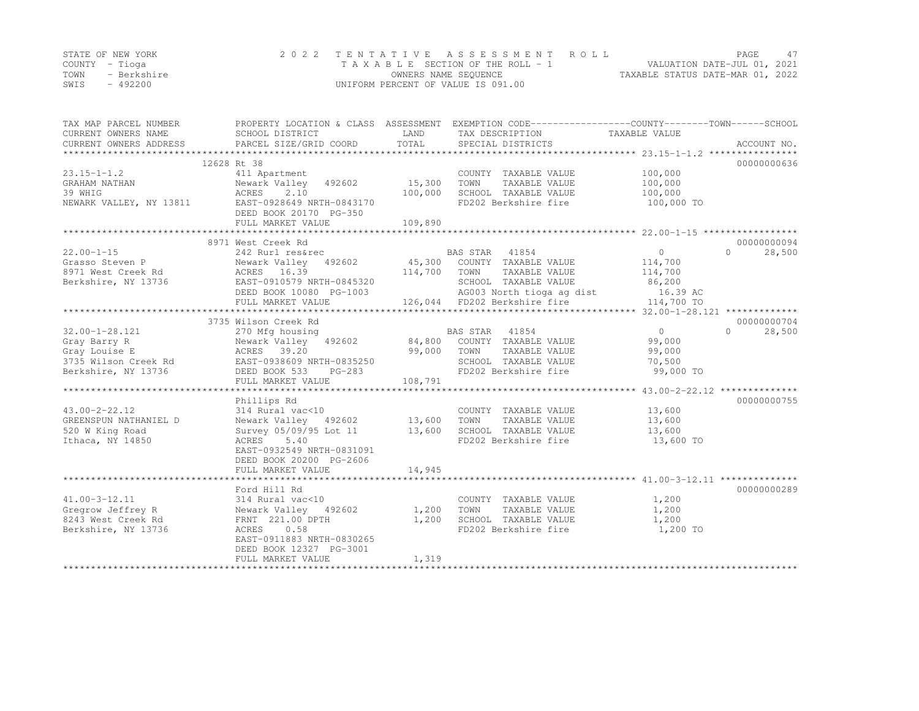STATE OF NEW YORK
COUNTY - Tioga
TOWN - Berkshire
SWIS - 492200

# 2022 TENTATIVE ASSESSMENT ROLL

TAXABLE SECTION OF THE ROLL - 1
OWNERS NAME SEQUENCE
UNIFORM PERCENT OF VALUE IS 091.00

VALUATION DATE-JUL 01, 2021
TAXABLE STATUS DATE-MAR 01, 2022

| TAX MAP PARCEL NUMBER / CURRENT OWNERS NAME / CURRENT OWNERS ADDRESS | PROPERTY LOCATION & CLASS / SCHOOL DISTRICT / PARCEL SIZE/GRID COORD | ASSESSMENT LAND | TOTAL | EXEMPTION CODE / TAX DESCRIPTION / SPECIAL DISTRICTS | COUNTY/TOWN TAXABLE VALUE | SCHOOL | ACCOUNT NO. |
|---|---|---|---|---|---|---|---|
| | 12628 Rt 38 | | | | | | 00000000636 |
| 23.15-1-1.2 | 411 Apartment | | | COUNTY TAXABLE VALUE | 100,000 | | |
| GRAHAM NATHAN | Newark Valley 492602 | 15,300 | | TOWN TAXABLE VALUE | 100,000 | | |
| 39 WHIG | ACRES 2.10 | | 100,000 | SCHOOL TAXABLE VALUE | 100,000 | | |
| NEWARK VALLEY, NY 13811 | EAST-0928649 NRTH-0843170 | | | FD202 Berkshire fire | 100,000 TO | | |
| | DEED BOOK 20170 PG-350 | | | | | | |
| | FULL MARKET VALUE | | 109,890 | | | | |
| | 8971 West Creek Rd | | | | | | 00000000094 |
| 22.00-1-15 | 242 Rurl res&rec | | | BAS STAR 41854 | 0 | 0 28,500 | |
| Grasso Steven P | Newark Valley 492602 | 45,300 | | COUNTY TAXABLE VALUE | 114,700 | | |
| 8971 West Creek Rd | ACRES 16.39 | | 114,700 | TOWN TAXABLE VALUE | 114,700 | | |
| Berkshire, NY 13736 | EAST-0910579 NRTH-0845320 | | | SCHOOL TAXABLE VALUE | 86,200 | | |
| | DEED BOOK 10080 PG-1003 | | | AG003 North tioga ag dist | 16.39 AC | | |
| | FULL MARKET VALUE | | 126,044 | FD202 Berkshire fire | 114,700 TO | | |
| | 3735 Wilson Creek Rd | | | | | | 00000000704 |
| 32.00-1-28.121 | 270 Mfg housing | | | BAS STAR 41854 | 0 | 0 28,500 | |
| Gray Barry R | Newark Valley 492602 | 84,800 | | COUNTY TAXABLE VALUE | 99,000 | | |
| Gray Louise E | ACRES 39.20 | | 99,000 | TOWN TAXABLE VALUE | 99,000 | | |
| 3735 Wilson Creek Rd | EAST-0938609 NRTH-0835250 | | | SCHOOL TAXABLE VALUE | 70,500 | | |
| Berkshire, NY 13736 | DEED BOOK 533 PG-283 | | | FD202 Berkshire fire | 99,000 TO | | |
| | FULL MARKET VALUE | | 108,791 | | | | |
| | Phillips Rd | | | | | | 00000000755 |
| 43.00-2-22.12 | 314 Rural vac<10 | | | COUNTY TAXABLE VALUE | 13,600 | | |
| GREENSPUN NATHANIEL D | Newark Valley 492602 | 13,600 | | TOWN TAXABLE VALUE | 13,600 | | |
| 520 W King Road | Survey 05/09/95 Lot 11 | | 13,600 | SCHOOL TAXABLE VALUE | 13,600 | | |
| Ithaca, NY 14850 | ACRES 5.40 | | | FD202 Berkshire fire | 13,600 TO | | |
| | EAST-0932549 NRTH-0831091 | | | | | | |
| | DEED BOOK 20200 PG-2606 | | | | | | |
| | FULL MARKET VALUE | | 14,945 | | | | |
| | Ford Hill Rd | | | | | | 00000000289 |
| 41.00-3-12.11 | 314 Rural vac<10 | | | COUNTY TAXABLE VALUE | 1,200 | | |
| Gregrow Jeffrey R | Newark Valley 492602 | 1,200 | | TOWN TAXABLE VALUE | 1,200 | | |
| 8243 West Creek Rd | FRNT 221.00 DPTH | | 1,200 | SCHOOL TAXABLE VALUE | 1,200 | | |
| Berkshire, NY 13736 | ACRES 0.58 | | | FD202 Berkshire fire | 1,200 TO | | |
| | EAST-0911883 NRTH-0830265 | | | | | | |
| | DEED BOOK 12327 PG-3001 | | | | | | |
| | FULL MARKET VALUE | | 1,319 | | | | |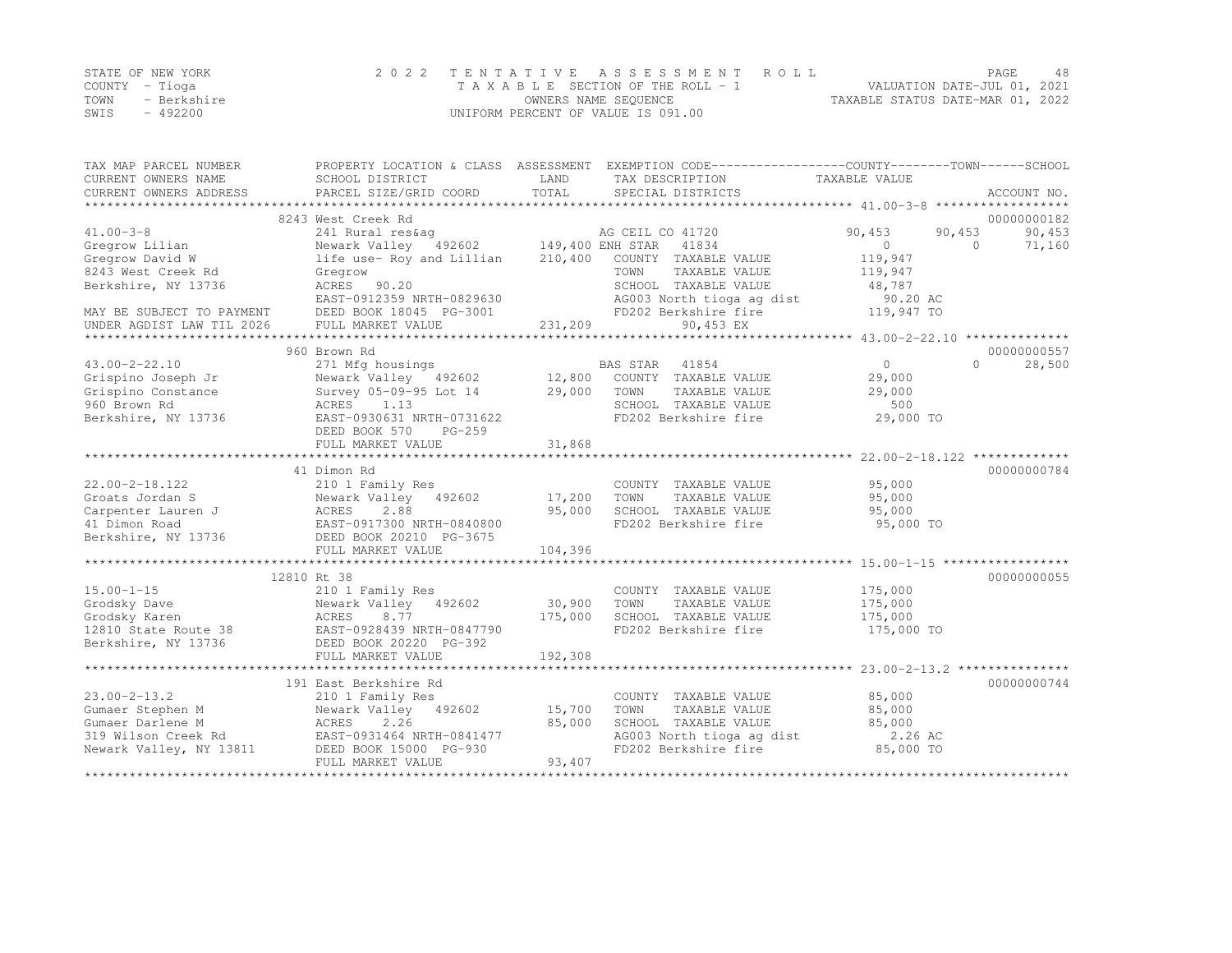STATE OF NEW YORK — COUNTY - Tioga — TOWN - Berkshire — SWIS - 492200

# 2022 TENTATIVE ASSESSMENT ROLL

TAXABLE SECTION OF THE ROLL - 1
OWNERS NAME SEQUENCE
UNIFORM PERCENT OF VALUE IS 091.00

VALUATION DATE-JUL 01, 2021
TAXABLE STATUS DATE-MAR 01, 2022

```
TAX MAP PARCEL NUMBER          PROPERTY LOCATION & CLASS  ASSESSMENT  EXEMPTION CODE------------------COUNTY--------TOWN------SCHOOL
CURRENT OWNERS NAME            SCHOOL DISTRICT              LAND      TAX DESCRIPTION            TAXABLE VALUE
CURRENT OWNERS ADDRESS         PARCEL SIZE/GRID COORD       TOTAL     SPECIAL DISTRICTS                                    ACCOUNT NO.
******************************************************************************************************* 41.00-3-8 ******************
                               8243 West Creek Rd                                                                          00000000182
41.00-3-8                      241 Rural res&ag                       AG CEIL CO 41720          90,453       90,453       90,453
Gregrow Lilian                 Newark Valley   492602      149,400 ENH STAR   41834                  0            0       71,160
Gregrow David W                life use- Roy and Lillian   210,400    COUNTY  TAXABLE VALUE        119,947
8243 West Creek Rd             Gregrow                                TOWN    TAXABLE VALUE        119,947
Berkshire, NY 13736            ACRES   90.20                          SCHOOL  TAXABLE VALUE         48,787
                               EAST-0912359 NRTH-0829630              AG003 North tioga ag dist      90.20 AC
MAY BE SUBJECT TO PAYMENT      DEED BOOK 18045  PG-3001               FD202 Berkshire fire         119,947 TO
UNDER AGDIST LAW TIL 2026      FULL MARKET VALUE           231,209           90,453 EX
******************************************************************************************************* 43.00-2-22.10 **************
                               960 Brown Rd                                                                                00000000557
43.00-2-22.10                  271 Mfg housings                       BAS STAR   41854                   0            0       28,500
Grispino Joseph Jr             Newark Valley   492602       12,800    COUNTY  TAXABLE VALUE         29,000
Grispino Constance             Survey 05-09-95 Lot 14       29,000    TOWN    TAXABLE VALUE         29,000
960 Brown Rd                   ACRES    1.13                          SCHOOL  TAXABLE VALUE            500
Berkshire, NY 13736            EAST-0930631 NRTH-0731622              FD202 Berkshire fire          29,000 TO
                               DEED BOOK 570    PG-259
                               FULL MARKET VALUE            31,868
******************************************************************************************************* 22.00-2-18.122 *************
                               41 Dimon Rd                                                                                 00000000784
22.00-2-18.122                 210 1 Family Res                       COUNTY  TAXABLE VALUE         95,000
Groats Jordan S                Newark Valley   492602       17,200    TOWN    TAXABLE VALUE         95,000
Carpenter Lauren J             ACRES    2.88                95,000    SCHOOL  TAXABLE VALUE         95,000
41 Dimon Road                  EAST-0917300 NRTH-0840800              FD202 Berkshire fire          95,000 TO
Berkshire, NY 13736            DEED BOOK 20210  PG-3675
                               FULL MARKET VALUE           104,396
******************************************************************************************************* 15.00-1-15 *****************
                               12810 Rt 38                                                                                 00000000055
15.00-1-15                     210 1 Family Res                       COUNTY  TAXABLE VALUE        175,000
Grodsky Dave                   Newark Valley   492602       30,900    TOWN    TAXABLE VALUE        175,000
Grodsky Karen                  ACRES    8.77               175,000    SCHOOL  TAXABLE VALUE        175,000
12810 State Route 38           EAST-0928439 NRTH-0847790              FD202 Berkshire fire         175,000 TO
Berkshire, NY 13736            DEED BOOK 20220  PG-392
                               FULL MARKET VALUE           192,308
******************************************************************************************************* 23.00-2-13.2 ***************
                               191 East Berkshire Rd                                                                       00000000744
23.00-2-13.2                   210 1 Family Res                       COUNTY  TAXABLE VALUE         85,000
Gumaer Stephen M               Newark Valley   492602       15,700    TOWN    TAXABLE VALUE         85,000
Gumaer Darlene M               ACRES    2.26                85,000    SCHOOL  TAXABLE VALUE         85,000
319 Wilson Creek Rd            EAST-0931464 NRTH-0841477              AG003 North tioga ag dist       2.26 AC
Newark Valley, NY 13811        DEED BOOK 15000  PG-930                FD202 Berkshire fire          85,000 TO
                               FULL MARKET VALUE            93,407
************************************************************************************************************************************
```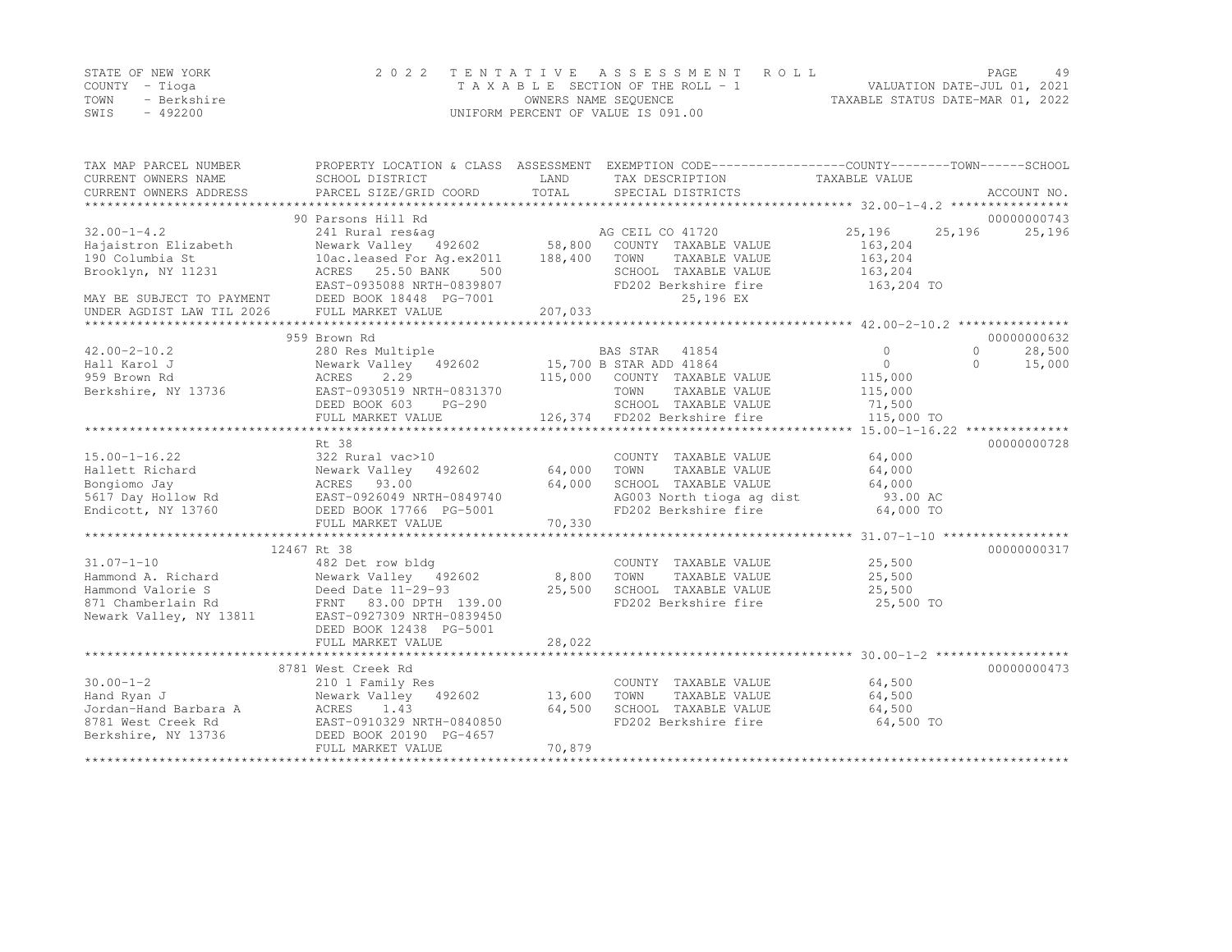STATE OF NEW YORK
COUNTY - Tioga
TOWN - Berkshire
SWIS - 492200

# 2022 TENTATIVE ASSESSMENT ROLL

TAXABLE SECTION OF THE ROLL - 1
OWNERS NAME SEQUENCE
UNIFORM PERCENT OF VALUE IS 091.00

VALUATION DATE-JUL 01, 2021
TAXABLE STATUS DATE-MAR 01, 2022

| TAX MAP PARCEL NUMBER / CURRENT OWNERS NAME / CURRENT OWNERS ADDRESS | PROPERTY LOCATION & CLASS / SCHOOL DISTRICT / PARCEL SIZE/GRID COORD | ASSESSMENT LAND / TOTAL | EXEMPTION CODE / TAX DESCRIPTION / SPECIAL DISTRICTS | COUNTY TAXABLE VALUE | TOWN | SCHOOL | ACCOUNT NO. |
|---|---|---|---|---|---|---|---|
| | 90 Parsons Hill Rd | | | | | | 00000000743 |
| 32.00-1-4.2 | 241 Rural res&ag | | AG CEIL CO 41720 | 25,196 | 25,196 | 25,196 | |
| Hajaistron Elizabeth | Newark Valley 492602 | 58,800 | COUNTY TAXABLE VALUE | 163,204 | | | |
| 190 Columbia St | 10ac.leased For Ag.ex2011 | 188,400 | TOWN TAXABLE VALUE | 163,204 | | | |
| Brooklyn, NY 11231 | ACRES 25.50 BANK 500 | | SCHOOL TAXABLE VALUE | 163,204 | | | |
| | EAST-0935088 NRTH-0839807 | | FD202 Berkshire fire | 163,204 TO | | | |
| MAY BE SUBJECT TO PAYMENT | DEED BOOK 18448 PG-7001 | | 25,196 EX | | | | |
| UNDER AGDIST LAW TIL 2026 | FULL MARKET VALUE | 207,033 | | | | | |
| | 959 Brown Rd | | | | | | 00000000632 |
| 42.00-2-10.2 | 280 Res Multiple | | BAS STAR 41854 | 0 | 0 | 28,500 | |
| Hall Karol J | Newark Valley 492602 | 15,700 | B STAR ADD 41864 | 0 | 0 | 15,000 | |
| 959 Brown Rd | ACRES 2.29 | 115,000 | COUNTY TAXABLE VALUE | 115,000 | | | |
| Berkshire, NY 13736 | EAST-0930519 NRTH-0831370 | | TOWN TAXABLE VALUE | 115,000 | | | |
| | DEED BOOK 603 PG-290 | | SCHOOL TAXABLE VALUE | 71,500 | | | |
| | FULL MARKET VALUE | 126,374 | FD202 Berkshire fire | 115,000 TO | | | |
| | Rt 38 | | | | | | 00000000728 |
| 15.00-1-16.22 | 322 Rural vac>10 | | COUNTY TAXABLE VALUE | 64,000 | | | |
| Hallett Richard | Newark Valley 492602 | 64,000 | TOWN TAXABLE VALUE | 64,000 | | | |
| Bongiomo Jay | ACRES 93.00 | 64,000 | SCHOOL TAXABLE VALUE | 64,000 | | | |
| 5617 Day Hollow Rd | EAST-0926049 NRTH-0849740 | | AG003 North tioga ag dist | 93.00 AC | | | |
| Endicott, NY 13760 | DEED BOOK 17766 PG-5001 | | FD202 Berkshire fire | 64,000 TO | | | |
| | FULL MARKET VALUE | 70,330 | | | | | |
| | 12467 Rt 38 | | | | | | 00000000317 |
| 31.07-1-10 | 482 Det row bldg | | COUNTY TAXABLE VALUE | 25,500 | | | |
| Hammond A. Richard | Newark Valley 492602 | 8,800 | TOWN TAXABLE VALUE | 25,500 | | | |
| Hammond Valorie S | Deed Date 11-29-93 | 25,500 | SCHOOL TAXABLE VALUE | 25,500 | | | |
| 871 Chamberlain Rd | FRNT 83.00 DPTH 139.00 | | FD202 Berkshire fire | 25,500 TO | | | |
| Newark Valley, NY 13811 | EAST-0927309 NRTH-0839450 | | | | | | |
| | DEED BOOK 12438 PG-5001 | | | | | | |
| | FULL MARKET VALUE | 28,022 | | | | | |
| | 8781 West Creek Rd | | | | | | 00000000473 |
| 30.00-1-2 | 210 1 Family Res | | COUNTY TAXABLE VALUE | 64,500 | | | |
| Hand Ryan J | Newark Valley 492602 | 13,600 | TOWN TAXABLE VALUE | 64,500 | | | |
| Jordan-Hand Barbara A | ACRES 1.43 | 64,500 | SCHOOL TAXABLE VALUE | 64,500 | | | |
| 8781 West Creek Rd | EAST-0910329 NRTH-0840850 | | FD202 Berkshire fire | 64,500 TO | | | |
| Berkshire, NY 13736 | DEED BOOK 20190 PG-4657 | | | | | | |
| | FULL MARKET VALUE | 70,879 | | | | | |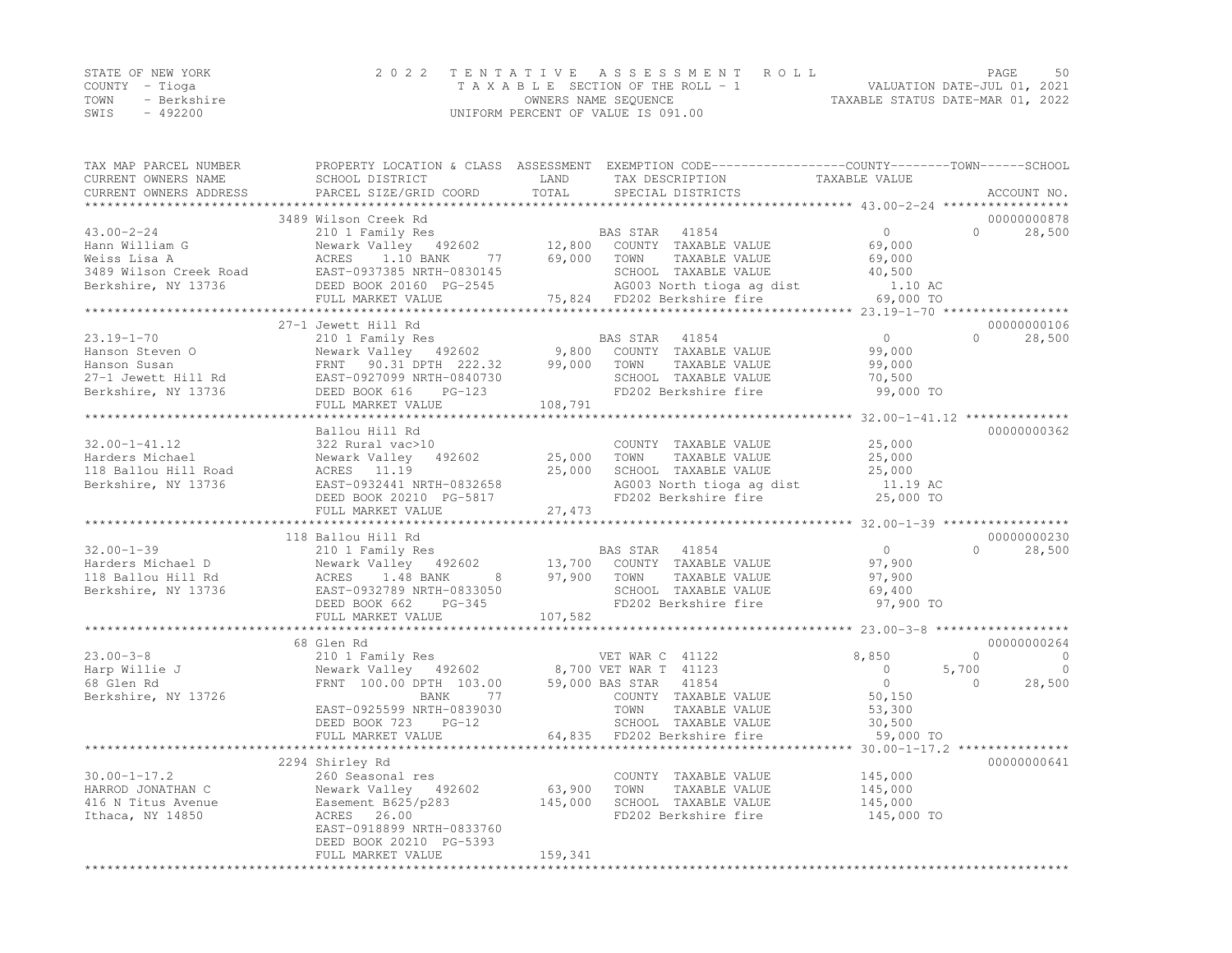STATE OF NEW YORK
COUNTY - Tioga
TOWN - Berkshire
SWIS - 492200

2022 TENTATIVE ASSESSMENT ROLL
TAXABLE SECTION OF THE ROLL - 1
OWNERS NAME SEQUENCE
UNIFORM PERCENT OF VALUE IS 091.00

VALUATION DATE-JUL 01, 2021
TAXABLE STATUS DATE-MAR 01, 2022

| TAX MAP PARCEL NUMBER / CURRENT OWNERS NAME / CURRENT OWNERS ADDRESS | PROPERTY LOCATION & CLASS / SCHOOL DISTRICT / PARCEL SIZE/GRID COORD | ASSESSMENT LAND / TOTAL | EXEMPTION CODE / TAX DESCRIPTION / SPECIAL DISTRICTS | COUNTY TAXABLE VALUE | TOWN | SCHOOL | ACCOUNT NO. |
|---|---|---|---|---|---|---|---|
| | 3489 Wilson Creek Rd | | | | | | 00000000878 |
| 43.00-2-24 | 210 1 Family Res | | BAS STAR 41854 | 0 | 0 | 28,500 | |
| Hann William G | Newark Valley 492602 | 12,800 | COUNTY TAXABLE VALUE | 69,000 | | | |
| Weiss Lisa A | ACRES 1.10 BANK 77 | 69,000 | TOWN TAXABLE VALUE | 69,000 | | | |
| 3489 Wilson Creek Road | EAST-0937385 NRTH-0830145 | | SCHOOL TAXABLE VALUE | 40,500 | | | |
| Berkshire, NY 13736 | DEED BOOK 20160 PG-2545 | | AG003 North tioga ag dist | 1.10 AC | | | |
| | FULL MARKET VALUE | 75,824 | FD202 Berkshire fire | 69,000 TO | | | |
| | 27-1 Jewett Hill Rd | | | | | | 00000000106 |
| 23.19-1-70 | 210 1 Family Res | | BAS STAR 41854 | 0 | 0 | 28,500 | |
| Hanson Steven O | Newark Valley 492602 | 9,800 | COUNTY TAXABLE VALUE | 99,000 | | | |
| Hanson Susan | FRNT 90.31 DPTH 222.32 | 99,000 | TOWN TAXABLE VALUE | 99,000 | | | |
| 27-1 Jewett Hill Rd | EAST-0927099 NRTH-0840730 | | SCHOOL TAXABLE VALUE | 70,500 | | | |
| Berkshire, NY 13736 | DEED BOOK 616 PG-123 | | FD202 Berkshire fire | 99,000 TO | | | |
| | FULL MARKET VALUE | 108,791 | | | | | |
| | Ballou Hill Rd | | | | | | 00000000362 |
| 32.00-1-41.12 | 322 Rural vac>10 | | COUNTY TAXABLE VALUE | 25,000 | | | |
| Harders Michael | Newark Valley 492602 | 25,000 | TOWN TAXABLE VALUE | 25,000 | | | |
| 118 Ballou Hill Road | ACRES 11.19 | 25,000 | SCHOOL TAXABLE VALUE | 25,000 | | | |
| Berkshire, NY 13736 | EAST-0932441 NRTH-0832658 | | AG003 North tioga ag dist | 11.19 AC | | | |
| | DEED BOOK 20210 PG-5817 | | FD202 Berkshire fire | 25,000 TO | | | |
| | FULL MARKET VALUE | 27,473 | | | | | |
| | 118 Ballou Hill Rd | | | | | | 00000000230 |
| 32.00-1-39 | 210 1 Family Res | | BAS STAR 41854 | 0 | 0 | 28,500 | |
| Harders Michael D | Newark Valley 492602 | 13,700 | COUNTY TAXABLE VALUE | 97,900 | | | |
| 118 Ballou Hill Rd | ACRES 1.48 BANK 8 | 97,900 | TOWN TAXABLE VALUE | 97,900 | | | |
| Berkshire, NY 13736 | EAST-0932789 NRTH-0833050 | | SCHOOL TAXABLE VALUE | 69,400 | | | |
| | DEED BOOK 662 PG-345 | | FD202 Berkshire fire | 97,900 TO | | | |
| | FULL MARKET VALUE | 107,582 | | | | | |
| | 68 Glen Rd | | | | | | 00000000264 |
| 23.00-3-8 | 210 1 Family Res | | VET WAR C 41122 | 8,850 | 0 | 0 | |
| Harp Willie J | Newark Valley 492602 | 8,700 | VET WAR T 41123 | 0 | 5,700 | 0 | |
| 68 Glen Rd | FRNT 100.00 DPTH 103.00 | 59,000 | BAS STAR 41854 | 0 | 0 | 28,500 | |
| Berkshire, NY 13726 | BANK 77 | | COUNTY TAXABLE VALUE | 50,150 | | | |
| | EAST-0925599 NRTH-0839030 | | TOWN TAXABLE VALUE | 53,300 | | | |
| | DEED BOOK 723 PG-12 | | SCHOOL TAXABLE VALUE | 30,500 | | | |
| | FULL MARKET VALUE | 64,835 | FD202 Berkshire fire | 59,000 TO | | | |
| | 2294 Shirley Rd | | | | | | 00000000641 |
| 30.00-1-17.2 | 260 Seasonal res | | COUNTY TAXABLE VALUE | 145,000 | | | |
| HARROD JONATHAN C | Newark Valley 492602 | 63,900 | TOWN TAXABLE VALUE | 145,000 | | | |
| 416 N Titus Avenue | Easement B625/p283 | 145,000 | SCHOOL TAXABLE VALUE | 145,000 | | | |
| Ithaca, NY 14850 | ACRES 26.00 | | FD202 Berkshire fire | 145,000 TO | | | |
| | EAST-0918899 NRTH-0833760 | | | | | | |
| | DEED BOOK 20210 PG-5393 | | | | | | |
| | FULL MARKET VALUE | 159,341 | | | | | |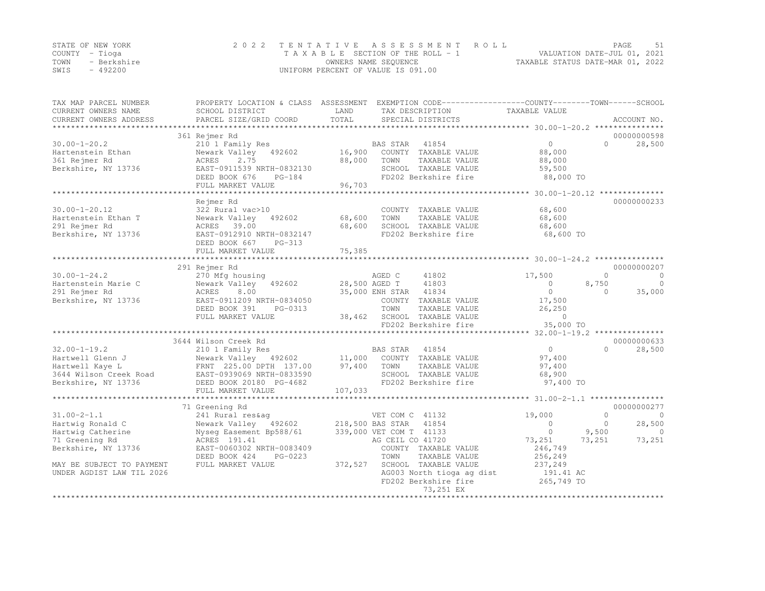STATE OF NEW YORK
COUNTY - Tioga
TOWN - Berkshire
SWIS - 492200

2 0 2 2 T E N T A T I V E A S S E S S M E N T R O L L
T A X A B L E SECTION OF THE ROLL - 1
OWNERS NAME SEQUENCE
UNIFORM PERCENT OF VALUE IS 091.00

VALUATION DATE-JUL 01, 2021
TAXABLE STATUS DATE-MAR 01, 2022

```
TAX MAP PARCEL NUMBER          PROPERTY LOCATION & CLASS  ASSESSMENT  EXEMPTION CODE------------------COUNTY--------TOWN------SCHOOL
CURRENT OWNERS NAME            SCHOOL DISTRICT               LAND      TAX DESCRIPTION              TAXABLE VALUE
CURRENT OWNERS ADDRESS         PARCEL SIZE/GRID COORD        TOTAL     SPECIAL DISTRICTS                                    ACCOUNT NO.
******************************************************************************************************* 30.00-1-20.2 ***************
                               361 Rejmer Rd                                                                              00000000598
30.00-1-20.2                   210 1 Family Res                    BAS STAR  41854                    0             0      28,500
Hartenstein Ethan              Newark Valley   492602      16,900   COUNTY  TAXABLE VALUE         88,000
361 Rejmer Rd                  ACRES    2.75               88,000   TOWN    TAXABLE VALUE         88,000
Berkshire, NY 13736            EAST-0911539 NRTH-0832130            SCHOOL  TAXABLE VALUE         59,500
                               DEED BOOK 676    PG-184              FD202 Berkshire fire          88,000 TO
                               FULL MARKET VALUE           96,703
******************************************************************************************************* 30.00-1-20.12 **************
                               Rejmer Rd                                                                                  00000000233
30.00-1-20.12                  322 Rural vac>10                     COUNTY  TAXABLE VALUE         68,600
Hartenstein Ethan T            Newark Valley   492602      68,600   TOWN    TAXABLE VALUE         68,600
291 Rejmer Rd                  ACRES   39.00               68,600   SCHOOL  TAXABLE VALUE         68,600
Berkshire, NY 13736            EAST-0912910 NRTH-0832147            FD202 Berkshire fire          68,600 TO
                               DEED BOOK 667    PG-313
                               FULL MARKET VALUE           75,385
******************************************************************************************************* 30.00-1-24.2 ***************
                               291 Rejmer Rd                                                                              00000000207
30.00-1-24.2                   270 Mfg housing                      AGED C    41802             17,500             0           0
Hartenstein Marie C            Newark Valley   492602      28,500 AGED T    41803                  0         8,750           0
291 Rejmer Rd                  ACRES    8.00               35,000 ENH STAR  41834                  0             0      35,000
Berkshire, NY 13736            EAST-0911209 NRTH-0834050            COUNTY  TAXABLE VALUE         17,500
                               DEED BOOK 391    PG-0313             TOWN    TAXABLE VALUE         26,250
                               FULL MARKET VALUE           38,462   SCHOOL  TAXABLE VALUE              0
                                                                    FD202 Berkshire fire          35,000 TO
******************************************************************************************************* 32.00-1-19.2 ***************
                               3644 Wilson Creek Rd                                                                       00000000633
32.00-1-19.2                   210 1 Family Res                    BAS STAR  41854                    0             0      28,500
Hartwell Glenn J               Newark Valley   492602      11,000   COUNTY  TAXABLE VALUE         97,400
Hartwell Kaye L                FRNT 225.00 DPTH 137.00     97,400   TOWN    TAXABLE VALUE         97,400
3644 Wilson Creek Road         EAST-0939069 NRTH-0833590            SCHOOL  TAXABLE VALUE         68,900
Berkshire, NY 13736            DEED BOOK 20180 PG-4682              FD202 Berkshire fire          97,400 TO
                               FULL MARKET VALUE          107,033
******************************************************************************************************* 31.00-2-1.1 ****************
                               71 Greening Rd                                                                             00000000277
31.00-2-1.1                    241 Rural res&ag                     VET COM C 41132             19,000             0           0
Hartwig Ronald C               Newark Valley   492602     218,500 BAS STAR  41854                  0             0      28,500
Hartwig Catherine              Nyseg Easement Bp588/61    339,000 VET COM T 41133                  0         9,500           0
71 Greening Rd                 ACRES  191.41                        AG CEIL CO 41720            73,251        73,251      73,251
Berkshire, NY 13736            EAST-0060302 NRTH-0083409            COUNTY  TAXABLE VALUE        246,749
                               DEED BOOK 424    PG-0223             TOWN    TAXABLE VALUE        256,249
MAY BE SUBJECT TO PAYMENT      FULL MARKET VALUE          372,527   SCHOOL  TAXABLE VALUE        237,249
UNDER AGDIST LAW TIL 2026                                           AG003 North tioga ag dist       191.41 AC
                                                                    FD202 Berkshire fire         265,749 TO
                                                                             73,251 EX
************************************************************************************************************************************
```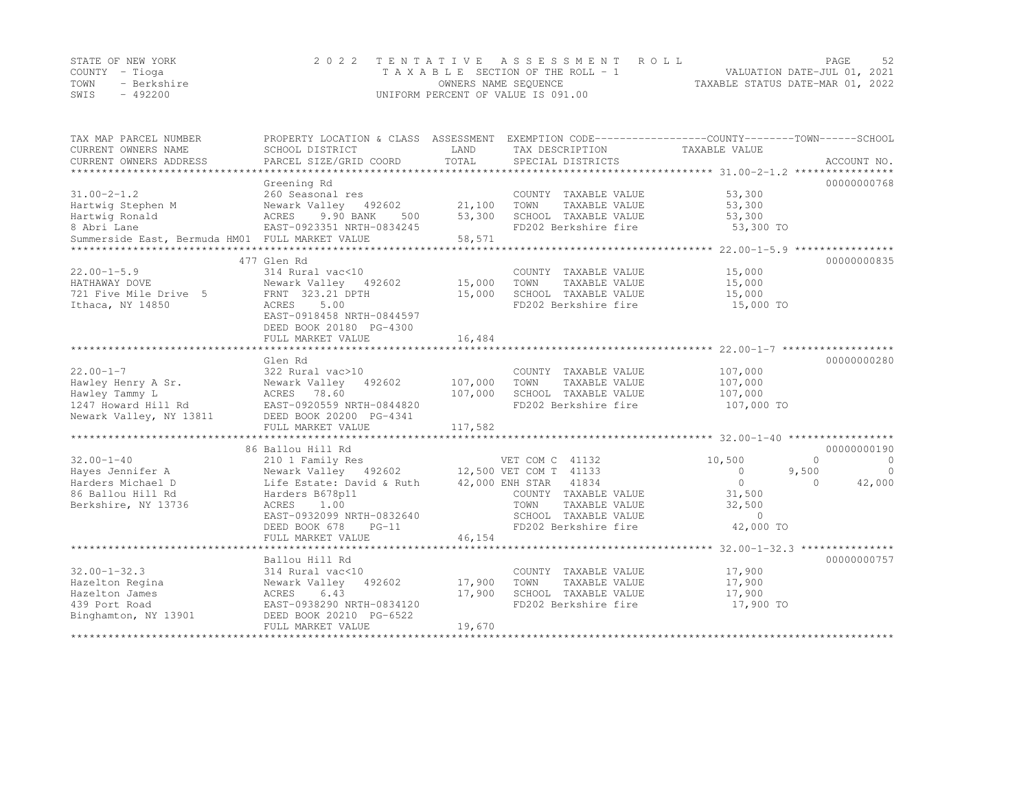STATE OF NEW YORK — 2022 TENTATIVE ASSESSMENT ROLL
COUNTY - Tioga — TAXABLE SECTION OF THE ROLL - 1 — VALUATION DATE-JUL 01, 2021
TOWN - Berkshire — OWNERS NAME SEQUENCE — TAXABLE STATUS DATE-MAR 01, 2022
SWIS - 492200 — UNIFORM PERCENT OF VALUE IS 091.00

| TAX MAP PARCEL NUMBER<br>CURRENT OWNERS NAME<br>CURRENT OWNERS ADDRESS | PROPERTY LOCATION & CLASS<br>SCHOOL DISTRICT<br>PARCEL SIZE/GRID COORD | ASSESSMENT<br>LAND<br>TOTAL | EXEMPTION CODE<br>TAX DESCRIPTION<br>SPECIAL DISTRICTS | COUNTY<br>TAXABLE VALUE | TOWN | SCHOOL<br>ACCOUNT NO. |
|---|---|---|---|---|---|---|
| **31.00-2-1.2** | Greening Rd | | | | | 00000000768 |
| 31.00-2-1.2 | 260 Seasonal res | | COUNTY TAXABLE VALUE | 53,300 | | |
| Hartwig Stephen M | Newark Valley 492602 | 21,100 | TOWN TAXABLE VALUE | 53,300 | | |
| Hartwig Ronald | ACRES 9.90 BANK 500 | 53,300 | SCHOOL TAXABLE VALUE | 53,300 | | |
| 8 Abri Lane | EAST-0923351 NRTH-0834245 | | FD202 Berkshire fire | 53,300 TO | | |
| Summerside East, Bermuda HM01 | FULL MARKET VALUE | 58,571 | | | | |
| **22.00-1-5.9** | 477 Glen Rd | | | | | 00000000835 |
| 22.00-1-5.9 | 314 Rural vac<10 | | COUNTY TAXABLE VALUE | 15,000 | | |
| HATHAWAY DOVE | Newark Valley 492602 | 15,000 | TOWN TAXABLE VALUE | 15,000 | | |
| 721 Five Mile Drive 5 | FRNT 323.21 DPTH | 15,000 | SCHOOL TAXABLE VALUE | 15,000 | | |
| Ithaca, NY 14850 | ACRES 5.00 | | FD202 Berkshire fire | 15,000 TO | | |
| | EAST-0918458 NRTH-0844597 | | | | | |
| | DEED BOOK 20180 PG-4300 | | | | | |
| | FULL MARKET VALUE | 16,484 | | | | |
| **22.00-1-7** | Glen Rd | | | | | 00000000280 |
| 22.00-1-7 | 322 Rural vac>10 | | COUNTY TAXABLE VALUE | 107,000 | | |
| Hawley Henry A Sr. | Newark Valley 492602 | 107,000 | TOWN TAXABLE VALUE | 107,000 | | |
| Hawley Tammy L | ACRES 78.60 | 107,000 | SCHOOL TAXABLE VALUE | 107,000 | | |
| 1247 Howard Hill Rd | EAST-0920559 NRTH-0844820 | | FD202 Berkshire fire | 107,000 TO | | |
| Newark Valley, NY 13811 | DEED BOOK 20200 PG-4341 | | | | | |
| | FULL MARKET VALUE | 117,582 | | | | |
| **32.00-1-40** | 86 Ballou Hill Rd | | | | | 00000000190 |
| 32.00-1-40 | 210 1 Family Res | | VET COM C 41132 | 10,500 | 0 | 0 |
| Hayes Jennifer A | Newark Valley 492602 | 12,500 | VET COM T 41133 | 0 | 9,500 | 0 |
| Harders Michael D | Life Estate: David & Ruth | 42,000 | ENH STAR 41834 | 0 | 0 | 42,000 |
| 86 Ballou Hill Rd | Harders B678p11 | | COUNTY TAXABLE VALUE | 31,500 | | |
| Berkshire, NY 13736 | ACRES 1.00 | | TOWN TAXABLE VALUE | 32,500 | | |
| | EAST-0932099 NRTH-0832640 | | SCHOOL TAXABLE VALUE | 0 | | |
| | DEED BOOK 678 PG-11 | | FD202 Berkshire fire | 42,000 TO | | |
| | FULL MARKET VALUE | 46,154 | | | | |
| **32.00-1-32.3** | Ballou Hill Rd | | | | | 00000000757 |
| 32.00-1-32.3 | 314 Rural vac<10 | | COUNTY TAXABLE VALUE | 17,900 | | |
| Hazelton Regina | Newark Valley 492602 | 17,900 | TOWN TAXABLE VALUE | 17,900 | | |
| Hazelton James | ACRES 6.43 | 17,900 | SCHOOL TAXABLE VALUE | 17,900 | | |
| 439 Port Road | EAST-0938290 NRTH-0834120 | | FD202 Berkshire fire | 17,900 TO | | |
| Binghamton, NY 13901 | DEED BOOK 20210 PG-6522 | | | | | |
| | FULL MARKET VALUE | 19,670 | | | | |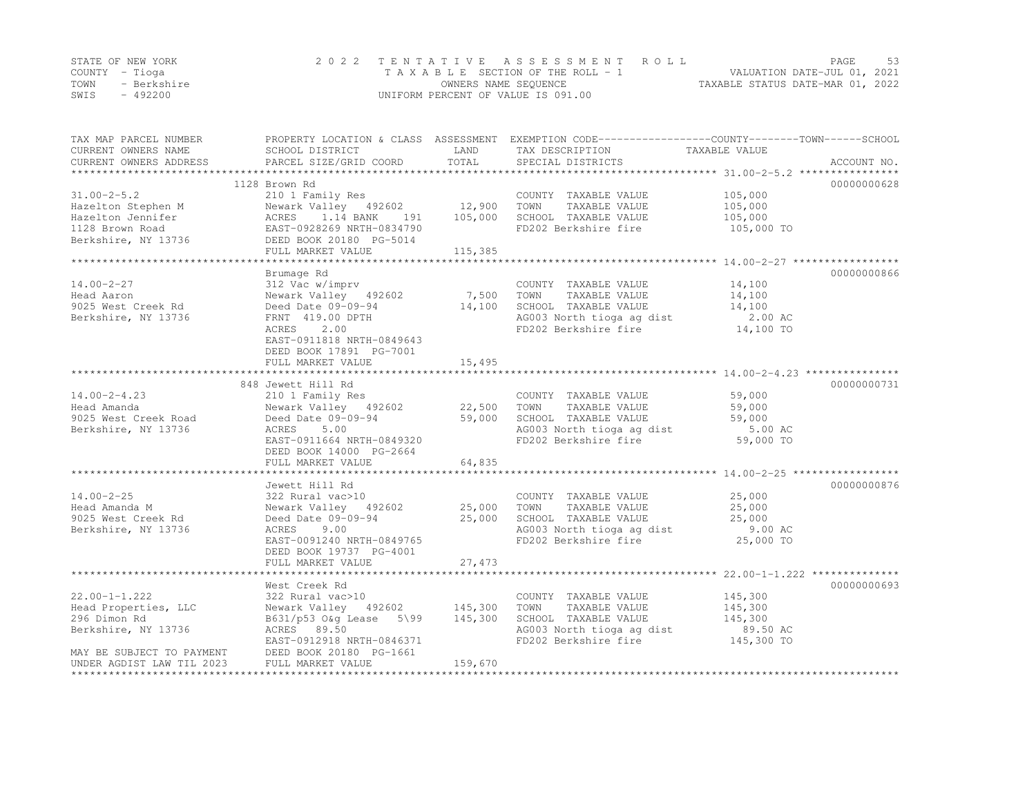STATE OF NEW YORK | COUNTY - Tioga | TOWN - Berkshire | SWIS - 492200

2 0 2 2 TENTATIVE ASSESSMENT ROLL
TAXABLE SECTION OF THE ROLL - 1
OWNERS NAME SEQUENCE
UNIFORM PERCENT OF VALUE IS 091.00

VALUATION DATE-JUL 01, 2021
TAXABLE STATUS DATE-MAR 01, 2022

| TAX MAP PARCEL NUMBER / CURRENT OWNERS NAME / CURRENT OWNERS ADDRESS | PROPERTY LOCATION & CLASS / SCHOOL DISTRICT / PARCEL SIZE/GRID COORD | ASSESSMENT LAND / TOTAL | EXEMPTION CODE / TAX DESCRIPTION / SPECIAL DISTRICTS | COUNTY--TOWN--SCHOOL TAXABLE VALUE | ACCOUNT NO. |
|---|---|---|---|---|---|
| 31.00-2-5.2 | 1128 Brown Rd | | | | 00000000628 |
| Hazelton Stephen M | 210 1 Family Res | | COUNTY TAXABLE VALUE | 105,000 | |
| Hazelton Jennifer | Newark Valley 492602 | 12,900 | TOWN TAXABLE VALUE | 105,000 | |
| 1128 Brown Road | ACRES 1.14 BANK 191 | 105,000 | SCHOOL TAXABLE VALUE | 105,000 | |
| Berkshire, NY 13736 | EAST-0928269 NRTH-0834790 | | FD202 Berkshire fire | 105,000 TO | |
| | DEED BOOK 20180 PG-5014 | | | | |
| | FULL MARKET VALUE | 115,385 | | | |
| 14.00-2-27 | Brumage Rd | | | | 00000000866 |
| Head Aaron | 312 Vac w/imprv | | COUNTY TAXABLE VALUE | 14,100 | |
| 9025 West Creek Rd | Newark Valley 492602 | 7,500 | TOWN TAXABLE VALUE | 14,100 | |
| Berkshire, NY 13736 | Deed Date 09-09-94 | 14,100 | SCHOOL TAXABLE VALUE | 14,100 | |
| | FRNT 419.00 DPTH | | AG003 North tioga ag dist | 2.00 AC | |
| | ACRES 2.00 | | FD202 Berkshire fire | 14,100 TO | |
| | EAST-0911818 NRTH-0849643 | | | | |
| | DEED BOOK 17891 PG-7001 | | | | |
| | FULL MARKET VALUE | 15,495 | | | |
| 14.00-2-4.23 | 848 Jewett Hill Rd | | | | 00000000731 |
| Head Amanda | 210 1 Family Res | | COUNTY TAXABLE VALUE | 59,000 | |
| 9025 West Creek Road | Newark Valley 492602 | 22,500 | TOWN TAXABLE VALUE | 59,000 | |
| Berkshire, NY 13736 | Deed Date 09-09-94 | 59,000 | SCHOOL TAXABLE VALUE | 59,000 | |
| | ACRES 5.00 | | AG003 North tioga ag dist | 5.00 AC | |
| | EAST-0911664 NRTH-0849320 | | FD202 Berkshire fire | 59,000 TO | |
| | DEED BOOK 14000 PG-2664 | | | | |
| | FULL MARKET VALUE | 64,835 | | | |
| 14.00-2-25 | Jewett Hill Rd | | | | 00000000876 |
| Head Amanda M | 322 Rural vac>10 | | COUNTY TAXABLE VALUE | 25,000 | |
| 9025 West Creek Rd | Newark Valley 492602 | 25,000 | TOWN TAXABLE VALUE | 25,000 | |
| Berkshire, NY 13736 | Deed Date 09-09-94 | 25,000 | SCHOOL TAXABLE VALUE | 25,000 | |
| | ACRES 9.00 | | AG003 North tioga ag dist | 9.00 AC | |
| | EAST-0091240 NRTH-0849765 | | FD202 Berkshire fire | 25,000 TO | |
| | DEED BOOK 19737 PG-4001 | | | | |
| | FULL MARKET VALUE | 27,473 | | | |
| 22.00-1-1.222 | West Creek Rd | | | | 00000000693 |
| Head Properties, LLC | 322 Rural vac>10 | | COUNTY TAXABLE VALUE | 145,300 | |
| 296 Dimon Rd | Newark Valley 492602 | 145,300 | TOWN TAXABLE VALUE | 145,300 | |
| Berkshire, NY 13736 | B631/p53 O&g Lease 5\99 | 145,300 | SCHOOL TAXABLE VALUE | 145,300 | |
| | ACRES 89.50 | | AG003 North tioga ag dist | 89.50 AC | |
| | EAST-0912918 NRTH-0846371 | | FD202 Berkshire fire | 145,300 TO | |
| MAY BE SUBJECT TO PAYMENT | DEED BOOK 20180 PG-1661 | | | | |
| UNDER AGDIST LAW TIL 2023 | FULL MARKET VALUE | 159,670 | | | |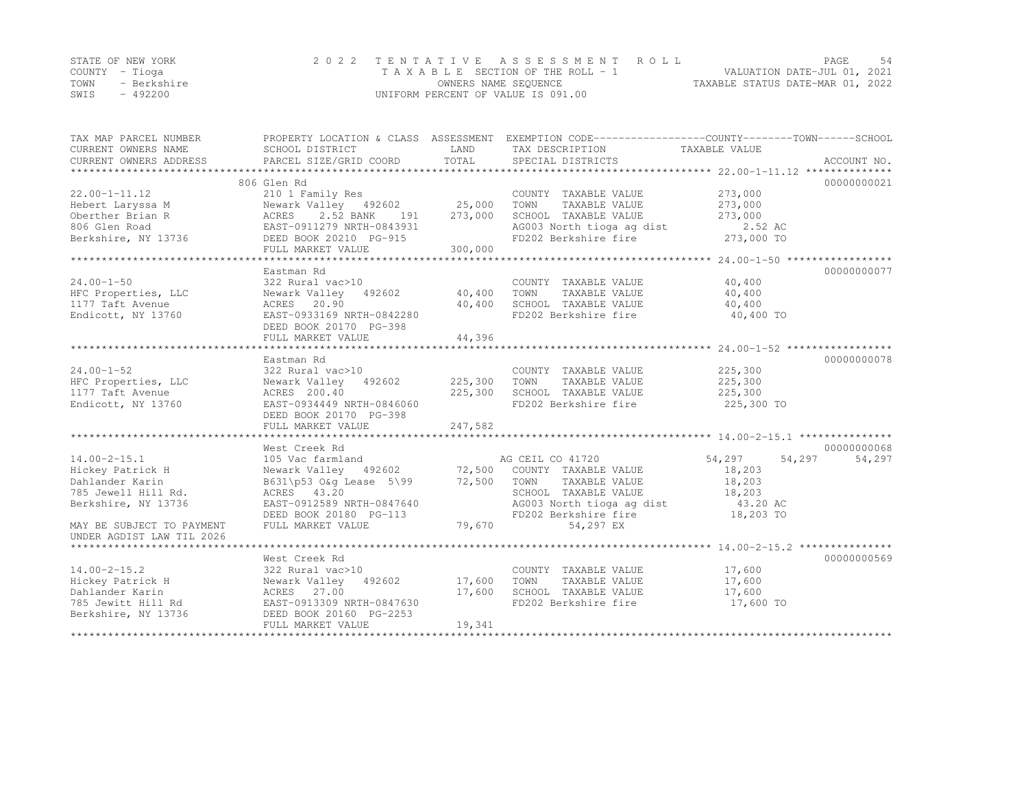STATE OF NEW YORK
COUNTY - Tioga
TOWN - Berkshire
SWIS - 492200

2 0 2 2 T E N T A T I V E A S S E S S M E N T R O L L
T A X A B L E SECTION OF THE ROLL - 1
OWNERS NAME SEQUENCE
UNIFORM PERCENT OF VALUE IS 091.00

VALUATION DATE-JUL 01, 2021
TAXABLE STATUS DATE-MAR 01, 2022

| TAX MAP PARCEL NUMBER / CURRENT OWNERS NAME / CURRENT OWNERS ADDRESS | PROPERTY LOCATION & CLASS / SCHOOL DISTRICT / PARCEL SIZE/GRID COORD | ASSESSMENT LAND / TOTAL | EXEMPTION CODE / TAX DESCRIPTION / SPECIAL DISTRICTS | COUNTY TAXABLE VALUE | TOWN | SCHOOL | ACCOUNT NO. |
|---|---|---|---|---|---|---|---|
| | 806 Glen Rd | | | | | | 00000000021 |
| 22.00-1-11.12 | 210 1 Family Res | | COUNTY TAXABLE VALUE | 273,000 | | | |
| Hebert Laryssa M | Newark Valley 492602 | 25,000 | TOWN TAXABLE VALUE | 273,000 | | | |
| Oberther Brian R | ACRES 2.52 BANK 191 | 273,000 | SCHOOL TAXABLE VALUE | 273,000 | | | |
| 806 Glen Road | EAST-0911279 NRTH-0843931 | | AG003 North tioga ag dist | 2.52 AC | | | |
| Berkshire, NY 13736 | DEED BOOK 20210 PG-915 | | FD202 Berkshire fire | 273,000 TO | | | |
| | FULL MARKET VALUE | 300,000 | | | | | |
| | Eastman Rd | | | | | | 00000000077 |
| 24.00-1-50 | 322 Rural vac>10 | | COUNTY TAXABLE VALUE | 40,400 | | | |
| HFC Properties, LLC | Newark Valley 492602 | 40,400 | TOWN TAXABLE VALUE | 40,400 | | | |
| 1177 Taft Avenue | ACRES 20.90 | 40,400 | SCHOOL TAXABLE VALUE | 40,400 | | | |
| Endicott, NY 13760 | EAST-0933169 NRTH-0842280 | | FD202 Berkshire fire | 40,400 TO | | | |
| | DEED BOOK 20170 PG-398 | | | | | | |
| | FULL MARKET VALUE | 44,396 | | | | | |
| | Eastman Rd | | | | | | 00000000078 |
| 24.00-1-52 | 322 Rural vac>10 | | COUNTY TAXABLE VALUE | 225,300 | | | |
| HFC Properties, LLC | Newark Valley 492602 | 225,300 | TOWN TAXABLE VALUE | 225,300 | | | |
| 1177 Taft Avenue | ACRES 200.40 | 225,300 | SCHOOL TAXABLE VALUE | 225,300 | | | |
| Endicott, NY 13760 | EAST-0934449 NRTH-0846060 | | FD202 Berkshire fire | 225,300 TO | | | |
| | DEED BOOK 20170 PG-398 | | | | | | |
| | FULL MARKET VALUE | 247,582 | | | | | |
| | West Creek Rd | | | | | | 00000000068 |
| 14.00-2-15.1 | 105 Vac farmland | | AG CEIL CO 41720 | 54,297 | 54,297 | 54,297 | |
| Hickey Patrick H | Newark Valley 492602 | 72,500 | COUNTY TAXABLE VALUE | 18,203 | | | |
| Dahlander Karin | B631\p53 O&g Lease 5\99 | 72,500 | TOWN TAXABLE VALUE | 18,203 | | | |
| 785 Jewell Hill Rd. | ACRES 43.20 | | SCHOOL TAXABLE VALUE | 18,203 | | | |
| Berkshire, NY 13736 | EAST-0912589 NRTH-0847640 | | AG003 North tioga ag dist | 43.20 AC | | | |
| | DEED BOOK 20180 PG-113 | | FD202 Berkshire fire | 18,203 TO | | | |
| MAY BE SUBJECT TO PAYMENT | FULL MARKET VALUE | 79,670 | 54,297 EX | | | | |
| UNDER AGDIST LAW TIL 2026 | | | | | | | |
| | West Creek Rd | | | | | | 00000000569 |
| 14.00-2-15.2 | 322 Rural vac>10 | | COUNTY TAXABLE VALUE | 17,600 | | | |
| Hickey Patrick H | Newark Valley 492602 | 17,600 | TOWN TAXABLE VALUE | 17,600 | | | |
| Dahlander Karin | ACRES 27.00 | 17,600 | SCHOOL TAXABLE VALUE | 17,600 | | | |
| 785 Jewitt Hill Rd | EAST-0913309 NRTH-0847630 | | FD202 Berkshire fire | 17,600 TO | | | |
| Berkshire, NY 13736 | DEED BOOK 20160 PG-2253 | | | | | | |
| | FULL MARKET VALUE | 19,341 | | | | | |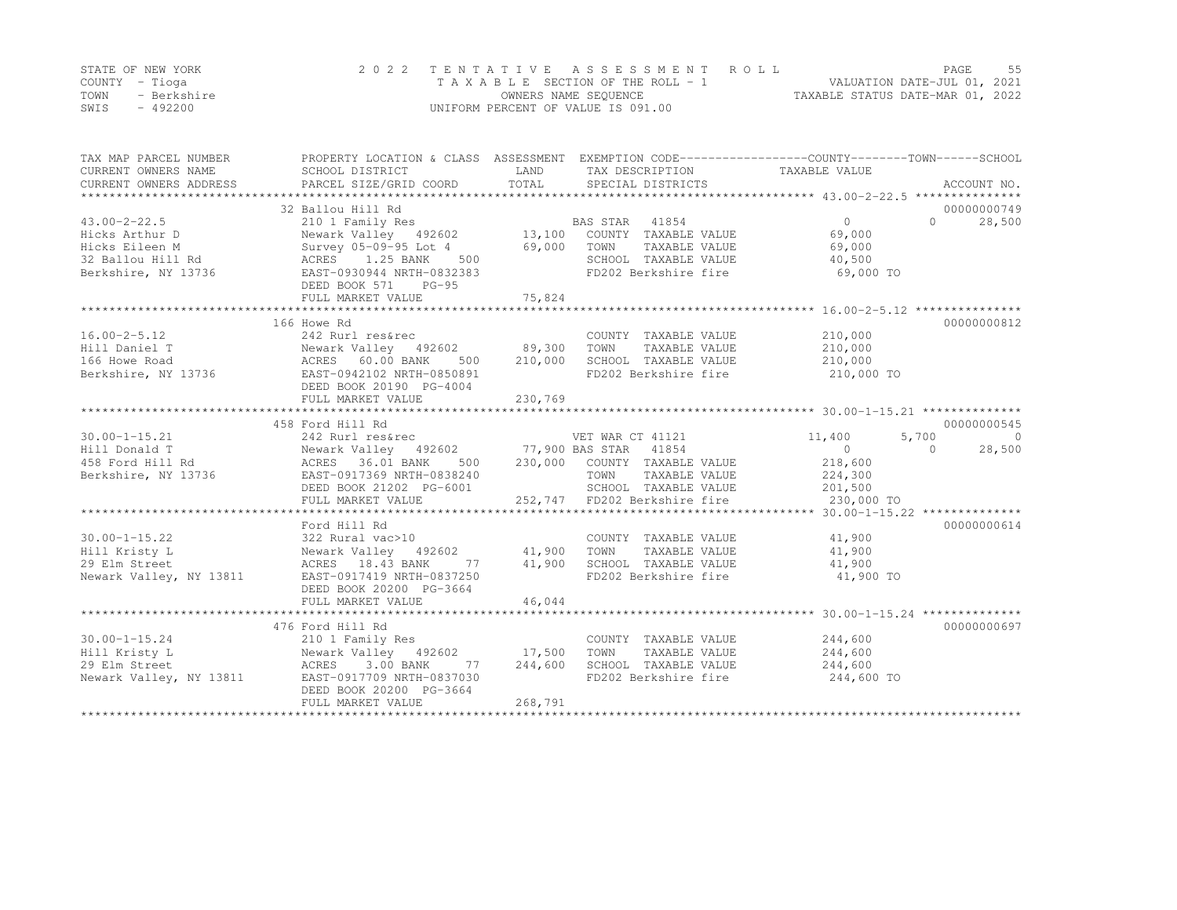STATE OF NEW YORK
COUNTY - Tioga
TOWN - Berkshire
SWIS - 492200

2022 TENTATIVE ASSESSMENT ROLL
TAXABLE SECTION OF THE ROLL - 1
OWNERS NAME SEQUENCE
UNIFORM PERCENT OF VALUE IS 091.00

VALUATION DATE-JUL 01, 2021
TAXABLE STATUS DATE-MAR 01, 2022

| TAX MAP PARCEL NUMBER / CURRENT OWNERS NAME / CURRENT OWNERS ADDRESS | PROPERTY LOCATION & CLASS / SCHOOL DISTRICT / PARCEL SIZE/GRID COORD | ASSESSMENT LAND / TOTAL | EXEMPTION CODE / TAX DESCRIPTION / SPECIAL DISTRICTS | COUNTY TAXABLE VALUE | TOWN | SCHOOL | ACCOUNT NO. |
|---|---|---|---|---|---|---|---|
| 43.00-2-22.5 | 32 Ballou Hill Rd | | | | | | 00000000749 |
| Hicks Arthur D | 210 1 Family Res | | BAS STAR 41854 | 0 | 0 | 28,500 | |
| Hicks Eileen M | Newark Valley 492602 | 13,100 | COUNTY TAXABLE VALUE | 69,000 | | | |
| 32 Ballou Hill Rd | Survey 05-09-95 Lot 4 | 69,000 | TOWN TAXABLE VALUE | 69,000 | | | |
| Berkshire, NY 13736 | ACRES 1.25 BANK 500 | | SCHOOL TAXABLE VALUE | 40,500 | | | |
| | EAST-0930944 NRTH-0832383 | | FD202 Berkshire fire | 69,000 TO | | | |
| | DEED BOOK 571 PG-95 | | | | | | |
| | FULL MARKET VALUE | 75,824 | | | | | |
| 16.00-2-5.12 | 166 Howe Rd | | | | | | 00000000812 |
| Hill Daniel T | 242 Rurl res&rec | | COUNTY TAXABLE VALUE | 210,000 | | | |
| 166 Howe Road | Newark Valley 492602 | 89,300 | TOWN TAXABLE VALUE | 210,000 | | | |
| Berkshire, NY 13736 | ACRES 60.00 BANK 500 | 210,000 | SCHOOL TAXABLE VALUE | 210,000 | | | |
| | EAST-0942102 NRTH-0850891 | | FD202 Berkshire fire | 210,000 TO | | | |
| | DEED BOOK 20190 PG-4004 | | | | | | |
| | FULL MARKET VALUE | 230,769 | | | | | |
| 30.00-1-15.21 | 458 Ford Hill Rd | | | | | | 00000000545 |
| Hill Donald T | 242 Rurl res&rec | | VET WAR CT 41121 | 11,400 | 5,700 | 0 | |
| 458 Ford Hill Rd | Newark Valley 492602 | 77,900 | BAS STAR 41854 | 0 | 0 | 28,500 | |
| Berkshire, NY 13736 | ACRES 36.01 BANK 500 | 230,000 | COUNTY TAXABLE VALUE | 218,600 | | | |
| | EAST-0917369 NRTH-0838240 | | TOWN TAXABLE VALUE | 224,300 | | | |
| | DEED BOOK 21202 PG-6001 | | SCHOOL TAXABLE VALUE | 201,500 | | | |
| | FULL MARKET VALUE | 252,747 | FD202 Berkshire fire | 230,000 TO | | | |
| 30.00-1-15.22 | Ford Hill Rd | | | | | | 00000000614 |
| Hill Kristy L | 322 Rural vac>10 | | COUNTY TAXABLE VALUE | 41,900 | | | |
| 29 Elm Street | Newark Valley 492602 | 41,900 | TOWN TAXABLE VALUE | 41,900 | | | |
| Newark Valley, NY 13811 | ACRES 18.43 BANK 77 | 41,900 | SCHOOL TAXABLE VALUE | 41,900 | | | |
| | EAST-0917419 NRTH-0837250 | | FD202 Berkshire fire | 41,900 TO | | | |
| | DEED BOOK 20200 PG-3664 | | | | | | |
| | FULL MARKET VALUE | 46,044 | | | | | |
| 30.00-1-15.24 | 476 Ford Hill Rd | | | | | | 00000000697 |
| Hill Kristy L | 210 1 Family Res | | COUNTY TAXABLE VALUE | 244,600 | | | |
| 29 Elm Street | Newark Valley 492602 | 17,500 | TOWN TAXABLE VALUE | 244,600 | | | |
| Newark Valley, NY 13811 | ACRES 3.00 BANK 77 | 244,600 | SCHOOL TAXABLE VALUE | 244,600 | | | |
| | EAST-0917709 NRTH-0837030 | | FD202 Berkshire fire | 244,600 TO | | | |
| | DEED BOOK 20200 PG-3664 | | | | | | |
| | FULL MARKET VALUE | 268,791 | | | | | |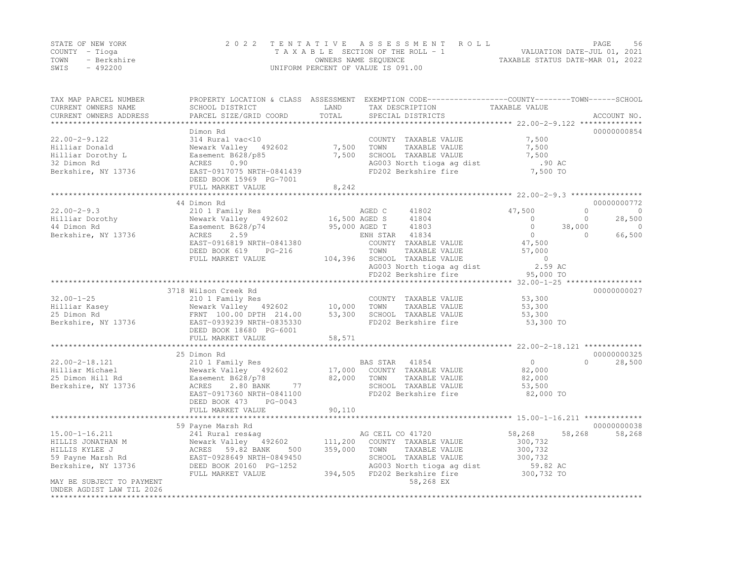STATE OF NEW YORK
COUNTY - Tioga
TOWN - Berkshire
SWIS - 492200

2022 TENTATIVE ASSESSMENT ROLL
TAXABLE SECTION OF THE ROLL - 1
OWNERS NAME SEQUENCE
UNIFORM PERCENT OF VALUE IS 091.00

VALUATION DATE-JUL 01, 2021
TAXABLE STATUS DATE-MAR 01, 2022

| TAX MAP PARCEL NUMBER / CURRENT OWNERS NAME / CURRENT OWNERS ADDRESS | PROPERTY LOCATION & CLASS / SCHOOL DISTRICT / PARCEL SIZE/GRID COORD | ASSESSMENT LAND / TOTAL | EXEMPTION CODE / TAX DESCRIPTION / SPECIAL DISTRICTS | COUNTY TAXABLE VALUE | TOWN | SCHOOL | ACCOUNT NO. |
|---|---|---|---|---|---|---|---|
| 22.00-2-9.122 | Dimon Rd | | | | | | 00000000854 |
| 22.00-2-9.122 | 314 Rural vac<10 | | COUNTY TAXABLE VALUE | 7,500 | | | |
| Hilliar Donald | Newark Valley 492602 | 7,500 | TOWN TAXABLE VALUE | 7,500 | | | |
| Hilliar Dorothy L | Easement B628/p85 | 7,500 | SCHOOL TAXABLE VALUE | 7,500 | | | |
| 32 Dimon Rd | ACRES 0.90 | | AG003 North tioga ag dist | .90 AC | | | |
| Berkshire, NY 13736 | EAST-0917075 NRTH-0841439 | | FD202 Berkshire fire | 7,500 TO | | | |
| | DEED BOOK 15969 PG-7001 | | | | | | |
| | FULL MARKET VALUE | 8,242 | | | | | |
| 22.00-2-9.3 | 44 Dimon Rd | | | | | | 00000000772 |
| 22.00-2-9.3 | 210 1 Family Res | | AGED C 41802 | 47,500 | 0 | 0 | |
| Hilliar Dorothy | Newark Valley 492602 | 16,500 | AGED S 41804 | 0 | 0 | 28,500 | |
| 44 Dimon Rd | Easement B628/p74 | 95,000 | AGED T 41803 | 0 | 38,000 | 0 | |
| Berkshire, NY 13736 | ACRES 2.59 | | ENH STAR 41834 | 0 | 0 | 66,500 | |
| | EAST-0916819 NRTH-0841380 | | COUNTY TAXABLE VALUE | 47,500 | | | |
| | DEED BOOK 619 PG-216 | | TOWN TAXABLE VALUE | 57,000 | | | |
| | FULL MARKET VALUE | 104,396 | SCHOOL TAXABLE VALUE | 0 | | | |
| | | | AG003 North tioga ag dist | 2.59 AC | | | |
| | | | FD202 Berkshire fire | 95,000 TO | | | |
| 32.00-1-25 | 3718 Wilson Creek Rd | | | | | | 00000000027 |
| 32.00-1-25 | 210 1 Family Res | | COUNTY TAXABLE VALUE | 53,300 | | | |
| Hilliar Kasey | Newark Valley 492602 | 10,000 | TOWN TAXABLE VALUE | 53,300 | | | |
| 25 Dimon Rd | FRNT 100.00 DPTH 214.00 | 53,300 | SCHOOL TAXABLE VALUE | 53,300 | | | |
| Berkshire, NY 13736 | EAST-0939239 NRTH-0835330 | | FD202 Berkshire fire | 53,300 TO | | | |
| | DEED BOOK 18680 PG-6001 | | | | | | |
| | FULL MARKET VALUE | 58,571 | | | | | |
| 22.00-2-18.121 | 25 Dimon Rd | | | | | | 00000000325 |
| 22.00-2-18.121 | 210 1 Family Res | | BAS STAR 41854 | 0 | 0 | 28,500 | |
| Hilliar Michael | Newark Valley 492602 | 17,000 | COUNTY TAXABLE VALUE | 82,000 | | | |
| 25 Dimon Hill Rd | Easement B628/p78 | 82,000 | TOWN TAXABLE VALUE | 82,000 | | | |
| Berkshire, NY 13736 | ACRES 2.80 BANK 77 | | SCHOOL TAXABLE VALUE | 53,500 | | | |
| | EAST-0917360 NRTH-0841100 | | FD202 Berkshire fire | 82,000 TO | | | |
| | DEED BOOK 473 PG-0043 | | | | | | |
| | FULL MARKET VALUE | 90,110 | | | | | |
| 15.00-1-16.211 | 59 Payne Marsh Rd | | | | | | 00000000038 |
| 15.00-1-16.211 | 241 Rural res&ag | | AG CEIL CO 41720 | 58,268 | 58,268 | 58,268 | |
| HILLIS JONATHAN M | Newark Valley 492602 | 111,200 | COUNTY TAXABLE VALUE | 300,732 | | | |
| HILLIS KYLEE J | ACRES 59.82 BANK 500 | 359,000 | TOWN TAXABLE VALUE | 300,732 | | | |
| 59 Payne Marsh Rd | EAST-0928649 NRTH-0849450 | | SCHOOL TAXABLE VALUE | 300,732 | | | |
| Berkshire, NY 13736 | DEED BOOK 20160 PG-1252 | | AG003 North tioga ag dist | 59.82 AC | | | |
| | FULL MARKET VALUE | 394,505 | FD202 Berkshire fire | 300,732 TO | | | |
| MAY BE SUBJECT TO PAYMENT | | | 58,268 EX | | | | |
| UNDER AGDIST LAW TIL 2026 | | | | | | | |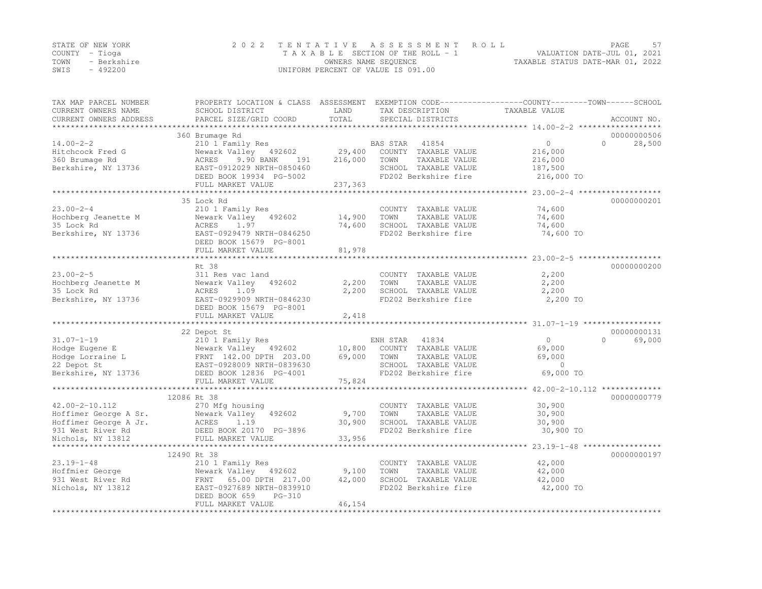STATE OF NEW YORK
COUNTY - Tioga
TOWN - Berkshire
SWIS - 492200

2022 TENTATIVE ASSESSMENT ROLL
TAXABLE SECTION OF THE ROLL - 1
OWNERS NAME SEQUENCE
UNIFORM PERCENT OF VALUE IS 091.00

VALUATION DATE-JUL 01, 2021
TAXABLE STATUS DATE-MAR 01, 2022

```
TAX MAP PARCEL NUMBER     PROPERTY LOCATION & CLASS  ASSESSMENT  EXEMPTION CODE-----------------COUNTY--------TOWN------SCHOOL
CURRENT OWNERS NAME       SCHOOL DISTRICT               LAND      TAX DESCRIPTION            TAXABLE VALUE
CURRENT OWNERS ADDRESS    PARCEL SIZE/GRID COORD        TOTAL     SPECIAL DISTRICTS                                  ACCOUNT NO.
******************************************************************************************************* 14.00-2-2 ******************
                          360 Brumage Rd                                                                             00000000506
14.00-2-2                 210 1 Family Res                        BAS STAR  41854              0             0        28,500
Hitchcock Fred G          Newark Valley   492602       29,400     COUNTY  TAXABLE VALUE        216,000
360 Brumage Rd            ACRES     9.90 BANK    191  216,000     TOWN    TAXABLE VALUE        216,000
Berkshire, NY 13736       EAST-0912029 NRTH-0850460               SCHOOL  TAXABLE VALUE        187,500
                          DEED BOOK 19934  PG-5002                FD202 Berkshire fire          216,000 TO
                          FULL MARKET VALUE           237,363
******************************************************************************************************* 23.00-2-4 ******************
                          35 Lock Rd                                                                                 00000000201
23.00-2-4                 210 1 Family Res                        COUNTY  TAXABLE VALUE         74,600
Hochberg Jeanette M       Newark Valley   492602       14,900     TOWN    TAXABLE VALUE         74,600
35 Lock Rd                ACRES     1.97               74,600     SCHOOL  TAXABLE VALUE         74,600
Berkshire, NY 13736       EAST-0929479 NRTH-0846250               FD202 Berkshire fire           74,600 TO
                          DEED BOOK 15679  PG-8001
                          FULL MARKET VALUE            81,978
******************************************************************************************************* 23.00-2-5 ******************
                          Rt 38                                                                                      00000000200
23.00-2-5                 311 Res vac land                        COUNTY  TAXABLE VALUE          2,200
Hochberg Jeanette M       Newark Valley   492602        2,200     TOWN    TAXABLE VALUE          2,200
35 Lock Rd                ACRES     1.09                2,200     SCHOOL  TAXABLE VALUE          2,200
Berkshire, NY 13736       EAST-0929909 NRTH-0846230               FD202 Berkshire fire            2,200 TO
                          DEED BOOK 15679  PG-8001
                          FULL MARKET VALUE             2,418
******************************************************************************************************* 31.07-1-19 *****************
                          22 Depot St                                                                                00000000131
31.07-1-19                210 1 Family Res                        ENH STAR  41834              0             0        69,000
Hodge Eugene E            Newark Valley   492602       10,800     COUNTY  TAXABLE VALUE         69,000
Hodge Lorraine L          FRNT  142.00 DPTH  203.00    69,000     TOWN    TAXABLE VALUE         69,000
22 Depot St               EAST-0928009 NRTH-0839630               SCHOOL  TAXABLE VALUE              0
Berkshire, NY 13736       DEED BOOK 12836  PG-4001                FD202 Berkshire fire           69,000 TO
                          FULL MARKET VALUE            75,824
******************************************************************************************************* 42.00-2-10.112 *************
                          12086 Rt 38                                                                                00000000779
42.00-2-10.112            270 Mfg housing                         COUNTY  TAXABLE VALUE         30,900
Hoffimer George A Sr.     Newark Valley   492602        9,700     TOWN    TAXABLE VALUE         30,900
Hoffimer George A Jr.     ACRES     1.19               30,900     SCHOOL  TAXABLE VALUE         30,900
931 West River Rd         DEED BOOK 20170  PG-3896                FD202 Berkshire fire           30,900 TO
Nichols, NY 13812         FULL MARKET VALUE            33,956
******************************************************************************************************* 23.19-1-48 *****************
                          12490 Rt 38                                                                                00000000197
23.19-1-48                210 1 Family Res                        COUNTY  TAXABLE VALUE         42,000
Hoffmier George           Newark Valley   492602        9,100     TOWN    TAXABLE VALUE         42,000
931 West River Rd         FRNT   65.00 DPTH  217.00    42,000     SCHOOL  TAXABLE VALUE         42,000
Nichols, NY 13812         EAST-0927689 NRTH-0839910               FD202 Berkshire fire           42,000 TO
                          DEED BOOK 659    PG-310
                          FULL MARKET VALUE            46,154
************************************************************************************************************************************
```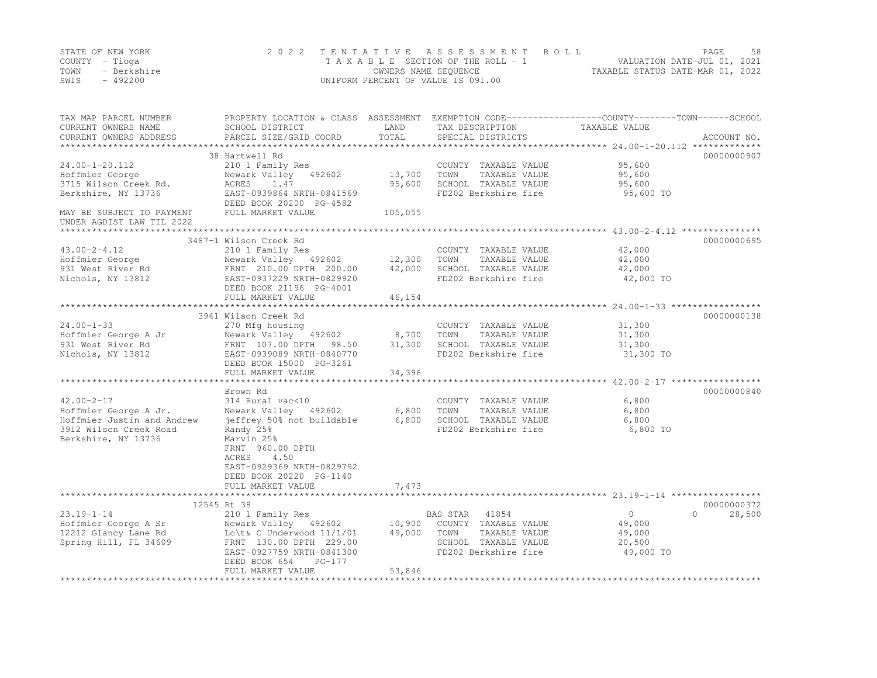STATE OF NEW YORK
COUNTY - Tioga
TOWN - Berkshire
SWIS - 492200

2022 TENTATIVE ASSESSMENT ROLL
TAXABLE SECTION OF THE ROLL - 1
OWNERS NAME SEQUENCE
UNIFORM PERCENT OF VALUE IS 091.00

VALUATION DATE-JUL 01, 2021
TAXABLE STATUS DATE-MAR 01, 2022

| TAX MAP PARCEL NUMBER / CURRENT OWNERS NAME / CURRENT OWNERS ADDRESS | PROPERTY LOCATION & CLASS / SCHOOL DISTRICT / PARCEL SIZE/GRID COORD | ASSESSMENT LAND / TOTAL | EXEMPTION CODE / TAX DESCRIPTION / SPECIAL DISTRICTS | COUNTY TAXABLE VALUE | TOWN | SCHOOL | ACCOUNT NO. |
|---|---|---|---|---|---|---|---|
| | 38 Hartwell Rd | | | | | | 00000000907 |
| 24.00-1-20.112 | 210 1 Family Res | | COUNTY TAXABLE VALUE | 95,600 | | | |
| Hoffmier George | Newark Valley 492602 | 13,700 | TOWN TAXABLE VALUE | 95,600 | | | |
| 3715 Wilson Creek Rd. | ACRES 1.47 | 95,600 | SCHOOL TAXABLE VALUE | 95,600 | | | |
| Berkshire, NY 13736 | EAST-0939864 NRTH-0841569 | | FD202 Berkshire fire | 95,600 TO | | | |
| | DEED BOOK 20200 PG-4582 | | | | | | |
| MAY BE SUBJECT TO PAYMENT | FULL MARKET VALUE | 105,055 | | | | | |
| UNDER AGDIST LAW TIL 2022 | | | | | | | |
| | 3487-1 Wilson Creek Rd | | | | | | 00000000695 |
| 43.00-2-4.12 | 210 1 Family Res | | COUNTY TAXABLE VALUE | 42,000 | | | |
| Hoffmier George | Newark Valley 492602 | 12,300 | TOWN TAXABLE VALUE | 42,000 | | | |
| 931 West River Rd | FRNT 210.00 DPTH 200.00 | 42,000 | SCHOOL TAXABLE VALUE | 42,000 | | | |
| Nichols, NY 13812 | EAST-0937229 NRTH-0829920 | | FD202 Berkshire fire | 42,000 TO | | | |
| | DEED BOOK 21196 PG-4001 | | | | | | |
| | FULL MARKET VALUE | 46,154 | | | | | |
| | 3941 Wilson Creek Rd | | | | | | 00000000138 |
| 24.00-1-33 | 270 Mfg housing | | COUNTY TAXABLE VALUE | 31,300 | | | |
| Hoffmier George A Jr | Newark Valley 492602 | 8,700 | TOWN TAXABLE VALUE | 31,300 | | | |
| 931 West River Rd | FRNT 107.00 DPTH 98.50 | 31,300 | SCHOOL TAXABLE VALUE | 31,300 | | | |
| Nichols, NY 13812 | EAST-0939089 NRTH-0840770 | | FD202 Berkshire fire | 31,300 TO | | | |
| | DEED BOOK 15000 PG-3261 | | | | | | |
| | FULL MARKET VALUE | 34,396 | | | | | |
| | Brown Rd | | | | | | 00000000840 |
| 42.00-2-17 | 314 Rural vac<10 | | COUNTY TAXABLE VALUE | 6,800 | | | |
| Hoffmier George A Jr. | Newark Valley 492602 | 6,800 | TOWN TAXABLE VALUE | 6,800 | | | |
| Hoffmier Justin and Andrew | jeffrey 50% not buildable | 6,800 | SCHOOL TAXABLE VALUE | 6,800 | | | |
| 3912 Wilson Creek Road | Randy 25% | | FD202 Berkshire fire | 6,800 TO | | | |
| Berkshire, NY 13736 | Marvin 25% | | | | | | |
| | FRNT 960.00 DPTH | | | | | | |
| | ACRES 4.50 | | | | | | |
| | EAST-0929369 NRTH-0829792 | | | | | | |
| | DEED BOOK 20220 PG-1140 | | | | | | |
| | FULL MARKET VALUE | 7,473 | | | | | |
| | 12545 Rt 38 | | | | | | 00000000372 |
| 23.19-1-14 | 210 1 Family Res | | BAS STAR 41854 | 0 | 0 | 28,500 | |
| Hoffmier George A Sr | Newark Valley 492602 | 10,900 | COUNTY TAXABLE VALUE | 49,000 | | | |
| 12212 Glancy Lane Rd | Lc\t& C Underwood 11/1/01 | 49,000 | TOWN TAXABLE VALUE | 49,000 | | | |
| Spring Hill, FL 34609 | FRNT 130.00 DPTH 229.00 | | SCHOOL TAXABLE VALUE | 20,500 | | | |
| | EAST-0927759 NRTH-0841300 | | FD202 Berkshire fire | 49,000 TO | | | |
| | DEED BOOK 654 PG-177 | | | | | | |
| | FULL MARKET VALUE | 53,846 | | | | | |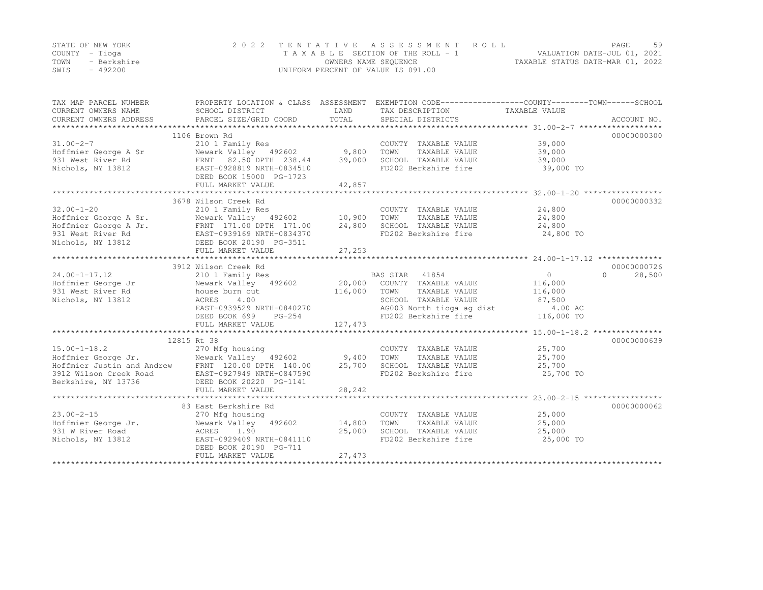STATE OF NEW YORK
COUNTY - Tioga
TOWN - Berkshire
SWIS - 492200

2022 TENTATIVE ASSESSMENT ROLL
TAXABLE SECTION OF THE ROLL - 1
OWNERS NAME SEQUENCE
UNIFORM PERCENT OF VALUE IS 091.00

VALUATION DATE-JUL 01, 2021
TAXABLE STATUS DATE-MAR 01, 2022

| TAX MAP PARCEL NUMBER / CURRENT OWNERS NAME / CURRENT OWNERS ADDRESS | PROPERTY LOCATION & CLASS / SCHOOL DISTRICT / PARCEL SIZE/GRID COORD | ASSESSMENT LAND / TOTAL | EXEMPTION CODE / TAX DESCRIPTION / SPECIAL DISTRICTS | COUNTY | TOWN | SCHOOL / TAXABLE VALUE | ACCOUNT NO. |
|---|---|---|---|---|---|---|---|
| | 1106 Brown Rd | | | | | | 00000000300 |
| 31.00-2-7 | 210 1 Family Res | | COUNTY TAXABLE VALUE | 39,000 | | | |
| Hoffmier George A Sr | Newark Valley 492602 | 9,800 | TOWN TAXABLE VALUE | | 39,000 | | |
| 931 West River Rd | FRNT 82.50 DPTH 238.44 | 39,000 | SCHOOL TAXABLE VALUE | | | 39,000 | |
| Nichols, NY 13812 | EAST-0928819 NRTH-0834510 | | FD202 Berkshire fire | | | 39,000 TO | |
| | DEED BOOK 15000 PG-1723 | | | | | | |
| | FULL MARKET VALUE | 42,857 | | | | | |
| | 3678 Wilson Creek Rd | | | | | | 00000000332 |
| 32.00-1-20 | 210 1 Family Res | | COUNTY TAXABLE VALUE | 24,800 | | | |
| Hoffmier George A Sr. | Newark Valley 492602 | 10,900 | TOWN TAXABLE VALUE | | 24,800 | | |
| Hoffmier George A Jr. | FRNT 171.00 DPTH 171.00 | 24,800 | SCHOOL TAXABLE VALUE | | | 24,800 | |
| 931 West River Rd | EAST-0939169 NRTH-0834370 | | FD202 Berkshire fire | | | 24,800 TO | |
| Nichols, NY 13812 | DEED BOOK 20190 PG-3511 | | | | | | |
| | FULL MARKET VALUE | 27,253 | | | | | |
| | 3912 Wilson Creek Rd | | | | | | 00000000726 |
| 24.00-1-17.12 | 210 1 Family Res | | BAS STAR 41854 | 0 | 0 | 28,500 | |
| Hoffmier George Jr | Newark Valley 492602 | 20,000 | COUNTY TAXABLE VALUE | 116,000 | | | |
| 931 West River Rd | house burn out | 116,000 | TOWN TAXABLE VALUE | | 116,000 | | |
| Nichols, NY 13812 | ACRES 4.00 | | SCHOOL TAXABLE VALUE | | | 87,500 | |
| | EAST-0939529 NRTH-0840270 | | AG003 North tioga ag dist | | | 4.00 AC | |
| | DEED BOOK 699 PG-254 | | FD202 Berkshire fire | | | 116,000 TO | |
| | FULL MARKET VALUE | 127,473 | | | | | |
| | 12815 Rt 38 | | | | | | 00000000639 |
| 15.00-1-18.2 | 270 Mfg housing | | COUNTY TAXABLE VALUE | 25,700 | | | |
| Hoffmier George Jr. | Newark Valley 492602 | 9,400 | TOWN TAXABLE VALUE | | 25,700 | | |
| Hoffmier Justin and Andrew | FRNT 120.00 DPTH 140.00 | 25,700 | SCHOOL TAXABLE VALUE | | | 25,700 | |
| 3912 Wilson Creek Road | EAST-0927949 NRTH-0847590 | | FD202 Berkshire fire | | | 25,700 TO | |
| Berkshire, NY 13736 | DEED BOOK 20220 PG-1141 | | | | | | |
| | FULL MARKET VALUE | 28,242 | | | | | |
| | 83 East Berkshire Rd | | | | | | 00000000062 |
| 23.00-2-15 | 270 Mfg housing | | COUNTY TAXABLE VALUE | 25,000 | | | |
| Hoffmier George Jr. | Newark Valley 492602 | 14,800 | TOWN TAXABLE VALUE | | 25,000 | | |
| 931 W River Road | ACRES 1.90 | 25,000 | SCHOOL TAXABLE VALUE | | | 25,000 | |
| Nichols, NY 13812 | EAST-0929409 NRTH-0841110 | | FD202 Berkshire fire | | | 25,000 TO | |
| | DEED BOOK 20190 PG-711 | | | | | | |
| | FULL MARKET VALUE | 27,473 | | | | | |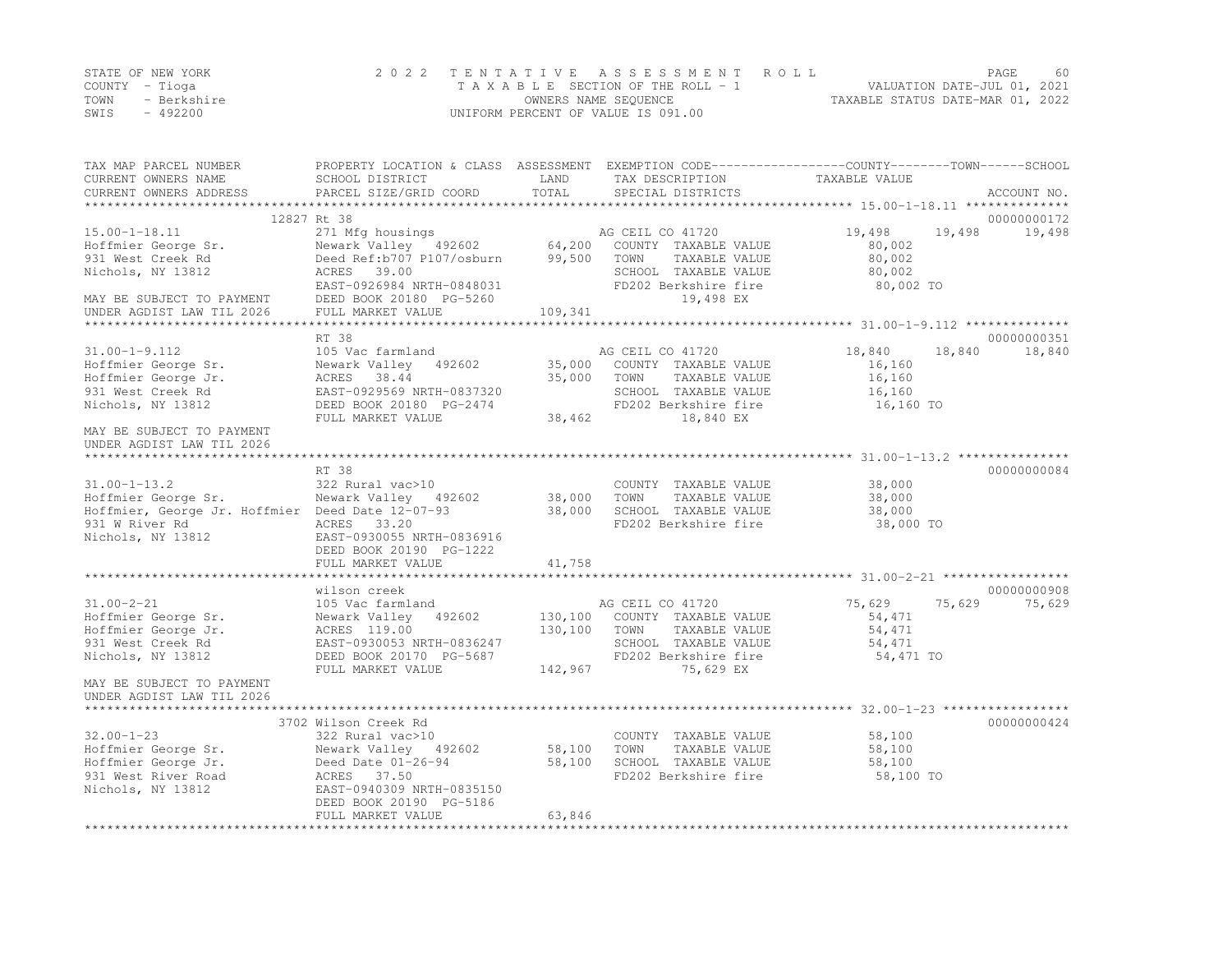STATE OF NEW YORK
COUNTY - Tioga
TOWN - Berkshire
SWIS - 492200

2 0 2 2 T E N T A T I V E A S S E S S M E N T R O L L
T A X A B L E SECTION OF THE ROLL - 1
OWNERS NAME SEQUENCE
UNIFORM PERCENT OF VALUE IS 091.00

VALUATION DATE-JUL 01, 2021
TAXABLE STATUS DATE-MAR 01, 2022

| TAX MAP PARCEL NUMBER / CURRENT OWNERS NAME / CURRENT OWNERS ADDRESS | PROPERTY LOCATION & CLASS / SCHOOL DISTRICT / PARCEL SIZE/GRID COORD | ASSESSMENT LAND / TOTAL | EXEMPTION CODE / TAX DESCRIPTION / SPECIAL DISTRICTS | COUNTY | TOWN | SCHOOL | ACCOUNT NO. |
|---|---|---|---|---|---|---|---|
| **15.00-1-18.11** | 12827 Rt 38 | | | | | | 00000000172 |
| | 271 Mfg housings | | AG CEIL CO 41720 | 19,498 | 19,498 | 19,498 | |
| Hoffmier George Sr. | Newark Valley 492602 | 64,200 | COUNTY TAXABLE VALUE | 80,002 | | | |
| 931 West Creek Rd | Deed Ref:b707 P107/osburn | 99,500 | TOWN TAXABLE VALUE | | 80,002 | | |
| Nichols, NY 13812 | ACRES 39.00 | | SCHOOL TAXABLE VALUE | | | 80,002 | |
| | EAST-0926984 NRTH-0848031 | | FD202 Berkshire fire | 80,002 TO | | | |
| MAY BE SUBJECT TO PAYMENT | DEED BOOK 20180 PG-5260 | | 19,498 EX | | | | |
| UNDER AGDIST LAW TIL 2026 | FULL MARKET VALUE | 109,341 | | | | | |
| **31.00-1-9.112** | RT 38 | | | | | | 00000000351 |
| | 105 Vac farmland | | AG CEIL CO 41720 | 18,840 | 18,840 | 18,840 | |
| Hoffmier George Sr. | Newark Valley 492602 | 35,000 | COUNTY TAXABLE VALUE | 16,160 | | | |
| Hoffmier George Jr. | ACRES 38.44 | 35,000 | TOWN TAXABLE VALUE | | 16,160 | | |
| 931 West Creek Rd | EAST-0929569 NRTH-0837320 | | SCHOOL TAXABLE VALUE | | | 16,160 | |
| Nichols, NY 13812 | DEED BOOK 20180 PG-2474 | | FD202 Berkshire fire | 16,160 TO | | | |
| | FULL MARKET VALUE | 38,462 | 18,840 EX | | | | |
| MAY BE SUBJECT TO PAYMENT | | | | | | | |
| UNDER AGDIST LAW TIL 2026 | | | | | | | |
| **31.00-1-13.2** | RT 38 | | | | | | 00000000084 |
| | 322 Rural vac>10 | | COUNTY TAXABLE VALUE | 38,000 | | | |
| Hoffmier George Sr. | Newark Valley 492602 | 38,000 | TOWN TAXABLE VALUE | | 38,000 | | |
| Hoffmier, George Jr. Hoffmier | Deed Date 12-07-93 | 38,000 | SCHOOL TAXABLE VALUE | | | 38,000 | |
| 931 W River Rd | ACRES 33.20 | | FD202 Berkshire fire | 38,000 TO | | | |
| Nichols, NY 13812 | EAST-0930055 NRTH-0836916 | | | | | | |
| | DEED BOOK 20190 PG-1222 | | | | | | |
| | FULL MARKET VALUE | 41,758 | | | | | |
| **31.00-2-21** | wilson creek | | | | | | 00000000908 |
| | 105 Vac farmland | | AG CEIL CO 41720 | 75,629 | 75,629 | 75,629 | |
| Hoffmier George Sr. | Newark Valley 492602 | 130,100 | COUNTY TAXABLE VALUE | 54,471 | | | |
| Hoffmier George Jr. | ACRES 119.00 | 130,100 | TOWN TAXABLE VALUE | | 54,471 | | |
| 931 West Creek Rd | EAST-0930053 NRTH-0836247 | | SCHOOL TAXABLE VALUE | | | 54,471 | |
| Nichols, NY 13812 | DEED BOOK 20170 PG-5687 | | FD202 Berkshire fire | 54,471 TO | | | |
| | FULL MARKET VALUE | 142,967 | 75,629 EX | | | | |
| MAY BE SUBJECT TO PAYMENT | | | | | | | |
| UNDER AGDIST LAW TIL 2026 | | | | | | | |
| **32.00-1-23** | 3702 Wilson Creek Rd | | | | | | 00000000424 |
| | 322 Rural vac>10 | | COUNTY TAXABLE VALUE | 58,100 | | | |
| Hoffmier George Sr. | Newark Valley 492602 | 58,100 | TOWN TAXABLE VALUE | | 58,100 | | |
| Hoffmier George Jr. | Deed Date 01-26-94 | 58,100 | SCHOOL TAXABLE VALUE | | | 58,100 | |
| 931 West River Road | ACRES 37.50 | | FD202 Berkshire fire | 58,100 TO | | | |
| Nichols, NY 13812 | EAST-0940309 NRTH-0835150 | | | | | | |
| | DEED BOOK 20190 PG-5186 | | | | | | |
| | FULL MARKET VALUE | 63,846 | | | | | |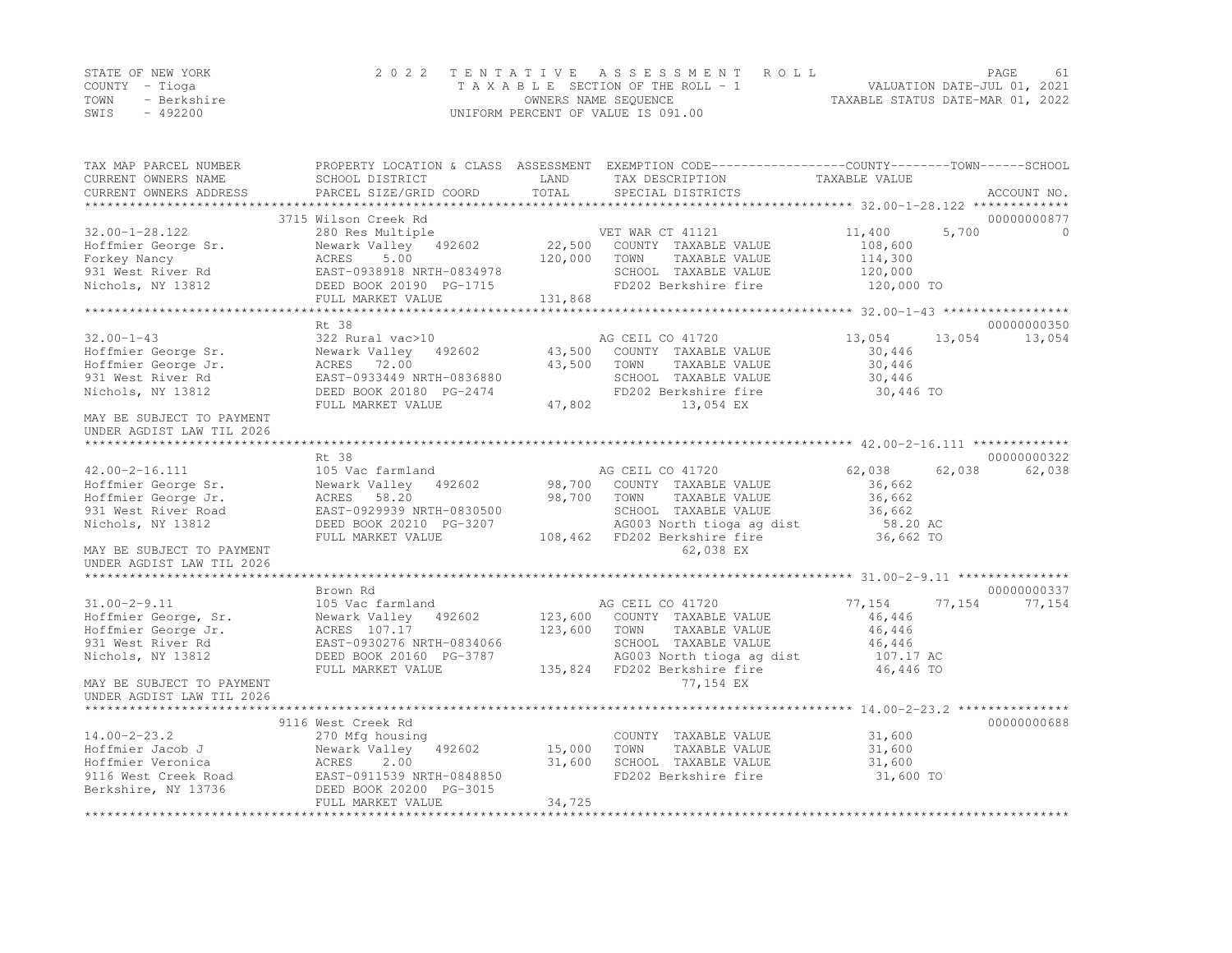STATE OF NEW YORK
COUNTY - Tioga
TOWN - Berkshire
SWIS - 492200

2022 TENTATIVE ASSESSMENT ROLL
TAXABLE SECTION OF THE ROLL - 1
OWNERS NAME SEQUENCE
UNIFORM PERCENT OF VALUE IS 091.00

VALUATION DATE-JUL 01, 2021
TAXABLE STATUS DATE-MAR 01, 2022

| TAX MAP PARCEL NUMBER / CURRENT OWNERS NAME / CURRENT OWNERS ADDRESS | PROPERTY LOCATION & CLASS / SCHOOL DISTRICT / PARCEL SIZE/GRID COORD | ASSESSMENT LAND / TOTAL | EXEMPTION CODE / TAX DESCRIPTION / SPECIAL DISTRICTS | COUNTY TAXABLE VALUE | TOWN | SCHOOL | ACCOUNT NO. |
|---|---|---|---|---|---|---|---|
| 32.00-1-28.122 | 3715 Wilson Creek Rd | | | | | | 00000000877 |
| 32.00-1-28.122 | 280 Res Multiple | | VET WAR CT 41121 | 11,400 | 5,700 | 0 | |
| Hoffmier George Sr. | Newark Valley 492602 | 22,500 | COUNTY TAXABLE VALUE | 108,600 | | | |
| Forkey Nancy | ACRES 5.00 | 120,000 | TOWN TAXABLE VALUE | 114,300 | | | |
| 931 West River Rd | EAST-0938918 NRTH-0834978 | | SCHOOL TAXABLE VALUE | 120,000 | | | |
| Nichols, NY 13812 | DEED BOOK 20190 PG-1715 | | FD202 Berkshire fire | 120,000 TO | | | |
| | FULL MARKET VALUE | 131,868 | | | | | |
| 32.00-1-43 | Rt 38 | | | | | | 00000000350 |
| 32.00-1-43 | 322 Rural vac>10 | | AG CEIL CO 41720 | 13,054 | 13,054 | 13,054 | |
| Hoffmier George Sr. | Newark Valley 492602 | 43,500 | COUNTY TAXABLE VALUE | 30,446 | | | |
| Hoffmier George Jr. | ACRES 72.00 | 43,500 | TOWN TAXABLE VALUE | 30,446 | | | |
| 931 West River Rd | EAST-0933449 NRTH-0836880 | | SCHOOL TAXABLE VALUE | 30,446 | | | |
| Nichols, NY 13812 | DEED BOOK 20180 PG-2474 | | FD202 Berkshire fire | 30,446 TO | | | |
| | FULL MARKET VALUE | 47,802 | 13,054 EX | | | | |
| MAY BE SUBJECT TO PAYMENT UNDER AGDIST LAW TIL 2026 | | | | | | | |
| 42.00-2-16.111 | Rt 38 | | | | | | 00000000322 |
| 42.00-2-16.111 | 105 Vac farmland | | AG CEIL CO 41720 | 62,038 | 62,038 | 62,038 | |
| Hoffmier George Sr. | Newark Valley 492602 | 98,700 | COUNTY TAXABLE VALUE | 36,662 | | | |
| Hoffmier George Jr. | ACRES 58.20 | 98,700 | TOWN TAXABLE VALUE | 36,662 | | | |
| 931 West River Road | EAST-0929939 NRTH-0830500 | | SCHOOL TAXABLE VALUE | 36,662 | | | |
| Nichols, NY 13812 | DEED BOOK 20210 PG-3207 | | AG003 North tioga ag dist | 58.20 AC | | | |
| | FULL MARKET VALUE | 108,462 | FD202 Berkshire fire | 36,662 TO | | | |
| MAY BE SUBJECT TO PAYMENT UNDER AGDIST LAW TIL 2026 | | | 62,038 EX | | | | |
| 31.00-2-9.11 | Brown Rd | | | | | | 00000000337 |
| 31.00-2-9.11 | 105 Vac farmland | | AG CEIL CO 41720 | 77,154 | 77,154 | 77,154 | |
| Hoffmier George, Sr. | Newark Valley 492602 | 123,600 | COUNTY TAXABLE VALUE | 46,446 | | | |
| Hoffmier George Jr. | ACRES 107.17 | 123,600 | TOWN TAXABLE VALUE | 46,446 | | | |
| 931 West River Rd | EAST-0930276 NRTH-0834066 | | SCHOOL TAXABLE VALUE | 46,446 | | | |
| Nichols, NY 13812 | DEED BOOK 20160 PG-3787 | | AG003 North tioga ag dist | 107.17 AC | | | |
| | FULL MARKET VALUE | 135,824 | FD202 Berkshire fire | 46,446 TO | | | |
| MAY BE SUBJECT TO PAYMENT UNDER AGDIST LAW TIL 2026 | | | 77,154 EX | | | | |
| 14.00-2-23.2 | 9116 West Creek Rd | | | | | | 00000000688 |
| 14.00-2-23.2 | 270 Mfg housing | | COUNTY TAXABLE VALUE | 31,600 | | | |
| Hoffmier Jacob J | Newark Valley 492602 | 15,000 | TOWN TAXABLE VALUE | 31,600 | | | |
| Hoffmier Veronica | ACRES 2.00 | 31,600 | SCHOOL TAXABLE VALUE | 31,600 | | | |
| 9116 West Creek Road | EAST-0911539 NRTH-0848850 | | FD202 Berkshire fire | 31,600 TO | | | |
| Berkshire, NY 13736 | DEED BOOK 20200 PG-3015 | | | | | | |
| | FULL MARKET VALUE | 34,725 | | | | | |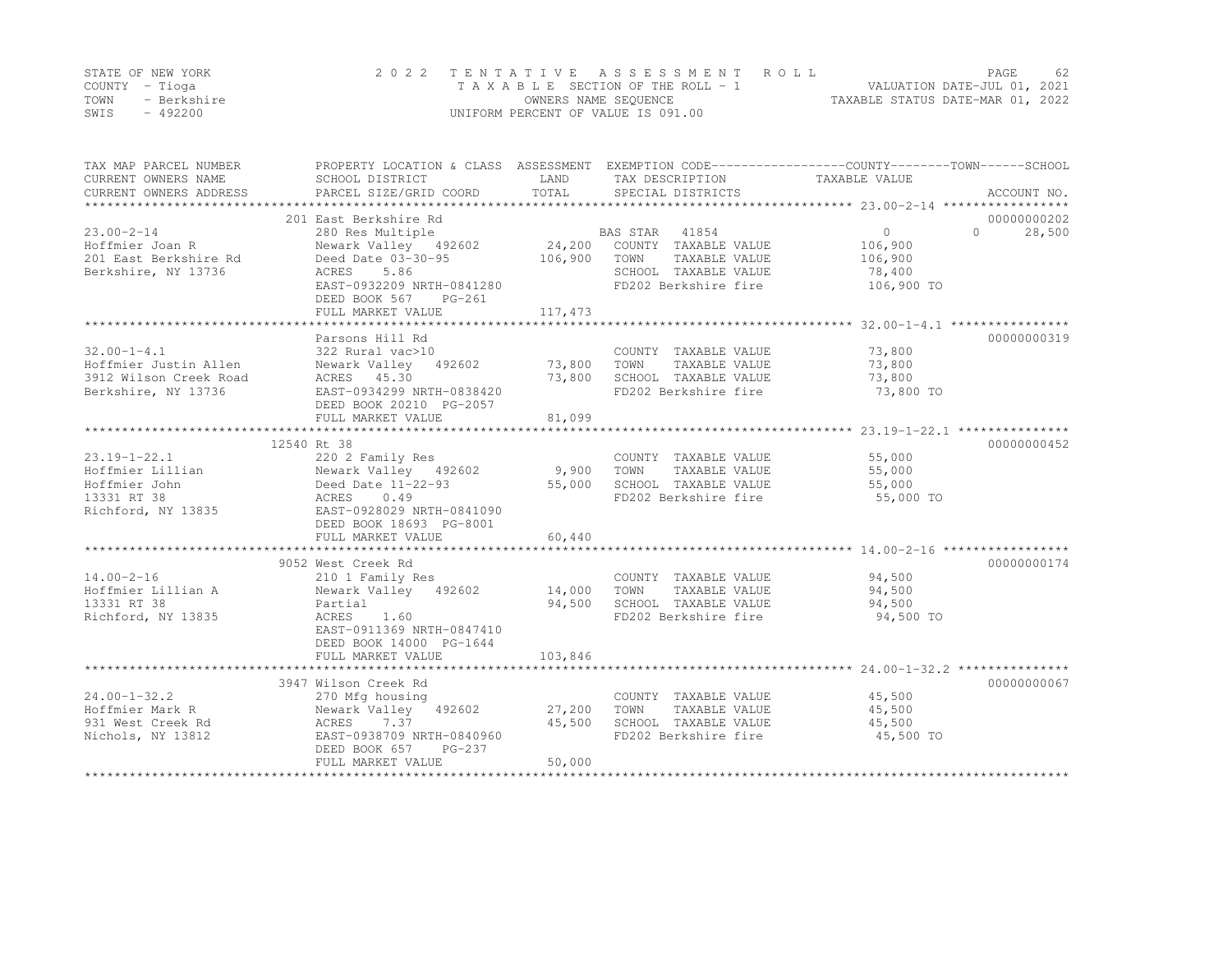STATE OF NEW YORK — COUNTY - Tioga — TOWN - Berkshire — SWIS - 492200

2022 TENTATIVE ASSESSMENT ROLL
TAXABLE SECTION OF THE ROLL - 1
OWNERS NAME SEQUENCE
UNIFORM PERCENT OF VALUE IS 091.00

VALUATION DATE-JUL 01, 2021
TAXABLE STATUS DATE-MAR 01, 2022

| TAX MAP PARCEL NUMBER / CURRENT OWNERS NAME / CURRENT OWNERS ADDRESS | PROPERTY LOCATION & CLASS / SCHOOL DISTRICT / PARCEL SIZE/GRID COORD | ASSESSMENT LAND / TOTAL | EXEMPTION CODE / TAX DESCRIPTION / SPECIAL DISTRICTS | COUNTY | TOWN | SCHOOL TAXABLE VALUE | ACCOUNT NO. |
|---|---|---|---|---|---|---|---|
| **23.00-2-14** | 201 East Berkshire Rd | | | | | | 00000000202 |
| Hoffmier Joan R | 280 Res Multiple | | BAS STAR 41854 | 0 | 0 | 28,500 | |
| 201 East Berkshire Rd | Newark Valley 492602 | 24,200 | COUNTY TAXABLE VALUE | 106,900 | | | |
| Berkshire, NY 13736 | Deed Date 03-30-95 | 106,900 | TOWN TAXABLE VALUE | | 106,900 | | |
| | ACRES 5.86 | | SCHOOL TAXABLE VALUE | | | 78,400 | |
| | EAST-0932209 NRTH-0841280 | | FD202 Berkshire fire | 106,900 TO | | | |
| | DEED BOOK 567 PG-261 | | | | | | |
| | FULL MARKET VALUE | 117,473 | | | | | |
| **32.00-1-4.1** | Parsons Hill Rd | | | | | | 00000000319 |
| Hoffmier Justin Allen | 322 Rural vac>10 | | COUNTY TAXABLE VALUE | 73,800 | | | |
| 3912 Wilson Creek Road | Newark Valley 492602 | 73,800 | TOWN TAXABLE VALUE | | 73,800 | | |
| Berkshire, NY 13736 | ACRES 45.30 | 73,800 | SCHOOL TAXABLE VALUE | | | 73,800 | |
| | EAST-0934299 NRTH-0838420 | | FD202 Berkshire fire | 73,800 TO | | | |
| | DEED BOOK 20210 PG-2057 | | | | | | |
| | FULL MARKET VALUE | 81,099 | | | | | |
| **23.19-1-22.1** | 12540 Rt 38 | | | | | | 00000000452 |
| Hoffmier Lillian | 220 2 Family Res | | COUNTY TAXABLE VALUE | 55,000 | | | |
| Hoffmier John | Newark Valley 492602 | 9,900 | TOWN TAXABLE VALUE | | 55,000 | | |
| 13331 RT 38 | Deed Date 11-22-93 | 55,000 | SCHOOL TAXABLE VALUE | | | 55,000 | |
| Richford, NY 13835 | ACRES 0.49 | | FD202 Berkshire fire | 55,000 TO | | | |
| | EAST-0928029 NRTH-0841090 | | | | | | |
| | DEED BOOK 18693 PG-8001 | | | | | | |
| | FULL MARKET VALUE | 60,440 | | | | | |
| **14.00-2-16** | 9052 West Creek Rd | | | | | | 00000000174 |
| Hoffmier Lillian A | 210 1 Family Res | | COUNTY TAXABLE VALUE | 94,500 | | | |
| 13331 RT 38 | Newark Valley 492602 | 14,000 | TOWN TAXABLE VALUE | | 94,500 | | |
| Richford, NY 13835 | Partial | 94,500 | SCHOOL TAXABLE VALUE | | | 94,500 | |
| | ACRES 1.60 | | FD202 Berkshire fire | 94,500 TO | | | |
| | EAST-0911369 NRTH-0847410 | | | | | | |
| | DEED BOOK 14000 PG-1644 | | | | | | |
| | FULL MARKET VALUE | 103,846 | | | | | |
| **24.00-1-32.2** | 3947 Wilson Creek Rd | | | | | | 00000000067 |
| Hoffmier Mark R | 270 Mfg housing | | COUNTY TAXABLE VALUE | 45,500 | | | |
| 931 West Creek Rd | Newark Valley 492602 | 27,200 | TOWN TAXABLE VALUE | | 45,500 | | |
| Nichols, NY 13812 | ACRES 7.37 | 45,500 | SCHOOL TAXABLE VALUE | | | 45,500 | |
| | EAST-0938709 NRTH-0840960 | | FD202 Berkshire fire | 45,500 TO | | | |
| | DEED BOOK 657 PG-237 | | | | | | |
| | FULL MARKET VALUE | 50,000 | | | | | |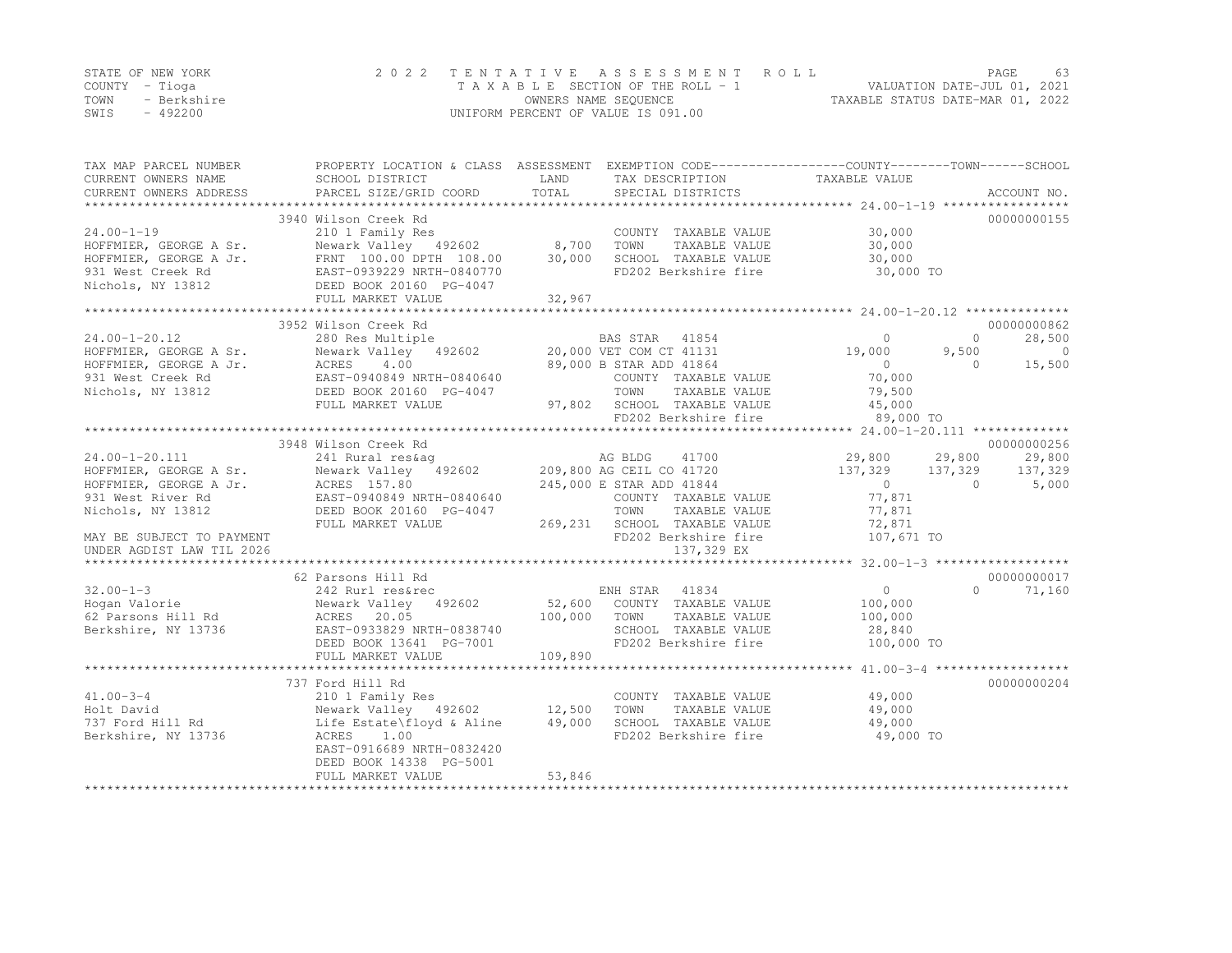STATE OF NEW YORK | COUNTY - Tioga | TOWN - Berkshire | SWIS - 492200

**2022 TENTATIVE ASSESSMENT ROLL**
TAXABLE SECTION OF THE ROLL - 1
OWNERS NAME SEQUENCE
UNIFORM PERCENT OF VALUE IS 091.00

VALUATION DATE-JUL 01, 2021
TAXABLE STATUS DATE-MAR 01, 2022

| TAX MAP PARCEL NUMBER / CURRENT OWNERS NAME / CURRENT OWNERS ADDRESS | PROPERTY LOCATION & CLASS / SCHOOL DISTRICT / PARCEL SIZE/GRID COORD | ASSESSMENT LAND / TOTAL | EXEMPTION CODE / TAX DESCRIPTION / SPECIAL DISTRICTS | COUNTY | TOWN | SCHOOL | ACCOUNT NO. |
|---|---|---|---|---|---|---|---|
| **24.00-1-19** | 3940 Wilson Creek Rd | | | | | | 00000000155 |
| 24.00-1-19 | 210 1 Family Res | | COUNTY TAXABLE VALUE | 30,000 | | | |
| HOFFMIER, GEORGE A Sr. | Newark Valley 492602 | 8,700 | TOWN TAXABLE VALUE | | 30,000 | | |
| HOFFMIER, GEORGE A Jr. | FRNT 100.00 DPTH 108.00 | 30,000 | SCHOOL TAXABLE VALUE | | | 30,000 | |
| 931 West Creek Rd | EAST-0939229 NRTH-0840770 | | FD202 Berkshire fire | 30,000 TO | | | |
| Nichols, NY 13812 | DEED BOOK 20160 PG-4047 | | | | | | |
| | FULL MARKET VALUE | 32,967 | | | | | |
| **24.00-1-20.12** | 3952 Wilson Creek Rd | | | | | | 00000000862 |
| 24.00-1-20.12 | 280 Res Multiple | | BAS STAR 41854 | 0 | 0 | 28,500 | |
| HOFFMIER, GEORGE A Sr. | Newark Valley 492602 | 20,000 | VET COM CT 41131 | 19,000 | 9,500 | 0 | |
| HOFFMIER, GEORGE A Jr. | ACRES 4.00 | 89,000 | B STAR ADD 41864 | 0 | 0 | 15,500 | |
| 931 West Creek Rd | EAST-0940849 NRTH-0840640 | | COUNTY TAXABLE VALUE | 70,000 | | | |
| Nichols, NY 13812 | DEED BOOK 20160 PG-4047 | | TOWN TAXABLE VALUE | | 79,500 | | |
| | FULL MARKET VALUE | 97,802 | SCHOOL TAXABLE VALUE | | | 45,000 | |
| | | | FD202 Berkshire fire | 89,000 TO | | | |
| **24.00-1-20.111** | 3948 Wilson Creek Rd | | | | | | 00000000256 |
| 24.00-1-20.111 | 241 Rural res&ag | | AG BLDG 41700 | 29,800 | 29,800 | 29,800 | |
| HOFFMIER, GEORGE A Sr. | Newark Valley 492602 | 209,800 | AG CEIL CO 41720 | 137,329 | 137,329 | 137,329 | |
| HOFFMIER, GEORGE A Jr. | ACRES 157.80 | 245,000 | E STAR ADD 41844 | 0 | 0 | 5,000 | |
| 931 West River Rd | EAST-0940849 NRTH-0840640 | | COUNTY TAXABLE VALUE | 77,871 | | | |
| Nichols, NY 13812 | DEED BOOK 20160 PG-4047 | | TOWN TAXABLE VALUE | | 77,871 | | |
| | FULL MARKET VALUE | 269,231 | SCHOOL TAXABLE VALUE | | | 72,871 | |
| MAY BE SUBJECT TO PAYMENT | | | FD202 Berkshire fire | 107,671 TO | | | |
| UNDER AGDIST LAW TIL 2026 | | | 137,329 EX | | | | |
| **32.00-1-3** | 62 Parsons Hill Rd | | | | | | 00000000017 |
| 32.00-1-3 | 242 Rurl res&rec | | ENH STAR 41834 | 0 | 0 | 71,160 | |
| Hogan Valorie | Newark Valley 492602 | 52,600 | COUNTY TAXABLE VALUE | 100,000 | | | |
| 62 Parsons Hill Rd | ACRES 20.05 | 100,000 | TOWN TAXABLE VALUE | | 100,000 | | |
| Berkshire, NY 13736 | EAST-0933829 NRTH-0838740 | | SCHOOL TAXABLE VALUE | | | 28,840 | |
| | DEED BOOK 13641 PG-7001 | | FD202 Berkshire fire | 100,000 TO | | | |
| | FULL MARKET VALUE | 109,890 | | | | | |
| **41.00-3-4** | 737 Ford Hill Rd | | | | | | 00000000204 |
| 41.00-3-4 | 210 1 Family Res | | COUNTY TAXABLE VALUE | 49,000 | | | |
| Holt David | Newark Valley 492602 | 12,500 | TOWN TAXABLE VALUE | | 49,000 | | |
| 737 Ford Hill Rd | Life Estate\floyd & Aline | 49,000 | SCHOOL TAXABLE VALUE | | | 49,000 | |
| Berkshire, NY 13736 | ACRES 1.00 | | FD202 Berkshire fire | 49,000 TO | | | |
| | EAST-0916689 NRTH-0832420 | | | | | | |
| | DEED BOOK 14338 PG-5001 | | | | | | |
| | FULL MARKET VALUE | 53,846 | | | | | |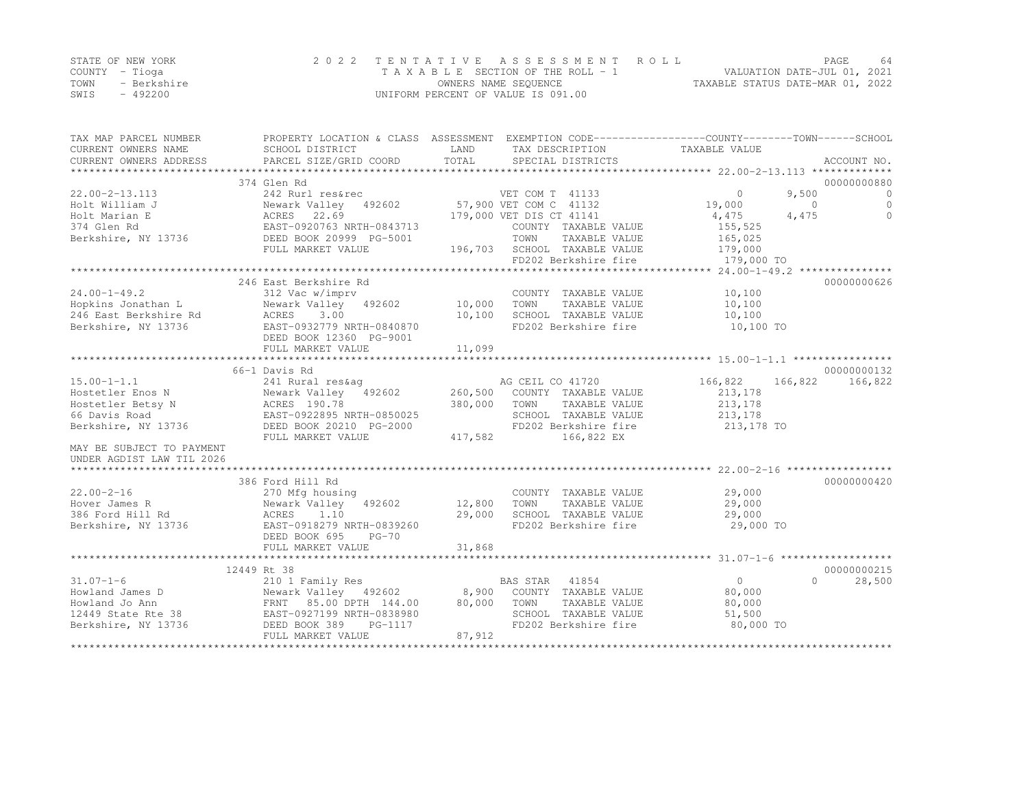STATE OF NEW YORK
COUNTY - Tioga
TOWN - Berkshire
SWIS - 492200

2022 TENTATIVE ASSESSMENT ROLL
TAXABLE SECTION OF THE ROLL - 1
OWNERS NAME SEQUENCE
UNIFORM PERCENT OF VALUE IS 091.00

VALUATION DATE-JUL 01, 2021
TAXABLE STATUS DATE-MAR 01, 2022

| TAX MAP PARCEL NUMBER / CURRENT OWNERS NAME / CURRENT OWNERS ADDRESS | PROPERTY LOCATION & CLASS / SCHOOL DISTRICT / PARCEL SIZE/GRID COORD | ASSESSMENT LAND / TOTAL | EXEMPTION CODE / TAX DESCRIPTION / SPECIAL DISTRICTS | COUNTY TAXABLE VALUE | TOWN | SCHOOL | ACCOUNT NO. |
|---|---|---|---|---|---|---|---|
| | 374 Glen Rd | | | | | | 00000000880 |
| 22.00-2-13.113 | 242 Rurl res&rec | | VET COM T 41133 | 0 | 9,500 | 0 | |
| Holt William J | Newark Valley 492602 | 57,900 | VET COM C 41132 | 19,000 | 0 | 0 | |
| Holt Marian E | ACRES 22.69 | 179,000 | VET DIS CT 41141 | 4,475 | 4,475 | 0 | |
| 374 Glen Rd | EAST-0920763 NRTH-0843713 | | COUNTY TAXABLE VALUE | 155,525 | | | |
| Berkshire, NY 13736 | DEED BOOK 20999 PG-5001 | | TOWN TAXABLE VALUE | 165,025 | | | |
| | FULL MARKET VALUE | 196,703 | SCHOOL TAXABLE VALUE | 179,000 | | | |
| | | | FD202 Berkshire fire | 179,000 TO | | | |
| | 246 East Berkshire Rd | | | | | | 00000000626 |
| 24.00-1-49.2 | 312 Vac w/imprv | | COUNTY TAXABLE VALUE | 10,100 | | | |
| Hopkins Jonathan L | Newark Valley 492602 | 10,000 | TOWN TAXABLE VALUE | 10,100 | | | |
| 246 East Berkshire Rd | ACRES 3.00 | 10,100 | SCHOOL TAXABLE VALUE | 10,100 | | | |
| Berkshire, NY 13736 | EAST-0932779 NRTH-0840870 | | FD202 Berkshire fire | 10,100 TO | | | |
| | DEED BOOK 12360 PG-9001 | | | | | | |
| | FULL MARKET VALUE | 11,099 | | | | | |
| | 66-1 Davis Rd | | | | | | 00000000132 |
| 15.00-1-1.1 | 241 Rural res&ag | | AG CEIL CO 41720 | 166,822 | 166,822 | 166,822 | |
| Hostetler Enos N | Newark Valley 492602 | 260,500 | COUNTY TAXABLE VALUE | 213,178 | | | |
| Hostetler Betsy N | ACRES 190.78 | 380,000 | TOWN TAXABLE VALUE | 213,178 | | | |
| 66 Davis Road | EAST-0922895 NRTH-0850025 | | SCHOOL TAXABLE VALUE | 213,178 | | | |
| Berkshire, NY 13736 | DEED BOOK 20210 PG-2000 | | FD202 Berkshire fire | 213,178 TO | | | |
| | FULL MARKET VALUE | 417,582 | 166,822 EX | | | | |
| MAY BE SUBJECT TO PAYMENT UNDER AGDIST LAW TIL 2026 | | | | | | | |
| | 386 Ford Hill Rd | | | | | | 00000000420 |
| 22.00-2-16 | 270 Mfg housing | | COUNTY TAXABLE VALUE | 29,000 | | | |
| Hover James R | Newark Valley 492602 | 12,800 | TOWN TAXABLE VALUE | 29,000 | | | |
| 386 Ford Hill Rd | ACRES 1.10 | 29,000 | SCHOOL TAXABLE VALUE | 29,000 | | | |
| Berkshire, NY 13736 | EAST-0918279 NRTH-0839260 | | FD202 Berkshire fire | 29,000 TO | | | |
| | DEED BOOK 695 PG-70 | | | | | | |
| | FULL MARKET VALUE | 31,868 | | | | | |
| | 12449 Rt 38 | | | | | | 00000000215 |
| 31.07-1-6 | 210 1 Family Res | | BAS STAR 41854 | 0 | 0 | 28,500 | |
| Howland James D | Newark Valley 492602 | 8,900 | COUNTY TAXABLE VALUE | 80,000 | | | |
| Howland Jo Ann | FRNT 85.00 DPTH 144.00 | 80,000 | TOWN TAXABLE VALUE | 80,000 | | | |
| 12449 State Rte 38 | EAST-0927199 NRTH-0838980 | | SCHOOL TAXABLE VALUE | 51,500 | | | |
| Berkshire, NY 13736 | DEED BOOK 389 PG-1117 | | FD202 Berkshire fire | 80,000 TO | | | |
| | FULL MARKET VALUE | 87,912 | | | | | |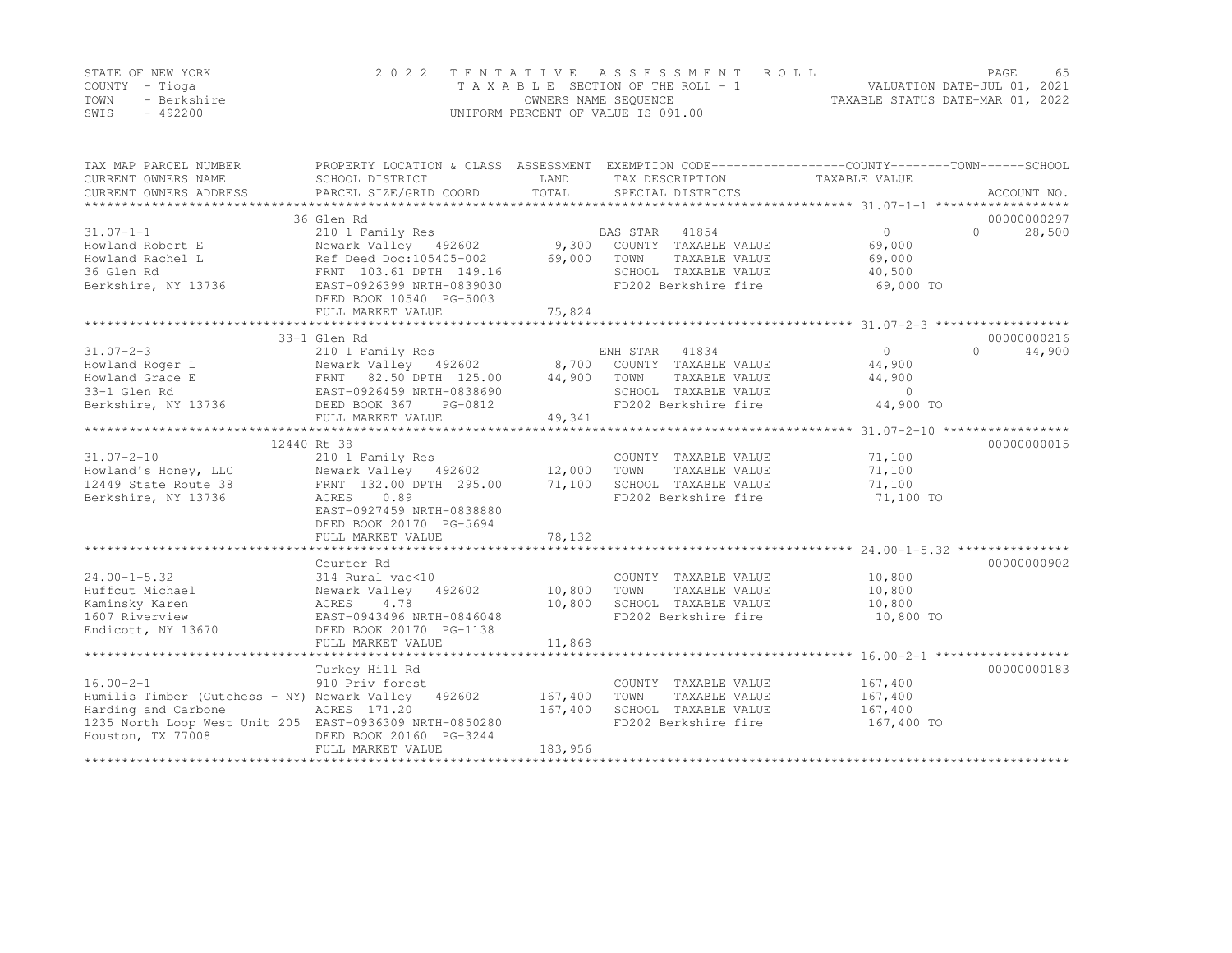STATE OF NEW YORK 2022 TENTATIVE ASSESSMENT ROLL
COUNTY - Tioga TAXABLE SECTION OF THE ROLL - 1 VALUATION DATE-JUL 01, 2021
TOWN - Berkshire OWNERS NAME SEQUENCE TAXABLE STATUS DATE-MAR 01, 2022
SWIS - 492200 UNIFORM PERCENT OF VALUE IS 091.00

```
TAX MAP PARCEL NUMBER          PROPERTY LOCATION & CLASS  ASSESSMENT  EXEMPTION CODE------------------COUNTY--------TOWN------SCHOOL
CURRENT OWNERS NAME            SCHOOL DISTRICT               LAND      TAX DESCRIPTION            TAXABLE VALUE
CURRENT OWNERS ADDRESS         PARCEL SIZE/GRID COORD        TOTAL     SPECIAL DISTRICTS                                    ACCOUNT NO.
******************************************************************************************************* 31.07-1-1 ******************
                               36 Glen Rd                                                                                00000000297
31.07-1-1                      210 1 Family Res                        BAS STAR  41854            0           0         28,500
Howland Robert E               Newark Valley  492602          9,300    COUNTY  TAXABLE VALUE         69,000
Howland Rachel L               Ref Deed Doc:105405-002       69,000    TOWN    TAXABLE VALUE         69,000
36 Glen Rd                     FRNT 103.61 DPTH 149.16                 SCHOOL  TAXABLE VALUE         40,500
Berkshire, NY 13736            EAST-0926399 NRTH-0839030               FD202 Berkshire fire          69,000 TO
                               DEED BOOK 10540  PG-5003
                               FULL MARKET VALUE             75,824
******************************************************************************************************* 31.07-2-3 ******************
                               33-1 Glen Rd                                                                              00000000216
31.07-2-3                      210 1 Family Res                        ENH STAR  41834            0           0         44,900
Howland Roger L                Newark Valley  492602          8,700    COUNTY  TAXABLE VALUE         44,900
Howland Grace E                FRNT  82.50 DPTH 125.00       44,900    TOWN    TAXABLE VALUE         44,900
33-1 Glen Rd                   EAST-0926459 NRTH-0838690               SCHOOL  TAXABLE VALUE              0
Berkshire, NY 13736            DEED BOOK 367    PG-0812                FD202 Berkshire fire          44,900 TO
                               FULL MARKET VALUE             49,341
******************************************************************************************************* 31.07-2-10 *****************
                               12440 Rt 38                                                                               00000000015
31.07-2-10                     210 1 Family Res                        COUNTY  TAXABLE VALUE         71,100
Howland's Honey, LLC           Newark Valley  492602         12,000    TOWN    TAXABLE VALUE         71,100
12449 State Route 38           FRNT 132.00 DPTH 295.00       71,100    SCHOOL  TAXABLE VALUE         71,100
Berkshire, NY 13736            ACRES    0.89                           FD202 Berkshire fire          71,100 TO
                               EAST-0927459 NRTH-0838880
                               DEED BOOK 20170  PG-5694
                               FULL MARKET VALUE             78,132
******************************************************************************************************* 24.00-1-5.32 ***************
                               Ceurter Rd                                                                                00000000902
24.00-1-5.32                   314 Rural vac<10                        COUNTY  TAXABLE VALUE         10,800
Huffcut Michael                Newark Valley  492602         10,800    TOWN    TAXABLE VALUE         10,800
Kaminsky Karen                 ACRES    4.78                 10,800    SCHOOL  TAXABLE VALUE         10,800
1607 Riverview                 EAST-0943496 NRTH-0846048               FD202 Berkshire fire          10,800 TO
Endicott, NY 13670             DEED BOOK 20170  PG-1138
                               FULL MARKET VALUE             11,868
******************************************************************************************************* 16.00-2-1 ******************
                               Turkey Hill Rd                                                                            00000000183
16.00-2-1                      910 Priv forest                         COUNTY  TAXABLE VALUE        167,400
Humilis Timber (Gutchess - NY) Newark Valley  492602        167,400    TOWN    TAXABLE VALUE        167,400
Harding and Carbone            ACRES  171.20                167,400    SCHOOL  TAXABLE VALUE        167,400
1235 North Loop West Unit 205  EAST-0936309 NRTH-0850280               FD202 Berkshire fire         167,400 TO
Houston, TX 77008              DEED BOOK 20160  PG-3244
                               FULL MARKET VALUE            183,956
************************************************************************************************************************************
```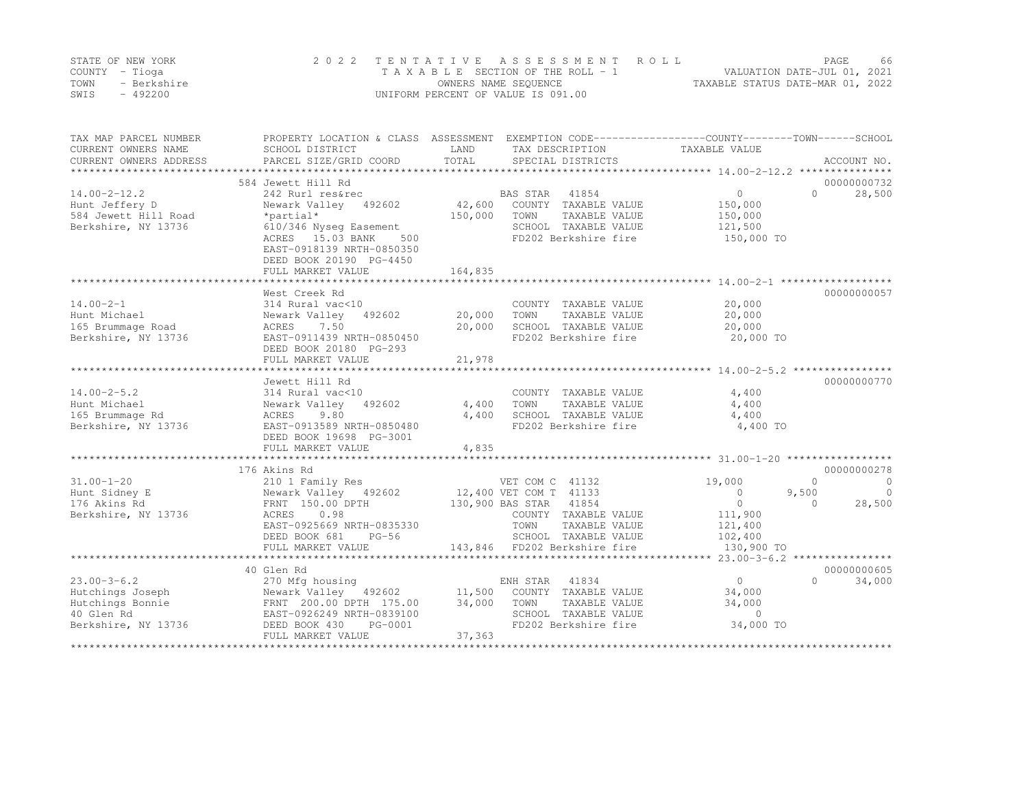STATE OF NEW YORK — 2022 TENTATIVE ASSESSMENT ROLL
COUNTY - Tioga — TAXABLE SECTION OF THE ROLL - 1 — VALUATION DATE-JUL 01, 2021
TOWN - Berkshire — OWNERS NAME SEQUENCE — TAXABLE STATUS DATE-MAR 01, 2022
SWIS - 492200 — UNIFORM PERCENT OF VALUE IS 091.00

```
TAX MAP PARCEL NUMBER          PROPERTY LOCATION & CLASS  ASSESSMENT  EXEMPTION CODE------------------COUNTY--------TOWN------SCHOOL
CURRENT OWNERS NAME            SCHOOL DISTRICT               LAND      TAX DESCRIPTION             TAXABLE VALUE
CURRENT OWNERS ADDRESS         PARCEL SIZE/GRID COORD        TOTAL     SPECIAL DISTRICTS                                  ACCOUNT NO.
******************************************************************************************************* 14.00-2-12.2 ***************
                               584 Jewett Hill Rd                                                                         00000000732
14.00-2-12.2                   242 Rurl res&rec                        BAS STAR  41854                 0            0       28,500
Hunt Jeffery D                 Newark Valley  492602       42,600    COUNTY  TAXABLE VALUE         150,000
584 Jewett Hill Road           *partial*                  150,000    TOWN    TAXABLE VALUE         150,000
Berkshire, NY 13736            610/346 Nyseg Easement                SCHOOL  TAXABLE VALUE         121,500
                               ACRES   15.03 BANK    500             FD202 Berkshire fire           150,000 TO
                               EAST-0918139 NRTH-0850350
                               DEED BOOK 20190 PG-4450
                               FULL MARKET VALUE          164,835
******************************************************************************************************* 14.00-2-1 ******************
                               West Creek Rd                                                                              00000000057
14.00-2-1                      314 Rural vac<10                        COUNTY  TAXABLE VALUE          20,000
Hunt Michael                   Newark Valley  492602       20,000    TOWN    TAXABLE VALUE          20,000
165 Brummage Road              ACRES    7.50               20,000    SCHOOL  TAXABLE VALUE          20,000
Berkshire, NY 13736            EAST-0911439 NRTH-0850450             FD202 Berkshire fire            20,000 TO
                               DEED BOOK 20180 PG-293
                               FULL MARKET VALUE           21,978
******************************************************************************************************* 14.00-2-5.2 ****************
                               Jewett Hill Rd                                                                             00000000770
14.00-2-5.2                    314 Rural vac<10                        COUNTY  TAXABLE VALUE           4,400
Hunt Michael                   Newark Valley  492602        4,400    TOWN    TAXABLE VALUE           4,400
165 Brummage Rd                ACRES    9.80                4,400    SCHOOL  TAXABLE VALUE           4,400
Berkshire, NY 13736            EAST-0913589 NRTH-0850480             FD202 Berkshire fire             4,400 TO
                               DEED BOOK 19698 PG-3001
                               FULL MARKET VALUE            4,835
******************************************************************************************************* 31.00-1-20 *****************
                               176 Akins Rd                                                                               00000000278
31.00-1-20                     210 1 Family Res                        VET COM C 41132            19,000            0            0
Hunt Sidney E                  Newark Valley  492602       12,400 VET COM T 41133                  0        9,500            0
176 Akins Rd                   FRNT 150.00 DPTH           130,900 BAS STAR  41854                  0            0       28,500
Berkshire, NY 13736            ACRES    0.98                         COUNTY  TAXABLE VALUE         111,900
                               EAST-0925669 NRTH-0835330             TOWN    TAXABLE VALUE         121,400
                               DEED BOOK 681    PG-56                SCHOOL  TAXABLE VALUE         102,400
                               FULL MARKET VALUE          143,846    FD202 Berkshire fire           130,900 TO
******************************************************************************************************* 23.00-3-6.2 ****************
                               40 Glen Rd                                                                                 00000000605
23.00-3-6.2                    270 Mfg housing                         ENH STAR  41834                 0            0       34,000
Hutchings Joseph               Newark Valley  492602       11,500    COUNTY  TAXABLE VALUE          34,000
Hutchings Bonnie               FRNT 200.00 DPTH 175.00     34,000    TOWN    TAXABLE VALUE          34,000
40 Glen Rd                     EAST-0926249 NRTH-0839100             SCHOOL  TAXABLE VALUE               0
Berkshire, NY 13736            DEED BOOK 430    PG-0001              FD202 Berkshire fire            34,000 TO
                               FULL MARKET VALUE           37,363
************************************************************************************************************************************
```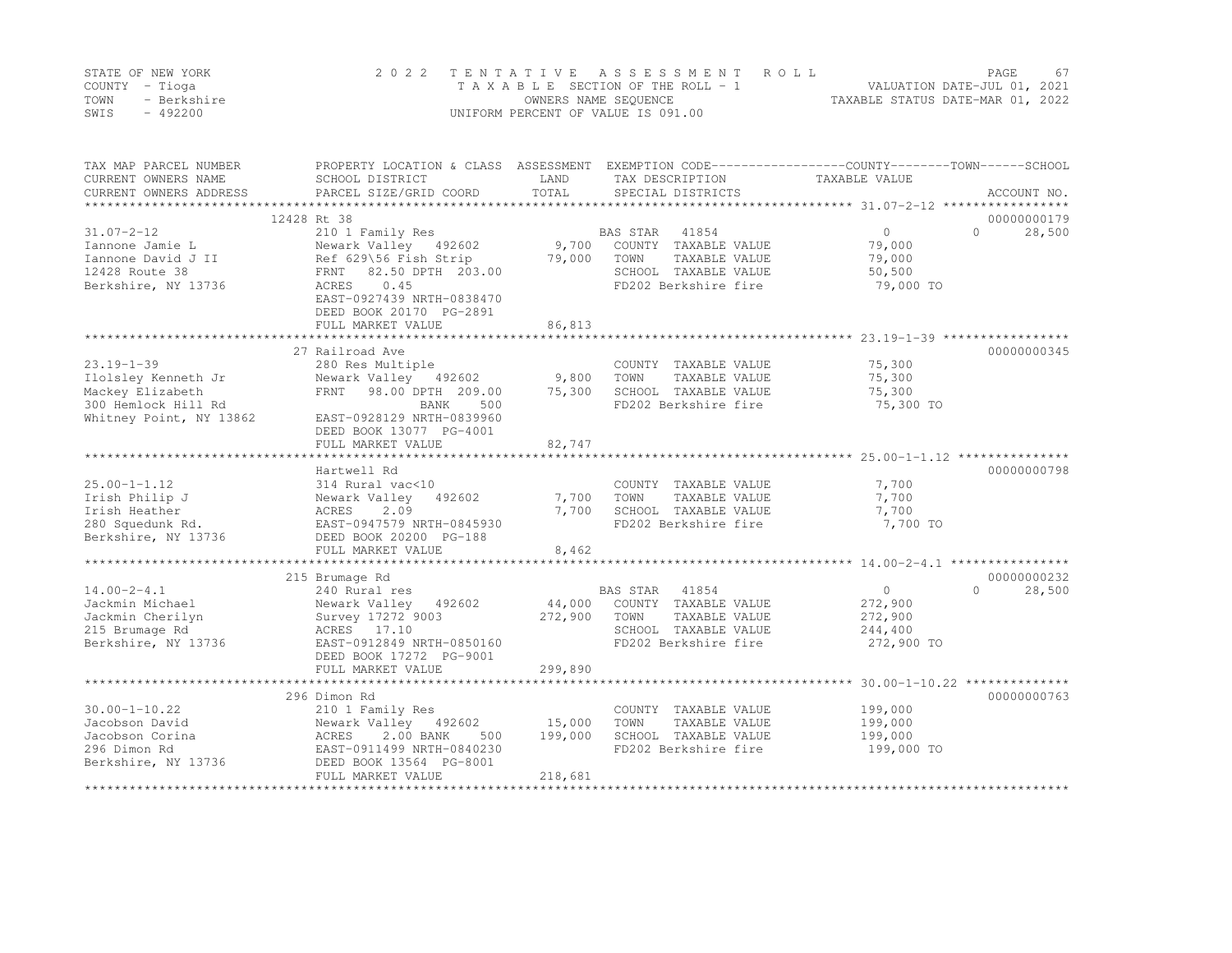STATE OF NEW YORK — COUNTY - Tioga — TOWN - Berkshire — SWIS - 492200

**2022 TENTATIVE ASSESSMENT ROLL**
TAXABLE SECTION OF THE ROLL - 1
OWNERS NAME SEQUENCE
UNIFORM PERCENT OF VALUE IS 091.00

VALUATION DATE-JUL 01, 2021
TAXABLE STATUS DATE-MAR 01, 2022

| TAX MAP PARCEL NUMBER / CURRENT OWNERS NAME / CURRENT OWNERS ADDRESS | PROPERTY LOCATION & CLASS / SCHOOL DISTRICT / PARCEL SIZE/GRID COORD | ASSESSMENT LAND / TOTAL | EXEMPTION CODE / TAX DESCRIPTION / SPECIAL DISTRICTS | COUNTY / TOWN / SCHOOL TAXABLE VALUE | ACCOUNT NO. |
|---|---|---|---|---|---|
| 31.07-2-12 | 12428 Rt 38 | | | | 00000000179 |
| 31.07-2-12 | 210 1 Family Res | | BAS STAR 41854 | 0 / 0 / 28,500 | |
| Iannone Jamie L | Newark Valley 492602 | 9,700 | COUNTY TAXABLE VALUE | 79,000 | |
| Iannone David J II | Ref 629\56 Fish Strip | 79,000 | TOWN TAXABLE VALUE | 79,000 | |
| 12428 Route 38 | FRNT 82.50 DPTH 203.00 | | SCHOOL TAXABLE VALUE | 50,500 | |
| Berkshire, NY 13736 | ACRES 0.45 | | FD202 Berkshire fire | 79,000 TO | |
| | EAST-0927439 NRTH-0838470 | | | | |
| | DEED BOOK 20170 PG-2891 | | | | |
| | FULL MARKET VALUE | 86,813 | | | |
| 23.19-1-39 | 27 Railroad Ave | | | | 00000000345 |
| 23.19-1-39 | 280 Res Multiple | | COUNTY TAXABLE VALUE | 75,300 | |
| Ilolsley Kenneth Jr | Newark Valley 492602 | 9,800 | TOWN TAXABLE VALUE | 75,300 | |
| Mackey Elizabeth | FRNT 98.00 DPTH 209.00 | 75,300 | SCHOOL TAXABLE VALUE | 75,300 | |
| 300 Hemlock Hill Rd | BANK 500 | | FD202 Berkshire fire | 75,300 TO | |
| Whitney Point, NY 13862 | EAST-0928129 NRTH-0839960 | | | | |
| | DEED BOOK 13077 PG-4001 | | | | |
| | FULL MARKET VALUE | 82,747 | | | |
| 25.00-1-1.12 | Hartwell Rd | | | | 00000000798 |
| 25.00-1-1.12 | 314 Rural vac<10 | | COUNTY TAXABLE VALUE | 7,700 | |
| Irish Philip J | Newark Valley 492602 | 7,700 | TOWN TAXABLE VALUE | 7,700 | |
| Irish Heather | ACRES 2.09 | 7,700 | SCHOOL TAXABLE VALUE | 7,700 | |
| 280 Squedunk Rd. | EAST-0947579 NRTH-0845930 | | FD202 Berkshire fire | 7,700 TO | |
| Berkshire, NY 13736 | DEED BOOK 20200 PG-188 | | | | |
| | FULL MARKET VALUE | 8,462 | | | |
| 14.00-2-4.1 | 215 Brumage Rd | | | | 00000000232 |
| 14.00-2-4.1 | 240 Rural res | | BAS STAR 41854 | 0 / 0 / 28,500 | |
| Jackmin Michael | Newark Valley 492602 | 44,000 | COUNTY TAXABLE VALUE | 272,900 | |
| Jackmin Cherilyn | Survey 17272 9003 | 272,900 | TOWN TAXABLE VALUE | 272,900 | |
| 215 Brumage Rd | ACRES 17.10 | | SCHOOL TAXABLE VALUE | 244,400 | |
| Berkshire, NY 13736 | EAST-0912849 NRTH-0850160 | | FD202 Berkshire fire | 272,900 TO | |
| | DEED BOOK 17272 PG-9001 | | | | |
| | FULL MARKET VALUE | 299,890 | | | |
| 30.00-1-10.22 | 296 Dimon Rd | | | | 00000000763 |
| 30.00-1-10.22 | 210 1 Family Res | | COUNTY TAXABLE VALUE | 199,000 | |
| Jacobson David | Newark Valley 492602 | 15,000 | TOWN TAXABLE VALUE | 199,000 | |
| Jacobson Corina | ACRES 2.00 BANK 500 | 199,000 | SCHOOL TAXABLE VALUE | 199,000 | |
| 296 Dimon Rd | EAST-0911499 NRTH-0840230 | | FD202 Berkshire fire | 199,000 TO | |
| Berkshire, NY 13736 | DEED BOOK 13564 PG-8001 | | | | |
| | FULL MARKET VALUE | 218,681 | | | |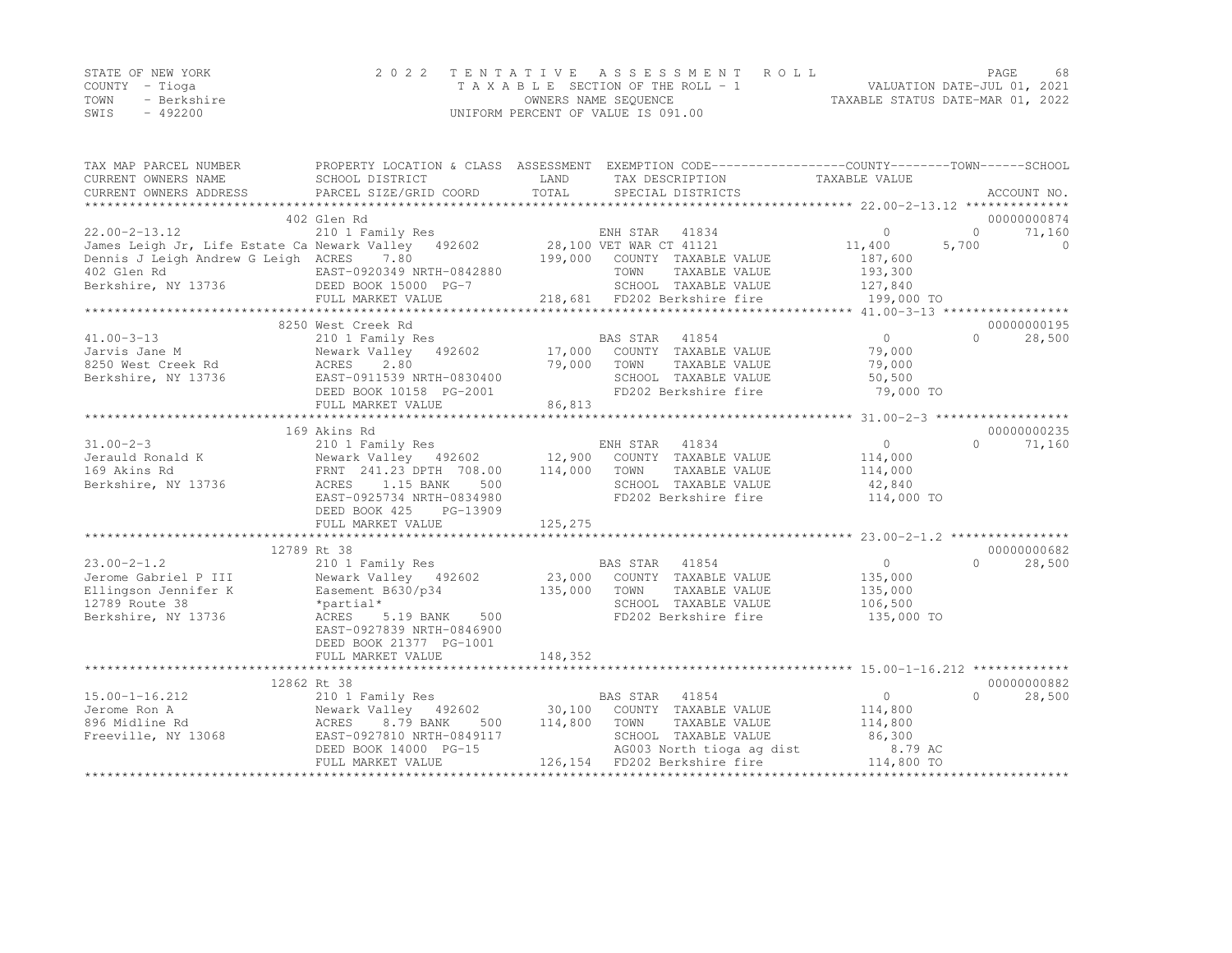STATE OF NEW YORK
COUNTY - Tioga
TOWN - Berkshire
SWIS - 492200

2 0 2 2 T E N T A T I V E A S S E S S M E N T R O L L
T A X A B L E SECTION OF THE ROLL - 1
OWNERS NAME SEQUENCE
UNIFORM PERCENT OF VALUE IS 091.00

VALUATION DATE-JUL 01, 2021
TAXABLE STATUS DATE-MAR 01, 2022

```
TAX MAP PARCEL NUMBER          PROPERTY LOCATION & CLASS  ASSESSMENT  EXEMPTION CODE------------------COUNTY--------TOWN------SCHOOL
CURRENT OWNERS NAME            SCHOOL DISTRICT              LAND      TAX DESCRIPTION            TAXABLE VALUE
CURRENT OWNERS ADDRESS         PARCEL SIZE/GRID COORD       TOTAL     SPECIAL DISTRICTS                                       ACCOUNT NO.
*********************************************************************************************** 22.00-2-13.12 **************
                               402 Glen Rd                                                                                 00000000874
22.00-2-13.12                  210 1 Family Res                       ENH STAR  41834                 0              0        71,160
James Leigh Jr, Life Estate Ca Newark Valley   492602     28,100 VET WAR CT 41121            11,400          5,700             0
Dennis J Leigh Andrew G Leigh  ACRES     7.80            199,000   COUNTY  TAXABLE VALUE        187,600
402 Glen Rd                    EAST-0920349 NRTH-0842880              TOWN    TAXABLE VALUE        193,300
Berkshire, NY 13736            DEED BOOK 15000  PG-7                  SCHOOL  TAXABLE VALUE        127,840
                               FULL MARKET VALUE         218,681   FD202 Berkshire fire         199,000 TO
*********************************************************************************************** 41.00-3-13 *****************
                               8250 West Creek Rd                                                                          00000000195
41.00-3-13                     210 1 Family Res                       BAS STAR  41854                 0              0        28,500
Jarvis Jane M                  Newark Valley   492602     17,000   COUNTY  TAXABLE VALUE         79,000
8250 West Creek Rd             ACRES     2.80             79,000   TOWN    TAXABLE VALUE         79,000
Berkshire, NY 13736            EAST-0911539 NRTH-0830400              SCHOOL  TAXABLE VALUE         50,500
                               DEED BOOK 10158  PG-2001               FD202 Berkshire fire          79,000 TO
                               FULL MARKET VALUE          86,813
*********************************************************************************************** 31.00-2-3 ******************
                               169 Akins Rd                                                                                00000000235
31.00-2-3                      210 1 Family Res                       ENH STAR  41834                 0              0        71,160
Jerauld Ronald K               Newark Valley   492602     12,900   COUNTY  TAXABLE VALUE        114,000
169 Akins Rd                   FRNT 241.23 DPTH 708.00   114,000   TOWN    TAXABLE VALUE        114,000
Berkshire, NY 13736            ACRES     1.15 BANK     500            SCHOOL  TAXABLE VALUE         42,840
                               EAST-0925734 NRTH-0834980              FD202 Berkshire fire         114,000 TO
                               DEED BOOK 425    PG-13909
                               FULL MARKET VALUE         125,275
*********************************************************************************************** 23.00-2-1.2 ****************
                               12789 Rt 38                                                                                 00000000682
23.00-2-1.2                    210 1 Family Res                       BAS STAR  41854                 0              0        28,500
Jerome Gabriel P III           Newark Valley   492602     23,000   COUNTY  TAXABLE VALUE        135,000
Ellingson Jennifer K           Easement B630/p34         135,000   TOWN    TAXABLE VALUE        135,000
12789 Route 38                 *partial*                              SCHOOL  TAXABLE VALUE        106,500
Berkshire, NY 13736            ACRES     5.19 BANK     500            FD202 Berkshire fire         135,000 TO
                               EAST-0927839 NRTH-0846900
                               DEED BOOK 21377  PG-1001
                               FULL MARKET VALUE         148,352
*********************************************************************************************** 15.00-1-16.212 *************
                               12862 Rt 38                                                                                 00000000882
15.00-1-16.212                 210 1 Family Res                       BAS STAR  41854                 0              0        28,500
Jerome Ron A                   Newark Valley   492602     30,100   COUNTY  TAXABLE VALUE        114,800
896 Midline Rd                 ACRES     8.79 BANK     500   114,800   TOWN    TAXABLE VALUE        114,800
Freeville, NY 13068            EAST-0927810 NRTH-0849117              SCHOOL  TAXABLE VALUE         86,300
                               DEED BOOK 14000  PG-15                 AG003 North tioga ag dist       8.79 AC
                               FULL MARKET VALUE         126,154   FD202 Berkshire fire         114,800 TO
******************************************************************************************************************************
```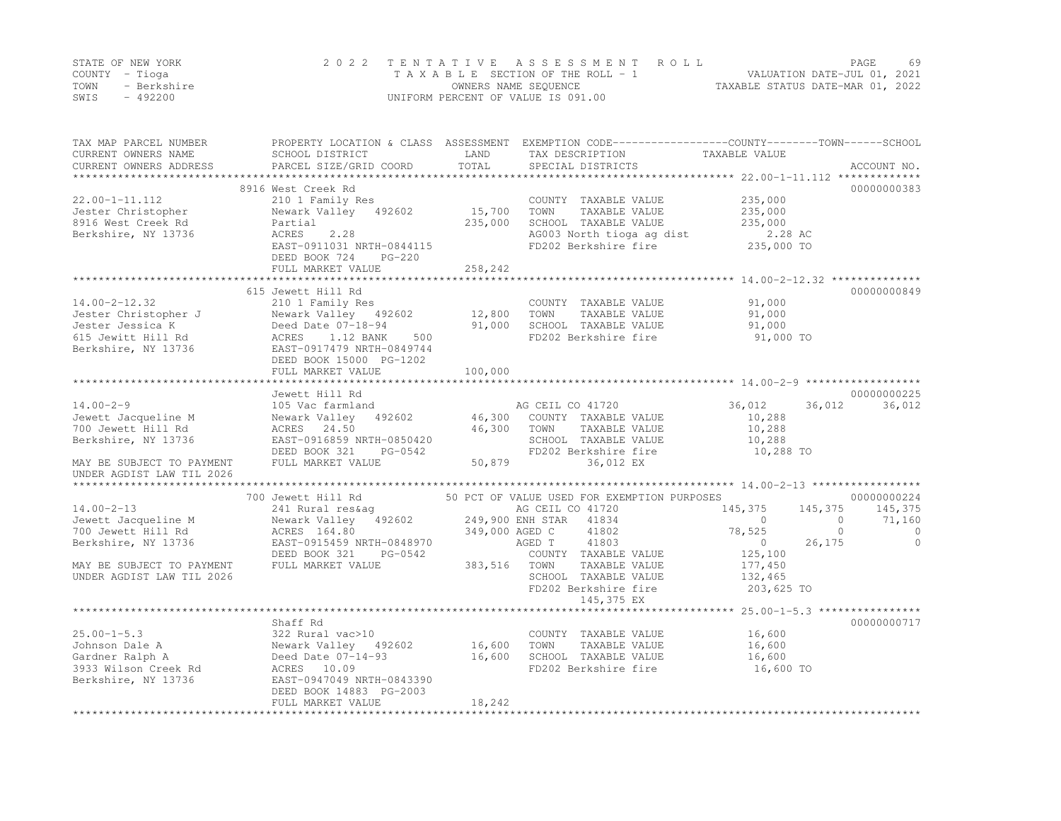STATE OF NEW YORK | COUNTY - Tioga | TOWN - Berkshire | SWIS - 492200

# 2022 TENTATIVE ASSESSMENT ROLL

TAXABLE SECTION OF THE ROLL - 1 | OWNERS NAME SEQUENCE | UNIFORM PERCENT OF VALUE IS 091.00

VALUATION DATE-JUL 01, 2021 | TAXABLE STATUS DATE-MAR 01, 2022

| TAX MAP PARCEL NUMBER / CURRENT OWNERS NAME / CURRENT OWNERS ADDRESS | PROPERTY LOCATION & CLASS / SCHOOL DISTRICT / PARCEL SIZE/GRID COORD | ASSESSMENT LAND / TOTAL | EXEMPTION CODE / TAX DESCRIPTION / SPECIAL DISTRICTS | COUNTY TAXABLE VALUE | TOWN | SCHOOL | ACCOUNT NO. |
|---|---|---|---|---|---|---|---|
| **22.00-1-11.112** | 8916 West Creek Rd | | | | | | 00000000383 |
| 22.00-1-11.112 | 210 1 Family Res | | COUNTY TAXABLE VALUE | 235,000 | | | |
| Jester Christopher | Newark Valley 492602 | 15,700 | TOWN TAXABLE VALUE | 235,000 | | | |
| 8916 West Creek Rd | Partial | 235,000 | SCHOOL TAXABLE VALUE | 235,000 | | | |
| Berkshire, NY 13736 | ACRES 2.28 | | AG003 North tioga ag dist | 2.28 AC | | | |
| | EAST-0911031 NRTH-0844115 | | FD202 Berkshire fire | 235,000 TO | | | |
| | DEED BOOK 724 PG-220 | | | | | | |
| | FULL MARKET VALUE | 258,242 | | | | | |
| **14.00-2-12.32** | 615 Jewett Hill Rd | | | | | | 00000000849 |
| 14.00-2-12.32 | 210 1 Family Res | | COUNTY TAXABLE VALUE | 91,000 | | | |
| Jester Christopher J | Newark Valley 492602 | 12,800 | TOWN TAXABLE VALUE | 91,000 | | | |
| Jester Jessica K | Deed Date 07-18-94 | 91,000 | SCHOOL TAXABLE VALUE | 91,000 | | | |
| 615 Jewitt Hill Rd | ACRES 1.12 BANK 500 | | FD202 Berkshire fire | 91,000 TO | | | |
| Berkshire, NY 13736 | EAST-0917479 NRTH-0849744 | | | | | | |
| | DEED BOOK 15000 PG-1202 | | | | | | |
| | FULL MARKET VALUE | 100,000 | | | | | |
| **14.00-2-9** | Jewett Hill Rd | | | | | | 00000000225 |
| 14.00-2-9 | 105 Vac farmland | | AG CEIL CO 41720 | 36,012 | 36,012 | 36,012 | |
| Jewett Jacqueline M | Newark Valley 492602 | 46,300 | COUNTY TAXABLE VALUE | 10,288 | | | |
| 700 Jewett Hill Rd | ACRES 24.50 | 46,300 | TOWN TAXABLE VALUE | 10,288 | | | |
| Berkshire, NY 13736 | EAST-0916859 NRTH-0850420 | | SCHOOL TAXABLE VALUE | 10,288 | | | |
| | DEED BOOK 321 PG-0542 | | FD202 Berkshire fire | 10,288 TO | | | |
| MAY BE SUBJECT TO PAYMENT | FULL MARKET VALUE | 50,879 | 36,012 EX | | | | |
| UNDER AGDIST LAW TIL 2026 | | | | | | | |
| **14.00-2-13** | 700 Jewett Hill Rd | | 50 PCT OF VALUE USED FOR EXEMPTION PURPOSES | | | | 00000000224 |
| 14.00-2-13 | 241 Rural res&ag | | AG CEIL CO 41720 | 145,375 | 145,375 | 145,375 | |
| Jewett Jacqueline M | Newark Valley 492602 | 249,900 | ENH STAR 41834 | 0 | 0 | 71,160 | |
| 700 Jewett Hill Rd | ACRES 164.80 | 349,000 | AGED C 41802 | 78,525 | 0 | 0 | |
| Berkshire, NY 13736 | EAST-0915459 NRTH-0848970 | | AGED T 41803 | 0 | 26,175 | 0 | |
| | DEED BOOK 321 PG-0542 | | COUNTY TAXABLE VALUE | 125,100 | | | |
| MAY BE SUBJECT TO PAYMENT | FULL MARKET VALUE | 383,516 | TOWN TAXABLE VALUE | 177,450 | | | |
| UNDER AGDIST LAW TIL 2026 | | | SCHOOL TAXABLE VALUE | 132,465 | | | |
| | | | FD202 Berkshire fire | 203,625 TO | | | |
| | | | 145,375 EX | | | | |
| **25.00-1-5.3** | Shaff Rd | | | | | | 00000000717 |
| 25.00-1-5.3 | 322 Rural vac>10 | | COUNTY TAXABLE VALUE | 16,600 | | | |
| Johnson Dale A | Newark Valley 492602 | 16,600 | TOWN TAXABLE VALUE | 16,600 | | | |
| Gardner Ralph A | Deed Date 07-14-93 | 16,600 | SCHOOL TAXABLE VALUE | 16,600 | | | |
| 3933 Wilson Creek Rd | ACRES 10.09 | | FD202 Berkshire fire | 16,600 TO | | | |
| Berkshire, NY 13736 | EAST-0947049 NRTH-0843390 | | | | | | |
| | DEED BOOK 14883 PG-2003 | | | | | | |
| | FULL MARKET VALUE | 18,242 | | | | | |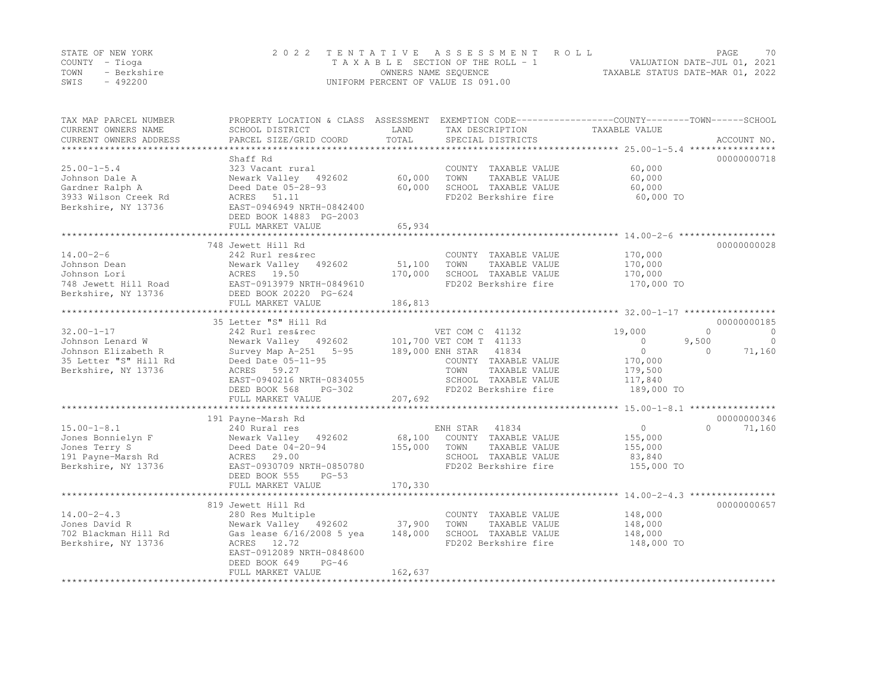STATE OF NEW YORK
COUNTY - Tioga
TOWN - Berkshire
SWIS - 492200

2022 TENTATIVE ASSESSMENT ROLL
TAXABLE SECTION OF THE ROLL - 1
OWNERS NAME SEQUENCE
UNIFORM PERCENT OF VALUE IS 091.00

VALUATION DATE-JUL 01, 2021
TAXABLE STATUS DATE-MAR 01, 2022

| TAX MAP PARCEL NUMBER / CURRENT OWNERS NAME / CURRENT OWNERS ADDRESS | PROPERTY LOCATION & CLASS / SCHOOL DISTRICT / PARCEL SIZE/GRID COORD | ASSESSMENT LAND / TOTAL | EXEMPTION CODE / TAX DESCRIPTION / SPECIAL DISTRICTS | COUNTY | TOWN | SCHOOL | ACCOUNT NO. |
|---|---|---|---|---|---|---|---|
| 25.00-1-5.4 | Shaff Rd | | | | | | 00000000718 |
| | 323 Vacant rural | | COUNTY TAXABLE VALUE | 60,000 | | | |
| Johnson Dale A | Newark Valley 492602 | 60,000 | TOWN TAXABLE VALUE | | 60,000 | | |
| Gardner Ralph A | Deed Date 05-28-93 | 60,000 | SCHOOL TAXABLE VALUE | | | 60,000 | |
| 3933 Wilson Creek Rd | ACRES 51.11 | | FD202 Berkshire fire | 60,000 TO | | | |
| Berkshire, NY 13736 | EAST-0946949 NRTH-0842400 | | | | | | |
| | DEED BOOK 14883 PG-2003 | | | | | | |
| | FULL MARKET VALUE | 65,934 | | | | | |
| 14.00-2-6 | 748 Jewett Hill Rd | | | | | | 00000000028 |
| | 242 Rurl res&rec | | COUNTY TAXABLE VALUE | 170,000 | | | |
| Johnson Dean | Newark Valley 492602 | 51,100 | TOWN TAXABLE VALUE | | 170,000 | | |
| Johnson Lori | ACRES 19.50 | 170,000 | SCHOOL TAXABLE VALUE | | | 170,000 | |
| 748 Jewett Hill Road | EAST-0913979 NRTH-0849610 | | FD202 Berkshire fire | 170,000 TO | | | |
| Berkshire, NY 13736 | DEED BOOK 20220 PG-624 | | | | | | |
| | FULL MARKET VALUE | 186,813 | | | | | |
| 32.00-1-17 | 35 Letter "S" Hill Rd | | | | | | 00000000185 |
| | 242 Rurl res&rec | | VET COM C 41132 | 19,000 | 0 | 0 | |
| Johnson Lenard W | Newark Valley 492602 | 101,700 | VET COM T 41133 | 0 | 9,500 | 0 | |
| Johnson Elizabeth R | Survey Map A-251 5-95 | 189,000 | ENH STAR 41834 | 0 | 0 | 71,160 | |
| 35 Letter "S" Hill Rd | Deed Date 05-11-95 | | COUNTY TAXABLE VALUE | 170,000 | | | |
| Berkshire, NY 13736 | ACRES 59.27 | | TOWN TAXABLE VALUE | | 179,500 | | |
| | EAST-0940216 NRTH-0834055 | | SCHOOL TAXABLE VALUE | | | 117,840 | |
| | DEED BOOK 568 PG-302 | | FD202 Berkshire fire | 189,000 TO | | | |
| | FULL MARKET VALUE | 207,692 | | | | | |
| 15.00-1-8.1 | 191 Payne-Marsh Rd | | | | | | 00000000346 |
| | 240 Rural res | | ENH STAR 41834 | 0 | 0 | 71,160 | |
| Jones Bonnielyn F | Newark Valley 492602 | 68,100 | COUNTY TAXABLE VALUE | 155,000 | | | |
| Jones Terry S | Deed Date 04-20-94 | 155,000 | TOWN TAXABLE VALUE | | 155,000 | | |
| 191 Payne-Marsh Rd | ACRES 29.00 | | SCHOOL TAXABLE VALUE | | | 83,840 | |
| Berkshire, NY 13736 | EAST-0930709 NRTH-0850780 | | FD202 Berkshire fire | 155,000 TO | | | |
| | DEED BOOK 555 PG-53 | | | | | | |
| | FULL MARKET VALUE | 170,330 | | | | | |
| 14.00-2-4.3 | 819 Jewett Hill Rd | | | | | | 00000000657 |
| | 280 Res Multiple | | COUNTY TAXABLE VALUE | 148,000 | | | |
| Jones David R | Newark Valley 492602 | 37,900 | TOWN TAXABLE VALUE | | 148,000 | | |
| 702 Blackman Hill Rd | Gas lease 6/16/2008 5 yea | 148,000 | SCHOOL TAXABLE VALUE | | | 148,000 | |
| Berkshire, NY 13736 | ACRES 12.72 | | FD202 Berkshire fire | 148,000 TO | | | |
| | EAST-0912089 NRTH-0848600 | | | | | | |
| | DEED BOOK 649 PG-46 | | | | | | |
| | FULL MARKET VALUE | 162,637 | | | | | |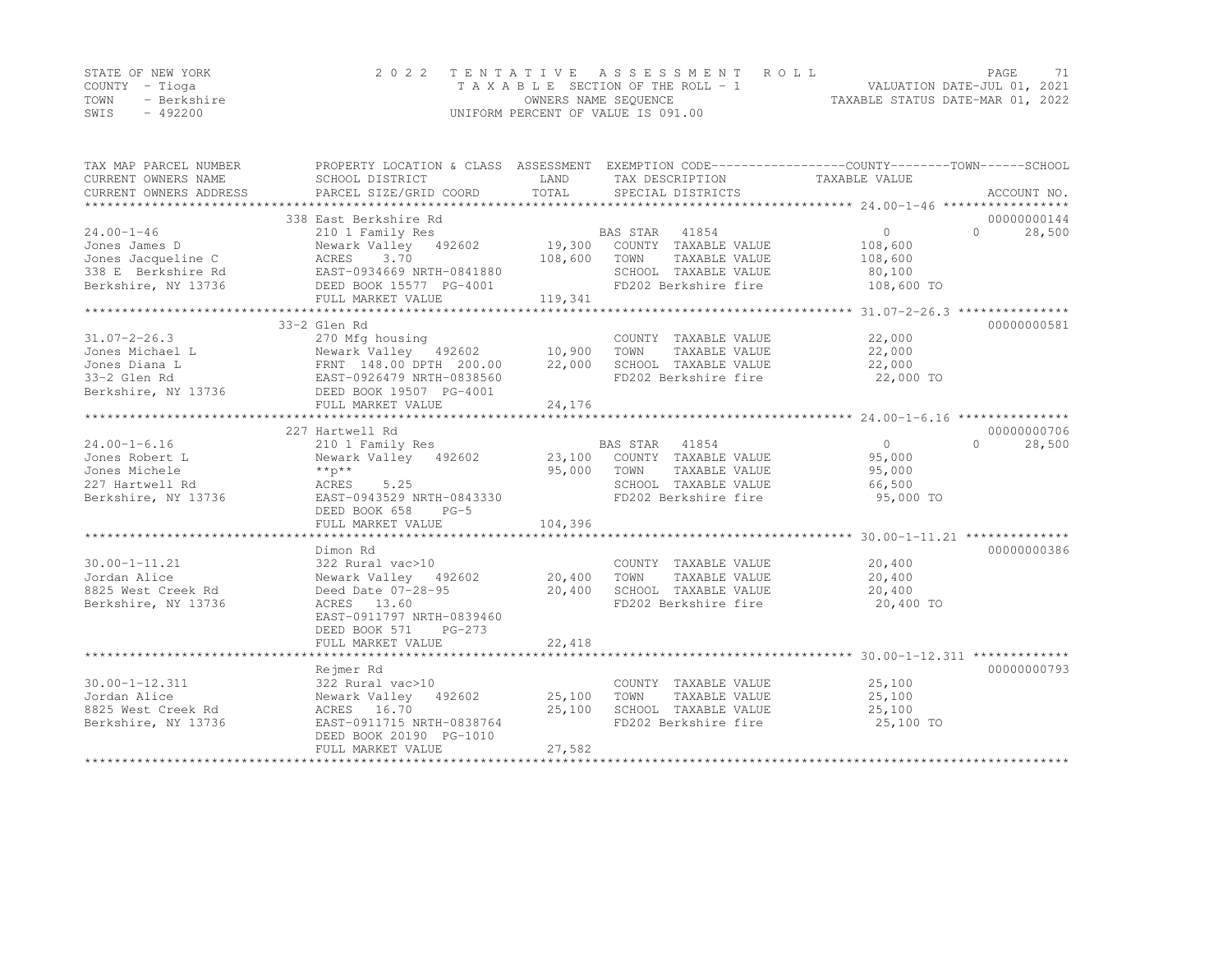STATE OF NEW YORK
COUNTY - Tioga
TOWN - Berkshire
SWIS - 492200

2022 TENTATIVE ASSESSMENT ROLL
TAXABLE SECTION OF THE ROLL - 1
OWNERS NAME SEQUENCE
UNIFORM PERCENT OF VALUE IS 091.00

VALUATION DATE-JUL 01, 2021
TAXABLE STATUS DATE-MAR 01, 2022

| TAX MAP PARCEL NUMBER / CURRENT OWNERS NAME / CURRENT OWNERS ADDRESS | PROPERTY LOCATION & CLASS / SCHOOL DISTRICT / PARCEL SIZE/GRID COORD | ASSESSMENT LAND / TOTAL | EXEMPTION CODE / TAX DESCRIPTION / SPECIAL DISTRICTS | COUNTY TAXABLE VALUE | TOWN | SCHOOL / ACCOUNT NO. |
|---|---|---|---|---|---|---|
| 24.00-1-46 | 338 East Berkshire Rd | | | | | 00000000144 |
| | 210 1 Family Res | | BAS STAR 41854 | 0 | 0 | 28,500 |
| Jones James D | Newark Valley 492602 | 19,300 | COUNTY TAXABLE VALUE | 108,600 | | |
| Jones Jacqueline C | ACRES 3.70 | 108,600 | TOWN TAXABLE VALUE | 108,600 | | |
| 338 E Berkshire Rd | EAST-0934669 NRTH-0841880 | | SCHOOL TAXABLE VALUE | 80,100 | | |
| Berkshire, NY 13736 | DEED BOOK 15577 PG-4001 | | FD202 Berkshire fire | 108,600 TO | | |
| | FULL MARKET VALUE | 119,341 | | | | |
| 31.07-2-26.3 | 33-2 Glen Rd | | | | | 00000000581 |
| | 270 Mfg housing | | COUNTY TAXABLE VALUE | 22,000 | | |
| Jones Michael L | Newark Valley 492602 | 10,900 | TOWN TAXABLE VALUE | 22,000 | | |
| Jones Diana L | FRNT 148.00 DPTH 200.00 | 22,000 | SCHOOL TAXABLE VALUE | 22,000 | | |
| 33-2 Glen Rd | EAST-0926479 NRTH-0838560 | | FD202 Berkshire fire | 22,000 TO | | |
| Berkshire, NY 13736 | DEED BOOK 19507 PG-4001 | | | | | |
| | FULL MARKET VALUE | 24,176 | | | | |
| 24.00-1-6.16 | 227 Hartwell Rd | | | | | 00000000706 |
| | 210 1 Family Res | | BAS STAR 41854 | 0 | 0 | 28,500 |
| Jones Robert L | Newark Valley 492602 | 23,100 | COUNTY TAXABLE VALUE | 95,000 | | |
| Jones Michele | **p** | 95,000 | TOWN TAXABLE VALUE | 95,000 | | |
| 227 Hartwell Rd | ACRES 5.25 | | SCHOOL TAXABLE VALUE | 66,500 | | |
| Berkshire, NY 13736 | EAST-0943529 NRTH-0843330 | | FD202 Berkshire fire | 95,000 TO | | |
| | DEED BOOK 658 PG-5 | | | | | |
| | FULL MARKET VALUE | 104,396 | | | | |
| 30.00-1-11.21 | Dimon Rd | | | | | 00000000386 |
| | 322 Rural vac>10 | | COUNTY TAXABLE VALUE | 20,400 | | |
| Jordan Alice | Newark Valley 492602 | 20,400 | TOWN TAXABLE VALUE | 20,400 | | |
| 8825 West Creek Rd | Deed Date 07-28-95 | 20,400 | SCHOOL TAXABLE VALUE | 20,400 | | |
| Berkshire, NY 13736 | ACRES 13.60 | | FD202 Berkshire fire | 20,400 TO | | |
| | EAST-0911797 NRTH-0839460 | | | | | |
| | DEED BOOK 571 PG-273 | | | | | |
| | FULL MARKET VALUE | 22,418 | | | | |
| 30.00-1-12.311 | Rejmer Rd | | | | | 00000000793 |
| | 322 Rural vac>10 | | COUNTY TAXABLE VALUE | 25,100 | | |
| Jordan Alice | Newark Valley 492602 | 25,100 | TOWN TAXABLE VALUE | 25,100 | | |
| 8825 West Creek Rd | ACRES 16.70 | 25,100 | SCHOOL TAXABLE VALUE | 25,100 | | |
| Berkshire, NY 13736 | EAST-0911715 NRTH-0838764 | | FD202 Berkshire fire | 25,100 TO | | |
| | DEED BOOK 20190 PG-1010 | | | | | |
| | FULL MARKET VALUE | 27,582 | | | | |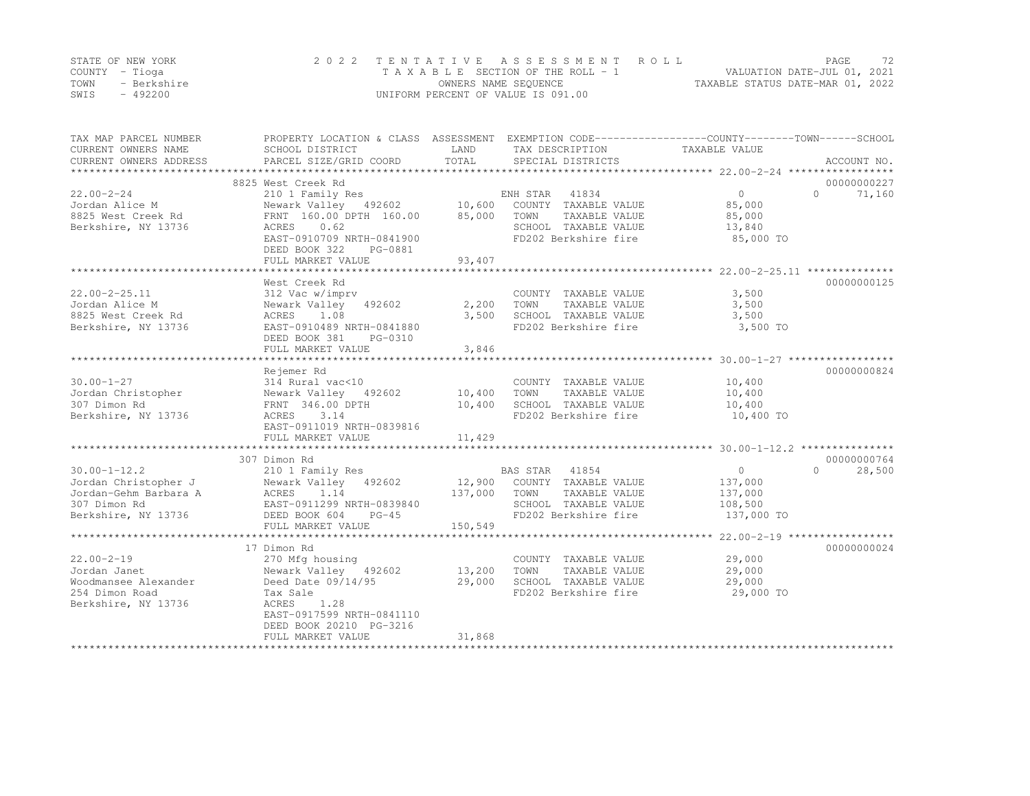STATE OF NEW YORK
COUNTY - Tioga
TOWN - Berkshire
SWIS - 492200

2022 TENTATIVE ASSESSMENT ROLL
TAXABLE SECTION OF THE ROLL - 1
OWNERS NAME SEQUENCE
UNIFORM PERCENT OF VALUE IS 091.00

VALUATION DATE-JUL 01, 2021
TAXABLE STATUS DATE-MAR 01, 2022

| TAX MAP PARCEL NUMBER / CURRENT OWNERS NAME / CURRENT OWNERS ADDRESS | PROPERTY LOCATION & CLASS / SCHOOL DISTRICT / PARCEL SIZE/GRID COORD | ASSESSMENT LAND / TOTAL | EXEMPTION CODE / TAX DESCRIPTION / SPECIAL DISTRICTS | COUNTY / TOWN / SCHOOL TAXABLE VALUE | ACCOUNT NO. |
|---|---|---|---|---|---|
| 22.00-2-24 | 8825 West Creek Rd | | | | 00000000227 |
| | 210 1 Family Res | | ENH STAR 41834 | 0 / 0 / 71,160 | |
| Jordan Alice M | Newark Valley 492602 | 10,600 | COUNTY TAXABLE VALUE | 85,000 | |
| 8825 West Creek Rd | FRNT 160.00 DPTH 160.00 | 85,000 | TOWN TAXABLE VALUE | 85,000 | |
| Berkshire, NY 13736 | ACRES 0.62 | | SCHOOL TAXABLE VALUE | 13,840 | |
| | EAST-0910709 NRTH-0841900 | | FD202 Berkshire fire | 85,000 TO | |
| | DEED BOOK 322 PG-0881 | | | | |
| | FULL MARKET VALUE | 93,407 | | | |
| 22.00-2-25.11 | West Creek Rd | | | | 00000000125 |
| | 312 Vac w/imprv | | COUNTY TAXABLE VALUE | 3,500 | |
| Jordan Alice M | Newark Valley 492602 | 2,200 | TOWN TAXABLE VALUE | 3,500 | |
| 8825 West Creek Rd | ACRES 1.08 | 3,500 | SCHOOL TAXABLE VALUE | 3,500 | |
| Berkshire, NY 13736 | EAST-0910489 NRTH-0841880 | | FD202 Berkshire fire | 3,500 TO | |
| | DEED BOOK 381 PG-0310 | | | | |
| | FULL MARKET VALUE | 3,846 | | | |
| 30.00-1-27 | Rejemer Rd | | | | 00000000824 |
| | 314 Rural vac<10 | | COUNTY TAXABLE VALUE | 10,400 | |
| Jordan Christopher | Newark Valley 492602 | 10,400 | TOWN TAXABLE VALUE | 10,400 | |
| 307 Dimon Rd | FRNT 346.00 DPTH | 10,400 | SCHOOL TAXABLE VALUE | 10,400 | |
| Berkshire, NY 13736 | ACRES 3.14 | | FD202 Berkshire fire | 10,400 TO | |
| | EAST-0911019 NRTH-0839816 | | | | |
| | FULL MARKET VALUE | 11,429 | | | |
| 30.00-1-12.2 | 307 Dimon Rd | | | | 00000000764 |
| | 210 1 Family Res | | BAS STAR 41854 | 0 / 0 / 28,500 | |
| Jordan Christopher J | Newark Valley 492602 | 12,900 | COUNTY TAXABLE VALUE | 137,000 | |
| Jordan-Gehm Barbara A | ACRES 1.14 | 137,000 | TOWN TAXABLE VALUE | 137,000 | |
| 307 Dimon Rd | EAST-0911299 NRTH-0839840 | | SCHOOL TAXABLE VALUE | 108,500 | |
| Berkshire, NY 13736 | DEED BOOK 604 PG-45 | | FD202 Berkshire fire | 137,000 TO | |
| | FULL MARKET VALUE | 150,549 | | | |
| 22.00-2-19 | 17 Dimon Rd | | | | 00000000024 |
| | 270 Mfg housing | | COUNTY TAXABLE VALUE | 29,000 | |
| Jordan Janet | Newark Valley 492602 | 13,200 | TOWN TAXABLE VALUE | 29,000 | |
| Woodmansee Alexander | Deed Date 09/14/95 | 29,000 | SCHOOL TAXABLE VALUE | 29,000 | |
| 254 Dimon Road | Tax Sale | | FD202 Berkshire fire | 29,000 TO | |
| Berkshire, NY 13736 | ACRES 1.28 | | | | |
| | EAST-0917599 NRTH-0841110 | | | | |
| | DEED BOOK 20210 PG-3216 | | | | |
| | FULL MARKET VALUE | 31,868 | | | |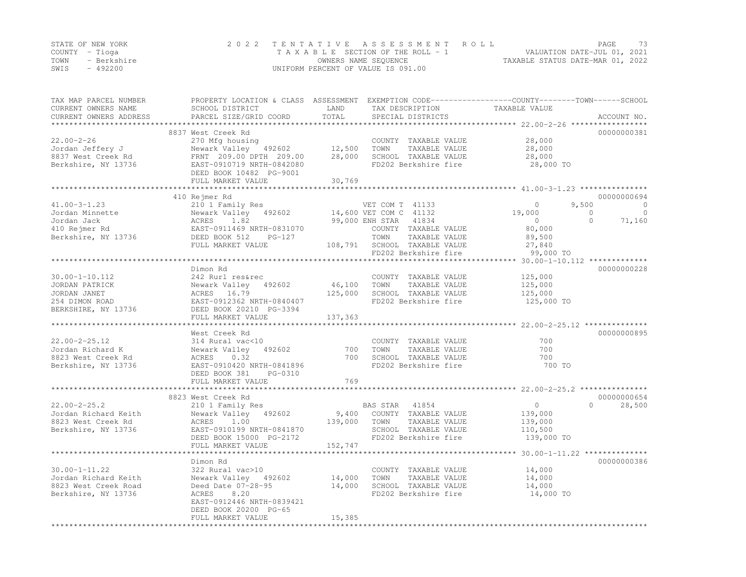STATE OF NEW YORK
COUNTY - Tioga
TOWN - Berkshire
SWIS - 492200

# 2022 TENTATIVE ASSESSMENT ROLL

TAXABLE SECTION OF THE ROLL - 1
OWNERS NAME SEQUENCE
UNIFORM PERCENT OF VALUE IS 091.00

VALUATION DATE-JUL 01, 2021
TAXABLE STATUS DATE-MAR 01, 2022

| TAX MAP PARCEL NUMBER / CURRENT OWNERS NAME / CURRENT OWNERS ADDRESS | PROPERTY LOCATION & CLASS / SCHOOL DISTRICT / PARCEL SIZE/GRID COORD | ASSESSMENT LAND | ASSESSMENT TOTAL | EXEMPTION CODE / TAX DESCRIPTION / SPECIAL DISTRICTS | COUNTY TAXABLE VALUE | TOWN | SCHOOL | ACCOUNT NO. |
|---|---|---|---|---|---|---|---|---|
| **22.00-2-26** | 8837 West Creek Rd | | | | | | | 00000000381 |
| Jordan Jeffery J | 270 Mfg housing | | | COUNTY TAXABLE VALUE | 28,000 | | | |
| 8837 West Creek Rd | Newark Valley 492602 | 12,500 | | TOWN TAXABLE VALUE | 28,000 | | | |
| Berkshire, NY 13736 | FRNT 209.00 DPTH 209.00 | | 28,000 | SCHOOL TAXABLE VALUE | 28,000 | | | |
| | EAST-0910719 NRTH-0842080 | | | FD202 Berkshire fire | 28,000 TO | | | |
| | DEED BOOK 10482 PG-9001 | | | | | | | |
| | FULL MARKET VALUE | | 30,769 | | | | | |
| **41.00-3-1.23** | 410 Rejmer Rd | | | | | | | 00000000694 |
| Jordan Minnette | 210 1 Family Res | | | VET COM T 41133 | 0 | 9,500 | 0 | |
| Jordan Jack | Newark Valley 492602 | 14,600 | | VET COM C 41132 | 19,000 | 0 | 0 | |
| 410 Rejmer Rd | ACRES 1.82 | | 99,000 | ENH STAR 41834 | 0 | 0 | 71,160 | |
| Berkshire, NY 13736 | EAST-0911469 NRTH-0831070 | | | COUNTY TAXABLE VALUE | 80,000 | | | |
| | DEED BOOK 512 PG-127 | | | TOWN TAXABLE VALUE | 89,500 | | | |
| | FULL MARKET VALUE | | 108,791 | SCHOOL TAXABLE VALUE | 27,840 | | | |
| | | | | FD202 Berkshire fire | 99,000 TO | | | |
| **30.00-1-10.112** | Dimon Rd | | | | | | | 00000000228 |
| JORDAN PATRICK | 242 Rurl res&rec | | | COUNTY TAXABLE VALUE | 125,000 | | | |
| JORDAN JANET | Newark Valley 492602 | 46,100 | | TOWN TAXABLE VALUE | 125,000 | | | |
| 254 DIMON ROAD | ACRES 16.79 | | 125,000 | SCHOOL TAXABLE VALUE | 125,000 | | | |
| BERKSHIRE, NY 13736 | EAST-0912362 NRTH-0840407 | | | FD202 Berkshire fire | 125,000 TO | | | |
| | DEED BOOK 20210 PG-3394 | | | | | | | |
| | FULL MARKET VALUE | | 137,363 | | | | | |
| **22.00-2-25.12** | West Creek Rd | | | | | | | 00000000895 |
| Jordan Richard K | 314 Rural vac<10 | | | COUNTY TAXABLE VALUE | 700 | | | |
| 8823 West Creek Rd | Newark Valley 492602 | 700 | | TOWN TAXABLE VALUE | 700 | | | |
| Berkshire, NY 13736 | ACRES 0.32 | | 700 | SCHOOL TAXABLE VALUE | 700 | | | |
| | EAST-0910420 NRTH-0841896 | | | FD202 Berkshire fire | 700 TO | | | |
| | DEED BOOK 381 PG-0310 | | | | | | | |
| | FULL MARKET VALUE | | 769 | | | | | |
| **22.00-2-25.2** | 8823 West Creek Rd | | | | | | | 00000000654 |
| Jordan Richard Keith | 210 1 Family Res | | | BAS STAR 41854 | 0 | 0 | 28,500 | |
| 8823 West Creek Rd | Newark Valley 492602 | 9,400 | | COUNTY TAXABLE VALUE | 139,000 | | | |
| Berkshire, NY 13736 | ACRES 1.00 | | 139,000 | TOWN TAXABLE VALUE | 139,000 | | | |
| | EAST-0910199 NRTH-0841870 | | | SCHOOL TAXABLE VALUE | 110,500 | | | |
| | DEED BOOK 15000 PG-2172 | | | FD202 Berkshire fire | 139,000 TO | | | |
| | FULL MARKET VALUE | | 152,747 | | | | | |
| **30.00-1-11.22** | Dimon Rd | | | | | | | 00000000386 |
| Jordan Richard Keith | 322 Rural vac>10 | | | COUNTY TAXABLE VALUE | 14,000 | | | |
| 8823 West Creek Road | Newark Valley 492602 | 14,000 | | TOWN TAXABLE VALUE | 14,000 | | | |
| Berkshire, NY 13736 | Deed Date 07-28-95 | | 14,000 | SCHOOL TAXABLE VALUE | 14,000 | | | |
| | ACRES 8.20 | | | FD202 Berkshire fire | 14,000 TO | | | |
| | EAST-0912446 NRTH-0839421 | | | | | | | |
| | DEED BOOK 20200 PG-65 | | | | | | | |
| | FULL MARKET VALUE | | 15,385 | | | | | |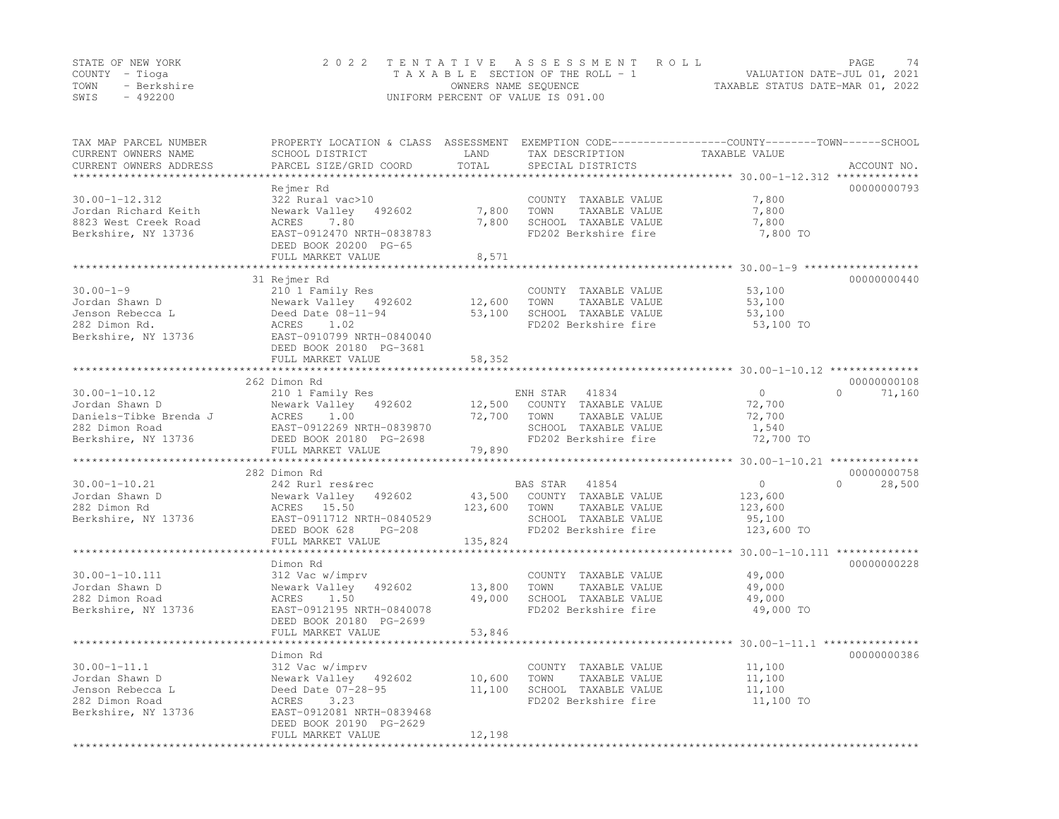STATE OF NEW YORK — COUNTY - Tioga — TOWN - Berkshire — SWIS - 492200

2022 TENTATIVE ASSESSMENT ROLL
TAXABLE SECTION OF THE ROLL - 1
OWNERS NAME SEQUENCE
UNIFORM PERCENT OF VALUE IS 091.00

VALUATION DATE-JUL 01, 2021
TAXABLE STATUS DATE-MAR 01, 2022

| TAX MAP PARCEL NUMBER / CURRENT OWNERS NAME / CURRENT OWNERS ADDRESS | PROPERTY LOCATION & CLASS / SCHOOL DISTRICT / PARCEL SIZE/GRID COORD | ASSESSMENT LAND / TOTAL | EXEMPTION CODE / TAX DESCRIPTION / SPECIAL DISTRICTS | COUNTY TAXABLE VALUE | TOWN | SCHOOL | ACCOUNT NO. |
|---|---|---|---|---|---|---|---|
| 30.00-1-12.312 | Rejmer Rd | | | | | | 00000000793 |
| Jordan Richard Keith | 322 Rural vac>10 | | COUNTY TAXABLE VALUE | 7,800 | | | |
| 8823 West Creek Road | Newark Valley 492602 | 7,800 | TOWN TAXABLE VALUE | 7,800 | | | |
| Berkshire, NY 13736 | ACRES 7.80 | 7,800 | SCHOOL TAXABLE VALUE | 7,800 | | | |
| | EAST-0912470 NRTH-0838783 | | FD202 Berkshire fire | 7,800 TO | | | |
| | DEED BOOK 20200 PG-65 | | | | | | |
| | FULL MARKET VALUE | 8,571 | | | | | |
| 30.00-1-9 | 31 Rejmer Rd | | | | | | 00000000440 |
| Jordan Shawn D | 210 1 Family Res | | COUNTY TAXABLE VALUE | 53,100 | | | |
| Jenson Rebecca L | Newark Valley 492602 | 12,600 | TOWN TAXABLE VALUE | 53,100 | | | |
| 282 Dimon Rd. | Deed Date 08-11-94 | 53,100 | SCHOOL TAXABLE VALUE | 53,100 | | | |
| Berkshire, NY 13736 | ACRES 1.02 | | FD202 Berkshire fire | 53,100 TO | | | |
| | EAST-0910799 NRTH-0840040 | | | | | | |
| | DEED BOOK 20180 PG-3681 | | | | | | |
| | FULL MARKET VALUE | 58,352 | | | | | |
| 30.00-1-10.12 | 262 Dimon Rd | | | | | | 00000000108 |
| Jordan Shawn D | 210 1 Family Res | | ENH STAR 41834 | 0 | | 0 | 71,160 |
| Daniels-Tibke Brenda J | Newark Valley 492602 | 12,500 | COUNTY TAXABLE VALUE | 72,700 | | | |
| 282 Dimon Road | ACRES 1.00 | 72,700 | TOWN TAXABLE VALUE | 72,700 | | | |
| Berkshire, NY 13736 | EAST-0912269 NRTH-0839870 | | SCHOOL TAXABLE VALUE | 1,540 | | | |
| | DEED BOOK 20180 PG-2698 | | FD202 Berkshire fire | 72,700 TO | | | |
| | FULL MARKET VALUE | 79,890 | | | | | |
| 30.00-1-10.21 | 282 Dimon Rd | | | | | | 00000000758 |
| Jordan Shawn D | 242 Rurl res&rec | | BAS STAR 41854 | 0 | | 0 | 28,500 |
| 282 Dimon Rd | Newark Valley 492602 | 43,500 | COUNTY TAXABLE VALUE | 123,600 | | | |
| Berkshire, NY 13736 | ACRES 15.50 | 123,600 | TOWN TAXABLE VALUE | 123,600 | | | |
| | EAST-0911712 NRTH-0840529 | | SCHOOL TAXABLE VALUE | 95,100 | | | |
| | DEED BOOK 628 PG-208 | | FD202 Berkshire fire | 123,600 TO | | | |
| | FULL MARKET VALUE | 135,824 | | | | | |
| 30.00-1-10.111 | Dimon Rd | | | | | | 00000000228 |
| Jordan Shawn D | 312 Vac w/imprv | | COUNTY TAXABLE VALUE | 49,000 | | | |
| 282 Dimon Road | Newark Valley 492602 | 13,800 | TOWN TAXABLE VALUE | 49,000 | | | |
| Berkshire, NY 13736 | ACRES 1.50 | 49,000 | SCHOOL TAXABLE VALUE | 49,000 | | | |
| | EAST-0912195 NRTH-0840078 | | FD202 Berkshire fire | 49,000 TO | | | |
| | DEED BOOK 20180 PG-2699 | | | | | | |
| | FULL MARKET VALUE | 53,846 | | | | | |
| 30.00-1-11.1 | Dimon Rd | | | | | | 00000000386 |
| Jordan Shawn D | 312 Vac w/imprv | | COUNTY TAXABLE VALUE | 11,100 | | | |
| Jenson Rebecca L | Newark Valley 492602 | 10,600 | TOWN TAXABLE VALUE | 11,100 | | | |
| 282 Dimon Road | Deed Date 07-28-95 | 11,100 | SCHOOL TAXABLE VALUE | 11,100 | | | |
| Berkshire, NY 13736 | ACRES 3.23 | | FD202 Berkshire fire | 11,100 TO | | | |
| | EAST-0912081 NRTH-0839468 | | | | | | |
| | DEED BOOK 20190 PG-2629 | | | | | | |
| | FULL MARKET VALUE | 12,198 | | | | | |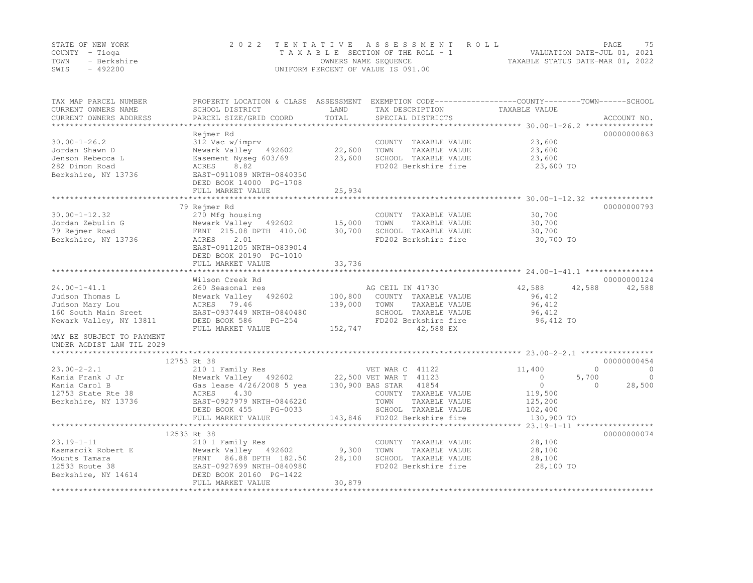STATE OF NEW YORK
COUNTY - Tioga
TOWN - Berkshire
SWIS - 492200

2022 TENTATIVE ASSESSMENT ROLL
TAXABLE SECTION OF THE ROLL - 1
OWNERS NAME SEQUENCE
UNIFORM PERCENT OF VALUE IS 091.00

VALUATION DATE-JUL 01, 2021
TAXABLE STATUS DATE-MAR 01, 2022

| TAX MAP PARCEL NUMBER / CURRENT OWNERS NAME / CURRENT OWNERS ADDRESS | PROPERTY LOCATION & CLASS / SCHOOL DISTRICT / PARCEL SIZE/GRID COORD | ASSESSMENT LAND / TOTAL | EXEMPTION CODE / TAX DESCRIPTION / SPECIAL DISTRICTS | COUNTY | TOWN | SCHOOL | ACCOUNT NO. |
|---|---|---|---|---|---|---|---|
| **30.00-1-26.2** | Rejmer Rd | | | | | | 00000000863 |
| Jordan Shawn D | 312 Vac w/imprv | | COUNTY TAXABLE VALUE | 23,600 | | | |
| Jenson Rebecca L | Newark Valley 492602 | 22,600 | TOWN TAXABLE VALUE | | 23,600 | | |
| 282 Dimon Road | Easement Nyseg 603/69 | 23,600 | SCHOOL TAXABLE VALUE | | | 23,600 | |
| Berkshire, NY 13736 | ACRES 8.82 | | FD202 Berkshire fire | 23,600 TO | | | |
| | EAST-0911089 NRTH-0840350 | | | | | | |
| | DEED BOOK 14000 PG-1708 | | | | | | |
| | FULL MARKET VALUE | 25,934 | | | | | |
| **30.00-1-12.32** | 79 Rejmer Rd | | | | | | 00000000793 |
| Jordan Zebulin G | 270 Mfg housing | | COUNTY TAXABLE VALUE | 30,700 | | | |
| 79 Rejmer Road | Newark Valley 492602 | 15,000 | TOWN TAXABLE VALUE | | 30,700 | | |
| Berkshire, NY 13736 | FRNT 215.08 DPTH 410.00 | 30,700 | SCHOOL TAXABLE VALUE | | | 30,700 | |
| | ACRES 2.01 | | FD202 Berkshire fire | 30,700 TO | | | |
| | EAST-0911205 NRTH-0839014 | | | | | | |
| | DEED BOOK 20190 PG-1010 | | | | | | |
| | FULL MARKET VALUE | 33,736 | | | | | |
| **24.00-1-41.1** | Wilson Creek Rd | | | | | | 00000000124 |
| Judson Thomas L | 260 Seasonal res | | AG CEIL IN 41730 | 42,588 | 42,588 | 42,588 | |
| Judson Mary Lou | Newark Valley 492602 | 100,800 | COUNTY TAXABLE VALUE | 96,412 | | | |
| 160 South Main Sreet | ACRES 79.46 | 139,000 | TOWN TAXABLE VALUE | | 96,412 | | |
| Newark Valley, NY 13811 | EAST-0937449 NRTH-0840480 | | SCHOOL TAXABLE VALUE | | | 96,412 | |
| | DEED BOOK 586 PG-254 | | FD202 Berkshire fire | 96,412 TO | | | |
| | FULL MARKET VALUE | 152,747 | 42,588 EX | | | | |
| MAY BE SUBJECT TO PAYMENT UNDER AGDIST LAW TIL 2029 | | | | | | | |
| **23.00-2-2.1** | 12753 Rt 38 | | | | | | 00000000454 |
| Kania Frank J Jr | 210 1 Family Res | | VET WAR C 41122 | 11,400 | 0 | 0 | |
| Kania Carol B | Newark Valley 492602 | 22,500 | VET WAR T 41123 | 0 | 5,700 | 0 | |
| 12753 State Rte 38 | Gas lease 4/26/2008 5 yea | 130,900 | BAS STAR 41854 | 0 | 0 | 28,500 | |
| Berkshire, NY 13736 | ACRES 4.30 | | COUNTY TAXABLE VALUE | 119,500 | | | |
| | EAST-0927979 NRTH-0846220 | | TOWN TAXABLE VALUE | | 125,200 | | |
| | DEED BOOK 455 PG-0033 | | SCHOOL TAXABLE VALUE | | | 102,400 | |
| | FULL MARKET VALUE | 143,846 | FD202 Berkshire fire | 130,900 TO | | | |
| **23.19-1-11** | 12533 Rt 38 | | | | | | 00000000074 |
| Kasmarcik Robert E | 210 1 Family Res | | COUNTY TAXABLE VALUE | 28,100 | | | |
| Mounts Tamara | Newark Valley 492602 | 9,300 | TOWN TAXABLE VALUE | | 28,100 | | |
| 12533 Route 38 | FRNT 86.88 DPTH 182.50 | 28,100 | SCHOOL TAXABLE VALUE | | | 28,100 | |
| Berkshire, NY 14614 | EAST-0927699 NRTH-0840980 | | FD202 Berkshire fire | 28,100 TO | | | |
| | DEED BOOK 20160 PG-1422 | | | | | | |
| | FULL MARKET VALUE | 30,879 | | | | | |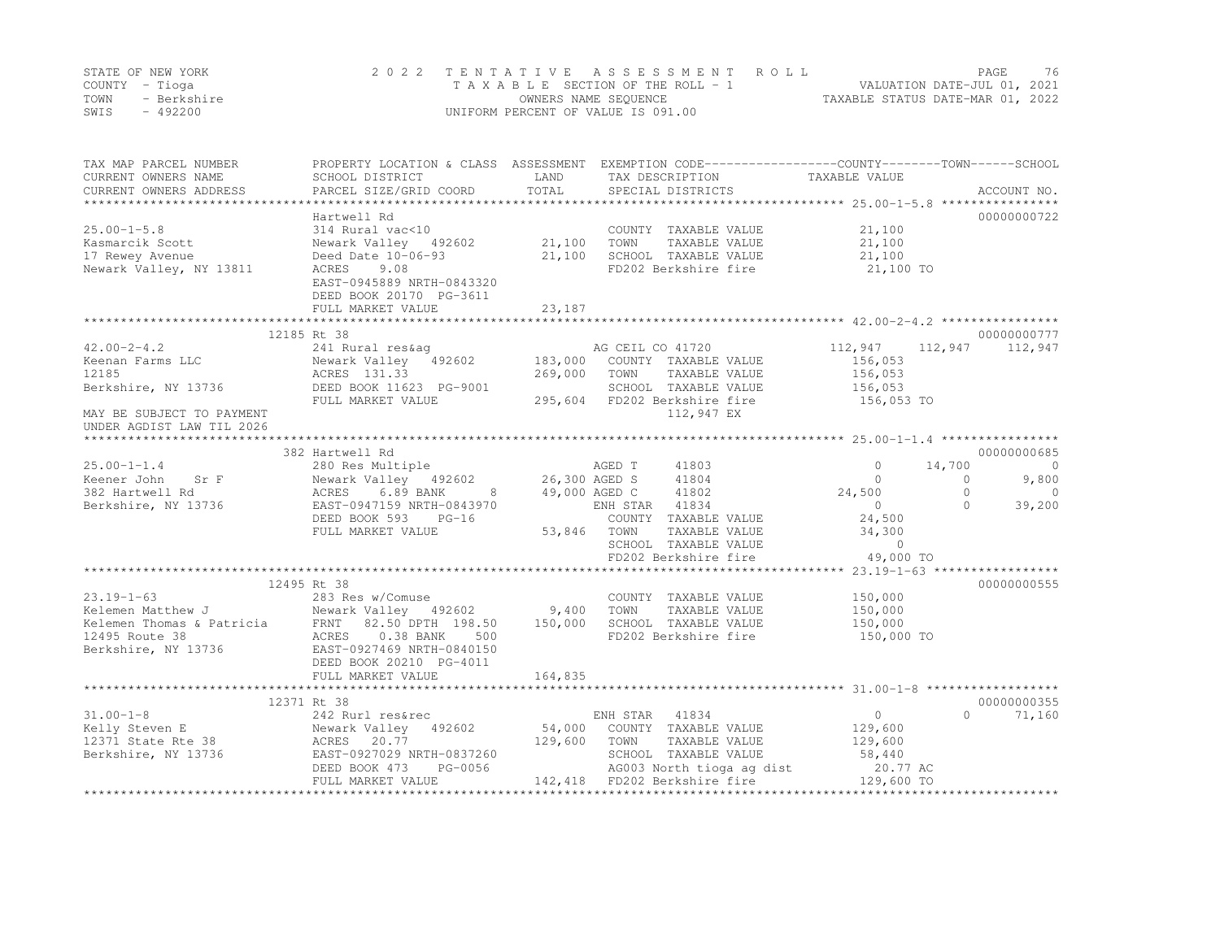STATE OF NEW YORK
COUNTY - Tioga
TOWN - Berkshire
SWIS - 492200

2022 TENTATIVE ASSESSMENT ROLL
TAXABLE SECTION OF THE ROLL - 1
OWNERS NAME SEQUENCE
UNIFORM PERCENT OF VALUE IS 091.00

VALUATION DATE-JUL 01, 2021
TAXABLE STATUS DATE-MAR 01, 2022

```
TAX MAP PARCEL NUMBER          PROPERTY LOCATION & CLASS  ASSESSMENT  EXEMPTION CODE------------------COUNTY--------TOWN------SCHOOL
CURRENT OWNERS NAME            SCHOOL DISTRICT               LAND      TAX DESCRIPTION              TAXABLE VALUE
CURRENT OWNERS ADDRESS         PARCEL SIZE/GRID COORD        TOTAL     SPECIAL DISTRICTS                                   ACCOUNT NO.
******************************************************************************************************* 25.00-1-5.8 ****************
                               Hartwell Rd                                                                            00000000722
25.00-1-5.8                    314 Rural vac<10                        COUNTY  TAXABLE VALUE            21,100
Kasmarcik Scott                Newark Valley  492602        21,100    TOWN    TAXABLE VALUE            21,100
17 Rewey Avenue                Deed Date 10-06-93           21,100    SCHOOL  TAXABLE VALUE            21,100
Newark Valley, NY 13811        ACRES     9.08                          FD202 Berkshire fire              21,100 TO
                               EAST-0945889 NRTH-0843320
                               DEED BOOK 20170 PG-3611
                               FULL MARKET VALUE            23,187
******************************************************************************************************* 42.00-2-4.2 ****************
                           12185 Rt 38                                                                                00000000777
42.00-2-4.2                    241 Rural res&ag                        AG CEIL CO 41720            112,947    112,947    112,947
Keenan Farms LLC               Newark Valley  492602       183,000    COUNTY  TAXABLE VALUE           156,053
12185                          ACRES  131.33               269,000    TOWN    TAXABLE VALUE           156,053
Berkshire, NY 13736            DEED BOOK 11623 PG-9001                 SCHOOL  TAXABLE VALUE           156,053
                               FULL MARKET VALUE           295,604    FD202 Berkshire fire             156,053 TO
MAY BE SUBJECT TO PAYMENT                                                  112,947 EX
UNDER AGDIST LAW TIL 2026
******************************************************************************************************* 25.00-1-1.4 ****************
                           382 Hartwell Rd                                                                            00000000685
25.00-1-1.4                    280 Res Multiple                        AGED T      41803                 0     14,700          0
Keener John    Sr F            Newark Valley  492602        26,300 AGED S      41804                 0          0      9,800
382 Hartwell Rd                ACRES     6.89 BANK     8    49,000 AGED C      41802            24,500          0          0
Berkshire, NY 13736            EAST-0947159 NRTH-0843970               ENH STAR    41834                 0          0     39,200
                               DEED BOOK 593    PG-16                  COUNTY  TAXABLE VALUE            24,500
                               FULL MARKET VALUE            53,846    TOWN    TAXABLE VALUE            34,300
                                                                       SCHOOL  TAXABLE VALUE                 0
                                                                       FD202 Berkshire fire              49,000 TO
******************************************************************************************************* 23.19-1-63 *****************
                           12495 Rt 38                                                                                00000000555
23.19-1-63                     283 Res w/Comuse                        COUNTY  TAXABLE VALUE           150,000
Kelemen Matthew J              Newark Valley  492602         9,400    TOWN    TAXABLE VALUE           150,000
Kelemen Thomas & Patricia      FRNT   82.50 DPTH  198.50   150,000    SCHOOL  TAXABLE VALUE           150,000
12495 Route 38                 ACRES     0.38 BANK   500               FD202 Berkshire fire             150,000 TO
Berkshire, NY 13736            EAST-0927469 NRTH-0840150
                               DEED BOOK 20210 PG-4011
                               FULL MARKET VALUE           164,835
******************************************************************************************************* 31.00-1-8 ******************
                           12371 Rt 38                                                                                00000000355
31.00-1-8                      242 Rurl res&rec                        ENH STAR    41834                 0          0     71,160
Kelly Steven E                 Newark Valley  492602        54,000    COUNTY  TAXABLE VALUE           129,600
12371 State Rte 38             ACRES    20.77              129,600    TOWN    TAXABLE VALUE           129,600
Berkshire, NY 13736            EAST-0927029 NRTH-0837260               SCHOOL  TAXABLE VALUE            58,440
                               DEED BOOK 473    PG-0056                AG003 North tioga ag dist          20.77 AC
                               FULL MARKET VALUE           142,418    FD202 Berkshire fire             129,600 TO
************************************************************************************************************************************
```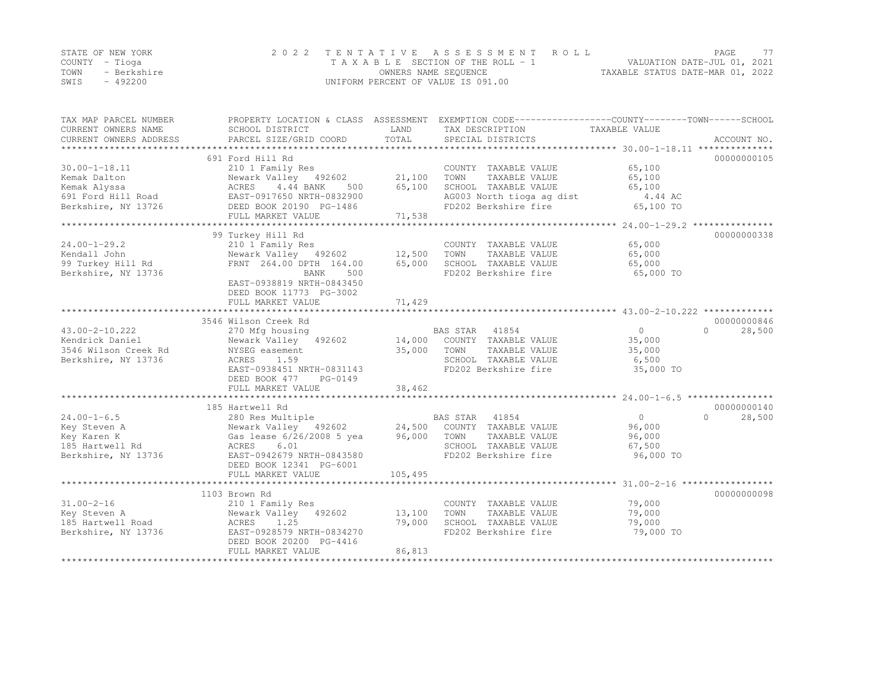STATE OF NEW YORK | COUNTY - Tioga | TOWN - Berkshire | SWIS - 492200

**2022 TENTATIVE ASSESSMENT ROLL**
TAXABLE SECTION OF THE ROLL - 1
OWNERS NAME SEQUENCE
UNIFORM PERCENT OF VALUE IS 091.00

VALUATION DATE-JUL 01, 2021
TAXABLE STATUS DATE-MAR 01, 2022

| TAX MAP PARCEL NUMBER / CURRENT OWNERS NAME / CURRENT OWNERS ADDRESS | PROPERTY LOCATION & CLASS / SCHOOL DISTRICT / PARCEL SIZE/GRID COORD | ASSESSMENT LAND | TOTAL | EXEMPTION CODE / TAX DESCRIPTION / SPECIAL DISTRICTS | COUNTY / TOWN TAXABLE VALUE | SCHOOL | ACCOUNT NO. |
|---|---|---|---|---|---|---|---|
| 30.00-1-18.11 | 691 Ford Hill Rd | | | | | | 00000000105 |
| | 210 1 Family Res | | | COUNTY TAXABLE VALUE | 65,100 | | |
| Kemak Dalton | Newark Valley 492602 | 21,100 | | TOWN TAXABLE VALUE | 65,100 | | |
| Kemak Alyssa | ACRES 4.44 BANK 500 | | 65,100 | SCHOOL TAXABLE VALUE | 65,100 | | |
| 691 Ford Hill Road | EAST-0917650 NRTH-0832900 | | | AG003 North tioga ag dist | 4.44 AC | | |
| Berkshire, NY 13726 | DEED BOOK 20190 PG-1486 | | | FD202 Berkshire fire | 65,100 TO | | |
| | FULL MARKET VALUE | | 71,538 | | | | |
| 24.00-1-29.2 | 99 Turkey Hill Rd | | | | | | 00000000338 |
| | 210 1 Family Res | | | COUNTY TAXABLE VALUE | 65,000 | | |
| Kendall John | Newark Valley 492602 | 12,500 | | TOWN TAXABLE VALUE | 65,000 | | |
| 99 Turkey Hill Rd | FRNT 264.00 DPTH 164.00 | | 65,000 | SCHOOL TAXABLE VALUE | 65,000 | | |
| Berkshire, NY 13736 | BANK 500 | | | FD202 Berkshire fire | 65,000 TO | | |
| | EAST-0938819 NRTH-0843450 | | | | | | |
| | DEED BOOK 11773 PG-3002 | | | | | | |
| | FULL MARKET VALUE | | 71,429 | | | | |
| 43.00-2-10.222 | 3546 Wilson Creek Rd | | | | | | 00000000846 |
| | 270 Mfg housing | | | BAS STAR 41854 | 0 | 0 28,500 | |
| Kendrick Daniel | Newark Valley 492602 | 14,000 | | COUNTY TAXABLE VALUE | 35,000 | | |
| 3546 Wilson Creek Rd | NYSEG easement | | 35,000 | TOWN TAXABLE VALUE | 35,000 | | |
| Berkshire, NY 13736 | ACRES 1.59 | | | SCHOOL TAXABLE VALUE | 6,500 | | |
| | EAST-0938451 NRTH-0831143 | | | FD202 Berkshire fire | 35,000 TO | | |
| | DEED BOOK 477 PG-0149 | | | | | | |
| | FULL MARKET VALUE | | 38,462 | | | | |
| 24.00-1-6.5 | 185 Hartwell Rd | | | | | | 00000000140 |
| | 280 Res Multiple | | | BAS STAR 41854 | 0 | 0 28,500 | |
| Key Steven A | Newark Valley 492602 | 24,500 | | COUNTY TAXABLE VALUE | 96,000 | | |
| Key Karen K | Gas lease 6/26/2008 5 yea | | 96,000 | TOWN TAXABLE VALUE | 96,000 | | |
| 185 Hartwell Rd | ACRES 6.01 | | | SCHOOL TAXABLE VALUE | 67,500 | | |
| Berkshire, NY 13736 | EAST-0942679 NRTH-0843580 | | | FD202 Berkshire fire | 96,000 TO | | |
| | DEED BOOK 12341 PG-6001 | | | | | | |
| | FULL MARKET VALUE | | 105,495 | | | | |
| 31.00-2-16 | 1103 Brown Rd | | | | | | 00000000098 |
| | 210 1 Family Res | | | COUNTY TAXABLE VALUE | 79,000 | | |
| Key Steven A | Newark Valley 492602 | 13,100 | | TOWN TAXABLE VALUE | 79,000 | | |
| 185 Hartwell Road | ACRES 1.25 | | 79,000 | SCHOOL TAXABLE VALUE | 79,000 | | |
| Berkshire, NY 13736 | EAST-0928579 NRTH-0834270 | | | FD202 Berkshire fire | 79,000 TO | | |
| | DEED BOOK 20200 PG-4416 | | | | | | |
| | FULL MARKET VALUE | | 86,813 | | | | |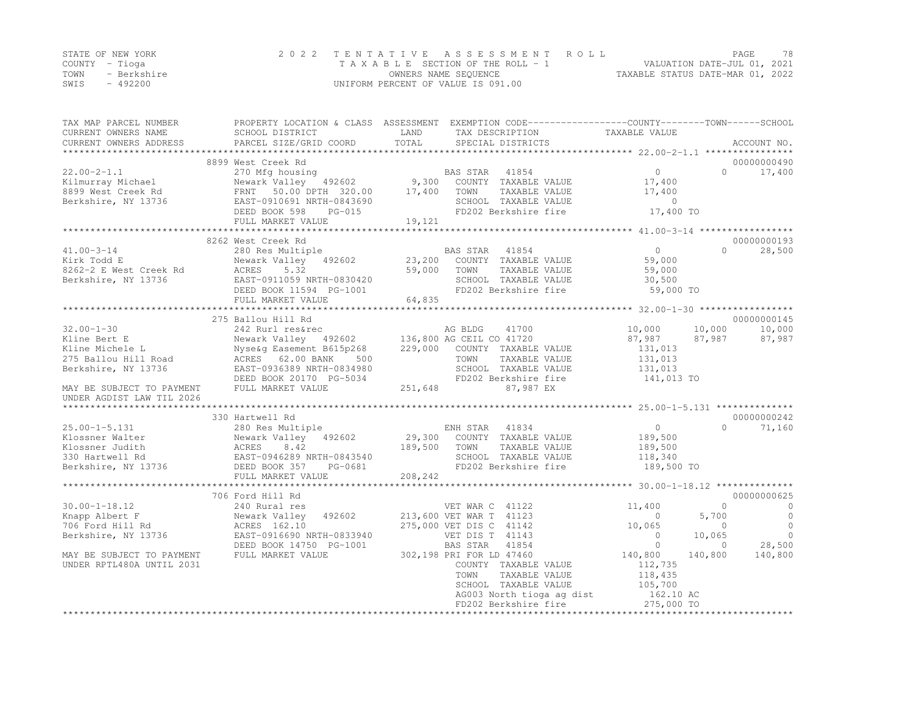STATE OF NEW YORK
COUNTY - Tioga
TOWN - Berkshire
SWIS - 492200

# 2022 TENTATIVE ASSESSMENT ROLL

TAXABLE SECTION OF THE ROLL - 1
OWNERS NAME SEQUENCE
UNIFORM PERCENT OF VALUE IS 091.00

VALUATION DATE-JUL 01, 2021
TAXABLE STATUS DATE-MAR 01, 2022

```
TAX MAP PARCEL NUMBER        PROPERTY LOCATION & CLASS  ASSESSMENT  EXEMPTION CODE------------------COUNTY--------TOWN------SCHOOL
CURRENT OWNERS NAME          SCHOOL DISTRICT               LAND      TAX DESCRIPTION            TAXABLE VALUE
CURRENT OWNERS ADDRESS       PARCEL SIZE/GRID COORD        TOTAL     SPECIAL DISTRICTS                                    ACCOUNT NO.
******************************************************************************************************* 22.00-2-1.1 ****************
                             8899 West Creek Rd                                                                        00000000490
22.00-2-1.1                  270 Mfg housing                         BAS STAR  41854                 0             0      17,400
Kilmurray Michael            Newark Valley   492602         9,300    COUNTY  TAXABLE VALUE      17,400
8899 West Creek Rd           FRNT   50.00 DPTH 320.00      17,400    TOWN    TAXABLE VALUE      17,400
Berkshire, NY 13736          EAST-0910691 NRTH-0843690               SCHOOL  TAXABLE VALUE           0
                             DEED BOOK 598    PG-015                 FD202 Berkshire fire        17,400 TO
                             FULL MARKET VALUE             19,121
******************************************************************************************************* 41.00-3-14 *****************
                             8262 West Creek Rd                                                                        00000000193
41.00-3-14                   280 Res Multiple                        BAS STAR  41854                 0             0      28,500
Kirk Todd E                  Newark Valley   492602        23,200    COUNTY  TAXABLE VALUE      59,000
8262-2 E West Creek Rd       ACRES    5.32                 59,000    TOWN    TAXABLE VALUE      59,000
Berkshire, NY 13736          EAST-0911059 NRTH-0830420               SCHOOL  TAXABLE VALUE      30,500
                             DEED BOOK 11594  PG-1001                FD202 Berkshire fire        59,000 TO
                             FULL MARKET VALUE             64,835
******************************************************************************************************* 32.00-1-30 *****************
                             275 Ballou Hill Rd                                                                        00000000145
32.00-1-30                   242 Rurl res&rec                        AG BLDG    41700            10,000        10,000      10,000
Kline Bert E                 Newark Valley   492602       136,800 AG CEIL CO 41720               87,987        87,987      87,987
Kline Michele L              Nyse&g Easement B615p268     229,000    COUNTY  TAXABLE VALUE     131,013
275 Ballou Hill Road         ACRES   62.00 BANK     500              TOWN    TAXABLE VALUE     131,013
Berkshire, NY 13736          EAST-0936389 NRTH-0834980               SCHOOL  TAXABLE VALUE     131,013
                             DEED BOOK 20170  PG-5034                FD202 Berkshire fire       141,013 TO
MAY BE SUBJECT TO PAYMENT    FULL MARKET VALUE            251,648              87,987 EX
UNDER AGDIST LAW TIL 2026
******************************************************************************************************* 25.00-1-5.131 **************
                             330 Hartwell Rd                                                                           00000000242
25.00-1-5.131                280 Res Multiple                        ENH STAR  41834                 0             0      71,160
Klossner Walter              Newark Valley   492602        29,300    COUNTY  TAXABLE VALUE     189,500
Klossner Judith              ACRES    8.42                189,500    TOWN    TAXABLE VALUE     189,500
330 Hartwell Rd              EAST-0946289 NRTH-0843540               SCHOOL  TAXABLE VALUE     118,340
Berkshire, NY 13736          DEED BOOK 357    PG-0681                FD202 Berkshire fire       189,500 TO
                             FULL MARKET VALUE            208,242
******************************************************************************************************* 30.00-1-18.12 **************
                             706 Ford Hill Rd                                                                          00000000625
30.00-1-18.12                240 Rural res                           VET WAR C  41122            11,400             0           0
Knapp Albert F               Newark Valley   492602       213,600 VET WAR T  41123                   0         5,700           0
706 Ford Hill Rd             ACRES  162.10                275,000 VET DIS C  41142               10,065             0           0
Berkshire, NY 13736          EAST-0916690 NRTH-0833940               VET DIS T  41143                0        10,065           0
                             DEED BOOK 14750  PG-1001                BAS STAR   41854                0             0      28,500
MAY BE SUBJECT TO PAYMENT    FULL MARKET VALUE            302,198 PRI FOR LD 47460              140,800       140,800     140,800
UNDER RPTL480A UNTIL 2031                                            COUNTY  TAXABLE VALUE     112,735
                                                                     TOWN    TAXABLE VALUE     118,435
                                                                     SCHOOL  TAXABLE VALUE     105,700
                                                                     AG003 North tioga ag dist      162.10 AC
                                                                     FD202 Berkshire fire       275,000 TO
************************************************************************************************************************************
```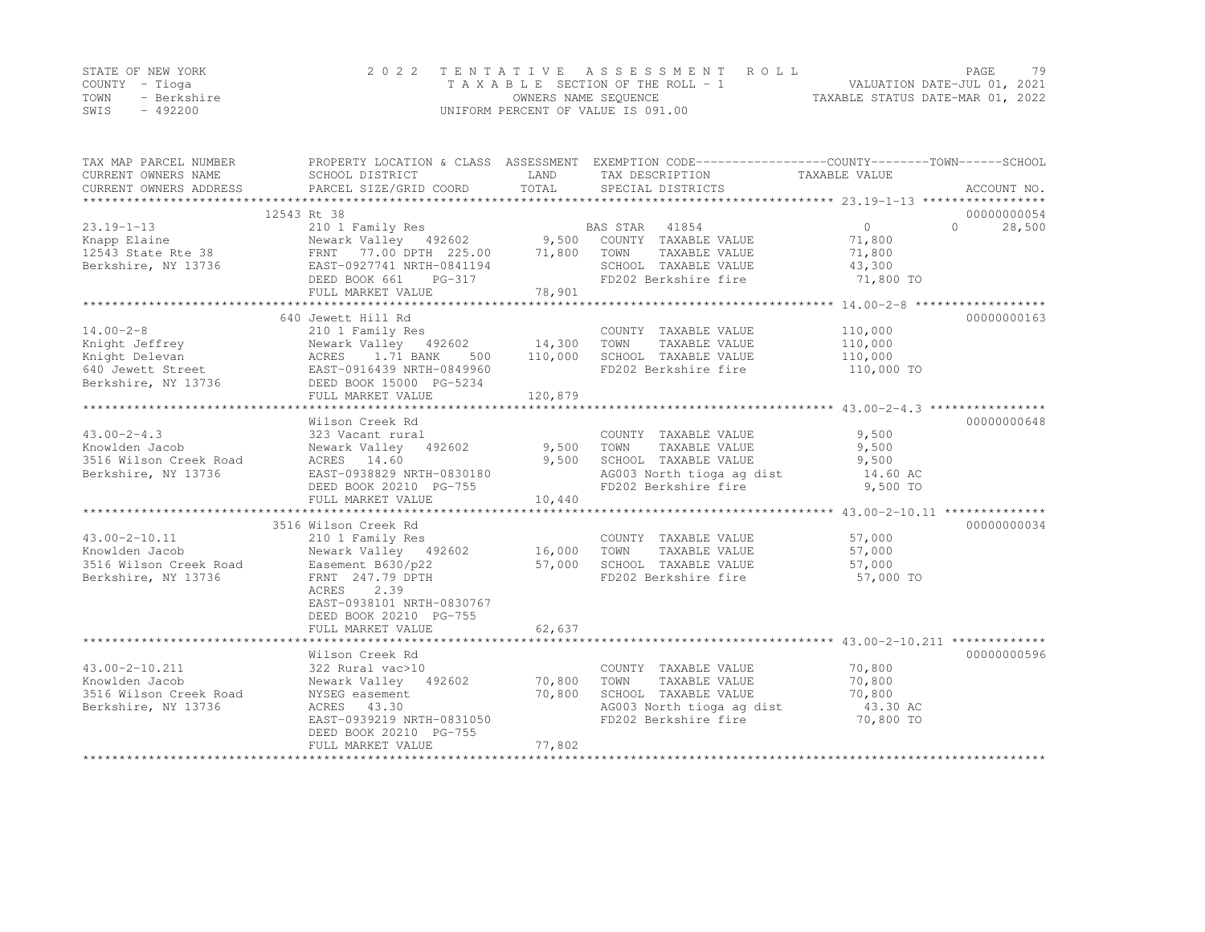STATE OF NEW YORK
COUNTY - Tioga
TOWN - Berkshire
SWIS - 492200

2022 TENTATIVE ASSESSMENT ROLL
TAXABLE SECTION OF THE ROLL - 1
OWNERS NAME SEQUENCE
UNIFORM PERCENT OF VALUE IS 091.00

VALUATION DATE-JUL 01, 2021
TAXABLE STATUS DATE-MAR 01, 2022

| TAX MAP PARCEL NUMBER / CURRENT OWNERS NAME / CURRENT OWNERS ADDRESS | PROPERTY LOCATION & CLASS / SCHOOL DISTRICT / PARCEL SIZE/GRID COORD | ASSESSMENT LAND / TOTAL | EXEMPTION CODE / TAX DESCRIPTION / SPECIAL DISTRICTS | COUNTY / TOWN / SCHOOL TAXABLE VALUE | ACCOUNT NO. |
|---|---|---|---|---|---|
| **23.19-1-13** | 12543 Rt 38 | | | | 00000000054 |
| | 210 1 Family Res | | BAS STAR 41854 | 0 0 28,500 | |
| Knapp Elaine | Newark Valley 492602 | 9,500 | COUNTY TAXABLE VALUE | 71,800 | |
| 12543 State Rte 38 | FRNT 77.00 DPTH 225.00 | 71,800 | TOWN TAXABLE VALUE | 71,800 | |
| Berkshire, NY 13736 | EAST-0927741 NRTH-0841194 | | SCHOOL TAXABLE VALUE | 43,300 | |
| | DEED BOOK 661 PG-317 | | FD202 Berkshire fire | 71,800 TO | |
| | FULL MARKET VALUE | 78,901 | | | |
| **14.00-2-8** | 640 Jewett Hill Rd | | | | 00000000163 |
| | 210 1 Family Res | | COUNTY TAXABLE VALUE | 110,000 | |
| Knight Jeffrey | Newark Valley 492602 | 14,300 | TOWN TAXABLE VALUE | 110,000 | |
| Knight Delevan | ACRES 1.71 BANK 500 | 110,000 | SCHOOL TAXABLE VALUE | 110,000 | |
| 640 Jewett Street | EAST-0916439 NRTH-0849960 | | FD202 Berkshire fire | 110,000 TO | |
| Berkshire, NY 13736 | DEED BOOK 15000 PG-5234 | | | | |
| | FULL MARKET VALUE | 120,879 | | | |
| **43.00-2-4.3** | Wilson Creek Rd | | | | 00000000648 |
| | 323 Vacant rural | | COUNTY TAXABLE VALUE | 9,500 | |
| Knowlden Jacob | Newark Valley 492602 | 9,500 | TOWN TAXABLE VALUE | 9,500 | |
| 3516 Wilson Creek Road | ACRES 14.60 | 9,500 | SCHOOL TAXABLE VALUE | 9,500 | |
| Berkshire, NY 13736 | EAST-0938829 NRTH-0830180 | | AG003 North tioga ag dist | 14.60 AC | |
| | DEED BOOK 20210 PG-755 | | FD202 Berkshire fire | 9,500 TO | |
| | FULL MARKET VALUE | 10,440 | | | |
| **43.00-2-10.11** | 3516 Wilson Creek Rd | | | | 00000000034 |
| | 210 1 Family Res | | COUNTY TAXABLE VALUE | 57,000 | |
| Knowlden Jacob | Newark Valley 492602 | 16,000 | TOWN TAXABLE VALUE | 57,000 | |
| 3516 Wilson Creek Road | Easement B630/p22 | 57,000 | SCHOOL TAXABLE VALUE | 57,000 | |
| Berkshire, NY 13736 | FRNT 247.79 DPTH | | FD202 Berkshire fire | 57,000 TO | |
| | ACRES 2.39 | | | | |
| | EAST-0938101 NRTH-0830767 | | | | |
| | DEED BOOK 20210 PG-755 | | | | |
| | FULL MARKET VALUE | 62,637 | | | |
| **43.00-2-10.211** | Wilson Creek Rd | | | | 00000000596 |
| | 322 Rural vac>10 | | COUNTY TAXABLE VALUE | 70,800 | |
| Knowlden Jacob | Newark Valley 492602 | 70,800 | TOWN TAXABLE VALUE | 70,800 | |
| 3516 Wilson Creek Road | NYSEG easement | 70,800 | SCHOOL TAXABLE VALUE | 70,800 | |
| Berkshire, NY 13736 | ACRES 43.30 | | AG003 North tioga ag dist | 43.30 AC | |
| | EAST-0939219 NRTH-0831050 | | FD202 Berkshire fire | 70,800 TO | |
| | DEED BOOK 20210 PG-755 | | | | |
| | FULL MARKET VALUE | 77,802 | | | |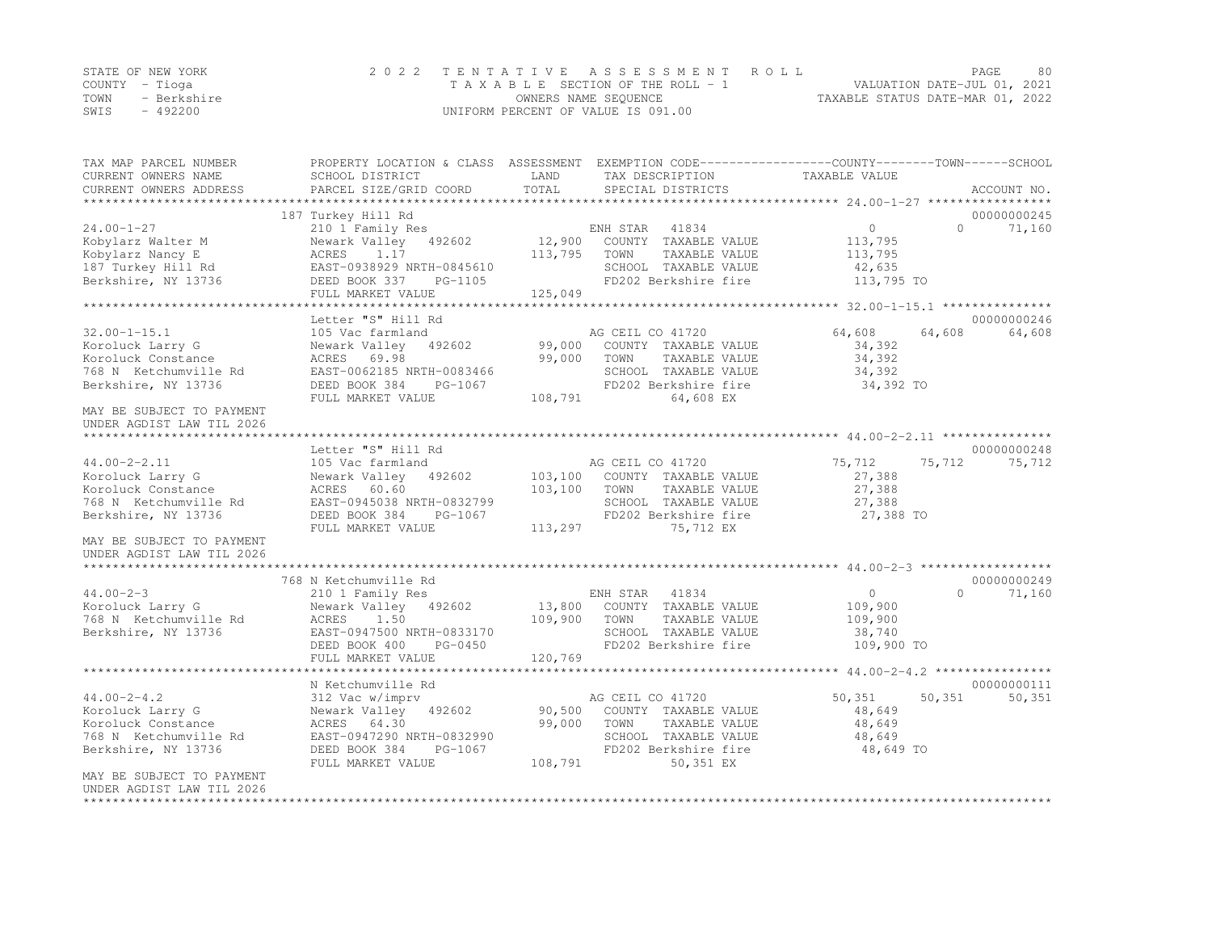STATE OF NEW YORK
COUNTY - Tioga
TOWN - Berkshire
SWIS - 492200

2 0 2 2 T E N T A T I V E A S S E S S M E N T R O L L
T A X A B L E SECTION OF THE ROLL - 1
OWNERS NAME SEQUENCE
UNIFORM PERCENT OF VALUE IS 091.00

VALUATION DATE-JUL 01, 2021
TAXABLE STATUS DATE-MAR 01, 2022

| TAX MAP PARCEL NUMBER / CURRENT OWNERS NAME / CURRENT OWNERS ADDRESS | PROPERTY LOCATION & CLASS / SCHOOL DISTRICT / PARCEL SIZE/GRID COORD | ASSESSMENT LAND / TOTAL | EXEMPTION CODE / TAX DESCRIPTION / SPECIAL DISTRICTS | COUNTY | TOWN | SCHOOL / ACCOUNT NO. |
|---|---|---|---|---|---|---|
| 24.00-1-27 | 187 Turkey Hill Rd | | | | | 00000000245 |
| 24.00-1-27 | 210 1 Family Res | | ENH STAR 41834 | 0 | 0 | 71,160 |
| Kobylarz Walter M | Newark Valley 492602 | 12,900 | COUNTY TAXABLE VALUE | 113,795 | | |
| Kobylarz Nancy E | ACRES 1.17 | 113,795 | TOWN TAXABLE VALUE | 113,795 | | |
| 187 Turkey Hill Rd | EAST-0938929 NRTH-0845610 | | SCHOOL TAXABLE VALUE | 42,635 | | |
| Berkshire, NY 13736 | DEED BOOK 337 PG-1105 | | FD202 Berkshire fire | 113,795 TO | | |
| | FULL MARKET VALUE | 125,049 | | | | |
| 32.00-1-15.1 | Letter "S" Hill Rd | | | | | 00000000246 |
| 32.00-1-15.1 | 105 Vac farmland | | AG CEIL CO 41720 | 64,608 | 64,608 | 64,608 |
| Koroluck Larry G | Newark Valley 492602 | 99,000 | COUNTY TAXABLE VALUE | 34,392 | | |
| Koroluck Constance | ACRES 69.98 | 99,000 | TOWN TAXABLE VALUE | 34,392 | | |
| 768 N Ketchumville Rd | EAST-0062185 NRTH-0083466 | | SCHOOL TAXABLE VALUE | 34,392 | | |
| Berkshire, NY 13736 | DEED BOOK 384 PG-1067 | | FD202 Berkshire fire | 34,392 TO | | |
| | FULL MARKET VALUE | 108,791 | 64,608 EX | | | |
| MAY BE SUBJECT TO PAYMENT UNDER AGDIST LAW TIL 2026 | | | | | | |
| 44.00-2-2.11 | Letter "S" Hill Rd | | | | | 00000000248 |
| 44.00-2-2.11 | 105 Vac farmland | | AG CEIL CO 41720 | 75,712 | 75,712 | 75,712 |
| Koroluck Larry G | Newark Valley 492602 | 103,100 | COUNTY TAXABLE VALUE | 27,388 | | |
| Koroluck Constance | ACRES 60.60 | 103,100 | TOWN TAXABLE VALUE | 27,388 | | |
| 768 N Ketchumville Rd | EAST-0945038 NRTH-0832799 | | SCHOOL TAXABLE VALUE | 27,388 | | |
| Berkshire, NY 13736 | DEED BOOK 384 PG-1067 | | FD202 Berkshire fire | 27,388 TO | | |
| | FULL MARKET VALUE | 113,297 | 75,712 EX | | | |
| MAY BE SUBJECT TO PAYMENT UNDER AGDIST LAW TIL 2026 | | | | | | |
| 44.00-2-3 | 768 N Ketchumville Rd | | | | | 00000000249 |
| 44.00-2-3 | 210 1 Family Res | | ENH STAR 41834 | 0 | 0 | 71,160 |
| Koroluck Larry G | Newark Valley 492602 | 13,800 | COUNTY TAXABLE VALUE | 109,900 | | |
| 768 N Ketchumville Rd | ACRES 1.50 | 109,900 | TOWN TAXABLE VALUE | 109,900 | | |
| Berkshire, NY 13736 | EAST-0947500 NRTH-0833170 | | SCHOOL TAXABLE VALUE | 38,740 | | |
| | DEED BOOK 400 PG-0450 | | FD202 Berkshire fire | 109,900 TO | | |
| | FULL MARKET VALUE | 120,769 | | | | |
| 44.00-2-4.2 | N Ketchumville Rd | | | | | 00000000111 |
| 44.00-2-4.2 | 312 Vac w/imprv | | AG CEIL CO 41720 | 50,351 | 50,351 | 50,351 |
| Koroluck Larry G | Newark Valley 492602 | 90,500 | COUNTY TAXABLE VALUE | 48,649 | | |
| Koroluck Constance | ACRES 64.30 | 99,000 | TOWN TAXABLE VALUE | 48,649 | | |
| 768 N Ketchumville Rd | EAST-0947290 NRTH-0832990 | | SCHOOL TAXABLE VALUE | 48,649 | | |
| Berkshire, NY 13736 | DEED BOOK 384 PG-1067 | | FD202 Berkshire fire | 48,649 TO | | |
| | FULL MARKET VALUE | 108,791 | 50,351 EX | | | |
| MAY BE SUBJECT TO PAYMENT UNDER AGDIST LAW TIL 2026 | | | | | | |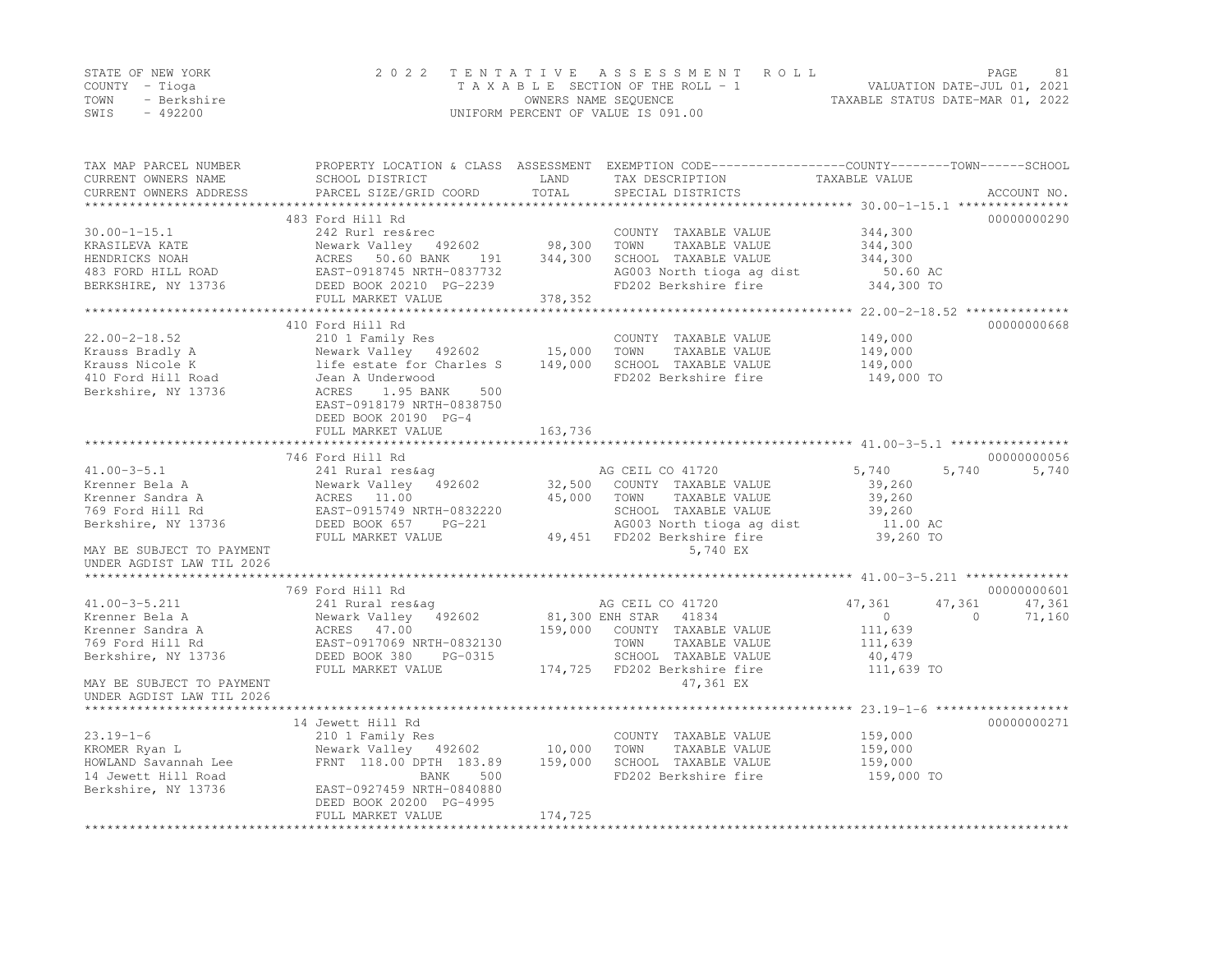STATE OF NEW YORK
COUNTY - Tioga
TOWN - Berkshire
SWIS - 492200

2022 TENTATIVE ASSESSMENT ROLL
TAXABLE SECTION OF THE ROLL - 1
OWNERS NAME SEQUENCE
UNIFORM PERCENT OF VALUE IS 091.00

VALUATION DATE-JUL 01, 2021
TAXABLE STATUS DATE-MAR 01, 2022

| TAX MAP PARCEL NUMBER / CURRENT OWNERS NAME / CURRENT OWNERS ADDRESS | PROPERTY LOCATION & CLASS / SCHOOL DISTRICT / PARCEL SIZE/GRID COORD | ASSESSMENT LAND / TOTAL | EXEMPTION CODE / TAX DESCRIPTION / SPECIAL DISTRICTS | COUNTY TAXABLE VALUE | TOWN | SCHOOL | ACCOUNT NO. |
|---|---|---|---|---|---|---|---|
| **30.00-1-15.1** | 483 Ford Hill Rd | | | | | | 00000000290 |
| 30.00-1-15.1 | 242 Rurl res&rec | | COUNTY TAXABLE VALUE | 344,300 | | | |
| KRASILEVA KATE | Newark Valley 492602 | 98,300 | TOWN TAXABLE VALUE | 344,300 | | | |
| HENDRICKS NOAH | ACRES 50.60 BANK 191 | 344,300 | SCHOOL TAXABLE VALUE | 344,300 | | | |
| 483 FORD HILL ROAD | EAST-0918745 NRTH-0837732 | | AG003 North tioga ag dist | 50.60 AC | | | |
| BERKSHIRE, NY 13736 | DEED BOOK 20210 PG-2239 | | FD202 Berkshire fire | 344,300 TO | | | |
| | FULL MARKET VALUE | 378,352 | | | | | |
| **22.00-2-18.52** | 410 Ford Hill Rd | | | | | | 00000000668 |
| 22.00-2-18.52 | 210 1 Family Res | | COUNTY TAXABLE VALUE | 149,000 | | | |
| Krauss Bradly A | Newark Valley 492602 | 15,000 | TOWN TAXABLE VALUE | 149,000 | | | |
| Krauss Nicole K | life estate for Charles S | 149,000 | SCHOOL TAXABLE VALUE | 149,000 | | | |
| 410 Ford Hill Road | Jean A Underwood | | FD202 Berkshire fire | 149,000 TO | | | |
| Berkshire, NY 13736 | ACRES 1.95 BANK 500 | | | | | | |
| | EAST-0918179 NRTH-0838750 | | | | | | |
| | DEED BOOK 20190 PG-4 | | | | | | |
| | FULL MARKET VALUE | 163,736 | | | | | |
| **41.00-3-5.1** | 746 Ford Hill Rd | | | | | | 00000000056 |
| 41.00-3-5.1 | 241 Rural res&ag | | AG CEIL CO 41720 | 5,740 | 5,740 | 5,740 | |
| Krenner Bela A | Newark Valley 492602 | 32,500 | COUNTY TAXABLE VALUE | 39,260 | | | |
| Krenner Sandra A | ACRES 11.00 | 45,000 | TOWN TAXABLE VALUE | 39,260 | | | |
| 769 Ford Hill Rd | EAST-0915749 NRTH-0832220 | | SCHOOL TAXABLE VALUE | 39,260 | | | |
| Berkshire, NY 13736 | DEED BOOK 657 PG-221 | | AG003 North tioga ag dist | 11.00 AC | | | |
| | FULL MARKET VALUE | 49,451 | FD202 Berkshire fire | 39,260 TO | | | |
| MAY BE SUBJECT TO PAYMENT | | | 5,740 EX | | | | |
| UNDER AGDIST LAW TIL 2026 | | | | | | | |
| **41.00-3-5.211** | 769 Ford Hill Rd | | | | | | 00000000601 |
| 41.00-3-5.211 | 241 Rural res&ag | | AG CEIL CO 41720 | 47,361 | 47,361 | 47,361 | |
| Krenner Bela A | Newark Valley 492602 | 81,300 | ENH STAR 41834 | 0 | 0 | 71,160 | |
| Krenner Sandra A | ACRES 47.00 | 159,000 | COUNTY TAXABLE VALUE | 111,639 | | | |
| 769 Ford Hill Rd | EAST-0917069 NRTH-0832130 | | TOWN TAXABLE VALUE | 111,639 | | | |
| Berkshire, NY 13736 | DEED BOOK 380 PG-0315 | | SCHOOL TAXABLE VALUE | 40,479 | | | |
| | FULL MARKET VALUE | 174,725 | FD202 Berkshire fire | 111,639 TO | | | |
| MAY BE SUBJECT TO PAYMENT | | | 47,361 EX | | | | |
| UNDER AGDIST LAW TIL 2026 | | | | | | | |
| **23.19-1-6** | 14 Jewett Hill Rd | | | | | | 00000000271 |
| 23.19-1-6 | 210 1 Family Res | | COUNTY TAXABLE VALUE | 159,000 | | | |
| KROMER Ryan L | Newark Valley 492602 | 10,000 | TOWN TAXABLE VALUE | 159,000 | | | |
| HOWLAND Savannah Lee | FRNT 118.00 DPTH 183.89 | 159,000 | SCHOOL TAXABLE VALUE | 159,000 | | | |
| 14 Jewett Hill Road | BANK 500 | | FD202 Berkshire fire | 159,000 TO | | | |
| Berkshire, NY 13736 | EAST-0927459 NRTH-0840880 | | | | | | |
| | DEED BOOK 20200 PG-4995 | | | | | | |
| | FULL MARKET VALUE | 174,725 | | | | | |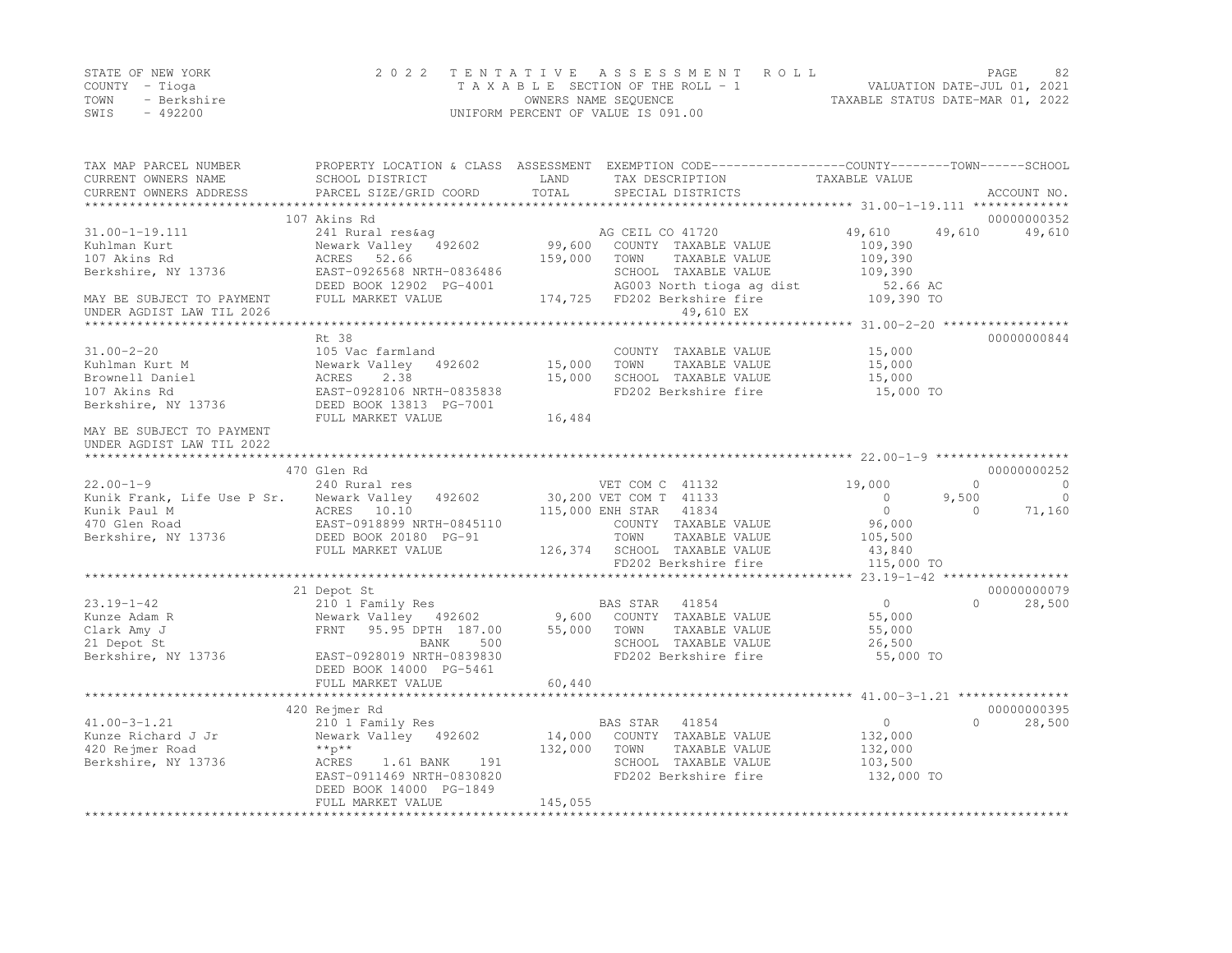STATE OF NEW YORK
COUNTY - Tioga
TOWN - Berkshire
SWIS - 492200

2022 TENTATIVE ASSESSMENT ROLL
TAXABLE SECTION OF THE ROLL - 1
OWNERS NAME SEQUENCE
UNIFORM PERCENT OF VALUE IS 091.00

VALUATION DATE-JUL 01, 2021
TAXABLE STATUS DATE-MAR 01, 2022

| TAX MAP PARCEL NUMBER / CURRENT OWNERS NAME / CURRENT OWNERS ADDRESS | PROPERTY LOCATION & CLASS / SCHOOL DISTRICT / PARCEL SIZE/GRID COORD | ASSESSMENT LAND / TOTAL | EXEMPTION CODE / TAX DESCRIPTION / SPECIAL DISTRICTS | COUNTY TAXABLE VALUE | TOWN | SCHOOL | ACCOUNT NO. |
|---|---|---|---|---|---|---|---|
| | 107 Akins Rd | | | | | | 00000000352 |
| 31.00-1-19.111 | 241 Rural res&ag | | AG CEIL CO 41720 | 49,610 | 49,610 | 49,610 | |
| Kuhlman Kurt | Newark Valley 492602 | 99,600 | COUNTY TAXABLE VALUE | 109,390 | | | |
| 107 Akins Rd | ACRES 52.66 | 159,000 | TOWN TAXABLE VALUE | 109,390 | | | |
| Berkshire, NY 13736 | EAST-0926568 NRTH-0836486 | | SCHOOL TAXABLE VALUE | 109,390 | | | |
| | DEED BOOK 12902 PG-4001 | | AG003 North tioga ag dist | 52.66 AC | | | |
| MAY BE SUBJECT TO PAYMENT | FULL MARKET VALUE | 174,725 | FD202 Berkshire fire | 109,390 TO | | | |
| UNDER AGDIST LAW TIL 2026 | | | 49,610 EX | | | | |
| | Rt 38 | | | | | | 00000000844 |
| 31.00-2-20 | 105 Vac farmland | | COUNTY TAXABLE VALUE | 15,000 | | | |
| Kuhlman Kurt M | Newark Valley 492602 | 15,000 | TOWN TAXABLE VALUE | 15,000 | | | |
| Brownell Daniel | ACRES 2.38 | 15,000 | SCHOOL TAXABLE VALUE | 15,000 | | | |
| 107 Akins Rd | EAST-0928106 NRTH-0835838 | | FD202 Berkshire fire | 15,000 TO | | | |
| Berkshire, NY 13736 | DEED BOOK 13813 PG-7001 | | | | | | |
| | FULL MARKET VALUE | 16,484 | | | | | |
| MAY BE SUBJECT TO PAYMENT | | | | | | | |
| UNDER AGDIST LAW TIL 2022 | | | | | | | |
| | 470 Glen Rd | | | | | | 00000000252 |
| 22.00-1-9 | 240 Rural res | | VET COM C 41132 | 19,000 | 0 | 0 | |
| Kunik Frank, Life Use P Sr. | Newark Valley 492602 | 30,200 | VET COM T 41133 | 0 | 9,500 | 0 | |
| Kunik Paul M | ACRES 10.10 | 115,000 | ENH STAR 41834 | 0 | 0 | 71,160 | |
| 470 Glen Road | EAST-0918899 NRTH-0845110 | | COUNTY TAXABLE VALUE | 96,000 | | | |
| Berkshire, NY 13736 | DEED BOOK 20180 PG-91 | | TOWN TAXABLE VALUE | 105,500 | | | |
| | FULL MARKET VALUE | 126,374 | SCHOOL TAXABLE VALUE | 43,840 | | | |
| | | | FD202 Berkshire fire | 115,000 TO | | | |
| | 21 Depot St | | | | | | 00000000079 |
| 23.19-1-42 | 210 1 Family Res | | BAS STAR 41854 | 0 | 0 | 28,500 | |
| Kunze Adam R | Newark Valley 492602 | 9,600 | COUNTY TAXABLE VALUE | 55,000 | | | |
| Clark Amy J | FRNT 95.95 DPTH 187.00 | 55,000 | TOWN TAXABLE VALUE | 55,000 | | | |
| 21 Depot St | BANK 500 | | SCHOOL TAXABLE VALUE | 26,500 | | | |
| Berkshire, NY 13736 | EAST-0928019 NRTH-0839830 | | FD202 Berkshire fire | 55,000 TO | | | |
| | DEED BOOK 14000 PG-5461 | | | | | | |
| | FULL MARKET VALUE | 60,440 | | | | | |
| | 420 Rejmer Rd | | | | | | 00000000395 |
| 41.00-3-1.21 | 210 1 Family Res | | BAS STAR 41854 | 0 | 0 | 28,500 | |
| Kunze Richard J Jr | Newark Valley 492602 | 14,000 | COUNTY TAXABLE VALUE | 132,000 | | | |
| 420 Rejmer Road | **p** | 132,000 | TOWN TAXABLE VALUE | 132,000 | | | |
| Berkshire, NY 13736 | ACRES 1.61 BANK 191 | | SCHOOL TAXABLE VALUE | 103,500 | | | |
| | EAST-0911469 NRTH-0830820 | | FD202 Berkshire fire | 132,000 TO | | | |
| | DEED BOOK 14000 PG-1849 | | | | | | |
| | FULL MARKET VALUE | 145,055 | | | | | |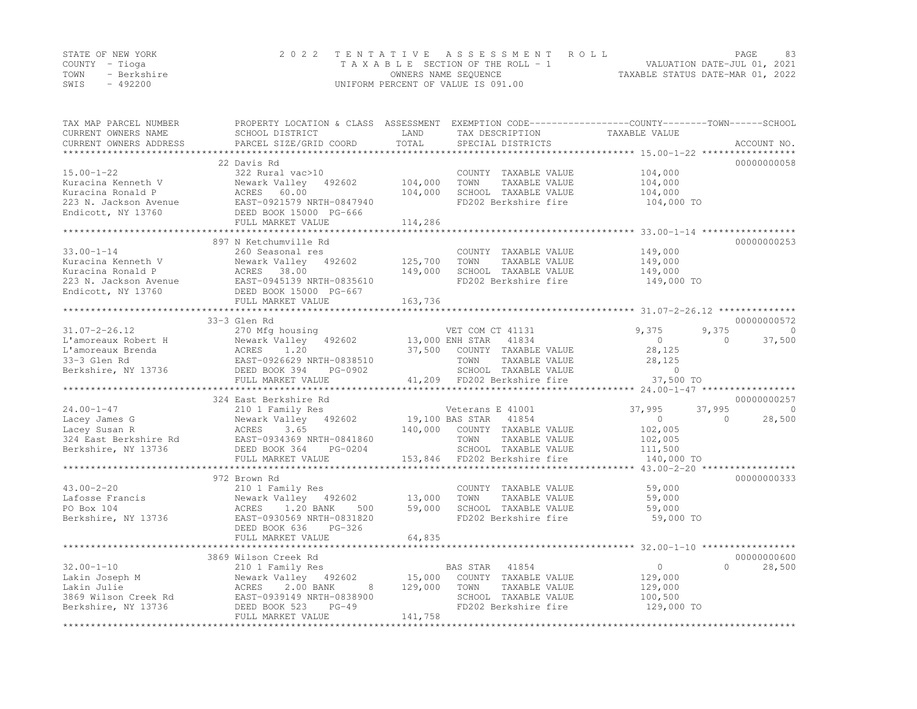STATE OF NEW YORK
COUNTY - Tioga
TOWN - Berkshire
SWIS - 492200

# 2022 TENTATIVE ASSESSMENT ROLL

TAXABLE SECTION OF THE ROLL - 1
OWNERS NAME SEQUENCE
UNIFORM PERCENT OF VALUE IS 091.00

VALUATION DATE-JUL 01, 2021
TAXABLE STATUS DATE-MAR 01, 2022

| TAX MAP PARCEL NUMBER / CURRENT OWNERS NAME / CURRENT OWNERS ADDRESS | PROPERTY LOCATION & CLASS / SCHOOL DISTRICT / PARCEL SIZE/GRID COORD | ASSESSMENT LAND | ASSESSMENT TOTAL | EXEMPTION CODE / TAX DESCRIPTION / SPECIAL DISTRICTS | COUNTY TAXABLE VALUE | TOWN | SCHOOL | ACCOUNT NO. |
|---|---|---|---|---|---|---|---|---|
| **15.00-1-22** | 22 Davis Rd | | | | | | | 00000000058 |
| 15.00-1-22 | 322 Rural vac>10 | | | COUNTY TAXABLE VALUE | 104,000 | | | |
| Kuracina Kenneth V | Newark Valley 492602 | 104,000 | | TOWN TAXABLE VALUE | 104,000 | | | |
| Kuracina Ronald P | ACRES 60.00 | | 104,000 | SCHOOL TAXABLE VALUE | 104,000 | | | |
| 223 N. Jackson Avenue | EAST-0921579 NRTH-0847940 | | | FD202 Berkshire fire | 104,000 TO | | | |
| Endicott, NY 13760 | DEED BOOK 15000 PG-666 | | | | | | | |
| | FULL MARKET VALUE | | 114,286 | | | | | |
| **33.00-1-14** | 897 N Ketchumville Rd | | | | | | | 00000000253 |
| 33.00-1-14 | 260 Seasonal res | | | COUNTY TAXABLE VALUE | 149,000 | | | |
| Kuracina Kenneth V | Newark Valley 492602 | 125,700 | | TOWN TAXABLE VALUE | 149,000 | | | |
| Kuracina Ronald P | ACRES 38.00 | | 149,000 | SCHOOL TAXABLE VALUE | 149,000 | | | |
| 223 N. Jackson Avenue | EAST-0945139 NRTH-0835610 | | | FD202 Berkshire fire | 149,000 TO | | | |
| Endicott, NY 13760 | DEED BOOK 15000 PG-667 | | | | | | | |
| | FULL MARKET VALUE | | 163,736 | | | | | |
| **31.07-2-26.12** | 33-3 Glen Rd | | | | | | | 00000000572 |
| 31.07-2-26.12 | 270 Mfg housing | | | VET COM CT 41131 | 9,375 | 9,375 | 0 | |
| L'amoreaux Robert H | Newark Valley 492602 | 13,000 | | ENH STAR 41834 | 0 | 0 | 37,500 | |
| L'amoreaux Brenda | ACRES 1.20 | | 37,500 | COUNTY TAXABLE VALUE | 28,125 | | | |
| 33-3 Glen Rd | EAST-0926629 NRTH-0838510 | | | TOWN TAXABLE VALUE | 28,125 | | | |
| Berkshire, NY 13736 | DEED BOOK 394 PG-0902 | | | SCHOOL TAXABLE VALUE | 0 | | | |
| | FULL MARKET VALUE | | 41,209 | FD202 Berkshire fire | 37,500 TO | | | |
| **24.00-1-47** | 324 East Berkshire Rd | | | | | | | 00000000257 |
| 24.00-1-47 | 210 1 Family Res | | | Veterans E 41001 | 37,995 | 37,995 | 0 | |
| Lacey James G | Newark Valley 492602 | 19,100 | | BAS STAR 41854 | 0 | 0 | 28,500 | |
| Lacey Susan R | ACRES 3.65 | | 140,000 | COUNTY TAXABLE VALUE | 102,005 | | | |
| 324 East Berkshire Rd | EAST-0934369 NRTH-0841860 | | | TOWN TAXABLE VALUE | 102,005 | | | |
| Berkshire, NY 13736 | DEED BOOK 364 PG-0204 | | | SCHOOL TAXABLE VALUE | 111,500 | | | |
| | FULL MARKET VALUE | | 153,846 | FD202 Berkshire fire | 140,000 TO | | | |
| **43.00-2-20** | 972 Brown Rd | | | | | | | 00000000333 |
| 43.00-2-20 | 210 1 Family Res | | | COUNTY TAXABLE VALUE | 59,000 | | | |
| Lafosse Francis | Newark Valley 492602 | 13,000 | | TOWN TAXABLE VALUE | 59,000 | | | |
| PO Box 104 | ACRES 1.20 BANK 500 | | 59,000 | SCHOOL TAXABLE VALUE | 59,000 | | | |
| Berkshire, NY 13736 | EAST-0930569 NRTH-0831820 | | | FD202 Berkshire fire | 59,000 TO | | | |
| | DEED BOOK 636 PG-326 | | | | | | | |
| | FULL MARKET VALUE | | 64,835 | | | | | |
| **32.00-1-10** | 3869 Wilson Creek Rd | | | | | | | 00000000600 |
| 32.00-1-10 | 210 1 Family Res | | | BAS STAR 41854 | 0 | 0 | 28,500 | |
| Lakin Joseph M | Newark Valley 492602 | 15,000 | | COUNTY TAXABLE VALUE | 129,000 | | | |
| Lakin Julie | ACRES 2.00 BANK 8 | | 129,000 | TOWN TAXABLE VALUE | 129,000 | | | |
| 3869 Wilson Creek Rd | EAST-0939149 NRTH-0838900 | | | SCHOOL TAXABLE VALUE | 100,500 | | | |
| Berkshire, NY 13736 | DEED BOOK 523 PG-49 | | | FD202 Berkshire fire | 129,000 TO | | | |
| | FULL MARKET VALUE | | 141,758 | | | | | |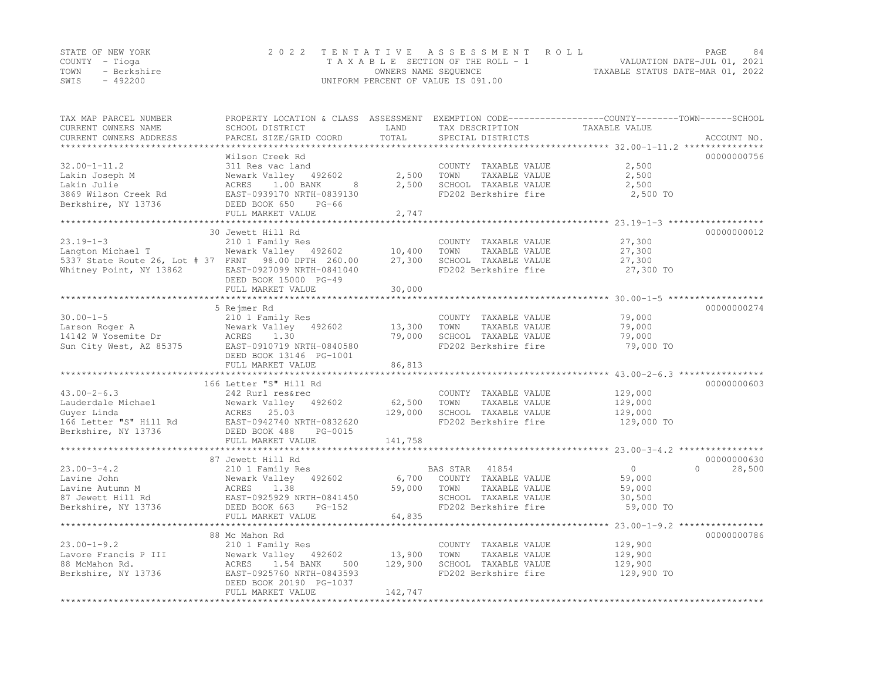STATE OF NEW YORK
COUNTY - Tioga
TOWN - Berkshire
SWIS - 492200

2022 TENTATIVE ASSESSMENT ROLL
TAXABLE SECTION OF THE ROLL - 1
OWNERS NAME SEQUENCE
UNIFORM PERCENT OF VALUE IS 091.00

VALUATION DATE-JUL 01, 2021
TAXABLE STATUS DATE-MAR 01, 2022

| TAX MAP PARCEL NUMBER<br>CURRENT OWNERS NAME<br>CURRENT OWNERS ADDRESS | PROPERTY LOCATION & CLASS<br>SCHOOL DISTRICT<br>PARCEL SIZE/GRID COORD | ASSESSMENT<br>LAND<br>TOTAL | EXEMPTION CODE<br>TAX DESCRIPTION<br>SPECIAL DISTRICTS | COUNTY / TOWN<br>TAXABLE VALUE | SCHOOL<br>ACCOUNT NO. |
|---|---|---|---|---|---|
| 32.00-1-11.2 | Wilson Creek Rd | | | | 00000000756 |
| 32.00-1-11.2 | 311 Res vac land | | COUNTY TAXABLE VALUE | 2,500 | |
| Lakin Joseph M | Newark Valley 492602 | 2,500 | TOWN TAXABLE VALUE | 2,500 | |
| Lakin Julie | ACRES 1.00 BANK 8 | 2,500 | SCHOOL TAXABLE VALUE | 2,500 | |
| 3869 Wilson Creek Rd | EAST-0939170 NRTH-0839130 | | FD202 Berkshire fire | 2,500 TO | |
| Berkshire, NY 13736 | DEED BOOK 650 PG-66 | | | | |
| | FULL MARKET VALUE | 2,747 | | | |
| 23.19-1-3 | 30 Jewett Hill Rd | | | | 00000000012 |
| 23.19-1-3 | 210 1 Family Res | | COUNTY TAXABLE VALUE | 27,300 | |
| Langton Michael T | Newark Valley 492602 | 10,400 | TOWN TAXABLE VALUE | 27,300 | |
| 5337 State Route 26, Lot # 37 | FRNT 98.00 DPTH 260.00 | 27,300 | SCHOOL TAXABLE VALUE | 27,300 | |
| Whitney Point, NY 13862 | EAST-0927099 NRTH-0841040 | | FD202 Berkshire fire | 27,300 TO | |
| | DEED BOOK 15000 PG-49 | | | | |
| | FULL MARKET VALUE | 30,000 | | | |
| 30.00-1-5 | 5 Rejmer Rd | | | | 00000000274 |
| 30.00-1-5 | 210 1 Family Res | | COUNTY TAXABLE VALUE | 79,000 | |
| Larson Roger A | Newark Valley 492602 | 13,300 | TOWN TAXABLE VALUE | 79,000 | |
| 14142 W Yosemite Dr | ACRES 1.30 | 79,000 | SCHOOL TAXABLE VALUE | 79,000 | |
| Sun City West, AZ 85375 | EAST-0910719 NRTH-0840580 | | FD202 Berkshire fire | 79,000 TO | |
| | DEED BOOK 13146 PG-1001 | | | | |
| | FULL MARKET VALUE | 86,813 | | | |
| 43.00-2-6.3 | 166 Letter "S" Hill Rd | | | | 00000000603 |
| 43.00-2-6.3 | 242 Rurl res&rec | | COUNTY TAXABLE VALUE | 129,000 | |
| Lauderdale Michael | Newark Valley 492602 | 62,500 | TOWN TAXABLE VALUE | 129,000 | |
| Guyer Linda | ACRES 25.03 | 129,000 | SCHOOL TAXABLE VALUE | 129,000 | |
| 166 Letter "S" Hill Rd | EAST-0942740 NRTH-0832620 | | FD202 Berkshire fire | 129,000 TO | |
| Berkshire, NY 13736 | DEED BOOK 488 PG-0015 | | | | |
| | FULL MARKET VALUE | 141,758 | | | |
| 23.00-3-4.2 | 87 Jewett Hill Rd | | | | 00000000630 |
| 23.00-3-4.2 | 210 1 Family Res | | BAS STAR 41854 | 0 | 0 28,500 |
| Lavine John | Newark Valley 492602 | 6,700 | COUNTY TAXABLE VALUE | 59,000 | |
| Lavine Autumn M | ACRES 1.38 | 59,000 | TOWN TAXABLE VALUE | 59,000 | |
| 87 Jewett Hill Rd | EAST-0925929 NRTH-0841450 | | SCHOOL TAXABLE VALUE | 30,500 | |
| Berkshire, NY 13736 | DEED BOOK 663 PG-152 | | FD202 Berkshire fire | 59,000 TO | |
| | FULL MARKET VALUE | 64,835 | | | |
| 23.00-1-9.2 | 88 Mc Mahon Rd | | | | 00000000786 |
| 23.00-1-9.2 | 210 1 Family Res | | COUNTY TAXABLE VALUE | 129,900 | |
| Lavore Francis P III | Newark Valley 492602 | 13,900 | TOWN TAXABLE VALUE | 129,900 | |
| 88 McMahon Rd. | ACRES 1.54 BANK 500 | 129,900 | SCHOOL TAXABLE VALUE | 129,900 | |
| Berkshire, NY 13736 | EAST-0925760 NRTH-0843593 | | FD202 Berkshire fire | 129,900 TO | |
| | DEED BOOK 20190 PG-1037 | | | | |
| | FULL MARKET VALUE | 142,747 | | | |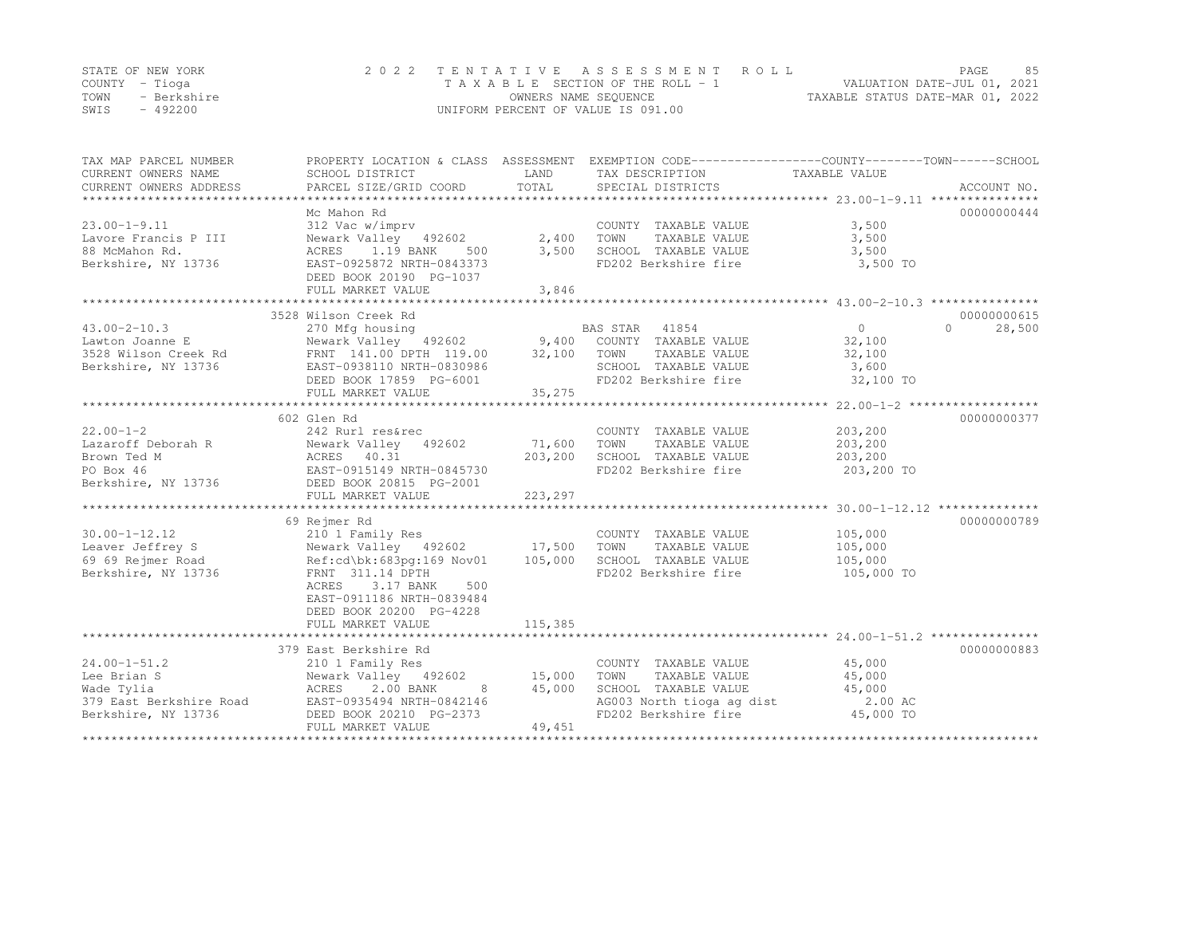STATE OF NEW YORK | COUNTY - Tioga | TOWN - Berkshire | SWIS - 492200

2022 TENTATIVE ASSESSMENT ROLL
TAXABLE SECTION OF THE ROLL - 1
OWNERS NAME SEQUENCE
UNIFORM PERCENT OF VALUE IS 091.00

VALUATION DATE-JUL 01, 2021
TAXABLE STATUS DATE-MAR 01, 2022

| TAX MAP PARCEL NUMBER / CURRENT OWNERS NAME / CURRENT OWNERS ADDRESS | PROPERTY LOCATION & CLASS / SCHOOL DISTRICT / PARCEL SIZE/GRID COORD | ASSESSMENT LAND / TOTAL | EXEMPTION CODE / TAX DESCRIPTION / SPECIAL DISTRICTS | COUNTY TAXABLE VALUE | TOWN | SCHOOL / ACCOUNT NO. |
|---|---|---|---|---|---|---|
| 23.00-1-9.11 | Mc Mahon Rd | | | | | 00000000444 |
| Lavore Francis P III | 312 Vac w/imprv | | COUNTY TAXABLE VALUE | 3,500 | | |
| 88 McMahon Rd. | Newark Valley 492602 | 2,400 | TOWN TAXABLE VALUE | 3,500 | | |
| Berkshire, NY 13736 | ACRES 1.19 BANK 500 | 3,500 | SCHOOL TAXABLE VALUE | 3,500 | | |
| | EAST-0925872 NRTH-0843373 | | FD202 Berkshire fire | 3,500 TO | | |
| | DEED BOOK 20190 PG-1037 | | | | | |
| | FULL MARKET VALUE | 3,846 | | | | |
| 43.00-2-10.3 | 3528 Wilson Creek Rd | | | | | 00000000615 |
| Lawton Joanne E | 270 Mfg housing | | BAS STAR 41854 | 0 | 0 | 28,500 |
| 3528 Wilson Creek Rd | Newark Valley 492602 | 9,400 | COUNTY TAXABLE VALUE | 32,100 | | |
| Berkshire, NY 13736 | FRNT 141.00 DPTH 119.00 | 32,100 | TOWN TAXABLE VALUE | 32,100 | | |
| | EAST-0938110 NRTH-0830986 | | SCHOOL TAXABLE VALUE | 3,600 | | |
| | DEED BOOK 17859 PG-6001 | | FD202 Berkshire fire | 32,100 TO | | |
| | FULL MARKET VALUE | 35,275 | | | | |
| 22.00-1-2 | 602 Glen Rd | | | | | 00000000377 |
| Lazaroff Deborah R | 242 Rurl res&rec | | COUNTY TAXABLE VALUE | 203,200 | | |
| Brown Ted M | Newark Valley 492602 | 71,600 | TOWN TAXABLE VALUE | 203,200 | | |
| PO Box 46 | ACRES 40.31 | 203,200 | SCHOOL TAXABLE VALUE | 203,200 | | |
| Berkshire, NY 13736 | EAST-0915149 NRTH-0845730 | | FD202 Berkshire fire | 203,200 TO | | |
| | DEED BOOK 20815 PG-2001 | | | | | |
| | FULL MARKET VALUE | 223,297 | | | | |
| 30.00-1-12.12 | 69 Rejmer Rd | | | | | 00000000789 |
| Leaver Jeffrey S | 210 1 Family Res | | COUNTY TAXABLE VALUE | 105,000 | | |
| 69 69 Rejmer Road | Newark Valley 492602 | 17,500 | TOWN TAXABLE VALUE | 105,000 | | |
| Berkshire, NY 13736 | Ref:cd\bk:683pg:169 Nov01 | 105,000 | SCHOOL TAXABLE VALUE | 105,000 | | |
| | FRNT 311.14 DPTH | | FD202 Berkshire fire | 105,000 TO | | |
| | ACRES 3.17 BANK 500 | | | | | |
| | EAST-0911186 NRTH-0839484 | | | | | |
| | DEED BOOK 20200 PG-4228 | | | | | |
| | FULL MARKET VALUE | 115,385 | | | | |
| 24.00-1-51.2 | 379 East Berkshire Rd | | | | | 00000000883 |
| Lee Brian S | 210 1 Family Res | | COUNTY TAXABLE VALUE | 45,000 | | |
| Wade Tylia | Newark Valley 492602 | 15,000 | TOWN TAXABLE VALUE | 45,000 | | |
| 379 East Berkshire Road | ACRES 2.00 BANK 8 | 45,000 | SCHOOL TAXABLE VALUE | 45,000 | | |
| Berkshire, NY 13736 | EAST-0935494 NRTH-0842146 | | AG003 North tioga ag dist | 2.00 AC | | |
| | DEED BOOK 20210 PG-2373 | | FD202 Berkshire fire | 45,000 TO | | |
| | FULL MARKET VALUE | 49,451 | | | | |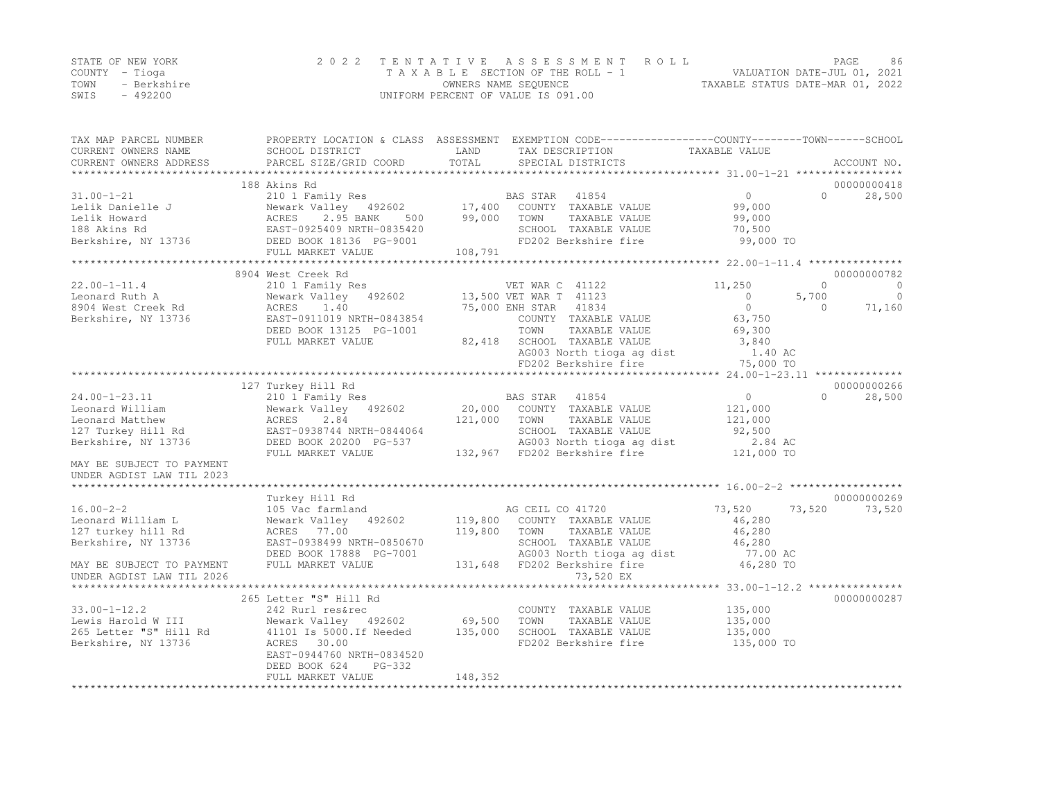STATE OF NEW YORK
COUNTY - Tioga
TOWN - Berkshire
SWIS - 492200

2022 TENTATIVE ASSESSMENT ROLL
TAXABLE SECTION OF THE ROLL - 1
OWNERS NAME SEQUENCE
UNIFORM PERCENT OF VALUE IS 091.00

VALUATION DATE-JUL 01, 2021
TAXABLE STATUS DATE-MAR 01, 2022

| TAX MAP PARCEL NUMBER / CURRENT OWNERS NAME / CURRENT OWNERS ADDRESS | PROPERTY LOCATION & CLASS / SCHOOL DISTRICT / PARCEL SIZE/GRID COORD | ASSESSMENT LAND / TOTAL | EXEMPTION CODE / TAX DESCRIPTION / SPECIAL DISTRICTS | COUNTY | TOWN | SCHOOL | ACCOUNT NO. |
|---|---|---|---|---|---|---|---|
| 31.00-1-21 | 188 Akins Rd | | | | | | 00000000418 |
| Lelik Danielle J | 210 1 Family Res | | BAS STAR 41854 | 0 | 0 | 28,500 | |
| Lelik Howard | Newark Valley 492602 | 17,400 | COUNTY TAXABLE VALUE | 99,000 | | | |
| 188 Akins Rd | ACRES 2.95 BANK 500 | 99,000 | TOWN TAXABLE VALUE | | 99,000 | | |
| Berkshire, NY 13736 | EAST-0925409 NRTH-0835420 | | SCHOOL TAXABLE VALUE | | | 70,500 | |
| | DEED BOOK 18136 PG-9001 | | FD202 Berkshire fire | 99,000 TO | | | |
| | FULL MARKET VALUE | 108,791 | | | | | |
| 22.00-1-11.4 | 8904 West Creek Rd | | | | | | 00000000782 |
| Leonard Ruth A | 210 1 Family Res | | VET WAR C 41122 | 11,250 | 0 | 0 | |
| 8904 West Creek Rd | Newark Valley 492602 | 13,500 | VET WAR T 41123 | 0 | 5,700 | 0 | |
| Berkshire, NY 13736 | ACRES 1.40 | 75,000 | ENH STAR 41834 | 0 | 0 | 71,160 | |
| | EAST-0911019 NRTH-0843854 | | COUNTY TAXABLE VALUE | 63,750 | | | |
| | DEED BOOK 13125 PG-1001 | | TOWN TAXABLE VALUE | | 69,300 | | |
| | FULL MARKET VALUE | 82,418 | SCHOOL TAXABLE VALUE | | | 3,840 | |
| | | | AG003 North tioga ag dist | 1.40 AC | | | |
| | | | FD202 Berkshire fire | 75,000 TO | | | |
| 24.00-1-23.11 | 127 Turkey Hill Rd | | | | | | 00000000266 |
| Leonard William | 210 1 Family Res | | BAS STAR 41854 | 0 | 0 | 28,500 | |
| Leonard Matthew | Newark Valley 492602 | 20,000 | COUNTY TAXABLE VALUE | 121,000 | | | |
| 127 Turkey Hill Rd | ACRES 2.84 | 121,000 | TOWN TAXABLE VALUE | | 121,000 | | |
| Berkshire, NY 13736 | EAST-0938744 NRTH-0844064 | | SCHOOL TAXABLE VALUE | | | 92,500 | |
| | DEED BOOK 20200 PG-537 | | AG003 North tioga ag dist | 2.84 AC | | | |
| MAY BE SUBJECT TO PAYMENT UNDER AGDIST LAW TIL 2023 | FULL MARKET VALUE | 132,967 | FD202 Berkshire fire | 121,000 TO | | | |
| 16.00-2-2 | Turkey Hill Rd | | | | | | 00000000269 |
| Leonard William L | 105 Vac farmland | | AG CEIL CO 41720 | 73,520 | 73,520 | 73,520 | |
| 127 turkey hill Rd | Newark Valley 492602 | 119,800 | COUNTY TAXABLE VALUE | 46,280 | | | |
| Berkshire, NY 13736 | ACRES 77.00 | 119,800 | TOWN TAXABLE VALUE | | 46,280 | | |
| | EAST-0938499 NRTH-0850670 | | SCHOOL TAXABLE VALUE | | | 46,280 | |
| | DEED BOOK 17888 PG-7001 | | AG003 North tioga ag dist | 77.00 AC | | | |
| MAY BE SUBJECT TO PAYMENT UNDER AGDIST LAW TIL 2026 | FULL MARKET VALUE | 131,648 | FD202 Berkshire fire 73,520 EX | 46,280 TO | | | |
| 33.00-1-12.2 | 265 Letter "S" Hill Rd | | | | | | 00000000287 |
| Lewis Harold W III | 242 Rurl res&rec | | COUNTY TAXABLE VALUE | 135,000 | | | |
| 265 Letter "S" Hill Rd | Newark Valley 492602 | 69,500 | TOWN TAXABLE VALUE | | 135,000 | | |
| Berkshire, NY 13736 | 41101 Is 5000.If Needed | 135,000 | SCHOOL TAXABLE VALUE | | | 135,000 | |
| | ACRES 30.00 | | FD202 Berkshire fire | 135,000 TO | | | |
| | EAST-0944760 NRTH-0834520 | | | | | | |
| | DEED BOOK 624 PG-332 | | | | | | |
| | FULL MARKET VALUE | 148,352 | | | | | |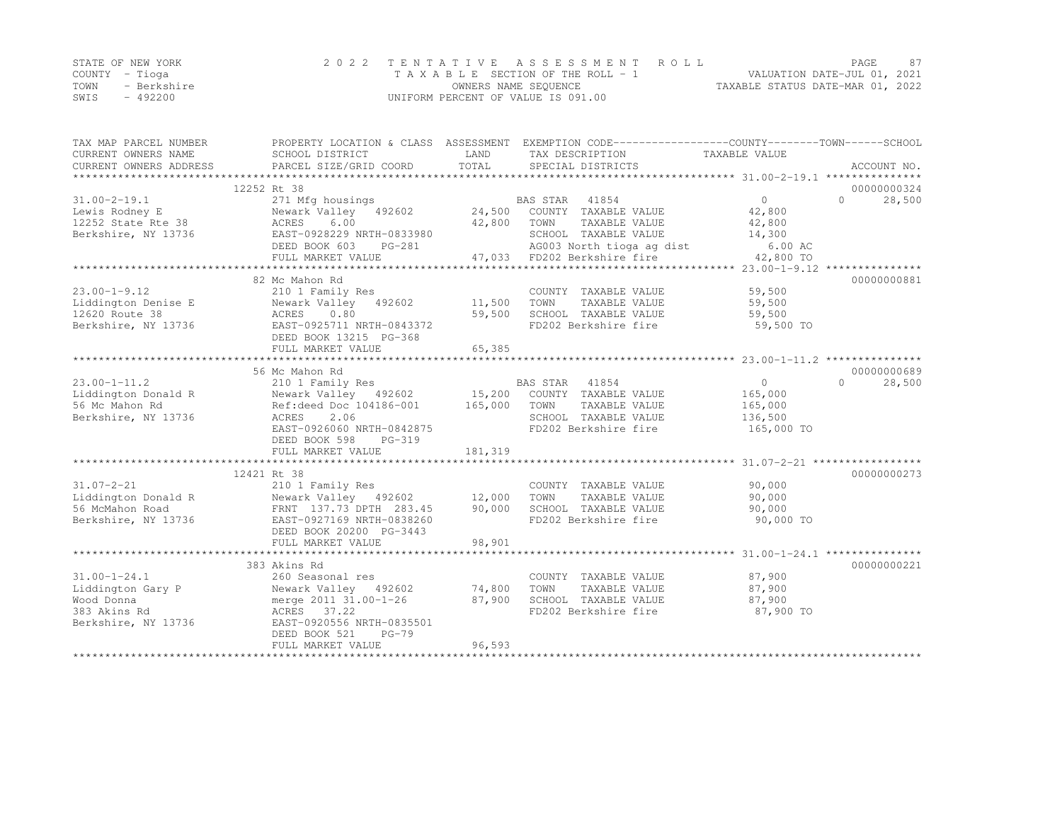STATE OF NEW YORK — COUNTY - Tioga — TOWN - Berkshire — SWIS - 492200

# 2022 TENTATIVE ASSESSMENT ROLL

TAXABLE SECTION OF THE ROLL - 1
OWNERS NAME SEQUENCE
UNIFORM PERCENT OF VALUE IS 091.00

VALUATION DATE-JUL 01, 2021
TAXABLE STATUS DATE-MAR 01, 2022

| TAX MAP PARCEL NUMBER / CURRENT OWNERS NAME / CURRENT OWNERS ADDRESS | PROPERTY LOCATION & CLASS / SCHOOL DISTRICT / PARCEL SIZE/GRID COORD | ASSESSMENT LAND / TOTAL | EXEMPTION CODE / TAX DESCRIPTION / SPECIAL DISTRICTS | COUNTY TAXABLE VALUE | TOWN | SCHOOL | ACCOUNT NO. |
|---|---|---|---|---|---|---|---|
| **31.00-2-19.1** | 12252 Rt 38 | | | | | | 00000000324 |
| 31.00-2-19.1 | 271 Mfg housings | | BAS STAR 41854 | 0 | 0 | 28,500 | |
| Lewis Rodney E | Newark Valley 492602 | 24,500 | COUNTY TAXABLE VALUE | 42,800 | | | |
| 12252 State Rte 38 | ACRES 6.00 | 42,800 | TOWN TAXABLE VALUE | | 42,800 | | |
| Berkshire, NY 13736 | EAST-0928229 NRTH-0833980 | | SCHOOL TAXABLE VALUE | | | 14,300 | |
| | DEED BOOK 603 PG-281 | | AG003 North tioga ag dist | 6.00 AC | | | |
| | FULL MARKET VALUE | 47,033 | FD202 Berkshire fire | 42,800 TO | | | |
| **23.00-1-9.12** | 82 Mc Mahon Rd | | | | | | 00000000881 |
| 23.00-1-9.12 | 210 1 Family Res | | COUNTY TAXABLE VALUE | 59,500 | | | |
| Liddington Denise E | Newark Valley 492602 | 11,500 | TOWN TAXABLE VALUE | | 59,500 | | |
| 12620 Route 38 | ACRES 0.80 | 59,500 | SCHOOL TAXABLE VALUE | | | 59,500 | |
| Berkshire, NY 13736 | EAST-0925711 NRTH-0843372 | | FD202 Berkshire fire | 59,500 TO | | | |
| | DEED BOOK 13215 PG-368 | | | | | | |
| | FULL MARKET VALUE | 65,385 | | | | | |
| **23.00-1-11.2** | 56 Mc Mahon Rd | | | | | | 00000000689 |
| 23.00-1-11.2 | 210 1 Family Res | | BAS STAR 41854 | 0 | 0 | 28,500 | |
| Liddington Donald R | Newark Valley 492602 | 15,200 | COUNTY TAXABLE VALUE | 165,000 | | | |
| 56 Mc Mahon Rd | Ref:deed Doc 104186-001 | 165,000 | TOWN TAXABLE VALUE | | 165,000 | | |
| Berkshire, NY 13736 | ACRES 2.06 | | SCHOOL TAXABLE VALUE | | | 136,500 | |
| | EAST-0926060 NRTH-0842875 | | FD202 Berkshire fire | 165,000 TO | | | |
| | DEED BOOK 598 PG-319 | | | | | | |
| | FULL MARKET VALUE | 181,319 | | | | | |
| **31.07-2-21** | 12421 Rt 38 | | | | | | 00000000273 |
| 31.07-2-21 | 210 1 Family Res | | COUNTY TAXABLE VALUE | 90,000 | | | |
| Liddington Donald R | Newark Valley 492602 | 12,000 | TOWN TAXABLE VALUE | | 90,000 | | |
| 56 McMahon Road | FRNT 137.73 DPTH 283.45 | 90,000 | SCHOOL TAXABLE VALUE | | | 90,000 | |
| Berkshire, NY 13736 | EAST-0927169 NRTH-0838260 | | FD202 Berkshire fire | 90,000 TO | | | |
| | DEED BOOK 20200 PG-3443 | | | | | | |
| | FULL MARKET VALUE | 98,901 | | | | | |
| **31.00-1-24.1** | 383 Akins Rd | | | | | | 00000000221 |
| 31.00-1-24.1 | 260 Seasonal res | | COUNTY TAXABLE VALUE | 87,900 | | | |
| Liddington Gary P | Newark Valley 492602 | 74,800 | TOWN TAXABLE VALUE | | 87,900 | | |
| Wood Donna | merge 2011 31.00-1-26 | 87,900 | SCHOOL TAXABLE VALUE | | | 87,900 | |
| 383 Akins Rd | ACRES 37.22 | | FD202 Berkshire fire | 87,900 TO | | | |
| Berkshire, NY 13736 | EAST-0920556 NRTH-0835501 | | | | | | |
| | DEED BOOK 521 PG-79 | | | | | | |
| | FULL MARKET VALUE | 96,593 | | | | | |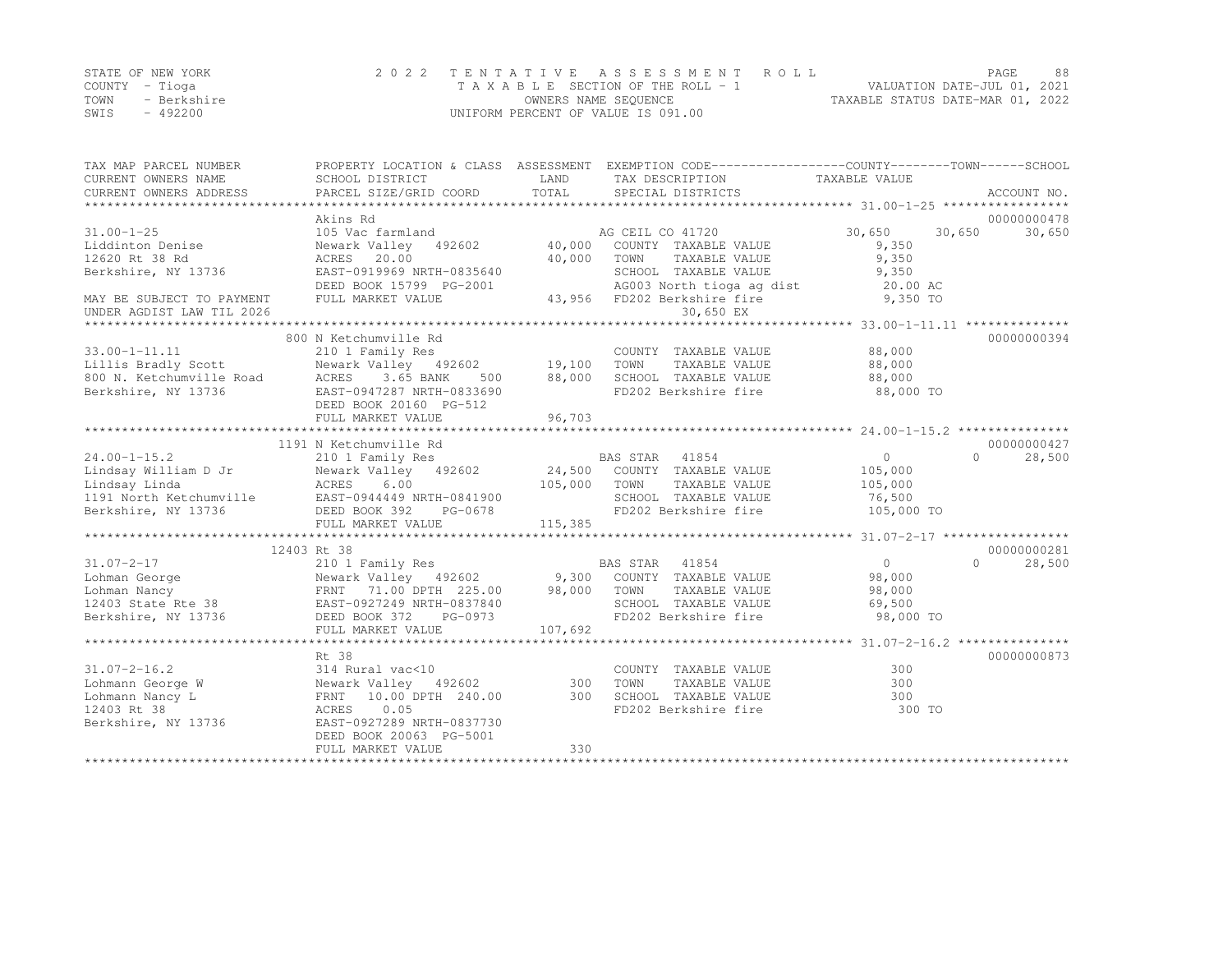STATE OF NEW YORK
COUNTY - Tioga
TOWN - Berkshire
SWIS - 492200

2 0 2 2 T E N T A T I V E A S S E S S M E N T R O L L
T A X A B L E SECTION OF THE ROLL - 1
OWNERS NAME SEQUENCE
UNIFORM PERCENT OF VALUE IS 091.00

VALUATION DATE-JUL 01, 2021
TAXABLE STATUS DATE-MAR 01, 2022

| TAX MAP PARCEL NUMBER / CURRENT OWNERS NAME / CURRENT OWNERS ADDRESS | PROPERTY LOCATION & CLASS / SCHOOL DISTRICT / PARCEL SIZE/GRID COORD | ASSESSMENT LAND | TOTAL | EXEMPTION CODE / TAX DESCRIPTION / SPECIAL DISTRICTS | COUNTY TAXABLE VALUE | TOWN | SCHOOL | ACCOUNT NO. |
|---|---|---|---|---|---|---|---|---|
| 31.00-1-25 | Akins Rd | | | | | | | 00000000478 |
| 31.00-1-25 | 105 Vac farmland | | | AG CEIL CO 41720 | 30,650 | 30,650 | 30,650 | |
| Liddinton Denise | Newark Valley 492602 | 40,000 | | COUNTY TAXABLE VALUE | 9,350 | | | |
| 12620 Rt 38 Rd | ACRES 20.00 | | 40,000 | TOWN TAXABLE VALUE | 9,350 | | | |
| Berkshire, NY 13736 | EAST-0919969 NRTH-0835640 | | | SCHOOL TAXABLE VALUE | 9,350 | | | |
| | DEED BOOK 15799 PG-2001 | | | AG003 North tioga ag dist | 20.00 AC | | | |
| MAY BE SUBJECT TO PAYMENT | FULL MARKET VALUE | | 43,956 | FD202 Berkshire fire | 9,350 TO | | | |
| UNDER AGDIST LAW TIL 2026 | | | | 30,650 EX | | | | |
| 33.00-1-11.11 | 800 N Ketchumville Rd | | | | | | | 00000000394 |
| 33.00-1-11.11 | 210 1 Family Res | | | COUNTY TAXABLE VALUE | 88,000 | | | |
| Lillis Bradly Scott | Newark Valley 492602 | 19,100 | | TOWN TAXABLE VALUE | 88,000 | | | |
| 800 N. Ketchumville Road | ACRES 3.65 BANK 500 | | 88,000 | SCHOOL TAXABLE VALUE | 88,000 | | | |
| Berkshire, NY 13736 | EAST-0947287 NRTH-0833690 | | | FD202 Berkshire fire | 88,000 TO | | | |
| | DEED BOOK 20160 PG-512 | | | | | | | |
| | FULL MARKET VALUE | | 96,703 | | | | | |
| 24.00-1-15.2 | 1191 N Ketchumville Rd | | | | | | | 00000000427 |
| 24.00-1-15.2 | 210 1 Family Res | | | BAS STAR 41854 | 0 | 0 | 28,500 | |
| Lindsay William D Jr | Newark Valley 492602 | 24,500 | | COUNTY TAXABLE VALUE | 105,000 | | | |
| Lindsay Linda | ACRES 6.00 | | 105,000 | TOWN TAXABLE VALUE | 105,000 | | | |
| 1191 North Ketchumville | EAST-0944449 NRTH-0841900 | | | SCHOOL TAXABLE VALUE | 76,500 | | | |
| Berkshire, NY 13736 | DEED BOOK 392 PG-0678 | | | FD202 Berkshire fire | 105,000 TO | | | |
| | FULL MARKET VALUE | | 115,385 | | | | | |
| 31.07-2-17 | 12403 Rt 38 | | | | | | | 00000000281 |
| 31.07-2-17 | 210 1 Family Res | | | BAS STAR 41854 | 0 | 0 | 28,500 | |
| Lohman George | Newark Valley 492602 | 9,300 | | COUNTY TAXABLE VALUE | 98,000 | | | |
| Lohman Nancy | FRNT 71.00 DPTH 225.00 | | 98,000 | TOWN TAXABLE VALUE | 98,000 | | | |
| 12403 State Rte 38 | EAST-0927249 NRTH-0837840 | | | SCHOOL TAXABLE VALUE | 69,500 | | | |
| Berkshire, NY 13736 | DEED BOOK 372 PG-0973 | | | FD202 Berkshire fire | 98,000 TO | | | |
| | FULL MARKET VALUE | | 107,692 | | | | | |
| 31.07-2-16.2 | Rt 38 | | | | | | | 00000000873 |
| 31.07-2-16.2 | 314 Rural vac<10 | | | COUNTY TAXABLE VALUE | 300 | | | |
| Lohmann George W | Newark Valley 492602 | 300 | | TOWN TAXABLE VALUE | 300 | | | |
| Lohmann Nancy L | FRNT 10.00 DPTH 240.00 | | 300 | SCHOOL TAXABLE VALUE | 300 | | | |
| 12403 Rt 38 | ACRES 0.05 | | | FD202 Berkshire fire | 300 TO | | | |
| Berkshire, NY 13736 | EAST-0927289 NRTH-0837730 | | | | | | | |
| | DEED BOOK 20063 PG-5001 | | | | | | | |
| | FULL MARKET VALUE | | 330 | | | | | |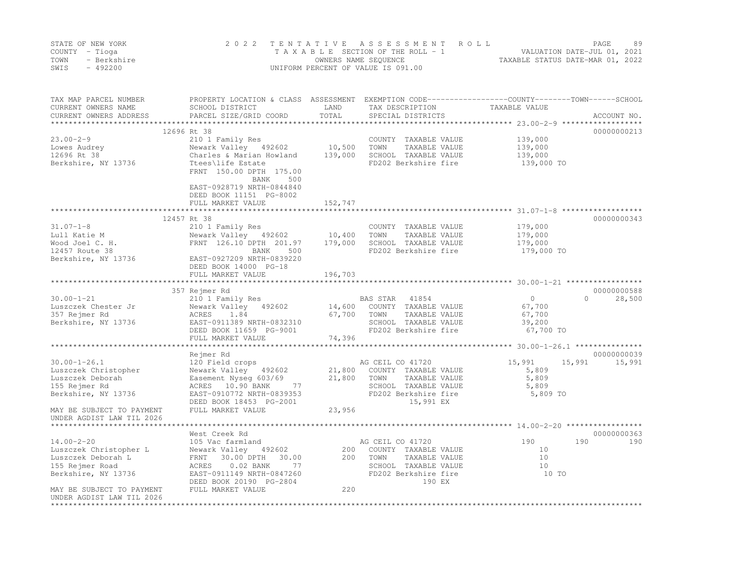STATE OF NEW YORK
COUNTY - Tioga
TOWN - Berkshire
SWIS - 492200

2022 TENTATIVE ASSESSMENT ROLL
TAXABLE SECTION OF THE ROLL - 1
OWNERS NAME SEQUENCE
UNIFORM PERCENT OF VALUE IS 091.00

VALUATION DATE-JUL 01, 2021
TAXABLE STATUS DATE-MAR 01, 2022

| TAX MAP PARCEL NUMBER / CURRENT OWNERS NAME / CURRENT OWNERS ADDRESS | PROPERTY LOCATION & CLASS / SCHOOL DISTRICT / PARCEL SIZE/GRID COORD | ASSESSMENT LAND / TOTAL | EXEMPTION CODE / TAX DESCRIPTION / SPECIAL DISTRICTS | COUNTY | TOWN | SCHOOL | ACCOUNT NO. |
|---|---|---|---|---|---|---|---|
| | 12696 Rt 38 | | | | | | 00000000213 |
| 23.00-2-9 | 210 1 Family Res | | COUNTY TAXABLE VALUE | 139,000 | | | |
| Lowes Audrey | Newark Valley 492602 | 10,500 | TOWN TAXABLE VALUE | | 139,000 | | |
| 12696 Rt 38 | Charles & Marian Howland | 139,000 | SCHOOL TAXABLE VALUE | | | 139,000 | |
| Berkshire, NY 13736 | Ttees\life Estate | | FD202 Berkshire fire | 139,000 TO | | | |
| | FRNT 150.00 DPTH 175.00 | | | | | | |
| | BANK 500 | | | | | | |
| | EAST-0928719 NRTH-0844840 | | | | | | |
| | DEED BOOK 11151 PG-8002 | | | | | | |
| | FULL MARKET VALUE | 152,747 | | | | | |
| | 12457 Rt 38 | | | | | | 00000000343 |
| 31.07-1-8 | 210 1 Family Res | | COUNTY TAXABLE VALUE | 179,000 | | | |
| Lull Katie M | Newark Valley 492602 | 10,400 | TOWN TAXABLE VALUE | | 179,000 | | |
| Wood Joel C. H. | FRNT 126.10 DPTH 201.97 | 179,000 | SCHOOL TAXABLE VALUE | | | 179,000 | |
| 12457 Route 38 | BANK 500 | | FD202 Berkshire fire | 179,000 TO | | | |
| Berkshire, NY 13736 | EAST-0927209 NRTH-0839220 | | | | | | |
| | DEED BOOK 14000 PG-18 | | | | | | |
| | FULL MARKET VALUE | 196,703 | | | | | |
| | 357 Rejmer Rd | | | | | | 00000000588 |
| 30.00-1-21 | 210 1 Family Res | | BAS STAR 41854 | 0 | 0 | 28,500 | |
| Luszczek Chester Jr | Newark Valley 492602 | 14,600 | COUNTY TAXABLE VALUE | 67,700 | | | |
| 357 Rejmer Rd | ACRES 1.84 | 67,700 | TOWN TAXABLE VALUE | | 67,700 | | |
| Berkshire, NY 13736 | EAST-0911389 NRTH-0832310 | | SCHOOL TAXABLE VALUE | | | 39,200 | |
| | DEED BOOK 11659 PG-9001 | | FD202 Berkshire fire | 67,700 TO | | | |
| | FULL MARKET VALUE | 74,396 | | | | | |
| | Rejmer Rd | | | | | | 00000000039 |
| 30.00-1-26.1 | 120 Field crops | | AG CEIL CO 41720 | 15,991 | 15,991 | 15,991 | |
| Luszczek Christopher | Newark Valley 492602 | 21,800 | COUNTY TAXABLE VALUE | 5,809 | | | |
| Luszczek Deborah | Easement Nyseg 603/69 | 21,800 | TOWN TAXABLE VALUE | | 5,809 | | |
| 155 Rejmer Rd | ACRES 10.90 BANK 77 | | SCHOOL TAXABLE VALUE | | | 5,809 | |
| Berkshire, NY 13736 | EAST-0910772 NRTH-0839353 | | FD202 Berkshire fire | 5,809 TO | | | |
| | DEED BOOK 18453 PG-2001 | | 15,991 EX | | | | |
| MAY BE SUBJECT TO PAYMENT | FULL MARKET VALUE | 23,956 | | | | | |
| UNDER AGDIST LAW TIL 2026 | | | | | | | |
| | West Creek Rd | | | | | | 00000000363 |
| 14.00-2-20 | 105 Vac farmland | | AG CEIL CO 41720 | 190 | 190 | 190 | |
| Luszczek Christopher L | Newark Valley 492602 | 200 | COUNTY TAXABLE VALUE | 10 | | | |
| Luszczek Deborah L | FRNT 30.00 DPTH 30.00 | 200 | TOWN TAXABLE VALUE | | 10 | | |
| 155 Rejmer Road | ACRES 0.02 BANK 77 | | SCHOOL TAXABLE VALUE | | | 10 | |
| Berkshire, NY 13736 | EAST-0911149 NRTH-0847260 | | FD202 Berkshire fire | 10 TO | | | |
| | DEED BOOK 20190 PG-2804 | | 190 EX | | | | |
| MAY BE SUBJECT TO PAYMENT | FULL MARKET VALUE | 220 | | | | | |
| UNDER AGDIST LAW TIL 2026 | | | | | | | |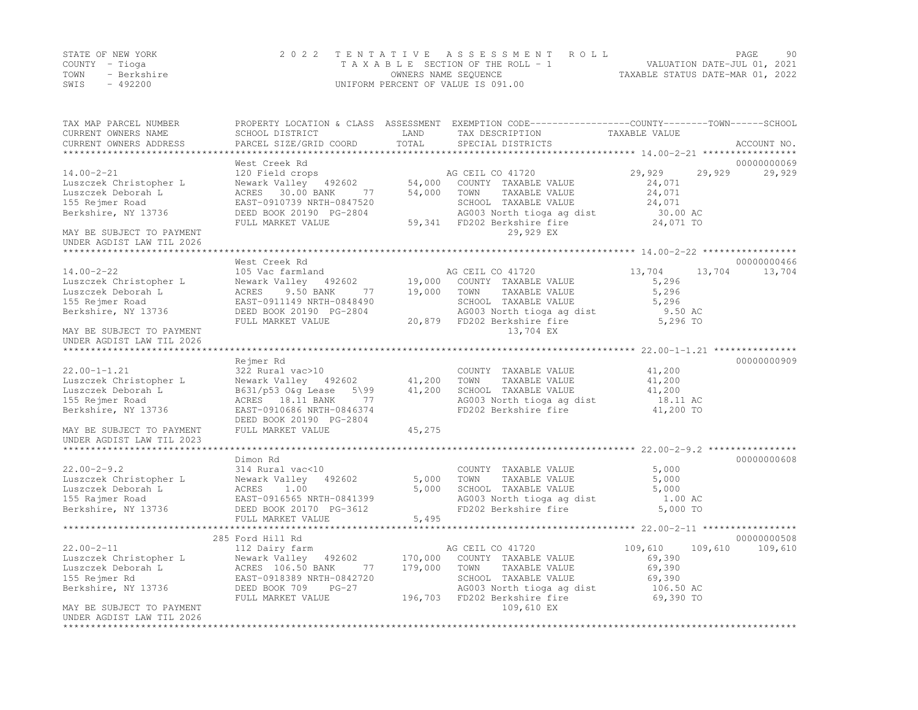STATE OF NEW YORK
COUNTY - Tioga
TOWN - Berkshire
SWIS - 492200

2022 TENTATIVE ASSESSMENT ROLL
TAXABLE SECTION OF THE ROLL - 1
OWNERS NAME SEQUENCE
UNIFORM PERCENT OF VALUE IS 091.00

VALUATION DATE-JUL 01, 2021
TAXABLE STATUS DATE-MAR 01, 2022

| TAX MAP PARCEL NUMBER<br>CURRENT OWNERS NAME<br>CURRENT OWNERS ADDRESS | PROPERTY LOCATION & CLASS<br>SCHOOL DISTRICT<br>PARCEL SIZE/GRID COORD | ASSESSMENT<br>LAND<br>TOTAL | EXEMPTION CODE<br>TAX DESCRIPTION<br>SPECIAL DISTRICTS | COUNTY<br>TAXABLE VALUE | TOWN | SCHOOL | ACCOUNT NO. |
|---|---|---|---|---|---|---|---|
| **14.00-2-21** | West Creek Rd | | | | | | 00000000069 |
| 14.00-2-21 | 120 Field crops | | AG CEIL CO 41720 | 29,929 | 29,929 | 29,929 | |
| Luszczek Christopher L | Newark Valley 492602 | 54,000 | COUNTY TAXABLE VALUE | 24,071 | | | |
| Luszczek Deborah L | ACRES 30.00 BANK 77 | 54,000 | TOWN TAXABLE VALUE | 24,071 | | | |
| 155 Rejmer Road | EAST-0910739 NRTH-0847520 | | SCHOOL TAXABLE VALUE | 24,071 | | | |
| Berkshire, NY 13736 | DEED BOOK 20190 PG-2804 | | AG003 North tioga ag dist | 30.00 AC | | | |
| | FULL MARKET VALUE | 59,341 | FD202 Berkshire fire | 24,071 TO | | | |
| MAY BE SUBJECT TO PAYMENT UNDER AGDIST LAW TIL 2026 | | | 29,929 EX | | | | |
| **14.00-2-22** | West Creek Rd | | | | | | 00000000466 |
| 14.00-2-22 | 105 Vac farmland | | AG CEIL CO 41720 | 13,704 | 13,704 | 13,704 | |
| Luszczek Christopher L | Newark Valley 492602 | 19,000 | COUNTY TAXABLE VALUE | 5,296 | | | |
| Luszczek Deborah L | ACRES 9.50 BANK 77 | 19,000 | TOWN TAXABLE VALUE | 5,296 | | | |
| 155 Rejmer Road | EAST-0911149 NRTH-0848490 | | SCHOOL TAXABLE VALUE | 5,296 | | | |
| Berkshire, NY 13736 | DEED BOOK 20190 PG-2804 | | AG003 North tioga ag dist | 9.50 AC | | | |
| | FULL MARKET VALUE | 20,879 | FD202 Berkshire fire | 5,296 TO | | | |
| MAY BE SUBJECT TO PAYMENT UNDER AGDIST LAW TIL 2026 | | | 13,704 EX | | | | |
| **22.00-1-1.21** | Rejmer Rd | | | | | | 00000000909 |
| 22.00-1-1.21 | 322 Rural vac>10 | | COUNTY TAXABLE VALUE | 41,200 | | | |
| Luszczek Christopher L | Newark Valley 492602 | 41,200 | TOWN TAXABLE VALUE | 41,200 | | | |
| Luszczek Deborah L | B631/p53 O&g Lease 5\99 | 41,200 | SCHOOL TAXABLE VALUE | 41,200 | | | |
| 155 Rejmer Road | ACRES 18.11 BANK 77 | | AG003 North tioga ag dist | 18.11 AC | | | |
| Berkshire, NY 13736 | EAST-0910686 NRTH-0846374 | | FD202 Berkshire fire | 41,200 TO | | | |
| | DEED BOOK 20190 PG-2804 | | | | | | |
| MAY BE SUBJECT TO PAYMENT UNDER AGDIST LAW TIL 2023 | FULL MARKET VALUE | 45,275 | | | | | |
| **22.00-2-9.2** | Dimon Rd | | | | | | 00000000608 |
| 22.00-2-9.2 | 314 Rural vac<10 | | COUNTY TAXABLE VALUE | 5,000 | | | |
| Luszczek Christopher L | Newark Valley 492602 | 5,000 | TOWN TAXABLE VALUE | 5,000 | | | |
| Luszczek Deborah L | ACRES 1.00 | 5,000 | SCHOOL TAXABLE VALUE | 5,000 | | | |
| 155 Rajmer Road | EAST-0916565 NRTH-0841399 | | AG003 North tioga ag dist | 1.00 AC | | | |
| Berkshire, NY 13736 | DEED BOOK 20170 PG-3612 | | FD202 Berkshire fire | 5,000 TO | | | |
| | FULL MARKET VALUE | 5,495 | | | | | |
| **22.00-2-11** | 285 Ford Hill Rd | | | | | | 00000000508 |
| 22.00-2-11 | 112 Dairy farm | | AG CEIL CO 41720 | 109,610 | 109,610 | 109,610 | |
| Luszczek Christopher L | Newark Valley 492602 | 170,000 | COUNTY TAXABLE VALUE | 69,390 | | | |
| Luszczek Deborah L | ACRES 106.50 BANK 77 | 179,000 | TOWN TAXABLE VALUE | 69,390 | | | |
| 155 Rejmer Rd | EAST-0918389 NRTH-0842720 | | SCHOOL TAXABLE VALUE | 69,390 | | | |
| Berkshire, NY 13736 | DEED BOOK 709 PG-27 | | AG003 North tioga ag dist | 106.50 AC | | | |
| | FULL MARKET VALUE | 196,703 | FD202 Berkshire fire | 69,390 TO | | | |
| MAY BE SUBJECT TO PAYMENT UNDER AGDIST LAW TIL 2026 | | | 109,610 EX | | | | |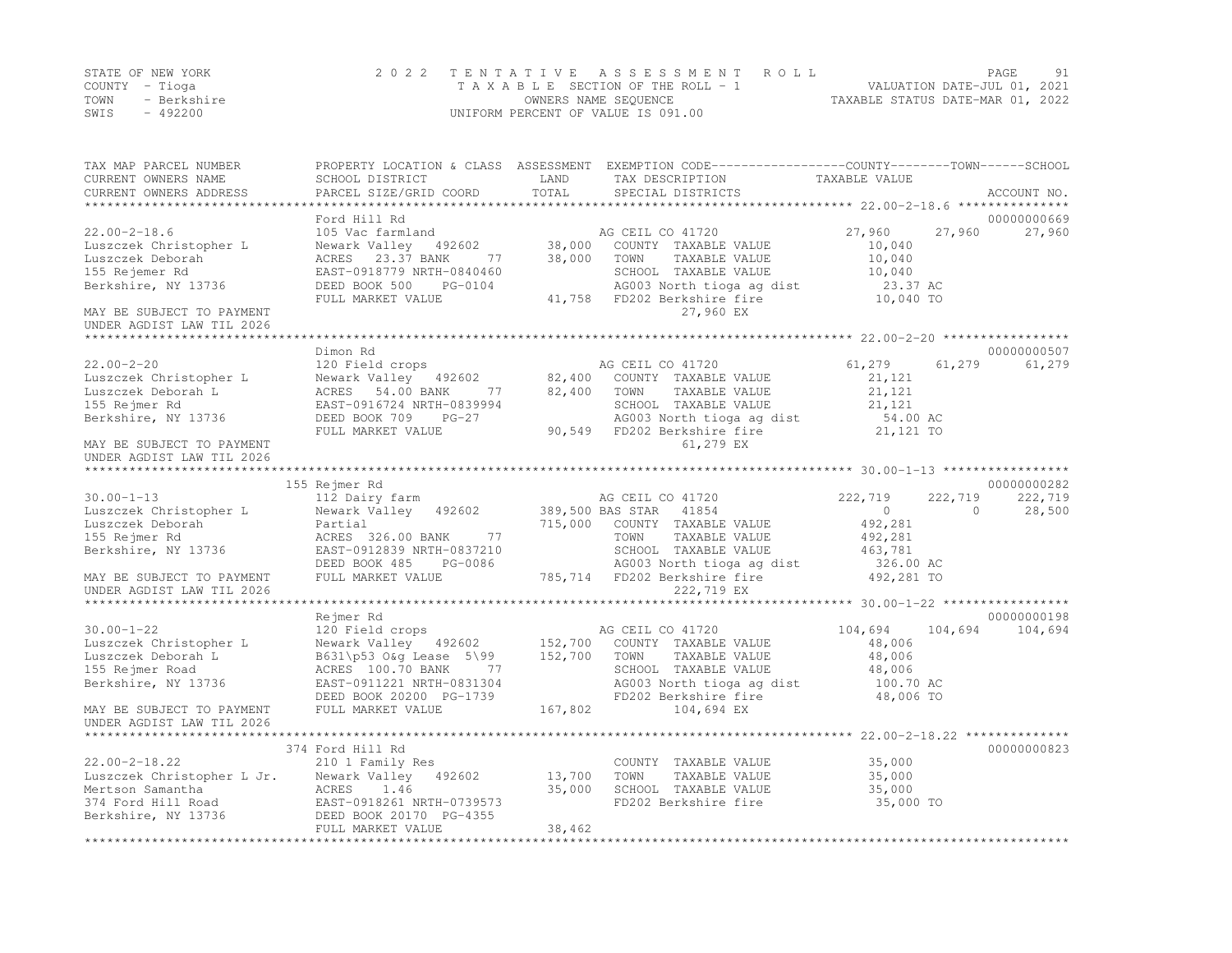STATE OF NEW YORK | COUNTY - Tioga | TOWN - Berkshire | SWIS - 492200

2022 TENTATIVE ASSESSMENT ROLL
TAXABLE SECTION OF THE ROLL - 1
OWNERS NAME SEQUENCE
UNIFORM PERCENT OF VALUE IS 091.00

VALUATION DATE-JUL 01, 2021
TAXABLE STATUS DATE-MAR 01, 2022

| TAX MAP PARCEL NUMBER / CURRENT OWNERS NAME / CURRENT OWNERS ADDRESS | PROPERTY LOCATION & CLASS / SCHOOL DISTRICT / PARCEL SIZE/GRID COORD | ASSESSMENT LAND / TOTAL | EXEMPTION CODE / TAX DESCRIPTION / SPECIAL DISTRICTS | COUNTY TAXABLE VALUE | TOWN | SCHOOL | ACCOUNT NO. |
|---|---|---|---|---|---|---|---|
| **22.00-2-18.6** | Ford Hill Rd | | | | | | 00000000669 |
| 22.00-2-18.6 | 105 Vac farmland | | AG CEIL CO 41720 | 27,960 | 27,960 | 27,960 | |
| Luszczek Christopher L | Newark Valley 492602 | 38,000 | COUNTY TAXABLE VALUE | 10,040 | | | |
| Luszczek Deborah | ACRES 23.37 BANK 77 | 38,000 | TOWN TAXABLE VALUE | 10,040 | | | |
| 155 Rejemer Rd | EAST-0918779 NRTH-0840460 | | SCHOOL TAXABLE VALUE | 10,040 | | | |
| Berkshire, NY 13736 | DEED BOOK 500 PG-0104 | | AG003 North tioga ag dist | 23.37 AC | | | |
| | FULL MARKET VALUE | 41,758 | FD202 Berkshire fire | 10,040 TO | | | |
| MAY BE SUBJECT TO PAYMENT UNDER AGDIST LAW TIL 2026 | | | 27,960 EX | | | | |
| **22.00-2-20** | Dimon Rd | | | | | | 00000000507 |
| 22.00-2-20 | 120 Field crops | | AG CEIL CO 41720 | 61,279 | 61,279 | 61,279 | |
| Luszczek Christopher L | Newark Valley 492602 | 82,400 | COUNTY TAXABLE VALUE | 21,121 | | | |
| Luszczek Deborah L | ACRES 54.00 BANK 77 | 82,400 | TOWN TAXABLE VALUE | 21,121 | | | |
| 155 Rejmer Rd | EAST-0916724 NRTH-0839994 | | SCHOOL TAXABLE VALUE | 21,121 | | | |
| Berkshire, NY 13736 | DEED BOOK 709 PG-27 | | AG003 North tioga ag dist | 54.00 AC | | | |
| | FULL MARKET VALUE | 90,549 | FD202 Berkshire fire | 21,121 TO | | | |
| MAY BE SUBJECT TO PAYMENT UNDER AGDIST LAW TIL 2026 | | | 61,279 EX | | | | |
| **30.00-1-13** | 155 Rejmer Rd | | | | | | 00000000282 |
| 30.00-1-13 | 112 Dairy farm | | AG CEIL CO 41720 | 222,719 | 222,719 | 222,719 | |
| Luszczek Christopher L | Newark Valley 492602 | 389,500 | BAS STAR 41854 | 0 | 0 | 28,500 | |
| Luszczek Deborah | Partial | 715,000 | COUNTY TAXABLE VALUE | 492,281 | | | |
| 155 Rejmer Rd | ACRES 326.00 BANK 77 | | TOWN TAXABLE VALUE | 492,281 | | | |
| Berkshire, NY 13736 | EAST-0912839 NRTH-0837210 | | SCHOOL TAXABLE VALUE | 463,781 | | | |
| | DEED BOOK 485 PG-0086 | | AG003 North tioga ag dist | 326.00 AC | | | |
| MAY BE SUBJECT TO PAYMENT | FULL MARKET VALUE | 785,714 | FD202 Berkshire fire | 492,281 TO | | | |
| UNDER AGDIST LAW TIL 2026 | | | 222,719 EX | | | | |
| **30.00-1-22** | Rejmer Rd | | | | | | 00000000198 |
| 30.00-1-22 | 120 Field crops | | AG CEIL CO 41720 | 104,694 | 104,694 | 104,694 | |
| Luszczek Christopher L | Newark Valley 492602 | 152,700 | COUNTY TAXABLE VALUE | 48,006 | | | |
| Luszczek Deborah L | B631\p53 O&g Lease 5\99 | 152,700 | TOWN TAXABLE VALUE | 48,006 | | | |
| 155 Rejmer Road | ACRES 100.70 BANK 77 | | SCHOOL TAXABLE VALUE | 48,006 | | | |
| Berkshire, NY 13736 | EAST-0911221 NRTH-0831304 | | AG003 North tioga ag dist | 100.70 AC | | | |
| | DEED BOOK 20200 PG-1739 | | FD202 Berkshire fire | 48,006 TO | | | |
| MAY BE SUBJECT TO PAYMENT | FULL MARKET VALUE | 167,802 | 104,694 EX | | | | |
| UNDER AGDIST LAW TIL 2026 | | | | | | | |
| **22.00-2-18.22** | 374 Ford Hill Rd | | | | | | 00000000823 |
| 22.00-2-18.22 | 210 1 Family Res | | COUNTY TAXABLE VALUE | 35,000 | | | |
| Luszczek Christopher L Jr. | Newark Valley 492602 | 13,700 | TOWN TAXABLE VALUE | 35,000 | | | |
| Mertson Samantha | ACRES 1.46 | 35,000 | SCHOOL TAXABLE VALUE | 35,000 | | | |
| 374 Ford Hill Road | EAST-0918261 NRTH-0739573 | | FD202 Berkshire fire | 35,000 TO | | | |
| Berkshire, NY 13736 | DEED BOOK 20170 PG-4355 | | | | | | |
| | FULL MARKET VALUE | 38,462 | | | | | |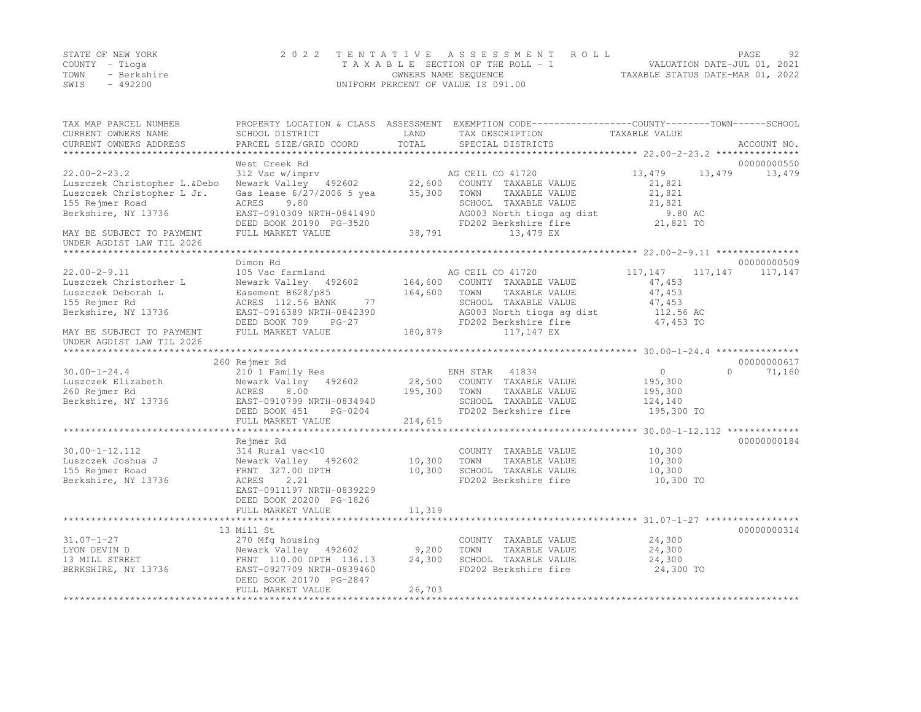STATE OF NEW YORK
COUNTY - Tioga
TOWN - Berkshire
SWIS - 492200

2022 TENTATIVE ASSESSMENT ROLL
TAXABLE SECTION OF THE ROLL - 1
OWNERS NAME SEQUENCE
UNIFORM PERCENT OF VALUE IS 091.00

VALUATION DATE-JUL 01, 2021
TAXABLE STATUS DATE-MAR 01, 2022

| TAX MAP PARCEL NUMBER / CURRENT OWNERS NAME / CURRENT OWNERS ADDRESS | PROPERTY LOCATION & CLASS / SCHOOL DISTRICT / PARCEL SIZE/GRID COORD | ASSESSMENT LAND / TOTAL | EXEMPTION CODE / TAX DESCRIPTION / SPECIAL DISTRICTS | COUNTY | TOWN | SCHOOL | ACCOUNT NO. |
|---|---|---|---|---|---|---|---|
| 22.00-2-23.2 | West Creek Rd | | | | | | 00000000550 |
| | 312 Vac w/imprv | | AG CEIL CO 41720 | 13,479 | 13,479 | 13,479 | |
| Luszczek Christopher L.&Debo | Newark Valley 492602 | 22,600 | COUNTY TAXABLE VALUE | 21,821 | | | |
| Luszczek Christopher L Jr. | Gas lease 6/27/2006 5 yea | 35,300 | TOWN TAXABLE VALUE | | 21,821 | | |
| 155 Rejmer Road | ACRES 9.80 | | SCHOOL TAXABLE VALUE | | | 21,821 | |
| Berkshire, NY 13736 | EAST-0910309 NRTH-0841490 | | AG003 North tioga ag dist | 9.80 AC | | | |
| | DEED BOOK 20190 PG-3520 | | FD202 Berkshire fire | 21,821 TO | | | |
| MAY BE SUBJECT TO PAYMENT UNDER AGDIST LAW TIL 2026 | FULL MARKET VALUE | 38,791 | 13,479 EX | | | | |
| 22.00-2-9.11 | Dimon Rd | | | | | | 00000000509 |
| | 105 Vac farmland | | AG CEIL CO 41720 | 117,147 | 117,147 | 117,147 | |
| Luszczek Christorher L | Newark Valley 492602 | 164,600 | COUNTY TAXABLE VALUE | 47,453 | | | |
| Luszczek Deborah L | Easement B628/p85 | 164,600 | TOWN TAXABLE VALUE | | 47,453 | | |
| 155 Rejmer Rd | ACRES 112.56 BANK 77 | | SCHOOL TAXABLE VALUE | | | 47,453 | |
| Berkshire, NY 13736 | EAST-0916389 NRTH-0842390 | | AG003 North tioga ag dist | 112.56 AC | | | |
| | DEED BOOK 709 PG-27 | | FD202 Berkshire fire | 47,453 TO | | | |
| MAY BE SUBJECT TO PAYMENT UNDER AGDIST LAW TIL 2026 | FULL MARKET VALUE | 180,879 | 117,147 EX | | | | |
| 30.00-1-24.4 | 260 Rejmer Rd | | | | | | 00000000617 |
| | 210 1 Family Res | | ENH STAR 41834 | 0 | 0 | 71,160 | |
| Luszczek Elizabeth | Newark Valley 492602 | 28,500 | COUNTY TAXABLE VALUE | 195,300 | | | |
| 260 Rejmer Rd | ACRES 8.00 | 195,300 | TOWN TAXABLE VALUE | | 195,300 | | |
| Berkshire, NY 13736 | EAST-0910799 NRTH-0834940 | | SCHOOL TAXABLE VALUE | | | 124,140 | |
| | DEED BOOK 451 PG-0204 | | FD202 Berkshire fire | 195,300 TO | | | |
| | FULL MARKET VALUE | 214,615 | | | | | |
| 30.00-1-12.112 | Rejmer Rd | | | | | | 00000000184 |
| | 314 Rural vac<10 | | COUNTY TAXABLE VALUE | 10,300 | | | |
| Luszczek Joshua J | Newark Valley 492602 | 10,300 | TOWN TAXABLE VALUE | | 10,300 | | |
| 155 Rejmer Road | FRNT 327.00 DPTH | 10,300 | SCHOOL TAXABLE VALUE | | | 10,300 | |
| Berkshire, NY 13736 | ACRES 2.21 | | FD202 Berkshire fire | 10,300 TO | | | |
| | EAST-0911197 NRTH-0839229 | | | | | | |
| | DEED BOOK 20200 PG-1826 | | | | | | |
| | FULL MARKET VALUE | 11,319 | | | | | |
| 31.07-1-27 | 13 Mill St | | | | | | 00000000314 |
| | 270 Mfg housing | | COUNTY TAXABLE VALUE | 24,300 | | | |
| LYON DEVIN D | Newark Valley 492602 | 9,200 | TOWN TAXABLE VALUE | | 24,300 | | |
| 13 MILL STREET | FRNT 110.00 DPTH 136.13 | 24,300 | SCHOOL TAXABLE VALUE | | | 24,300 | |
| BERKSHIRE, NY 13736 | EAST-0927709 NRTH-0839460 | | FD202 Berkshire fire | 24,300 TO | | | |
| | DEED BOOK 20170 PG-2847 | | | | | | |
| | FULL MARKET VALUE | 26,703 | | | | | |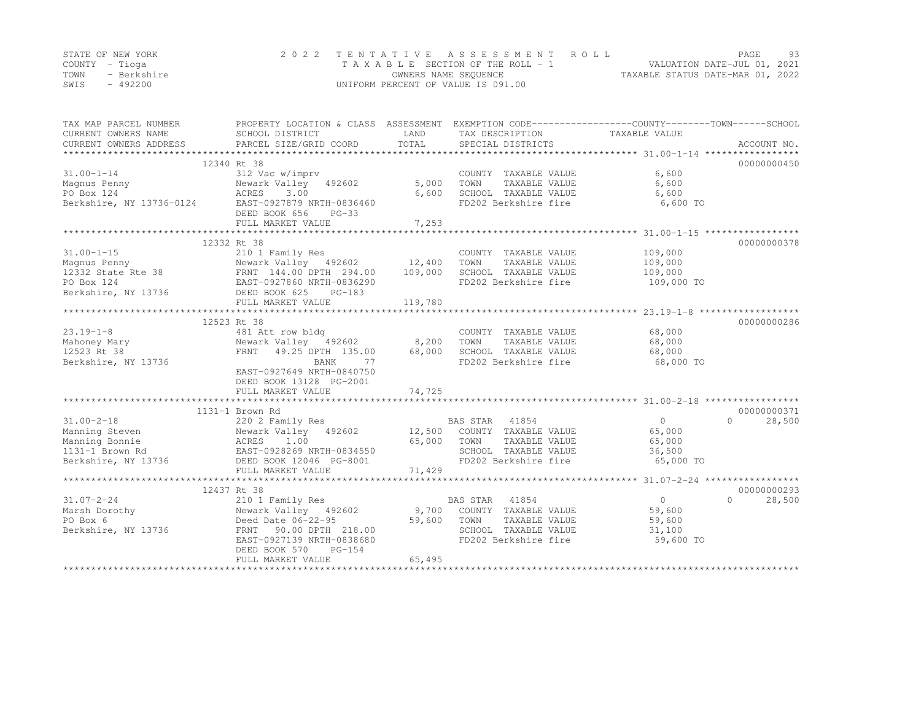STATE OF NEW YORK
COUNTY - Tioga
TOWN - Berkshire
SWIS - 492200

2022 TENTATIVE ASSESSMENT ROLL
TAXABLE SECTION OF THE ROLL - 1
OWNERS NAME SEQUENCE
UNIFORM PERCENT OF VALUE IS 091.00

VALUATION DATE-JUL 01, 2021
TAXABLE STATUS DATE-MAR 01, 2022

| TAX MAP PARCEL NUMBER / CURRENT OWNERS NAME / CURRENT OWNERS ADDRESS | PROPERTY LOCATION & CLASS / SCHOOL DISTRICT / PARCEL SIZE/GRID COORD | ASSESSMENT LAND | TOTAL | EXEMPTION CODE / TAX DESCRIPTION / SPECIAL DISTRICTS | COUNTY / TOWN / SCHOOL TAXABLE VALUE | ACCOUNT NO. |
|---|---|---|---|---|---|---|
| **31.00-1-14** | 12340 Rt 38 | | | | | 00000000450 |
| Magnus Penny | 312 Vac w/imprv | | | COUNTY TAXABLE VALUE | 6,600 | |
| PO Box 124 | Newark Valley 492602 | 5,000 | | TOWN TAXABLE VALUE | 6,600 | |
| Berkshire, NY 13736-0124 | ACRES 3.00 | | 6,600 | SCHOOL TAXABLE VALUE | 6,600 | |
| | EAST-0927879 NRTH-0836460 | | | FD202 Berkshire fire | 6,600 TO | |
| | DEED BOOK 656 PG-33 | | | | | |
| | FULL MARKET VALUE | | 7,253 | | | |
| **31.00-1-15** | 12332 Rt 38 | | | | | 00000000378 |
| Magnus Penny | 210 1 Family Res | | | COUNTY TAXABLE VALUE | 109,000 | |
| 12332 State Rte 38 | Newark Valley 492602 | 12,400 | | TOWN TAXABLE VALUE | 109,000 | |
| PO Box 124 | FRNT 144.00 DPTH 294.00 | | 109,000 | SCHOOL TAXABLE VALUE | 109,000 | |
| Berkshire, NY 13736 | EAST-0927860 NRTH-0836290 | | | FD202 Berkshire fire | 109,000 TO | |
| | DEED BOOK 625 PG-183 | | | | | |
| | FULL MARKET VALUE | | 119,780 | | | |
| **23.19-1-8** | 12523 Rt 38 | | | | | 00000000286 |
| Mahoney Mary | 481 Att row bldg | | | COUNTY TAXABLE VALUE | 68,000 | |
| 12523 Rt 38 | Newark Valley 492602 | 8,200 | | TOWN TAXABLE VALUE | 68,000 | |
| Berkshire, NY 13736 | FRNT 49.25 DPTH 135.00 | | 68,000 | SCHOOL TAXABLE VALUE | 68,000 | |
| | BANK 77 | | | FD202 Berkshire fire | 68,000 TO | |
| | EAST-0927649 NRTH-0840750 | | | | | |
| | DEED BOOK 13128 PG-2001 | | | | | |
| | FULL MARKET VALUE | | 74,725 | | | |
| **31.00-2-18** | 1131-1 Brown Rd | | | | | 00000000371 |
| Manning Steven | 220 2 Family Res | | | BAS STAR 41854 | 0 / 0 / 28,500 | |
| Manning Bonnie | Newark Valley 492602 | 12,500 | | COUNTY TAXABLE VALUE | 65,000 | |
| 1131-1 Brown Rd | ACRES 1.00 | | 65,000 | TOWN TAXABLE VALUE | 65,000 | |
| Berkshire, NY 13736 | EAST-0928269 NRTH-0834550 | | | SCHOOL TAXABLE VALUE | 36,500 | |
| | DEED BOOK 12046 PG-8001 | | | FD202 Berkshire fire | 65,000 TO | |
| | FULL MARKET VALUE | | 71,429 | | | |
| **31.07-2-24** | 12437 Rt 38 | | | | | 00000000293 |
| Marsh Dorothy | 210 1 Family Res | | | BAS STAR 41854 | 0 / 0 / 28,500 | |
| PO Box 6 | Newark Valley 492602 | 9,700 | | COUNTY TAXABLE VALUE | 59,600 | |
| Berkshire, NY 13736 | Deed Date 06-22-95 | | 59,600 | TOWN TAXABLE VALUE | 59,600 | |
| | FRNT 90.00 DPTH 218.00 | | | SCHOOL TAXABLE VALUE | 31,100 | |
| | EAST-0927139 NRTH-0838680 | | | FD202 Berkshire fire | 59,600 TO | |
| | DEED BOOK 570 PG-154 | | | | | |
| | FULL MARKET VALUE | | 65,495 | | | |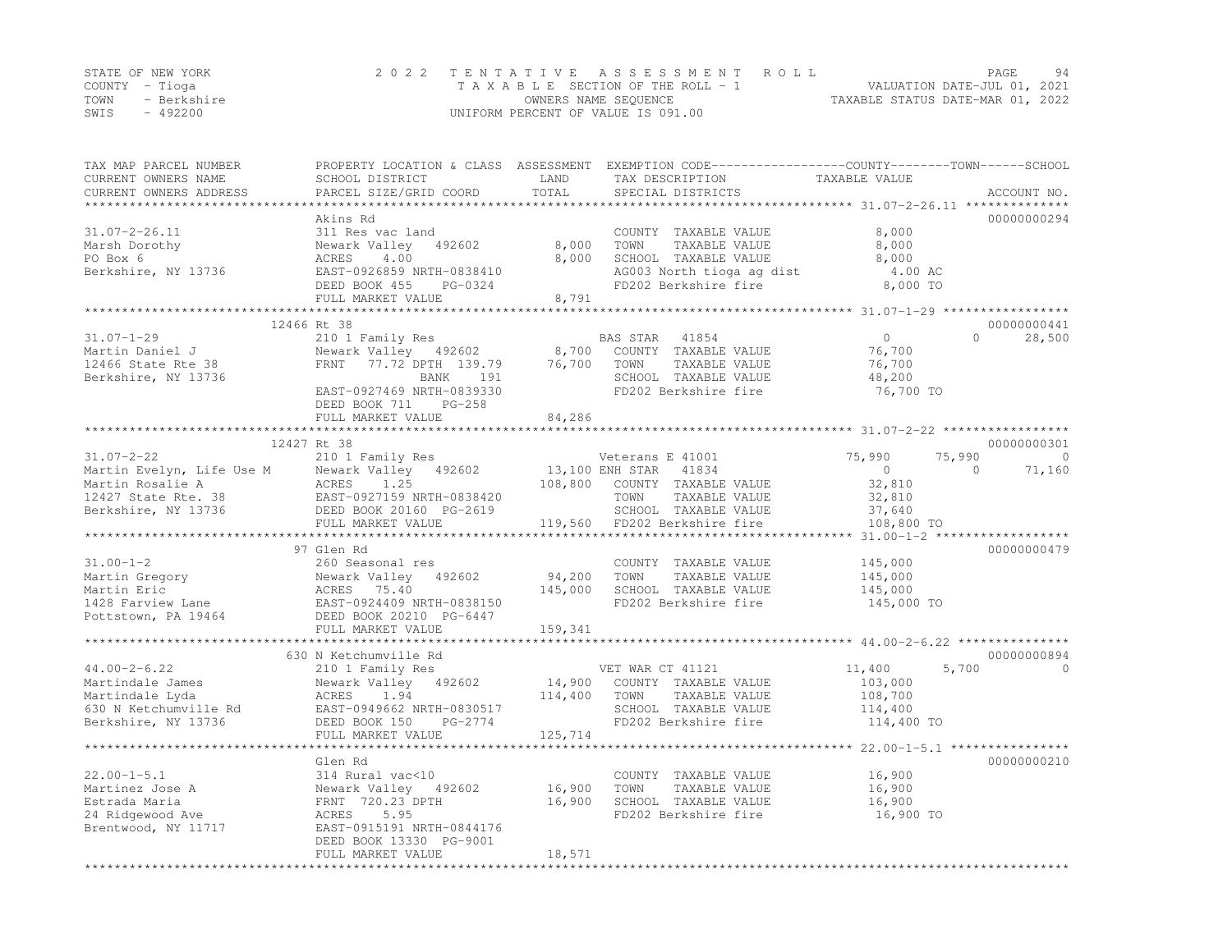STATE OF NEW YORK
COUNTY - Tioga
TOWN - Berkshire
SWIS - 492200

2022 TENTATIVE ASSESSMENT ROLL
TAXABLE SECTION OF THE ROLL - 1
OWNERS NAME SEQUENCE
UNIFORM PERCENT OF VALUE IS 091.00

VALUATION DATE-JUL 01, 2021
TAXABLE STATUS DATE-MAR 01, 2022

| TAX MAP PARCEL NUMBER / CURRENT OWNERS NAME / CURRENT OWNERS ADDRESS | PROPERTY LOCATION & CLASS / SCHOOL DISTRICT / PARCEL SIZE/GRID COORD | ASSESSMENT LAND | TOTAL | EXEMPTION CODE / TAX DESCRIPTION / SPECIAL DISTRICTS | COUNTY TAXABLE VALUE | TOWN | SCHOOL | ACCOUNT NO. |
|---|---|---|---|---|---|---|---|---|
| **31.07-2-26.11** | Akins Rd | | | | | | | 00000000294 |
| 31.07-2-26.11 | 311 Res vac land | | | COUNTY TAXABLE VALUE | 8,000 | | | |
| Marsh Dorothy | Newark Valley 492602 | 8,000 | | TOWN TAXABLE VALUE | 8,000 | | | |
| PO Box 6 | ACRES 4.00 | | 8,000 | SCHOOL TAXABLE VALUE | 8,000 | | | |
| Berkshire, NY 13736 | EAST-0926859 NRTH-0838410 | | | AG003 North tioga ag dist | 4.00 AC | | | |
| | DEED BOOK 455 PG-0324 | | | FD202 Berkshire fire | 8,000 TO | | | |
| | FULL MARKET VALUE | | 8,791 | | | | | |
| **31.07-1-29** | 12466 Rt 38 | | | | | | | 00000000441 |
| 31.07-1-29 | 210 1 Family Res | | | BAS STAR 41854 | 0 | 0 | 28,500 | |
| Martin Daniel J | Newark Valley 492602 | 8,700 | | COUNTY TAXABLE VALUE | 76,700 | | | |
| 12466 State Rte 38 | FRNT 77.72 DPTH 139.79 | | 76,700 | TOWN TAXABLE VALUE | 76,700 | | | |
| Berkshire, NY 13736 | BANK 191 | | | SCHOOL TAXABLE VALUE | 48,200 | | | |
| | EAST-0927469 NRTH-0839330 | | | FD202 Berkshire fire | 76,700 TO | | | |
| | DEED BOOK 711 PG-258 | | | | | | | |
| | FULL MARKET VALUE | | 84,286 | | | | | |
| **31.07-2-22** | 12427 Rt 38 | | | | | | | 00000000301 |
| 31.07-2-22 | 210 1 Family Res | | | Veterans E 41001 | 75,990 | 75,990 | 0 | |
| Martin Evelyn, Life Use M | Newark Valley 492602 | 13,100 | | ENH STAR 41834 | 0 | 0 | 71,160 | |
| Martin Rosalie A | ACRES 1.25 | | 108,800 | COUNTY TAXABLE VALUE | 32,810 | | | |
| 12427 State Rte. 38 | EAST-0927159 NRTH-0838420 | | | TOWN TAXABLE VALUE | 32,810 | | | |
| Berkshire, NY 13736 | DEED BOOK 20160 PG-2619 | | | SCHOOL TAXABLE VALUE | 37,640 | | | |
| | FULL MARKET VALUE | | 119,560 | FD202 Berkshire fire | 108,800 TO | | | |
| **31.00-1-2** | 97 Glen Rd | | | | | | | 00000000479 |
| 31.00-1-2 | 260 Seasonal res | | | COUNTY TAXABLE VALUE | 145,000 | | | |
| Martin Gregory | Newark Valley 492602 | 94,200 | | TOWN TAXABLE VALUE | 145,000 | | | |
| Martin Eric | ACRES 75.40 | | 145,000 | SCHOOL TAXABLE VALUE | 145,000 | | | |
| 1428 Farview Lane | EAST-0924409 NRTH-0838150 | | | FD202 Berkshire fire | 145,000 TO | | | |
| Pottstown, PA 19464 | DEED BOOK 20210 PG-6447 | | | | | | | |
| | FULL MARKET VALUE | | 159,341 | | | | | |
| **44.00-2-6.22** | 630 N Ketchumville Rd | | | | | | | 00000000894 |
| 44.00-2-6.22 | 210 1 Family Res | | | VET WAR CT 41121 | 11,400 | 5,700 | 0 | |
| Martindale James | Newark Valley 492602 | 14,900 | | COUNTY TAXABLE VALUE | 103,000 | | | |
| Martindale Lyda | ACRES 1.94 | | 114,400 | TOWN TAXABLE VALUE | 108,700 | | | |
| 630 N Ketchumville Rd | EAST-0949662 NRTH-0830517 | | | SCHOOL TAXABLE VALUE | 114,400 | | | |
| Berkshire, NY 13736 | DEED BOOK 150 PG-2774 | | | FD202 Berkshire fire | 114,400 TO | | | |
| | FULL MARKET VALUE | | 125,714 | | | | | |
| **22.00-1-5.1** | Glen Rd | | | | | | | 00000000210 |
| 22.00-1-5.1 | 314 Rural vac<10 | | | COUNTY TAXABLE VALUE | 16,900 | | | |
| Martinez Jose A | Newark Valley 492602 | 16,900 | | TOWN TAXABLE VALUE | 16,900 | | | |
| Estrada Maria | FRNT 720.23 DPTH | | 16,900 | SCHOOL TAXABLE VALUE | 16,900 | | | |
| 24 Ridgewood Ave | ACRES 5.95 | | | FD202 Berkshire fire | 16,900 TO | | | |
| Brentwood, NY 11717 | EAST-0915191 NRTH-0844176 | | | | | | | |
| | DEED BOOK 13330 PG-9001 | | | | | | | |
| | FULL MARKET VALUE | | 18,571 | | | | | |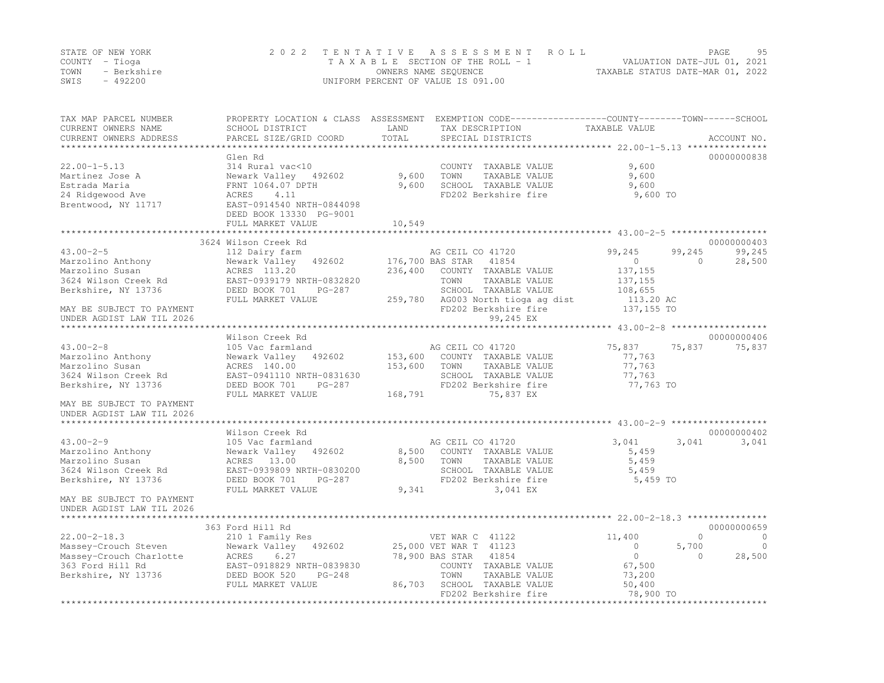STATE OF NEW YORK
COUNTY - Tioga
TOWN - Berkshire
SWIS - 492200

2022 TENTATIVE ASSESSMENT ROLL
TAXABLE SECTION OF THE ROLL - 1
OWNERS NAME SEQUENCE
UNIFORM PERCENT OF VALUE IS 091.00

VALUATION DATE-JUL 01, 2021
TAXABLE STATUS DATE-MAR 01, 2022

| TAX MAP PARCEL NUMBER / CURRENT OWNERS NAME / CURRENT OWNERS ADDRESS | PROPERTY LOCATION & CLASS / SCHOOL DISTRICT / PARCEL SIZE/GRID COORD | ASSESSMENT LAND / TOTAL | EXEMPTION CODE / TAX DESCRIPTION / SPECIAL DISTRICTS | COUNTY TAXABLE VALUE | TOWN | SCHOOL | ACCOUNT NO. |
|---|---|---|---|---|---|---|---|
| **22.00-1-5.13** | Glen Rd | | | | | | 00000000838 |
| 22.00-1-5.13 | 314 Rural vac<10 | | COUNTY TAXABLE VALUE | 9,600 | | | |
| Martinez Jose A | Newark Valley 492602 | 9,600 | TOWN TAXABLE VALUE | 9,600 | | | |
| Estrada Maria | FRNT 1064.07 DPTH | 9,600 | SCHOOL TAXABLE VALUE | 9,600 | | | |
| 24 Ridgewood Ave | ACRES 4.11 | | FD202 Berkshire fire | 9,600 TO | | | |
| Brentwood, NY 11717 | EAST-0914540 NRTH-0844098 | | | | | | |
| | DEED BOOK 13330 PG-9001 | | | | | | |
| | FULL MARKET VALUE | 10,549 | | | | | |
| **43.00-2-5** | 3624 Wilson Creek Rd | | | | | | 00000000403 |
| 43.00-2-5 | 112 Dairy farm | | AG CEIL CO 41720 | 99,245 | 99,245 | 99,245 | |
| Marzolino Anthony | Newark Valley 492602 | 176,700 | BAS STAR 41854 | 0 | 0 | 28,500 | |
| Marzolino Susan | ACRES 113.20 | 236,400 | COUNTY TAXABLE VALUE | 137,155 | | | |
| 3624 Wilson Creek Rd | EAST-0939179 NRTH-0832820 | | TOWN TAXABLE VALUE | 137,155 | | | |
| Berkshire, NY 13736 | DEED BOOK 701 PG-287 | | SCHOOL TAXABLE VALUE | 108,655 | | | |
| | FULL MARKET VALUE | 259,780 | AG003 North tioga ag dist | 113.20 AC | | | |
| MAY BE SUBJECT TO PAYMENT | | | FD202 Berkshire fire | 137,155 TO | | | |
| UNDER AGDIST LAW TIL 2026 | | | 99,245 EX | | | | |
| **43.00-2-8** | Wilson Creek Rd | | | | | | 00000000406 |
| 43.00-2-8 | 105 Vac farmland | | AG CEIL CO 41720 | 75,837 | 75,837 | 75,837 | |
| Marzolino Anthony | Newark Valley 492602 | 153,600 | COUNTY TAXABLE VALUE | 77,763 | | | |
| Marzolino Susan | ACRES 140.00 | 153,600 | TOWN TAXABLE VALUE | 77,763 | | | |
| 3624 Wilson Creek Rd | EAST-0941110 NRTH-0831630 | | SCHOOL TAXABLE VALUE | 77,763 | | | |
| Berkshire, NY 13736 | DEED BOOK 701 PG-287 | | FD202 Berkshire fire | 77,763 TO | | | |
| | FULL MARKET VALUE | 168,791 | 75,837 EX | | | | |
| MAY BE SUBJECT TO PAYMENT | | | | | | | |
| UNDER AGDIST LAW TIL 2026 | | | | | | | |
| **43.00-2-9** | Wilson Creek Rd | | | | | | 00000000402 |
| 43.00-2-9 | 105 Vac farmland | | AG CEIL CO 41720 | 3,041 | 3,041 | 3,041 | |
| Marzolino Anthony | Newark Valley 492602 | 8,500 | COUNTY TAXABLE VALUE | 5,459 | | | |
| Marzolino Susan | ACRES 13.00 | 8,500 | TOWN TAXABLE VALUE | 5,459 | | | |
| 3624 Wilson Creek Rd | EAST-0939809 NRTH-0830200 | | SCHOOL TAXABLE VALUE | 5,459 | | | |
| Berkshire, NY 13736 | DEED BOOK 701 PG-287 | | FD202 Berkshire fire | 5,459 TO | | | |
| | FULL MARKET VALUE | 9,341 | 3,041 EX | | | | |
| MAY BE SUBJECT TO PAYMENT | | | | | | | |
| UNDER AGDIST LAW TIL 2026 | | | | | | | |
| **22.00-2-18.3** | 363 Ford Hill Rd | | | | | | 00000000659 |
| 22.00-2-18.3 | 210 1 Family Res | | VET WAR C 41122 | 11,400 | 0 | 0 | |
| Massey-Crouch Steven | Newark Valley 492602 | 25,000 | VET WAR T 41123 | 0 | 5,700 | 0 | |
| Massey-Crouch Charlotte | ACRES 6.27 | 78,900 | BAS STAR 41854 | 0 | 0 | 28,500 | |
| 363 Ford Hill Rd | EAST-0918829 NRTH-0839830 | | COUNTY TAXABLE VALUE | 67,500 | | | |
| Berkshire, NY 13736 | DEED BOOK 520 PG-248 | | TOWN TAXABLE VALUE | 73,200 | | | |
| | FULL MARKET VALUE | 86,703 | SCHOOL TAXABLE VALUE | 50,400 | | | |
| | | | FD202 Berkshire fire | 78,900 TO | | | |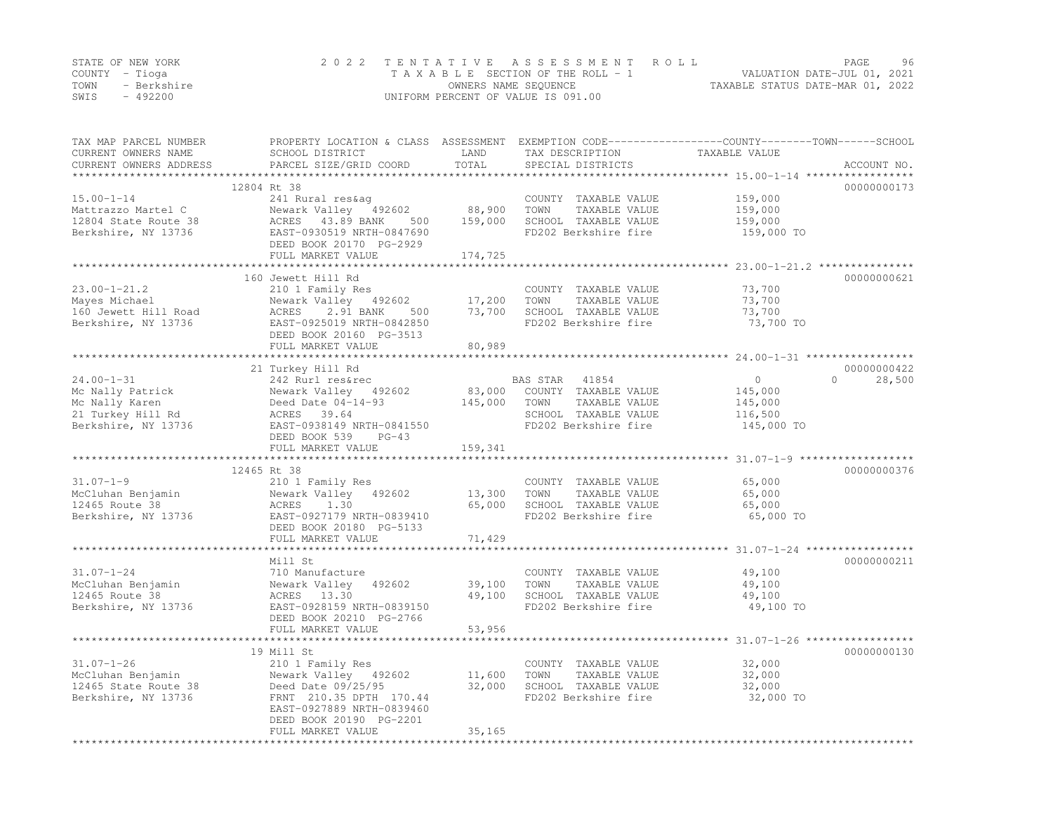STATE OF NEW YORK
COUNTY - Tioga
TOWN - Berkshire
SWIS - 492200

# 2022 TENTATIVE ASSESSMENT ROLL

TAXABLE SECTION OF THE ROLL - 1
OWNERS NAME SEQUENCE
UNIFORM PERCENT OF VALUE IS 091.00

VALUATION DATE-JUL 01, 2021
TAXABLE STATUS DATE-MAR 01, 2022

| TAX MAP PARCEL NUMBER / CURRENT OWNERS NAME / CURRENT OWNERS ADDRESS | PROPERTY LOCATION & CLASS / SCHOOL DISTRICT / PARCEL SIZE/GRID COORD | ASSESSMENT LAND | ASSESSMENT TOTAL | EXEMPTION CODE / TAX DESCRIPTION / SPECIAL DISTRICTS | COUNTY TAXABLE VALUE | TOWN | SCHOOL | ACCOUNT NO. |
|---|---|---|---|---|---|---|---|---|
| 15.00-1-14 | 12804 Rt 38 | | | | | | | 00000000173 |
| Mattrazzo Martel C | 241 Rural res&ag | | | COUNTY TAXABLE VALUE | 159,000 | | | |
| 12804 State Route 38 | Newark Valley 492602 | 88,900 | | TOWN TAXABLE VALUE | 159,000 | | | |
| Berkshire, NY 13736 | ACRES 43.89 BANK 500 | | 159,000 | SCHOOL TAXABLE VALUE | 159,000 | | | |
| | EAST-0930519 NRTH-0847690 | | | FD202 Berkshire fire | 159,000 TO | | | |
| | DEED BOOK 20170 PG-2929 | | | | | | | |
| | FULL MARKET VALUE | | 174,725 | | | | | |
| 23.00-1-21.2 | 160 Jewett Hill Rd | | | | | | | 00000000621 |
| Mayes Michael | 210 1 Family Res | | | COUNTY TAXABLE VALUE | 73,700 | | | |
| 160 Jewett Hill Road | Newark Valley 492602 | 17,200 | | TOWN TAXABLE VALUE | 73,700 | | | |
| Berkshire, NY 13736 | ACRES 2.91 BANK 500 | | 73,700 | SCHOOL TAXABLE VALUE | 73,700 | | | |
| | EAST-0925019 NRTH-0842850 | | | FD202 Berkshire fire | 73,700 TO | | | |
| | DEED BOOK 20160 PG-3513 | | | | | | | |
| | FULL MARKET VALUE | | 80,989 | | | | | |
| 24.00-1-31 | 21 Turkey Hill Rd | | | | | | | 00000000422 |
| Mc Nally Patrick | 242 Rurl res&rec | | | BAS STAR 41854 | 0 | 0 | 28,500 | |
| Mc Nally Karen | Newark Valley 492602 | 83,000 | | COUNTY TAXABLE VALUE | 145,000 | | | |
| 21 Turkey Hill Rd | Deed Date 04-14-93 | | 145,000 | TOWN TAXABLE VALUE | 145,000 | | | |
| Berkshire, NY 13736 | ACRES 39.64 | | | SCHOOL TAXABLE VALUE | 116,500 | | | |
| | EAST-0938149 NRTH-0841550 | | | FD202 Berkshire fire | 145,000 TO | | | |
| | DEED BOOK 539 PG-43 | | | | | | | |
| | FULL MARKET VALUE | | 159,341 | | | | | |
| 31.07-1-9 | 12465 Rt 38 | | | | | | | 00000000376 |
| McCluhan Benjamin | 210 1 Family Res | | | COUNTY TAXABLE VALUE | 65,000 | | | |
| 12465 Route 38 | Newark Valley 492602 | 13,300 | | TOWN TAXABLE VALUE | 65,000 | | | |
| Berkshire, NY 13736 | ACRES 1.30 | | 65,000 | SCHOOL TAXABLE VALUE | 65,000 | | | |
| | EAST-0927179 NRTH-0839410 | | | FD202 Berkshire fire | 65,000 TO | | | |
| | DEED BOOK 20180 PG-5133 | | | | | | | |
| | FULL MARKET VALUE | | 71,429 | | | | | |
| 31.07-1-24 | Mill St | | | | | | | 00000000211 |
| McCluhan Benjamin | 710 Manufacture | | | COUNTY TAXABLE VALUE | 49,100 | | | |
| 12465 Route 38 | Newark Valley 492602 | 39,100 | | TOWN TAXABLE VALUE | 49,100 | | | |
| Berkshire, NY 13736 | ACRES 13.30 | | 49,100 | SCHOOL TAXABLE VALUE | 49,100 | | | |
| | EAST-0928159 NRTH-0839150 | | | FD202 Berkshire fire | 49,100 TO | | | |
| | DEED BOOK 20210 PG-2766 | | | | | | | |
| | FULL MARKET VALUE | | 53,956 | | | | | |
| 31.07-1-26 | 19 Mill St | | | | | | | 00000000130 |
| McCluhan Benjamin | 210 1 Family Res | | | COUNTY TAXABLE VALUE | 32,000 | | | |
| 12465 State Route 38 | Newark Valley 492602 | 11,600 | | TOWN TAXABLE VALUE | 32,000 | | | |
| Berkshire, NY 13736 | Deed Date 09/25/95 | | 32,000 | SCHOOL TAXABLE VALUE | 32,000 | | | |
| | FRNT 210.35 DPTH 170.44 | | | FD202 Berkshire fire | 32,000 TO | | | |
| | EAST-0927889 NRTH-0839460 | | | | | | | |
| | DEED BOOK 20190 PG-2201 | | | | | | | |
| | FULL MARKET VALUE | | 35,165 | | | | | |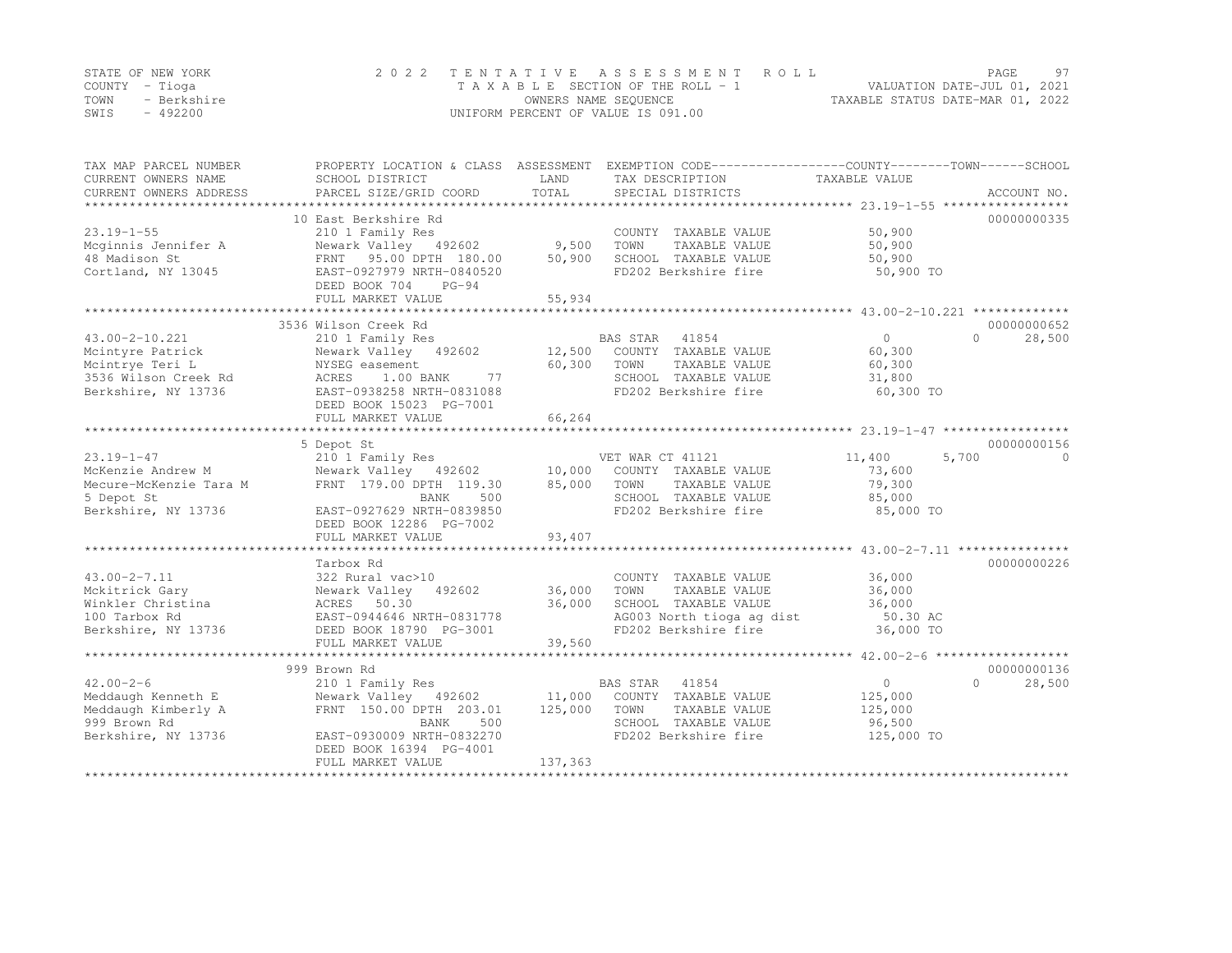STATE OF NEW YORK
COUNTY - Tioga
TOWN - Berkshire
SWIS - 492200

2022 TENTATIVE ASSESSMENT ROLL
TAXABLE SECTION OF THE ROLL - 1
OWNERS NAME SEQUENCE
UNIFORM PERCENT OF VALUE IS 091.00

VALUATION DATE-JUL 01, 2021
TAXABLE STATUS DATE-MAR 01, 2022

| TAX MAP PARCEL NUMBER / CURRENT OWNERS NAME / CURRENT OWNERS ADDRESS | PROPERTY LOCATION & CLASS / SCHOOL DISTRICT / PARCEL SIZE/GRID COORD | ASSESSMENT LAND / TOTAL | EXEMPTION CODE / TAX DESCRIPTION / SPECIAL DISTRICTS | COUNTY TAXABLE VALUE | TOWN | SCHOOL | ACCOUNT NO. |
|---|---|---|---|---|---|---|---|
| 23.19-1-55 | 10 East Berkshire Rd | | | | | | 00000000335 |
| | 210 1 Family Res | | COUNTY TAXABLE VALUE | 50,900 | | | |
| Mcginnis Jennifer A | Newark Valley 492602 | 9,500 | TOWN TAXABLE VALUE | 50,900 | | | |
| 48 Madison St | FRNT 95.00 DPTH 180.00 | 50,900 | SCHOOL TAXABLE VALUE | 50,900 | | | |
| Cortland, NY 13045 | EAST-0927979 NRTH-0840520 | | FD202 Berkshire fire | 50,900 TO | | | |
| | DEED BOOK 704 PG-94 | | | | | | |
| | FULL MARKET VALUE | 55,934 | | | | | |
| 43.00-2-10.221 | 3536 Wilson Creek Rd | | | | | | 00000000652 |
| | 210 1 Family Res | | BAS STAR 41854 | 0 | 0 | 28,500 | |
| Mcintyre Patrick | Newark Valley 492602 | 12,500 | COUNTY TAXABLE VALUE | 60,300 | | | |
| Mcintrye Teri L | NYSEG easement | 60,300 | TOWN TAXABLE VALUE | 60,300 | | | |
| 3536 Wilson Creek Rd | ACRES 1.00 BANK 77 | | SCHOOL TAXABLE VALUE | 31,800 | | | |
| Berkshire, NY 13736 | EAST-0938258 NRTH-0831088 | | FD202 Berkshire fire | 60,300 TO | | | |
| | DEED BOOK 15023 PG-7001 | | | | | | |
| | FULL MARKET VALUE | 66,264 | | | | | |
| 23.19-1-47 | 5 Depot St | | | | | | 00000000156 |
| | 210 1 Family Res | | VET WAR CT 41121 | 11,400 | 5,700 | 0 | |
| McKenzie Andrew M | Newark Valley 492602 | 10,000 | COUNTY TAXABLE VALUE | 73,600 | | | |
| Mecure-McKenzie Tara M | FRNT 179.00 DPTH 119.30 | 85,000 | TOWN TAXABLE VALUE | 79,300 | | | |
| 5 Depot St | BANK 500 | | SCHOOL TAXABLE VALUE | 85,000 | | | |
| Berkshire, NY 13736 | EAST-0927629 NRTH-0839850 | | FD202 Berkshire fire | 85,000 TO | | | |
| | DEED BOOK 12286 PG-7002 | | | | | | |
| | FULL MARKET VALUE | 93,407 | | | | | |
| 43.00-2-7.11 | Tarbox Rd | | | | | | 00000000226 |
| | 322 Rural vac>10 | | COUNTY TAXABLE VALUE | 36,000 | | | |
| Mckitrick Gary | Newark Valley 492602 | 36,000 | TOWN TAXABLE VALUE | 36,000 | | | |
| Winkler Christina | ACRES 50.30 | 36,000 | SCHOOL TAXABLE VALUE | 36,000 | | | |
| 100 Tarbox Rd | EAST-0944646 NRTH-0831778 | | AG003 North tioga ag dist | 50.30 AC | | | |
| Berkshire, NY 13736 | DEED BOOK 18790 PG-3001 | | FD202 Berkshire fire | 36,000 TO | | | |
| | FULL MARKET VALUE | 39,560 | | | | | |
| 42.00-2-6 | 999 Brown Rd | | | | | | 00000000136 |
| | 210 1 Family Res | | BAS STAR 41854 | 0 | 0 | 28,500 | |
| Meddaugh Kenneth E | Newark Valley 492602 | 11,000 | COUNTY TAXABLE VALUE | 125,000 | | | |
| Meddaugh Kimberly A | FRNT 150.00 DPTH 203.01 | 125,000 | TOWN TAXABLE VALUE | 125,000 | | | |
| 999 Brown Rd | BANK 500 | | SCHOOL TAXABLE VALUE | 96,500 | | | |
| Berkshire, NY 13736 | EAST-0930009 NRTH-0832270 | | FD202 Berkshire fire | 125,000 TO | | | |
| | DEED BOOK 16394 PG-4001 | | | | | | |
| | FULL MARKET VALUE | 137,363 | | | | | |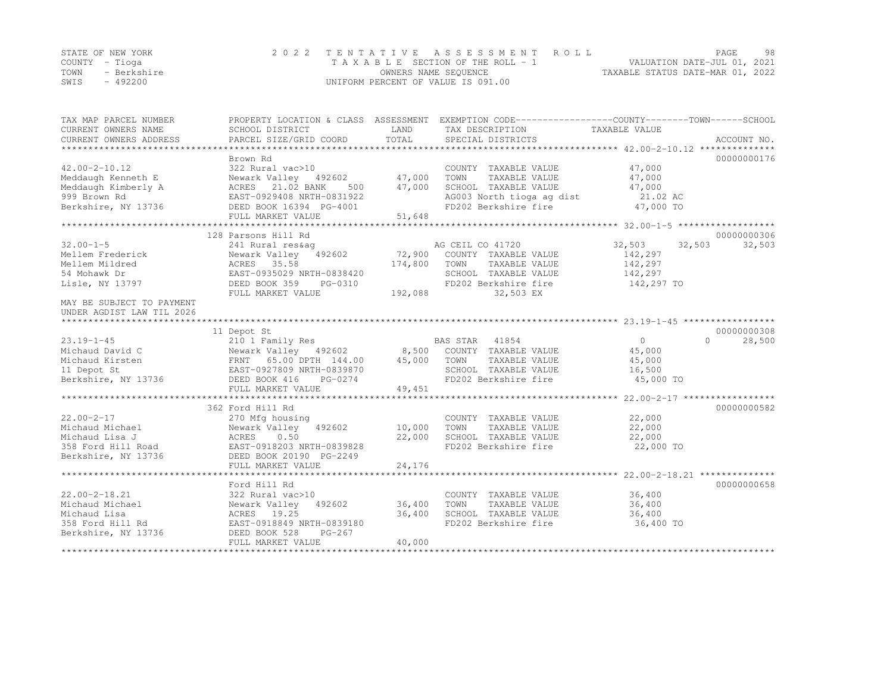STATE OF NEW YORK
COUNTY - Tioga
TOWN - Berkshire
SWIS - 492200

2022 TENTATIVE ASSESSMENT ROLL
TAXABLE SECTION OF THE ROLL - 1
OWNERS NAME SEQUENCE
UNIFORM PERCENT OF VALUE IS 091.00

VALUATION DATE-JUL 01, 2021
TAXABLE STATUS DATE-MAR 01, 2022

```
TAX MAP PARCEL NUMBER      PROPERTY LOCATION & CLASS  ASSESSMENT  EXEMPTION CODE------------------COUNTY--------TOWN------SCHOOL
CURRENT OWNERS NAME        SCHOOL DISTRICT              LAND      TAX DESCRIPTION            TAXABLE VALUE
CURRENT OWNERS ADDRESS     PARCEL SIZE/GRID COORD       TOTAL     SPECIAL DISTRICTS                                   ACCOUNT NO.
******************************************************************************************************* 42.00-2-10.12 **************
                           Brown Rd                                                                                  00000000176
42.00-2-10.12              322 Rural vac>10                       COUNTY  TAXABLE VALUE          47,000
Meddaugh Kenneth E         Newark Valley   492602       47,000    TOWN    TAXABLE VALUE          47,000
Meddaugh Kimberly A        ACRES   21.02 BANK     500   47,000    SCHOOL  TAXABLE VALUE          47,000
999 Brown Rd               EAST-0929408 NRTH-0831922              AG003 North tioga ag dist        21.02 AC
Berkshire, NY 13736        DEED BOOK 16394  PG-4001               FD202 Berkshire fire           47,000 TO
                           FULL MARKET VALUE            51,648
******************************************************************************************************* 32.00-1-5 ******************
                           128 Parsons Hill Rd                                                                       00000000306
32.00-1-5                  241 Rural res&ag                       AG CEIL CO 41720              32,503     32,503     32,503
Mellem Frederick           Newark Valley   492602       72,900    COUNTY  TAXABLE VALUE         142,297
Mellem Mildred             ACRES   35.58               174,800    TOWN    TAXABLE VALUE         142,297
54 Mohawk Dr               EAST-0935029 NRTH-0838420              SCHOOL  TAXABLE VALUE         142,297
Lisle, NY 13797            DEED BOOK 359    PG-0310               FD202 Berkshire fire          142,297 TO
                           FULL MARKET VALUE           192,088           32,503 EX
MAY BE SUBJECT TO PAYMENT
UNDER AGDIST LAW TIL 2026
******************************************************************************************************* 23.19-1-45 *****************
                           11 Depot St                                                                               00000000308
23.19-1-45                 210 1 Family Res                       BAS STAR  41854                    0          0     28,500
Michaud David C            Newark Valley   492602        8,500    COUNTY  TAXABLE VALUE          45,000
Michaud Kirsten            FRNT   65.00 DPTH 144.00     45,000    TOWN    TAXABLE VALUE          45,000
11 Depot St                EAST-0927809 NRTH-0839870              SCHOOL  TAXABLE VALUE          16,500
Berkshire, NY 13736        DEED BOOK 416    PG-0274               FD202 Berkshire fire           45,000 TO
                           FULL MARKET VALUE            49,451
******************************************************************************************************* 22.00-2-17 *****************
                           362 Ford Hill Rd                                                                          00000000582
22.00-2-17                 270 Mfg housing                        COUNTY  TAXABLE VALUE          22,000
Michaud Michael            Newark Valley   492602       10,000    TOWN    TAXABLE VALUE          22,000
Michaud Lisa J             ACRES    0.50                22,000    SCHOOL  TAXABLE VALUE          22,000
358 Ford Hill Road         EAST-0918203 NRTH-0839828              FD202 Berkshire fire           22,000 TO
Berkshire, NY 13736        DEED BOOK 20190  PG-2249
                           FULL MARKET VALUE            24,176
******************************************************************************************************* 22.00-2-18.21 **************
                           Ford Hill Rd                                                                              00000000658
22.00-2-18.21              322 Rural vac>10                       COUNTY  TAXABLE VALUE          36,400
Michaud Michael            Newark Valley   492602       36,400    TOWN    TAXABLE VALUE          36,400
Michaud Lisa               ACRES   19.25                36,400    SCHOOL  TAXABLE VALUE          36,400
358 Ford Hill Rd           EAST-0918849 NRTH-0839180              FD202 Berkshire fire           36,400 TO
Berkshire, NY 13736        DEED BOOK 528    PG-267
                           FULL MARKET VALUE            40,000
************************************************************************************************************************************
```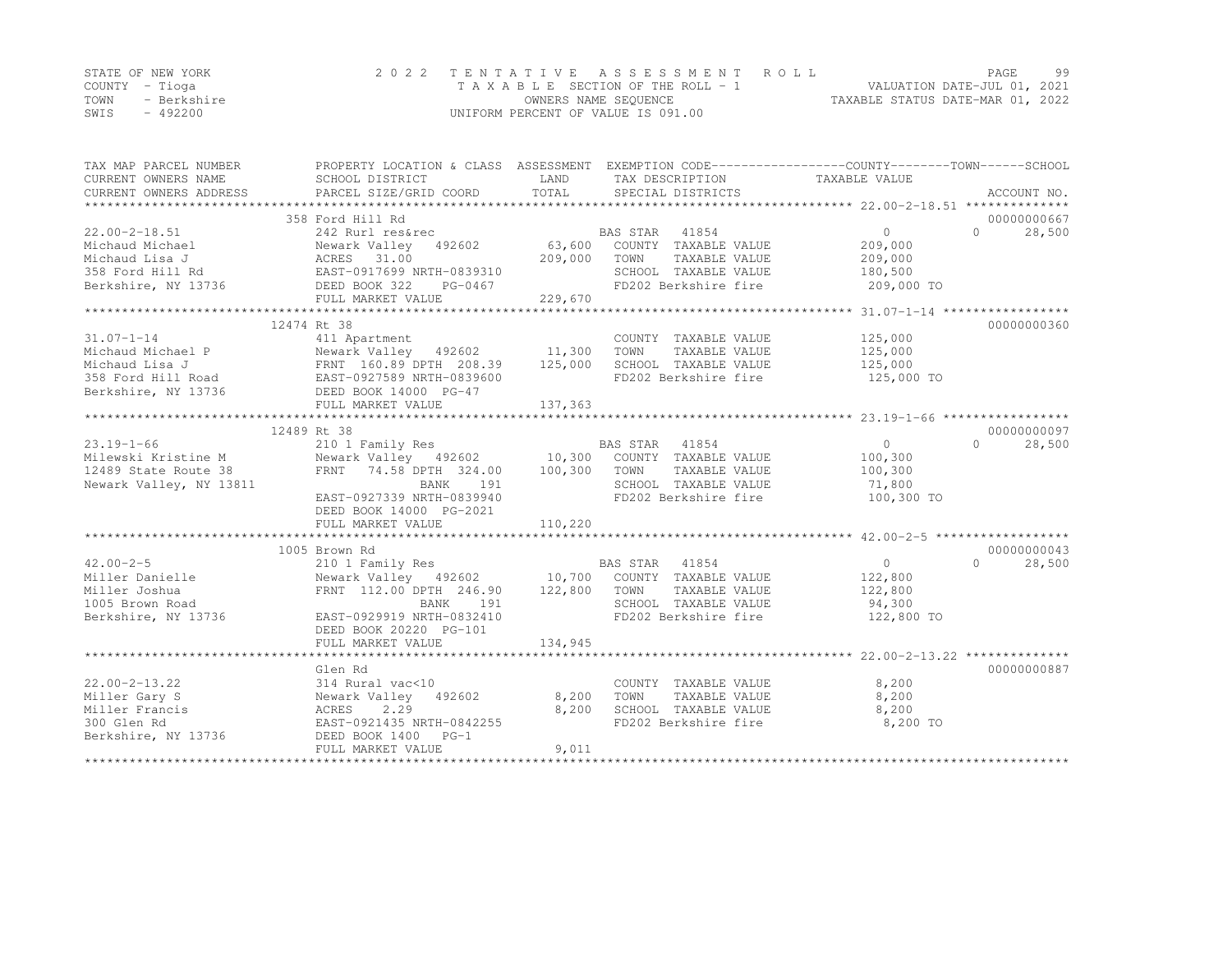STATE OF NEW YORK · COUNTY - Tioga · TOWN - Berkshire · SWIS - 492200

2022 TENTATIVE ASSESSMENT ROLL
TAXABLE SECTION OF THE ROLL - 1
OWNERS NAME SEQUENCE
UNIFORM PERCENT OF VALUE IS 091.00

VALUATION DATE-JUL 01, 2021
TAXABLE STATUS DATE-MAR 01, 2022

| TAX MAP PARCEL NUMBER / CURRENT OWNERS NAME / CURRENT OWNERS ADDRESS | PROPERTY LOCATION & CLASS / SCHOOL DISTRICT / PARCEL SIZE/GRID COORD | ASSESSMENT LAND / TOTAL | EXEMPTION CODE / TAX DESCRIPTION / SPECIAL DISTRICTS | COUNTY TAXABLE VALUE | TOWN | SCHOOL | ACCOUNT NO. |
|---|---|---|---|---|---|---|---|
| **22.00-2-18.51** | 358 Ford Hill Rd | | | | | | 00000000667 |
| Michaud Michael | 242 Rurl res&rec | | BAS STAR 41854 | 0 | 0 | 28,500 | |
| Michaud Lisa J | Newark Valley 492602 | 63,600 | COUNTY TAXABLE VALUE | 209,000 | | | |
| 358 Ford Hill Rd | ACRES 31.00 | 209,000 | TOWN TAXABLE VALUE | 209,000 | | | |
| Berkshire, NY 13736 | EAST-0917699 NRTH-0839310 | | SCHOOL TAXABLE VALUE | 180,500 | | | |
| | DEED BOOK 322 PG-0467 | | FD202 Berkshire fire | 209,000 TO | | | |
| | FULL MARKET VALUE | 229,670 | | | | | |
| **31.07-1-14** | 12474 Rt 38 | | | | | | 00000000360 |
| Michaud Michael P | 411 Apartment | | COUNTY TAXABLE VALUE | 125,000 | | | |
| Michaud Lisa J | Newark Valley 492602 | 11,300 | TOWN TAXABLE VALUE | 125,000 | | | |
| 358 Ford Hill Road | FRNT 160.89 DPTH 208.39 | 125,000 | SCHOOL TAXABLE VALUE | 125,000 | | | |
| Berkshire, NY 13736 | EAST-0927589 NRTH-0839600 | | FD202 Berkshire fire | 125,000 TO | | | |
| | DEED BOOK 14000 PG-47 | | | | | | |
| | FULL MARKET VALUE | 137,363 | | | | | |
| **23.19-1-66** | 12489 Rt 38 | | | | | | 00000000097 |
| Milewski Kristine M | 210 1 Family Res | | BAS STAR 41854 | 0 | 0 | 28,500 | |
| 12489 State Route 38 | Newark Valley 492602 | 10,300 | COUNTY TAXABLE VALUE | 100,300 | | | |
| Newark Valley, NY 13811 | FRNT 74.58 DPTH 324.00 | 100,300 | TOWN TAXABLE VALUE | 100,300 | | | |
| | BANK 191 | | SCHOOL TAXABLE VALUE | 71,800 | | | |
| | EAST-0927339 NRTH-0839940 | | FD202 Berkshire fire | 100,300 TO | | | |
| | DEED BOOK 14000 PG-2021 | | | | | | |
| | FULL MARKET VALUE | 110,220 | | | | | |
| **42.00-2-5** | 1005 Brown Rd | | | | | | 00000000043 |
| Miller Danielle | 210 1 Family Res | | BAS STAR 41854 | 0 | 0 | 28,500 | |
| Miller Joshua | Newark Valley 492602 | 10,700 | COUNTY TAXABLE VALUE | 122,800 | | | |
| 1005 Brown Road | FRNT 112.00 DPTH 246.90 | 122,800 | TOWN TAXABLE VALUE | 122,800 | | | |
| Berkshire, NY 13736 | BANK 191 | | SCHOOL TAXABLE VALUE | 94,300 | | | |
| | EAST-0929919 NRTH-0832410 | | FD202 Berkshire fire | 122,800 TO | | | |
| | DEED BOOK 20220 PG-101 | | | | | | |
| | FULL MARKET VALUE | 134,945 | | | | | |
| **22.00-2-13.22** | Glen Rd | | | | | | 00000000887 |
| Miller Gary S | 314 Rural vac<10 | | COUNTY TAXABLE VALUE | 8,200 | | | |
| Miller Francis | Newark Valley 492602 | 8,200 | TOWN TAXABLE VALUE | 8,200 | | | |
| 300 Glen Rd | ACRES 2.29 | 8,200 | SCHOOL TAXABLE VALUE | 8,200 | | | |
| Berkshire, NY 13736 | EAST-0921435 NRTH-0842255 | | FD202 Berkshire fire | 8,200 TO | | | |
| | DEED BOOK 1400 PG-1 | | | | | | |
| | FULL MARKET VALUE | 9,011 | | | | | |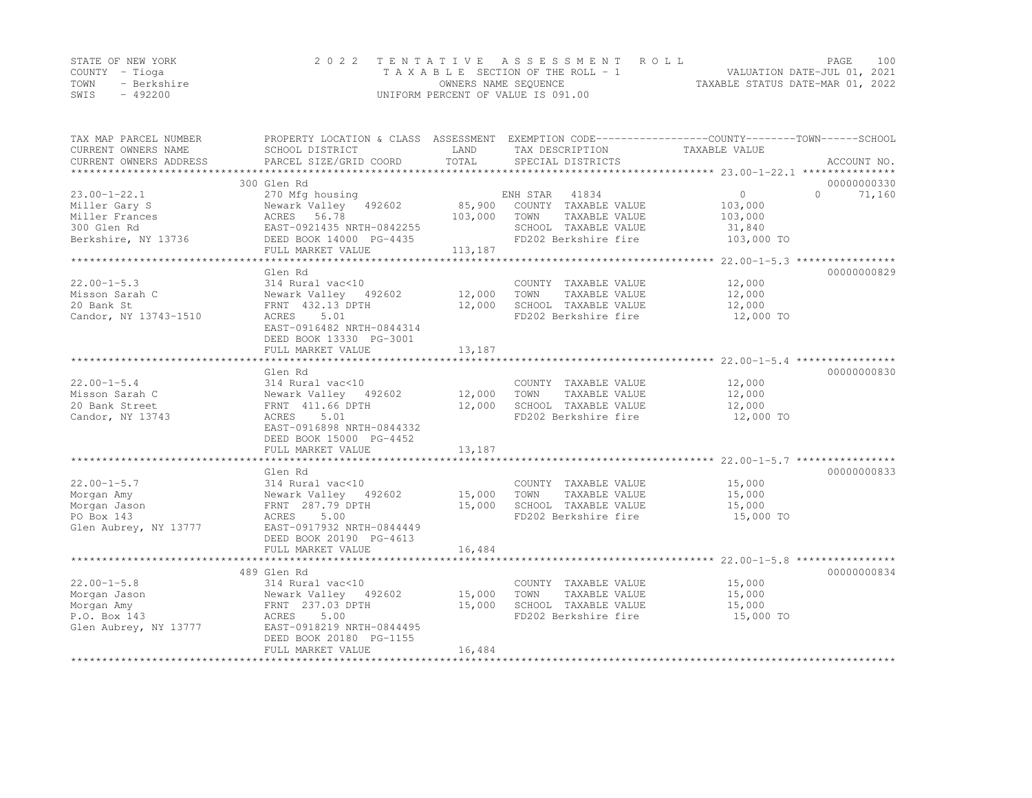STATE OF NEW YORK
COUNTY - Tioga
TOWN - Berkshire
SWIS - 492200

2022 TENTATIVE ASSESSMENT ROLL
TAXABLE SECTION OF THE ROLL - 1
OWNERS NAME SEQUENCE
UNIFORM PERCENT OF VALUE IS 091.00

VALUATION DATE-JUL 01, 2021
TAXABLE STATUS DATE-MAR 01, 2022

| TAX MAP PARCEL NUMBER / CURRENT OWNERS NAME / CURRENT OWNERS ADDRESS | PROPERTY LOCATION & CLASS / SCHOOL DISTRICT / PARCEL SIZE/GRID COORD | ASSESSMENT LAND / TOTAL | EXEMPTION CODE / TAX DESCRIPTION / SPECIAL DISTRICTS | COUNTY | TOWN | SCHOOL / TAXABLE VALUE | ACCOUNT NO. |
|---|---|---|---|---|---|---|---|
| 23.00-1-22.1 | 300 Glen Rd | | | | | | 00000000330 |
| Miller Gary S | 270 Mfg housing | | ENH STAR 41834 | 0 | 0 | 71,160 | |
| Miller Frances | Newark Valley 492602 | 85,900 | COUNTY TAXABLE VALUE | 103,000 | | | |
| 300 Glen Rd | ACRES 56.78 | 103,000 | TOWN TAXABLE VALUE | | 103,000 | | |
| Berkshire, NY 13736 | EAST-0921435 NRTH-0842255 | | SCHOOL TAXABLE VALUE | | | 31,840 | |
| | DEED BOOK 14000 PG-4435 | | FD202 Berkshire fire | | | 103,000 TO | |
| | FULL MARKET VALUE | 113,187 | | | | | |
| 22.00-1-5.3 | Glen Rd | | | | | | 00000000829 |
| Misson Sarah C | 314 Rural vac<10 | | COUNTY TAXABLE VALUE | 12,000 | | | |
| 20 Bank St | Newark Valley 492602 | 12,000 | TOWN TAXABLE VALUE | | 12,000 | | |
| Candor, NY 13743-1510 | FRNT 432.13 DPTH | 12,000 | SCHOOL TAXABLE VALUE | | | 12,000 | |
| | ACRES 5.01 | | FD202 Berkshire fire | | | 12,000 TO | |
| | EAST-0916482 NRTH-0844314 | | | | | | |
| | DEED BOOK 13330 PG-3001 | | | | | | |
| | FULL MARKET VALUE | 13,187 | | | | | |
| 22.00-1-5.4 | Glen Rd | | | | | | 00000000830 |
| Misson Sarah C | 314 Rural vac<10 | | COUNTY TAXABLE VALUE | 12,000 | | | |
| 20 Bank Street | Newark Valley 492602 | 12,000 | TOWN TAXABLE VALUE | | 12,000 | | |
| Candor, NY 13743 | FRNT 411.66 DPTH | 12,000 | SCHOOL TAXABLE VALUE | | | 12,000 | |
| | ACRES 5.01 | | FD202 Berkshire fire | | | 12,000 TO | |
| | EAST-0916898 NRTH-0844332 | | | | | | |
| | DEED BOOK 15000 PG-4452 | | | | | | |
| | FULL MARKET VALUE | 13,187 | | | | | |
| 22.00-1-5.7 | Glen Rd | | | | | | 00000000833 |
| Morgan Amy | 314 Rural vac<10 | | COUNTY TAXABLE VALUE | 15,000 | | | |
| Morgan Jason | Newark Valley 492602 | 15,000 | TOWN TAXABLE VALUE | | 15,000 | | |
| PO Box 143 | FRNT 287.79 DPTH | 15,000 | SCHOOL TAXABLE VALUE | | | 15,000 | |
| Glen Aubrey, NY 13777 | ACRES 5.00 | | FD202 Berkshire fire | | | 15,000 TO | |
| | EAST-0917932 NRTH-0844449 | | | | | | |
| | DEED BOOK 20190 PG-4613 | | | | | | |
| | FULL MARKET VALUE | 16,484 | | | | | |
| 22.00-1-5.8 | 489 Glen Rd | | | | | | 00000000834 |
| Morgan Jason | 314 Rural vac<10 | | COUNTY TAXABLE VALUE | 15,000 | | | |
| Morgan Amy | Newark Valley 492602 | 15,000 | TOWN TAXABLE VALUE | | 15,000 | | |
| P.O. Box 143 | FRNT 237.03 DPTH | 15,000 | SCHOOL TAXABLE VALUE | | | 15,000 | |
| Glen Aubrey, NY 13777 | ACRES 5.00 | | FD202 Berkshire fire | | | 15,000 TO | |
| | EAST-0918219 NRTH-0844495 | | | | | | |
| | DEED BOOK 20180 PG-1155 | | | | | | |
| | FULL MARKET VALUE | 16,484 | | | | | |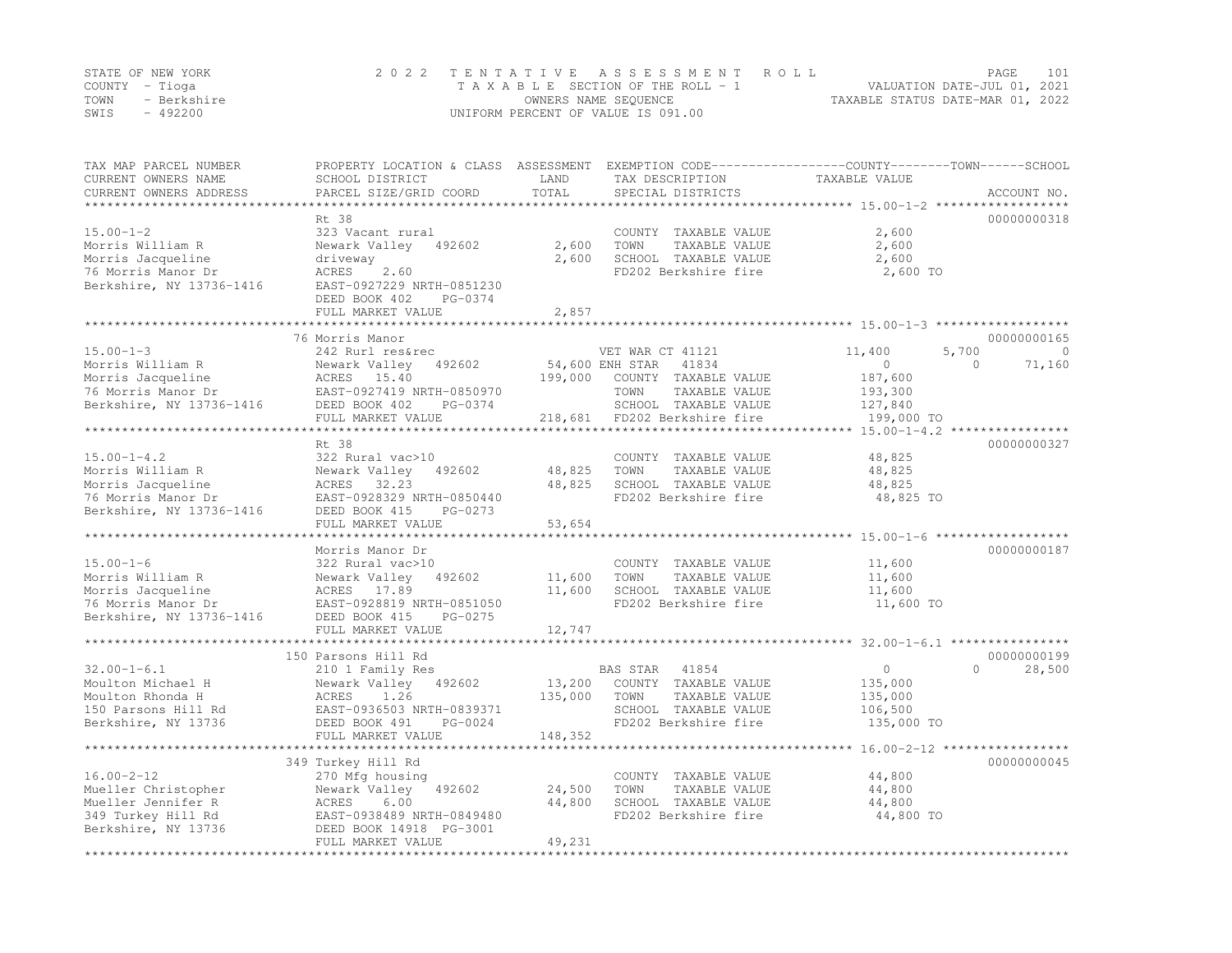STATE OF NEW YORK
COUNTY - Tioga
TOWN - Berkshire
SWIS - 492200

2022 TENTATIVE ASSESSMENT ROLL
TAXABLE SECTION OF THE ROLL - 1
OWNERS NAME SEQUENCE
UNIFORM PERCENT OF VALUE IS 091.00

VALUATION DATE-JUL 01, 2021
TAXABLE STATUS DATE-MAR 01, 2022

| TAX MAP PARCEL NUMBER / CURRENT OWNERS NAME / CURRENT OWNERS ADDRESS | PROPERTY LOCATION & CLASS / SCHOOL DISTRICT / PARCEL SIZE/GRID COORD | ASSESSMENT LAND | ASSESSMENT TOTAL | EXEMPTION CODE / TAX DESCRIPTION / SPECIAL DISTRICTS | COUNTY | TOWN | SCHOOL | ACCOUNT NO. |
|---|---|---|---|---|---|---|---|---|
| **15.00-1-2** | Rt 38 | | | | | | | 00000000318 |
| Morris William R | 323 Vacant rural | | | COUNTY TAXABLE VALUE | 2,600 | | | |
| Morris Jacqueline | Newark Valley 492602 | 2,600 | | TOWN TAXABLE VALUE | | 2,600 | | |
| 76 Morris Manor Dr | driveway | | 2,600 | SCHOOL TAXABLE VALUE | | | 2,600 | |
| Berkshire, NY 13736-1416 | ACRES 2.60 | | | FD202 Berkshire fire | 2,600 TO | | | |
| | EAST-0927229 NRTH-0851230 | | | | | | | |
| | DEED BOOK 402 PG-0374 | | | | | | | |
| | FULL MARKET VALUE | | 2,857 | | | | | |
| **15.00-1-3** | 76 Morris Manor | | | | | | | 00000000165 |
| Morris William R | 242 Rurl res&rec | | | VET WAR CT 41121 | 11,400 | 5,700 | 0 | |
| Morris Jacqueline | Newark Valley 492602 | 54,600 | | ENH STAR 41834 | 0 | 0 | 71,160 | |
| 76 Morris Manor Dr | ACRES 15.40 | | 199,000 | COUNTY TAXABLE VALUE | 187,600 | | | |
| Berkshire, NY 13736-1416 | EAST-0927419 NRTH-0850970 | | | TOWN TAXABLE VALUE | | 193,300 | | |
| | DEED BOOK 402 PG-0374 | | | SCHOOL TAXABLE VALUE | | | 127,840 | |
| | FULL MARKET VALUE | | 218,681 | FD202 Berkshire fire | 199,000 TO | | | |
| **15.00-1-4.2** | Rt 38 | | | | | | | 00000000327 |
| Morris William R | 322 Rural vac>10 | | | COUNTY TAXABLE VALUE | 48,825 | | | |
| Morris Jacqueline | Newark Valley 492602 | 48,825 | | TOWN TAXABLE VALUE | | 48,825 | | |
| 76 Morris Manor Dr | ACRES 32.23 | | 48,825 | SCHOOL TAXABLE VALUE | | | 48,825 | |
| Berkshire, NY 13736-1416 | EAST-0928329 NRTH-0850440 | | | FD202 Berkshire fire | 48,825 TO | | | |
| | DEED BOOK 415 PG-0273 | | | | | | | |
| | FULL MARKET VALUE | | 53,654 | | | | | |
| **15.00-1-6** | Morris Manor Dr | | | | | | | 00000000187 |
| Morris William R | 322 Rural vac>10 | | | COUNTY TAXABLE VALUE | 11,600 | | | |
| Morris Jacqueline | Newark Valley 492602 | 11,600 | | TOWN TAXABLE VALUE | | 11,600 | | |
| 76 Morris Manor Dr | ACRES 17.89 | | 11,600 | SCHOOL TAXABLE VALUE | | | 11,600 | |
| Berkshire, NY 13736-1416 | EAST-0928819 NRTH-0851050 | | | FD202 Berkshire fire | 11,600 TO | | | |
| | DEED BOOK 415 PG-0275 | | | | | | | |
| | FULL MARKET VALUE | | 12,747 | | | | | |
| **32.00-1-6.1** | 150 Parsons Hill Rd | | | | | | | 00000000199 |
| Moulton Michael H | 210 1 Family Res | | | BAS STAR 41854 | 0 | 0 | 28,500 | |
| Moulton Rhonda H | Newark Valley 492602 | 13,200 | | COUNTY TAXABLE VALUE | 135,000 | | | |
| 150 Parsons Hill Rd | ACRES 1.26 | | 135,000 | TOWN TAXABLE VALUE | | 135,000 | | |
| Berkshire, NY 13736 | EAST-0936503 NRTH-0839371 | | | SCHOOL TAXABLE VALUE | | | 106,500 | |
| | DEED BOOK 491 PG-0024 | | | FD202 Berkshire fire | 135,000 TO | | | |
| | FULL MARKET VALUE | | 148,352 | | | | | |
| **16.00-2-12** | 349 Turkey Hill Rd | | | | | | | 00000000045 |
| Mueller Christopher | 270 Mfg housing | | | COUNTY TAXABLE VALUE | 44,800 | | | |
| Mueller Jennifer R | Newark Valley 492602 | 24,500 | | TOWN TAXABLE VALUE | | 44,800 | | |
| 349 Turkey Hill Rd | ACRES 6.00 | | 44,800 | SCHOOL TAXABLE VALUE | | | 44,800 | |
| Berkshire, NY 13736 | EAST-0938489 NRTH-0849480 | | | FD202 Berkshire fire | 44,800 TO | | | |
| | DEED BOOK 14918 PG-3001 | | | | | | | |
| | FULL MARKET VALUE | | 49,231 | | | | | |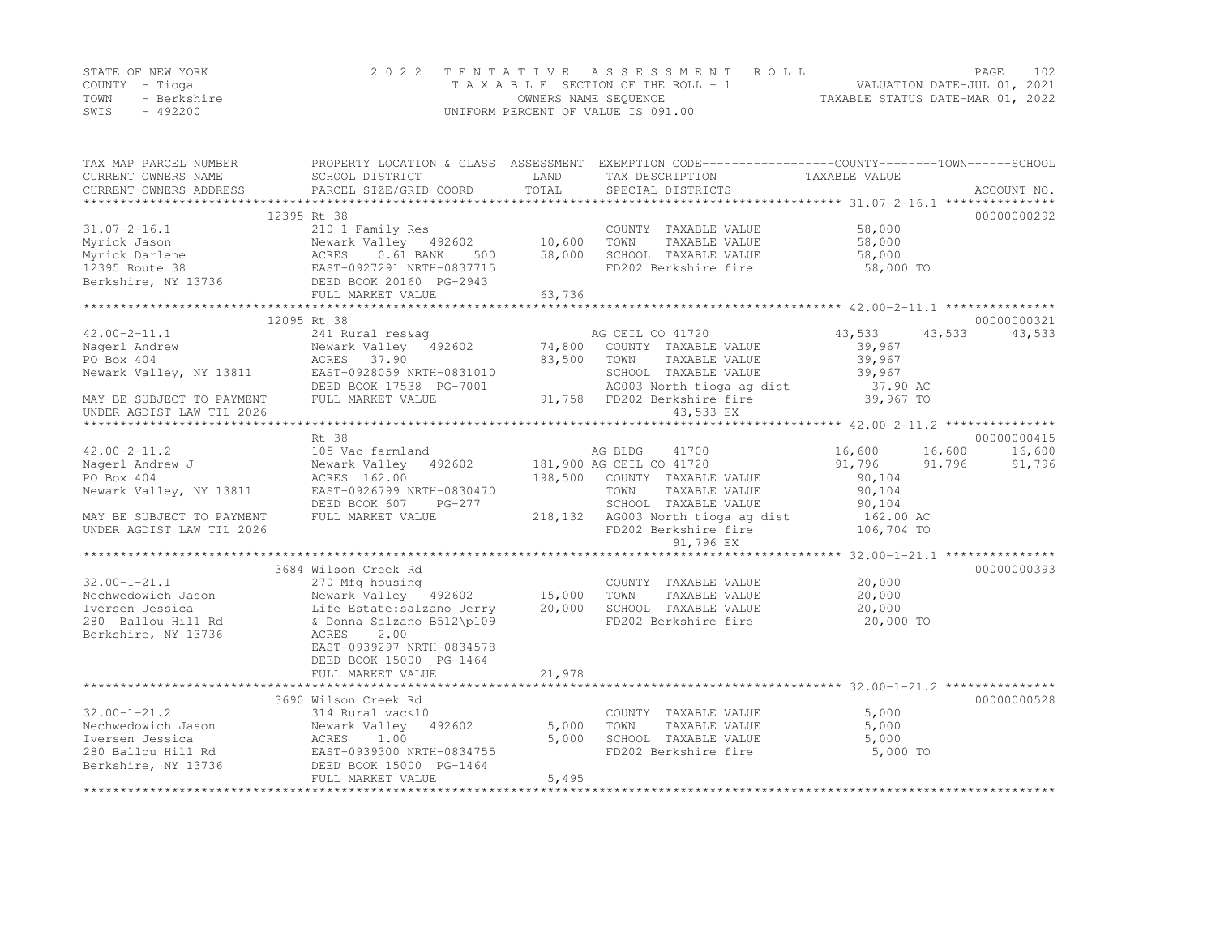STATE OF NEW YORK
COUNTY - Tioga
TOWN - Berkshire
SWIS - 492200

2022 TENTATIVE ASSESSMENT ROLL
TAXABLE SECTION OF THE ROLL - 1
OWNERS NAME SEQUENCE
UNIFORM PERCENT OF VALUE IS 091.00

VALUATION DATE-JUL 01, 2021
TAXABLE STATUS DATE-MAR 01, 2022

```
TAX MAP PARCEL NUMBER         PROPERTY LOCATION & CLASS  ASSESSMENT  EXEMPTION CODE------------------COUNTY--------TOWN------SCHOOL
CURRENT OWNERS NAME           SCHOOL DISTRICT               LAND      TAX DESCRIPTION            TAXABLE VALUE
CURRENT OWNERS ADDRESS        PARCEL SIZE/GRID COORD        TOTAL     SPECIAL DISTRICTS                                    ACCOUNT NO.
******************************************************************************************************* 31.07-2-16.1 ***************
                        12395 Rt 38                                                                                    00000000292
31.07-2-16.1                  210 1 Family Res                         COUNTY  TAXABLE VALUE          58,000
Myrick Jason                  Newark Valley   492602        10,600     TOWN    TAXABLE VALUE          58,000
Myrick Darlene                ACRES    0.61 BANK     500    58,000     SCHOOL  TAXABLE VALUE          58,000
12395 Route 38                EAST-0927291 NRTH-0837715                FD202 Berkshire fire            58,000 TO
Berkshire, NY 13736           DEED BOOK 20160 PG-2943
                              FULL MARKET VALUE             63,736
******************************************************************************************************* 42.00-2-11.1 ***************
                        12095 Rt 38                                                                                    00000000321
42.00-2-11.1                  241 Rural res&ag                         AG CEIL CO 41720              43,533     43,533     43,533
Nagerl Andrew                 Newark Valley   492602        74,800     COUNTY  TAXABLE VALUE          39,967
PO Box 404                    ACRES   37.90                 83,500     TOWN    TAXABLE VALUE          39,967
Newark Valley, NY 13811       EAST-0928059 NRTH-0831010                SCHOOL  TAXABLE VALUE          39,967
                              DEED BOOK 17538  PG-7001                 AG003 North tioga ag dist        37.90 AC
MAY BE SUBJECT TO PAYMENT     FULL MARKET VALUE             91,758     FD202 Berkshire fire            39,967 TO
UNDER AGDIST LAW TIL 2026                                                   43,533 EX
******************************************************************************************************* 42.00-2-11.2 ***************
                              Rt 38                                                                                    00000000415
42.00-2-11.2                  105 Vac farmland                         AG BLDG     41700              16,600     16,600     16,600
Nagerl Andrew J               Newark Valley   492602       181,900 AG CEIL CO 41720                   91,796     91,796     91,796
PO Box 404                    ACRES  162.00                198,500     COUNTY  TAXABLE VALUE          90,104
Newark Valley, NY 13811       EAST-0926799 NRTH-0830470                TOWN    TAXABLE VALUE          90,104
                              DEED BOOK 607    PG-277                  SCHOOL  TAXABLE VALUE          90,104
MAY BE SUBJECT TO PAYMENT     FULL MARKET VALUE            218,132     AG003 North tioga ag dist       162.00 AC
UNDER AGDIST LAW TIL 2026                                              FD202 Berkshire fire           106,704 TO
                                                                            91,796 EX
******************************************************************************************************* 32.00-1-21.1 ***************
                         3684 Wilson Creek Rd                                                                          00000000393
32.00-1-21.1                  270 Mfg housing                          COUNTY  TAXABLE VALUE          20,000
Nechwedowich Jason            Newark Valley   492602        15,000     TOWN    TAXABLE VALUE          20,000
Iversen Jessica               Life Estate:salzano Jerry     20,000     SCHOOL  TAXABLE VALUE          20,000
280  Ballou Hill Rd           & Donna Salzano B512\p109                FD202 Berkshire fire            20,000 TO
Berkshire, NY 13736           ACRES    2.00
                              EAST-0939297 NRTH-0834578
                              DEED BOOK 15000 PG-1464
                              FULL MARKET VALUE             21,978
******************************************************************************************************* 32.00-1-21.2 ***************
                         3690 Wilson Creek Rd                                                                          00000000528
32.00-1-21.2                  314 Rural vac<10                         COUNTY  TAXABLE VALUE           5,000
Nechwedowich Jason            Newark Valley   492602         5,000     TOWN    TAXABLE VALUE           5,000
Iversen Jessica               ACRES    1.00                  5,000     SCHOOL  TAXABLE VALUE           5,000
280 Ballou Hill Rd            EAST-0939300 NRTH-0834755                FD202 Berkshire fire             5,000 TO
Berkshire, NY 13736           DEED BOOK 15000 PG-1464
                              FULL MARKET VALUE              5,495
************************************************************************************************************************************
```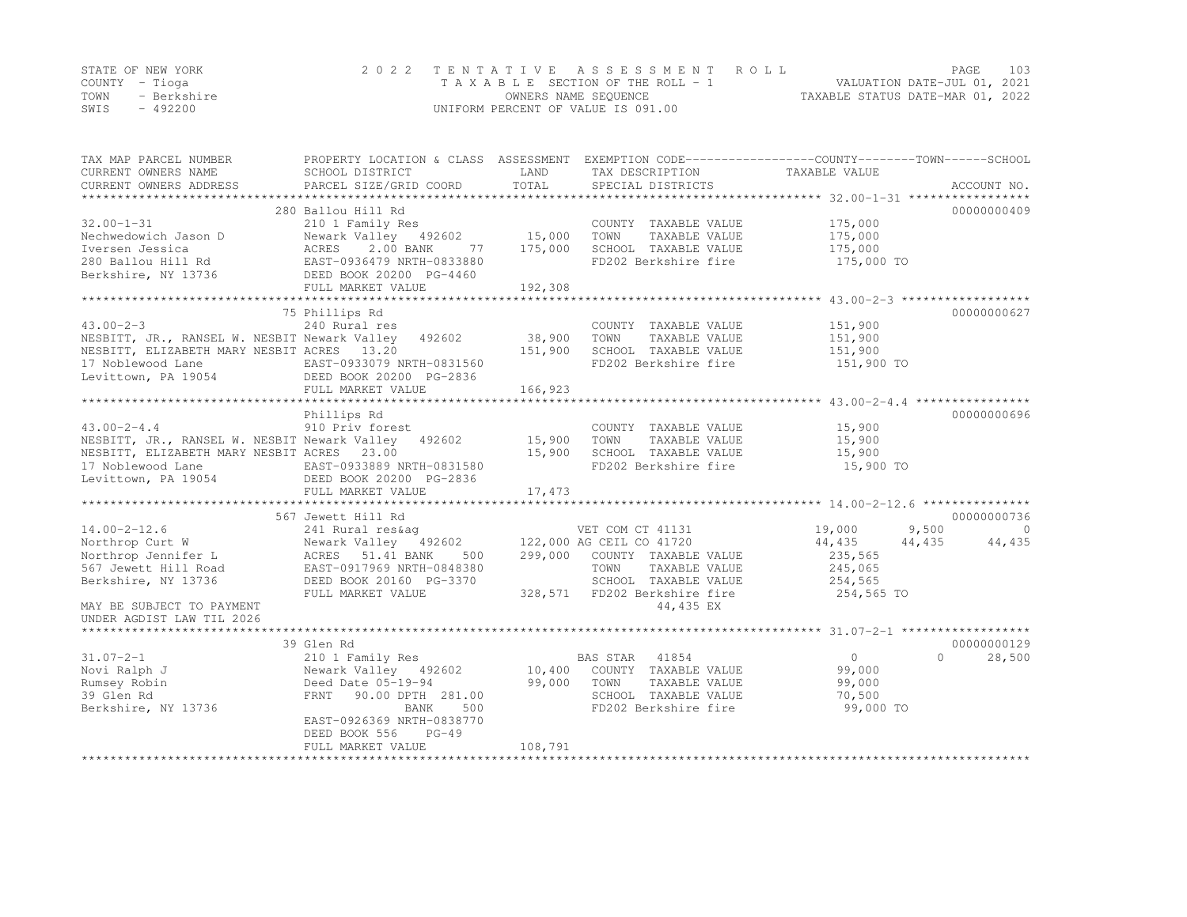STATE OF NEW YORK
COUNTY - Tioga
TOWN - Berkshire
SWIS - 492200

2022 TENTATIVE ASSESSMENT ROLL
TAXABLE SECTION OF THE ROLL - 1
OWNERS NAME SEQUENCE
UNIFORM PERCENT OF VALUE IS 091.00

VALUATION DATE-JUL 01, 2021
TAXABLE STATUS DATE-MAR 01, 2022

```
TAX MAP PARCEL NUMBER          PROPERTY LOCATION & CLASS  ASSESSMENT  EXEMPTION CODE------------------COUNTY--------TOWN------SCHOOL
CURRENT OWNERS NAME            SCHOOL DISTRICT              LAND      TAX DESCRIPTION            TAXABLE VALUE
CURRENT OWNERS ADDRESS         PARCEL SIZE/GRID COORD       TOTAL     SPECIAL DISTRICTS                                   ACCOUNT NO.
******************************************************************************************************* 32.00-1-31 *****************
                               280 Ballou Hill Rd                                                                          00000000409
32.00-1-31                     210 1 Family Res                        COUNTY  TAXABLE VALUE          175,000
Nechwedowich Jason D           Newark Valley  492602        15,000     TOWN    TAXABLE VALUE          175,000
Iversen Jessica                ACRES    2.00 BANK     77   175,000     SCHOOL  TAXABLE VALUE          175,000
280 Ballou Hill Rd             EAST-0936479 NRTH-0833880               FD202 Berkshire fire            175,000 TO
Berkshire, NY 13736            DEED BOOK 20200  PG-4460
                               FULL MARKET VALUE           192,308
******************************************************************************************************* 43.00-2-3 ******************
                               75 Phillips Rd                                                                              00000000627
43.00-2-3                      240 Rural res                           COUNTY  TAXABLE VALUE          151,900
NESBITT, JR., RANSEL W. NESBIT Newark Valley  492602        38,900     TOWN    TAXABLE VALUE          151,900
NESBITT, ELIZABETH MARY NESBIT ACRES   13.20               151,900     SCHOOL  TAXABLE VALUE          151,900
17 Noblewood Lane              EAST-0933079 NRTH-0831560               FD202 Berkshire fire            151,900 TO
Levittown, PA 19054            DEED BOOK 20200  PG-2836
                               FULL MARKET VALUE           166,923
******************************************************************************************************* 43.00-2-4.4 ****************
                               Phillips Rd                                                                                 00000000696
43.00-2-4.4                    910 Priv forest                         COUNTY  TAXABLE VALUE           15,900
NESBITT, JR., RANSEL W. NESBIT Newark Valley  492602        15,900     TOWN    TAXABLE VALUE           15,900
NESBITT, ELIZABETH MARY NESBIT ACRES   23.00                15,900     SCHOOL  TAXABLE VALUE           15,900
17 Noblewood Lane              EAST-0933889 NRTH-0831580               FD202 Berkshire fire             15,900 TO
Levittown, PA 19054            DEED BOOK 20200  PG-2836
                               FULL MARKET VALUE            17,473
******************************************************************************************************* 14.00-2-12.6 ***************
                               567 Jewett Hill Rd                                                                          00000000736
14.00-2-12.6                   241 Rural res&ag                        VET COM CT 41131               19,000        9,500            0
Northrop Curt W                Newark Valley  492602       122,000 AG CEIL CO 41720                   44,435       44,435       44,435
Northrop Jennifer L            ACRES   51.41 BANK    500   299,000     COUNTY  TAXABLE VALUE          235,565
567 Jewett Hill Road           EAST-0917969 NRTH-0848380               TOWN    TAXABLE VALUE          245,065
Berkshire, NY 13736            DEED BOOK 20160  PG-3370                SCHOOL  TAXABLE VALUE          254,565
                               FULL MARKET VALUE           328,571     FD202 Berkshire fire            254,565 TO
MAY BE SUBJECT TO PAYMENT                                                    44,435 EX
UNDER AGDIST LAW TIL 2026
******************************************************************************************************* 31.07-2-1 ******************
                               39 Glen Rd                                                                                  00000000129
31.07-2-1                      210 1 Family Res                        BAS STAR   41854                    0            0       28,500
Novi Ralph J                   Newark Valley  492602        10,400     COUNTY  TAXABLE VALUE           99,000
Rumsey Robin                   Deed Date 05-19-94           99,000     TOWN    TAXABLE VALUE           99,000
39 Glen Rd                     FRNT   90.00 DPTH 281.00                SCHOOL  TAXABLE VALUE           70,500
Berkshire, NY 13736                          BANK    500               FD202 Berkshire fire             99,000 TO
                               EAST-0926369 NRTH-0838770
                               DEED BOOK 556    PG-49
                               FULL MARKET VALUE           108,791
************************************************************************************************************************************
```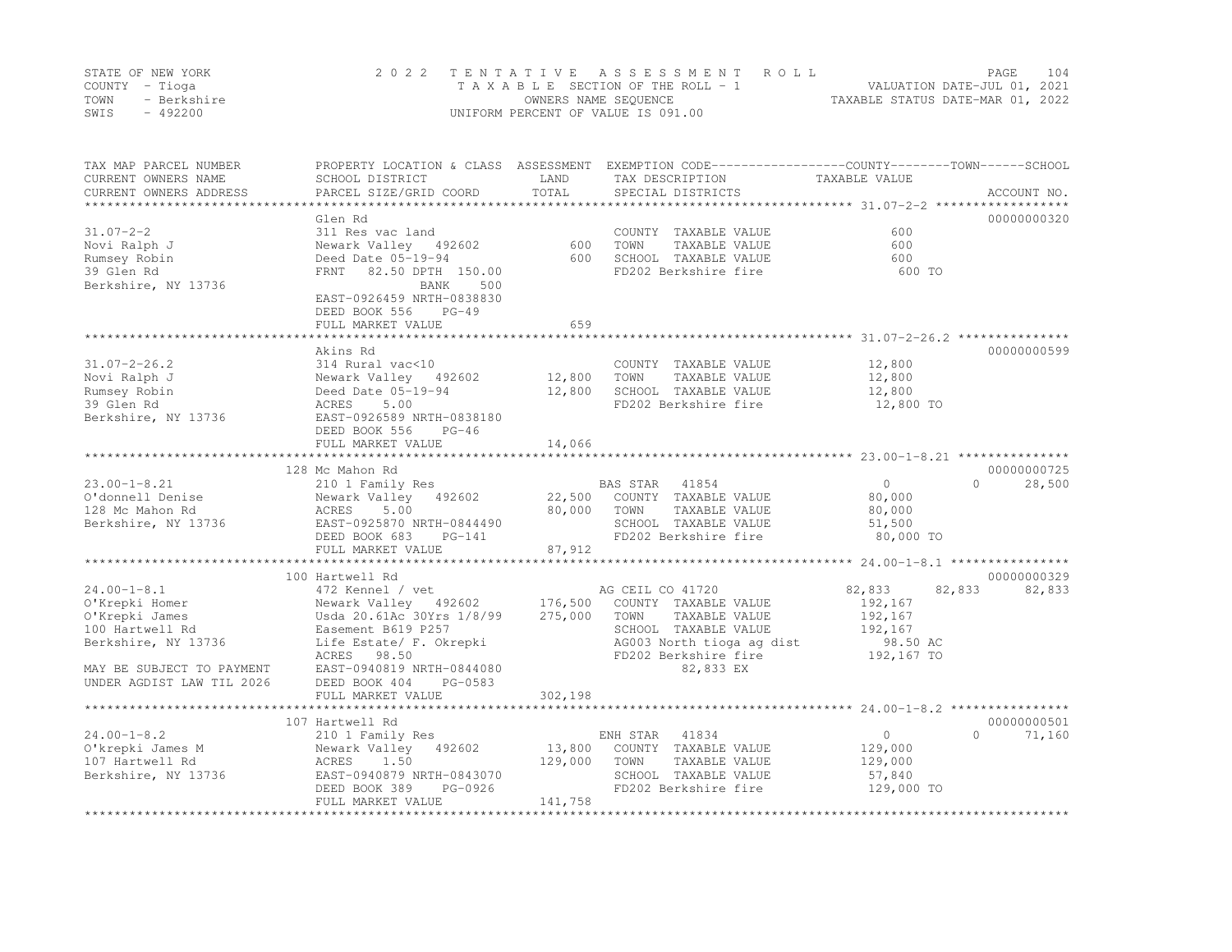STATE OF NEW YORK
COUNTY - Tioga
TOWN - Berkshire
SWIS - 492200

# 2022 TENTATIVE ASSESSMENT ROLL

TAXABLE SECTION OF THE ROLL - 1
OWNERS NAME SEQUENCE
UNIFORM PERCENT OF VALUE IS 091.00

VALUATION DATE-JUL 01, 2021
TAXABLE STATUS DATE-MAR 01, 2022

| TAX MAP PARCEL NUMBER / CURRENT OWNERS NAME / CURRENT OWNERS ADDRESS | PROPERTY LOCATION & CLASS / SCHOOL DISTRICT / PARCEL SIZE/GRID COORD | ASSESSMENT LAND / TOTAL | EXEMPTION CODE / TAX DESCRIPTION / SPECIAL DISTRICTS | COUNTY TAXABLE VALUE | TOWN | SCHOOL | ACCOUNT NO. |
|---|---|---|---|---|---|---|---|
| **31.07-2-2** | Glen Rd | | | | | | 00000000320 |
| Novi Ralph J | 311 Res vac land | | COUNTY TAXABLE VALUE | 600 | | | |
| Rumsey Robin | Newark Valley 492602 | 600 | TOWN TAXABLE VALUE | 600 | | | |
| 39 Glen Rd | Deed Date 05-19-94 | 600 | SCHOOL TAXABLE VALUE | 600 | | | |
| Berkshire, NY 13736 | FRNT 82.50 DPTH 150.00 | | FD202 Berkshire fire | 600 TO | | | |
| | BANK 500 | | | | | | |
| | EAST-0926459 NRTH-0838830 | | | | | | |
| | DEED BOOK 556 PG-49 | | | | | | |
| | FULL MARKET VALUE | 659 | | | | | |
| **31.07-2-26.2** | Akins Rd | | | | | | 00000000599 |
| Novi Ralph J | 314 Rural vac<10 | | COUNTY TAXABLE VALUE | 12,800 | | | |
| Rumsey Robin | Newark Valley 492602 | 12,800 | TOWN TAXABLE VALUE | 12,800 | | | |
| 39 Glen Rd | Deed Date 05-19-94 | 12,800 | SCHOOL TAXABLE VALUE | 12,800 | | | |
| Berkshire, NY 13736 | ACRES 5.00 | | FD202 Berkshire fire | 12,800 TO | | | |
| | EAST-0926589 NRTH-0838180 | | | | | | |
| | DEED BOOK 556 PG-46 | | | | | | |
| | FULL MARKET VALUE | 14,066 | | | | | |
| **23.00-1-8.21** | 128 Mc Mahon Rd | | | | | | 00000000725 |
| O'donnell Denise | 210 1 Family Res | | BAS STAR 41854 | 0 | 0 | 28,500 | |
| 128 Mc Mahon Rd | Newark Valley 492602 | 22,500 | COUNTY TAXABLE VALUE | 80,000 | | | |
| Berkshire, NY 13736 | ACRES 5.00 | 80,000 | TOWN TAXABLE VALUE | 80,000 | | | |
| | EAST-0925870 NRTH-0844490 | | SCHOOL TAXABLE VALUE | 51,500 | | | |
| | DEED BOOK 683 PG-141 | | FD202 Berkshire fire | 80,000 TO | | | |
| | FULL MARKET VALUE | 87,912 | | | | | |
| **24.00-1-8.1** | 100 Hartwell Rd | | | | | | 00000000329 |
| O'Krepki Homer | 472 Kennel / vet | | AG CEIL CO 41720 | 82,833 | 82,833 | 82,833 | |
| O'Krepki James | Newark Valley 492602 | 176,500 | COUNTY TAXABLE VALUE | 192,167 | | | |
| 100 Hartwell Rd | Usda 20.61Ac 30Yrs 1/8/99 | 275,000 | TOWN TAXABLE VALUE | 192,167 | | | |
| Berkshire, NY 13736 | Easement B619 P257 | | SCHOOL TAXABLE VALUE | 192,167 | | | |
| | Life Estate/ F. Okrepki | | AG003 North tioga ag dist | 98.50 AC | | | |
| MAY BE SUBJECT TO PAYMENT | ACRES 98.50 | | FD202 Berkshire fire | 192,167 TO | | | |
| UNDER AGDIST LAW TIL 2026 | EAST-0940819 NRTH-0844080 | | 82,833 EX | | | | |
| | DEED BOOK 404 PG-0583 | | | | | | |
| | FULL MARKET VALUE | 302,198 | | | | | |
| **24.00-1-8.2** | 107 Hartwell Rd | | | | | | 00000000501 |
| O'krepki James M | 210 1 Family Res | | ENH STAR 41834 | 0 | 0 | 71,160 | |
| 107 Hartwell Rd | Newark Valley 492602 | 13,800 | COUNTY TAXABLE VALUE | 129,000 | | | |
| Berkshire, NY 13736 | ACRES 1.50 | 129,000 | TOWN TAXABLE VALUE | 129,000 | | | |
| | EAST-0940879 NRTH-0843070 | | SCHOOL TAXABLE VALUE | 57,840 | | | |
| | DEED BOOK 389 PG-0926 | | FD202 Berkshire fire | 129,000 TO | | | |
| | FULL MARKET VALUE | 141,758 | | | | | |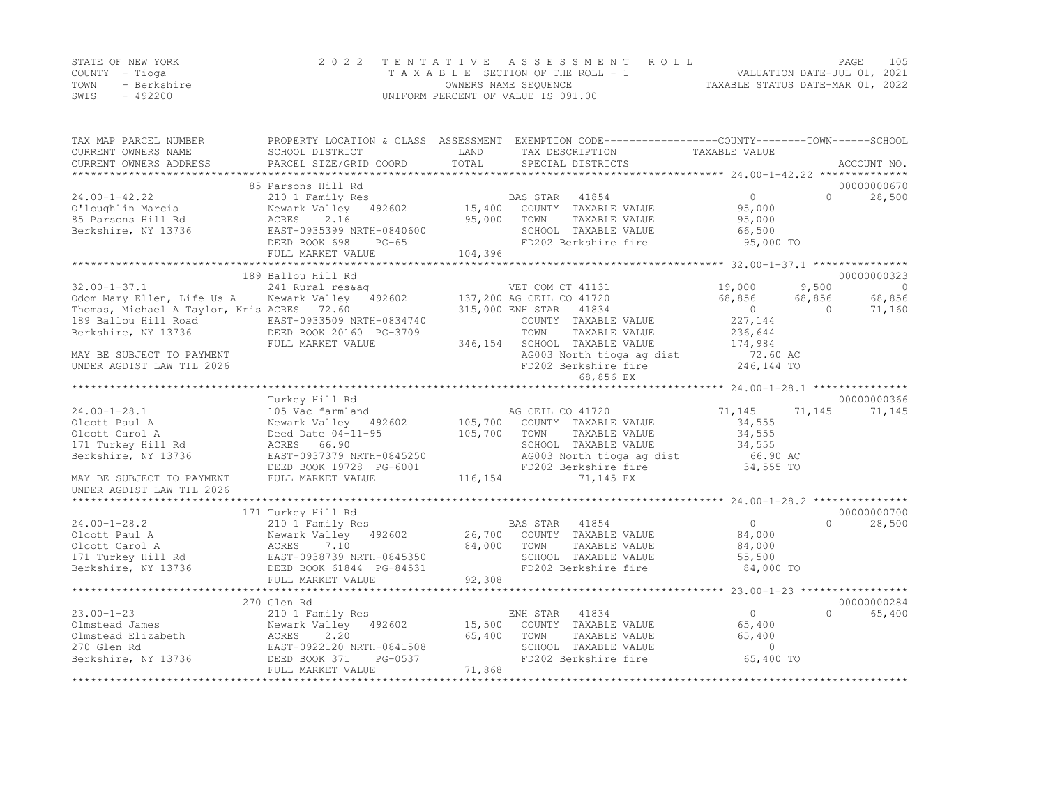STATE OF NEW YORK
COUNTY - Tioga
TOWN - Berkshire
SWIS - 492200

2022 TENTATIVE ASSESSMENT ROLL
TAXABLE SECTION OF THE ROLL - 1
OWNERS NAME SEQUENCE
UNIFORM PERCENT OF VALUE IS 091.00

VALUATION DATE-JUL 01, 2021
TAXABLE STATUS DATE-MAR 01, 2022

```
TAX MAP PARCEL NUMBER          PROPERTY LOCATION & CLASS  ASSESSMENT  EXEMPTION CODE------------------COUNTY--------TOWN------SCHOOL
CURRENT OWNERS NAME            SCHOOL DISTRICT               LAND      TAX DESCRIPTION            TAXABLE VALUE
CURRENT OWNERS ADDRESS         PARCEL SIZE/GRID COORD       TOTAL      SPECIAL DISTRICTS                                     ACCOUNT NO.
****************************************************************************************************** 24.00-1-42.22 **************
                               85 Parsons Hill Rd                                                                           00000000670
24.00-1-42.22                  210 1 Family Res                     BAS STAR   41854                  0             0        28,500
O'loughlin Marcia              Newark Valley   492602      15,400   COUNTY  TAXABLE VALUE        95,000
85 Parsons Hill Rd             ACRES    2.16               95,000   TOWN    TAXABLE VALUE        95,000
Berkshire, NY 13736            EAST-0935399 NRTH-0840600            SCHOOL  TAXABLE VALUE        66,500
                               DEED BOOK 698    PG-65               FD202 Berkshire fire          95,000 TO
                               FULL MARKET VALUE          104,396
****************************************************************************************************** 32.00-1-37.1 ***************
                               189 Ballou Hill Rd                                                                           00000000323
32.00-1-37.1                   241 Rural res&ag                     VET COM CT 41131             19,000         9,500             0
Odom Mary Ellen, Life Us A     Newark Valley   492602     137,200 AG CEIL CO 41720               68,856        68,856        68,856
Thomas, Michael A Taylor, Kris ACRES   72.60              315,000 ENH STAR   41834                    0             0        71,160
189 Ballou Hill Road           EAST-0933509 NRTH-0834740            COUNTY  TAXABLE VALUE       227,144
Berkshire, NY 13736            DEED BOOK 20160 PG-3709              TOWN    TAXABLE VALUE       236,644
                               FULL MARKET VALUE          346,154   SCHOOL  TAXABLE VALUE       174,984
MAY BE SUBJECT TO PAYMENT                                           AG003 North tioga ag dist      72.60 AC
UNDER AGDIST LAW TIL 2026                                           FD202 Berkshire fire         246,144 TO
                                                                          68,856 EX
****************************************************************************************************** 24.00-1-28.1 ***************
                               Turkey Hill Rd                                                                               00000000366
24.00-1-28.1                   105 Vac farmland                     AG CEIL CO 41720             71,145        71,145        71,145
Olcott Paul A                  Newark Valley   492602     105,700   COUNTY  TAXABLE VALUE        34,555
Olcott Carol A                 Deed Date 04-11-95         105,700   TOWN    TAXABLE VALUE        34,555
171 Turkey Hill Rd             ACRES   66.90                        SCHOOL  TAXABLE VALUE        34,555
Berkshire, NY 13736            EAST-0937379 NRTH-0845250            AG003 North tioga ag dist      66.90 AC
                               DEED BOOK 19728 PG-6001              FD202 Berkshire fire          34,555 TO
MAY BE SUBJECT TO PAYMENT      FULL MARKET VALUE          116,154         71,145 EX
UNDER AGDIST LAW TIL 2026
****************************************************************************************************** 24.00-1-28.2 ***************
                               171 Turkey Hill Rd                                                                           00000000700
24.00-1-28.2                   210 1 Family Res                     BAS STAR   41854                  0             0        28,500
Olcott Paul A                  Newark Valley   492602      26,700   COUNTY  TAXABLE VALUE        84,000
Olcott Carol A                 ACRES    7.10               84,000   TOWN    TAXABLE VALUE        84,000
171 Turkey Hill Rd             EAST-0938739 NRTH-0845350            SCHOOL  TAXABLE VALUE        55,500
Berkshire, NY 13736            DEED BOOK 61844 PG-84531             FD202 Berkshire fire          84,000 TO
                               FULL MARKET VALUE           92,308
****************************************************************************************************** 23.00-1-23 *****************
                               270 Glen Rd                                                                                  00000000284
23.00-1-23                     210 1 Family Res                     ENH STAR   41834                  0             0        65,400
Olmstead James                 Newark Valley   492602      15,500   COUNTY  TAXABLE VALUE        65,400
Olmstead Elizabeth             ACRES    2.20               65,400   TOWN    TAXABLE VALUE        65,400
270 Glen Rd                    EAST-0922120 NRTH-0841508            SCHOOL  TAXABLE VALUE             0
Berkshire, NY 13736            DEED BOOK 371    PG-0537             FD202 Berkshire fire          65,400 TO
                               FULL MARKET VALUE           71,868
************************************************************************************************************************************
```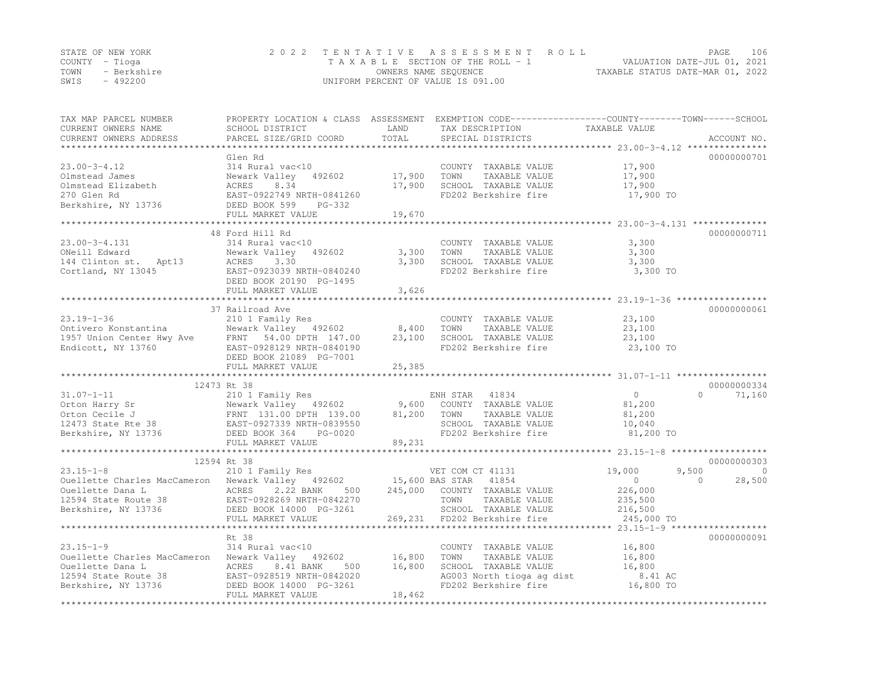STATE OF NEW YORK
COUNTY - Tioga
TOWN - Berkshire
SWIS - 492200

2022 TENTATIVE ASSESSMENT ROLL
TAXABLE SECTION OF THE ROLL - 1
OWNERS NAME SEQUENCE
UNIFORM PERCENT OF VALUE IS 091.00

VALUATION DATE-JUL 01, 2021
TAXABLE STATUS DATE-MAR 01, 2022

| TAX MAP PARCEL NUMBER / CURRENT OWNERS NAME / CURRENT OWNERS ADDRESS | PROPERTY LOCATION & CLASS / SCHOOL DISTRICT / PARCEL SIZE/GRID COORD | ASSESSMENT LAND / TOTAL | EXEMPTION CODE / TAX DESCRIPTION / SPECIAL DISTRICTS | COUNTY TAXABLE VALUE | TOWN | SCHOOL | ACCOUNT NO. |
|---|---|---|---|---|---|---|---|
| | Glen Rd | | | | | | 00000000701 |
| 23.00-3-4.12 | 314 Rural vac<10 | | COUNTY TAXABLE VALUE | 17,900 | | | |
| Olmstead James | Newark Valley 492602 | 17,900 | TOWN TAXABLE VALUE | 17,900 | | | |
| Olmstead Elizabeth | ACRES 8.34 | 17,900 | SCHOOL TAXABLE VALUE | 17,900 | | | |
| 270 Glen Rd | EAST-0922749 NRTH-0841260 | | FD202 Berkshire fire | 17,900 TO | | | |
| Berkshire, NY 13736 | DEED BOOK 599 PG-332 | | | | | | |
| | FULL MARKET VALUE | 19,670 | | | | | |
| | 48 Ford Hill Rd | | | | | | 00000000711 |
| 23.00-3-4.131 | 314 Rural vac<10 | | COUNTY TAXABLE VALUE | 3,300 | | | |
| ONeill Edward | Newark Valley 492602 | 3,300 | TOWN TAXABLE VALUE | 3,300 | | | |
| 144 Clinton st. Apt13 | ACRES 3.30 | 3,300 | SCHOOL TAXABLE VALUE | 3,300 | | | |
| Cortland, NY 13045 | EAST-0923039 NRTH-0840240 | | FD202 Berkshire fire | 3,300 TO | | | |
| | DEED BOOK 20190 PG-1495 | | | | | | |
| | FULL MARKET VALUE | 3,626 | | | | | |
| | 37 Railroad Ave | | | | | | 00000000061 |
| 23.19-1-36 | 210 1 Family Res | | COUNTY TAXABLE VALUE | 23,100 | | | |
| Ontivero Konstantina | Newark Valley 492602 | 8,400 | TOWN TAXABLE VALUE | 23,100 | | | |
| 1957 Union Center Hwy Ave | FRNT 54.00 DPTH 147.00 | 23,100 | SCHOOL TAXABLE VALUE | 23,100 | | | |
| Endicott, NY 13760 | EAST-0928129 NRTH-0840190 | | FD202 Berkshire fire | 23,100 TO | | | |
| | DEED BOOK 21089 PG-7001 | | | | | | |
| | FULL MARKET VALUE | 25,385 | | | | | |
| | 12473 Rt 38 | | | | | | 00000000334 |
| 31.07-1-11 | 210 1 Family Res | | ENH STAR 41834 | 0 | 0 | 71,160 | |
| Orton Harry Sr | Newark Valley 492602 | 9,600 | COUNTY TAXABLE VALUE | 81,200 | | | |
| Orton Cecile J | FRNT 131.00 DPTH 139.00 | 81,200 | TOWN TAXABLE VALUE | 81,200 | | | |
| 12473 State Rte 38 | EAST-0927339 NRTH-0839550 | | SCHOOL TAXABLE VALUE | 10,040 | | | |
| Berkshire, NY 13736 | DEED BOOK 364 PG-0020 | | FD202 Berkshire fire | 81,200 TO | | | |
| | FULL MARKET VALUE | 89,231 | | | | | |
| | 12594 Rt 38 | | | | | | 00000000303 |
| 23.15-1-8 | 210 1 Family Res | | VET COM CT 41131 | 19,000 | 9,500 | 0 | |
| Ouellette Charles MacCameron | Newark Valley 492602 | 15,600 | BAS STAR 41854 | 0 | 0 | 28,500 | |
| Ouellette Dana L | ACRES 2.22 BANK 500 | 245,000 | COUNTY TAXABLE VALUE | 226,000 | | | |
| 12594 State Route 38 | EAST-0928269 NRTH-0842270 | | TOWN TAXABLE VALUE | 235,500 | | | |
| Berkshire, NY 13736 | DEED BOOK 14000 PG-3261 | | SCHOOL TAXABLE VALUE | 216,500 | | | |
| | FULL MARKET VALUE | 269,231 | FD202 Berkshire fire | 245,000 TO | | | |
| | Rt 38 | | | | | | 00000000091 |
| 23.15-1-9 | 314 Rural vac<10 | | COUNTY TAXABLE VALUE | 16,800 | | | |
| Ouellette Charles MacCameron | Newark Valley 492602 | 16,800 | TOWN TAXABLE VALUE | 16,800 | | | |
| Ouellette Dana L | ACRES 8.41 BANK 500 | 16,800 | SCHOOL TAXABLE VALUE | 16,800 | | | |
| 12594 State Route 38 | EAST-0928519 NRTH-0842020 | | AG003 North tioga ag dist | 8.41 AC | | | |
| Berkshire, NY 13736 | DEED BOOK 14000 PG-3261 | | FD202 Berkshire fire | 16,800 TO | | | |
| | FULL MARKET VALUE | 18,462 | | | | | |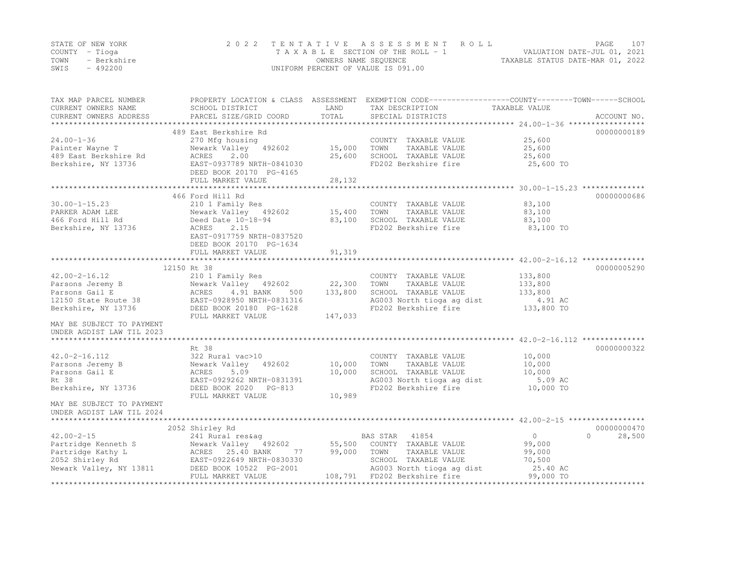STATE OF NEW YORK
COUNTY - Tioga
TOWN - Berkshire
SWIS - 492200

# 2022 TENTATIVE ASSESSMENT ROLL

TAXABLE SECTION OF THE ROLL - 1
OWNERS NAME SEQUENCE
UNIFORM PERCENT OF VALUE IS 091.00

VALUATION DATE-JUL 01, 2021
TAXABLE STATUS DATE-MAR 01, 2022

| TAX MAP PARCEL NUMBER / CURRENT OWNERS NAME / CURRENT OWNERS ADDRESS | PROPERTY LOCATION & CLASS / SCHOOL DISTRICT / PARCEL SIZE/GRID COORD | ASSESSMENT LAND | TOTAL | EXEMPTION CODE / TAX DESCRIPTION / SPECIAL DISTRICTS | COUNTY TAXABLE VALUE | TOWN | SCHOOL | ACCOUNT NO. |
|---|---|---|---|---|---|---|---|---|
| **24.00-1-36** | 489 East Berkshire Rd | | | | | | | 00000000189 |
| Painter Wayne T | 270 Mfg housing | | | COUNTY TAXABLE VALUE | 25,600 | | | |
| 489 East Berkshire Rd | Newark Valley 492602 | 15,000 | | TOWN TAXABLE VALUE | 25,600 | | | |
| Berkshire, NY 13736 | ACRES 2.00 | | 25,600 | SCHOOL TAXABLE VALUE | 25,600 | | | |
| | EAST-0937789 NRTH-0841030 | | | FD202 Berkshire fire | 25,600 TO | | | |
| | DEED BOOK 20170 PG-4165 | | | | | | | |
| | FULL MARKET VALUE | | 28,132 | | | | | |
| **30.00-1-15.23** | 466 Ford Hill Rd | | | | | | | 00000000686 |
| PARKER ADAM LEE | 210 1 Family Res | | | COUNTY TAXABLE VALUE | 83,100 | | | |
| 466 Ford Hill Rd | Newark Valley 492602 | 15,400 | | TOWN TAXABLE VALUE | 83,100 | | | |
| Berkshire, NY 13736 | Deed Date 10-18-94 | | 83,100 | SCHOOL TAXABLE VALUE | 83,100 | | | |
| | ACRES 2.15 | | | FD202 Berkshire fire | 83,100 TO | | | |
| | EAST-0917759 NRTH-0837520 | | | | | | | |
| | DEED BOOK 20170 PG-1634 | | | | | | | |
| | FULL MARKET VALUE | | 91,319 | | | | | |
| **42.00-2-16.12** | 12150 Rt 38 | | | | | | | 00000005290 |
| Parsons Jeremy B | 210 1 Family Res | | | COUNTY TAXABLE VALUE | 133,800 | | | |
| Parsons Gail E | Newark Valley 492602 | 22,300 | | TOWN TAXABLE VALUE | 133,800 | | | |
| 12150 State Route 38 | ACRES 4.91 BANK 500 | | 133,800 | SCHOOL TAXABLE VALUE | 133,800 | | | |
| Berkshire, NY 13736 | EAST-0928950 NRTH-0831316 | | | AG003 North tioga ag dist | 4.91 AC | | | |
| | DEED BOOK 20180 PG-1628 | | | FD202 Berkshire fire | 133,800 TO | | | |
| | FULL MARKET VALUE | | 147,033 | | | | | |
| MAY BE SUBJECT TO PAYMENT UNDER AGDIST LAW TIL 2023 | | | | | | | | |
| **42.0-2-16.112** | Rt 38 | | | | | | | 00000000322 |
| Parsons Jeremy B | 322 Rural vac>10 | | | COUNTY TAXABLE VALUE | 10,000 | | | |
| Parsons Gail E | Newark Valley 492602 | 10,000 | | TOWN TAXABLE VALUE | 10,000 | | | |
| Rt 38 | ACRES 5.09 | | 10,000 | SCHOOL TAXABLE VALUE | 10,000 | | | |
| Berkshire, NY 13736 | EAST-0929262 NRTH-0831391 | | | AG003 North tioga ag dist | 5.09 AC | | | |
| | DEED BOOK 2020 PG-813 | | | FD202 Berkshire fire | 10,000 TO | | | |
| | FULL MARKET VALUE | | 10,989 | | | | | |
| MAY BE SUBJECT TO PAYMENT UNDER AGDIST LAW TIL 2024 | | | | | | | | |
| **42.00-2-15** | 2052 Shirley Rd | | | | | | | 00000000470 |
| Partridge Kenneth S | 241 Rural res&ag | | | BAS STAR 41854 | 0 | 0 | 28,500 | |
| Partridge Kathy L | Newark Valley 492602 | 55,500 | | COUNTY TAXABLE VALUE | 99,000 | | | |
| 2052 Shirley Rd | ACRES 25.40 BANK 77 | | 99,000 | TOWN TAXABLE VALUE | 99,000 | | | |
| Newark Valley, NY 13811 | EAST-0922649 NRTH-0830330 | | | SCHOOL TAXABLE VALUE | 70,500 | | | |
| | DEED BOOK 10522 PG-2001 | | | AG003 North tioga ag dist | 25.40 AC | | | |
| | FULL MARKET VALUE | | 108,791 | FD202 Berkshire fire | 99,000 TO | | | |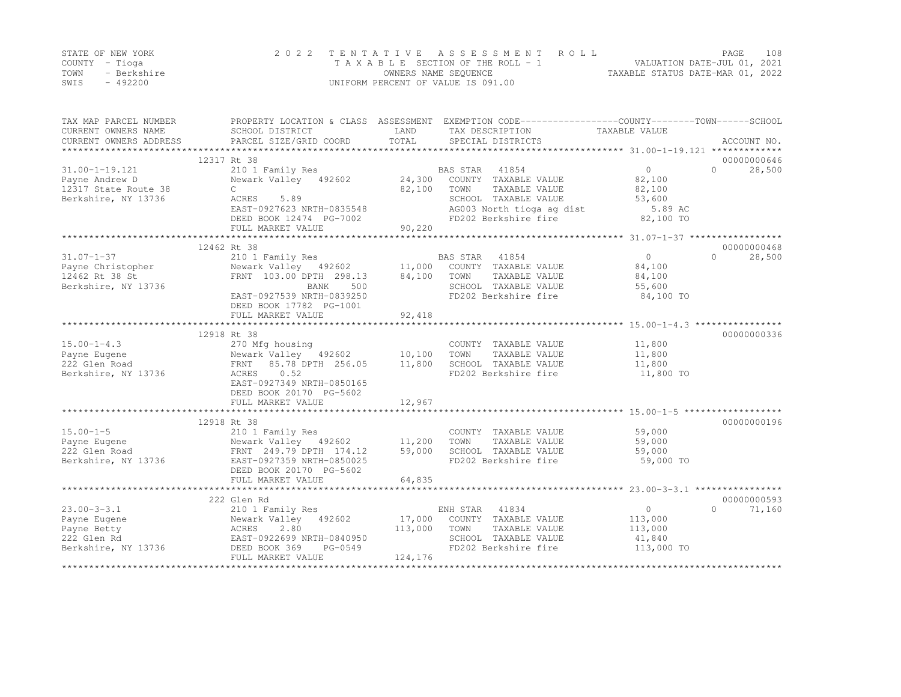STATE OF NEW YORK | 2022 TENTATIVE ASSESSMENT ROLL | VALUATION DATE-JUL 01, 2021
COUNTY - Tioga | TAXABLE SECTION OF THE ROLL - 1 | TAXABLE STATUS DATE-MAR 01, 2022
TOWN - Berkshire | OWNERS NAME SEQUENCE
SWIS - 492200 | UNIFORM PERCENT OF VALUE IS 091.00

| TAX MAP PARCEL NUMBER / CURRENT OWNERS NAME / CURRENT OWNERS ADDRESS | PROPERTY LOCATION & CLASS / SCHOOL DISTRICT / PARCEL SIZE/GRID COORD | ASSESSMENT LAND / TOTAL | EXEMPTION CODE / TAX DESCRIPTION / SPECIAL DISTRICTS | COUNTY / TAXABLE VALUE | TOWN | SCHOOL / ACCOUNT NO. |
|---|---|---|---|---|---|---|
| | 12317 Rt 38 | | | | | 00000000646 |
| 31.00-1-19.121 | 210 1 Family Res | | BAS STAR 41854 | 0 | 0 | 28,500 |
| Payne Andrew D | Newark Valley 492602 | 24,300 | COUNTY TAXABLE VALUE | 82,100 | | |
| 12317 State Route 38 | C | 82,100 | TOWN TAXABLE VALUE | 82,100 | | |
| Berkshire, NY 13736 | ACRES 5.89 | | SCHOOL TAXABLE VALUE | 53,600 | | |
| | EAST-0927623 NRTH-0835548 | | AG003 North tioga ag dist | 5.89 AC | | |
| | DEED BOOK 12474 PG-7002 | | FD202 Berkshire fire | 82,100 TO | | |
| | FULL MARKET VALUE | 90,220 | | | | |
| | 12462 Rt 38 | | | | | 00000000468 |
| 31.07-1-37 | 210 1 Family Res | | BAS STAR 41854 | 0 | 0 | 28,500 |
| Payne Christopher | Newark Valley 492602 | 11,000 | COUNTY TAXABLE VALUE | 84,100 | | |
| 12462 Rt 38 St | FRNT 103.00 DPTH 298.13 | 84,100 | TOWN TAXABLE VALUE | 84,100 | | |
| Berkshire, NY 13736 | BANK 500 | | SCHOOL TAXABLE VALUE | 55,600 | | |
| | EAST-0927539 NRTH-0839250 | | FD202 Berkshire fire | 84,100 TO | | |
| | DEED BOOK 17782 PG-1001 | | | | | |
| | FULL MARKET VALUE | 92,418 | | | | |
| | 12918 Rt 38 | | | | | 00000000336 |
| 15.00-1-4.3 | 270 Mfg housing | | COUNTY TAXABLE VALUE | 11,800 | | |
| Payne Eugene | Newark Valley 492602 | 10,100 | TOWN TAXABLE VALUE | 11,800 | | |
| 222 Glen Road | FRNT 85.78 DPTH 256.05 | 11,800 | SCHOOL TAXABLE VALUE | 11,800 | | |
| Berkshire, NY 13736 | ACRES 0.52 | | FD202 Berkshire fire | 11,800 TO | | |
| | EAST-0927349 NRTH-0850165 | | | | | |
| | DEED BOOK 20170 PG-5602 | | | | | |
| | FULL MARKET VALUE | 12,967 | | | | |
| | 12918 Rt 38 | | | | | 00000000196 |
| 15.00-1-5 | 210 1 Family Res | | COUNTY TAXABLE VALUE | 59,000 | | |
| Payne Eugene | Newark Valley 492602 | 11,200 | TOWN TAXABLE VALUE | 59,000 | | |
| 222 Glen Road | FRNT 249.79 DPTH 174.12 | 59,000 | SCHOOL TAXABLE VALUE | 59,000 | | |
| Berkshire, NY 13736 | EAST-0927359 NRTH-0850025 | | FD202 Berkshire fire | 59,000 TO | | |
| | DEED BOOK 20170 PG-5602 | | | | | |
| | FULL MARKET VALUE | 64,835 | | | | |
| | 222 Glen Rd | | | | | 00000000593 |
| 23.00-3-3.1 | 210 1 Family Res | | ENH STAR 41834 | 0 | 0 | 71,160 |
| Payne Eugene | Newark Valley 492602 | 17,000 | COUNTY TAXABLE VALUE | 113,000 | | |
| Payne Betty | ACRES 2.80 | 113,000 | TOWN TAXABLE VALUE | 113,000 | | |
| 222 Glen Rd | EAST-0922699 NRTH-0840950 | | SCHOOL TAXABLE VALUE | 41,840 | | |
| Berkshire, NY 13736 | DEED BOOK 369 PG-0549 | | FD202 Berkshire fire | 113,000 TO | | |
| | FULL MARKET VALUE | 124,176 | | | | |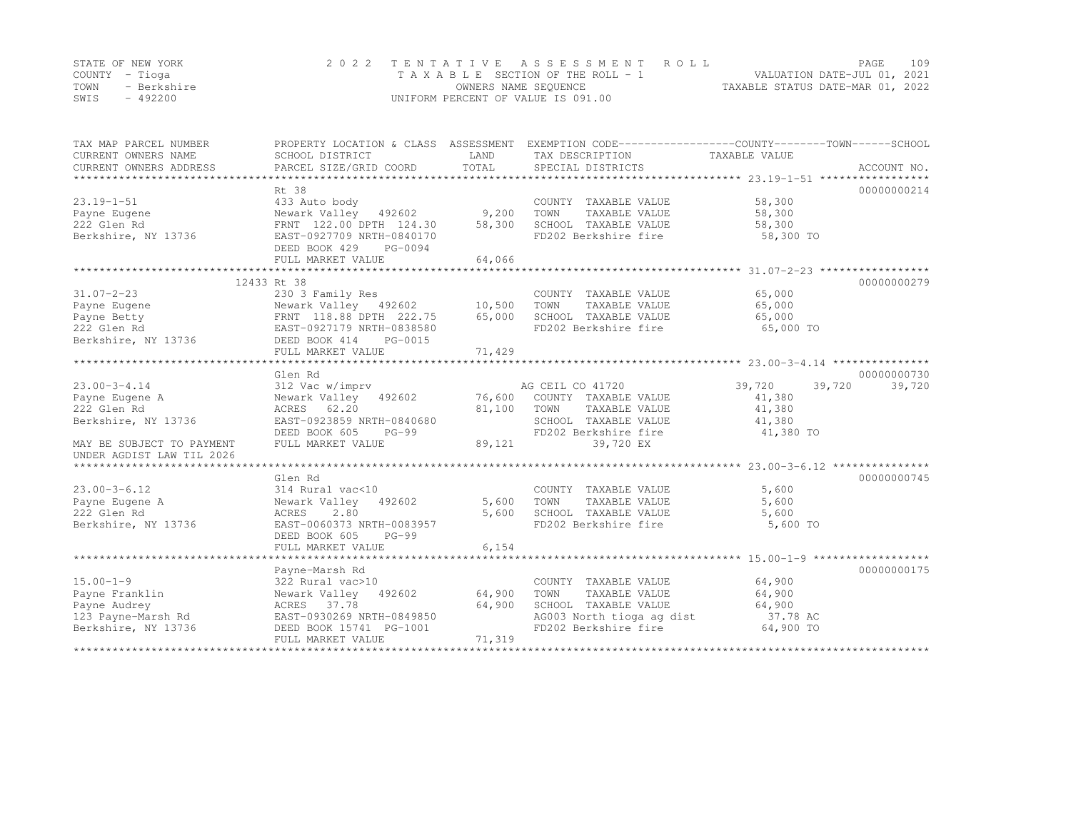STATE OF NEW YORK
COUNTY - Tioga
TOWN - Berkshire
SWIS - 492200

2 0 2 2 T E N T A T I V E A S S E S S M E N T R O L L
T A X A B L E SECTION OF THE ROLL - 1
OWNERS NAME SEQUENCE
UNIFORM PERCENT OF VALUE IS 091.00

VALUATION DATE-JUL 01, 2021
TAXABLE STATUS DATE-MAR 01, 2022

| TAX MAP PARCEL NUMBER / CURRENT OWNERS NAME / CURRENT OWNERS ADDRESS | PROPERTY LOCATION & CLASS / SCHOOL DISTRICT / PARCEL SIZE/GRID COORD | ASSESSMENT LAND / TOTAL | EXEMPTION CODE / TAX DESCRIPTION / SPECIAL DISTRICTS | COUNTY | TOWN | SCHOOL / ACCOUNT NO. |
|---|---|---|---|---|---|---|
| **23.19-1-51** | Rt 38 | | | | | 00000000214 |
| Payne Eugene | 433 Auto body | | COUNTY TAXABLE VALUE | 58,300 | | |
| 222 Glen Rd | Newark Valley 492602 | 9,200 | TOWN TAXABLE VALUE | | 58,300 | |
| Berkshire, NY 13736 | FRNT 122.00 DPTH 124.30 | 58,300 | SCHOOL TAXABLE VALUE | | | 58,300 |
| | EAST-0927709 NRTH-0840170 | | FD202 Berkshire fire | 58,300 TO | | |
| | DEED BOOK 429 PG-0094 | | | | | |
| | FULL MARKET VALUE | 64,066 | | | | |
| **31.07-2-23** | 12433 Rt 38 | | | | | 00000000279 |
| Payne Eugene | 230 3 Family Res | | COUNTY TAXABLE VALUE | 65,000 | | |
| Payne Betty | Newark Valley 492602 | 10,500 | TOWN TAXABLE VALUE | | 65,000 | |
| 222 Glen Rd | FRNT 118.88 DPTH 222.75 | 65,000 | SCHOOL TAXABLE VALUE | | | 65,000 |
| Berkshire, NY 13736 | EAST-0927179 NRTH-0838580 | | FD202 Berkshire fire | 65,000 TO | | |
| | DEED BOOK 414 PG-0015 | | | | | |
| | FULL MARKET VALUE | 71,429 | | | | |
| **23.00-3-4.14** | Glen Rd | | | | | 00000000730 |
| Payne Eugene A | 312 Vac w/imprv | | AG CEIL CO 41720 | 39,720 | 39,720 | 39,720 |
| 222 Glen Rd | Newark Valley 492602 | 76,600 | COUNTY TAXABLE VALUE | 41,380 | | |
| Berkshire, NY 13736 | ACRES 62.20 | 81,100 | TOWN TAXABLE VALUE | | 41,380 | |
| | EAST-0923859 NRTH-0840680 | | SCHOOL TAXABLE VALUE | | | 41,380 |
| | DEED BOOK 605 PG-99 | | FD202 Berkshire fire | 41,380 TO | | |
| MAY BE SUBJECT TO PAYMENT UNDER AGDIST LAW TIL 2026 | FULL MARKET VALUE | 89,121 | 39,720 EX | | | |
| **23.00-3-6.12** | Glen Rd | | | | | 00000000745 |
| Payne Eugene A | 314 Rural vac<10 | | COUNTY TAXABLE VALUE | 5,600 | | |
| 222 Glen Rd | Newark Valley 492602 | 5,600 | TOWN TAXABLE VALUE | | 5,600 | |
| Berkshire, NY 13736 | ACRES 2.80 | 5,600 | SCHOOL TAXABLE VALUE | | | 5,600 |
| | EAST-0060373 NRTH-0083957 | | FD202 Berkshire fire | 5,600 TO | | |
| | DEED BOOK 605 PG-99 | | | | | |
| | FULL MARKET VALUE | 6,154 | | | | |
| **15.00-1-9** | Payne-Marsh Rd | | | | | 00000000175 |
| Payne Franklin | 322 Rural vac>10 | | COUNTY TAXABLE VALUE | 64,900 | | |
| Payne Audrey | Newark Valley 492602 | 64,900 | TOWN TAXABLE VALUE | | 64,900 | |
| 123 Payne-Marsh Rd | ACRES 37.78 | 64,900 | SCHOOL TAXABLE VALUE | | | 64,900 |
| Berkshire, NY 13736 | EAST-0930269 NRTH-0849850 | | AG003 North tioga ag dist | 37.78 AC | | |
| | DEED BOOK 15741 PG-1001 | | FD202 Berkshire fire | 64,900 TO | | |
| | FULL MARKET VALUE | 71,319 | | | | |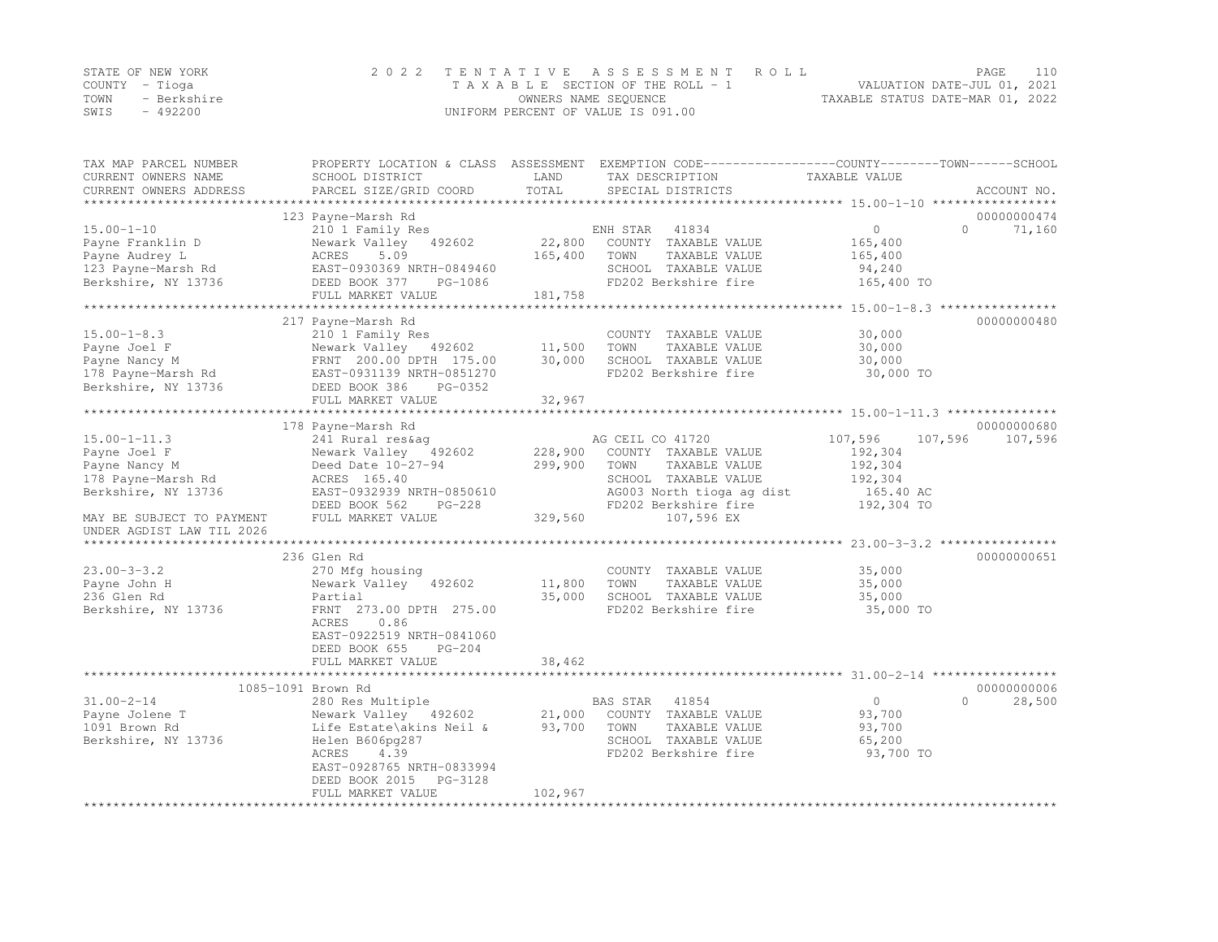STATE OF NEW YORK
COUNTY - Tioga
TOWN - Berkshire
SWIS - 492200

2022 TENTATIVE ASSESSMENT ROLL
TAXABLE SECTION OF THE ROLL - 1
OWNERS NAME SEQUENCE
UNIFORM PERCENT OF VALUE IS 091.00

VALUATION DATE-JUL 01, 2021
TAXABLE STATUS DATE-MAR 01, 2022

| TAX MAP PARCEL NUMBER / CURRENT OWNERS NAME / CURRENT OWNERS ADDRESS | PROPERTY LOCATION & CLASS / SCHOOL DISTRICT / PARCEL SIZE/GRID COORD | ASSESSMENT LAND / TOTAL | EXEMPTION CODE / TAX DESCRIPTION / SPECIAL DISTRICTS | COUNTY | TOWN | SCHOOL | ACCOUNT NO. |
|---|---|---|---|---|---|---|---|
| 15.00-1-10 | 123 Payne-Marsh Rd | | | | | | 00000000474 |
| | 210 1 Family Res | | ENH STAR 41834 | 0 | 0 | 71,160 | |
| Payne Franklin D | Newark Valley 492602 | 22,800 | COUNTY TAXABLE VALUE | 165,400 | | | |
| Payne Audrey L | ACRES 5.09 | 165,400 | TOWN TAXABLE VALUE | | 165,400 | | |
| 123 Payne-Marsh Rd | EAST-0930369 NRTH-0849460 | | SCHOOL TAXABLE VALUE | | | 94,240 | |
| Berkshire, NY 13736 | DEED BOOK 377 PG-1086 | | FD202 Berkshire fire | 165,400 TO | | | |
| | FULL MARKET VALUE | 181,758 | | | | | |
| 15.00-1-8.3 | 217 Payne-Marsh Rd | | | | | | 00000000480 |
| | 210 1 Family Res | | COUNTY TAXABLE VALUE | 30,000 | | | |
| Payne Joel F | Newark Valley 492602 | 11,500 | TOWN TAXABLE VALUE | | 30,000 | | |
| Payne Nancy M | FRNT 200.00 DPTH 175.00 | 30,000 | SCHOOL TAXABLE VALUE | | | 30,000 | |
| 178 Payne-Marsh Rd | EAST-0931139 NRTH-0851270 | | FD202 Berkshire fire | 30,000 TO | | | |
| Berkshire, NY 13736 | DEED BOOK 386 PG-0352 | | | | | | |
| | FULL MARKET VALUE | 32,967 | | | | | |
| 15.00-1-11.3 | 178 Payne-Marsh Rd | | | | | | 00000000680 |
| | 241 Rural res&ag | | AG CEIL CO 41720 | 107,596 | 107,596 | 107,596 | |
| Payne Joel F | Newark Valley 492602 | 228,900 | COUNTY TAXABLE VALUE | 192,304 | | | |
| Payne Nancy M | Deed Date 10-27-94 | 299,900 | TOWN TAXABLE VALUE | | 192,304 | | |
| 178 Payne-Marsh Rd | ACRES 165.40 | | SCHOOL TAXABLE VALUE | | | 192,304 | |
| Berkshire, NY 13736 | EAST-0932939 NRTH-0850610 | | AG003 North tioga ag dist | 165.40 AC | | | |
| | DEED BOOK 562 PG-228 | | FD202 Berkshire fire | 192,304 TO | | | |
| MAY BE SUBJECT TO PAYMENT UNDER AGDIST LAW TIL 2026 | FULL MARKET VALUE | 329,560 | 107,596 EX | | | | |
| 23.00-3-3.2 | 236 Glen Rd | | | | | | 00000000651 |
| | 270 Mfg housing | | COUNTY TAXABLE VALUE | 35,000 | | | |
| Payne John H | Newark Valley 492602 | 11,800 | TOWN TAXABLE VALUE | | 35,000 | | |
| 236 Glen Rd | Partial | 35,000 | SCHOOL TAXABLE VALUE | | | 35,000 | |
| Berkshire, NY 13736 | FRNT 273.00 DPTH 275.00 | | FD202 Berkshire fire | 35,000 TO | | | |
| | ACRES 0.86 | | | | | | |
| | EAST-0922519 NRTH-0841060 | | | | | | |
| | DEED BOOK 655 PG-204 | | | | | | |
| | FULL MARKET VALUE | 38,462 | | | | | |
| 31.00-2-14 | 1085-1091 Brown Rd | | | | | | 00000000006 |
| | 280 Res Multiple | | BAS STAR 41854 | 0 | 0 | 28,500 | |
| Payne Jolene T | Newark Valley 492602 | 21,000 | COUNTY TAXABLE VALUE | 93,700 | | | |
| 1091 Brown Rd | Life Estate\akins Neil & | 93,700 | TOWN TAXABLE VALUE | | 93,700 | | |
| Berkshire, NY 13736 | Helen B606pg287 | | SCHOOL TAXABLE VALUE | | | 65,200 | |
| | ACRES 4.39 | | FD202 Berkshire fire | 93,700 TO | | | |
| | EAST-0928765 NRTH-0833994 | | | | | | |
| | DEED BOOK 2015 PG-3128 | | | | | | |
| | FULL MARKET VALUE | 102,967 | | | | | |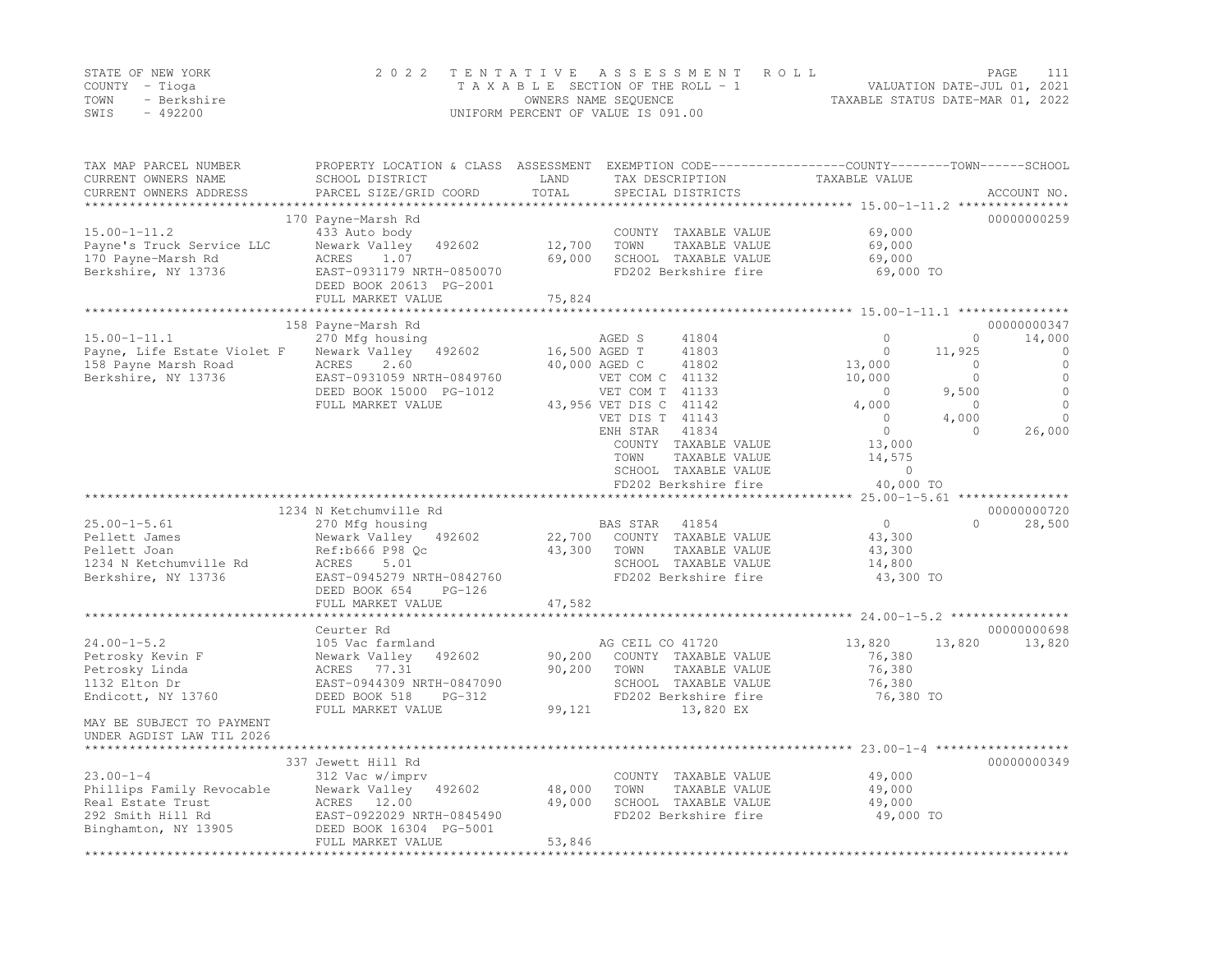STATE OF NEW YORK
COUNTY - Tioga
TOWN - Berkshire
SWIS - 492200

2 0 2 2 T E N T A T I V E A S S E S S M E N T R O L L
T A X A B L E SECTION OF THE ROLL - 1
OWNERS NAME SEQUENCE
UNIFORM PERCENT OF VALUE IS 091.00

VALUATION DATE-JUL 01, 2021
TAXABLE STATUS DATE-MAR 01, 2022

```
TAX MAP PARCEL NUMBER          PROPERTY LOCATION & CLASS  ASSESSMENT  EXEMPTION CODE------------------COUNTY--------TOWN------SCHOOL
CURRENT OWNERS NAME            SCHOOL DISTRICT               LAND      TAX DESCRIPTION            TAXABLE VALUE
CURRENT OWNERS ADDRESS         PARCEL SIZE/GRID COORD        TOTAL     SPECIAL DISTRICTS                                    ACCOUNT NO.
******************************************************************************************************* 15.00-1-11.2 ***************
                               170 Payne-Marsh Rd                                                                           00000000259
15.00-1-11.2                   433 Auto body                             COUNTY  TAXABLE VALUE            69,000
Payne's Truck Service LLC      Newark Valley   492602       12,700       TOWN    TAXABLE VALUE            69,000
170 Payne-Marsh Rd             ACRES    1.07                69,000       SCHOOL  TAXABLE VALUE            69,000
Berkshire, NY 13736            EAST-0931179 NRTH-0850070                 FD202 Berkshire fire              69,000 TO
                               DEED BOOK 20613  PG-2001
                               FULL MARKET VALUE            75,824
******************************************************************************************************* 15.00-1-11.1 ***************
                               158 Payne-Marsh Rd                                                                           00000000347
15.00-1-11.1                   270 Mfg housing                           AGED S      41804                 0           0      14,000
Payne, Life Estate Violet F    Newark Valley   492602       16,500 AGED T      41803                 0      11,925           0
158 Payne Marsh Road           ACRES    2.60                40,000 AGED C      41802            13,000           0           0
Berkshire, NY 13736            EAST-0931059 NRTH-0849760                 VET COM C  41132            10,000           0           0
                               DEED BOOK 15000  PG-1012                  VET COM T  41133                 0       9,500           0
                               FULL MARKET VALUE            43,956 VET DIS C  41142             4,000           0           0
                                                                         VET DIS T  41143                 0       4,000           0
                                                                         ENH STAR   41834                 0           0      26,000
                                                                         COUNTY  TAXABLE VALUE            13,000
                                                                         TOWN    TAXABLE VALUE            14,575
                                                                         SCHOOL  TAXABLE VALUE                 0
                                                                         FD202 Berkshire fire              40,000 TO
******************************************************************************************************* 25.00-1-5.61 ***************
                               1234 N Ketchumville Rd                                                                       00000000720
25.00-1-5.61                   270 Mfg housing                           BAS STAR   41854                 0           0      28,500
Pellett James                  Newark Valley   492602       22,700       COUNTY  TAXABLE VALUE            43,300
Pellett Joan                   Ref:b666 P98 Qc              43,300       TOWN    TAXABLE VALUE            43,300
1234 N Ketchumville Rd         ACRES    5.01                             SCHOOL  TAXABLE VALUE            14,800
Berkshire, NY 13736            EAST-0945279 NRTH-0842760                 FD202 Berkshire fire              43,300 TO
                               DEED BOOK 654    PG-126
                               FULL MARKET VALUE            47,582
******************************************************************************************************* 24.00-1-5.2 ****************
                               Ceurter Rd                                                                                   00000000698
24.00-1-5.2                    105 Vac farmland                          AG CEIL CO 41720            13,820      13,820      13,820
Petrosky Kevin F               Newark Valley   492602       90,200       COUNTY  TAXABLE VALUE            76,380
Petrosky Linda                 ACRES   77.31                90,200       TOWN    TAXABLE VALUE            76,380
1132 Elton Dr                  EAST-0944309 NRTH-0847090                 SCHOOL  TAXABLE VALUE            76,380
Endicott, NY 13760             DEED BOOK 518    PG-312                   FD202 Berkshire fire              76,380 TO
                               FULL MARKET VALUE            99,121                13,820 EX
MAY BE SUBJECT TO PAYMENT
UNDER AGDIST LAW TIL 2026
******************************************************************************************************* 23.00-1-4 ******************
                               337 Jewett Hill Rd                                                                           00000000349
23.00-1-4                      312 Vac w/imprv                           COUNTY  TAXABLE VALUE            49,000
Phillips Family Revocable      Newark Valley   492602       48,000       TOWN    TAXABLE VALUE            49,000
Real Estate Trust              ACRES   12.00                49,000       SCHOOL  TAXABLE VALUE            49,000
292 Smith Hill Rd              EAST-0922029 NRTH-0845490                 FD202 Berkshire fire              49,000 TO
Binghamton, NY 13905           DEED BOOK 16304  PG-5001
                               FULL MARKET VALUE            53,846
************************************************************************************************************************************
```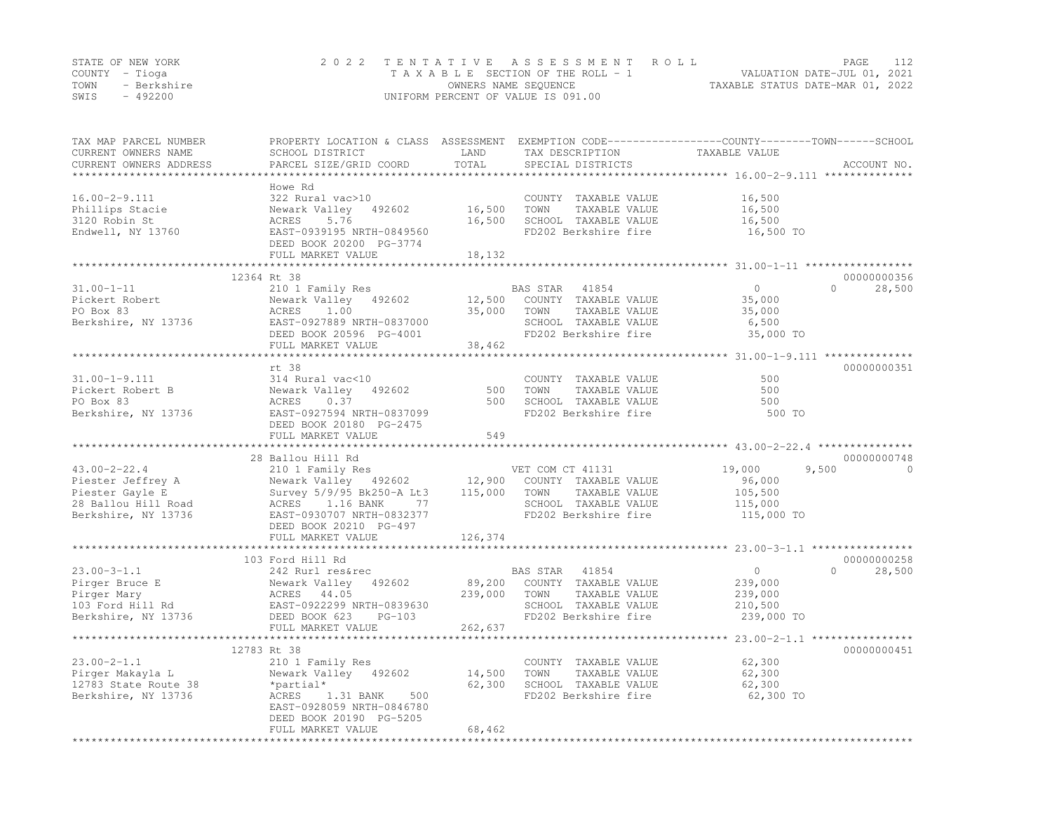STATE OF NEW YORK
COUNTY - Tioga
TOWN - Berkshire
SWIS - 492200

# 2022 TENTATIVE ASSESSMENT ROLL

TAXABLE SECTION OF THE ROLL - 1
OWNERS NAME SEQUENCE
UNIFORM PERCENT OF VALUE IS 091.00

VALUATION DATE-JUL 01, 2021
TAXABLE STATUS DATE-MAR 01, 2022

| TAX MAP PARCEL NUMBER / CURRENT OWNERS NAME / CURRENT OWNERS ADDRESS | PROPERTY LOCATION & CLASS / SCHOOL DISTRICT / PARCEL SIZE/GRID COORD | ASSESSMENT LAND | ASSESSMENT TOTAL | EXEMPTION CODE / TAX DESCRIPTION / SPECIAL DISTRICTS | COUNTY TAXABLE VALUE | TOWN | SCHOOL | ACCOUNT NO. |
|---|---|---|---|---|---|---|---|---|
| 16.00-2-9.111 | Howe Rd | | | | | | | |
| | 322 Rural vac>10 | | | COUNTY TAXABLE VALUE | 16,500 | | | |
| Phillips Stacie | Newark Valley 492602 | 16,500 | | TOWN TAXABLE VALUE | 16,500 | | | |
| 3120 Robin St | ACRES 5.76 | | 16,500 | SCHOOL TAXABLE VALUE | 16,500 | | | |
| Endwell, NY 13760 | EAST-0939195 NRTH-0849560 | | | FD202 Berkshire fire | 16,500 TO | | | |
| | DEED BOOK 20200 PG-3774 | | | | | | | |
| | FULL MARKET VALUE | | 18,132 | | | | | |
| 31.00-1-11 | 12364 Rt 38 | | | | | | | 00000000356 |
| | 210 1 Family Res | | | BAS STAR 41854 | 0 | 0 | 28,500 | |
| Pickert Robert | Newark Valley 492602 | 12,500 | | COUNTY TAXABLE VALUE | 35,000 | | | |
| PO Box 83 | ACRES 1.00 | | 35,000 | TOWN TAXABLE VALUE | 35,000 | | | |
| Berkshire, NY 13736 | EAST-0927889 NRTH-0837000 | | | SCHOOL TAXABLE VALUE | 6,500 | | | |
| | DEED BOOK 20596 PG-4001 | | | FD202 Berkshire fire | 35,000 TO | | | |
| | FULL MARKET VALUE | | 38,462 | | | | | |
| 31.00-1-9.111 | rt 38 | | | | | | | 00000000351 |
| | 314 Rural vac<10 | | | COUNTY TAXABLE VALUE | 500 | | | |
| Pickert Robert B | Newark Valley 492602 | 500 | | TOWN TAXABLE VALUE | 500 | | | |
| PO Box 83 | ACRES 0.37 | | 500 | SCHOOL TAXABLE VALUE | 500 | | | |
| Berkshire, NY 13736 | EAST-0927594 NRTH-0837099 | | | FD202 Berkshire fire | 500 TO | | | |
| | DEED BOOK 20180 PG-2475 | | | | | | | |
| | FULL MARKET VALUE | | 549 | | | | | |
| 43.00-2-22.4 | 28 Ballou Hill Rd | | | | | | | 00000000748 |
| | 210 1 Family Res | | | VET COM CT 41131 | 19,000 | 9,500 | 0 | |
| Piester Jeffrey A | Newark Valley 492602 | 12,900 | | COUNTY TAXABLE VALUE | 96,000 | | | |
| Piester Gayle E | Survey 5/9/95 Bk250-A Lt3 | | 115,000 | TOWN TAXABLE VALUE | 105,500 | | | |
| 28 Ballou Hill Road | ACRES 1.16 BANK 77 | | | SCHOOL TAXABLE VALUE | 115,000 | | | |
| Berkshire, NY 13736 | EAST-0930707 NRTH-0832377 | | | FD202 Berkshire fire | 115,000 TO | | | |
| | DEED BOOK 20210 PG-497 | | | | | | | |
| | FULL MARKET VALUE | | 126,374 | | | | | |
| 23.00-3-1.1 | 103 Ford Hill Rd | | | | | | | 00000000258 |
| | 242 Rurl res&rec | | | BAS STAR 41854 | 0 | 0 | 28,500 | |
| Pirger Bruce E | Newark Valley 492602 | 89,200 | | COUNTY TAXABLE VALUE | 239,000 | | | |
| Pirger Mary | ACRES 44.05 | | 239,000 | TOWN TAXABLE VALUE | 239,000 | | | |
| 103 Ford Hill Rd | EAST-0922299 NRTH-0839630 | | | SCHOOL TAXABLE VALUE | 210,500 | | | |
| Berkshire, NY 13736 | DEED BOOK 623 PG-103 | | | FD202 Berkshire fire | 239,000 TO | | | |
| | FULL MARKET VALUE | | 262,637 | | | | | |
| 23.00-2-1.1 | 12783 Rt 38 | | | | | | | 00000000451 |
| | 210 1 Family Res | | | COUNTY TAXABLE VALUE | 62,300 | | | |
| Pirger Makayla L | Newark Valley 492602 | 14,500 | | TOWN TAXABLE VALUE | 62,300 | | | |
| 12783 State Route 38 | *partial* | | 62,300 | SCHOOL TAXABLE VALUE | 62,300 | | | |
| Berkshire, NY 13736 | ACRES 1.31 BANK 500 | | | FD202 Berkshire fire | 62,300 TO | | | |
| | EAST-0928059 NRTH-0846780 | | | | | | | |
| | DEED BOOK 20190 PG-5205 | | | | | | | |
| | FULL MARKET VALUE | | 68,462 | | | | | |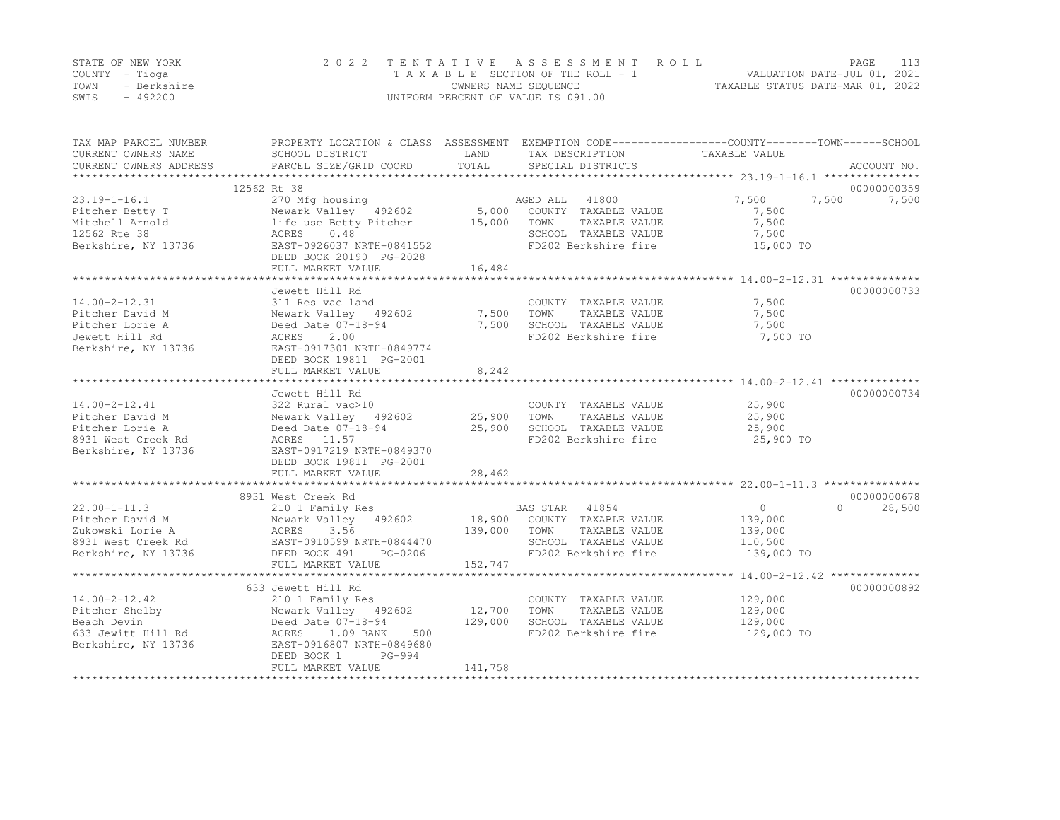STATE OF NEW YORK
COUNTY - Tioga
TOWN - Berkshire
SWIS - 492200

2022 TENTATIVE ASSESSMENT ROLL
TAXABLE SECTION OF THE ROLL - 1
OWNERS NAME SEQUENCE
UNIFORM PERCENT OF VALUE IS 091.00

VALUATION DATE-JUL 01, 2021
TAXABLE STATUS DATE-MAR 01, 2022

| TAX MAP PARCEL NUMBER / CURRENT OWNERS NAME / CURRENT OWNERS ADDRESS | PROPERTY LOCATION & CLASS / SCHOOL DISTRICT / PARCEL SIZE/GRID COORD | ASSESSMENT LAND / TOTAL | EXEMPTION CODE / TAX DESCRIPTION / SPECIAL DISTRICTS | COUNTY TAXABLE VALUE | TOWN | SCHOOL | ACCOUNT NO. |
|---|---|---|---|---|---|---|---|
| 23.19-1-16.1 | 12562 Rt 38 | | | | | | 00000000359 |
| 23.19-1-16.1 | 270 Mfg housing | | AGED ALL 41800 | 7,500 | 7,500 | 7,500 | |
| Pitcher Betty T | Newark Valley 492602 | 5,000 | COUNTY TAXABLE VALUE | 7,500 | | | |
| Mitchell Arnold | life use Betty Pitcher | 15,000 | TOWN TAXABLE VALUE | 7,500 | | | |
| 12562 Rte 38 | ACRES 0.48 | | SCHOOL TAXABLE VALUE | 7,500 | | | |
| Berkshire, NY 13736 | EAST-0926037 NRTH-0841552 | | FD202 Berkshire fire | 15,000 TO | | | |
| | DEED BOOK 20190 PG-2028 | | | | | | |
| | FULL MARKET VALUE | 16,484 | | | | | |
| 14.00-2-12.31 | Jewett Hill Rd | | | | | | 00000000733 |
| 14.00-2-12.31 | 311 Res vac land | | COUNTY TAXABLE VALUE | 7,500 | | | |
| Pitcher David M | Newark Valley 492602 | 7,500 | TOWN TAXABLE VALUE | 7,500 | | | |
| Pitcher Lorie A | Deed Date 07-18-94 | 7,500 | SCHOOL TAXABLE VALUE | 7,500 | | | |
| Jewett Hill Rd | ACRES 2.00 | | FD202 Berkshire fire | 7,500 TO | | | |
| Berkshire, NY 13736 | EAST-0917301 NRTH-0849774 | | | | | | |
| | DEED BOOK 19811 PG-2001 | | | | | | |
| | FULL MARKET VALUE | 8,242 | | | | | |
| 14.00-2-12.41 | Jewett Hill Rd | | | | | | 00000000734 |
| 14.00-2-12.41 | 322 Rural vac>10 | | COUNTY TAXABLE VALUE | 25,900 | | | |
| Pitcher David M | Newark Valley 492602 | 25,900 | TOWN TAXABLE VALUE | 25,900 | | | |
| Pitcher Lorie A | Deed Date 07-18-94 | 25,900 | SCHOOL TAXABLE VALUE | 25,900 | | | |
| 8931 West Creek Rd | ACRES 11.57 | | FD202 Berkshire fire | 25,900 TO | | | |
| Berkshire, NY 13736 | EAST-0917219 NRTH-0849370 | | | | | | |
| | DEED BOOK 19811 PG-2001 | | | | | | |
| | FULL MARKET VALUE | 28,462 | | | | | |
| 22.00-1-11.3 | 8931 West Creek Rd | | | | | | 00000000678 |
| 22.00-1-11.3 | 210 1 Family Res | | BAS STAR 41854 | 0 | 0 | 28,500 | |
| Pitcher David M | Newark Valley 492602 | 18,900 | COUNTY TAXABLE VALUE | 139,000 | | | |
| Zukowski Lorie A | ACRES 3.56 | 139,000 | TOWN TAXABLE VALUE | 139,000 | | | |
| 8931 West Creek Rd | EAST-0910599 NRTH-0844470 | | SCHOOL TAXABLE VALUE | 110,500 | | | |
| Berkshire, NY 13736 | DEED BOOK 491 PG-0206 | | FD202 Berkshire fire | 139,000 TO | | | |
| | FULL MARKET VALUE | 152,747 | | | | | |
| 14.00-2-12.42 | 633 Jewett Hill Rd | | | | | | 00000000892 |
| 14.00-2-12.42 | 210 1 Family Res | | COUNTY TAXABLE VALUE | 129,000 | | | |
| Pitcher Shelby | Newark Valley 492602 | 12,700 | TOWN TAXABLE VALUE | 129,000 | | | |
| Beach Devin | Deed Date 07-18-94 | 129,000 | SCHOOL TAXABLE VALUE | 129,000 | | | |
| 633 Jewitt Hill Rd | ACRES 1.09 BANK 500 | | FD202 Berkshire fire | 129,000 TO | | | |
| Berkshire, NY 13736 | EAST-0916807 NRTH-0849680 | | | | | | |
| | DEED BOOK 1 PG-994 | | | | | | |
| | FULL MARKET VALUE | 141,758 | | | | | |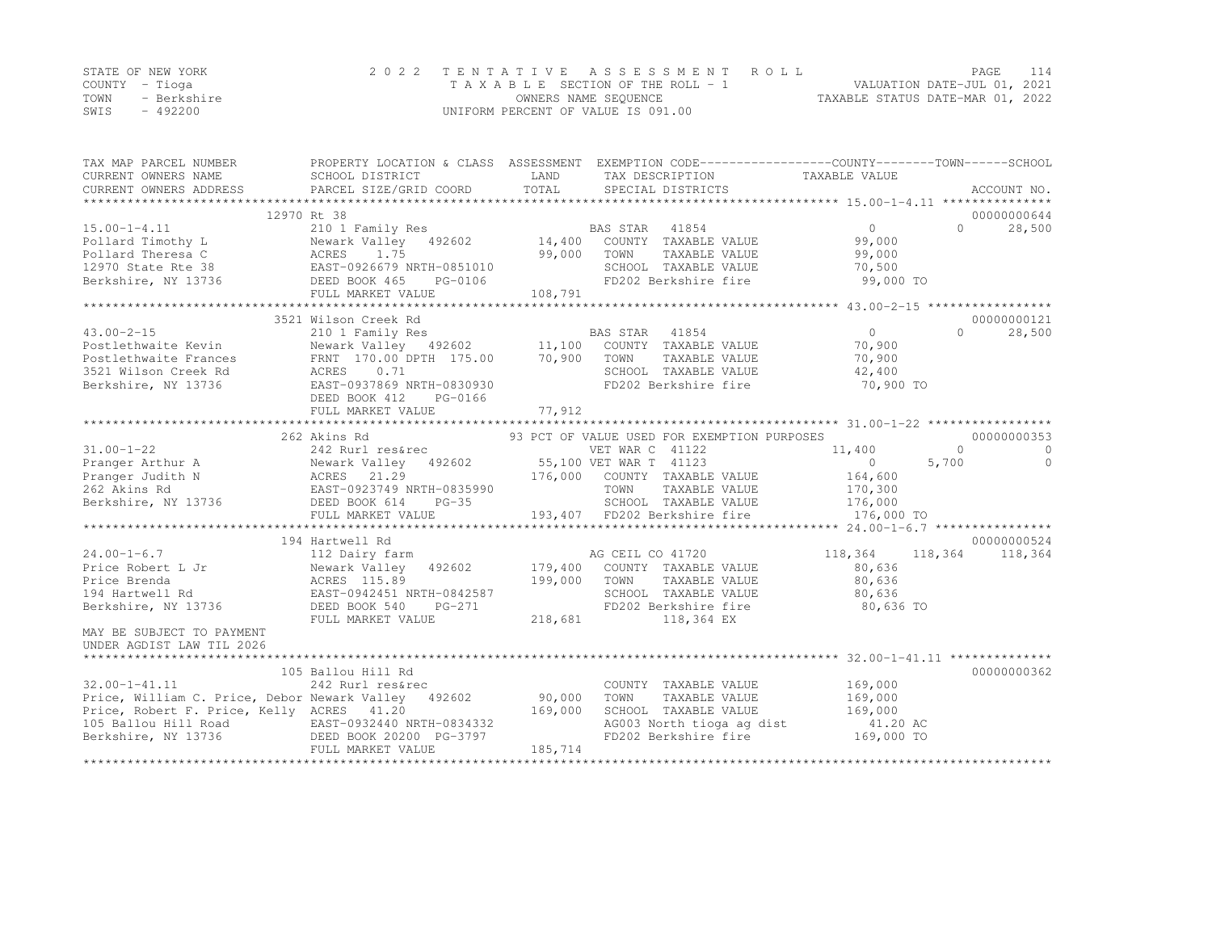STATE OF NEW YORK
COUNTY - Tioga
TOWN - Berkshire
SWIS - 492200

2022 TENTATIVE ASSESSMENT ROLL
TAXABLE SECTION OF THE ROLL - 1
OWNERS NAME SEQUENCE
UNIFORM PERCENT OF VALUE IS 091.00

VALUATION DATE-JUL 01, 2021
TAXABLE STATUS DATE-MAR 01, 2022

```
TAX MAP PARCEL NUMBER          PROPERTY LOCATION & CLASS  ASSESSMENT  EXEMPTION CODE------------------COUNTY--------TOWN------SCHOOL
CURRENT OWNERS NAME            SCHOOL DISTRICT              LAND      TAX DESCRIPTION              TAXABLE VALUE
CURRENT OWNERS ADDRESS         PARCEL SIZE/GRID COORD       TOTAL     SPECIAL DISTRICTS                                      ACCOUNT NO.
*********************************************************************************************** 15.00-1-4.11 ***************
               12970 Rt 38                                                                                                00000000644
15.00-1-4.11                   210 1 Family Res                      BAS STAR   41854                  0              0      28,500
Pollard Timothy L              Newark Valley   492602        14,400   COUNTY  TAXABLE VALUE         99,000
Pollard Theresa C              ACRES    1.75                 99,000   TOWN    TAXABLE VALUE         99,000
12970 State Rte 38             EAST-0926679 NRTH-0851010              SCHOOL  TAXABLE VALUE         70,500
Berkshire, NY 13736            DEED BOOK 465    PG-0106               FD202 Berkshire fire           99,000 TO
                               FULL MARKET VALUE            108,791
*********************************************************************************************** 43.00-2-15 *****************
               3521 Wilson Creek Rd                                                                                       00000000121
43.00-2-15                     210 1 Family Res                      BAS STAR   41854                  0              0      28,500
Postlethwaite Kevin            Newark Valley   492602        11,100   COUNTY  TAXABLE VALUE         70,900
Postlethwaite Frances          FRNT 170.00 DPTH 175.00       70,900   TOWN    TAXABLE VALUE         70,900
3521 Wilson Creek Rd           ACRES    0.71                          SCHOOL  TAXABLE VALUE         42,400
Berkshire, NY 13736            EAST-0937869 NRTH-0830930              FD202 Berkshire fire           70,900 TO
                               DEED BOOK 412    PG-0166
                               FULL MARKET VALUE             77,912
*********************************************************************************************** 31.00-1-22 *****************
               262 Akins Rd                        93 PCT OF VALUE USED FOR EXEMPTION PURPOSES                            00000000353
31.00-1-22                     242 Rurl res&rec                      VET WAR C  41122             11,400              0           0
Pranger Arthur A               Newark Valley   492602        55,100  VET WAR T  41123                  0          5,700           0
Pranger Judith N               ACRES   21.29                176,000   COUNTY  TAXABLE VALUE        164,600
262 Akins Rd                   EAST-0923749 NRTH-0835990              TOWN    TAXABLE VALUE        170,300
Berkshire, NY 13736            DEED BOOK 614    PG-35                 SCHOOL  TAXABLE VALUE        176,000
                               FULL MARKET VALUE            193,407   FD202 Berkshire fire          176,000 TO
*********************************************************************************************** 24.00-1-6.7 ****************
               194 Hartwell Rd                                                                                            00000000524
24.00-1-6.7                    112 Dairy farm                        AG CEIL CO 41720            118,364        118,364     118,364
Price Robert L Jr              Newark Valley   492602       179,400   COUNTY  TAXABLE VALUE         80,636
Price Brenda                   ACRES  115.89                199,000   TOWN    TAXABLE VALUE         80,636
194 Hartwell Rd                EAST-0942451 NRTH-0842587              SCHOOL  TAXABLE VALUE         80,636
Berkshire, NY 13736            DEED BOOK 540    PG-271                FD202 Berkshire fire           80,636 TO
                               FULL MARKET VALUE            218,681         118,364 EX
MAY BE SUBJECT TO PAYMENT
UNDER AGDIST LAW TIL 2026
*********************************************************************************************** 32.00-1-41.11 **************
               105 Ballou Hill Rd                                                                                         00000000362
32.00-1-41.11                  242 Rurl res&rec                       COUNTY  TAXABLE VALUE        169,000
Price, William C. Price, Debor Newark Valley   492602        90,000   TOWN    TAXABLE VALUE        169,000
Price, Robert F. Price, Kelly  ACRES   41.20                169,000   SCHOOL  TAXABLE VALUE        169,000
105 Ballou Hill Road           EAST-0932440 NRTH-0834332              AG003 North tioga ag dist        41.20 AC
Berkshire, NY 13736            DEED BOOK 20200 PG-3797                FD202 Berkshire fire          169,000 TO
                               FULL MARKET VALUE            185,714
****************************************************************************************************************************
```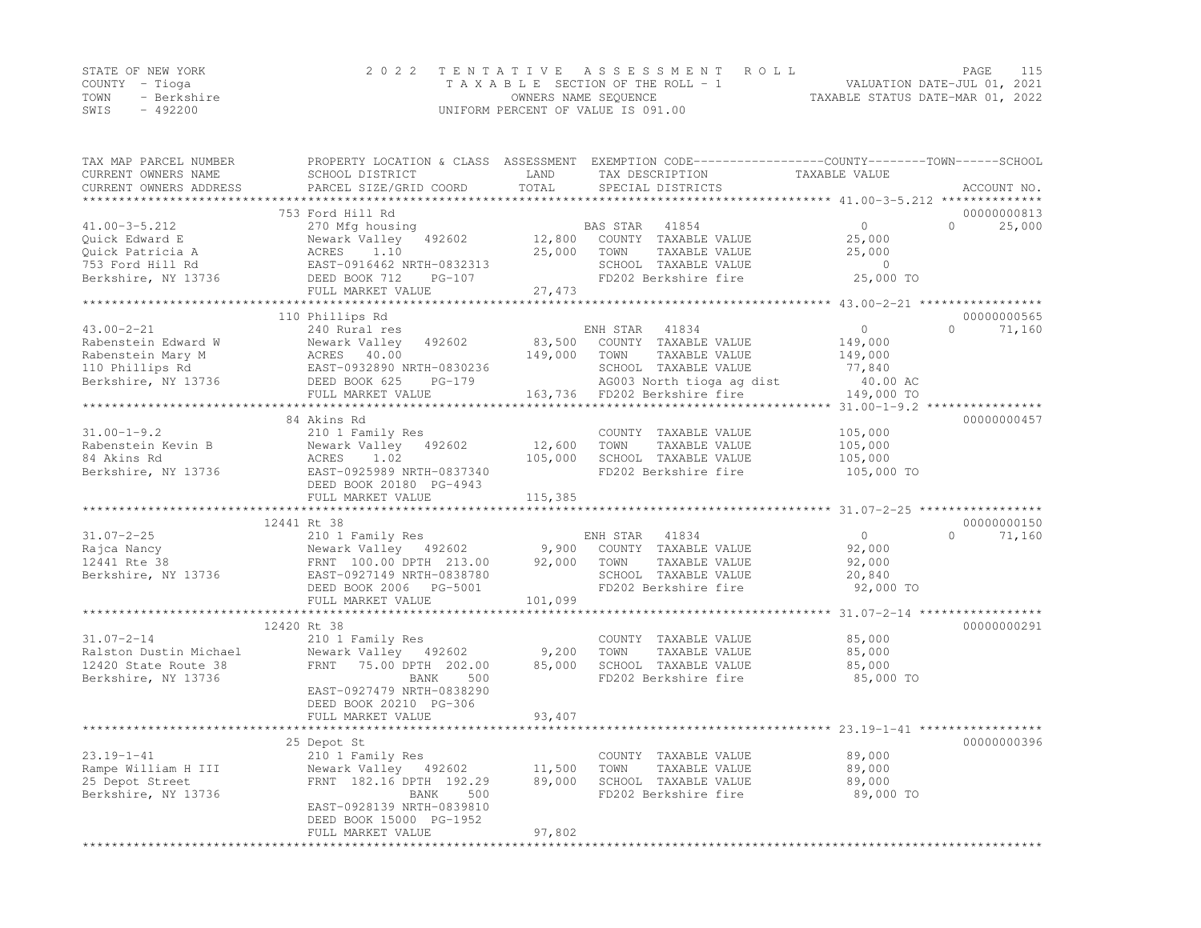STATE OF NEW YORK
COUNTY - Tioga
TOWN - Berkshire
SWIS - 492200

2022 TENTATIVE ASSESSMENT ROLL
TAXABLE SECTION OF THE ROLL - 1
OWNERS NAME SEQUENCE
UNIFORM PERCENT OF VALUE IS 091.00

VALUATION DATE-JUL 01, 2021
TAXABLE STATUS DATE-MAR 01, 2022

| TAX MAP PARCEL NUMBER / CURRENT OWNERS NAME / CURRENT OWNERS ADDRESS | PROPERTY LOCATION & CLASS / SCHOOL DISTRICT / PARCEL SIZE/GRID COORD | ASSESSMENT LAND / TOTAL | EXEMPTION CODE / TAX DESCRIPTION / SPECIAL DISTRICTS | COUNTY TAXABLE VALUE | TOWN | SCHOOL / ACCOUNT NO. |
|---|---|---|---|---|---|---|
| 41.00-3-5.212 | 753 Ford Hill Rd | | | | | 00000000813 |
| 41.00-3-5.212 | 270 Mfg housing | | BAS STAR 41854 | 0 | 0 | 25,000 |
| Quick Edward E | Newark Valley 492602 | 12,800 | COUNTY TAXABLE VALUE | 25,000 | | |
| Quick Patricia A | ACRES 1.10 | 25,000 | TOWN TAXABLE VALUE | 25,000 | | |
| 753 Ford Hill Rd | EAST-0916462 NRTH-0832313 | | SCHOOL TAXABLE VALUE | 0 | | |
| Berkshire, NY 13736 | DEED BOOK 712 PG-107 | | FD202 Berkshire fire | 25,000 TO | | |
| | FULL MARKET VALUE | 27,473 | | | | |
| 43.00-2-21 | 110 Phillips Rd | | | | | 00000000565 |
| 43.00-2-21 | 240 Rural res | | ENH STAR 41834 | 0 | 0 | 71,160 |
| Rabenstein Edward W | Newark Valley 492602 | 83,500 | COUNTY TAXABLE VALUE | 149,000 | | |
| Rabenstein Mary M | ACRES 40.00 | 149,000 | TOWN TAXABLE VALUE | 149,000 | | |
| 110 Phillips Rd | EAST-0932890 NRTH-0830236 | | SCHOOL TAXABLE VALUE | 77,840 | | |
| Berkshire, NY 13736 | DEED BOOK 625 PG-179 | | AG003 North tioga ag dist | 40.00 AC | | |
| | FULL MARKET VALUE | 163,736 | FD202 Berkshire fire | 149,000 TO | | |
| 31.00-1-9.2 | 84 Akins Rd | | | | | 00000000457 |
| 31.00-1-9.2 | 210 1 Family Res | | COUNTY TAXABLE VALUE | 105,000 | | |
| Rabenstein Kevin B | Newark Valley 492602 | 12,600 | TOWN TAXABLE VALUE | 105,000 | | |
| 84 Akins Rd | ACRES 1.02 | 105,000 | SCHOOL TAXABLE VALUE | 105,000 | | |
| Berkshire, NY 13736 | EAST-0925989 NRTH-0837340 | | FD202 Berkshire fire | 105,000 TO | | |
| | DEED BOOK 20180 PG-4943 | | | | | |
| | FULL MARKET VALUE | 115,385 | | | | |
| 31.07-2-25 | 12441 Rt 38 | | | | | 00000000150 |
| 31.07-2-25 | 210 1 Family Res | | ENH STAR 41834 | 0 | 0 | 71,160 |
| Rajca Nancy | Newark Valley 492602 | 9,900 | COUNTY TAXABLE VALUE | 92,000 | | |
| 12441 Rte 38 | FRNT 100.00 DPTH 213.00 | 92,000 | TOWN TAXABLE VALUE | 92,000 | | |
| Berkshire, NY 13736 | EAST-0927149 NRTH-0838780 | | SCHOOL TAXABLE VALUE | 20,840 | | |
| | DEED BOOK 2006 PG-5001 | | FD202 Berkshire fire | 92,000 TO | | |
| | FULL MARKET VALUE | 101,099 | | | | |
| 31.07-2-14 | 12420 Rt 38 | | | | | 00000000291 |
| 31.07-2-14 | 210 1 Family Res | | COUNTY TAXABLE VALUE | 85,000 | | |
| Ralston Dustin Michael | Newark Valley 492602 | 9,200 | TOWN TAXABLE VALUE | 85,000 | | |
| 12420 State Route 38 | FRNT 75.00 DPTH 202.00 | 85,000 | SCHOOL TAXABLE VALUE | 85,000 | | |
| Berkshire, NY 13736 | BANK 500 | | FD202 Berkshire fire | 85,000 TO | | |
| | EAST-0927479 NRTH-0838290 | | | | | |
| | DEED BOOK 20210 PG-306 | | | | | |
| | FULL MARKET VALUE | 93,407 | | | | |
| 23.19-1-41 | 25 Depot St | | | | | 00000000396 |
| 23.19-1-41 | 210 1 Family Res | | COUNTY TAXABLE VALUE | 89,000 | | |
| Rampe William H III | Newark Valley 492602 | 11,500 | TOWN TAXABLE VALUE | 89,000 | | |
| 25 Depot Street | FRNT 182.16 DPTH 192.29 | 89,000 | SCHOOL TAXABLE VALUE | 89,000 | | |
| Berkshire, NY 13736 | BANK 500 | | FD202 Berkshire fire | 89,000 TO | | |
| | EAST-0928139 NRTH-0839810 | | | | | |
| | DEED BOOK 15000 PG-1952 | | | | | |
| | FULL MARKET VALUE | 97,802 | | | | |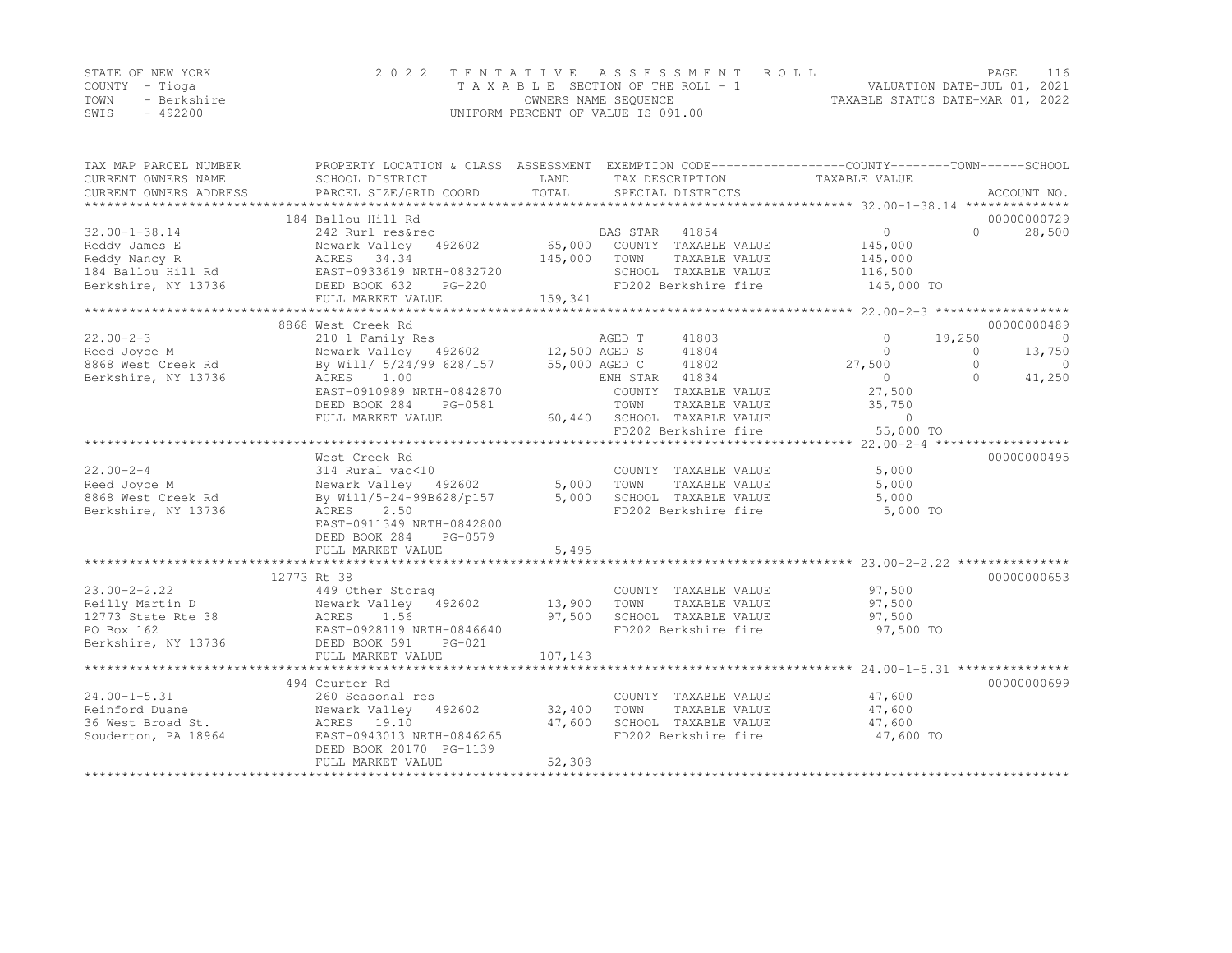STATE OF NEW YORK
COUNTY - Tioga
TOWN - Berkshire
SWIS - 492200

2022 TENTATIVE ASSESSMENT ROLL
TAXABLE SECTION OF THE ROLL - 1
OWNERS NAME SEQUENCE
UNIFORM PERCENT OF VALUE IS 091.00

VALUATION DATE-JUL 01, 2021
TAXABLE STATUS DATE-MAR 01, 2022

| TAX MAP PARCEL NUMBER / CURRENT OWNERS NAME / CURRENT OWNERS ADDRESS | PROPERTY LOCATION & CLASS / SCHOOL DISTRICT / PARCEL SIZE/GRID COORD | ASSESSMENT LAND | TOTAL | EXEMPTION CODE / TAX DESCRIPTION / SPECIAL DISTRICTS | COUNTY TAXABLE VALUE | TOWN | SCHOOL | ACCOUNT NO. |
|---|---|---|---|---|---|---|---|---|
| | 184 Ballou Hill Rd | | | | | | | 00000000729 |
| 32.00-1-38.14 | 242 Rurl res&rec | | | BAS STAR 41854 | 0 | 0 | 28,500 | |
| Reddy James E | Newark Valley 492602 | 65,000 | | COUNTY TAXABLE VALUE | 145,000 | | | |
| Reddy Nancy R | ACRES 34.34 | | 145,000 | TOWN TAXABLE VALUE | 145,000 | | | |
| 184 Ballou Hill Rd | EAST-0933619 NRTH-0832720 | | | SCHOOL TAXABLE VALUE | 116,500 | | | |
| Berkshire, NY 13736 | DEED BOOK 632 PG-220 | | | FD202 Berkshire fire | 145,000 TO | | | |
| | FULL MARKET VALUE | | 159,341 | | | | | |
| | 8868 West Creek Rd | | | | | | | 00000000489 |
| 22.00-2-3 | 210 1 Family Res | | | AGED T 41803 | 0 | 19,250 | 0 | |
| Reed Joyce M | Newark Valley 492602 | 12,500 | | AGED S 41804 | 0 | 0 | 13,750 | |
| 8868 West Creek Rd | By Will/ 5/24/99 628/157 | | 55,000 | AGED C 41802 | 27,500 | 0 | 0 | |
| Berkshire, NY 13736 | ACRES 1.00 | | | ENH STAR 41834 | 0 | 0 | 41,250 | |
| | EAST-0910989 NRTH-0842870 | | | COUNTY TAXABLE VALUE | 27,500 | | | |
| | DEED BOOK 284 PG-0581 | | | TOWN TAXABLE VALUE | 35,750 | | | |
| | FULL MARKET VALUE | | 60,440 | SCHOOL TAXABLE VALUE | 0 | | | |
| | | | | FD202 Berkshire fire | 55,000 TO | | | |
| | West Creek Rd | | | | | | | 00000000495 |
| 22.00-2-4 | 314 Rural vac<10 | | | COUNTY TAXABLE VALUE | 5,000 | | | |
| Reed Joyce M | Newark Valley 492602 | 5,000 | | TOWN TAXABLE VALUE | 5,000 | | | |
| 8868 West Creek Rd | By Will/5-24-99B628/p157 | | 5,000 | SCHOOL TAXABLE VALUE | 5,000 | | | |
| Berkshire, NY 13736 | ACRES 2.50 | | | FD202 Berkshire fire | 5,000 TO | | | |
| | EAST-0911349 NRTH-0842800 | | | | | | | |
| | DEED BOOK 284 PG-0579 | | | | | | | |
| | FULL MARKET VALUE | | 5,495 | | | | | |
| | 12773 Rt 38 | | | | | | | 00000000653 |
| 23.00-2-2.22 | 449 Other Storag | | | COUNTY TAXABLE VALUE | 97,500 | | | |
| Reilly Martin D | Newark Valley 492602 | 13,900 | | TOWN TAXABLE VALUE | 97,500 | | | |
| 12773 State Rte 38 | ACRES 1.56 | | 97,500 | SCHOOL TAXABLE VALUE | 97,500 | | | |
| PO Box 162 | EAST-0928119 NRTH-0846640 | | | FD202 Berkshire fire | 97,500 TO | | | |
| Berkshire, NY 13736 | DEED BOOK 591 PG-021 | | | | | | | |
| | FULL MARKET VALUE | | 107,143 | | | | | |
| | 494 Ceurter Rd | | | | | | | 00000000699 |
| 24.00-1-5.31 | 260 Seasonal res | | | COUNTY TAXABLE VALUE | 47,600 | | | |
| Reinford Duane | Newark Valley 492602 | 32,400 | | TOWN TAXABLE VALUE | 47,600 | | | |
| 36 West Broad St. | ACRES 19.10 | | 47,600 | SCHOOL TAXABLE VALUE | 47,600 | | | |
| Souderton, PA 18964 | EAST-0943013 NRTH-0846265 | | | FD202 Berkshire fire | 47,600 TO | | | |
| | DEED BOOK 20170 PG-1139 | | | | | | | |
| | FULL MARKET VALUE | | 52,308 | | | | | |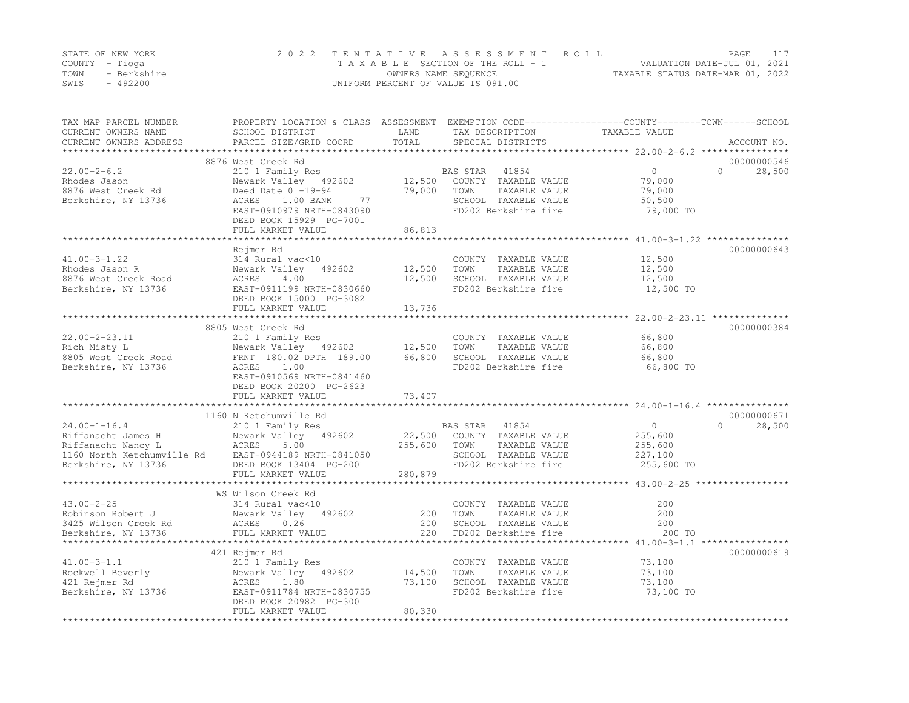STATE OF NEW YORK | COUNTY - Tioga | TOWN - Berkshire | SWIS - 492200

# 2022 TENTATIVE ASSESSMENT ROLL

TAXABLE SECTION OF THE ROLL - 1
OWNERS NAME SEQUENCE
UNIFORM PERCENT OF VALUE IS 091.00

VALUATION DATE-JUL 01, 2021
TAXABLE STATUS DATE-MAR 01, 2022

| TAX MAP PARCEL NUMBER / CURRENT OWNERS NAME / CURRENT OWNERS ADDRESS | PROPERTY LOCATION & CLASS / SCHOOL DISTRICT / PARCEL SIZE/GRID COORD | ASSESSMENT LAND | ASSESSMENT TOTAL | EXEMPTION CODE / TAX DESCRIPTION / SPECIAL DISTRICTS | COUNTY TAXABLE VALUE | TOWN | SCHOOL | ACCOUNT NO. |
|---|---|---|---|---|---|---|---|---|
| 22.00-2-6.2 | 8876 West Creek Rd | | | | | | | 00000000546 |
| | 210 1 Family Res | | | BAS STAR 41854 | 0 | 0 | 28,500 | |
| Rhodes Jason | Newark Valley 492602 | 12,500 | | COUNTY TAXABLE VALUE | 79,000 | | | |
| 8876 West Creek Rd | Deed Date 01-19-94 | | 79,000 | TOWN TAXABLE VALUE | 79,000 | | | |
| Berkshire, NY 13736 | ACRES 1.00 BANK 77 | | | SCHOOL TAXABLE VALUE | 50,500 | | | |
| | EAST-0910979 NRTH-0843090 | | | FD202 Berkshire fire | 79,000 TO | | | |
| | DEED BOOK 15929 PG-7001 | | | | | | | |
| | FULL MARKET VALUE | | 86,813 | | | | | |
| 41.00-3-1.22 | Rejmer Rd | | | | | | | 00000000643 |
| | 314 Rural vac<10 | | | COUNTY TAXABLE VALUE | 12,500 | | | |
| Rhodes Jason R | Newark Valley 492602 | 12,500 | | TOWN TAXABLE VALUE | 12,500 | | | |
| 8876 West Creek Road | ACRES 4.00 | | 12,500 | SCHOOL TAXABLE VALUE | 12,500 | | | |
| Berkshire, NY 13736 | EAST-0911199 NRTH-0830660 | | | FD202 Berkshire fire | 12,500 TO | | | |
| | DEED BOOK 15000 PG-3082 | | | | | | | |
| | FULL MARKET VALUE | | 13,736 | | | | | |
| 22.00-2-23.11 | 8805 West Creek Rd | | | | | | | 00000000384 |
| | 210 1 Family Res | | | COUNTY TAXABLE VALUE | 66,800 | | | |
| Rich Misty L | Newark Valley 492602 | 12,500 | | TOWN TAXABLE VALUE | 66,800 | | | |
| 8805 West Creek Road | FRNT 180.02 DPTH 189.00 | | 66,800 | SCHOOL TAXABLE VALUE | 66,800 | | | |
| Berkshire, NY 13736 | ACRES 1.00 | | | FD202 Berkshire fire | 66,800 TO | | | |
| | EAST-0910569 NRTH-0841460 | | | | | | | |
| | DEED BOOK 20200 PG-2623 | | | | | | | |
| | FULL MARKET VALUE | | 73,407 | | | | | |
| 24.00-1-16.4 | 1160 N Ketchumville Rd | | | | | | | 00000000671 |
| | 210 1 Family Res | | | BAS STAR 41854 | 0 | 0 | 28,500 | |
| Riffanacht James H | Newark Valley 492602 | 22,500 | | COUNTY TAXABLE VALUE | 255,600 | | | |
| Riffanacht Nancy L | ACRES 5.00 | | 255,600 | TOWN TAXABLE VALUE | 255,600 | | | |
| 1160 North Ketchumville Rd | EAST-0944189 NRTH-0841050 | | | SCHOOL TAXABLE VALUE | 227,100 | | | |
| Berkshire, NY 13736 | DEED BOOK 13404 PG-2001 | | | FD202 Berkshire fire | 255,600 TO | | | |
| | FULL MARKET VALUE | | 280,879 | | | | | |
| 43.00-2-25 | WS Wilson Creek Rd | | | | | | | |
| | 314 Rural vac<10 | | | COUNTY TAXABLE VALUE | 200 | | | |
| Robinson Robert J | Newark Valley 492602 | 200 | | TOWN TAXABLE VALUE | 200 | | | |
| 3425 Wilson Creek Rd | ACRES 0.26 | | 200 | SCHOOL TAXABLE VALUE | 200 | | | |
| Berkshire, NY 13736 | FULL MARKET VALUE | | 220 | FD202 Berkshire fire | 200 TO | | | |
| 41.00-3-1.1 | 421 Rejmer Rd | | | | | | | 00000000619 |
| | 210 1 Family Res | | | COUNTY TAXABLE VALUE | 73,100 | | | |
| Rockwell Beverly | Newark Valley 492602 | 14,500 | | TOWN TAXABLE VALUE | 73,100 | | | |
| 421 Rejmer Rd | ACRES 1.80 | | 73,100 | SCHOOL TAXABLE VALUE | 73,100 | | | |
| Berkshire, NY 13736 | EAST-0911784 NRTH-0830755 | | | FD202 Berkshire fire | 73,100 TO | | | |
| | DEED BOOK 20982 PG-3001 | | | | | | | |
| | FULL MARKET VALUE | | 80,330 | | | | | |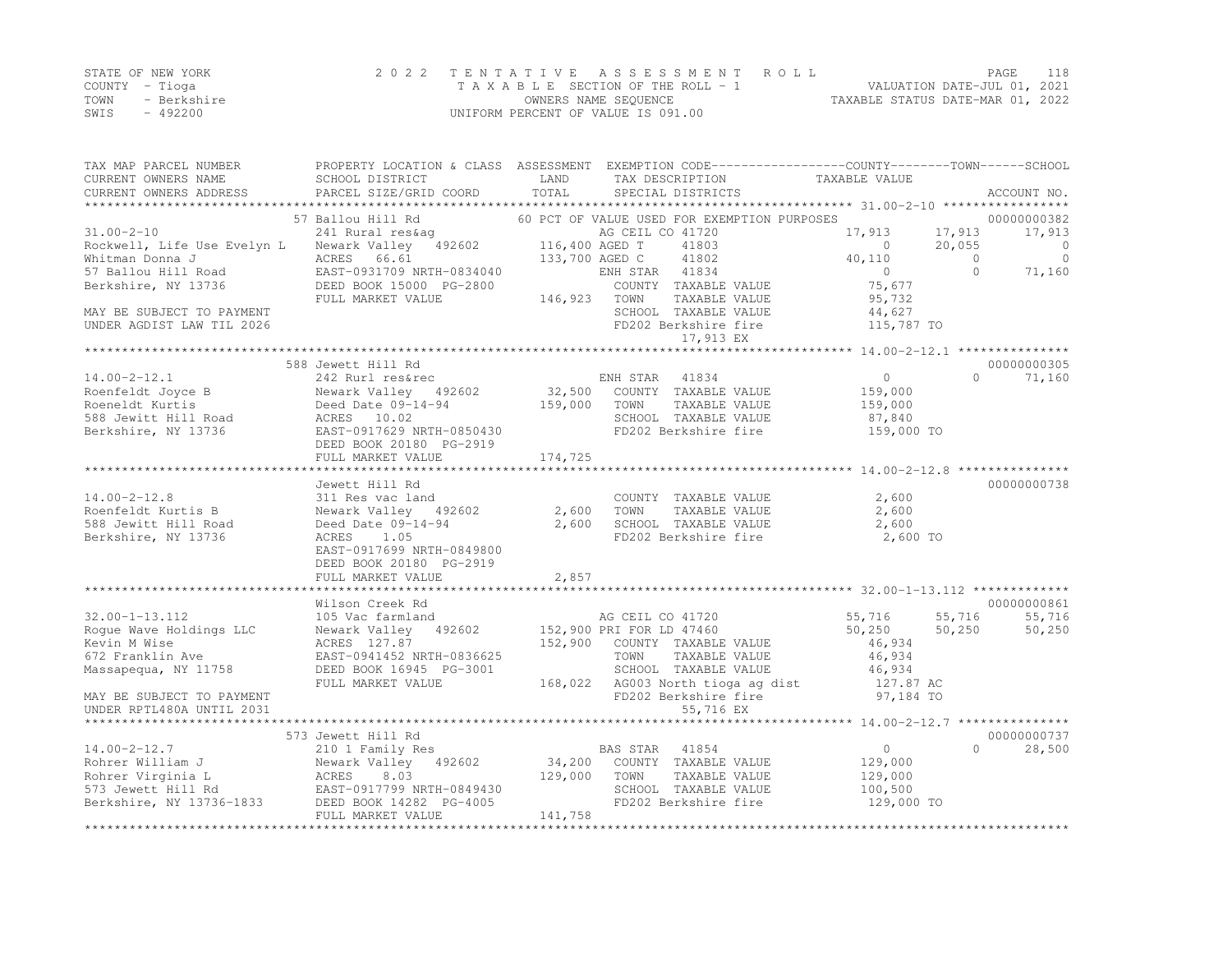STATE OF NEW YORK — 2022 TENTATIVE ASSESSMENT ROLL
COUNTY - Tioga — TAXABLE SECTION OF THE ROLL - 1 — VALUATION DATE-JUL 01, 2021
TOWN - Berkshire — OWNERS NAME SEQUENCE — TAXABLE STATUS DATE-MAR 01, 2022
SWIS - 492200 — UNIFORM PERCENT OF VALUE IS 091.00

```
TAX MAP PARCEL NUMBER          PROPERTY LOCATION & CLASS  ASSESSMENT  EXEMPTION CODE------------------COUNTY--------TOWN------SCHOOL
CURRENT OWNERS NAME            SCHOOL DISTRICT             LAND       TAX DESCRIPTION              TAXABLE VALUE
CURRENT OWNERS ADDRESS         PARCEL SIZE/GRID COORD      TOTAL      SPECIAL DISTRICTS                                      ACCOUNT NO.
******************************************************************************************************* 31.00-2-10 *****************
                               57 Ballou Hill Rd                      60 PCT OF VALUE USED FOR EXEMPTION PURPOSES                 00000000382
31.00-2-10                     241 Rural res&ag                       AG CEIL CO 41720              17,913      17,913      17,913
Rockwell, Life Use Evelyn L    Newark Valley  492602     116,400 AGED T      41803                  0      20,055           0
Whitman Donna J                ACRES   66.61             133,700 AGED C      41802             40,110           0           0
57 Ballou Hill Road            EAST-0931709 NRTH-0834040          ENH STAR  41834                   0           0      71,160
Berkshire, NY 13736            DEED BOOK 15000  PG-2800           COUNTY  TAXABLE VALUE         75,677
                               FULL MARKET VALUE         146,923  TOWN    TAXABLE VALUE         95,732
MAY BE SUBJECT TO PAYMENT                                         SCHOOL  TAXABLE VALUE         44,627
UNDER AGDIST LAW TIL 2026                                         FD202 Berkshire fire         115,787 TO
                                                                       17,913 EX
******************************************************************************************************* 14.00-2-12.1 ***************
                               588 Jewett Hill Rd                                                                          00000000305
14.00-2-12.1                   242 Rurl res&rec                   ENH STAR  41834                   0           0      71,160
Roenfeldt Joyce B              Newark Valley  492602      32,500  COUNTY  TAXABLE VALUE        159,000
Roeneldt Kurtis                Deed Date 09-14-94        159,000  TOWN    TAXABLE VALUE        159,000
588 Jewitt Hill Road           ACRES   10.02                      SCHOOL  TAXABLE VALUE         87,840
Berkshire, NY 13736            EAST-0917629 NRTH-0850430          FD202 Berkshire fire         159,000 TO
                               DEED BOOK 20180  PG-2919
                               FULL MARKET VALUE         174,725
******************************************************************************************************* 14.00-2-12.8 ***************
                               Jewett Hill Rd                                                                              00000000738
14.00-2-12.8                   311 Res vac land                   COUNTY  TAXABLE VALUE          2,600
Roenfeldt Kurtis B             Newark Valley  492602       2,600  TOWN    TAXABLE VALUE          2,600
588 Jewitt Hill Road           Deed Date 09-14-94          2,600  SCHOOL  TAXABLE VALUE          2,600
Berkshire, NY 13736            ACRES    1.05                      FD202 Berkshire fire           2,600 TO
                               EAST-0917699 NRTH-0849800
                               DEED BOOK 20180  PG-2919
                               FULL MARKET VALUE           2,857
******************************************************************************************************* 32.00-1-13.112 *************
                               Wilson Creek Rd                                                                             00000000861
32.00-1-13.112                 105 Vac farmland                   AG CEIL CO 41720              55,716      55,716      55,716
Rogue Wave Holdings LLC        Newark Valley  492602     152,900 PRI FOR LD 47460              50,250      50,250      50,250
Kevin M Wise                   ACRES  127.87             152,900  COUNTY  TAXABLE VALUE         46,934
672 Franklin Ave               EAST-0941452 NRTH-0836625          TOWN    TAXABLE VALUE         46,934
Massapequa, NY 11758           DEED BOOK 16945  PG-3001           SCHOOL  TAXABLE VALUE         46,934
                               FULL MARKET VALUE         168,022  AG003 North tioga ag dist     127.87 AC
MAY BE SUBJECT TO PAYMENT                                         FD202 Berkshire fire          97,184 TO
UNDER RPTL480A UNTIL 2031                                              55,716 EX
******************************************************************************************************* 14.00-2-12.7 ***************
                               573 Jewett Hill Rd                                                                          00000000737
14.00-2-12.7                   210 1 Family Res                   BAS STAR  41854                   0           0      28,500
Rohrer William J               Newark Valley  492602      34,200  COUNTY  TAXABLE VALUE        129,000
Rohrer Virginia L              ACRES    8.03             129,000  TOWN    TAXABLE VALUE        129,000
573 Jewett Hill Rd             EAST-0917799 NRTH-0849430          SCHOOL  TAXABLE VALUE        100,500
Berkshire, NY 13736-1833       DEED BOOK 14282  PG-4005           FD202 Berkshire fire         129,000 TO
                               FULL MARKET VALUE         141,758
************************************************************************************************************************************
```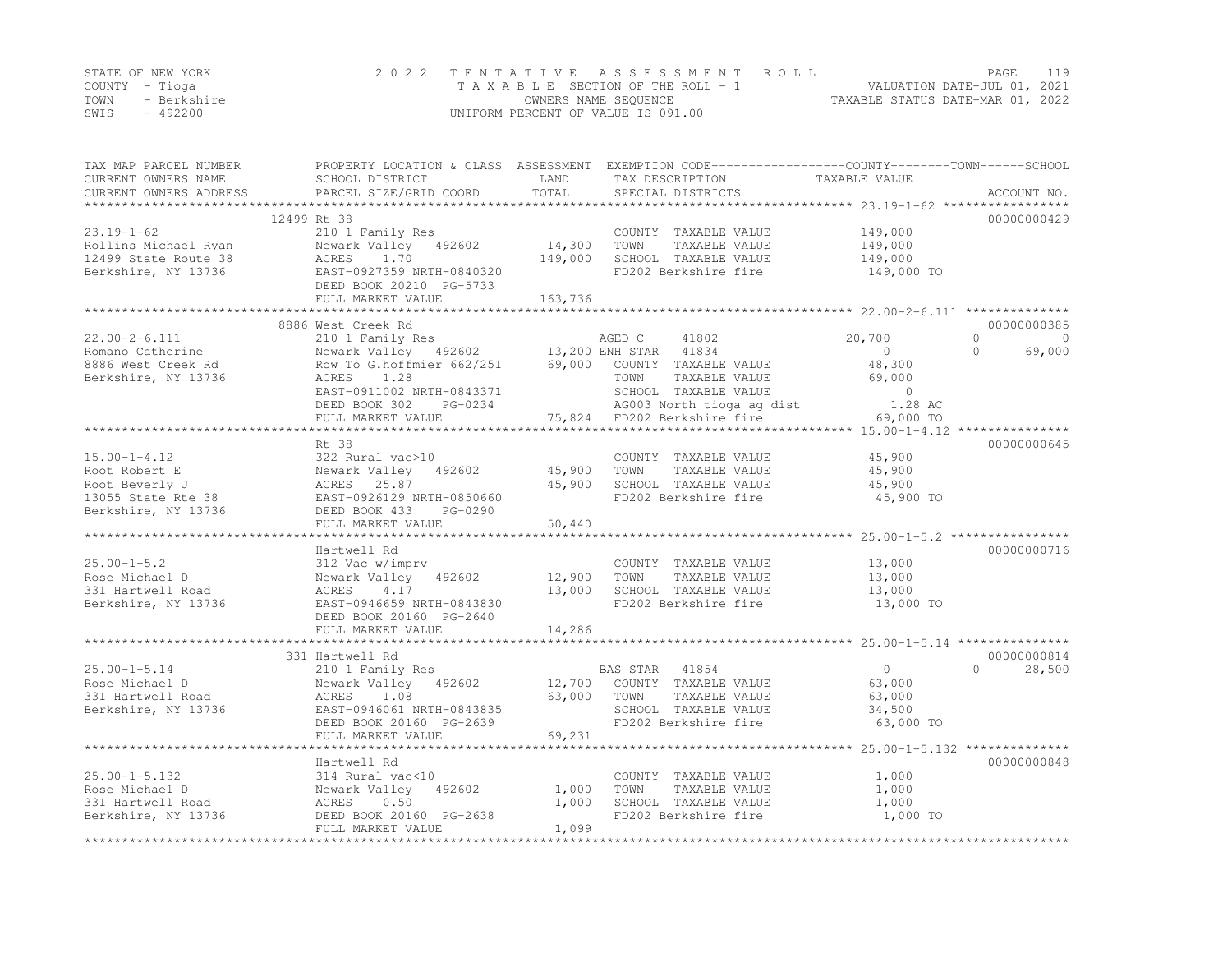STATE OF NEW YORK
COUNTY - Tioga
TOWN - Berkshire
SWIS - 492200

# 2022 TENTATIVE ASSESSMENT ROLL

TAXABLE SECTION OF THE ROLL - 1
OWNERS NAME SEQUENCE
UNIFORM PERCENT OF VALUE IS 091.00

VALUATION DATE-JUL 01, 2021
TAXABLE STATUS DATE-MAR 01, 2022

| TAX MAP PARCEL NUMBER / CURRENT OWNERS NAME / CURRENT OWNERS ADDRESS | PROPERTY LOCATION & CLASS / SCHOOL DISTRICT / PARCEL SIZE/GRID COORD | ASSESSMENT LAND | ASSESSMENT TOTAL | EXEMPTION CODE / TAX DESCRIPTION / SPECIAL DISTRICTS | COUNTY TAXABLE VALUE | TOWN | SCHOOL | ACCOUNT NO. |
|---|---|---|---|---|---|---|---|---|
| 23.19-1-62 | 12499 Rt 38 | | | | | | | 00000000429 |
| 23.19-1-62 | 210 1 Family Res | | | COUNTY TAXABLE VALUE | 149,000 | | | |
| Rollins Michael Ryan | Newark Valley 492602 | 14,300 | | TOWN TAXABLE VALUE | 149,000 | | | |
| 12499 State Route 38 | ACRES 1.70 | | 149,000 | SCHOOL TAXABLE VALUE | 149,000 | | | |
| Berkshire, NY 13736 | EAST-0927359 NRTH-0840320 | | | FD202 Berkshire fire | 149,000 TO | | | |
| | DEED BOOK 20210 PG-5733 | | | | | | | |
| | FULL MARKET VALUE | | 163,736 | | | | | |
| 22.00-2-6.111 | 8886 West Creek Rd | | | | | | | 00000000385 |
| 22.00-2-6.111 | 210 1 Family Res | | | AGED C 41802 | 20,700 | 0 | 0 | |
| Romano Catherine | Newark Valley 492602 | 13,200 | | ENH STAR 41834 | 0 | 0 | 69,000 | |
| 8886 West Creek Rd | Row To G.hoffmier 662/251 | | 69,000 | COUNTY TAXABLE VALUE | 48,300 | | | |
| Berkshire, NY 13736 | ACRES 1.28 | | | TOWN TAXABLE VALUE | 69,000 | | | |
| | EAST-0911002 NRTH-0843371 | | | SCHOOL TAXABLE VALUE | 0 | | | |
| | DEED BOOK 302 PG-0234 | | | AG003 North tioga ag dist | 1.28 AC | | | |
| | FULL MARKET VALUE | | 75,824 | FD202 Berkshire fire | 69,000 TO | | | |
| 15.00-1-4.12 | Rt 38 | | | | | | | 00000000645 |
| 15.00-1-4.12 | 322 Rural vac>10 | | | COUNTY TAXABLE VALUE | 45,900 | | | |
| Root Robert E | Newark Valley 492602 | 45,900 | | TOWN TAXABLE VALUE | 45,900 | | | |
| Root Beverly J | ACRES 25.87 | | 45,900 | SCHOOL TAXABLE VALUE | 45,900 | | | |
| 13055 State Rte 38 | EAST-0926129 NRTH-0850660 | | | FD202 Berkshire fire | 45,900 TO | | | |
| Berkshire, NY 13736 | DEED BOOK 433 PG-0290 | | | | | | | |
| | FULL MARKET VALUE | | 50,440 | | | | | |
| 25.00-1-5.2 | Hartwell Rd | | | | | | | 00000000716 |
| 25.00-1-5.2 | 312 Vac w/imprv | | | COUNTY TAXABLE VALUE | 13,000 | | | |
| Rose Michael D | Newark Valley 492602 | 12,900 | | TOWN TAXABLE VALUE | 13,000 | | | |
| 331 Hartwell Road | ACRES 4.17 | | 13,000 | SCHOOL TAXABLE VALUE | 13,000 | | | |
| Berkshire, NY 13736 | EAST-0946659 NRTH-0843830 | | | FD202 Berkshire fire | 13,000 TO | | | |
| | DEED BOOK 20160 PG-2640 | | | | | | | |
| | FULL MARKET VALUE | | 14,286 | | | | | |
| 25.00-1-5.14 | 331 Hartwell Rd | | | | | | | 00000000814 |
| 25.00-1-5.14 | 210 1 Family Res | | | BAS STAR 41854 | 0 | 0 | 28,500 | |
| Rose Michael D | Newark Valley 492602 | 12,700 | | COUNTY TAXABLE VALUE | 63,000 | | | |
| 331 Hartwell Road | ACRES 1.08 | | 63,000 | TOWN TAXABLE VALUE | 63,000 | | | |
| Berkshire, NY 13736 | EAST-0946061 NRTH-0843835 | | | SCHOOL TAXABLE VALUE | 34,500 | | | |
| | DEED BOOK 20160 PG-2639 | | | FD202 Berkshire fire | 63,000 TO | | | |
| | FULL MARKET VALUE | | 69,231 | | | | | |
| 25.00-1-5.132 | Hartwell Rd | | | | | | | 00000000848 |
| 25.00-1-5.132 | 314 Rural vac<10 | | | COUNTY TAXABLE VALUE | 1,000 | | | |
| Rose Michael D | Newark Valley 492602 | 1,000 | | TOWN TAXABLE VALUE | 1,000 | | | |
| 331 Hartwell Road | ACRES 0.50 | | 1,000 | SCHOOL TAXABLE VALUE | 1,000 | | | |
| Berkshire, NY 13736 | DEED BOOK 20160 PG-2638 | | | FD202 Berkshire fire | 1,000 TO | | | |
| | FULL MARKET VALUE | | 1,099 | | | | | |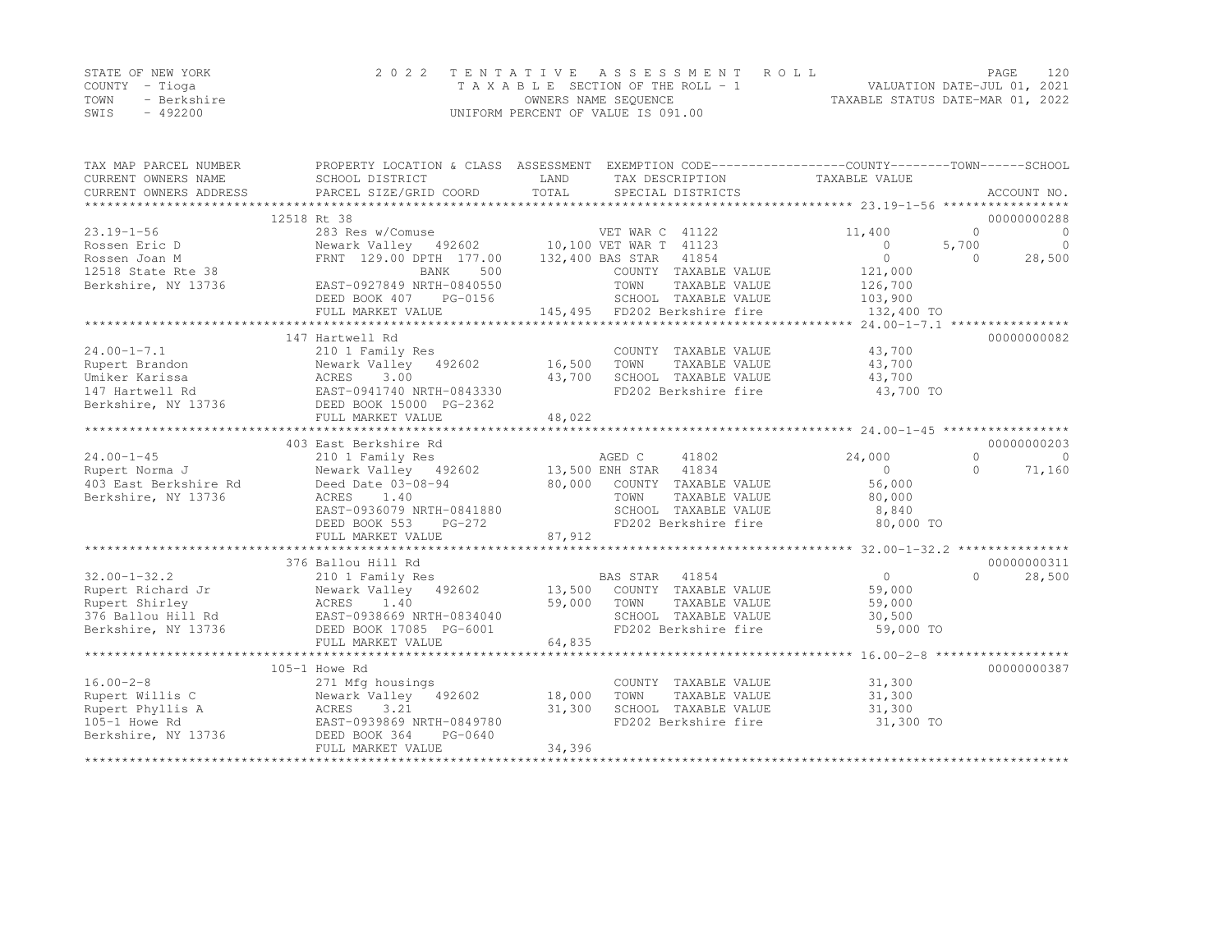STATE OF NEW YORK
COUNTY - Tioga
TOWN - Berkshire
SWIS - 492200

2 0 2 2 T E N T A T I V E A S S E S S M E N T R O L L
T A X A B L E SECTION OF THE ROLL - 1
OWNERS NAME SEQUENCE
UNIFORM PERCENT OF VALUE IS 091.00

VALUATION DATE-JUL 01, 2021
TAXABLE STATUS DATE-MAR 01, 2022

```
TAX MAP PARCEL NUMBER     PROPERTY LOCATION & CLASS  ASSESSMENT  EXEMPTION CODE------------------COUNTY--------TOWN------SCHOOL
CURRENT OWNERS NAME       SCHOOL DISTRICT               LAND      TAX DESCRIPTION              TAXABLE VALUE
CURRENT OWNERS ADDRESS    PARCEL SIZE/GRID COORD        TOTAL     SPECIAL DISTRICTS                                       ACCOUNT NO.
******************************************************************************************** 23.19-1-56 *****************
                   12518 Rt 38                                                                                         00000000288
23.19-1-56                283 Res w/Comuse                    VET WAR C  41122                11,400            0            0
Rossen Eric D             Newark Valley   492602     10,100 VET WAR T  41123                     0        5,700            0
Rossen Joan M             FRNT 129.00 DPTH 177.00   132,400 BAS STAR   41854                     0            0       28,500
12518 State Rte 38                     BANK     500            COUNTY  TAXABLE VALUE           121,000
Berkshire, NY 13736       EAST-0927849 NRTH-0840550            TOWN    TAXABLE VALUE           126,700
                          DEED BOOK 407    PG-0156             SCHOOL  TAXABLE VALUE           103,900
                          FULL MARKET VALUE           145,495  FD202 Berkshire fire           132,400 TO
******************************************************************************************** 24.00-1-7.1 ****************
                   147 Hartwell Rd                                                                                     00000000082
24.00-1-7.1               210 1 Family Res                     COUNTY  TAXABLE VALUE            43,700
Rupert Brandon            Newark Valley   492602     16,500    TOWN    TAXABLE VALUE            43,700
Umiker Karissa            ACRES     3.00             43,700    SCHOOL  TAXABLE VALUE            43,700
147 Hartwell Rd           EAST-0941740 NRTH-0843330            FD202 Berkshire fire            43,700 TO
Berkshire, NY 13736       DEED BOOK 15000  PG-2362
                          FULL MARKET VALUE            48,022
******************************************************************************************** 24.00-1-45 *****************
                   403 East Berkshire Rd                                                                               00000000203
24.00-1-45                210 1 Family Res                     AGED C     41802               24,000            0            0
Rupert Norma J            Newark Valley   492602     13,500 ENH STAR   41834                     0            0       71,160
403 East Berkshire Rd     Deed Date 03-08-94         80,000    COUNTY  TAXABLE VALUE            56,000
Berkshire, NY 13736       ACRES     1.40                       TOWN    TAXABLE VALUE            80,000
                          EAST-0936079 NRTH-0841880            SCHOOL  TAXABLE VALUE             8,840
                          DEED BOOK 553    PG-272              FD202 Berkshire fire            80,000 TO
                          FULL MARKET VALUE            87,912
******************************************************************************************** 32.00-1-32.2 ***************
                   376 Ballou Hill Rd                                                                                  00000000311
32.00-1-32.2              210 1 Family Res                     BAS STAR   41854                    0            0       28,500
Rupert Richard Jr         Newark Valley   492602     13,500    COUNTY  TAXABLE VALUE            59,000
Rupert Shirley            ACRES     1.40             59,000    TOWN    TAXABLE VALUE            59,000
376 Ballou Hill Rd        EAST-0938669 NRTH-0834040            SCHOOL  TAXABLE VALUE            30,500
Berkshire, NY 13736       DEED BOOK 17085  PG-6001             FD202 Berkshire fire            59,000 TO
                          FULL MARKET VALUE            64,835
******************************************************************************************** 16.00-2-8 ******************
                   105-1 Howe Rd                                                                                       00000000387
16.00-2-8                 271 Mfg housings                     COUNTY  TAXABLE VALUE            31,300
Rupert Willis C           Newark Valley   492602     18,000    TOWN    TAXABLE VALUE            31,300
Rupert Phyllis A          ACRES     3.21             31,300    SCHOOL  TAXABLE VALUE            31,300
105-1 Howe Rd             EAST-0939869 NRTH-0849780            FD202 Berkshire fire            31,300 TO
Berkshire, NY 13736       DEED BOOK 364    PG-0640
                          FULL MARKET VALUE            34,396
****************************************************************************************************************************
```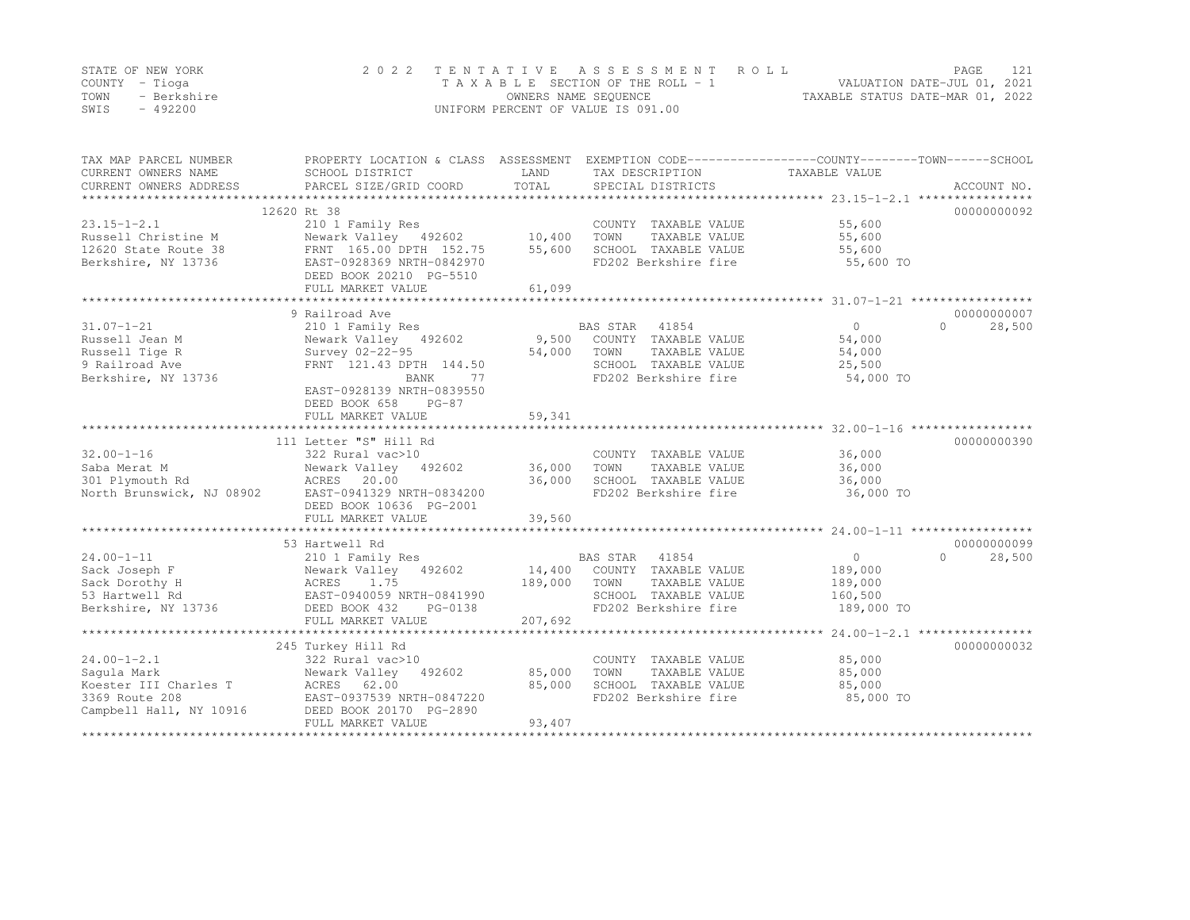STATE OF NEW YORK
COUNTY - Tioga
TOWN - Berkshire
SWIS - 492200

2022 TENTATIVE ASSESSMENT ROLL
TAXABLE SECTION OF THE ROLL - 1
OWNERS NAME SEQUENCE
UNIFORM PERCENT OF VALUE IS 091.00

VALUATION DATE-JUL 01, 2021
TAXABLE STATUS DATE-MAR 01, 2022

| TAX MAP PARCEL NUMBER / CURRENT OWNERS NAME / CURRENT OWNERS ADDRESS | PROPERTY LOCATION & CLASS / SCHOOL DISTRICT / PARCEL SIZE/GRID COORD | ASSESSMENT LAND / TOTAL | EXEMPTION CODE / TAX DESCRIPTION / SPECIAL DISTRICTS | COUNTY / TOWN / SCHOOL TAXABLE VALUE | ACCOUNT NO. |
|---|---|---|---|---|---|
| | 12620 Rt 38 | | | | 00000000092 |
| 23.15-1-2.1 | 210 1 Family Res | | COUNTY TAXABLE VALUE | 55,600 | |
| Russell Christine M | Newark Valley 492602 | 10,400 | TOWN TAXABLE VALUE | 55,600 | |
| 12620 State Route 38 | FRNT 165.00 DPTH 152.75 | 55,600 | SCHOOL TAXABLE VALUE | 55,600 | |
| Berkshire, NY 13736 | EAST-0928369 NRTH-0842970 | | FD202 Berkshire fire | 55,600 TO | |
| | DEED BOOK 20210 PG-5510 | | | | |
| | FULL MARKET VALUE | 61,099 | | | |
| | 9 Railroad Ave | | | | 00000000007 |
| 31.07-1-21 | 210 1 Family Res | | BAS STAR 41854 | 0 / 0 / 28,500 | |
| Russell Jean M | Newark Valley 492602 | 9,500 | COUNTY TAXABLE VALUE | 54,000 | |
| Russell Tige R | Survey 02-22-95 | 54,000 | TOWN TAXABLE VALUE | 54,000 | |
| 9 Railroad Ave | FRNT 121.43 DPTH 144.50 | | SCHOOL TAXABLE VALUE | 25,500 | |
| Berkshire, NY 13736 | BANK 77 | | FD202 Berkshire fire | 54,000 TO | |
| | EAST-0928139 NRTH-0839550 | | | | |
| | DEED BOOK 658 PG-87 | | | | |
| | FULL MARKET VALUE | 59,341 | | | |
| | 111 Letter "S" Hill Rd | | | | 00000000390 |
| 32.00-1-16 | 322 Rural vac>10 | | COUNTY TAXABLE VALUE | 36,000 | |
| Saba Merat M | Newark Valley 492602 | 36,000 | TOWN TAXABLE VALUE | 36,000 | |
| 301 Plymouth Rd | ACRES 20.00 | 36,000 | SCHOOL TAXABLE VALUE | 36,000 | |
| North Brunswick, NJ 08902 | EAST-0941329 NRTH-0834200 | | FD202 Berkshire fire | 36,000 TO | |
| | DEED BOOK 10636 PG-2001 | | | | |
| | FULL MARKET VALUE | 39,560 | | | |
| | 53 Hartwell Rd | | | | 00000000099 |
| 24.00-1-11 | 210 1 Family Res | | BAS STAR 41854 | 0 / 0 / 28,500 | |
| Sack Joseph F | Newark Valley 492602 | 14,400 | COUNTY TAXABLE VALUE | 189,000 | |
| Sack Dorothy H | ACRES 1.75 | 189,000 | TOWN TAXABLE VALUE | 189,000 | |
| 53 Hartwell Rd | EAST-0940059 NRTH-0841990 | | SCHOOL TAXABLE VALUE | 160,500 | |
| Berkshire, NY 13736 | DEED BOOK 432 PG-0138 | | FD202 Berkshire fire | 189,000 TO | |
| | FULL MARKET VALUE | 207,692 | | | |
| | 245 Turkey Hill Rd | | | | 00000000032 |
| 24.00-1-2.1 | 322 Rural vac>10 | | COUNTY TAXABLE VALUE | 85,000 | |
| Sagula Mark | Newark Valley 492602 | 85,000 | TOWN TAXABLE VALUE | 85,000 | |
| Koester III Charles T | ACRES 62.00 | 85,000 | SCHOOL TAXABLE VALUE | 85,000 | |
| 3369 Route 208 | EAST-0937539 NRTH-0847220 | | FD202 Berkshire fire | 85,000 TO | |
| Campbell Hall, NY 10916 | DEED BOOK 20170 PG-2890 | | | | |
| | FULL MARKET VALUE | 93,407 | | | |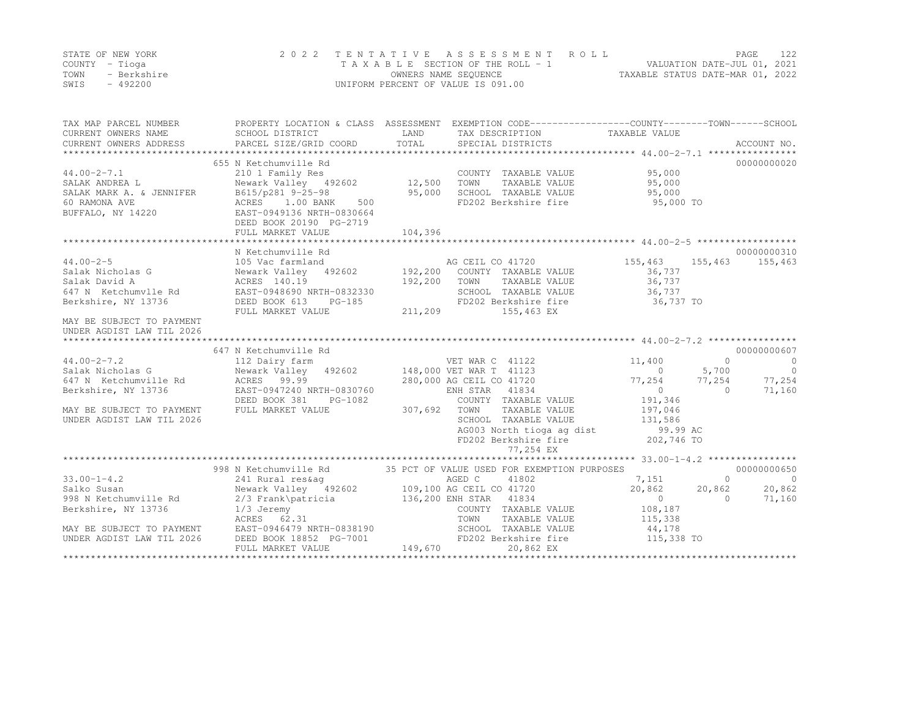STATE OF NEW YORK
COUNTY - Tioga
TOWN - Berkshire
SWIS - 492200

2022 TENTATIVE ASSESSMENT ROLL
TAXABLE SECTION OF THE ROLL - 1
OWNERS NAME SEQUENCE
UNIFORM PERCENT OF VALUE IS 091.00

VALUATION DATE-JUL 01, 2021
TAXABLE STATUS DATE-MAR 01, 2022

| TAX MAP PARCEL NUMBER / CURRENT OWNERS NAME / CURRENT OWNERS ADDRESS | PROPERTY LOCATION & CLASS / SCHOOL DISTRICT / PARCEL SIZE/GRID COORD | ASSESSMENT LAND / TOTAL | EXEMPTION CODE / TAX DESCRIPTION / SPECIAL DISTRICTS | COUNTY TAXABLE VALUE | TOWN | SCHOOL | ACCOUNT NO. |
|---|---|---|---|---|---|---|---|
| 44.00-2-7.1 | 655 N Ketchumville Rd | | | | | | 00000000020 |
| SALAK ANDREA L | 210 1 Family Res | | COUNTY TAXABLE VALUE | 95,000 | | | |
| SALAK MARK A. & JENNIFER | Newark Valley 492602 | 12,500 | TOWN TAXABLE VALUE | 95,000 | | | |
| 60 RAMONA AVE | B615/p281 9-25-98 | 95,000 | SCHOOL TAXABLE VALUE | 95,000 | | | |
| BUFFALO, NY 14220 | ACRES 1.00 BANK 500 | | FD202 Berkshire fire | 95,000 TO | | | |
| | EAST-0949136 NRTH-0830664 | | | | | | |
| | DEED BOOK 20190 PG-2719 | | | | | | |
| | FULL MARKET VALUE | 104,396 | | | | | |
| 44.00-2-5 | N Ketchumville Rd | | | | | | 00000000310 |
| Salak Nicholas G | 105 Vac farmland | | AG CEIL CO 41720 | 155,463 | 155,463 | 155,463 | |
| Salak David A | Newark Valley 492602 | 192,200 | COUNTY TAXABLE VALUE | 36,737 | | | |
| 647 N Ketchumvlle Rd | ACRES 140.19 | 192,200 | TOWN TAXABLE VALUE | 36,737 | | | |
| Berkshire, NY 13736 | EAST-0948690 NRTH-0832330 | | SCHOOL TAXABLE VALUE | 36,737 | | | |
| | DEED BOOK 613 PG-185 | | FD202 Berkshire fire | 36,737 TO | | | |
| | FULL MARKET VALUE | 211,209 | 155,463 EX | | | | |
| MAY BE SUBJECT TO PAYMENT UNDER AGDIST LAW TIL 2026 | | | | | | | |
| 44.00-2-7.2 | 647 N Ketchumville Rd | | | | | | 00000000607 |
| Salak Nicholas G | 112 Dairy farm | | VET WAR C 41122 | 11,400 | 0 | 0 | |
| 647 N Ketchumville Rd | Newark Valley 492602 | 148,000 | VET WAR T 41123 | 0 | 5,700 | 0 | |
| Berkshire, NY 13736 | ACRES 99.99 | 280,000 | AG CEIL CO 41720 | 77,254 | 77,254 | 77,254 | |
| | EAST-0947240 NRTH-0830760 | | ENH STAR 41834 | 0 | 0 | 71,160 | |
| | DEED BOOK 381 PG-1082 | | COUNTY TAXABLE VALUE | 191,346 | | | |
| MAY BE SUBJECT TO PAYMENT | FULL MARKET VALUE | 307,692 | TOWN TAXABLE VALUE | 197,046 | | | |
| UNDER AGDIST LAW TIL 2026 | | | SCHOOL TAXABLE VALUE | 131,586 | | | |
| | | | AG003 North tioga ag dist | 99.99 AC | | | |
| | | | FD202 Berkshire fire | 202,746 TO | | | |
| | | | 77,254 EX | | | | |
| 33.00-1-4.2 | 998 N Ketchumville Rd | | 35 PCT OF VALUE USED FOR EXEMPTION PURPOSES | | | | 00000000650 |
| Salko Susan | 241 Rural res&ag | | AGED C 41802 | 7,151 | 0 | 0 | |
| 998 N Ketchumville Rd | Newark Valley 492602 | 109,100 | AG CEIL CO 41720 | 20,862 | 20,862 | 20,862 | |
| Berkshire, NY 13736 | 2/3 Frank\patricia | 136,200 | ENH STAR 41834 | 0 | 0 | 71,160 | |
| | 1/3 Jeremy | | COUNTY TAXABLE VALUE | 108,187 | | | |
| | ACRES 62.31 | | TOWN TAXABLE VALUE | 115,338 | | | |
| MAY BE SUBJECT TO PAYMENT | EAST-0946479 NRTH-0838190 | | SCHOOL TAXABLE VALUE | 44,178 | | | |
| UNDER AGDIST LAW TIL 2026 | DEED BOOK 18852 PG-7001 | | FD202 Berkshire fire | 115,338 TO | | | |
| | FULL MARKET VALUE | 149,670 | 20,862 EX | | | | |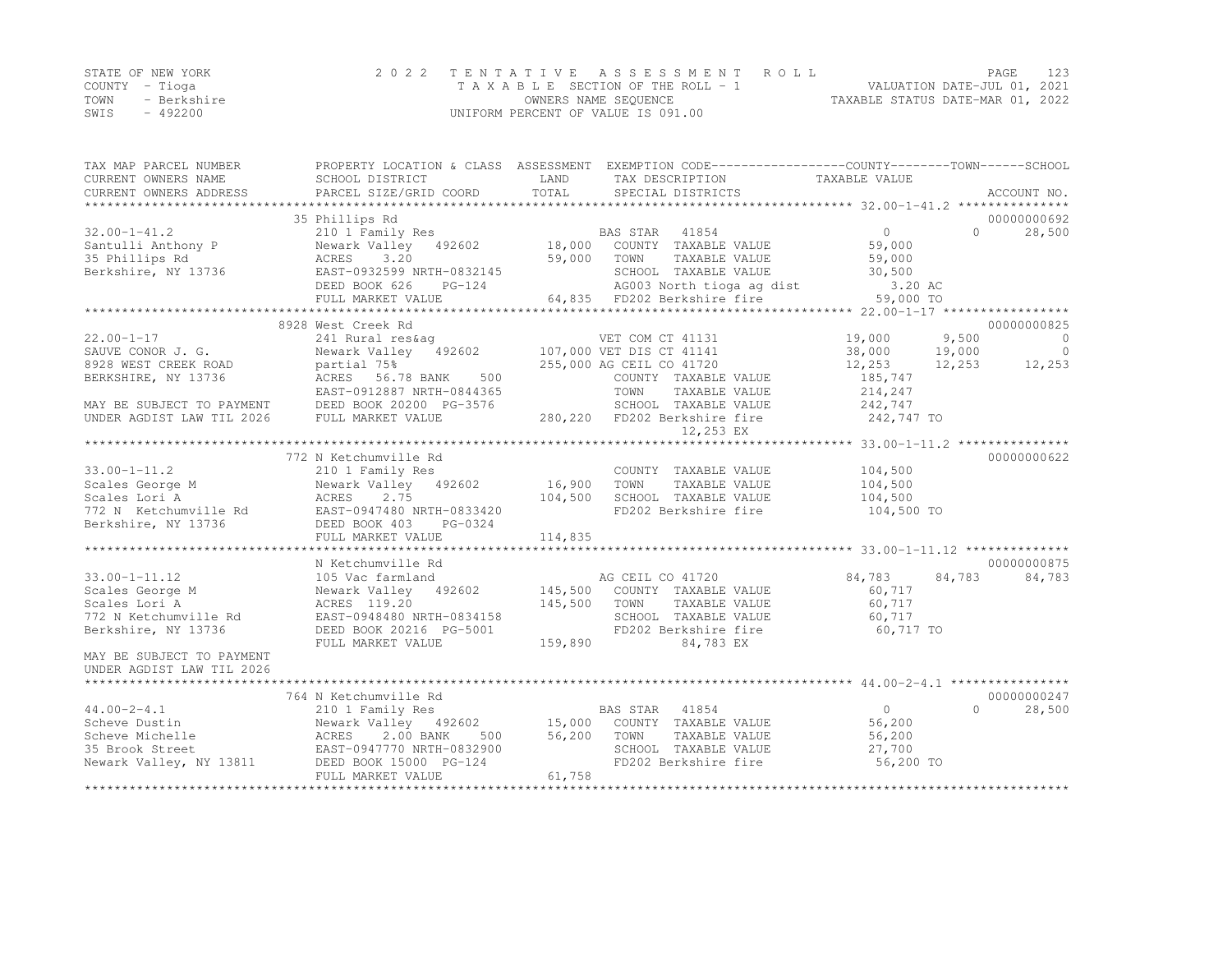STATE OF NEW YORK
COUNTY - Tioga
TOWN - Berkshire
SWIS - 492200

2022 TENTATIVE ASSESSMENT ROLL
TAXABLE SECTION OF THE ROLL - 1
OWNERS NAME SEQUENCE
UNIFORM PERCENT OF VALUE IS 091.00

VALUATION DATE-JUL 01, 2021
TAXABLE STATUS DATE-MAR 01, 2022

```
TAX MAP PARCEL NUMBER      PROPERTY LOCATION & CLASS  ASSESSMENT  EXEMPTION CODE------------------COUNTY--------TOWN------SCHOOL
CURRENT OWNERS NAME        SCHOOL DISTRICT               LAND      TAX DESCRIPTION            TAXABLE VALUE
CURRENT OWNERS ADDRESS     PARCEL SIZE/GRID COORD        TOTAL     SPECIAL DISTRICTS                                      ACCOUNT NO.
******************************************************************************************** 32.00-1-41.2 ***************
                           35 Phillips Rd                                                                           00000000692
32.00-1-41.2               210 1 Family Res                       BAS STAR   41854              0              0     28,500
Santulli Anthony P         Newark Valley   492602     18,000   COUNTY  TAXABLE VALUE          59,000
35 Phillips Rd             ACRES    3.20              59,000   TOWN    TAXABLE VALUE          59,000
Berkshire, NY 13736        EAST-0932599 NRTH-0832145           SCHOOL  TAXABLE VALUE          30,500
                           DEED BOOK 626    PG-124             AG003 North tioga ag dist        3.20 AC
                           FULL MARKET VALUE          64,835   FD202 Berkshire fire           59,000 TO
******************************************************************************************** 22.00-1-17 *****************
                           8928 West Creek Rd                                                                       00000000825
22.00-1-17                 241 Rural res&ag                      VET COM CT 41131          19,000        9,500            0
SAUVE CONOR J. G.          Newark Valley   492602    107,000 VET DIS CT 41141          38,000       19,000            0
8928 WEST CREEK ROAD       partial 75%               255,000 AG CEIL CO 41720          12,253       12,253       12,253
BERKSHIRE, NY 13736        ACRES   56.78 BANK    500           COUNTY  TAXABLE VALUE         185,747
                           EAST-0912887 NRTH-0844365           TOWN    TAXABLE VALUE         214,247
MAY BE SUBJECT TO PAYMENT  DEED BOOK 20200 PG-3576             SCHOOL  TAXABLE VALUE         242,747
UNDER AGDIST LAW TIL 2026  FULL MARKET VALUE         280,220   FD202 Berkshire fire          242,747 TO
                                                                    12,253 EX
******************************************************************************************** 33.00-1-11.2 ***************
                           772 N Ketchumville Rd                                                                    00000000622
33.00-1-11.2               210 1 Family Res                        COUNTY  TAXABLE VALUE         104,500
Scales George M            Newark Valley   492602     16,900   TOWN    TAXABLE VALUE         104,500
Scales Lori A              ACRES    2.75             104,500   SCHOOL  TAXABLE VALUE         104,500
772 N  Ketchumville Rd     EAST-0947480 NRTH-0833420           FD202 Berkshire fire          104,500 TO
Berkshire, NY 13736        DEED BOOK 403    PG-0324
                           FULL MARKET VALUE         114,835
******************************************************************************************** 33.00-1-11.12 **************
                           N Ketchumville Rd                                                                        00000000875
33.00-1-11.12              105 Vac farmland                       AG CEIL CO 41720          84,783       84,783       84,783
Scales George M            Newark Valley   492602    145,500   COUNTY  TAXABLE VALUE          60,717
Scales Lori A              ACRES  119.20             145,500   TOWN    TAXABLE VALUE          60,717
772 N Ketchumville Rd      EAST-0948480 NRTH-0834158           SCHOOL  TAXABLE VALUE          60,717
Berkshire, NY 13736        DEED BOOK 20216 PG-5001             FD202 Berkshire fire           60,717 TO
                           FULL MARKET VALUE         159,890           84,783 EX
MAY BE SUBJECT TO PAYMENT
UNDER AGDIST LAW TIL 2026
******************************************************************************************** 44.00-2-4.1 ****************
                           764 N Ketchumville Rd                                                                    00000000247
44.00-2-4.1                210 1 Family Res                       BAS STAR   41854              0              0     28,500
Scheve Dustin              Newark Valley   492602     15,000   COUNTY  TAXABLE VALUE          56,200
Scheve Michelle            ACRES    2.00 BANK    500  56,200   TOWN    TAXABLE VALUE          56,200
35 Brook Street            EAST-0947770 NRTH-0832900           SCHOOL  TAXABLE VALUE          27,700
Newark Valley, NY 13811    DEED BOOK 15000 PG-124              FD202 Berkshire fire           56,200 TO
                           FULL MARKET VALUE          61,758
****************************************************************************************************************************
```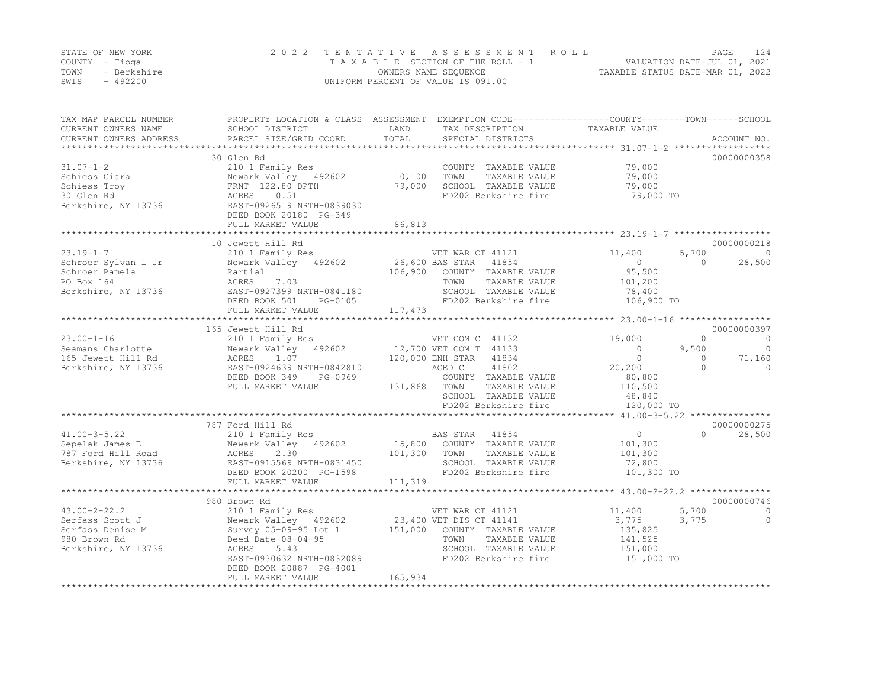STATE OF NEW YORK
COUNTY - Tioga
TOWN - Berkshire
SWIS - 492200

2 0 2 2 T E N T A T I V E A S S E S S M E N T R O L L
T A X A B L E SECTION OF THE ROLL - 1
OWNERS NAME SEQUENCE
UNIFORM PERCENT OF VALUE IS 091.00

VALUATION DATE-JUL 01, 2021
TAXABLE STATUS DATE-MAR 01, 2022

```
TAX MAP PARCEL NUMBER     PROPERTY LOCATION & CLASS  ASSESSMENT  EXEMPTION CODE------------------COUNTY--------TOWN------SCHOOL
CURRENT OWNERS NAME       SCHOOL DISTRICT               LAND      TAX DESCRIPTION            TAXABLE VALUE
CURRENT OWNERS ADDRESS    PARCEL SIZE/GRID COORD       TOTAL      SPECIAL DISTRICTS                                     ACCOUNT NO.
******************************************************************************************** 31.07-1-2 ******************
                          30 Glen Rd                                                                             00000000358
31.07-1-2                 210 1 Family Res                       COUNTY  TAXABLE VALUE          79,000
Schiess Ciara             Newark Valley   492602      10,100     TOWN    TAXABLE VALUE          79,000
Schiess Troy              FRNT 122.80 DPTH            79,000     SCHOOL  TAXABLE VALUE          79,000
30 Glen Rd                ACRES    0.51                          FD202 Berkshire fire           79,000 TO
Berkshire, NY 13736       EAST-0926519 NRTH-0839030
                          DEED BOOK 20180 PG-349
                          FULL MARKET VALUE           86,813
******************************************************************************************** 23.19-1-7 ******************
                          10 Jewett Hill Rd                                                                      00000000218
23.19-1-7                 210 1 Family Res                  VET WAR CT 41121            11,400       5,700           0
Schroer Sylvan L Jr       Newark Valley   492602      26,600 BAS STAR   41854                0           0      28,500
Schroer Pamela            Partial                    106,900    COUNTY  TAXABLE VALUE          95,500
PO Box 164                ACRES    7.03                         TOWN    TAXABLE VALUE         101,200
Berkshire, NY 13736       EAST-0927399 NRTH-0841180             SCHOOL  TAXABLE VALUE          78,400
                          DEED BOOK 501    PG-0105              FD202 Berkshire fire          106,900 TO
                          FULL MARKET VALUE          117,473
******************************************************************************************** 23.00-1-16 *****************
                          165 Jewett Hill Rd                                                                     00000000397
23.00-1-16                210 1 Family Res                  VET COM C  41132            19,000           0           0
Seamans Charlotte         Newark Valley   492602      12,700 VET COM T  41133                0       9,500           0
165 Jewett Hill Rd        ACRES    1.07              120,000 ENH STAR   41834                0           0      71,160
Berkshire, NY 13736       EAST-0924639 NRTH-0842810         AGED C     41802            20,200           0           0
                          DEED BOOK 349    PG-0969              COUNTY  TAXABLE VALUE          80,800
                          FULL MARKET VALUE          131,868    TOWN    TAXABLE VALUE         110,500
                                                                SCHOOL  TAXABLE VALUE          48,840
                                                                FD202 Berkshire fire          120,000 TO
******************************************************************************************** 41.00-3-5.22 ***************
                          787 Ford Hill Rd                                                                       00000000275
41.00-3-5.22              210 1 Family Res                  BAS STAR   41854                 0           0      28,500
Sepelak James E           Newark Valley   492602      15,800    COUNTY  TAXABLE VALUE         101,300
787 Ford Hill Road        ACRES    2.30              101,300    TOWN    TAXABLE VALUE         101,300
Berkshire, NY 13736       EAST-0915569 NRTH-0831450             SCHOOL  TAXABLE VALUE          72,800
                          DEED BOOK 20200 PG-1598               FD202 Berkshire fire          101,300 TO
                          FULL MARKET VALUE          111,319
******************************************************************************************** 43.00-2-22.2 ***************
                          980 Brown Rd                                                                           00000000746
43.00-2-22.2              210 1 Family Res                  VET WAR CT 41121            11,400       5,700           0
Serfass Scott J           Newark Valley   492602      23,400 VET DIS CT 41141            3,775       3,775           0
Serfass Denise M          Survey 05-09-95 Lot 1      151,000    COUNTY  TAXABLE VALUE         135,825
980 Brown Rd              Deed Date 08-04-95                    TOWN    TAXABLE VALUE         141,525
Berkshire, NY 13736       ACRES    5.43                         SCHOOL  TAXABLE VALUE         151,000
                          EAST-0930632 NRTH-0832089             FD202 Berkshire fire          151,000 TO
                          DEED BOOK 20887 PG-4001
                          FULL MARKET VALUE          165,934
****************************************************************************************************************************
```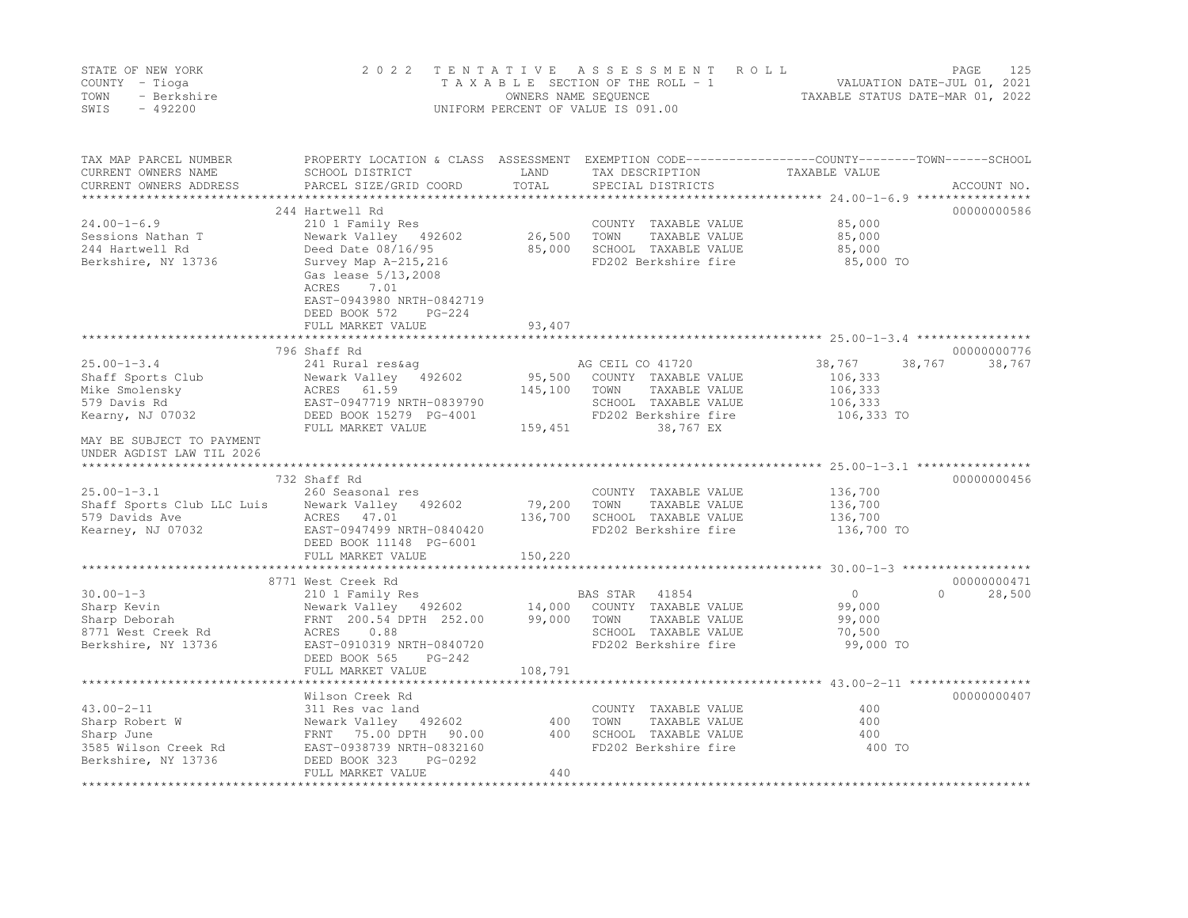STATE OF NEW YORK — COUNTY - Tioga — TOWN - Berkshire — SWIS - 492200

2022 TENTATIVE ASSESSMENT ROLL
TAXABLE SECTION OF THE ROLL - 1
OWNERS NAME SEQUENCE
UNIFORM PERCENT OF VALUE IS 091.00

VALUATION DATE-JUL 01, 2021
TAXABLE STATUS DATE-MAR 01, 2022

| TAX MAP PARCEL NUMBER / CURRENT OWNERS NAME / CURRENT OWNERS ADDRESS | PROPERTY LOCATION & CLASS / SCHOOL DISTRICT / PARCEL SIZE/GRID COORD | ASSESSMENT LAND / TOTAL | EXEMPTION CODE / TAX DESCRIPTION / SPECIAL DISTRICTS | COUNTY TAXABLE VALUE | TOWN | SCHOOL | ACCOUNT NO. |
|---|---|---|---|---|---|---|---|
| **24.00-1-6.9** | 244 Hartwell Rd | | | | | | 00000000586 |
| Sessions Nathan T | 210 1 Family Res | | COUNTY TAXABLE VALUE | 85,000 | | | |
| 244 Hartwell Rd | Newark Valley 492602 | 26,500 | TOWN TAXABLE VALUE | 85,000 | | | |
| Berkshire, NY 13736 | Deed Date 08/16/95 | 85,000 | SCHOOL TAXABLE VALUE | 85,000 | | | |
| | Survey Map A-215,216 | | FD202 Berkshire fire | 85,000 TO | | | |
| | Gas lease 5/13,2008 | | | | | | |
| | ACRES 7.01 | | | | | | |
| | EAST-0943980 NRTH-0842719 | | | | | | |
| | DEED BOOK 572 PG-224 | | | | | | |
| | FULL MARKET VALUE | 93,407 | | | | | |
| **25.00-1-3.4** | 796 Shaff Rd | | | | | | 00000000776 |
| Shaff Sports Club | 241 Rural res&ag | | AG CEIL CO 41720 | 38,767 | 38,767 | 38,767 | |
| Mike Smolensky | Newark Valley 492602 | 95,500 | COUNTY TAXABLE VALUE | 106,333 | | | |
| 579 Davis Rd | ACRES 61.59 | 145,100 | TOWN TAXABLE VALUE | 106,333 | | | |
| Kearny, NJ 07032 | EAST-0947719 NRTH-0839790 | | SCHOOL TAXABLE VALUE | 106,333 | | | |
| | DEED BOOK 15279 PG-4001 | | FD202 Berkshire fire | 106,333 TO | | | |
| | FULL MARKET VALUE | 159,451 | 38,767 EX | | | | |
| MAY BE SUBJECT TO PAYMENT UNDER AGDIST LAW TIL 2026 | | | | | | | |
| **25.00-1-3.1** | 732 Shaff Rd | | | | | | 00000000456 |
| Shaff Sports Club LLC Luis | 260 Seasonal res | | COUNTY TAXABLE VALUE | 136,700 | | | |
| 579 Davids Ave | Newark Valley 492602 | 79,200 | TOWN TAXABLE VALUE | 136,700 | | | |
| Kearney, NJ 07032 | ACRES 47.01 | 136,700 | SCHOOL TAXABLE VALUE | 136,700 | | | |
| | EAST-0947499 NRTH-0840420 | | FD202 Berkshire fire | 136,700 TO | | | |
| | DEED BOOK 11148 PG-6001 | | | | | | |
| | FULL MARKET VALUE | 150,220 | | | | | |
| **30.00-1-3** | 8771 West Creek Rd | | | | | | 00000000471 |
| Sharp Kevin | 210 1 Family Res | | BAS STAR 41854 | 0 | 0 | 28,500 | |
| Sharp Deborah | Newark Valley 492602 | 14,000 | COUNTY TAXABLE VALUE | 99,000 | | | |
| 8771 West Creek Rd | FRNT 200.54 DPTH 252.00 | 99,000 | TOWN TAXABLE VALUE | 99,000 | | | |
| Berkshire, NY 13736 | ACRES 0.88 | | SCHOOL TAXABLE VALUE | 70,500 | | | |
| | EAST-0910319 NRTH-0840720 | | FD202 Berkshire fire | 99,000 TO | | | |
| | DEED BOOK 565 PG-242 | | | | | | |
| | FULL MARKET VALUE | 108,791 | | | | | |
| **43.00-2-11** | Wilson Creek Rd | | | | | | 00000000407 |
| Sharp Robert W | 311 Res vac land | | COUNTY TAXABLE VALUE | 400 | | | |
| Sharp June | Newark Valley 492602 | 400 | TOWN TAXABLE VALUE | 400 | | | |
| 3585 Wilson Creek Rd | FRNT 75.00 DPTH 90.00 | 400 | SCHOOL TAXABLE VALUE | 400 | | | |
| Berkshire, NY 13736 | EAST-0938739 NRTH-0832160 | | FD202 Berkshire fire | 400 TO | | | |
| | DEED BOOK 323 PG-0292 | | | | | | |
| | FULL MARKET VALUE | 440 | | | | | |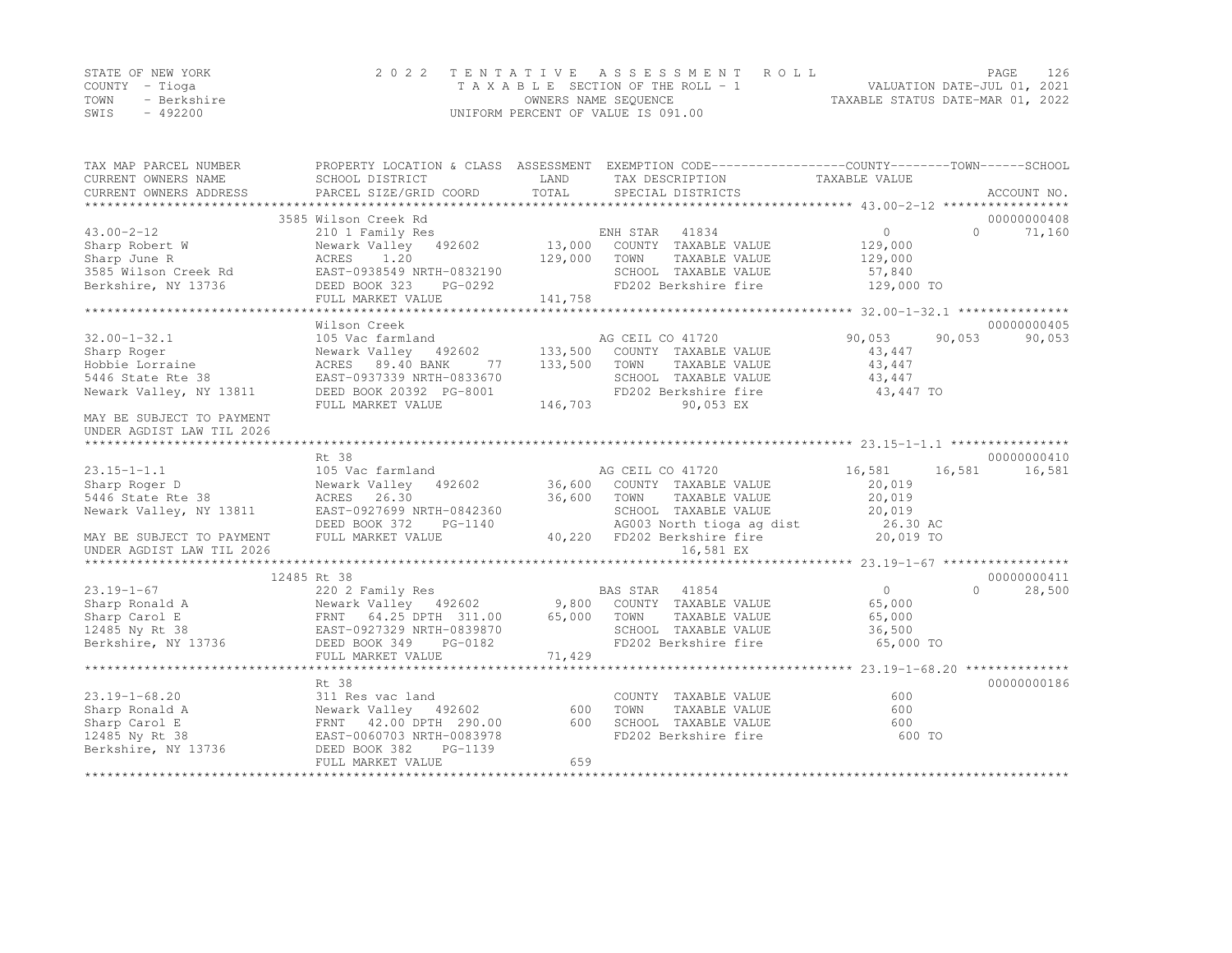STATE OF NEW YORK
COUNTY - Tioga
TOWN - Berkshire
SWIS - 492200

2022 TENTATIVE ASSESSMENT ROLL
TAXABLE SECTION OF THE ROLL - 1
OWNERS NAME SEQUENCE
UNIFORM PERCENT OF VALUE IS 091.00

VALUATION DATE-JUL 01, 2021
TAXABLE STATUS DATE-MAR 01, 2022

| TAX MAP PARCEL NUMBER / CURRENT OWNERS NAME / CURRENT OWNERS ADDRESS | PROPERTY LOCATION & CLASS / SCHOOL DISTRICT / PARCEL SIZE/GRID COORD | ASSESSMENT LAND / TOTAL | EXEMPTION CODE / TAX DESCRIPTION / SPECIAL DISTRICTS | COUNTY TAXABLE VALUE | TOWN | SCHOOL | ACCOUNT NO. |
|---|---|---|---|---|---|---|---|
| **43.00-2-12** | 3585 Wilson Creek Rd | | | | | | 00000000408 |
| 43.00-2-12 | 210 1 Family Res | | ENH STAR 41834 | 0 | 0 | 71,160 | |
| Sharp Robert W | Newark Valley 492602 | 13,000 | COUNTY TAXABLE VALUE | 129,000 | | | |
| Sharp June R | ACRES 1.20 | 129,000 | TOWN TAXABLE VALUE | 129,000 | | | |
| 3585 Wilson Creek Rd | EAST-0938549 NRTH-0832190 | | SCHOOL TAXABLE VALUE | 57,840 | | | |
| Berkshire, NY 13736 | DEED BOOK 323 PG-0292 | | FD202 Berkshire fire | 129,000 TO | | | |
| | FULL MARKET VALUE | 141,758 | | | | | |
| **32.00-1-32.1** | Wilson Creek | | | | | | 00000000405 |
| 32.00-1-32.1 | 105 Vac farmland | | AG CEIL CO 41720 | 90,053 | 90,053 | 90,053 | |
| Sharp Roger | Newark Valley 492602 | 133,500 | COUNTY TAXABLE VALUE | 43,447 | | | |
| Hobbie Lorraine | ACRES 89.40 BANK 77 | 133,500 | TOWN TAXABLE VALUE | 43,447 | | | |
| 5446 State Rte 38 | EAST-0937339 NRTH-0833670 | | SCHOOL TAXABLE VALUE | 43,447 | | | |
| Newark Valley, NY 13811 | DEED BOOK 20392 PG-8001 | | FD202 Berkshire fire | 43,447 TO | | | |
| | FULL MARKET VALUE | 146,703 | 90,053 EX | | | | |
| MAY BE SUBJECT TO PAYMENT UNDER AGDIST LAW TIL 2026 | | | | | | | |
| **23.15-1-1.1** | Rt 38 | | | | | | 00000000410 |
| 23.15-1-1.1 | 105 Vac farmland | | AG CEIL CO 41720 | 16,581 | 16,581 | 16,581 | |
| Sharp Roger D | Newark Valley 492602 | 36,600 | COUNTY TAXABLE VALUE | 20,019 | | | |
| 5446 State Rte 38 | ACRES 26.30 | 36,600 | TOWN TAXABLE VALUE | 20,019 | | | |
| Newark Valley, NY 13811 | EAST-0927699 NRTH-0842360 | | SCHOOL TAXABLE VALUE | 20,019 | | | |
| | DEED BOOK 372 PG-1140 | | AG003 North tioga ag dist | 26.30 AC | | | |
| MAY BE SUBJECT TO PAYMENT | FULL MARKET VALUE | 40,220 | FD202 Berkshire fire | 20,019 TO | | | |
| UNDER AGDIST LAW TIL 2026 | | | 16,581 EX | | | | |
| **23.19-1-67** | 12485 Rt 38 | | | | | | 00000000411 |
| 23.19-1-67 | 220 2 Family Res | | BAS STAR 41854 | 0 | 0 | 28,500 | |
| Sharp Ronald A | Newark Valley 492602 | 9,800 | COUNTY TAXABLE VALUE | 65,000 | | | |
| Sharp Carol E | FRNT 64.25 DPTH 311.00 | 65,000 | TOWN TAXABLE VALUE | 65,000 | | | |
| 12485 Ny Rt 38 | EAST-0927329 NRTH-0839870 | | SCHOOL TAXABLE VALUE | 36,500 | | | |
| Berkshire, NY 13736 | DEED BOOK 349 PG-0182 | | FD202 Berkshire fire | 65,000 TO | | | |
| | FULL MARKET VALUE | 71,429 | | | | | |
| **23.19-1-68.20** | Rt 38 | | | | | | 00000000186 |
| 23.19-1-68.20 | 311 Res vac land | | COUNTY TAXABLE VALUE | 600 | | | |
| Sharp Ronald A | Newark Valley 492602 | 600 | TOWN TAXABLE VALUE | 600 | | | |
| Sharp Carol E | FRNT 42.00 DPTH 290.00 | 600 | SCHOOL TAXABLE VALUE | 600 | | | |
| 12485 Ny Rt 38 | EAST-0060703 NRTH-0083978 | | FD202 Berkshire fire | 600 TO | | | |
| Berkshire, NY 13736 | DEED BOOK 382 PG-1139 | | | | | | |
| | FULL MARKET VALUE | 659 | | | | | |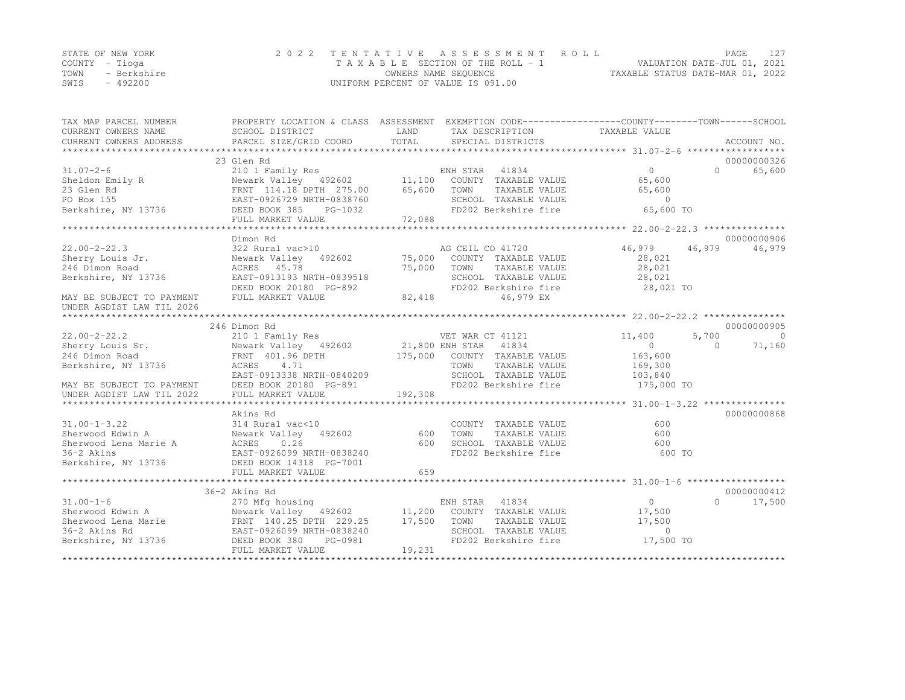STATE OF NEW YORK
COUNTY - Tioga
TOWN - Berkshire
SWIS - 492200

2022 TENTATIVE ASSESSMENT ROLL
TAXABLE SECTION OF THE ROLL - 1
OWNERS NAME SEQUENCE
UNIFORM PERCENT OF VALUE IS 091.00

VALUATION DATE-JUL 01, 2021
TAXABLE STATUS DATE-MAR 01, 2022

| TAX MAP PARCEL NUMBER / CURRENT OWNERS NAME / CURRENT OWNERS ADDRESS | PROPERTY LOCATION & CLASS / SCHOOL DISTRICT / PARCEL SIZE/GRID COORD | ASSESSMENT LAND | ASSESSMENT TOTAL | EXEMPTION CODE / TAX DESCRIPTION / SPECIAL DISTRICTS | COUNTY TAXABLE VALUE | TOWN | SCHOOL | ACCOUNT NO. |
|---|---|---|---|---|---|---|---|---|
| 31.07-2-6 | 23 Glen Rd | | | | | | | 00000000326 |
| | 210 1 Family Res | | | ENH STAR 41834 | 0 | 0 | 65,600 | |
| Sheldon Emily R | Newark Valley 492602 | 11,100 | | COUNTY TAXABLE VALUE | 65,600 | | | |
| 23 Glen Rd | FRNT 114.18 DPTH 275.00 | | 65,600 | TOWN TAXABLE VALUE | 65,600 | | | |
| PO Box 155 | EAST-0926729 NRTH-0838760 | | | SCHOOL TAXABLE VALUE | 0 | | | |
| Berkshire, NY 13736 | DEED BOOK 385 PG-1032 | | | FD202 Berkshire fire | 65,600 TO | | | |
| | FULL MARKET VALUE | | 72,088 | | | | | |
| 22.00-2-22.3 | Dimon Rd | | | | | | | 00000000906 |
| | 322 Rural vac>10 | | | AG CEIL CO 41720 | 46,979 | 46,979 | 46,979 | |
| Sherry Louis Jr. | Newark Valley 492602 | 75,000 | | COUNTY TAXABLE VALUE | 28,021 | | | |
| 246 Dimon Road | ACRES 45.78 | | 75,000 | TOWN TAXABLE VALUE | 28,021 | | | |
| Berkshire, NY 13736 | EAST-0913193 NRTH-0839518 | | | SCHOOL TAXABLE VALUE | 28,021 | | | |
| | DEED BOOK 20180 PG-892 | | | FD202 Berkshire fire | 28,021 TO | | | |
| MAY BE SUBJECT TO PAYMENT UNDER AGDIST LAW TIL 2026 | FULL MARKET VALUE | | 82,418 | 46,979 EX | | | | |
| 22.00-2-22.2 | 246 Dimon Rd | | | | | | | 00000000905 |
| | 210 1 Family Res | | | VET WAR CT 41121 | 11,400 | 5,700 | 0 | |
| Sherry Louis Sr. | Newark Valley 492602 | 21,800 | | ENH STAR 41834 | 0 | 0 | 71,160 | |
| 246 Dimon Road | FRNT 401.96 DPTH | | 175,000 | COUNTY TAXABLE VALUE | 163,600 | | | |
| Berkshire, NY 13736 | ACRES 4.71 | | | TOWN TAXABLE VALUE | 169,300 | | | |
| | EAST-0913338 NRTH-0840209 | | | SCHOOL TAXABLE VALUE | 103,840 | | | |
| MAY BE SUBJECT TO PAYMENT | DEED BOOK 20180 PG-891 | | | FD202 Berkshire fire | 175,000 TO | | | |
| UNDER AGDIST LAW TIL 2022 | FULL MARKET VALUE | | 192,308 | | | | | |
| 31.00-1-3.22 | Akins Rd | | | | | | | 00000000868 |
| | 314 Rural vac<10 | | | COUNTY TAXABLE VALUE | 600 | | | |
| Sherwood Edwin A | Newark Valley 492602 | 600 | | TOWN TAXABLE VALUE | 600 | | | |
| Sherwood Lena Marie A | ACRES 0.26 | | 600 | SCHOOL TAXABLE VALUE | 600 | | | |
| 36-2 Akins | EAST-0926099 NRTH-0838240 | | | FD202 Berkshire fire | 600 TO | | | |
| Berkshire, NY 13736 | DEED BOOK 14318 PG-7001 | | | | | | | |
| | FULL MARKET VALUE | | 659 | | | | | |
| 31.00-1-6 | 36-2 Akins Rd | | | | | | | 00000000412 |
| | 270 Mfg housing | | | ENH STAR 41834 | 0 | 0 | 17,500 | |
| Sherwood Edwin A | Newark Valley 492602 | 11,200 | | COUNTY TAXABLE VALUE | 17,500 | | | |
| Sherwood Lena Marie | FRNT 140.25 DPTH 229.25 | | 17,500 | TOWN TAXABLE VALUE | 17,500 | | | |
| 36-2 Akins Rd | EAST-0926099 NRTH-0838240 | | | SCHOOL TAXABLE VALUE | 0 | | | |
| Berkshire, NY 13736 | DEED BOOK 380 PG-0981 | | | FD202 Berkshire fire | 17,500 TO | | | |
| | FULL MARKET VALUE | | 19,231 | | | | | |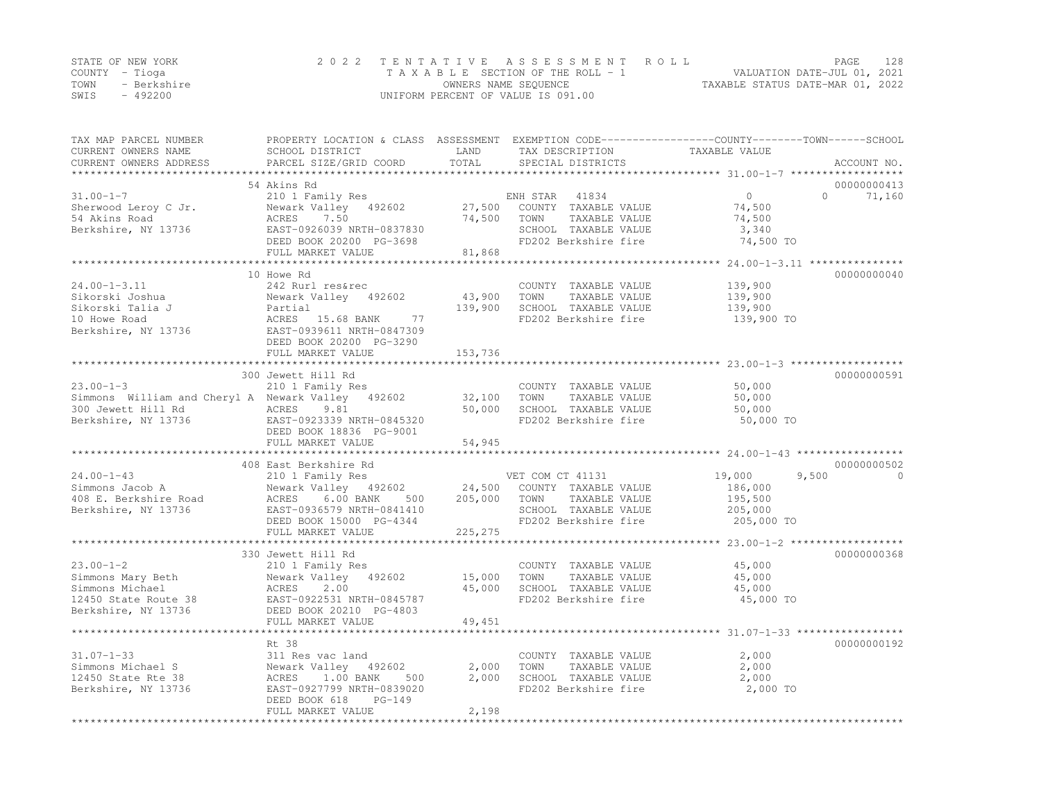STATE OF NEW YORK
COUNTY - Tioga
TOWN - Berkshire
SWIS - 492200

2022 TENTATIVE ASSESSMENT ROLL
TAXABLE SECTION OF THE ROLL - 1
OWNERS NAME SEQUENCE
UNIFORM PERCENT OF VALUE IS 091.00

VALUATION DATE-JUL 01, 2021
TAXABLE STATUS DATE-MAR 01, 2022

| TAX MAP PARCEL NUMBER / CURRENT OWNERS NAME / CURRENT OWNERS ADDRESS | PROPERTY LOCATION & CLASS / SCHOOL DISTRICT / PARCEL SIZE/GRID COORD | ASSESSMENT LAND / TOTAL | EXEMPTION CODE / TAX DESCRIPTION / SPECIAL DISTRICTS | COUNTY | TOWN | SCHOOL | ACCOUNT NO. |
|---|---|---|---|---|---|---|---|
| 31.00-1-7 | 54 Akins Rd | | | | | | 00000000413 |
| | 210 1 Family Res | | ENH STAR 41834 | 0 | 0 | 71,160 | |
| Sherwood Leroy C Jr. | Newark Valley 492602 | 27,500 | COUNTY TAXABLE VALUE | 74,500 | | | |
| 54 Akins Road | ACRES 7.50 | 74,500 | TOWN TAXABLE VALUE | | 74,500 | | |
| Berkshire, NY 13736 | EAST-0926039 NRTH-0837830 | | SCHOOL TAXABLE VALUE | | | 3,340 | |
| | DEED BOOK 20200 PG-3698 | | FD202 Berkshire fire | 74,500 TO | | | |
| | FULL MARKET VALUE | 81,868 | | | | | |
| 24.00-1-3.11 | 10 Howe Rd | | | | | | 00000000040 |
| | 242 Rurl res&rec | | COUNTY TAXABLE VALUE | 139,900 | | | |
| Sikorski Joshua | Newark Valley 492602 | 43,900 | TOWN TAXABLE VALUE | | 139,900 | | |
| Sikorski Talia J | Partial | 139,900 | SCHOOL TAXABLE VALUE | | | 139,900 | |
| 10 Howe Road | ACRES 15.68 BANK 77 | | FD202 Berkshire fire | 139,900 TO | | | |
| Berkshire, NY 13736 | EAST-0939611 NRTH-0847309 | | | | | | |
| | DEED BOOK 20200 PG-3290 | | | | | | |
| | FULL MARKET VALUE | 153,736 | | | | | |
| 23.00-1-3 | 300 Jewett Hill Rd | | | | | | 00000000591 |
| | 210 1 Family Res | | COUNTY TAXABLE VALUE | 50,000 | | | |
| Simmons William and Cheryl A | Newark Valley 492602 | 32,100 | TOWN TAXABLE VALUE | | 50,000 | | |
| 300 Jewett Hill Rd | ACRES 9.81 | 50,000 | SCHOOL TAXABLE VALUE | | | 50,000 | |
| Berkshire, NY 13736 | EAST-0923339 NRTH-0845320 | | FD202 Berkshire fire | 50,000 TO | | | |
| | DEED BOOK 18836 PG-9001 | | | | | | |
| | FULL MARKET VALUE | 54,945 | | | | | |
| 24.00-1-43 | 408 East Berkshire Rd | | | | | | 00000000502 |
| | 210 1 Family Res | | VET COM CT 41131 | 19,000 | 9,500 | 0 | |
| Simmons Jacob A | Newark Valley 492602 | 24,500 | COUNTY TAXABLE VALUE | 186,000 | | | |
| 408 E. Berkshire Road | ACRES 6.00 BANK 500 | 205,000 | TOWN TAXABLE VALUE | | 195,500 | | |
| Berkshire, NY 13736 | EAST-0936579 NRTH-0841410 | | SCHOOL TAXABLE VALUE | | | 205,000 | |
| | DEED BOOK 15000 PG-4344 | | FD202 Berkshire fire | 205,000 TO | | | |
| | FULL MARKET VALUE | 225,275 | | | | | |
| 23.00-1-2 | 330 Jewett Hill Rd | | | | | | 00000000368 |
| | 210 1 Family Res | | COUNTY TAXABLE VALUE | 45,000 | | | |
| Simmons Mary Beth | Newark Valley 492602 | 15,000 | TOWN TAXABLE VALUE | | 45,000 | | |
| Simmons Michael | ACRES 2.00 | 45,000 | SCHOOL TAXABLE VALUE | | | 45,000 | |
| 12450 State Route 38 | EAST-0922531 NRTH-0845787 | | FD202 Berkshire fire | 45,000 TO | | | |
| Berkshire, NY 13736 | DEED BOOK 20210 PG-4803 | | | | | | |
| | FULL MARKET VALUE | 49,451 | | | | | |
| 31.07-1-33 | Rt 38 | | | | | | 00000000192 |
| | 311 Res vac land | | COUNTY TAXABLE VALUE | 2,000 | | | |
| Simmons Michael S | Newark Valley 492602 | 2,000 | TOWN TAXABLE VALUE | | 2,000 | | |
| 12450 State Rte 38 | ACRES 1.00 BANK 500 | 2,000 | SCHOOL TAXABLE VALUE | | | 2,000 | |
| Berkshire, NY 13736 | EAST-0927799 NRTH-0839020 | | FD202 Berkshire fire | 2,000 TO | | | |
| | DEED BOOK 618 PG-149 | | | | | | |
| | FULL MARKET VALUE | 2,198 | | | | | |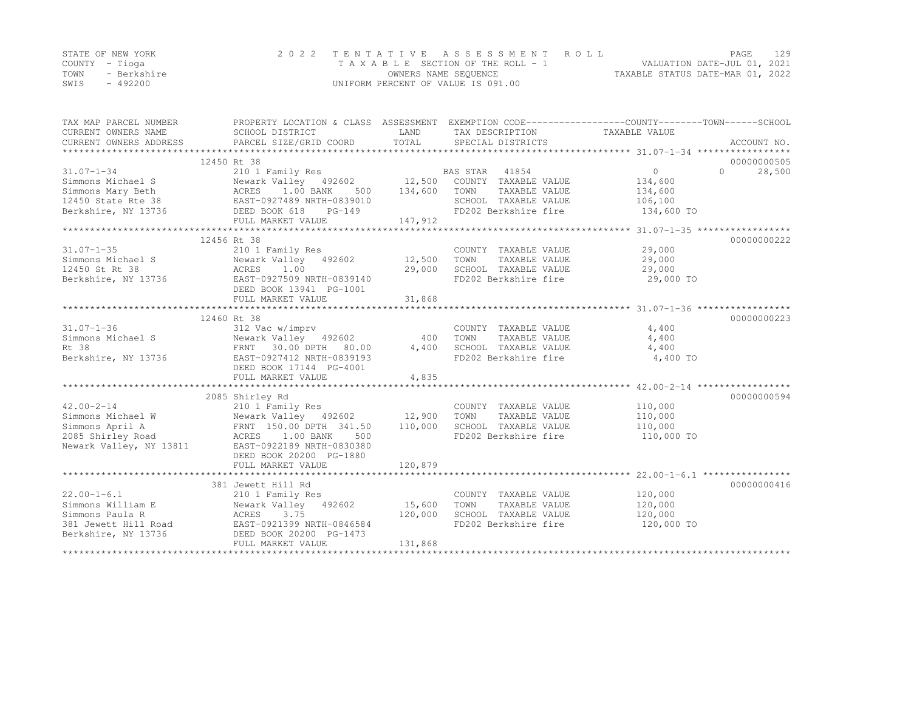STATE OF NEW YORK
COUNTY - Tioga
TOWN - Berkshire
SWIS - 492200

# 2022 TENTATIVE ASSESSMENT ROLL

TAXABLE SECTION OF THE ROLL - 1
OWNERS NAME SEQUENCE
UNIFORM PERCENT OF VALUE IS 091.00

VALUATION DATE-JUL 01, 2021
TAXABLE STATUS DATE-MAR 01, 2022

| TAX MAP PARCEL NUMBER / CURRENT OWNERS NAME / CURRENT OWNERS ADDRESS | PROPERTY LOCATION & CLASS / SCHOOL DISTRICT / PARCEL SIZE/GRID COORD | ASSESSMENT LAND | ASSESSMENT TOTAL | EXEMPTION CODE / TAX DESCRIPTION / SPECIAL DISTRICTS | COUNTY TAXABLE VALUE | TOWN | SCHOOL | ACCOUNT NO. |
|---|---|---|---|---|---|---|---|---|
| | 12450 Rt 38 | | | | | | | 00000000505 |
| 31.07-1-34 | 210 1 Family Res | | | BAS STAR 41854 | 0 | 0 | 28,500 | |
| Simmons Michael S | Newark Valley 492602 | 12,500 | | COUNTY TAXABLE VALUE | 134,600 | | | |
| Simmons Mary Beth | ACRES 1.00 BANK 500 | | 134,600 | TOWN TAXABLE VALUE | 134,600 | | | |
| 12450 State Rte 38 | EAST-0927489 NRTH-0839010 | | | SCHOOL TAXABLE VALUE | 106,100 | | | |
| Berkshire, NY 13736 | DEED BOOK 618 PG-149 | | | FD202 Berkshire fire | 134,600 TO | | | |
| | FULL MARKET VALUE | | 147,912 | | | | | |
| | 12456 Rt 38 | | | | | | | 00000000222 |
| 31.07-1-35 | 210 1 Family Res | | | COUNTY TAXABLE VALUE | 29,000 | | | |
| Simmons Michael S | Newark Valley 492602 | 12,500 | | TOWN TAXABLE VALUE | 29,000 | | | |
| 12450 St Rt 38 | ACRES 1.00 | | 29,000 | SCHOOL TAXABLE VALUE | 29,000 | | | |
| Berkshire, NY 13736 | EAST-0927509 NRTH-0839140 | | | FD202 Berkshire fire | 29,000 TO | | | |
| | DEED BOOK 13941 PG-1001 | | | | | | | |
| | FULL MARKET VALUE | | 31,868 | | | | | |
| | 12460 Rt 38 | | | | | | | 00000000223 |
| 31.07-1-36 | 312 Vac w/imprv | | | COUNTY TAXABLE VALUE | 4,400 | | | |
| Simmons Michael S | Newark Valley 492602 | 400 | | TOWN TAXABLE VALUE | 4,400 | | | |
| Rt 38 | FRNT 30.00 DPTH 80.00 | | 4,400 | SCHOOL TAXABLE VALUE | 4,400 | | | |
| Berkshire, NY 13736 | EAST-0927412 NRTH-0839193 | | | FD202 Berkshire fire | 4,400 TO | | | |
| | DEED BOOK 17144 PG-4001 | | | | | | | |
| | FULL MARKET VALUE | | 4,835 | | | | | |
| | 2085 Shirley Rd | | | | | | | 00000000594 |
| 42.00-2-14 | 210 1 Family Res | | | COUNTY TAXABLE VALUE | 110,000 | | | |
| Simmons Michael W | Newark Valley 492602 | 12,900 | | TOWN TAXABLE VALUE | 110,000 | | | |
| Simmons April A | FRNT 150.00 DPTH 341.50 | | 110,000 | SCHOOL TAXABLE VALUE | 110,000 | | | |
| 2085 Shirley Road | ACRES 1.00 BANK 500 | | | FD202 Berkshire fire | 110,000 TO | | | |
| Newark Valley, NY 13811 | EAST-0922189 NRTH-0830380 | | | | | | | |
| | DEED BOOK 20200 PG-1880 | | | | | | | |
| | FULL MARKET VALUE | | 120,879 | | | | | |
| | 381 Jewett Hill Rd | | | | | | | 00000000416 |
| 22.00-1-6.1 | 210 1 Family Res | | | COUNTY TAXABLE VALUE | 120,000 | | | |
| Simmons William E | Newark Valley 492602 | 15,600 | | TOWN TAXABLE VALUE | 120,000 | | | |
| Simmons Paula R | ACRES 3.75 | | 120,000 | SCHOOL TAXABLE VALUE | 120,000 | | | |
| 381 Jewett Hill Road | EAST-0921399 NRTH-0846584 | | | FD202 Berkshire fire | 120,000 TO | | | |
| Berkshire, NY 13736 | DEED BOOK 20200 PG-1473 | | | | | | | |
| | FULL MARKET VALUE | | 131,868 | | | | | |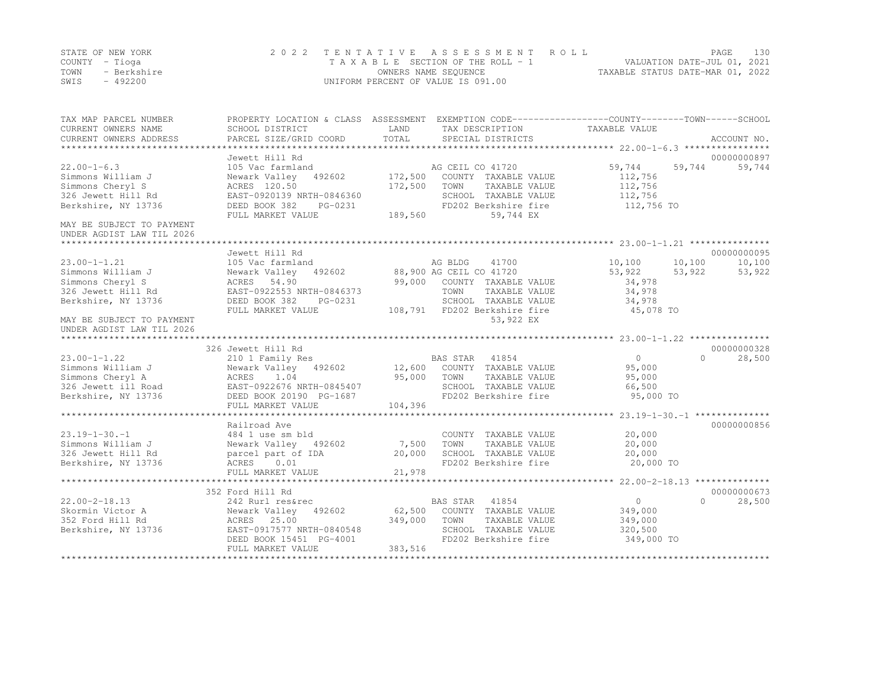STATE OF NEW YORK 2022 TENTATIVE ASSESSMENT ROLL
COUNTY - Tioga TAXABLE SECTION OF THE ROLL - 1 VALUATION DATE-JUL 01, 2021
TOWN - Berkshire OWNERS NAME SEQUENCE TAXABLE STATUS DATE-MAR 01, 2022
SWIS - 492200 UNIFORM PERCENT OF VALUE IS 091.00

```
TAX MAP PARCEL NUMBER          PROPERTY LOCATION & CLASS  ASSESSMENT  EXEMPTION CODE------------------COUNTY--------TOWN------SCHOOL
CURRENT OWNERS NAME            SCHOOL DISTRICT               LAND      TAX DESCRIPTION            TAXABLE VALUE
CURRENT OWNERS ADDRESS         PARCEL SIZE/GRID COORD        TOTAL     SPECIAL DISTRICTS                                    ACCOUNT NO.
******************************************************************************************************* 22.00-1-6.3 ****************
                               Jewett Hill Rd                                                                               00000000897
22.00-1-6.3                    105 Vac farmland                   AG CEIL CO 41720           59,744      59,744      59,744
Simmons William J              Newark Valley   492602    172,500   COUNTY  TAXABLE VALUE       112,756
Simmons Cheryl S               ACRES  120.50             172,500   TOWN    TAXABLE VALUE       112,756
326 Jewett Hill Rd             EAST-0920139 NRTH-0846360           SCHOOL  TAXABLE VALUE       112,756
Berkshire, NY 13736            DEED BOOK 382    PG-0231            FD202 Berkshire fire         112,756 TO
                               FULL MARKET VALUE         189,560            59,744 EX
MAY BE SUBJECT TO PAYMENT
UNDER AGDIST LAW TIL 2026
******************************************************************************************************* 23.00-1-1.21 ***************
                               Jewett Hill Rd                                                                               00000000095
23.00-1-1.21                   105 Vac farmland                   AG BLDG     41700          10,100      10,100      10,100
Simmons William J              Newark Valley   492602     88,900 AG CEIL CO 41720            53,922      53,922      53,922
Simmons Cheryl S               ACRES   54.90              99,000   COUNTY  TAXABLE VALUE        34,978
326 Jewett Hill Rd             EAST-0922553 NRTH-0846373           TOWN    TAXABLE VALUE        34,978
Berkshire, NY 13736            DEED BOOK 382    PG-0231            SCHOOL  TAXABLE VALUE        34,978
                               FULL MARKET VALUE         108,791   FD202 Berkshire fire          45,078 TO
MAY BE SUBJECT TO PAYMENT                                                   53,922 EX
UNDER AGDIST LAW TIL 2026
******************************************************************************************************* 23.00-1-1.22 ***************
                               326 Jewett Hill Rd                                                                           00000000328
23.00-1-1.22                   210 1 Family Res                   BAS STAR    41854               0           0      28,500
Simmons William J              Newark Valley   492602     12,600   COUNTY  TAXABLE VALUE        95,000
Simmons Cheryl A               ACRES    1.04              95,000   TOWN    TAXABLE VALUE        95,000
326 Jewett ill Road            EAST-0922676 NRTH-0845407           SCHOOL  TAXABLE VALUE        66,500
Berkshire, NY 13736            DEED BOOK 20190 PG-1687             FD202 Berkshire fire          95,000 TO
                               FULL MARKET VALUE         104,396
******************************************************************************************************* 23.19-1-30.-1 **************
                               Railroad Ave                                                                                 00000000856
23.19-1-30.-1                  484 1 use sm bld                    COUNTY  TAXABLE VALUE        20,000
Simmons William J              Newark Valley   492602      7,500   TOWN    TAXABLE VALUE        20,000
326 Jewett Hill Rd             parcel part of IDA         20,000   SCHOOL  TAXABLE VALUE        20,000
Berkshire, NY 13736            ACRES    0.01                       FD202 Berkshire fire          20,000 TO
                               FULL MARKET VALUE          21,978
******************************************************************************************************* 22.00-2-18.13 **************
                               352 Ford Hill Rd                                                                             00000000673
22.00-2-18.13                  242 Rurl res&rec                   BAS STAR    41854               0           0      28,500
Skormin Victor A               Newark Valley   492602     62,500   COUNTY  TAXABLE VALUE       349,000
352 Ford Hill Rd               ACRES   25.00             349,000   TOWN    TAXABLE VALUE       349,000
Berkshire, NY 13736            EAST-0917577 NRTH-0840548           SCHOOL  TAXABLE VALUE       320,500
                               DEED BOOK 15451 PG-4001             FD202 Berkshire fire         349,000 TO
                               FULL MARKET VALUE         383,516
************************************************************************************************************************************
```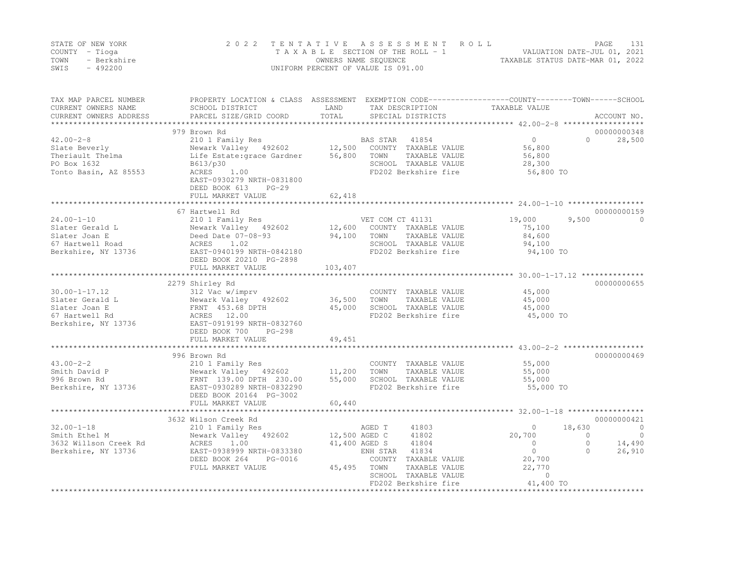STATE OF NEW YORK — 2022 TENTATIVE ASSESSMENT ROLL
COUNTY - Tioga — TAXABLE SECTION OF THE ROLL - 1 — VALUATION DATE-JUL 01, 2021
TOWN - Berkshire — OWNERS NAME SEQUENCE — TAXABLE STATUS DATE-MAR 01, 2022
SWIS - 492200 — UNIFORM PERCENT OF VALUE IS 091.00

| TAX MAP PARCEL NUMBER<br>CURRENT OWNERS NAME<br>CURRENT OWNERS ADDRESS | PROPERTY LOCATION & CLASS<br>SCHOOL DISTRICT<br>PARCEL SIZE/GRID COORD | ASSESSMENT<br>LAND<br>TOTAL | EXEMPTION CODE<br>TAX DESCRIPTION<br>SPECIAL DISTRICTS | COUNTY<br>TAXABLE VALUE | TOWN | SCHOOL<br>ACCOUNT NO. |
|---|---|---|---|---|---|---|
| **42.00-2-8** | 979 Brown Rd | | | | | 00000000348 |
| 42.00-2-8 | 210 1 Family Res | | BAS STAR 41854 | 0 | 0 | 28,500 |
| Slate Beverly | Newark Valley 492602 | 12,500 | COUNTY TAXABLE VALUE | 56,800 | | |
| Theriault Thelma | Life Estate:grace Gardner | 56,800 | TOWN TAXABLE VALUE | 56,800 | | |
| PO Box 1632 | B613/p30 | | SCHOOL TAXABLE VALUE | 28,300 | | |
| Tonto Basin, AZ 85553 | ACRES 1.00 | | FD202 Berkshire fire | 56,800 TO | | |
| | EAST-0930279 NRTH-0831800 | | | | | |
| | DEED BOOK 613 PG-29 | | | | | |
| | FULL MARKET VALUE | 62,418 | | | | |
| **24.00-1-10** | 67 Hartwell Rd | | | | | 00000000159 |
| 24.00-1-10 | 210 1 Family Res | | VET COM CT 41131 | 19,000 | 9,500 | 0 |
| Slater Gerald L | Newark Valley 492602 | 12,600 | COUNTY TAXABLE VALUE | 75,100 | | |
| Slater Joan E | Deed Date 07-08-93 | 94,100 | TOWN TAXABLE VALUE | 84,600 | | |
| 67 Hartwell Road | ACRES 1.02 | | SCHOOL TAXABLE VALUE | 94,100 | | |
| Berkshire, NY 13736 | EAST-0940199 NRTH-0842180 | | FD202 Berkshire fire | 94,100 TO | | |
| | DEED BOOK 20210 PG-2898 | | | | | |
| | FULL MARKET VALUE | 103,407 | | | | |
| **30.00-1-17.12** | 2279 Shirley Rd | | | | | 00000000655 |
| 30.00-1-17.12 | 312 Vac w/imprv | | COUNTY TAXABLE VALUE | 45,000 | | |
| Slater Gerald L | Newark Valley 492602 | 36,500 | TOWN TAXABLE VALUE | 45,000 | | |
| Slater Joan E | FRNT 453.68 DPTH | 45,000 | SCHOOL TAXABLE VALUE | 45,000 | | |
| 67 Hartwell Rd | ACRES 12.00 | | FD202 Berkshire fire | 45,000 TO | | |
| Berkshire, NY 13736 | EAST-0919199 NRTH-0832760 | | | | | |
| | DEED BOOK 700 PG-298 | | | | | |
| | FULL MARKET VALUE | 49,451 | | | | |
| **43.00-2-2** | 996 Brown Rd | | | | | 00000000469 |
| 43.00-2-2 | 210 1 Family Res | | COUNTY TAXABLE VALUE | 55,000 | | |
| Smith David P | Newark Valley 492602 | 11,200 | TOWN TAXABLE VALUE | 55,000 | | |
| 996 Brown Rd | FRNT 139.00 DPTH 230.00 | 55,000 | SCHOOL TAXABLE VALUE | 55,000 | | |
| Berkshire, NY 13736 | EAST-0930289 NRTH-0832290 | | FD202 Berkshire fire | 55,000 TO | | |
| | DEED BOOK 20164 PG-3002 | | | | | |
| | FULL MARKET VALUE | 60,440 | | | | |
| **32.00-1-18** | 3632 Wilson Creek Rd | | | | | 00000000421 |
| 32.00-1-18 | 210 1 Family Res | | AGED T 41803 | 0 | 18,630 | 0 |
| Smith Ethel M | Newark Valley 492602 | 12,500 | AGED C 41802 | 20,700 | 0 | 0 |
| 3632 Willson Creek Rd | ACRES 1.00 | 41,400 | AGED S 41804 | 0 | 0 | 14,490 |
| Berkshire, NY 13736 | EAST-0938999 NRTH-0833380 | | ENH STAR 41834 | 0 | 0 | 26,910 |
| | DEED BOOK 264 PG-0016 | | COUNTY TAXABLE VALUE | 20,700 | | |
| | FULL MARKET VALUE | 45,495 | TOWN TAXABLE VALUE | 22,770 | | |
| | | | SCHOOL TAXABLE VALUE | 0 | | |
| | | | FD202 Berkshire fire | 41,400 TO | | |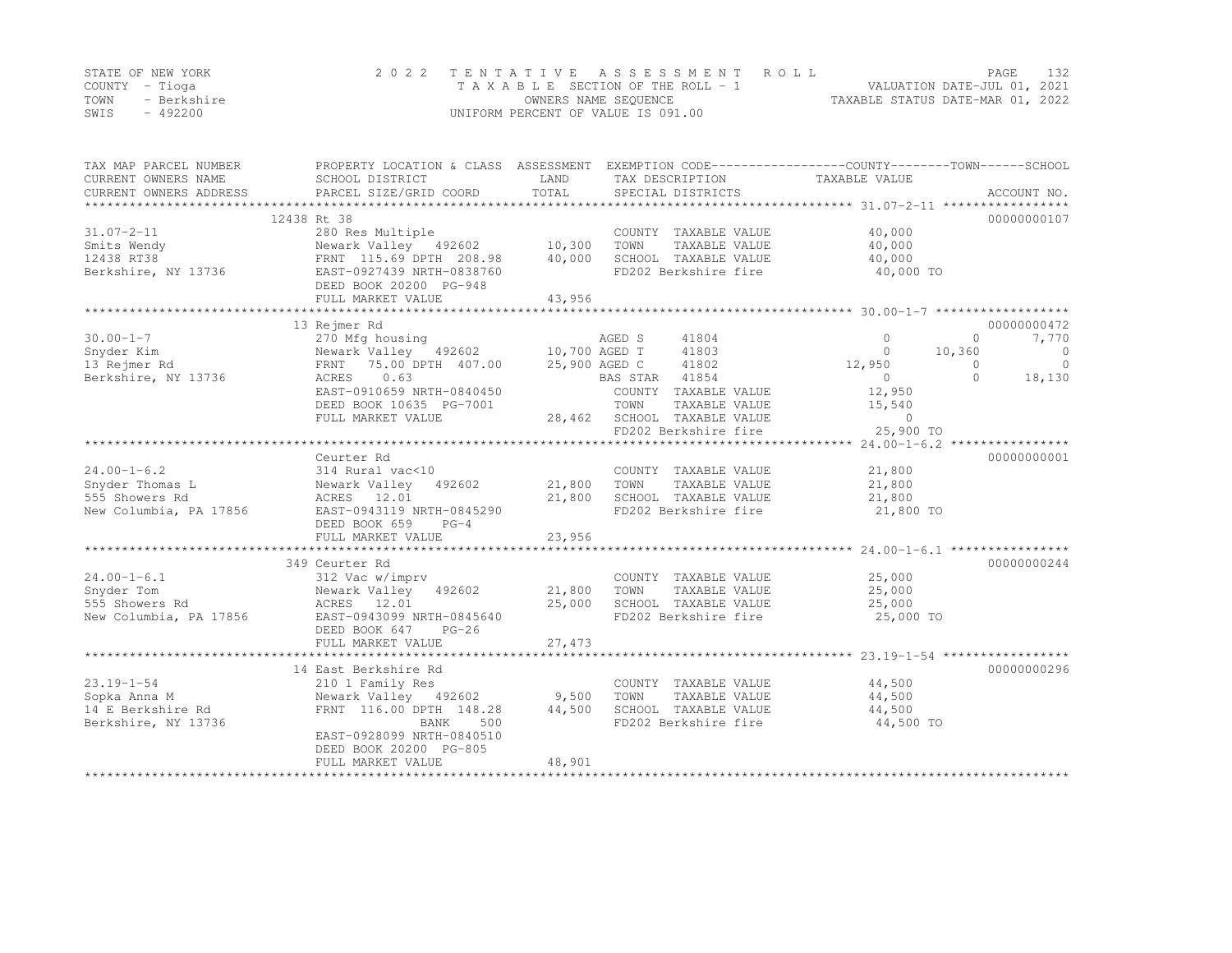STATE OF NEW YORK
COUNTY - Tioga
TOWN - Berkshire
SWIS - 492200

2022 TENTATIVE ASSESSMENT ROLL
TAXABLE SECTION OF THE ROLL - 1
OWNERS NAME SEQUENCE
UNIFORM PERCENT OF VALUE IS 091.00

VALUATION DATE-JUL 01, 2021
TAXABLE STATUS DATE-MAR 01, 2022

| TAX MAP PARCEL NUMBER / CURRENT OWNERS NAME / CURRENT OWNERS ADDRESS | PROPERTY LOCATION & CLASS / SCHOOL DISTRICT / PARCEL SIZE/GRID COORD | ASSESSMENT LAND | ASSESSMENT TOTAL | EXEMPTION CODE / TAX DESCRIPTION / SPECIAL DISTRICTS | COUNTY TAXABLE VALUE | TOWN | SCHOOL | ACCOUNT NO. |
|---|---|---|---|---|---|---|---|---|
| **31.07-2-11** | 12438 Rt 38 | | | | | | | 00000000107 |
| Smits Wendy | 280 Res Multiple | | | COUNTY TAXABLE VALUE | 40,000 | | | |
| 12438 RT38 | Newark Valley 492602 | 10,300 | | TOWN TAXABLE VALUE | 40,000 | | | |
| Berkshire, NY 13736 | FRNT 115.69 DPTH 208.98 | | 40,000 | SCHOOL TAXABLE VALUE | 40,000 | | | |
| | EAST-0927439 NRTH-0838760 | | | FD202 Berkshire fire | 40,000 TO | | | |
| | DEED BOOK 20200 PG-948 | | | | | | | |
| | FULL MARKET VALUE | | 43,956 | | | | | |
| **30.00-1-7** | 13 Rejmer Rd | | | | | | | 00000000472 |
| Snyder Kim | 270 Mfg housing | | | AGED S 41804 | 0 | 0 | 7,770 | |
| 13 Rejmer Rd | Newark Valley 492602 | 10,700 | | AGED T 41803 | 0 | 10,360 | 0 | |
| Berkshire, NY 13736 | FRNT 75.00 DPTH 407.00 | | 25,900 | AGED C 41802 | 12,950 | 0 | 0 | |
| | ACRES 0.63 | | | BAS STAR 41854 | 0 | 0 | 18,130 | |
| | EAST-0910659 NRTH-0840450 | | | COUNTY TAXABLE VALUE | 12,950 | | | |
| | DEED BOOK 10635 PG-7001 | | | TOWN TAXABLE VALUE | 15,540 | | | |
| | FULL MARKET VALUE | | 28,462 | SCHOOL TAXABLE VALUE | 0 | | | |
| | | | | FD202 Berkshire fire | 25,900 TO | | | |
| **24.00-1-6.2** | Ceurter Rd | | | | | | | 00000000001 |
| Snyder Thomas L | 314 Rural vac<10 | | | COUNTY TAXABLE VALUE | 21,800 | | | |
| 555 Showers Rd | Newark Valley 492602 | 21,800 | | TOWN TAXABLE VALUE | 21,800 | | | |
| New Columbia, PA 17856 | ACRES 12.01 | | 21,800 | SCHOOL TAXABLE VALUE | 21,800 | | | |
| | EAST-0943119 NRTH-0845290 | | | FD202 Berkshire fire | 21,800 TO | | | |
| | DEED BOOK 659 PG-4 | | | | | | | |
| | FULL MARKET VALUE | | 23,956 | | | | | |
| **24.00-1-6.1** | 349 Ceurter Rd | | | | | | | 00000000244 |
| Snyder Tom | 312 Vac w/imprv | | | COUNTY TAXABLE VALUE | 25,000 | | | |
| 555 Showers Rd | Newark Valley 492602 | 21,800 | | TOWN TAXABLE VALUE | 25,000 | | | |
| New Columbia, PA 17856 | ACRES 12.01 | | 25,000 | SCHOOL TAXABLE VALUE | 25,000 | | | |
| | EAST-0943099 NRTH-0845640 | | | FD202 Berkshire fire | 25,000 TO | | | |
| | DEED BOOK 647 PG-26 | | | | | | | |
| | FULL MARKET VALUE | | 27,473 | | | | | |
| **23.19-1-54** | 14 East Berkshire Rd | | | | | | | 00000000296 |
| Sopka Anna M | 210 1 Family Res | | | COUNTY TAXABLE VALUE | 44,500 | | | |
| 14 E Berkshire Rd | Newark Valley 492602 | 9,500 | | TOWN TAXABLE VALUE | 44,500 | | | |
| Berkshire, NY 13736 | FRNT 116.00 DPTH 148.28 | | 44,500 | SCHOOL TAXABLE VALUE | 44,500 | | | |
| | BANK 500 | | | FD202 Berkshire fire | 44,500 TO | | | |
| | EAST-0928099 NRTH-0840510 | | | | | | | |
| | DEED BOOK 20200 PG-805 | | | | | | | |
| | FULL MARKET VALUE | | 48,901 | | | | | |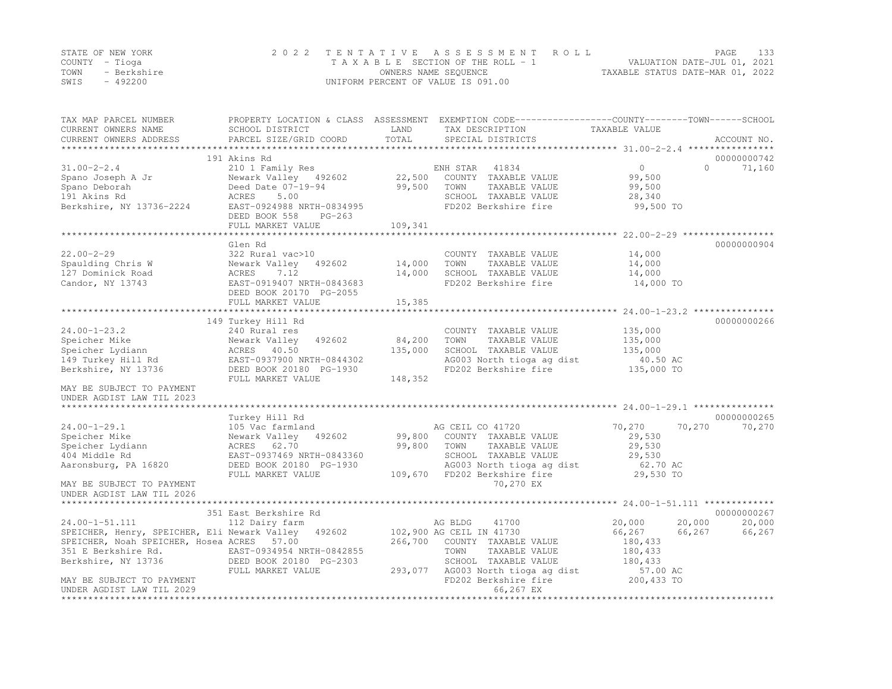STATE OF NEW YORK
COUNTY - Tioga
TOWN - Berkshire
SWIS - 492200

2022 TENTATIVE ASSESSMENT ROLL
TAXABLE SECTION OF THE ROLL - 1
OWNERS NAME SEQUENCE
UNIFORM PERCENT OF VALUE IS 091.00

VALUATION DATE-JUL 01, 2021
TAXABLE STATUS DATE-MAR 01, 2022

| TAX MAP PARCEL NUMBER / CURRENT OWNERS NAME / CURRENT OWNERS ADDRESS | PROPERTY LOCATION & CLASS / SCHOOL DISTRICT / PARCEL SIZE/GRID COORD | ASSESSMENT LAND / TOTAL | EXEMPTION CODE / TAX DESCRIPTION / SPECIAL DISTRICTS | COUNTY TAXABLE VALUE | TOWN | SCHOOL / ACCOUNT NO. |
|---|---|---|---|---|---|---|
| | 191 Akins Rd | | | | | 00000000742 |
| 31.00-2-2.4 | 210 1 Family Res | | ENH STAR 41834 | 0 | 0 | 71,160 |
| Spano Joseph A Jr | Newark Valley 492602 | 22,500 | COUNTY TAXABLE VALUE | 99,500 | | |
| Spano Deborah | Deed Date 07-19-94 | 99,500 | TOWN TAXABLE VALUE | 99,500 | | |
| 191 Akins Rd | ACRES 5.00 | | SCHOOL TAXABLE VALUE | 28,340 | | |
| Berkshire, NY 13736-2224 | EAST-0924988 NRTH-0834995 | | FD202 Berkshire fire | 99,500 TO | | |
| | DEED BOOK 558 PG-263 | | | | | |
| | FULL MARKET VALUE | 109,341 | | | | |
| | Glen Rd | | | | | 00000000904 |
| 22.00-2-29 | 322 Rural vac>10 | | COUNTY TAXABLE VALUE | 14,000 | | |
| Spaulding Chris W | Newark Valley 492602 | 14,000 | TOWN TAXABLE VALUE | 14,000 | | |
| 127 Dominick Road | ACRES 7.12 | 14,000 | SCHOOL TAXABLE VALUE | 14,000 | | |
| Candor, NY 13743 | EAST-0919407 NRTH-0843683 | | FD202 Berkshire fire | 14,000 TO | | |
| | DEED BOOK 20170 PG-2055 | | | | | |
| | FULL MARKET VALUE | 15,385 | | | | |
| | 149 Turkey Hill Rd | | | | | 00000000266 |
| 24.00-1-23.2 | 240 Rural res | | COUNTY TAXABLE VALUE | 135,000 | | |
| Speicher Mike | Newark Valley 492602 | 84,200 | TOWN TAXABLE VALUE | 135,000 | | |
| Speicher Lydiann | ACRES 40.50 | 135,000 | SCHOOL TAXABLE VALUE | 135,000 | | |
| 149 Turkey Hill Rd | EAST-0937900 NRTH-0844302 | | AG003 North tioga ag dist | 40.50 AC | | |
| Berkshire, NY 13736 | DEED BOOK 20180 PG-1930 | | FD202 Berkshire fire | 135,000 TO | | |
| | FULL MARKET VALUE | 148,352 | | | | |
| MAY BE SUBJECT TO PAYMENT | | | | | | |
| UNDER AGDIST LAW TIL 2023 | | | | | | |
| | Turkey Hill Rd | | | | | 00000000265 |
| 24.00-1-29.1 | 105 Vac farmland | | AG CEIL CO 41720 | 70,270 | 70,270 | 70,270 |
| Speicher Mike | Newark Valley 492602 | 99,800 | COUNTY TAXABLE VALUE | 29,530 | | |
| Speicher Lydiann | ACRES 62.70 | 99,800 | TOWN TAXABLE VALUE | 29,530 | | |
| 404 Middle Rd | EAST-0937469 NRTH-0843360 | | SCHOOL TAXABLE VALUE | 29,530 | | |
| Aaronsburg, PA 16820 | DEED BOOK 20180 PG-1930 | | AG003 North tioga ag dist | 62.70 AC | | |
| | FULL MARKET VALUE | 109,670 | FD202 Berkshire fire | 29,530 TO | | |
| MAY BE SUBJECT TO PAYMENT | | | 70,270 EX | | | |
| UNDER AGDIST LAW TIL 2026 | | | | | | |
| | 351 East Berkshire Rd | | | | | 00000000267 |
| 24.00-1-51.111 | 112 Dairy farm | | AG BLDG 41700 | 20,000 | 20,000 | 20,000 |
| SPEICHER, Henry, SPEICHER, Eli | Newark Valley 492602 | 102,900 | AG CEIL IN 41730 | 66,267 | 66,267 | 66,267 |
| SPEICHER, Noah SPEICHER, Hosea | ACRES 57.00 | 266,700 | COUNTY TAXABLE VALUE | 180,433 | | |
| 351 E Berkshire Rd. | EAST-0934954 NRTH-0842855 | | TOWN TAXABLE VALUE | 180,433 | | |
| Berkshire, NY 13736 | DEED BOOK 20180 PG-2303 | | SCHOOL TAXABLE VALUE | 180,433 | | |
| | FULL MARKET VALUE | 293,077 | AG003 North tioga ag dist | 57.00 AC | | |
| MAY BE SUBJECT TO PAYMENT | | | FD202 Berkshire fire | 200,433 TO | | |
| UNDER AGDIST LAW TIL 2029 | | | 66,267 EX | | | |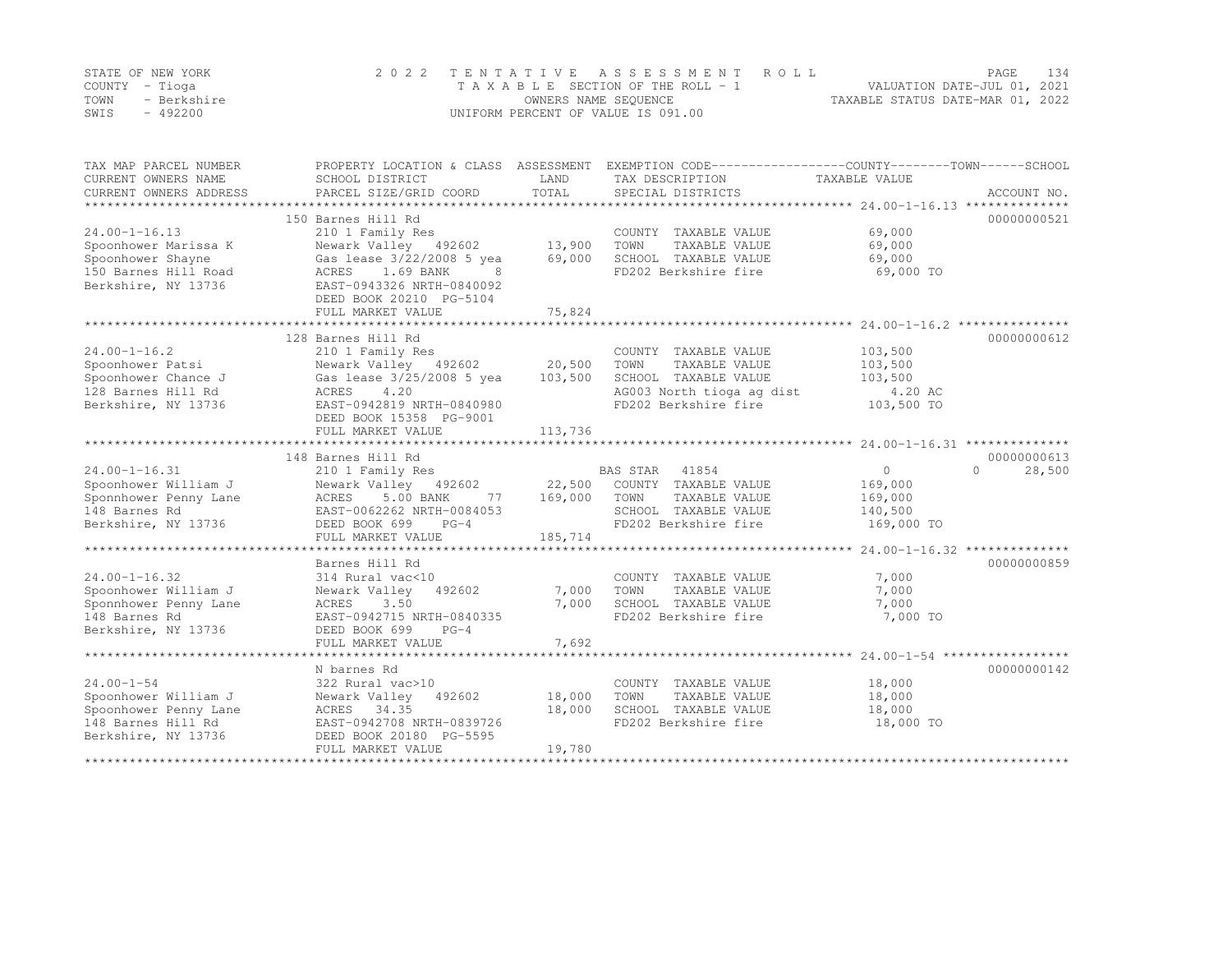STATE OF NEW YORK
COUNTY - Tioga
TOWN - Berkshire
SWIS - 492200

2022 TENTATIVE ASSESSMENT ROLL
TAXABLE SECTION OF THE ROLL - 1
OWNERS NAME SEQUENCE
UNIFORM PERCENT OF VALUE IS 091.00

VALUATION DATE-JUL 01, 2021
TAXABLE STATUS DATE-MAR 01, 2022

| TAX MAP PARCEL NUMBER / CURRENT OWNERS NAME / CURRENT OWNERS ADDRESS | PROPERTY LOCATION & CLASS / SCHOOL DISTRICT / PARCEL SIZE/GRID COORD | ASSESSMENT LAND / TOTAL | EXEMPTION CODE / TAX DESCRIPTION / SPECIAL DISTRICTS | COUNTY | TOWN | SCHOOL / TAXABLE VALUE | ACCOUNT NO. |
|---|---|---|---|---|---|---|---|
| 24.00-1-16.13 | 150 Barnes Hill Rd | | | | | | 00000000521 |
| | 210 1 Family Res | | COUNTY TAXABLE VALUE | 69,000 | | | |
| Spoonhower Marissa K | Newark Valley 492602 | 13,900 | TOWN TAXABLE VALUE | | 69,000 | | |
| Spoonhower Shayne | Gas lease 3/22/2008 5 yea | 69,000 | SCHOOL TAXABLE VALUE | | | 69,000 | |
| 150 Barnes Hill Road | ACRES 1.69 BANK 8 | | FD202 Berkshire fire | 69,000 TO | | | |
| Berkshire, NY 13736 | EAST-0943326 NRTH-0840092 | | | | | | |
| | DEED BOOK 20210 PG-5104 | | | | | | |
| | FULL MARKET VALUE | 75,824 | | | | | |
| 24.00-1-16.2 | 128 Barnes Hill Rd | | | | | | 00000000612 |
| | 210 1 Family Res | | COUNTY TAXABLE VALUE | 103,500 | | | |
| Spoonhower Patsi | Newark Valley 492602 | 20,500 | TOWN TAXABLE VALUE | | 103,500 | | |
| Spoonhower Chance J | Gas lease 3/25/2008 5 yea | 103,500 | SCHOOL TAXABLE VALUE | | | 103,500 | |
| 128 Barnes Hill Rd | ACRES 4.20 | | AG003 North tioga ag dist | 4.20 AC | | | |
| Berkshire, NY 13736 | EAST-0942819 NRTH-0840980 | | FD202 Berkshire fire | 103,500 TO | | | |
| | DEED BOOK 15358 PG-9001 | | | | | | |
| | FULL MARKET VALUE | 113,736 | | | | | |
| 24.00-1-16.31 | 148 Barnes Hill Rd | | | | | | 00000000613 |
| | 210 1 Family Res | | BAS STAR 41854 | 0 | 0 | 28,500 | |
| Spoonhower William J | Newark Valley 492602 | 22,500 | COUNTY TAXABLE VALUE | 169,000 | | | |
| Sponnhower Penny Lane | ACRES 5.00 BANK 77 | 169,000 | TOWN TAXABLE VALUE | | 169,000 | | |
| 148 Barnes Rd | EAST-0062262 NRTH-0084053 | | SCHOOL TAXABLE VALUE | | | 140,500 | |
| Berkshire, NY 13736 | DEED BOOK 699 PG-4 | | FD202 Berkshire fire | 169,000 TO | | | |
| | FULL MARKET VALUE | 185,714 | | | | | |
| 24.00-1-16.32 | Barnes Hill Rd | | | | | | 00000000859 |
| | 314 Rural vac<10 | | COUNTY TAXABLE VALUE | 7,000 | | | |
| Spoonhower William J | Newark Valley 492602 | 7,000 | TOWN TAXABLE VALUE | | 7,000 | | |
| Sponnhower Penny Lane | ACRES 3.50 | 7,000 | SCHOOL TAXABLE VALUE | | | 7,000 | |
| 148 Barnes Rd | EAST-0942715 NRTH-0840335 | | FD202 Berkshire fire | 7,000 TO | | | |
| Berkshire, NY 13736 | DEED BOOK 699 PG-4 | | | | | | |
| | FULL MARKET VALUE | 7,692 | | | | | |
| 24.00-1-54 | N barnes Rd | | | | | | 00000000142 |
| | 322 Rural vac>10 | | COUNTY TAXABLE VALUE | 18,000 | | | |
| Spoonhower William J | Newark Valley 492602 | 18,000 | TOWN TAXABLE VALUE | | 18,000 | | |
| Spoonhower Penny Lane | ACRES 34.35 | 18,000 | SCHOOL TAXABLE VALUE | | | 18,000 | |
| 148 Barnes Hill Rd | EAST-0942708 NRTH-0839726 | | FD202 Berkshire fire | 18,000 TO | | | |
| Berkshire, NY 13736 | DEED BOOK 20180 PG-5595 | | | | | | |
| | FULL MARKET VALUE | 19,780 | | | | | |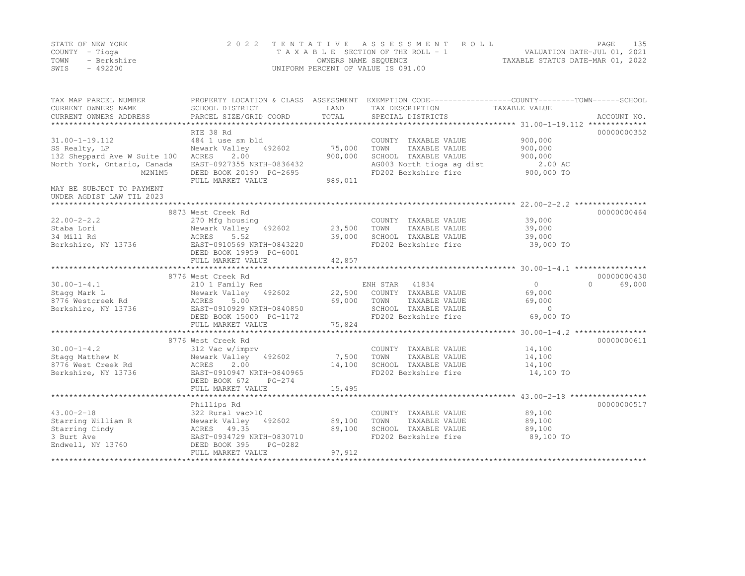STATE OF NEW YORK
COUNTY - Tioga
TOWN - Berkshire
SWIS - 492200

2 0 2 2 T E N T A T I V E A S S E S S M E N T R O L L
T A X A B L E SECTION OF THE ROLL - 1
OWNERS NAME SEQUENCE
UNIFORM PERCENT OF VALUE IS 091.00

VALUATION DATE-JUL 01, 2021
TAXABLE STATUS DATE-MAR 01, 2022

| TAX MAP PARCEL NUMBER / CURRENT OWNERS NAME / CURRENT OWNERS ADDRESS | PROPERTY LOCATION & CLASS / SCHOOL DISTRICT / PARCEL SIZE/GRID COORD | ASSESSMENT LAND / TOTAL | EXEMPTION CODE / TAX DESCRIPTION / SPECIAL DISTRICTS | COUNTY TAXABLE VALUE | TOWN | SCHOOL | ACCOUNT NO. |
|---|---|---|---|---|---|---|---|
| 31.00-1-19.112 | RTE 38 Rd | | | | | | 00000000352 |
| 31.00-1-19.112 | 484 1 use sm bld | | COUNTY TAXABLE VALUE | 900,000 | | | |
| SS Realty, LP | Newark Valley 492602 | 75,000 | TOWN TAXABLE VALUE | 900,000 | | | |
| 132 Sheppard Ave W Suite 100 | ACRES 2.00 | 900,000 | SCHOOL TAXABLE VALUE | 900,000 | | | |
| North York, Ontario, Canada | EAST-0927355 NRTH-0836432 | | AG003 North tioga ag dist | 2.00 AC | | | |
| M2N1M5 | DEED BOOK 20190 PG-2695 | | FD202 Berkshire fire | 900,000 TO | | | |
| | FULL MARKET VALUE | 989,011 | | | | | |
| MAY BE SUBJECT TO PAYMENT UNDER AGDIST LAW TIL 2023 | | | | | | | |
| 22.00-2-2.2 | 8873 West Creek Rd | | | | | | 00000000464 |
| 22.00-2-2.2 | 270 Mfg housing | | COUNTY TAXABLE VALUE | 39,000 | | | |
| Staba Lori | Newark Valley 492602 | 23,500 | TOWN TAXABLE VALUE | 39,000 | | | |
| 34 Mill Rd | ACRES 5.52 | 39,000 | SCHOOL TAXABLE VALUE | 39,000 | | | |
| Berkshire, NY 13736 | EAST-0910569 NRTH-0843220 | | FD202 Berkshire fire | 39,000 TO | | | |
| | DEED BOOK 19959 PG-6001 | | | | | | |
| | FULL MARKET VALUE | 42,857 | | | | | |
| 30.00-1-4.1 | 8776 West Creek Rd | | | | | | 00000000430 |
| 30.00-1-4.1 | 210 1 Family Res | | ENH STAR 41834 | 0 | 0 | 69,000 | |
| Stagg Mark L | Newark Valley 492602 | 22,500 | COUNTY TAXABLE VALUE | 69,000 | | | |
| 8776 Westcreek Rd | ACRES 5.00 | 69,000 | TOWN TAXABLE VALUE | 69,000 | | | |
| Berkshire, NY 13736 | EAST-0910929 NRTH-0840850 | | SCHOOL TAXABLE VALUE | 0 | | | |
| | DEED BOOK 15000 PG-1172 | | FD202 Berkshire fire | 69,000 TO | | | |
| | FULL MARKET VALUE | 75,824 | | | | | |
| 30.00-1-4.2 | 8776 West Creek Rd | | | | | | 00000000611 |
| 30.00-1-4.2 | 312 Vac w/imprv | | COUNTY TAXABLE VALUE | 14,100 | | | |
| Stagg Matthew M | Newark Valley 492602 | 7,500 | TOWN TAXABLE VALUE | 14,100 | | | |
| 8776 West Creek Rd | ACRES 2.00 | 14,100 | SCHOOL TAXABLE VALUE | 14,100 | | | |
| Berkshire, NY 13736 | EAST-0910947 NRTH-0840965 | | FD202 Berkshire fire | 14,100 TO | | | |
| | DEED BOOK 672 PG-274 | | | | | | |
| | FULL MARKET VALUE | 15,495 | | | | | |
| 43.00-2-18 | Phillips Rd | | | | | | 00000000517 |
| 43.00-2-18 | 322 Rural vac>10 | | COUNTY TAXABLE VALUE | 89,100 | | | |
| Starring William R | Newark Valley 492602 | 89,100 | TOWN TAXABLE VALUE | 89,100 | | | |
| Starring Cindy | ACRES 49.35 | 89,100 | SCHOOL TAXABLE VALUE | 89,100 | | | |
| 3 Burt Ave | EAST-0934729 NRTH-0830710 | | FD202 Berkshire fire | 89,100 TO | | | |
| Endwell, NY 13760 | DEED BOOK 395 PG-0282 | | | | | | |
| | FULL MARKET VALUE | 97,912 | | | | | |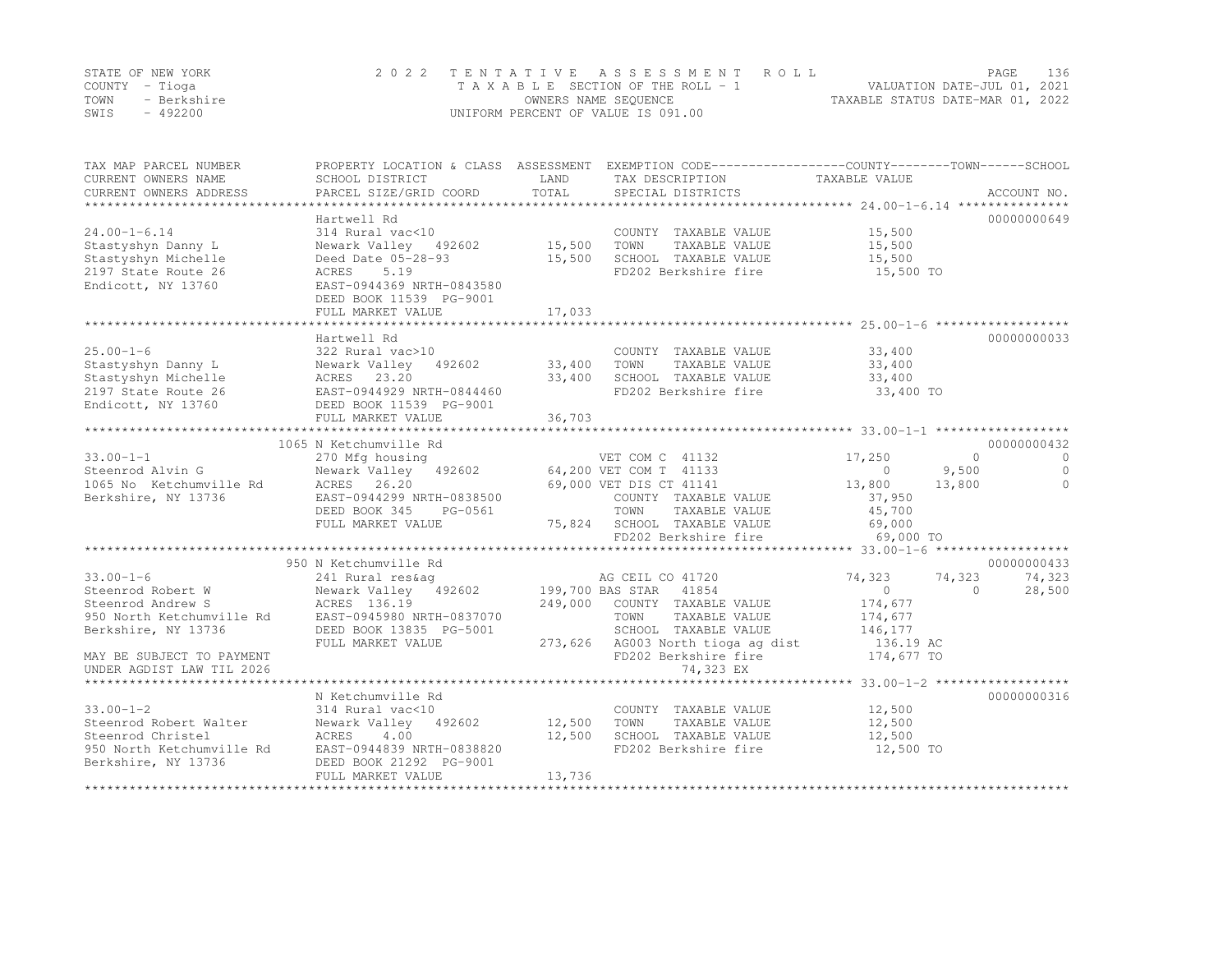STATE OF NEW YORK
COUNTY - Tioga
TOWN - Berkshire
SWIS - 492200

2022 TENTATIVE ASSESSMENT ROLL
TAXABLE SECTION OF THE ROLL - 1
OWNERS NAME SEQUENCE
UNIFORM PERCENT OF VALUE IS 091.00

VALUATION DATE-JUL 01, 2021
TAXABLE STATUS DATE-MAR 01, 2022

| TAX MAP PARCEL NUMBER / CURRENT OWNERS NAME / CURRENT OWNERS ADDRESS | PROPERTY LOCATION & CLASS / SCHOOL DISTRICT / PARCEL SIZE/GRID COORD | ASSESSMENT LAND / TOTAL | EXEMPTION CODE / TAX DESCRIPTION / SPECIAL DISTRICTS | COUNTY TAXABLE VALUE | TOWN | SCHOOL | ACCOUNT NO. |
|---|---|---|---|---|---|---|---|
| 24.00-1-6.14 | Hartwell Rd | | | | | | 00000000649 |
| Stastyshyn Danny L | 314 Rural vac<10 | | COUNTY TAXABLE VALUE | 15,500 | | | |
| Stastyshyn Michelle | Newark Valley 492602 | 15,500 | TOWN TAXABLE VALUE | 15,500 | | | |
| 2197 State Route 26 | Deed Date 05-28-93 | 15,500 | SCHOOL TAXABLE VALUE | 15,500 | | | |
| Endicott, NY 13760 | ACRES 5.19 | | FD202 Berkshire fire | 15,500 TO | | | |
| | EAST-0944369 NRTH-0843580 | | | | | | |
| | DEED BOOK 11539 PG-9001 | | | | | | |
| | FULL MARKET VALUE | 17,033 | | | | | |
| 25.00-1-6 | Hartwell Rd | | | | | | 00000000033 |
| Stastyshyn Danny L | 322 Rural vac>10 | | COUNTY TAXABLE VALUE | 33,400 | | | |
| Stastyshyn Michelle | Newark Valley 492602 | 33,400 | TOWN TAXABLE VALUE | 33,400 | | | |
| 2197 State Route 26 | ACRES 23.20 | 33,400 | SCHOOL TAXABLE VALUE | 33,400 | | | |
| Endicott, NY 13760 | EAST-0944929 NRTH-0844460 | | FD202 Berkshire fire | 33,400 TO | | | |
| | DEED BOOK 11539 PG-9001 | | | | | | |
| | FULL MARKET VALUE | 36,703 | | | | | |
| 33.00-1-1 | 1065 N Ketchumville Rd | | | | | | 00000000432 |
| Steenrod Alvin G | 270 Mfg housing | | VET COM C 41132 | 17,250 | 0 | 0 | |
| 1065 No Ketchumville Rd | Newark Valley 492602 | 64,200 | VET COM T 41133 | 0 | 9,500 | 0 | |
| Berkshire, NY 13736 | ACRES 26.20 | 69,000 | VET DIS CT 41141 | 13,800 | 13,800 | 0 | |
| | EAST-0944299 NRTH-0838500 | | COUNTY TAXABLE VALUE | 37,950 | | | |
| | DEED BOOK 345 PG-0561 | | TOWN TAXABLE VALUE | 45,700 | | | |
| | FULL MARKET VALUE | 75,824 | SCHOOL TAXABLE VALUE | 69,000 | | | |
| | | | FD202 Berkshire fire | 69,000 TO | | | |
| 33.00-1-6 | 950 N Ketchumville Rd | | | | | | 00000000433 |
| Steenrod Robert W | 241 Rural res&ag | | AG CEIL CO 41720 | 74,323 | 74,323 | 74,323 | |
| Steenrod Andrew S | Newark Valley 492602 | 199,700 | BAS STAR 41854 | 0 | 0 | 28,500 | |
| 950 North Ketchumville Rd | ACRES 136.19 | 249,000 | COUNTY TAXABLE VALUE | 174,677 | | | |
| Berkshire, NY 13736 | EAST-0945980 NRTH-0837070 | | TOWN TAXABLE VALUE | 174,677 | | | |
| | DEED BOOK 13835 PG-5001 | | SCHOOL TAXABLE VALUE | 146,177 | | | |
| | FULL MARKET VALUE | 273,626 | AG003 North tioga ag dist | 136.19 AC | | | |
| MAY BE SUBJECT TO PAYMENT | | | FD202 Berkshire fire | 174,677 TO | | | |
| UNDER AGDIST LAW TIL 2026 | | | 74,323 EX | | | | |
| 33.00-1-2 | N Ketchumville Rd | | | | | | 00000000316 |
| Steenrod Robert Walter | 314 Rural vac<10 | | COUNTY TAXABLE VALUE | 12,500 | | | |
| Steenrod Christel | Newark Valley 492602 | 12,500 | TOWN TAXABLE VALUE | 12,500 | | | |
| 950 North Ketchumville Rd | ACRES 4.00 | 12,500 | SCHOOL TAXABLE VALUE | 12,500 | | | |
| Berkshire, NY 13736 | EAST-0944839 NRTH-0838820 | | FD202 Berkshire fire | 12,500 TO | | | |
| | DEED BOOK 21292 PG-9001 | | | | | | |
| | FULL MARKET VALUE | 13,736 | | | | | |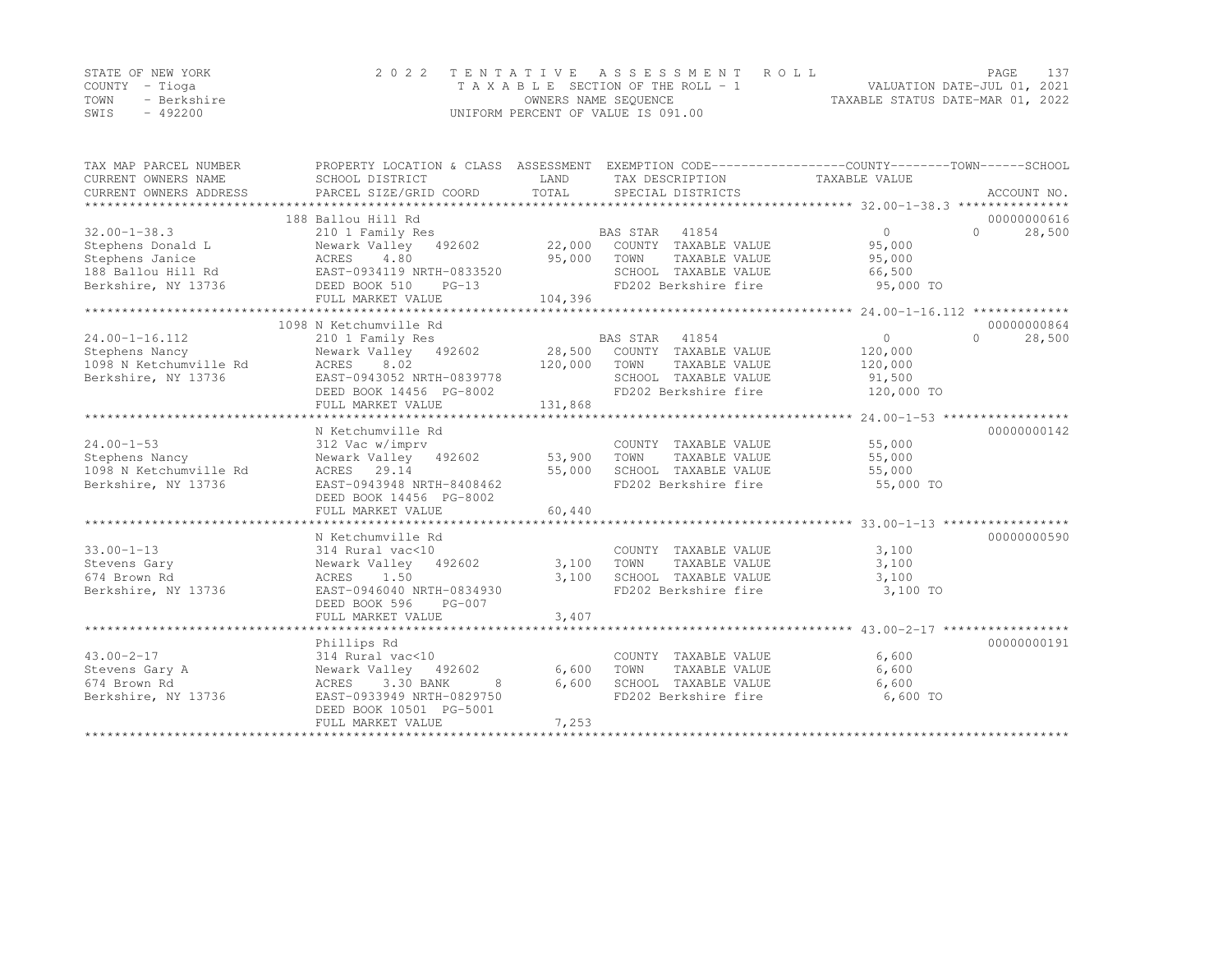STATE OF NEW YORK — 2022 TENTATIVE ASSESSMENT ROLL
COUNTY - Tioga — TAXABLE SECTION OF THE ROLL - 1 — VALUATION DATE-JUL 01, 2021
TOWN - Berkshire — OWNERS NAME SEQUENCE — TAXABLE STATUS DATE-MAR 01, 2022
SWIS - 492200 — UNIFORM PERCENT OF VALUE IS 091.00

| TAX MAP PARCEL NUMBER / CURRENT OWNERS NAME / CURRENT OWNERS ADDRESS | PROPERTY LOCATION & CLASS / SCHOOL DISTRICT / PARCEL SIZE/GRID COORD | ASSESSMENT LAND / TOTAL | EXEMPTION CODE / TAX DESCRIPTION / SPECIAL DISTRICTS | COUNTY TAXABLE VALUE | TOWN | SCHOOL | ACCOUNT NO. |
|---|---|---|---|---|---|---|---|
| 32.00-1-38.3 | 188 Ballou Hill Rd | | | | | | 00000000616 |
| | 210 1 Family Res | | BAS STAR 41854 | 0 | 0 | 28,500 | |
| Stephens Donald L | Newark Valley 492602 | 22,000 | COUNTY TAXABLE VALUE | 95,000 | | | |
| Stephens Janice | ACRES 4.80 | 95,000 | TOWN TAXABLE VALUE | 95,000 | | | |
| 188 Ballou Hill Rd | EAST-0934119 NRTH-0833520 | | SCHOOL TAXABLE VALUE | 66,500 | | | |
| Berkshire, NY 13736 | DEED BOOK 510 PG-13 | | FD202 Berkshire fire | 95,000 TO | | | |
| | FULL MARKET VALUE | 104,396 | | | | | |
| 24.00-1-16.112 | 1098 N Ketchumville Rd | | | | | | 00000000864 |
| | 210 1 Family Res | | BAS STAR 41854 | 0 | 0 | 28,500 | |
| Stephens Nancy | Newark Valley 492602 | 28,500 | COUNTY TAXABLE VALUE | 120,000 | | | |
| 1098 N Ketchumville Rd | ACRES 8.02 | 120,000 | TOWN TAXABLE VALUE | 120,000 | | | |
| Berkshire, NY 13736 | EAST-0943052 NRTH-0839778 | | SCHOOL TAXABLE VALUE | 91,500 | | | |
| | DEED BOOK 14456 PG-8002 | | FD202 Berkshire fire | 120,000 TO | | | |
| | FULL MARKET VALUE | 131,868 | | | | | |
| 24.00-1-53 | N Ketchumville Rd | | | | | | 00000000142 |
| | 312 Vac w/imprv | | COUNTY TAXABLE VALUE | 55,000 | | | |
| Stephens Nancy | Newark Valley 492602 | 53,900 | TOWN TAXABLE VALUE | 55,000 | | | |
| 1098 N Ketchumville Rd | ACRES 29.14 | 55,000 | SCHOOL TAXABLE VALUE | 55,000 | | | |
| Berkshire, NY 13736 | EAST-0943948 NRTH-8408462 | | FD202 Berkshire fire | 55,000 TO | | | |
| | DEED BOOK 14456 PG-8002 | | | | | | |
| | FULL MARKET VALUE | 60,440 | | | | | |
| 33.00-1-13 | N Ketchumville Rd | | | | | | 00000000590 |
| | 314 Rural vac<10 | | COUNTY TAXABLE VALUE | 3,100 | | | |
| Stevens Gary | Newark Valley 492602 | 3,100 | TOWN TAXABLE VALUE | 3,100 | | | |
| 674 Brown Rd | ACRES 1.50 | 3,100 | SCHOOL TAXABLE VALUE | 3,100 | | | |
| Berkshire, NY 13736 | EAST-0946040 NRTH-0834930 | | FD202 Berkshire fire | 3,100 TO | | | |
| | DEED BOOK 596 PG-007 | | | | | | |
| | FULL MARKET VALUE | 3,407 | | | | | |
| 43.00-2-17 | Phillips Rd | | | | | | 00000000191 |
| | 314 Rural vac<10 | | COUNTY TAXABLE VALUE | 6,600 | | | |
| Stevens Gary A | Newark Valley 492602 | 6,600 | TOWN TAXABLE VALUE | 6,600 | | | |
| 674 Brown Rd | ACRES 3.30 BANK 8 | 6,600 | SCHOOL TAXABLE VALUE | 6,600 | | | |
| Berkshire, NY 13736 | EAST-0933949 NRTH-0829750 | | FD202 Berkshire fire | 6,600 TO | | | |
| | DEED BOOK 10501 PG-5001 | | | | | | |
| | FULL MARKET VALUE | 7,253 | | | | | |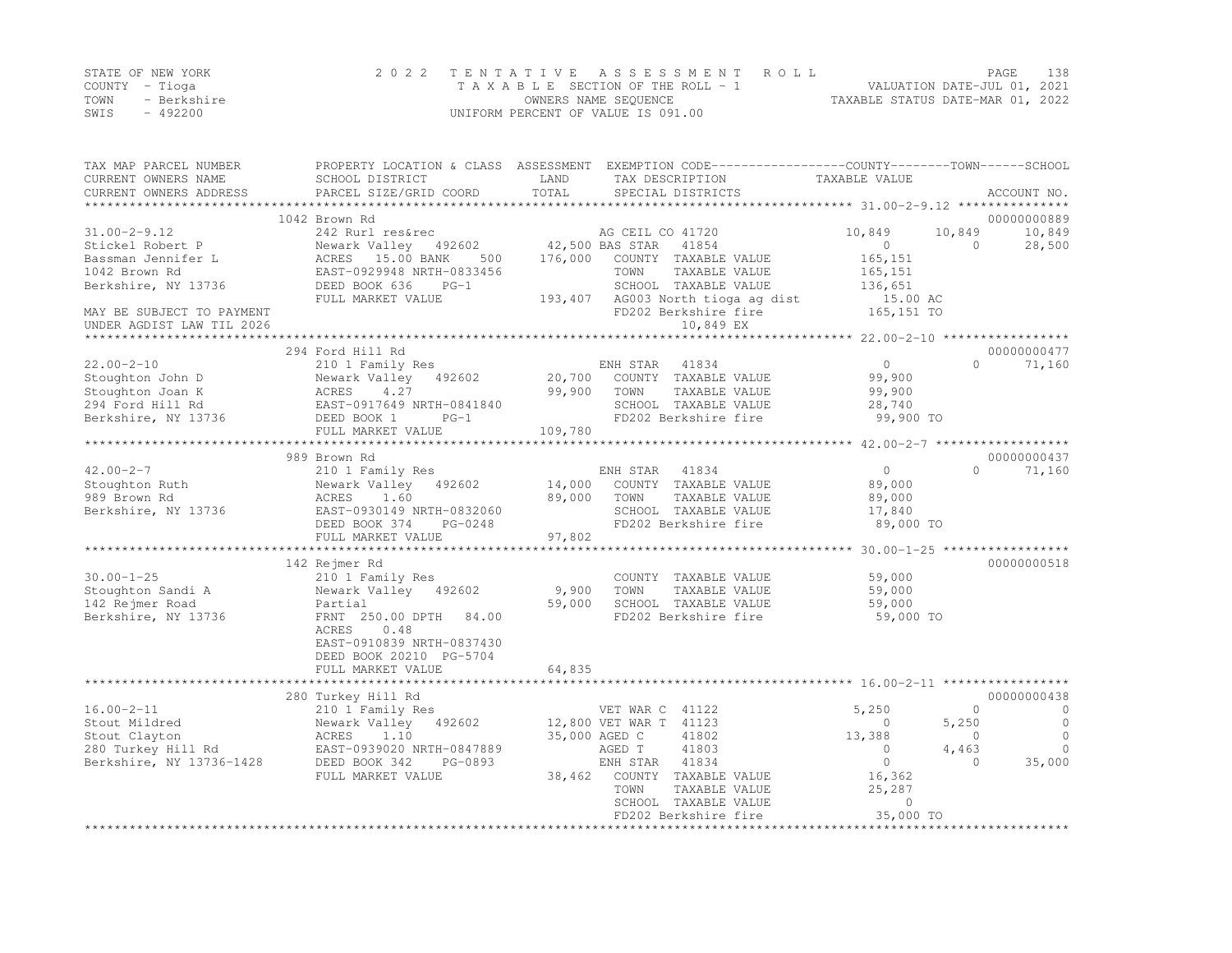STATE OF NEW YORK
COUNTY - Tioga
TOWN - Berkshire
SWIS - 492200

2022 TENTATIVE ASSESSMENT ROLL
TAXABLE SECTION OF THE ROLL - 1
OWNERS NAME SEQUENCE
UNIFORM PERCENT OF VALUE IS 091.00

VALUATION DATE-JUL 01, 2021
TAXABLE STATUS DATE-MAR 01, 2022

```
TAX MAP PARCEL NUMBER          PROPERTY LOCATION & CLASS  ASSESSMENT  EXEMPTION CODE------------------COUNTY--------TOWN------SCHOOL
CURRENT OWNERS NAME            SCHOOL DISTRICT               LAND      TAX DESCRIPTION              TAXABLE VALUE
CURRENT OWNERS ADDRESS         PARCEL SIZE/GRID COORD        TOTAL     SPECIAL DISTRICTS                                   ACCOUNT NO.
******************************************************************************************************* 31.00-2-9.12 ***************
                               1042 Brown Rd                                                                               00000000889
31.00-2-9.12                   242 Rurl res&rec                         AG CEIL CO 41720                10,849      10,849      10,849
Stickel Robert P               Newark Valley   492602      42,500 BAS STAR   41854                         0           0      28,500
Bassman Jennifer L             ACRES   15.00 BANK     500  176,000   COUNTY  TAXABLE VALUE             165,151
1042 Brown Rd                  EAST-0929948 NRTH-0833456             TOWN    TAXABLE VALUE             165,151
Berkshire, NY 13736            DEED BOOK 636    PG-1                 SCHOOL  TAXABLE VALUE             136,651
                               FULL MARKET VALUE           193,407   AG003 North tioga ag dist           15.00 AC
MAY BE SUBJECT TO PAYMENT                                            FD202 Berkshire fire              165,151 TO
UNDER AGDIST LAW TIL 2026                                                       10,849 EX
******************************************************************************************************* 22.00-2-10 *****************
                               294 Ford Hill Rd                                                                            00000000477
22.00-2-10                     210 1 Family Res                         ENH STAR   41834                       0           0      71,160
Stoughton John D               Newark Valley   492602      20,700    COUNTY  TAXABLE VALUE              99,900
Stoughton Joan K               ACRES    4.27                99,900   TOWN    TAXABLE VALUE              99,900
294 Ford Hill Rd               EAST-0917649 NRTH-0841840             SCHOOL  TAXABLE VALUE              28,740
Berkshire, NY 13736            DEED BOOK 1      PG-1                 FD202 Berkshire fire               99,900 TO
                               FULL MARKET VALUE           109,780
******************************************************************************************************* 42.00-2-7 ******************
                               989 Brown Rd                                                                                00000000437
42.00-2-7                      210 1 Family Res                         ENH STAR   41834                       0           0      71,160
Stoughton Ruth                 Newark Valley   492602      14,000    COUNTY  TAXABLE VALUE              89,000
989 Brown Rd                   ACRES    1.60                89,000   TOWN    TAXABLE VALUE              89,000
Berkshire, NY 13736            EAST-0930149 NRTH-0832060             SCHOOL  TAXABLE VALUE              17,840
                               DEED BOOK 374    PG-0248              FD202 Berkshire fire               89,000 TO
                               FULL MARKET VALUE            97,802
******************************************************************************************************* 30.00-1-25 *****************
                               142 Rejmer Rd                                                                               00000000518
30.00-1-25                     210 1 Family Res                          COUNTY  TAXABLE VALUE              59,000
Stoughton Sandi A              Newark Valley   492602       9,900    TOWN    TAXABLE VALUE              59,000
142 Rejmer Road                Partial                      59,000   SCHOOL  TAXABLE VALUE              59,000
Berkshire, NY 13736            FRNT 250.00 DPTH  84.00               FD202 Berkshire fire               59,000 TO
                               ACRES    0.48
                               EAST-0910839 NRTH-0837430
                               DEED BOOK 20210 PG-5704
                               FULL MARKET VALUE            64,835
******************************************************************************************************* 16.00-2-11 *****************
                               280 Turkey Hill Rd                                                                          00000000438
16.00-2-11                     210 1 Family Res                         VET WAR C  41122                   5,250           0           0
Stout Mildred                  Newark Valley   492602      12,800 VET WAR T  41123                         0       5,250           0
Stout Clayton                  ACRES    1.10                35,000 AGED C     41802                    13,388           0           0
280 Turkey Hill Rd             EAST-0939020 NRTH-0847889                AGED T     41803                       0       4,463           0
Berkshire, NY 13736-1428       DEED BOOK 342    PG-0893                 ENH STAR   41834                       0           0      35,000
                               FULL MARKET VALUE            38,462   COUNTY  TAXABLE VALUE              16,362
                                                                     TOWN    TAXABLE VALUE              25,287
                                                                     SCHOOL  TAXABLE VALUE                   0
                                                                     FD202 Berkshire fire               35,000 TO
************************************************************************************************************************************
```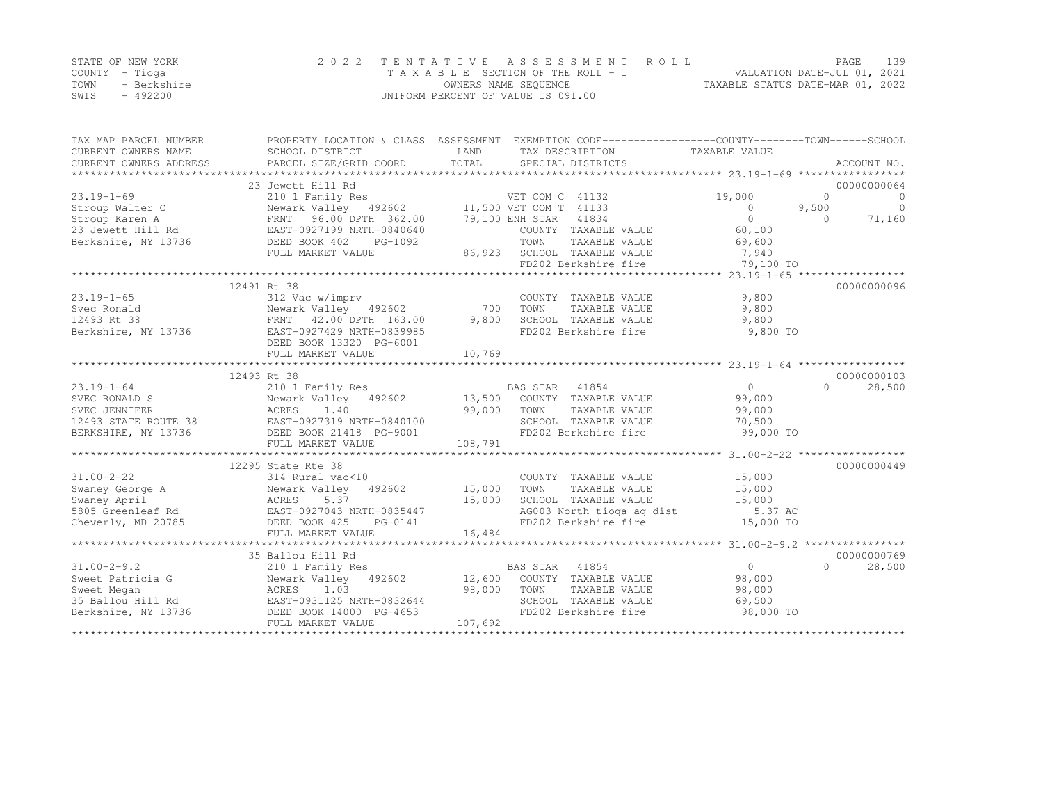STATE OF NEW YORK
COUNTY - Tioga
TOWN - Berkshire
SWIS - 492200

2022 TENTATIVE ASSESSMENT ROLL
TAXABLE SECTION OF THE ROLL - 1
OWNERS NAME SEQUENCE
UNIFORM PERCENT OF VALUE IS 091.00

VALUATION DATE-JUL 01, 2021
TAXABLE STATUS DATE-MAR 01, 2022

| TAX MAP PARCEL NUMBER / CURRENT OWNERS NAME / CURRENT OWNERS ADDRESS | PROPERTY LOCATION & CLASS / SCHOOL DISTRICT / PARCEL SIZE/GRID COORD | ASSESSMENT LAND / TOTAL | EXEMPTION CODE / TAX DESCRIPTION / SPECIAL DISTRICTS | COUNTY TAXABLE VALUE | TOWN | SCHOOL | ACCOUNT NO. |
|---|---|---|---|---|---|---|---|
| 23.19-1-69 | 23 Jewett Hill Rd | | | | | | 00000000064 |
| | 210 1 Family Res | | VET COM C 41132 | 19,000 | 0 | 0 | |
| Stroup Walter C | Newark Valley 492602 | 11,500 | VET COM T 41133 | 0 | 9,500 | 0 | |
| Stroup Karen A | FRNT 96.00 DPTH 362.00 | 79,100 | ENH STAR 41834 | 0 | 0 | 71,160 | |
| 23 Jewett Hill Rd | EAST-0927199 NRTH-0840640 | | COUNTY TAXABLE VALUE | 60,100 | | | |
| Berkshire, NY 13736 | DEED BOOK 402 PG-1092 | | TOWN TAXABLE VALUE | 69,600 | | | |
| | FULL MARKET VALUE | 86,923 | SCHOOL TAXABLE VALUE | 7,940 | | | |
| | | | FD202 Berkshire fire | 79,100 TO | | | |
| 23.19-1-65 | 12491 Rt 38 | | | | | | 00000000096 |
| Svec Ronald | 312 Vac w/imprv | | COUNTY TAXABLE VALUE | 9,800 | | | |
| 12493 Rt 38 | Newark Valley 492602 | 700 | TOWN TAXABLE VALUE | 9,800 | | | |
| Berkshire, NY 13736 | FRNT 42.00 DPTH 163.00 | 9,800 | SCHOOL TAXABLE VALUE | 9,800 | | | |
| | EAST-0927429 NRTH-0839985 | | FD202 Berkshire fire | 9,800 TO | | | |
| | DEED BOOK 13320 PG-6001 | | | | | | |
| | FULL MARKET VALUE | 10,769 | | | | | |
| 23.19-1-64 | 12493 Rt 38 | | | | | | 00000000103 |
| | 210 1 Family Res | | BAS STAR 41854 | 0 | 0 | 28,500 | |
| SVEC RONALD S | Newark Valley 492602 | 13,500 | COUNTY TAXABLE VALUE | 99,000 | | | |
| SVEC JENNIFER | ACRES 1.40 | 99,000 | TOWN TAXABLE VALUE | 99,000 | | | |
| 12493 STATE ROUTE 38 | EAST-0927319 NRTH-0840100 | | SCHOOL TAXABLE VALUE | 70,500 | | | |
| BERKSHIRE, NY 13736 | DEED BOOK 21418 PG-9001 | | FD202 Berkshire fire | 99,000 TO | | | |
| | FULL MARKET VALUE | 108,791 | | | | | |
| 31.00-2-22 | 12295 State Rte 38 | | | | | | 00000000449 |
| Swaney George A | 314 Rural vac<10 | | COUNTY TAXABLE VALUE | 15,000 | | | |
| Swaney April | Newark Valley 492602 | 15,000 | TOWN TAXABLE VALUE | 15,000 | | | |
| 5805 Greenleaf Rd | ACRES 5.37 | 15,000 | SCHOOL TAXABLE VALUE | 15,000 | | | |
| Cheverly, MD 20785 | EAST-0927043 NRTH-0835447 | | AG003 North tioga ag dist | 5.37 AC | | | |
| | DEED BOOK 425 PG-0141 | | FD202 Berkshire fire | 15,000 TO | | | |
| | FULL MARKET VALUE | 16,484 | | | | | |
| 31.00-2-9.2 | 35 Ballou Hill Rd | | | | | | 00000000769 |
| | 210 1 Family Res | | BAS STAR 41854 | 0 | 0 | 28,500 | |
| Sweet Patricia G | Newark Valley 492602 | 12,600 | COUNTY TAXABLE VALUE | 98,000 | | | |
| Sweet Megan | ACRES 1.03 | 98,000 | TOWN TAXABLE VALUE | 98,000 | | | |
| 35 Ballou Hill Rd | EAST-0931125 NRTH-0832644 | | SCHOOL TAXABLE VALUE | 69,500 | | | |
| Berkshire, NY 13736 | DEED BOOK 14000 PG-4653 | | FD202 Berkshire fire | 98,000 TO | | | |
| | FULL MARKET VALUE | 107,692 | | | | | |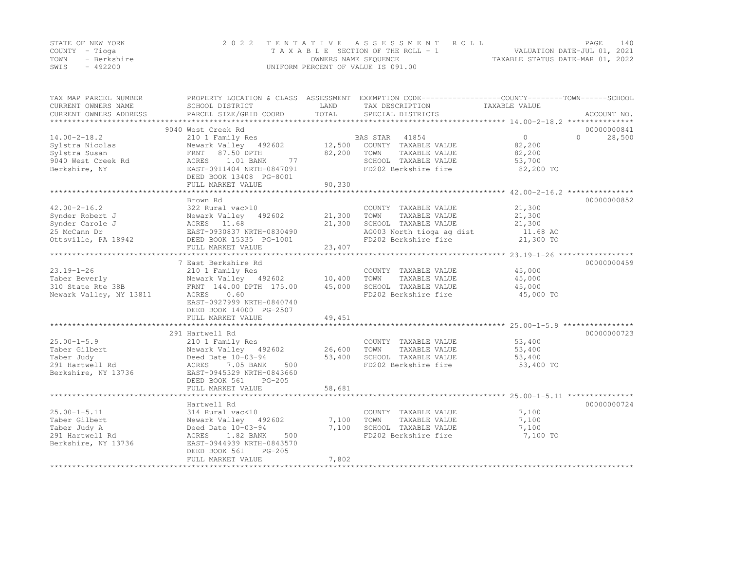STATE OF NEW YORK 2 0 2 2 T E N T A T I V E A S S E S S M E N T R O L L
COUNTY - Tioga T A X A B L E SECTION OF THE ROLL - 1 VALUATION DATE-JUL 01, 2021
TOWN - Berkshire OWNERS NAME SEQUENCE TAXABLE STATUS DATE-MAR 01, 2022
SWIS - 492200 UNIFORM PERCENT OF VALUE IS 091.00

| TAX MAP PARCEL NUMBER<br>CURRENT OWNERS NAME<br>CURRENT OWNERS ADDRESS | PROPERTY LOCATION & CLASS<br>SCHOOL DISTRICT<br>PARCEL SIZE/GRID COORD | ASSESSMENT<br>LAND<br>TOTAL | EXEMPTION CODE<br>TAX DESCRIPTION<br>SPECIAL DISTRICTS | COUNTY TAXABLE VALUE | TOWN | SCHOOL<br>ACCOUNT NO. |
|---|---|---|---|---|---|---|
| | 9040 West Creek Rd | | | | | 00000000841 |
| 14.00-2-18.2 | 210 1 Family Res | | BAS STAR 41854 | 0 | 0 | 28,500 |
| Sylstra Nicolas | Newark Valley 492602 | 12,500 | COUNTY TAXABLE VALUE | 82,200 | | |
| Sylstra Susan | FRNT 87.50 DPTH | 82,200 | TOWN TAXABLE VALUE | 82,200 | | |
| 9040 West Creek Rd | ACRES 1.01 BANK 77 | | SCHOOL TAXABLE VALUE | 53,700 | | |
| Berkshire, NY | EAST-0911404 NRTH-0847091 | | FD202 Berkshire fire | 82,200 TO | | |
| | DEED BOOK 13408 PG-8001 | | | | | |
| | FULL MARKET VALUE | 90,330 | | | | |
| | Brown Rd | | | | | 00000000852 |
| 42.00-2-16.2 | 322 Rural vac>10 | | COUNTY TAXABLE VALUE | 21,300 | | |
| Synder Robert J | Newark Valley 492602 | 21,300 | TOWN TAXABLE VALUE | 21,300 | | |
| Synder Carole J | ACRES 11.68 | 21,300 | SCHOOL TAXABLE VALUE | 21,300 | | |
| 25 McCann Dr | EAST-0930837 NRTH-0830490 | | AG003 North tioga ag dist | 11.68 AC | | |
| Ottsville, PA 18942 | DEED BOOK 15335 PG-1001 | | FD202 Berkshire fire | 21,300 TO | | |
| | FULL MARKET VALUE | 23,407 | | | | |
| | 7 East Berkshire Rd | | | | | 00000000459 |
| 23.19-1-26 | 210 1 Family Res | | COUNTY TAXABLE VALUE | 45,000 | | |
| Taber Beverly | Newark Valley 492602 | 10,400 | TOWN TAXABLE VALUE | 45,000 | | |
| 310 State Rte 38B | FRNT 144.00 DPTH 175.00 | 45,000 | SCHOOL TAXABLE VALUE | 45,000 | | |
| Newark Valley, NY 13811 | ACRES 0.60 | | FD202 Berkshire fire | 45,000 TO | | |
| | EAST-0927999 NRTH-0840740 | | | | | |
| | DEED BOOK 14000 PG-2507 | | | | | |
| | FULL MARKET VALUE | 49,451 | | | | |
| | 291 Hartwell Rd | | | | | 00000000723 |
| 25.00-1-5.9 | 210 1 Family Res | | COUNTY TAXABLE VALUE | 53,400 | | |
| Taber Gilbert | Newark Valley 492602 | 26,600 | TOWN TAXABLE VALUE | 53,400 | | |
| Taber Judy | Deed Date 10-03-94 | 53,400 | SCHOOL TAXABLE VALUE | 53,400 | | |
| 291 Hartwell Rd | ACRES 7.05 BANK 500 | | FD202 Berkshire fire | 53,400 TO | | |
| Berkshire, NY 13736 | EAST-0945329 NRTH-0843660 | | | | | |
| | DEED BOOK 561 PG-205 | | | | | |
| | FULL MARKET VALUE | 58,681 | | | | |
| | Hartwell Rd | | | | | 00000000724 |
| 25.00-1-5.11 | 314 Rural vac<10 | | COUNTY TAXABLE VALUE | 7,100 | | |
| Taber Gilbert | Newark Valley 492602 | 7,100 | TOWN TAXABLE VALUE | 7,100 | | |
| Taber Judy A | Deed Date 10-03-94 | 7,100 | SCHOOL TAXABLE VALUE | 7,100 | | |
| 291 Hartwell Rd | ACRES 1.82 BANK 500 | | FD202 Berkshire fire | 7,100 TO | | |
| Berkshire, NY 13736 | EAST-0944939 NRTH-0843570 | | | | | |
| | DEED BOOK 561 PG-205 | | | | | |
| | FULL MARKET VALUE | 7,802 | | | | |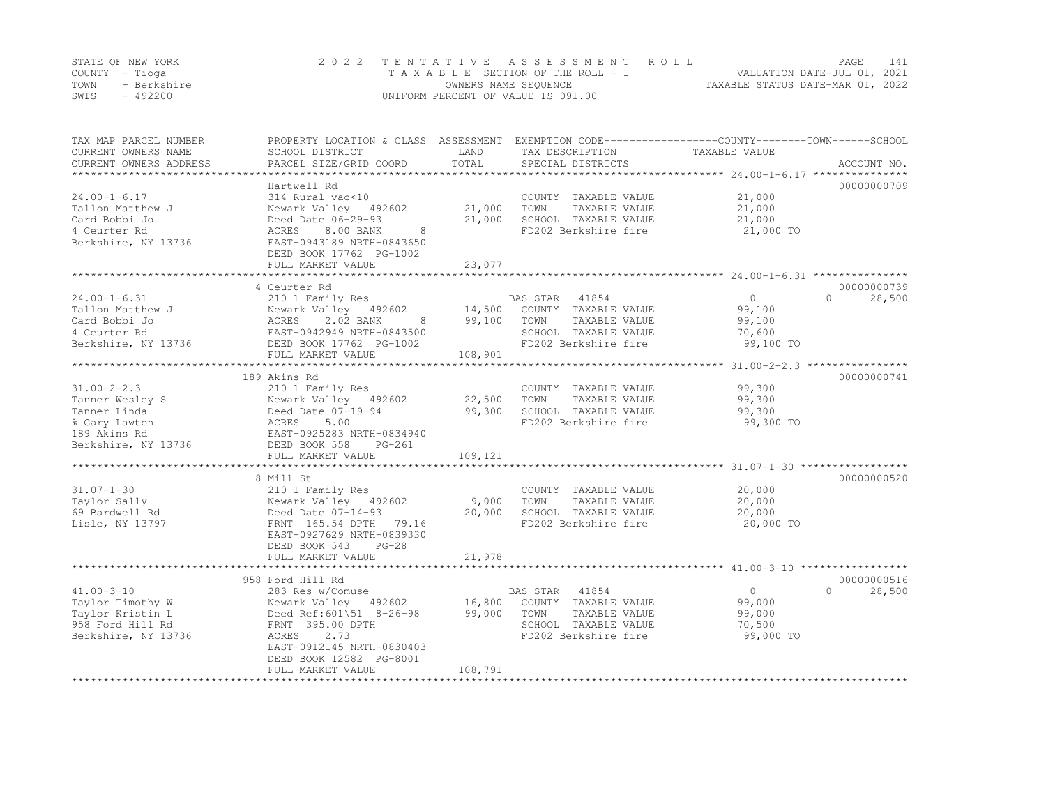STATE OF NEW YORK
COUNTY - Tioga
TOWN - Berkshire
SWIS - 492200

2 0 2 2 T E N T A T I V E A S S E S S M E N T R O L L
T A X A B L E SECTION OF THE ROLL - 1
OWNERS NAME SEQUENCE
UNIFORM PERCENT OF VALUE IS 091.00

VALUATION DATE-JUL 01, 2021
TAXABLE STATUS DATE-MAR 01, 2022

| TAX MAP PARCEL NUMBER / CURRENT OWNERS NAME / CURRENT OWNERS ADDRESS | PROPERTY LOCATION & CLASS / SCHOOL DISTRICT / PARCEL SIZE/GRID COORD | ASSESSMENT LAND / TOTAL | EXEMPTION CODE / TAX DESCRIPTION / SPECIAL DISTRICTS | COUNTY / TOWN / SCHOOL TAXABLE VALUE | ACCOUNT NO. |
|---|---|---|---|---|---|
| **24.00-1-6.17** | Hartwell Rd | | | | 00000000709 |
| Tallon Matthew J | 314 Rural vac<10 | | COUNTY TAXABLE VALUE | 21,000 | |
| Card Bobbi Jo | Newark Valley 492602 | 21,000 | TOWN TAXABLE VALUE | 21,000 | |
| 4 Ceurter Rd | Deed Date 06-29-93 | 21,000 | SCHOOL TAXABLE VALUE | 21,000 | |
| Berkshire, NY 13736 | ACRES 8.00 BANK 8 | | FD202 Berkshire fire | 21,000 TO | |
| | EAST-0943189 NRTH-0843650 | | | | |
| | DEED BOOK 17762 PG-1002 | | | | |
| | FULL MARKET VALUE | 23,077 | | | |
| **24.00-1-6.31** | 4 Ceurter Rd | | | | 00000000739 |
| Tallon Matthew J | 210 1 Family Res | | BAS STAR 41854 | 0 0 28,500 | |
| Card Bobbi Jo | Newark Valley 492602 | 14,500 | COUNTY TAXABLE VALUE | 99,100 | |
| 4 Ceurter Rd | ACRES 2.02 BANK 8 | 99,100 | TOWN TAXABLE VALUE | 99,100 | |
| Berkshire, NY 13736 | EAST-0942949 NRTH-0843500 | | SCHOOL TAXABLE VALUE | 70,600 | |
| | DEED BOOK 17762 PG-1002 | | FD202 Berkshire fire | 99,100 TO | |
| | FULL MARKET VALUE | 108,901 | | | |
| **31.00-2-2.3** | 189 Akins Rd | | | | 00000000741 |
| Tanner Wesley S | 210 1 Family Res | | COUNTY TAXABLE VALUE | 99,300 | |
| Tanner Linda | Newark Valley 492602 | 22,500 | TOWN TAXABLE VALUE | 99,300 | |
| % Gary Lawton | Deed Date 07-19-94 | 99,300 | SCHOOL TAXABLE VALUE | 99,300 | |
| 189 Akins Rd | ACRES 5.00 | | FD202 Berkshire fire | 99,300 TO | |
| Berkshire, NY 13736 | EAST-0925283 NRTH-0834940 | | | | |
| | DEED BOOK 558 PG-261 | | | | |
| | FULL MARKET VALUE | 109,121 | | | |
| **31.07-1-30** | 8 Mill St | | | | 00000000520 |
| Taylor Sally | 210 1 Family Res | | COUNTY TAXABLE VALUE | 20,000 | |
| 69 Bardwell Rd | Newark Valley 492602 | 9,000 | TOWN TAXABLE VALUE | 20,000 | |
| Lisle, NY 13797 | Deed Date 07-14-93 | 20,000 | SCHOOL TAXABLE VALUE | 20,000 | |
| | FRNT 165.54 DPTH 79.16 | | FD202 Berkshire fire | 20,000 TO | |
| | EAST-0927629 NRTH-0839330 | | | | |
| | DEED BOOK 543 PG-28 | | | | |
| | FULL MARKET VALUE | 21,978 | | | |
| **41.00-3-10** | 958 Ford Hill Rd | | | | 00000000516 |
| Taylor Timothy W | 283 Res w/Comuse | | BAS STAR 41854 | 0 0 28,500 | |
| Taylor Kristin L | Newark Valley 492602 | 16,800 | COUNTY TAXABLE VALUE | 99,000 | |
| 958 Ford Hill Rd | Deed Ref:601\51 8-26-98 | 99,000 | TOWN TAXABLE VALUE | 99,000 | |
| Berkshire, NY 13736 | FRNT 395.00 DPTH | | SCHOOL TAXABLE VALUE | 70,500 | |
| | ACRES 2.73 | | FD202 Berkshire fire | 99,000 TO | |
| | EAST-0912145 NRTH-0830403 | | | | |
| | DEED BOOK 12582 PG-8001 | | | | |
| | FULL MARKET VALUE | 108,791 | | | |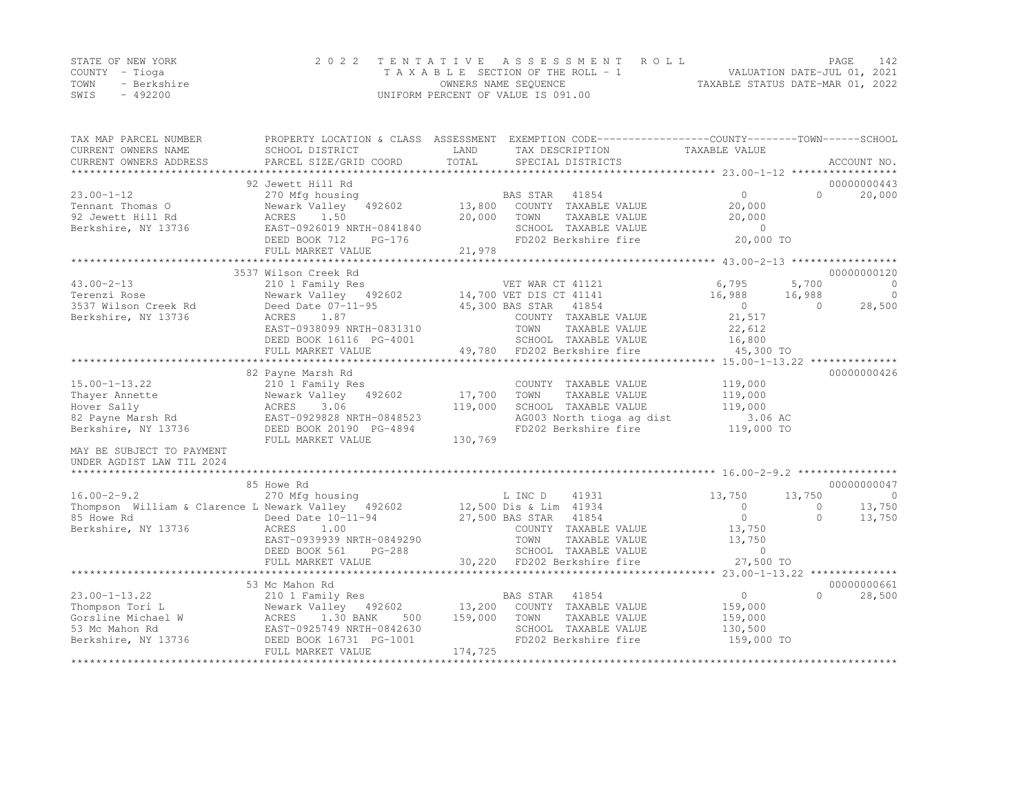STATE OF NEW YORK  
COUNTY - Tioga  
TOWN - Berkshire  
SWIS - 492200

2 0 2 2 T E N T A T I V E A S S E S S M E N T R O L L  
T A X A B L E SECTION OF THE ROLL - 1  
OWNERS NAME SEQUENCE  
UNIFORM PERCENT OF VALUE IS 091.00

VALUATION DATE-JUL 01, 2021  
TAXABLE STATUS DATE-MAR 01, 2022

```
TAX MAP PARCEL NUMBER          PROPERTY LOCATION & CLASS  ASSESSMENT  EXEMPTION CODE------------------COUNTY--------TOWN------SCHOOL
CURRENT OWNERS NAME            SCHOOL DISTRICT            LAND        TAX DESCRIPTION              TAXABLE VALUE
CURRENT OWNERS ADDRESS         PARCEL SIZE/GRID COORD     TOTAL       SPECIAL DISTRICTS                                       ACCOUNT NO.
******************************************************************************************************* 23.00-1-12 *****************
                               92 Jewett Hill Rd                                                                           00000000443
23.00-1-12                     270 Mfg housing                        BAS STAR   41854                  0            0      20,000
Tennant Thomas O               Newark Valley   492602      13,800     COUNTY  TAXABLE VALUE         20,000
92 Jewett Hill Rd              ACRES     1.50              20,000     TOWN    TAXABLE VALUE         20,000
Berkshire, NY 13736            EAST-0926019 NRTH-0841840              SCHOOL  TAXABLE VALUE              0
                               DEED BOOK 712     PG-176               FD202 Berkshire fire          20,000 TO
                               FULL MARKET VALUE           21,978
******************************************************************************************************* 43.00-2-13 *****************
                               3537 Wilson Creek Rd                                                                        00000000120
43.00-2-13                     210 1 Family Res                       VET WAR CT 41121              6,795       5,700            0
Terenzi Rose                   Newark Valley   492602      14,700 VET DIS CT 41141                 16,988      16,988            0
3537 Wilson Creek Rd           Deed Date 07-11-95          45,300 BAS STAR   41854                      0           0       28,500
Berkshire, NY 13736            ACRES     1.87                         COUNTY  TAXABLE VALUE         21,517
                               EAST-0938099 NRTH-0831310              TOWN    TAXABLE VALUE         22,612
                               DEED BOOK 16116  PG-4001               SCHOOL  TAXABLE VALUE         16,800
                               FULL MARKET VALUE           49,780     FD202 Berkshire fire          45,300 TO
******************************************************************************************************* 15.00-1-13.22 **************
                               82 Payne Marsh Rd                                                                           00000000426
15.00-1-13.22                  210 1 Family Res                       COUNTY  TAXABLE VALUE        119,000
Thayer Annette                 Newark Valley   492602      17,700     TOWN    TAXABLE VALUE        119,000
Hover Sally                    ACRES     3.06             119,000     SCHOOL  TAXABLE VALUE        119,000
82 Payne Marsh Rd              EAST-0929828 NRTH-0848523              AG003 North tioga ag dist        3.06 AC
Berkshire, NY 13736            DEED BOOK 20190  PG-4894               FD202 Berkshire fire         119,000 TO
                               FULL MARKET VALUE          130,769
MAY BE SUBJECT TO PAYMENT
UNDER AGDIST LAW TIL 2024
******************************************************************************************************* 16.00-2-9.2 ****************
                               85 Howe Rd                                                                                  00000000047
16.00-2-9.2                    270 Mfg housing                        L INC D    41931             13,750      13,750            0
Thompson  William & Clarence L Newark Valley   492602      12,500 Dis & Lim  41934                      0           0       13,750
85 Howe Rd                     Deed Date 10-11-94          27,500 BAS STAR   41854                      0           0       13,750
Berkshire, NY 13736            ACRES     1.00                         COUNTY  TAXABLE VALUE         13,750
                               EAST-0939939 NRTH-0849290              TOWN    TAXABLE VALUE         13,750
                               DEED BOOK 561     PG-288               SCHOOL  TAXABLE VALUE              0
                               FULL MARKET VALUE           30,220     FD202 Berkshire fire          27,500 TO
******************************************************************************************************* 23.00-1-13.22 **************
                               53 Mc Mahon Rd                                                                              00000000661
23.00-1-13.22                  210 1 Family Res                       BAS STAR   41854                  0            0      28,500
Thompson Tori L                Newark Valley   492602      13,200     COUNTY  TAXABLE VALUE        159,000
Gorsline Michael W             ACRES     1.30 BANK    500 159,000     TOWN    TAXABLE VALUE        159,000
53 Mc Mahon Rd                 EAST-0925749 NRTH-0842630              SCHOOL  TAXABLE VALUE        130,500
Berkshire, NY 13736            DEED BOOK 16731  PG-1001               FD202 Berkshire fire         159,000 TO
                               FULL MARKET VALUE          174,725
************************************************************************************************************************************
```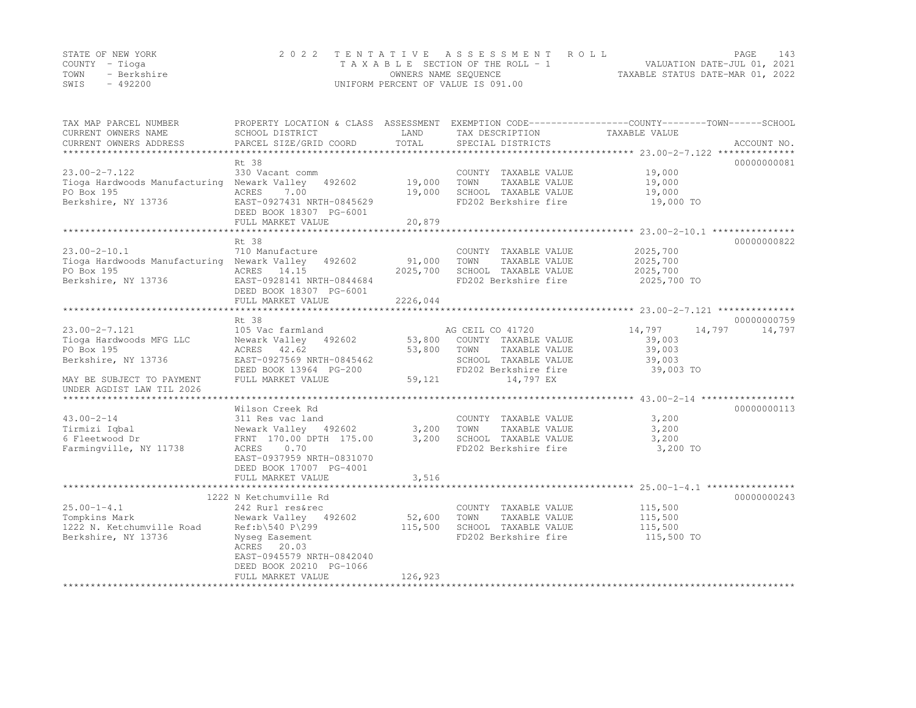STATE OF NEW YORK — COUNTY - Tioga — TOWN - Berkshire — SWIS - 492200

## 2022 TENTATIVE ASSESSMENT ROLL

TAXABLE SECTION OF THE ROLL - 1 — OWNERS NAME SEQUENCE — UNIFORM PERCENT OF VALUE IS 091.00

VALUATION DATE-JUL 01, 2021 — TAXABLE STATUS DATE-MAR 01, 2022

| TAX MAP PARCEL NUMBER / CURRENT OWNERS NAME / CURRENT OWNERS ADDRESS | PROPERTY LOCATION & CLASS / SCHOOL DISTRICT / PARCEL SIZE/GRID COORD | ASSESSMENT LAND | TOTAL | EXEMPTION CODE / TAX DESCRIPTION / SPECIAL DISTRICTS | COUNTY TAXABLE VALUE | TOWN | SCHOOL | ACCOUNT NO. |
|---|---|---|---|---|---|---|---|---|
| 23.00-2-7.122 | Rt 38 | | | | | | | 00000000081 |
| | 330 Vacant comm | | | COUNTY TAXABLE VALUE | 19,000 | | | |
| Tioga Hardwoods Manufacturing | Newark Valley 492602 | 19,000 | | TOWN TAXABLE VALUE | 19,000 | | | |
| PO Box 195 | ACRES 7.00 | | 19,000 | SCHOOL TAXABLE VALUE | 19,000 | | | |
| Berkshire, NY 13736 | EAST-0927431 NRTH-0845629 | | | FD202 Berkshire fire | 19,000 TO | | | |
| | DEED BOOK 18307 PG-6001 | | | | | | | |
| | FULL MARKET VALUE | | 20,879 | | | | | |
| 23.00-2-10.1 | Rt 38 | | | | | | | 00000000822 |
| | 710 Manufacture | | | COUNTY TAXABLE VALUE | 2025,700 | | | |
| Tioga Hardwoods Manufacturing | Newark Valley 492602 | 91,000 | | TOWN TAXABLE VALUE | 2025,700 | | | |
| PO Box 195 | ACRES 14.15 | | 2025,700 | SCHOOL TAXABLE VALUE | 2025,700 | | | |
| Berkshire, NY 13736 | EAST-0928141 NRTH-0844684 | | | FD202 Berkshire fire | 2025,700 TO | | | |
| | DEED BOOK 18307 PG-6001 | | | | | | | |
| | FULL MARKET VALUE | | 2226,044 | | | | | |
| 23.00-2-7.121 | Rt 38 | | | | | | | 00000000759 |
| | 105 Vac farmland | | | AG CEIL CO 41720 | 14,797 | 14,797 | 14,797 | |
| Tioga Hardwoods MFG LLC | Newark Valley 492602 | 53,800 | | COUNTY TAXABLE VALUE | 39,003 | | | |
| PO Box 195 | ACRES 42.62 | | 53,800 | TOWN TAXABLE VALUE | 39,003 | | | |
| Berkshire, NY 13736 | EAST-0927569 NRTH-0845462 | | | SCHOOL TAXABLE VALUE | 39,003 | | | |
| | DEED BOOK 13964 PG-200 | | | FD202 Berkshire fire | 39,003 TO | | | |
| MAY BE SUBJECT TO PAYMENT | FULL MARKET VALUE | | 59,121 | 14,797 EX | | | | |
| UNDER AGDIST LAW TIL 2026 | | | | | | | | |
| 43.00-2-14 | Wilson Creek Rd | | | | | | | 00000000113 |
| | 311 Res vac land | | | COUNTY TAXABLE VALUE | 3,200 | | | |
| Tirmizi Iqbal | Newark Valley 492602 | 3,200 | | TOWN TAXABLE VALUE | 3,200 | | | |
| 6 Fleetwood Dr | FRNT 170.00 DPTH 175.00 | | 3,200 | SCHOOL TAXABLE VALUE | 3,200 | | | |
| Farmingville, NY 11738 | ACRES 0.70 | | | FD202 Berkshire fire | 3,200 TO | | | |
| | EAST-0937959 NRTH-0831070 | | | | | | | |
| | DEED BOOK 17007 PG-4001 | | | | | | | |
| | FULL MARKET VALUE | | 3,516 | | | | | |
| 25.00-1-4.1 | 1222 N Ketchumville Rd | | | | | | | 00000000243 |
| | 242 Rurl res&rec | | | COUNTY TAXABLE VALUE | 115,500 | | | |
| Tompkins Mark | Newark Valley 492602 | 52,600 | | TOWN TAXABLE VALUE | 115,500 | | | |
| 1222 N. Ketchumville Road | Ref:b\540 P\299 | | 115,500 | SCHOOL TAXABLE VALUE | 115,500 | | | |
| Berkshire, NY 13736 | Nyseg Easement | | | FD202 Berkshire fire | 115,500 TO | | | |
| | ACRES 20.03 | | | | | | | |
| | EAST-0945579 NRTH-0842040 | | | | | | | |
| | DEED BOOK 20210 PG-1066 | | | | | | | |
| | FULL MARKET VALUE | | 126,923 | | | | | |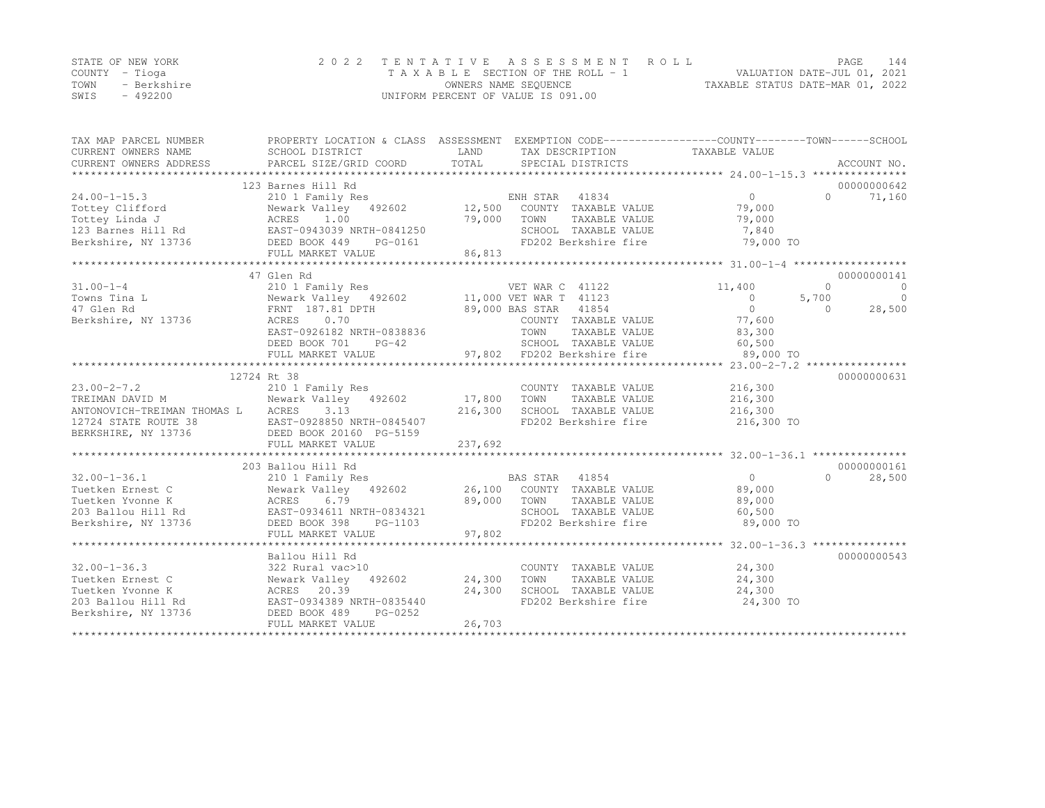STATE OF NEW YORK
COUNTY - Tioga
TOWN - Berkshire
SWIS - 492200

2022 TENTATIVE ASSESSMENT ROLL
TAXABLE SECTION OF THE ROLL - 1
OWNERS NAME SEQUENCE
UNIFORM PERCENT OF VALUE IS 091.00

VALUATION DATE-JUL 01, 2021
TAXABLE STATUS DATE-MAR 01, 2022

| TAX MAP PARCEL NUMBER / CURRENT OWNERS NAME / CURRENT OWNERS ADDRESS | PROPERTY LOCATION & CLASS / SCHOOL DISTRICT / PARCEL SIZE/GRID COORD | ASSESSMENT LAND / TOTAL | EXEMPTION CODE / TAX DESCRIPTION / SPECIAL DISTRICTS | COUNTY TAXABLE VALUE | TOWN | SCHOOL | ACCOUNT NO. |
|---|---|---|---|---|---|---|---|
| | 123 Barnes Hill Rd | | | | | | 00000000642 |
| 24.00-1-15.3 | 210 1 Family Res | | ENH STAR 41834 | 0 | 0 | 71,160 | |
| Tottey Clifford | Newark Valley 492602 | 12,500 | COUNTY TAXABLE VALUE | 79,000 | | | |
| Tottey Linda J | ACRES 1.00 | 79,000 | TOWN TAXABLE VALUE | 79,000 | | | |
| 123 Barnes Hill Rd | EAST-0943039 NRTH-0841250 | | SCHOOL TAXABLE VALUE | 7,840 | | | |
| Berkshire, NY 13736 | DEED BOOK 449 PG-0161 | | FD202 Berkshire fire | 79,000 TO | | | |
| | FULL MARKET VALUE | 86,813 | | | | | |
| | 47 Glen Rd | | | | | | 00000000141 |
| 31.00-1-4 | 210 1 Family Res | | VET WAR C 41122 | 11,400 | 0 | 0 | |
| Towns Tina L | Newark Valley 492602 | 11,000 | VET WAR T 41123 | 0 | 5,700 | 0 | |
| 47 Glen Rd | FRNT 187.81 DPTH | 89,000 | BAS STAR 41854 | 0 | 0 | 28,500 | |
| Berkshire, NY 13736 | ACRES 0.70 | | COUNTY TAXABLE VALUE | 77,600 | | | |
| | EAST-0926182 NRTH-0838836 | | TOWN TAXABLE VALUE | 83,300 | | | |
| | DEED BOOK 701 PG-42 | | SCHOOL TAXABLE VALUE | 60,500 | | | |
| | FULL MARKET VALUE | 97,802 | FD202 Berkshire fire | 89,000 TO | | | |
| | 12724 Rt 38 | | | | | | 00000000631 |
| 23.00-2-7.2 | 210 1 Family Res | | COUNTY TAXABLE VALUE | 216,300 | | | |
| TREIMAN DAVID M | Newark Valley 492602 | 17,800 | TOWN TAXABLE VALUE | 216,300 | | | |
| ANTONOVICH-TREIMAN THOMAS L | ACRES 3.13 | 216,300 | SCHOOL TAXABLE VALUE | 216,300 | | | |
| 12724 STATE ROUTE 38 | EAST-0928850 NRTH-0845407 | | FD202 Berkshire fire | 216,300 TO | | | |
| BERKSHIRE, NY 13736 | DEED BOOK 20160 PG-5159 | | | | | | |
| | FULL MARKET VALUE | 237,692 | | | | | |
| | 203 Ballou Hill Rd | | | | | | 00000000161 |
| 32.00-1-36.1 | 210 1 Family Res | | BAS STAR 41854 | 0 | 0 | 28,500 | |
| Tuetken Ernest C | Newark Valley 492602 | 26,100 | COUNTY TAXABLE VALUE | 89,000 | | | |
| Tuetken Yvonne K | ACRES 6.79 | 89,000 | TOWN TAXABLE VALUE | 89,000 | | | |
| 203 Ballou Hill Rd | EAST-0934611 NRTH-0834321 | | SCHOOL TAXABLE VALUE | 60,500 | | | |
| Berkshire, NY 13736 | DEED BOOK 398 PG-1103 | | FD202 Berkshire fire | 89,000 TO | | | |
| | FULL MARKET VALUE | 97,802 | | | | | |
| | Ballou Hill Rd | | | | | | 00000000543 |
| 32.00-1-36.3 | 322 Rural vac>10 | | COUNTY TAXABLE VALUE | 24,300 | | | |
| Tuetken Ernest C | Newark Valley 492602 | 24,300 | TOWN TAXABLE VALUE | 24,300 | | | |
| Tuetken Yvonne K | ACRES 20.39 | 24,300 | SCHOOL TAXABLE VALUE | 24,300 | | | |
| 203 Ballou Hill Rd | EAST-0934389 NRTH-0835440 | | FD202 Berkshire fire | 24,300 TO | | | |
| Berkshire, NY 13736 | DEED BOOK 489 PG-0252 | | | | | | |
| | FULL MARKET VALUE | 26,703 | | | | | |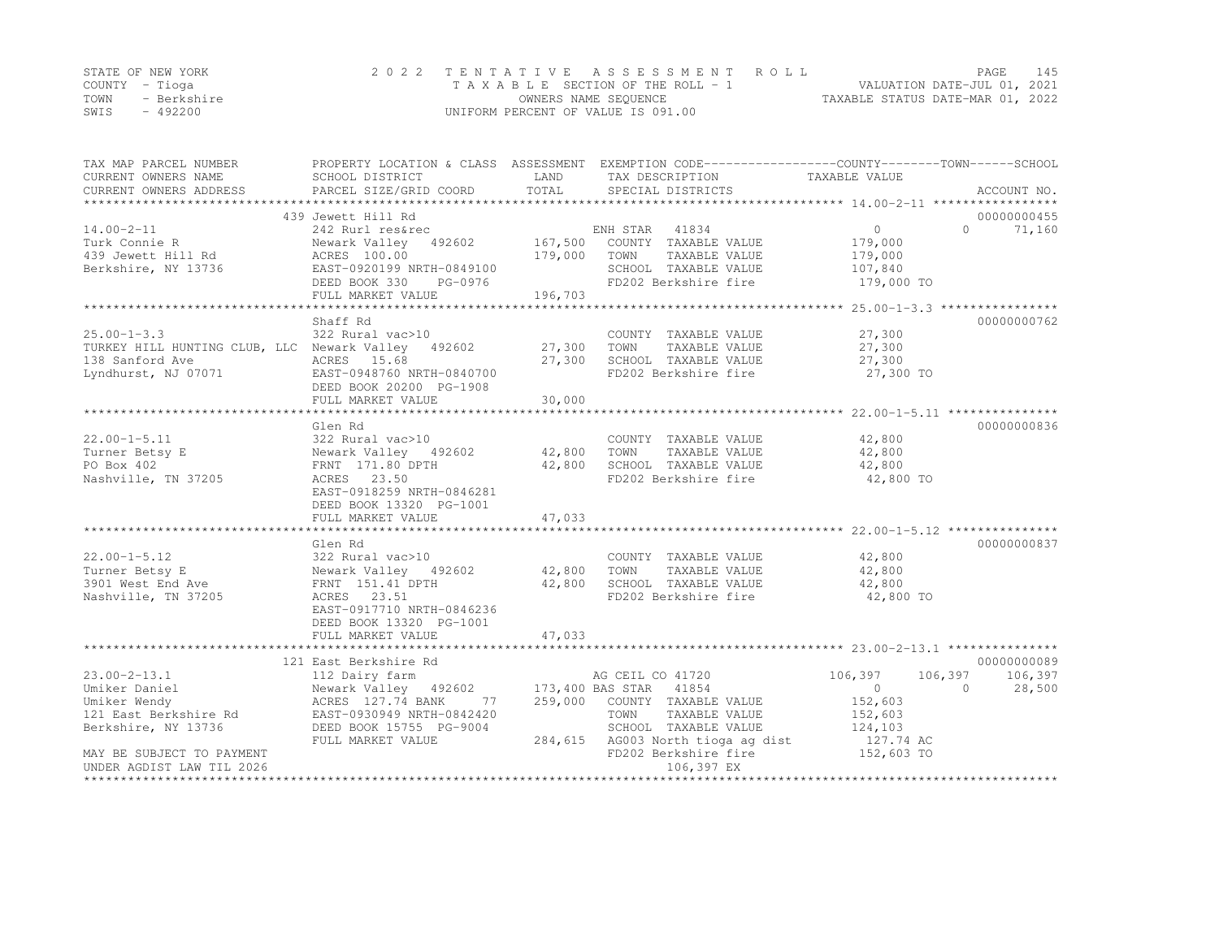STATE OF NEW YORK
COUNTY - Tioga
TOWN - Berkshire
SWIS - 492200

2022 TENTATIVE ASSESSMENT ROLL
TAXABLE SECTION OF THE ROLL - 1
OWNERS NAME SEQUENCE
UNIFORM PERCENT OF VALUE IS 091.00

VALUATION DATE-JUL 01, 2021
TAXABLE STATUS DATE-MAR 01, 2022

| TAX MAP PARCEL NUMBER / CURRENT OWNERS NAME / CURRENT OWNERS ADDRESS | PROPERTY LOCATION & CLASS / SCHOOL DISTRICT / PARCEL SIZE/GRID COORD | ASSESSMENT LAND / TOTAL | EXEMPTION CODE / TAX DESCRIPTION / SPECIAL DISTRICTS | COUNTY | TOWN | SCHOOL / ACCOUNT NO. |
|---|---|---|---|---|---|---|
| | 439 Jewett Hill Rd | | | | | 00000000455 |
| 14.00-2-11 | 242 Rurl res&rec | | ENH STAR 41834 | 0 | 0 | 71,160 |
| Turk Connie R | Newark Valley 492602 | 167,500 | COUNTY TAXABLE VALUE | 179,000 | | |
| 439 Jewett Hill Rd | ACRES 100.00 | 179,000 | TOWN TAXABLE VALUE | 179,000 | | |
| Berkshire, NY 13736 | EAST-0920199 NRTH-0849100 | | SCHOOL TAXABLE VALUE | 107,840 | | |
| | DEED BOOK 330 PG-0976 | | FD202 Berkshire fire | 179,000 TO | | |
| | FULL MARKET VALUE | 196,703 | | | | |
| | Shaff Rd | | | | | 00000000762 |
| 25.00-1-3.3 | 322 Rural vac>10 | | COUNTY TAXABLE VALUE | 27,300 | | |
| TURKEY HILL HUNTING CLUB, LLC | Newark Valley 492602 | 27,300 | TOWN TAXABLE VALUE | 27,300 | | |
| 138 Sanford Ave | ACRES 15.68 | 27,300 | SCHOOL TAXABLE VALUE | 27,300 | | |
| Lyndhurst, NJ 07071 | EAST-0948760 NRTH-0840700 | | FD202 Berkshire fire | 27,300 TO | | |
| | DEED BOOK 20200 PG-1908 | | | | | |
| | FULL MARKET VALUE | 30,000 | | | | |
| | Glen Rd | | | | | 00000000836 |
| 22.00-1-5.11 | 322 Rural vac>10 | | COUNTY TAXABLE VALUE | 42,800 | | |
| Turner Betsy E | Newark Valley 492602 | 42,800 | TOWN TAXABLE VALUE | 42,800 | | |
| PO Box 402 | FRNT 171.80 DPTH | 42,800 | SCHOOL TAXABLE VALUE | 42,800 | | |
| Nashville, TN 37205 | ACRES 23.50 | | FD202 Berkshire fire | 42,800 TO | | |
| | EAST-0918259 NRTH-0846281 | | | | | |
| | DEED BOOK 13320 PG-1001 | | | | | |
| | FULL MARKET VALUE | 47,033 | | | | |
| | Glen Rd | | | | | 00000000837 |
| 22.00-1-5.12 | 322 Rural vac>10 | | COUNTY TAXABLE VALUE | 42,800 | | |
| Turner Betsy E | Newark Valley 492602 | 42,800 | TOWN TAXABLE VALUE | 42,800 | | |
| 3901 West End Ave | FRNT 151.41 DPTH | 42,800 | SCHOOL TAXABLE VALUE | 42,800 | | |
| Nashville, TN 37205 | ACRES 23.51 | | FD202 Berkshire fire | 42,800 TO | | |
| | EAST-0917710 NRTH-0846236 | | | | | |
| | DEED BOOK 13320 PG-1001 | | | | | |
| | FULL MARKET VALUE | 47,033 | | | | |
| | 121 East Berkshire Rd | | | | | 00000000089 |
| 23.00-2-13.1 | 112 Dairy farm | | AG CEIL CO 41720 | 106,397 | 106,397 | 106,397 |
| Umiker Daniel | Newark Valley 492602 | 173,400 | BAS STAR 41854 | 0 | 0 | 28,500 |
| Umiker Wendy | ACRES 127.74 BANK 77 | 259,000 | COUNTY TAXABLE VALUE | 152,603 | | |
| 121 East Berkshire Rd | EAST-0930949 NRTH-0842420 | | TOWN TAXABLE VALUE | 152,603 | | |
| Berkshire, NY 13736 | DEED BOOK 15755 PG-9004 | | SCHOOL TAXABLE VALUE | 124,103 | | |
| | FULL MARKET VALUE | 284,615 | AG003 North tioga ag dist | 127.74 AC | | |
| MAY BE SUBJECT TO PAYMENT | | | FD202 Berkshire fire | 152,603 TO | | |
| UNDER AGDIST LAW TIL 2026 | | | 106,397 EX | | | |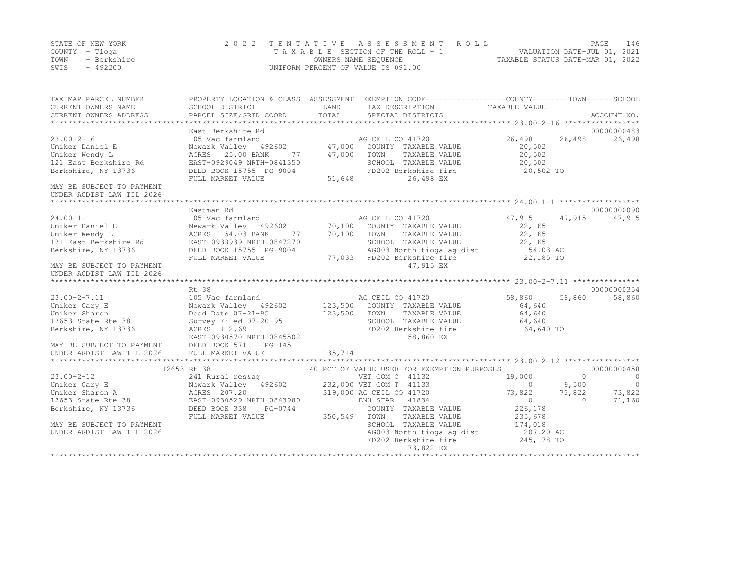STATE OF NEW YORK | COUNTY - Tioga | TOWN - Berkshire | SWIS - 492200

# 2022 TENTATIVE ASSESSMENT ROLL

TAXABLE SECTION OF THE ROLL - 1
OWNERS NAME SEQUENCE
UNIFORM PERCENT OF VALUE IS 091.00

VALUATION DATE-JUL 01, 2021
TAXABLE STATUS DATE-MAR 01, 2022

```
TAX MAP PARCEL NUMBER          PROPERTY LOCATION & CLASS  ASSESSMENT  EXEMPTION CODE-----------------COUNTY--------TOWN------SCHOOL
CURRENT OWNERS NAME            SCHOOL DISTRICT            LAND        TAX DESCRIPTION              TAXABLE VALUE
CURRENT OWNERS ADDRESS         PARCEL SIZE/GRID COORD     TOTAL       SPECIAL DISTRICTS                                    ACCOUNT NO.
******************************************************************************************************* 23.00-2-16 *****************
                               East Berkshire Rd                                                                           00000000483
23.00-2-16                     105 Vac farmland                        AG CEIL CO 41720              26,498     26,498      26,498
Umiker Daniel E                Newark Valley   492602      47,000     COUNTY  TAXABLE VALUE          20,502
Umiker Wendy L                 ACRES   25.00 BANK     77   47,000     TOWN    TAXABLE VALUE          20,502
121 East Berkshire Rd          EAST-0929049 NRTH-0841350              SCHOOL  TAXABLE VALUE          20,502
Berkshire, NY 13736            DEED BOOK 15755  PG-9004               FD202 Berkshire fire            20,502 TO
                               FULL MARKET VALUE           51,648            26,498 EX
MAY BE SUBJECT TO PAYMENT
UNDER AGDIST LAW TIL 2026
******************************************************************************************************* 24.00-1-1 ******************
                               Eastman Rd                                                                                  00000000090
24.00-1-1                      105 Vac farmland                        AG CEIL CO 41720              47,915     47,915      47,915
Umiker Daniel E                Newark Valley   492602      70,100     COUNTY  TAXABLE VALUE          22,185
Umiker Wendy L                 ACRES   54.03 BANK     77   70,100     TOWN    TAXABLE VALUE          22,185
121 East Berkshire Rd          EAST-0933939 NRTH-0847270              SCHOOL  TAXABLE VALUE          22,185
Berkshire, NY 13736            DEED BOOK 15755  PG-9004               AG003 North tioga ag dist         54.03 AC
                               FULL MARKET VALUE           77,033     FD202 Berkshire fire            22,185 TO
MAY BE SUBJECT TO PAYMENT                                                    47,915 EX
UNDER AGDIST LAW TIL 2026
******************************************************************************************************* 23.00-2-7.11 ***************
                               Rt 38                                                                                       00000000354
23.00-2-7.11                   105 Vac farmland                        AG CEIL CO 41720              58,860     58,860      58,860
Umiker Gary E                  Newark Valley   492602     123,500     COUNTY  TAXABLE VALUE          64,640
Umiker Sharon                  Deed Date 07-21-95         123,500     TOWN    TAXABLE VALUE          64,640
12653 State Rte 38             Survey Filed 07-20-95                  SCHOOL  TAXABLE VALUE          64,640
Berkshire, NY 13736            ACRES  112.69                          FD202 Berkshire fire            64,640 TO
                               EAST-0930570 NRTH-0845502                     58,860 EX
MAY BE SUBJECT TO PAYMENT      DEED BOOK 571    PG-145
UNDER AGDIST LAW TIL 2026      FULL MARKET VALUE          135,714
******************************************************************************************************* 23.00-2-12 *****************
                          12653 Rt 38                         40 PCT OF VALUE USED FOR EXEMPTION PURPOSES                  00000000458
23.00-2-12                     241 Rural res&ag                        VET COM C  41132              19,000          0           0
Umiker Gary E                  Newark Valley   492602     232,000 VET COM T  41133                    0      9,500           0
Umiker Sharon A                ACRES  207.20              319,000 AG CEIL CO 41720               73,822     73,822      73,822
12653 State Rte 38             EAST-0930529 NRTH-0843980               ENH STAR   41834                   0          0      71,160
Berkshire, NY 13736            DEED BOOK 338    PG-0744               COUNTY  TAXABLE VALUE         226,178
                               FULL MARKET VALUE          350,549     TOWN    TAXABLE VALUE         235,678
MAY BE SUBJECT TO PAYMENT                                             SCHOOL  TAXABLE VALUE         174,018
UNDER AGDIST LAW TIL 2026                                             AG003 North tioga ag dist        207.20 AC
                                                                      FD202 Berkshire fire           245,178 TO
                                                                             73,822 EX
************************************************************************************************************************************
```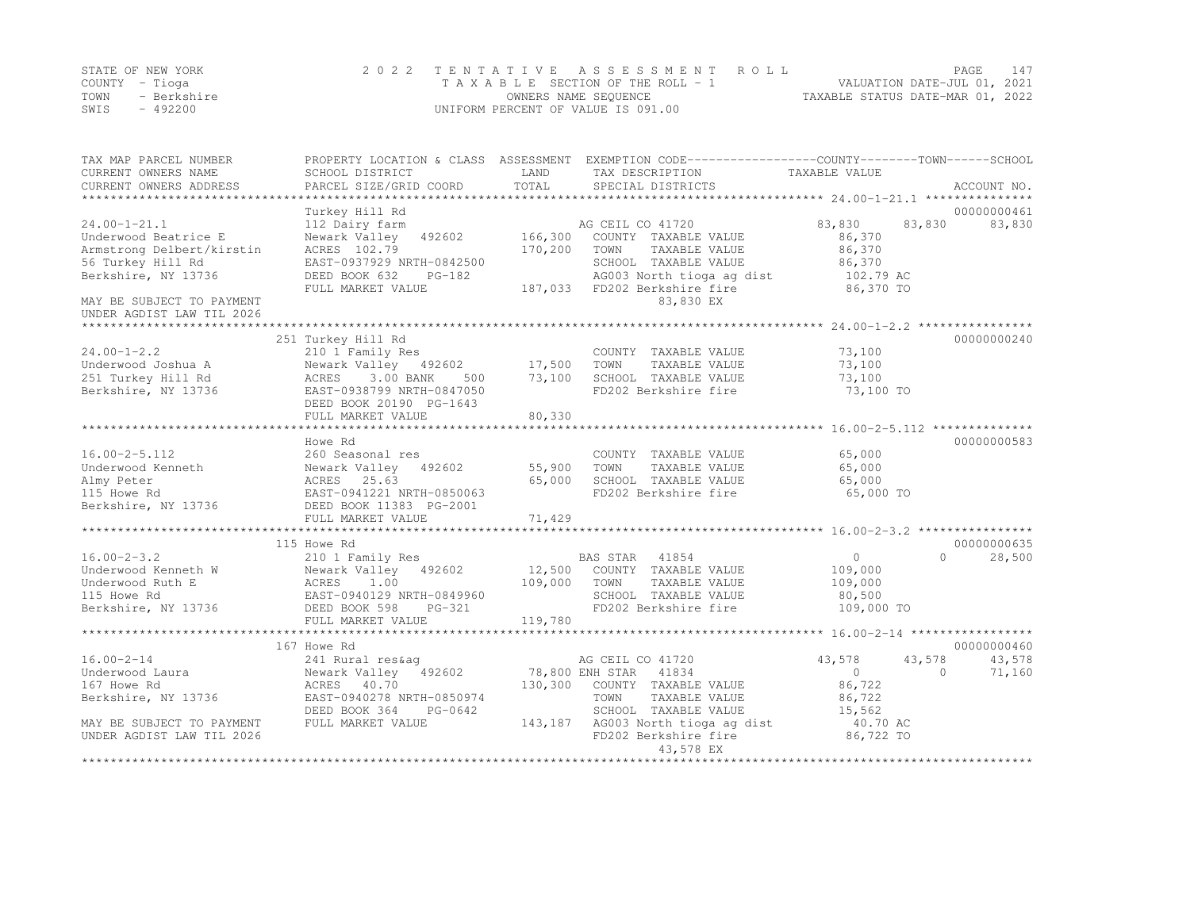STATE OF NEW YORK
COUNTY - Tioga
TOWN - Berkshire
SWIS - 492200

2022 TENTATIVE ASSESSMENT ROLL
TAXABLE SECTION OF THE ROLL - 1
OWNERS NAME SEQUENCE
UNIFORM PERCENT OF VALUE IS 091.00

VALUATION DATE-JUL 01, 2021
TAXABLE STATUS DATE-MAR 01, 2022

```
TAX MAP PARCEL NUMBER        PROPERTY LOCATION & CLASS  ASSESSMENT  EXEMPTION CODE------------------COUNTY--------TOWN------SCHOOL
CURRENT OWNERS NAME          SCHOOL DISTRICT              LAND      TAX DESCRIPTION               TAXABLE VALUE
CURRENT OWNERS ADDRESS       PARCEL SIZE/GRID COORD       TOTAL     SPECIAL DISTRICTS                                    ACCOUNT NO.
******************************************************************************************************* 24.00-1-21.1 ***************
                             Turkey Hill Rd                                                                              00000000461
24.00-1-21.1                 112 Dairy farm                        AG CEIL CO 41720              83,830      83,830       83,830
Underwood Beatrice E         Newark Valley   492602       166,300   COUNTY  TAXABLE VALUE          86,370
Armstrong Delbert/kirstin    ACRES 102.79                 170,200   TOWN    TAXABLE VALUE          86,370
56 Turkey Hill Rd            EAST-0937929 NRTH-0842500              SCHOOL  TAXABLE VALUE          86,370
Berkshire, NY 13736          DEED BOOK 632    PG-182                AG003 North tioga ag dist     102.79 AC
                             FULL MARKET VALUE            187,033   FD202 Berkshire fire           86,370 TO
MAY BE SUBJECT TO PAYMENT                                                  83,830 EX
UNDER AGDIST LAW TIL 2026
******************************************************************************************************* 24.00-1-2.2 ****************
                             251 Turkey Hill Rd                                                                          00000000240
24.00-1-2.2                  210 1 Family Res                       COUNTY  TAXABLE VALUE          73,100
Underwood Joshua A           Newark Valley   492602        17,500   TOWN    TAXABLE VALUE          73,100
251 Turkey Hill Rd           ACRES     3.00 BANK     500   73,100   SCHOOL  TAXABLE VALUE          73,100
Berkshire, NY 13736          EAST-0938799 NRTH-0847050              FD202 Berkshire fire           73,100 TO
                             DEED BOOK 20190 PG-1643
                             FULL MARKET VALUE             80,330
******************************************************************************************************* 16.00-2-5.112 **************
                             Howe Rd                                                                                     00000000583
16.00-2-5.112                260 Seasonal res                       COUNTY  TAXABLE VALUE          65,000
Underwood Kenneth            Newark Valley   492602        55,900   TOWN    TAXABLE VALUE          65,000
Almy Peter                   ACRES   25.63                 65,000   SCHOOL  TAXABLE VALUE          65,000
115 Howe Rd                  EAST-0941221 NRTH-0850063              FD202 Berkshire fire           65,000 TO
Berkshire, NY 13736          DEED BOOK 11383 PG-2001
                             FULL MARKET VALUE             71,429
******************************************************************************************************* 16.00-2-3.2 ****************
                             115 Howe Rd                                                                                 00000000635
16.00-2-3.2                  210 1 Family Res                      BAS STAR  41854                   0           0        28,500
Underwood Kenneth W          Newark Valley   492602        12,500   COUNTY  TAXABLE VALUE         109,000
Underwood Ruth E             ACRES     1.00               109,000   TOWN    TAXABLE VALUE         109,000
115 Howe Rd                  EAST-0940129 NRTH-0849960              SCHOOL  TAXABLE VALUE          80,500
Berkshire, NY 13736          DEED BOOK 598    PG-321                FD202 Berkshire fire          109,000 TO
                             FULL MARKET VALUE            119,780
******************************************************************************************************* 16.00-2-14 *****************
                             167 Howe Rd                                                                                 00000000460
16.00-2-14                   241 Rural res&ag                      AG CEIL CO 41720              43,578      43,578       43,578
Underwood Laura              Newark Valley   492602     78,800 ENH STAR   41834                      0           0        71,160
167 Howe Rd                  ACRES   40.70                130,300   COUNTY  TAXABLE VALUE          86,722
Berkshire, NY 13736          EAST-0940278 NRTH-0850974              TOWN    TAXABLE VALUE          86,722
                             DEED BOOK 364    PG-0642               SCHOOL  TAXABLE VALUE          15,562
MAY BE SUBJECT TO PAYMENT    FULL MARKET VALUE            143,187   AG003 North tioga ag dist      40.70 AC
UNDER AGDIST LAW TIL 2026                                           FD202 Berkshire fire           86,722 TO
                                                                           43,578 EX
************************************************************************************************************************************
```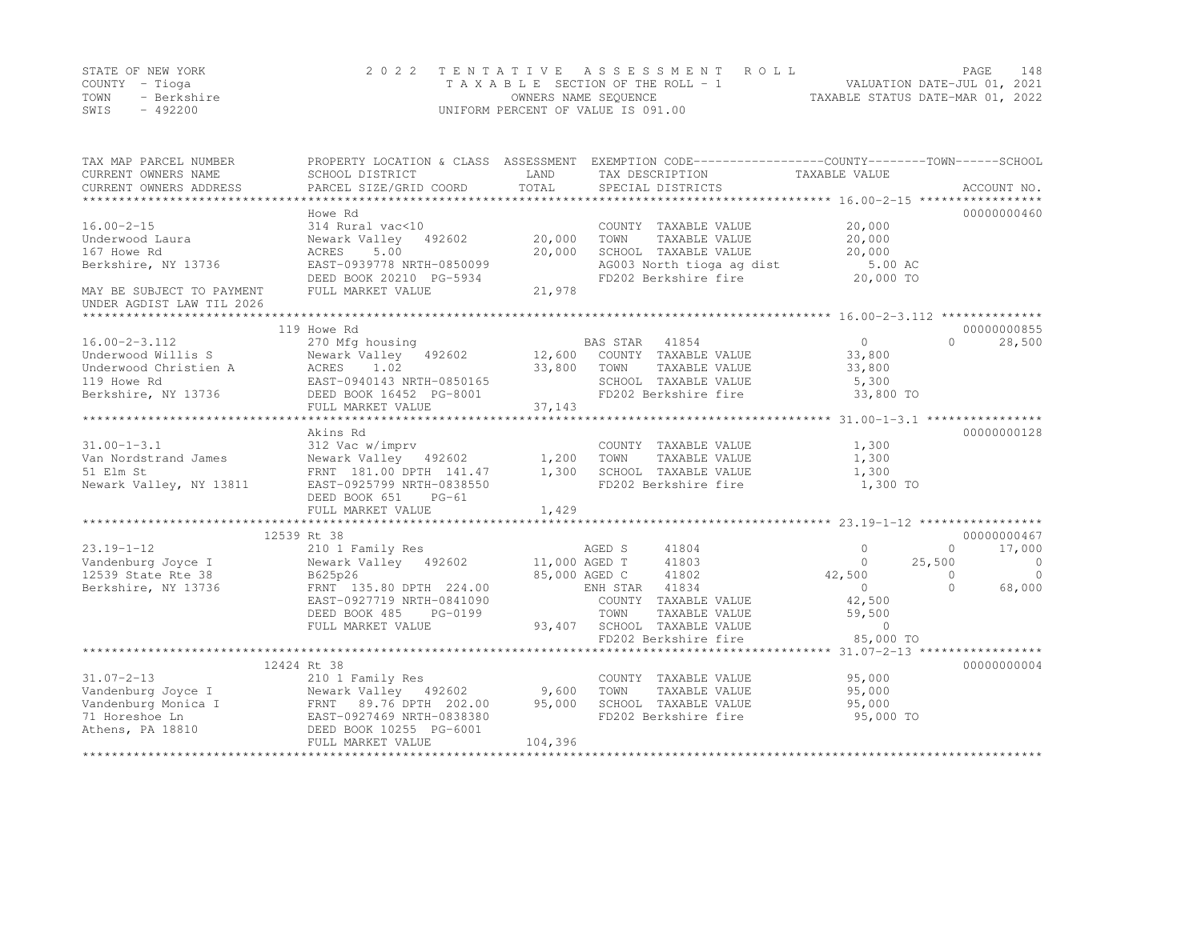STATE OF NEW YORK
COUNTY - Tioga
TOWN - Berkshire
SWIS - 492200

2022 TENTATIVE ASSESSMENT ROLL
TAXABLE SECTION OF THE ROLL - 1
OWNERS NAME SEQUENCE
UNIFORM PERCENT OF VALUE IS 091.00

VALUATION DATE-JUL 01, 2021
TAXABLE STATUS DATE-MAR 01, 2022

| TAX MAP PARCEL NUMBER / CURRENT OWNERS NAME / CURRENT OWNERS ADDRESS | PROPERTY LOCATION & CLASS / SCHOOL DISTRICT / PARCEL SIZE/GRID COORD | ASSESSMENT LAND / TOTAL | EXEMPTION CODE / TAX DESCRIPTION / SPECIAL DISTRICTS | COUNTY TAXABLE VALUE | TOWN | SCHOOL | ACCOUNT NO. |
|---|---|---|---|---|---|---|---|
| 16.00-2-15 | Howe Rd | | | | | | 00000000460 |
| | 314 Rural vac<10 | | COUNTY TAXABLE VALUE | 20,000 | | | |
| Underwood Laura | Newark Valley 492602 | 20,000 | TOWN TAXABLE VALUE | 20,000 | | | |
| 167 Howe Rd | ACRES 5.00 | 20,000 | SCHOOL TAXABLE VALUE | 20,000 | | | |
| Berkshire, NY 13736 | EAST-0939778 NRTH-0850099 | | AG003 North tioga ag dist | 5.00 AC | | | |
| | DEED BOOK 20210 PG-5934 | | FD202 Berkshire fire | 20,000 TO | | | |
| MAY BE SUBJECT TO PAYMENT UNDER AGDIST LAW TIL 2026 | FULL MARKET VALUE | 21,978 | | | | | |
| 16.00-2-3.112 | 119 Howe Rd | | | | | | 00000000855 |
| | 270 Mfg housing | | BAS STAR 41854 | 0 | 0 | 28,500 | |
| Underwood Willis S | Newark Valley 492602 | 12,600 | COUNTY TAXABLE VALUE | 33,800 | | | |
| Underwood Christien A | ACRES 1.02 | 33,800 | TOWN TAXABLE VALUE | 33,800 | | | |
| 119 Howe Rd | EAST-0940143 NRTH-0850165 | | SCHOOL TAXABLE VALUE | 5,300 | | | |
| Berkshire, NY 13736 | DEED BOOK 16452 PG-8001 | | FD202 Berkshire fire | 33,800 TO | | | |
| | FULL MARKET VALUE | 37,143 | | | | | |
| 31.00-1-3.1 | Akins Rd | | | | | | 00000000128 |
| | 312 Vac w/imprv | | COUNTY TAXABLE VALUE | 1,300 | | | |
| Van Nordstrand James | Newark Valley 492602 | 1,200 | TOWN TAXABLE VALUE | 1,300 | | | |
| 51 Elm St | FRNT 181.00 DPTH 141.47 | 1,300 | SCHOOL TAXABLE VALUE | 1,300 | | | |
| Newark Valley, NY 13811 | EAST-0925799 NRTH-0838550 | | FD202 Berkshire fire | 1,300 TO | | | |
| | DEED BOOK 651 PG-61 | | | | | | |
| | FULL MARKET VALUE | 1,429 | | | | | |
| 23.19-1-12 | 12539 Rt 38 | | | | | | 00000000467 |
| | 210 1 Family Res | | AGED S 41804 | 0 | 0 | 17,000 | |
| Vandenburg Joyce I | Newark Valley 492602 | 11,000 | AGED T 41803 | 0 | 25,500 | 0 | |
| 12539 State Rte 38 | B625p26 | 85,000 | AGED C 41802 | 42,500 | 0 | 0 | |
| Berkshire, NY 13736 | FRNT 135.80 DPTH 224.00 | | ENH STAR 41834 | 0 | 0 | 68,000 | |
| | EAST-0927719 NRTH-0841090 | | COUNTY TAXABLE VALUE | 42,500 | | | |
| | DEED BOOK 485 PG-0199 | | TOWN TAXABLE VALUE | 59,500 | | | |
| | FULL MARKET VALUE | 93,407 | SCHOOL TAXABLE VALUE | 0 | | | |
| | | | FD202 Berkshire fire | 85,000 TO | | | |
| 31.07-2-13 | 12424 Rt 38 | | | | | | 00000000004 |
| | 210 1 Family Res | | COUNTY TAXABLE VALUE | 95,000 | | | |
| Vandenburg Joyce I | Newark Valley 492602 | 9,600 | TOWN TAXABLE VALUE | 95,000 | | | |
| Vandenburg Monica I | FRNT 89.76 DPTH 202.00 | 95,000 | SCHOOL TAXABLE VALUE | 95,000 | | | |
| 71 Horeshoe Ln | EAST-0927469 NRTH-0838380 | | FD202 Berkshire fire | 95,000 TO | | | |
| Athens, PA 18810 | DEED BOOK 10255 PG-6001 | | | | | | |
| | FULL MARKET VALUE | 104,396 | | | | | |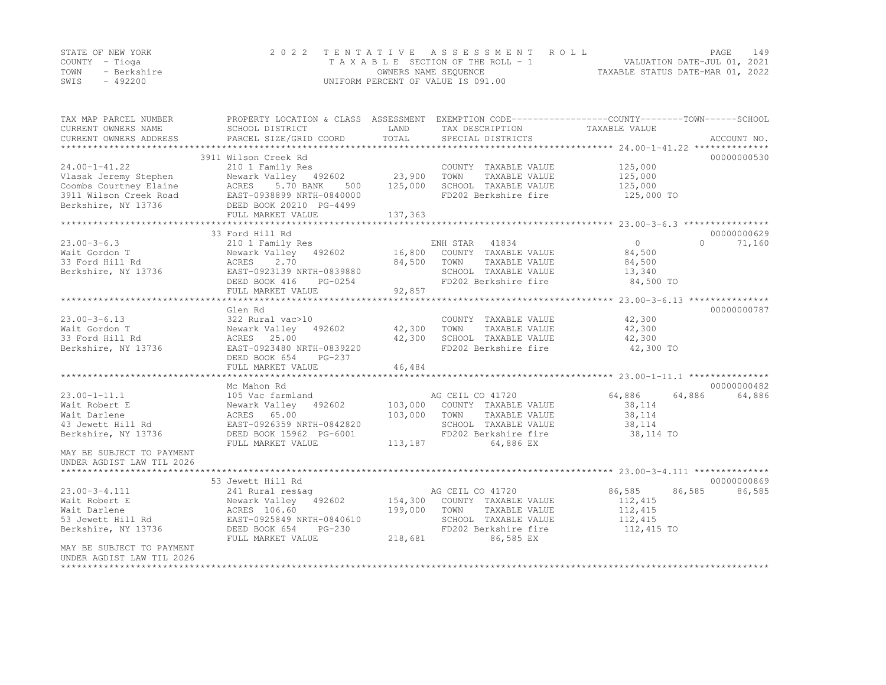STATE OF NEW YORK
COUNTY - Tioga
TOWN - Berkshire
SWIS - 492200

2022 TENTATIVE ASSESSMENT ROLL
TAXABLE SECTION OF THE ROLL - 1
OWNERS NAME SEQUENCE
UNIFORM PERCENT OF VALUE IS 091.00

VALUATION DATE-JUL 01, 2021
TAXABLE STATUS DATE-MAR 01, 2022

| TAX MAP PARCEL NUMBER / CURRENT OWNERS NAME / CURRENT OWNERS ADDRESS | PROPERTY LOCATION & CLASS / SCHOOL DISTRICT / PARCEL SIZE/GRID COORD | ASSESSMENT LAND / TOTAL | EXEMPTION CODE / TAX DESCRIPTION / SPECIAL DISTRICTS | COUNTY | TOWN | SCHOOL | ACCOUNT NO. |
|---|---|---|---|---|---|---|---|
| **24.00-1-41.22** | 3911 Wilson Creek Rd | | | | | | 00000000530 |
| Vlasak Jeremy Stephen | 210 1 Family Res | | COUNTY TAXABLE VALUE | 125,000 | | | |
| Coombs Courtney Elaine | Newark Valley 492602 | 23,900 | TOWN TAXABLE VALUE | | 125,000 | | |
| 3911 Wilson Creek Road | ACRES 5.70 BANK 500 | 125,000 | SCHOOL TAXABLE VALUE | | | 125,000 | |
| Berkshire, NY 13736 | EAST-0938899 NRTH-0840000 | | FD202 Berkshire fire | 125,000 TO | | | |
| | DEED BOOK 20210 PG-4499 | | | | | | |
| | FULL MARKET VALUE | 137,363 | | | | | |
| **23.00-3-6.3** | 33 Ford Hill Rd | | | | | | 00000000629 |
| Wait Gordon T | 210 1 Family Res | | ENH STAR 41834 | 0 | 0 | 71,160 | |
| 33 Ford Hill Rd | Newark Valley 492602 | 16,800 | COUNTY TAXABLE VALUE | 84,500 | | | |
| Berkshire, NY 13736 | ACRES 2.70 | 84,500 | TOWN TAXABLE VALUE | | 84,500 | | |
| | EAST-0923139 NRTH-0839880 | | SCHOOL TAXABLE VALUE | | | 13,340 | |
| | DEED BOOK 416 PG-0254 | | FD202 Berkshire fire | 84,500 TO | | | |
| | FULL MARKET VALUE | 92,857 | | | | | |
| **23.00-3-6.13** | Glen Rd | | | | | | 00000000787 |
| Wait Gordon T | 322 Rural vac>10 | | COUNTY TAXABLE VALUE | 42,300 | | | |
| 33 Ford Hill Rd | Newark Valley 492602 | 42,300 | TOWN TAXABLE VALUE | | 42,300 | | |
| Berkshire, NY 13736 | ACRES 25.00 | 42,300 | SCHOOL TAXABLE VALUE | | | 42,300 | |
| | EAST-0923480 NRTH-0839220 | | FD202 Berkshire fire | 42,300 TO | | | |
| | DEED BOOK 654 PG-237 | | | | | | |
| | FULL MARKET VALUE | 46,484 | | | | | |
| **23.00-1-11.1** | Mc Mahon Rd | | | | | | 00000000482 |
| Wait Robert E | 105 Vac farmland | | AG CEIL CO 41720 | 64,886 | 64,886 | 64,886 | |
| Wait Darlene | Newark Valley 492602 | 103,000 | COUNTY TAXABLE VALUE | 38,114 | | | |
| 43 Jewett Hill Rd | ACRES 65.00 | 103,000 | TOWN TAXABLE VALUE | | 38,114 | | |
| Berkshire, NY 13736 | EAST-0926359 NRTH-0842820 | | SCHOOL TAXABLE VALUE | | | 38,114 | |
| | DEED BOOK 15962 PG-6001 | | FD202 Berkshire fire | 38,114 TO | | | |
| | FULL MARKET VALUE | 113,187 | 64,886 EX | | | | |
| MAY BE SUBJECT TO PAYMENT UNDER AGDIST LAW TIL 2026 | | | | | | | |
| **23.00-3-4.111** | 53 Jewett Hill Rd | | | | | | 00000000869 |
| Wait Robert E | 241 Rural res&ag | | AG CEIL CO 41720 | 86,585 | 86,585 | 86,585 | |
| Wait Darlene | Newark Valley 492602 | 154,300 | COUNTY TAXABLE VALUE | 112,415 | | | |
| 53 Jewett Hill Rd | ACRES 106.60 | 199,000 | TOWN TAXABLE VALUE | | 112,415 | | |
| Berkshire, NY 13736 | EAST-0925849 NRTH-0840610 | | SCHOOL TAXABLE VALUE | | | 112,415 | |
| | DEED BOOK 654 PG-230 | | FD202 Berkshire fire | 112,415 TO | | | |
| | FULL MARKET VALUE | 218,681 | 86,585 EX | | | | |
| MAY BE SUBJECT TO PAYMENT UNDER AGDIST LAW TIL 2026 | | | | | | | |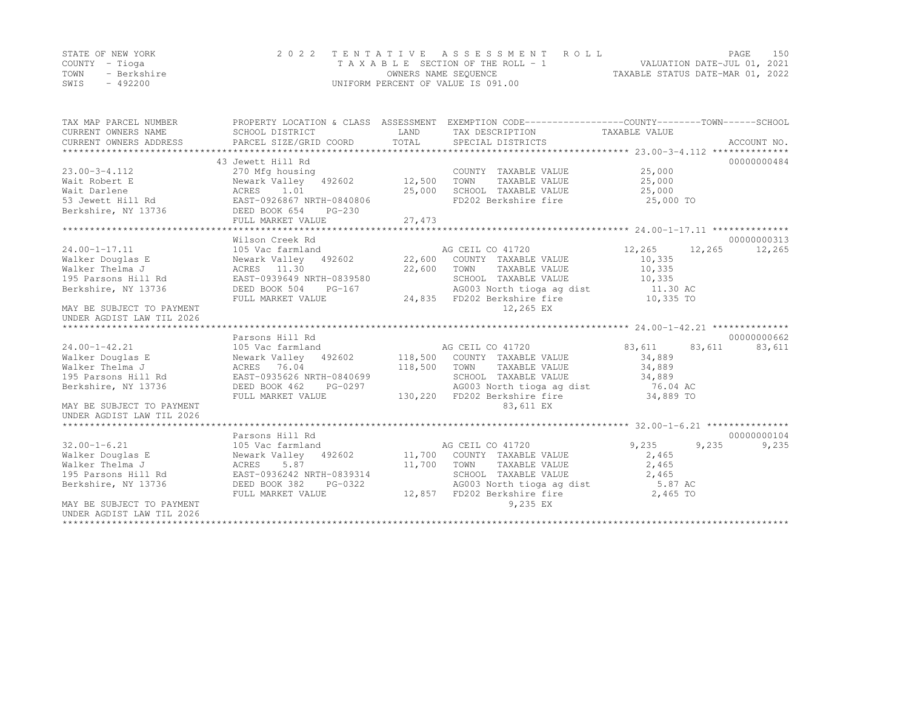STATE OF NEW YORK
COUNTY - Tioga
TOWN - Berkshire
SWIS - 492200

# 2022 TENTATIVE ASSESSMENT ROLL

TAXABLE SECTION OF THE ROLL - 1
OWNERS NAME SEQUENCE
UNIFORM PERCENT OF VALUE IS 091.00

VALUATION DATE-JUL 01, 2021
TAXABLE STATUS DATE-MAR 01, 2022

| TAX MAP PARCEL NUMBER / CURRENT OWNERS NAME / CURRENT OWNERS ADDRESS | PROPERTY LOCATION & CLASS / SCHOOL DISTRICT / PARCEL SIZE/GRID COORD | ASSESSMENT LAND / TOTAL | EXEMPTION CODE / TAX DESCRIPTION / SPECIAL DISTRICTS | COUNTY TAXABLE VALUE | TOWN | SCHOOL | ACCOUNT NO. |
|---|---|---|---|---|---|---|---|
| 23.00-3-4.112 | 43 Jewett Hill Rd | | | | | | 00000000484 |
| | 270 Mfg housing | | COUNTY TAXABLE VALUE | 25,000 | | | |
| Wait Robert E | Newark Valley 492602 | 12,500 | TOWN TAXABLE VALUE | 25,000 | | | |
| Wait Darlene | ACRES 1.01 | 25,000 | SCHOOL TAXABLE VALUE | 25,000 | | | |
| 53 Jewett Hill Rd | EAST-0926867 NRTH-0840806 | | FD202 Berkshire fire | 25,000 TO | | | |
| Berkshire, NY 13736 | DEED BOOK 654 PG-230 | | | | | | |
| | FULL MARKET VALUE | 27,473 | | | | | |
| 24.00-1-17.11 | Wilson Creek Rd | | | | | | 00000000313 |
| | 105 Vac farmland | | AG CEIL CO 41720 | 12,265 | 12,265 | 12,265 | |
| Walker Douglas E | Newark Valley 492602 | 22,600 | COUNTY TAXABLE VALUE | 10,335 | | | |
| Walker Thelma J | ACRES 11.30 | 22,600 | TOWN TAXABLE VALUE | 10,335 | | | |
| 195 Parsons Hill Rd | EAST-0939649 NRTH-0839580 | | SCHOOL TAXABLE VALUE | 10,335 | | | |
| Berkshire, NY 13736 | DEED BOOK 504 PG-167 | | AG003 North tioga ag dist | 11.30 AC | | | |
| | FULL MARKET VALUE | 24,835 | FD202 Berkshire fire | 10,335 TO | | | |
| MAY BE SUBJECT TO PAYMENT | | | 12,265 EX | | | | |
| UNDER AGDIST LAW TIL 2026 | | | | | | | |
| 24.00-1-42.21 | Parsons Hill Rd | | | | | | 00000000662 |
| | 105 Vac farmland | | AG CEIL CO 41720 | 83,611 | 83,611 | 83,611 | |
| Walker Douglas E | Newark Valley 492602 | 118,500 | COUNTY TAXABLE VALUE | 34,889 | | | |
| Walker Thelma J | ACRES 76.04 | 118,500 | TOWN TAXABLE VALUE | 34,889 | | | |
| 195 Parsons Hill Rd | EAST-0935626 NRTH-0840699 | | SCHOOL TAXABLE VALUE | 34,889 | | | |
| Berkshire, NY 13736 | DEED BOOK 462 PG-0297 | | AG003 North tioga ag dist | 76.04 AC | | | |
| | FULL MARKET VALUE | 130,220 | FD202 Berkshire fire | 34,889 TO | | | |
| MAY BE SUBJECT TO PAYMENT | | | 83,611 EX | | | | |
| UNDER AGDIST LAW TIL 2026 | | | | | | | |
| 32.00-1-6.21 | Parsons Hill Rd | | | | | | 00000000104 |
| | 105 Vac farmland | | AG CEIL CO 41720 | 9,235 | 9,235 | 9,235 | |
| Walker Douglas E | Newark Valley 492602 | 11,700 | COUNTY TAXABLE VALUE | 2,465 | | | |
| Walker Thelma J | ACRES 5.87 | 11,700 | TOWN TAXABLE VALUE | 2,465 | | | |
| 195 Parsons Hill Rd | EAST-0936242 NRTH-0839314 | | SCHOOL TAXABLE VALUE | 2,465 | | | |
| Berkshire, NY 13736 | DEED BOOK 382 PG-0322 | | AG003 North tioga ag dist | 5.87 AC | | | |
| | FULL MARKET VALUE | 12,857 | FD202 Berkshire fire | 2,465 TO | | | |
| MAY BE SUBJECT TO PAYMENT | | | 9,235 EX | | | | |
| UNDER AGDIST LAW TIL 2026 | | | | | | | |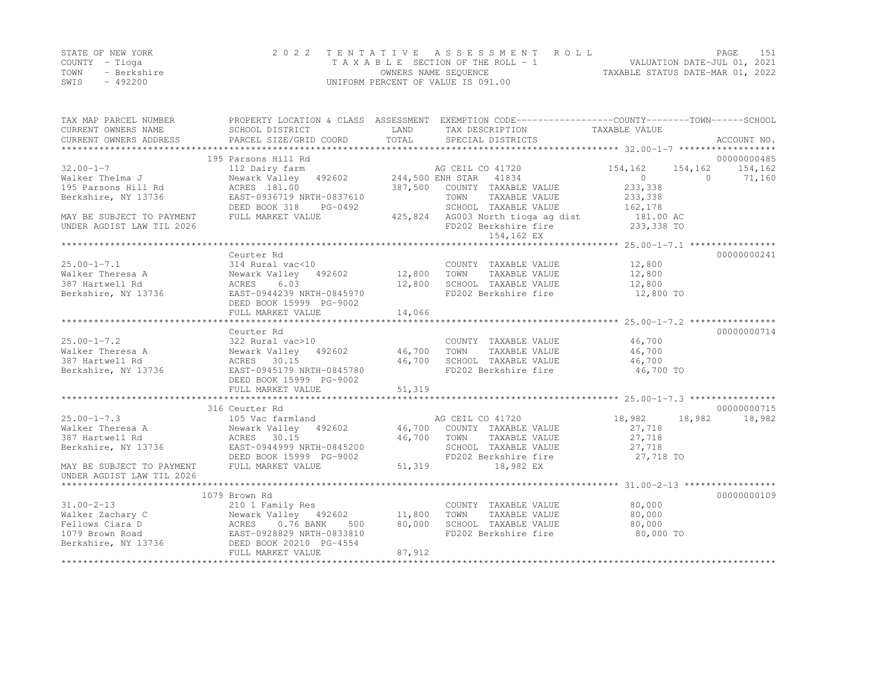STATE OF NEW YORK
COUNTY - Tioga
TOWN - Berkshire
SWIS - 492200

2022 TENTATIVE ASSESSMENT ROLL
TAXABLE SECTION OF THE ROLL - 1
OWNERS NAME SEQUENCE
UNIFORM PERCENT OF VALUE IS 091.00

VALUATION DATE-JUL 01, 2021
TAXABLE STATUS DATE-MAR 01, 2022

```
TAX MAP PARCEL NUMBER      PROPERTY LOCATION & CLASS  ASSESSMENT  EXEMPTION CODE------------------COUNTY--------TOWN------SCHOOL
CURRENT OWNERS NAME        SCHOOL DISTRICT              LAND      TAX DESCRIPTION              TAXABLE VALUE
CURRENT OWNERS ADDRESS     PARCEL SIZE/GRID COORD       TOTAL     SPECIAL DISTRICTS                                    ACCOUNT NO.
******************************************************************************************************* 32.00-1-7 ******************
                           195 Parsons Hill Rd                                                                         00000000485
32.00-1-7                  112 Dairy farm                        AG CEIL CO 41720              154,162    154,162    154,162
Walker Thelma J            Newark Valley   492602     244,500 ENH STAR   41834                       0          0     71,160
195 Parsons Hill Rd        ACRES  181.00              387,500    COUNTY  TAXABLE VALUE           233,338
Berkshire, NY 13736        EAST-0936719 NRTH-0837610             TOWN    TAXABLE VALUE           233,338
                           DEED BOOK 318    PG-0492              SCHOOL  TAXABLE VALUE           162,178
MAY BE SUBJECT TO PAYMENT  FULL MARKET VALUE          425,824    AG003 North tioga ag dist        181.00 AC
UNDER AGDIST LAW TIL 2026                                        FD202 Berkshire fire            233,338 TO
                                                                       154,162 EX
******************************************************************************************************* 25.00-1-7.1 ****************
                           Ceurter Rd                                                                                  00000000241
25.00-1-7.1                314 Rural vac<10                      COUNTY  TAXABLE VALUE            12,800
Walker Theresa A           Newark Valley   492602      12,800    TOWN    TAXABLE VALUE            12,800
387 Hartwell Rd            ACRES    6.03               12,800    SCHOOL  TAXABLE VALUE            12,800
Berkshire, NY 13736        EAST-0944239 NRTH-0845970             FD202 Berkshire fire             12,800 TO
                           DEED BOOK 15999 PG-9002
                           FULL MARKET VALUE           14,066
******************************************************************************************************* 25.00-1-7.2 ****************
                           Ceurter Rd                                                                                  00000000714
25.00-1-7.2                322 Rural vac>10                      COUNTY  TAXABLE VALUE            46,700
Walker Theresa A           Newark Valley   492602      46,700    TOWN    TAXABLE VALUE            46,700
387 Hartwell Rd            ACRES   30.15               46,700    SCHOOL  TAXABLE VALUE            46,700
Berkshire, NY 13736        EAST-0945179 NRTH-0845780             FD202 Berkshire fire             46,700 TO
                           DEED BOOK 15999 PG-9002
                           FULL MARKET VALUE           51,319
******************************************************************************************************* 25.00-1-7.3 ****************
                           316 Ceurter Rd                                                                              00000000715
25.00-1-7.3                105 Vac farmland                      AG CEIL CO 41720               18,982     18,982     18,982
Walker Theresa A           Newark Valley   492602      46,700    COUNTY  TAXABLE VALUE            27,718
387 Hartwell Rd            ACRES   30.15               46,700    TOWN    TAXABLE VALUE            27,718
Berkshire, NY 13736        EAST-0944999 NRTH-0845200             SCHOOL  TAXABLE VALUE            27,718
                           DEED BOOK 15999 PG-9002               FD202 Berkshire fire             27,718 TO
MAY BE SUBJECT TO PAYMENT  FULL MARKET VALUE           51,319          18,982 EX
UNDER AGDIST LAW TIL 2026
******************************************************************************************************* 31.00-2-13 *****************
                           1079 Brown Rd                                                                               00000000109
31.00-2-13                 210 1 Family Res                      COUNTY  TAXABLE VALUE            80,000
Walker Zachary C           Newark Valley   492602      11,800    TOWN    TAXABLE VALUE            80,000
Fellows Ciara D            ACRES    0.76 BANK     500  80,000    SCHOOL  TAXABLE VALUE            80,000
1079 Brown Road            EAST-0928829 NRTH-0833810             FD202 Berkshire fire             80,000 TO
Berkshire, NY 13736        DEED BOOK 20210 PG-4554
                           FULL MARKET VALUE           87,912
************************************************************************************************************************************
```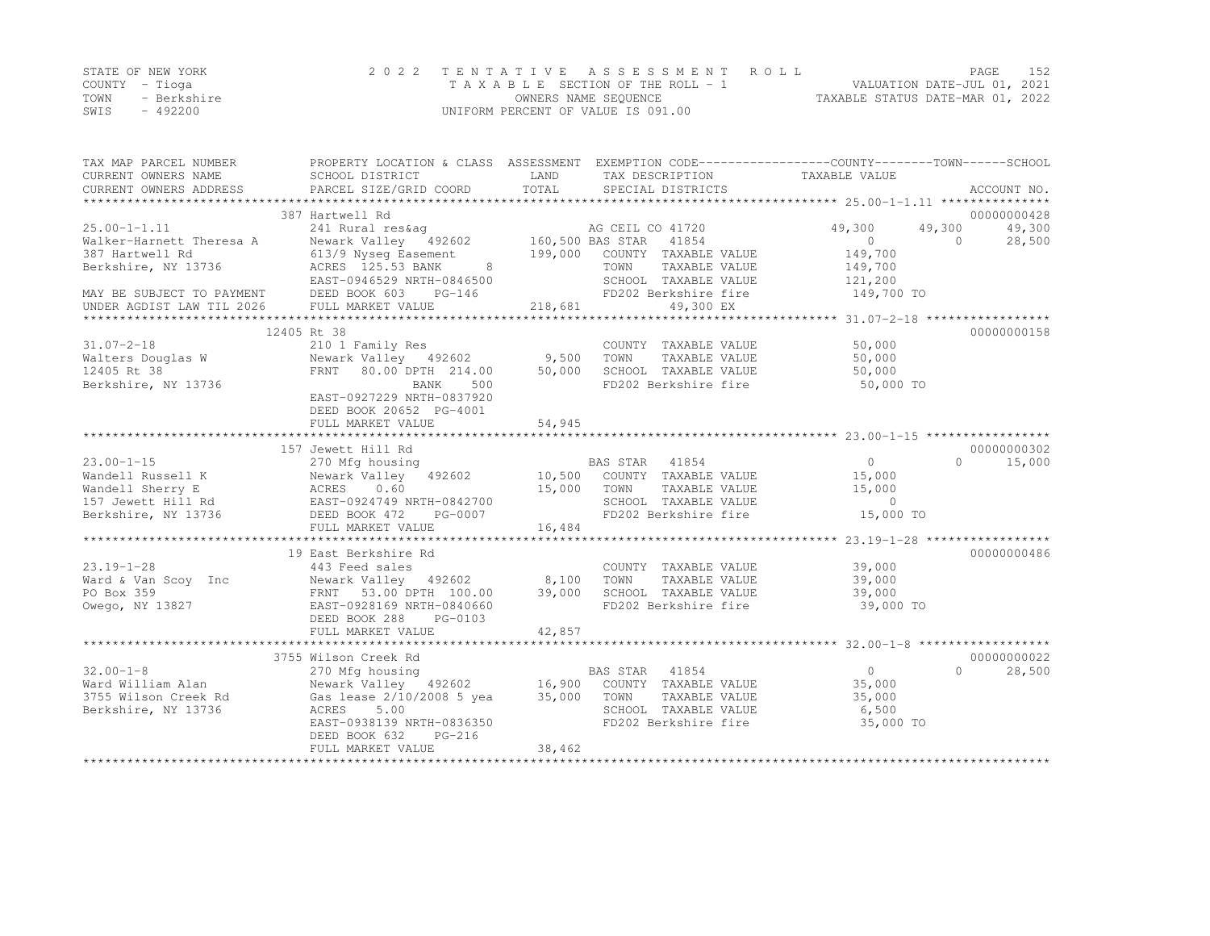STATE OF NEW YORK · COUNTY - Tioga · TOWN - Berkshire · SWIS - 492200

# 2022 TENTATIVE ASSESSMENT ROLL

TAXABLE SECTION OF THE ROLL - 1 · OWNERS NAME SEQUENCE · UNIFORM PERCENT OF VALUE IS 091.00

VALUATION DATE-JUL 01, 2021 · TAXABLE STATUS DATE-MAR 01, 2022

```
TAX MAP PARCEL NUMBER          PROPERTY LOCATION & CLASS  ASSESSMENT  EXEMPTION CODE------------------COUNTY--------TOWN------SCHOOL
CURRENT OWNERS NAME            SCHOOL DISTRICT               LAND      TAX DESCRIPTION              TAXABLE VALUE
CURRENT OWNERS ADDRESS         PARCEL SIZE/GRID COORD        TOTAL     SPECIAL DISTRICTS                                       ACCOUNT NO.
******************************************************************************************************* 25.00-1-1.11 ***************
                               387 Hartwell Rd                                                                                 00000000428
25.00-1-1.11                   241 Rural res&ag                          AG CEIL CO 41720             49,300      49,300       49,300
Walker-Harnett Theresa A       Newark Valley  492602         160,500 BAS STAR   41854                      0           0       28,500
387 Hartwell Rd                613/9 Nyseg Easement          199,000    COUNTY  TAXABLE VALUE          149,700
Berkshire, NY 13736            ACRES  125.53 BANK       8               TOWN    TAXABLE VALUE          149,700
                               EAST-0946529 NRTH-0846500                SCHOOL  TAXABLE VALUE          121,200
MAY BE SUBJECT TO PAYMENT      DEED BOOK 603    PG-146                  FD202 Berkshire fire            149,700 TO
UNDER AGDIST LAW TIL 2026      FULL MARKET VALUE             218,681            49,300 EX
******************************************************************************************************* 31.07-2-18 *****************
                               12405 Rt 38                                                                                     00000000158
31.07-2-18                     210 1 Family Res                          COUNTY  TAXABLE VALUE          50,000
Walters Douglas W              Newark Valley  492602           9,500    TOWN    TAXABLE VALUE          50,000
12405 Rt 38                    FRNT   80.00 DPTH 214.00       50,000    SCHOOL  TAXABLE VALUE          50,000
Berkshire, NY 13736                         BANK     500                FD202 Berkshire fire             50,000 TO
                               EAST-0927229 NRTH-0837920
                               DEED BOOK 20652 PG-4001
                               FULL MARKET VALUE              54,945
******************************************************************************************************* 23.00-1-15 *****************
                               157 Jewett Hill Rd                                                                              00000000302
23.00-1-15                     270 Mfg housing                           BAS STAR   41854                      0           0       15,000
Wandell Russell K              Newark Valley  492602          10,500    COUNTY  TAXABLE VALUE          15,000
Wandell Sherry E               ACRES     0.60                 15,000    TOWN    TAXABLE VALUE          15,000
157 Jewett Hill Rd             EAST-0924749 NRTH-0842700                SCHOOL  TAXABLE VALUE               0
Berkshire, NY 13736            DEED BOOK 472    PG-0007                 FD202 Berkshire fire             15,000 TO
                               FULL MARKET VALUE              16,484
******************************************************************************************************* 23.19-1-28 *****************
                               19 East Berkshire Rd                                                                            00000000486
23.19-1-28                     443 Feed sales                            COUNTY  TAXABLE VALUE          39,000
Ward & Van Scoy  Inc           Newark Valley  492602           8,100    TOWN    TAXABLE VALUE          39,000
PO Box 359                     FRNT   53.00 DPTH 100.00       39,000    SCHOOL  TAXABLE VALUE          39,000
Owego, NY 13827                EAST-0928169 NRTH-0840660                FD202 Berkshire fire             39,000 TO
                               DEED BOOK 288    PG-0103
                               FULL MARKET VALUE              42,857
******************************************************************************************************* 32.00-1-8 ******************
                               3755 Wilson Creek Rd                                                                            00000000022
32.00-1-8                      270 Mfg housing                           BAS STAR   41854                      0           0       28,500
Ward William Alan              Newark Valley  492602          16,900    COUNTY  TAXABLE VALUE          35,000
3755 Wilson Creek Rd           Gas lease 2/10/2008 5 yea      35,000    TOWN    TAXABLE VALUE          35,000
Berkshire, NY 13736            ACRES     5.00                           SCHOOL  TAXABLE VALUE           6,500
                               EAST-0938139 NRTH-0836350                FD202 Berkshire fire             35,000 TO
                               DEED BOOK 632    PG-216
                               FULL MARKET VALUE              38,462
************************************************************************************************************************************
```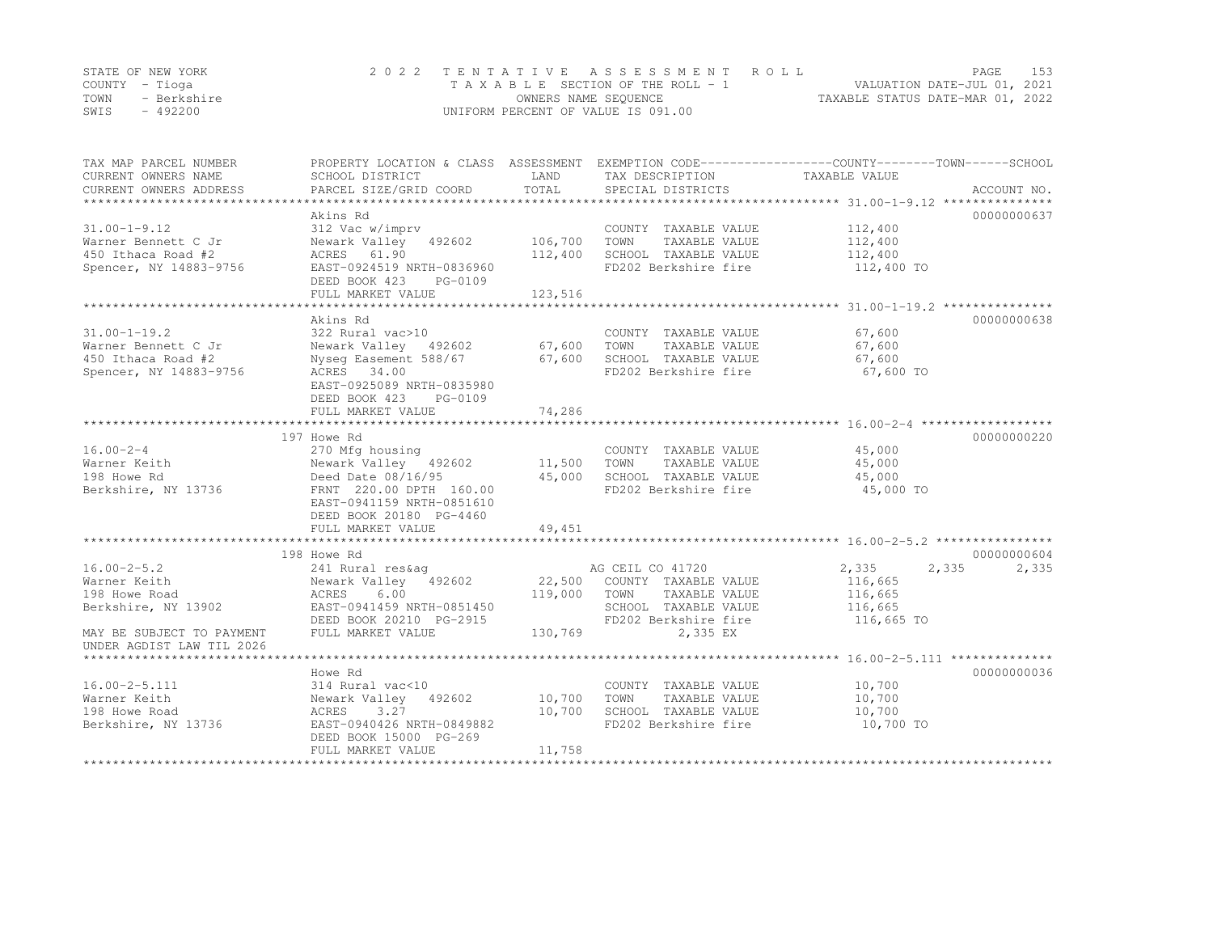STATE OF NEW YORK
COUNTY - Tioga
TOWN - Berkshire
SWIS - 492200

2022 TENTATIVE ASSESSMENT ROLL
TAXABLE SECTION OF THE ROLL - 1
OWNERS NAME SEQUENCE
UNIFORM PERCENT OF VALUE IS 091.00

VALUATION DATE-JUL 01, 2021
TAXABLE STATUS DATE-MAR 01, 2022

| TAX MAP PARCEL NUMBER / CURRENT OWNERS NAME / CURRENT OWNERS ADDRESS | PROPERTY LOCATION & CLASS / SCHOOL DISTRICT / PARCEL SIZE/GRID COORD | ASSESSMENT LAND / TOTAL | EXEMPTION CODE / TAX DESCRIPTION / SPECIAL DISTRICTS | COUNTY | TOWN | SCHOOL | TAXABLE VALUE | ACCOUNT NO. |
|---|---|---|---|---|---|---|---|---|
| **31.00-1-9.12** | Akins Rd | | | | | | | 00000000637 |
| 31.00-1-9.12 | 312 Vac w/imprv | | COUNTY TAXABLE VALUE | | | | 112,400 | |
| Warner Bennett C Jr | Newark Valley 492602 | 106,700 | TOWN TAXABLE VALUE | | | | 112,400 | |
| 450 Ithaca Road #2 | ACRES 61.90 | 112,400 | SCHOOL TAXABLE VALUE | | | | 112,400 | |
| Spencer, NY 14883-9756 | EAST-0924519 NRTH-0836960 | | FD202 Berkshire fire | | | | 112,400 TO | |
| | DEED BOOK 423 PG-0109 | | | | | | | |
| | FULL MARKET VALUE | 123,516 | | | | | | |
| **31.00-1-19.2** | Akins Rd | | | | | | | 00000000638 |
| 31.00-1-19.2 | 322 Rural vac>10 | | COUNTY TAXABLE VALUE | | | | 67,600 | |
| Warner Bennett C Jr | Newark Valley 492602 | 67,600 | TOWN TAXABLE VALUE | | | | 67,600 | |
| 450 Ithaca Road #2 | Nyseg Easement 588/67 | 67,600 | SCHOOL TAXABLE VALUE | | | | 67,600 | |
| Spencer, NY 14883-9756 | ACRES 34.00 | | FD202 Berkshire fire | | | | 67,600 TO | |
| | EAST-0925089 NRTH-0835980 | | | | | | | |
| | DEED BOOK 423 PG-0109 | | | | | | | |
| | FULL MARKET VALUE | 74,286 | | | | | | |
| **16.00-2-4** | 197 Howe Rd | | | | | | | 00000000220 |
| 16.00-2-4 | 270 Mfg housing | | COUNTY TAXABLE VALUE | | | | 45,000 | |
| Warner Keith | Newark Valley 492602 | 11,500 | TOWN TAXABLE VALUE | | | | 45,000 | |
| 198 Howe Rd | Deed Date 08/16/95 | 45,000 | SCHOOL TAXABLE VALUE | | | | 45,000 | |
| Berkshire, NY 13736 | FRNT 220.00 DPTH 160.00 | | FD202 Berkshire fire | | | | 45,000 TO | |
| | EAST-0941159 NRTH-0851610 | | | | | | | |
| | DEED BOOK 20180 PG-4460 | | | | | | | |
| | FULL MARKET VALUE | 49,451 | | | | | | |
| **16.00-2-5.2** | 198 Howe Rd | | | | | | | 00000000604 |
| 16.00-2-5.2 | 241 Rural res&ag | | AG CEIL CO 41720 | 2,335 | 2,335 | 2,335 | | |
| Warner Keith | Newark Valley 492602 | 22,500 | COUNTY TAXABLE VALUE | | | | 116,665 | |
| 198 Howe Road | ACRES 6.00 | 119,000 | TOWN TAXABLE VALUE | | | | 116,665 | |
| Berkshire, NY 13902 | EAST-0941459 NRTH-0851450 | | SCHOOL TAXABLE VALUE | | | | 116,665 | |
| | DEED BOOK 20210 PG-2915 | | FD202 Berkshire fire | | | | 116,665 TO | |
| MAY BE SUBJECT TO PAYMENT | FULL MARKET VALUE | 130,769 | 2,335 EX | | | | | |
| UNDER AGDIST LAW TIL 2026 | | | | | | | | |
| **16.00-2-5.111** | Howe Rd | | | | | | | 00000000036 |
| 16.00-2-5.111 | 314 Rural vac<10 | | COUNTY TAXABLE VALUE | | | | 10,700 | |
| Warner Keith | Newark Valley 492602 | 10,700 | TOWN TAXABLE VALUE | | | | 10,700 | |
| 198 Howe Road | ACRES 3.27 | 10,700 | SCHOOL TAXABLE VALUE | | | | 10,700 | |
| Berkshire, NY 13736 | EAST-0940426 NRTH-0849882 | | FD202 Berkshire fire | | | | 10,700 TO | |
| | DEED BOOK 15000 PG-269 | | | | | | | |
| | FULL MARKET VALUE | 11,758 | | | | | | |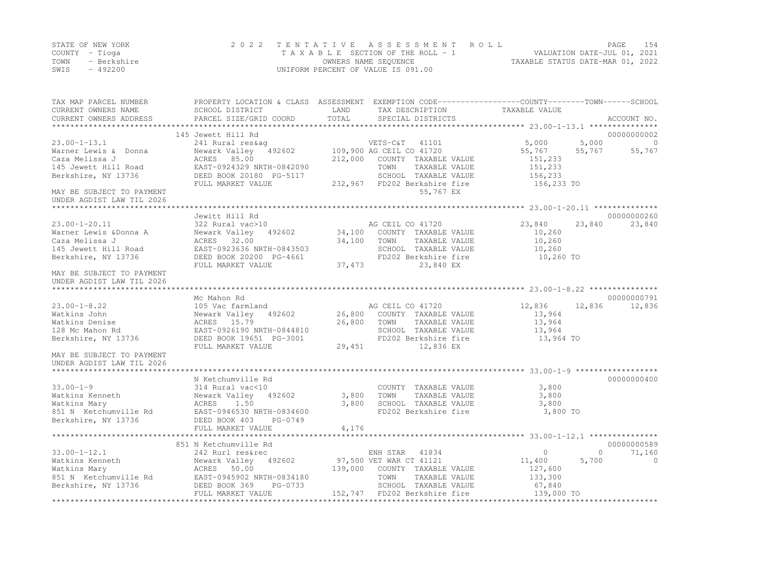STATE OF NEW YORK
COUNTY - Tioga
TOWN - Berkshire
SWIS - 492200

2022 TENTATIVE ASSESSMENT ROLL
TAXABLE SECTION OF THE ROLL - 1
OWNERS NAME SEQUENCE
UNIFORM PERCENT OF VALUE IS 091.00

VALUATION DATE-JUL 01, 2021
TAXABLE STATUS DATE-MAR 01, 2022

```
TAX MAP PARCEL NUMBER          PROPERTY LOCATION & CLASS  ASSESSMENT  EXEMPTION CODE------------------COUNTY--------TOWN------SCHOOL
CURRENT OWNERS NAME            SCHOOL DISTRICT               LAND      TAX DESCRIPTION                TAXABLE VALUE
CURRENT OWNERS ADDRESS         PARCEL SIZE/GRID COORD        TOTAL     SPECIAL DISTRICTS                                    ACCOUNT NO.
******************************************************************************************************* 23.00-1-13.1 ***************
                               145 Jewett Hill Rd                                                                           00000000002
23.00-1-13.1                   241 Rural res&ag                         VETS-C&T   41101              5,000        5,000            0
Warner Lewis &  Donna          Newark Valley   492602       109,900 AG CEIL CO 41720                 55,767       55,767       55,767
Caza Melissa J                 ACRES   85.00                212,000    COUNTY  TAXABLE VALUE          151,233
145 Jewett Hill Road           EAST-0924329 NRTH-0842090               TOWN    TAXABLE VALUE          151,233
Berkshire, NY 13736            DEED BOOK 20180  PG-5117                SCHOOL  TAXABLE VALUE          156,233
                               FULL MARKET VALUE            232,967    FD202 Berkshire fire            156,233 TO
MAY BE SUBJECT TO PAYMENT                                                    55,767 EX
UNDER AGDIST LAW TIL 2026
******************************************************************************************************* 23.00-1-20.11 **************
                               Jewitt Hill Rd                                                                               00000000260
23.00-1-20.11                  322 Rural vac>10                         AG CEIL CO 41720                 23,840       23,840       23,840
Warner Lewis &Donna A          Newark Valley   492602        34,100    COUNTY  TAXABLE VALUE           10,260
Caza Melissa J                 ACRES   32.00                 34,100    TOWN    TAXABLE VALUE           10,260
145 Jewett Hill Road           EAST-0923636 NRTH-0843503               SCHOOL  TAXABLE VALUE           10,260
Berkshire, NY 13736            DEED BOOK 20200  PG-4661                FD202 Berkshire fire             10,260 TO
                               FULL MARKET VALUE             37,473          23,840 EX
MAY BE SUBJECT TO PAYMENT
UNDER AGDIST LAW TIL 2026
******************************************************************************************************* 23.00-1-8.22 ***************
                               Mc Mahon Rd                                                                                  00000000791
23.00-1-8.22                   105 Vac farmland                         AG CEIL CO 41720                 12,836       12,836       12,836
Watkins John                   Newark Valley   492602        26,800    COUNTY  TAXABLE VALUE           13,964
Watkins Denise                 ACRES   15.79                 26,800    TOWN    TAXABLE VALUE           13,964
128 Mc Mahon Rd                EAST-0926190 NRTH-0844810               SCHOOL  TAXABLE VALUE           13,964
Berkshire, NY 13736            DEED BOOK 19651  PG-3001                FD202 Berkshire fire             13,964 TO
                               FULL MARKET VALUE             29,451          12,836 EX
MAY BE SUBJECT TO PAYMENT
UNDER AGDIST LAW TIL 2026
******************************************************************************************************* 33.00-1-9 ******************
                               N Ketchumville Rd                                                                            00000000400
33.00-1-9                      314 Rural vac<10                         COUNTY  TAXABLE VALUE           3,800
Watkins Kenneth                Newark Valley   492602         3,800    TOWN    TAXABLE VALUE            3,800
Watkins Mary                   ACRES    1.50                  3,800    SCHOOL  TAXABLE VALUE            3,800
851 N  Ketchumville Rd         EAST-0946530 NRTH-0834600               FD202 Berkshire fire              3,800 TO
Berkshire, NY 13736            DEED BOOK 403     PG-0749
                               FULL MARKET VALUE              4,176
******************************************************************************************************* 33.00-1-12.1 ***************
                               851 N Ketchumville Rd                                                                        00000000589
33.00-1-12.1                   242 Rurl res&rec                         ENH STAR   41834                  0            0       71,160
Watkins Kenneth                Newark Valley   492602        97,500 VET WAR CT 41121                 11,400        5,700            0
Watkins Mary                   ACRES   50.00                139,000    COUNTY  TAXABLE VALUE          127,600
851 N  Ketchumville Rd         EAST-0945902 NRTH-0834180               TOWN    TAXABLE VALUE          133,300
Berkshire, NY 13736            DEED BOOK 369     PG-0733               SCHOOL  TAXABLE VALUE           67,840
                               FULL MARKET VALUE            152,747    FD202 Berkshire fire            139,000 TO
************************************************************************************************************************************
```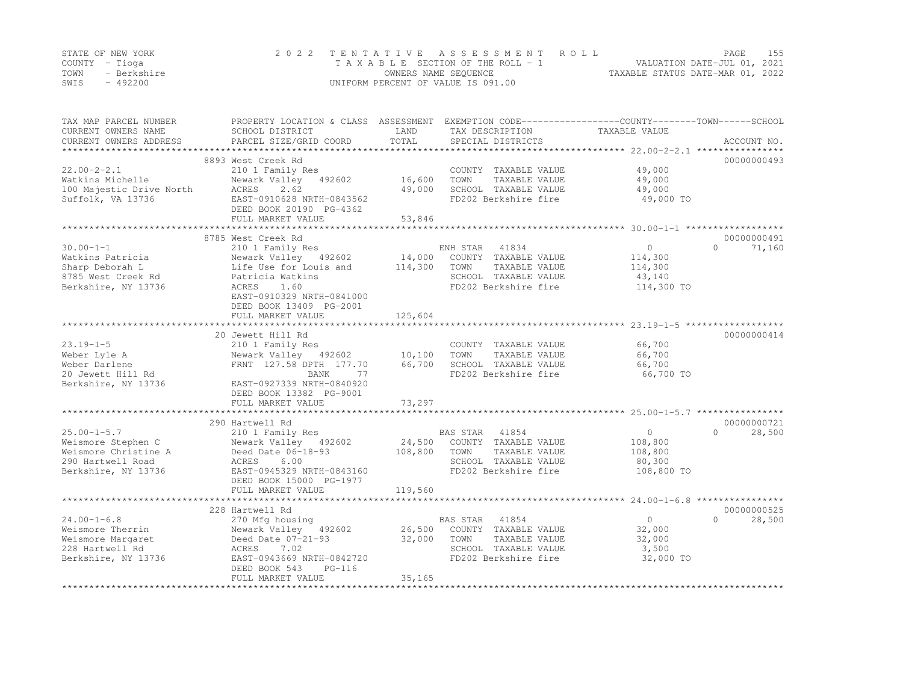STATE OF NEW YORK
COUNTY - Tioga
TOWN - Berkshire
SWIS - 492200

2 0 2 2 T E N T A T I V E A S S E S S M E N T R O L L
T A X A B L E SECTION OF THE ROLL - 1
OWNERS NAME SEQUENCE
UNIFORM PERCENT OF VALUE IS 091.00

VALUATION DATE-JUL 01, 2021
TAXABLE STATUS DATE-MAR 01, 2022

| TAX MAP PARCEL NUMBER / CURRENT OWNERS NAME / CURRENT OWNERS ADDRESS | PROPERTY LOCATION & CLASS / SCHOOL DISTRICT / PARCEL SIZE/GRID COORD | ASSESSMENT LAND / TOTAL | EXEMPTION CODE / TAX DESCRIPTION / SPECIAL DISTRICTS | COUNTY | TOWN | SCHOOL / ACCOUNT NO. |
|---|---|---|---|---|---|---|
| **22.00-2-2.1** | 8893 West Creek Rd | | | | | 00000000493 |
| 22.00-2-2.1 | 210 1 Family Res | | COUNTY TAXABLE VALUE | 49,000 | | |
| Watkins Michelle | Newark Valley 492602 | 16,600 | TOWN TAXABLE VALUE | | 49,000 | |
| 100 Majestic Drive North | ACRES 2.62 | 49,000 | SCHOOL TAXABLE VALUE | | | 49,000 |
| Suffolk, VA 13736 | EAST-0910628 NRTH-0843562 | | FD202 Berkshire fire | 49,000 TO | | |
| | DEED BOOK 20190 PG-4362 | | | | | |
| | FULL MARKET VALUE | 53,846 | | | | |
| **30.00-1-1** | 8785 West Creek Rd | | | | | 00000000491 |
| 30.00-1-1 | 210 1 Family Res | | ENH STAR 41834 | 0 | 0 | 71,160 |
| Watkins Patricia | Newark Valley 492602 | 14,000 | COUNTY TAXABLE VALUE | 114,300 | | |
| Sharp Deborah L | Life Use for Louis and | 114,300 | TOWN TAXABLE VALUE | | 114,300 | |
| 8785 West Creek Rd | Patricia Watkins | | SCHOOL TAXABLE VALUE | | | 43,140 |
| Berkshire, NY 13736 | ACRES 1.60 | | FD202 Berkshire fire | 114,300 TO | | |
| | EAST-0910329 NRTH-0841000 | | | | | |
| | DEED BOOK 13409 PG-2001 | | | | | |
| | FULL MARKET VALUE | 125,604 | | | | |
| **23.19-1-5** | 20 Jewett Hill Rd | | | | | 00000000414 |
| 23.19-1-5 | 210 1 Family Res | | COUNTY TAXABLE VALUE | 66,700 | | |
| Weber Lyle A | Newark Valley 492602 | 10,100 | TOWN TAXABLE VALUE | | 66,700 | |
| Weber Darlene | FRNT 127.58 DPTH 177.70 | 66,700 | SCHOOL TAXABLE VALUE | | | 66,700 |
| 20 Jewett Hill Rd | BANK 77 | | FD202 Berkshire fire | 66,700 TO | | |
| Berkshire, NY 13736 | EAST-0927339 NRTH-0840920 | | | | | |
| | DEED BOOK 13382 PG-9001 | | | | | |
| | FULL MARKET VALUE | 73,297 | | | | |
| **25.00-1-5.7** | 290 Hartwell Rd | | | | | 00000000721 |
| 25.00-1-5.7 | 210 1 Family Res | | BAS STAR 41854 | 0 | 0 | 28,500 |
| Weismore Stephen C | Newark Valley 492602 | 24,500 | COUNTY TAXABLE VALUE | 108,800 | | |
| Weismore Christine A | Deed Date 06-18-93 | 108,800 | TOWN TAXABLE VALUE | | 108,800 | |
| 290 Hartwell Road | ACRES 6.00 | | SCHOOL TAXABLE VALUE | | | 80,300 |
| Berkshire, NY 13736 | EAST-0945329 NRTH-0843160 | | FD202 Berkshire fire | 108,800 TO | | |
| | DEED BOOK 15000 PG-1977 | | | | | |
| | FULL MARKET VALUE | 119,560 | | | | |
| **24.00-1-6.8** | 228 Hartwell Rd | | | | | 00000000525 |
| 24.00-1-6.8 | 270 Mfg housing | | BAS STAR 41854 | 0 | 0 | 28,500 |
| Weismore Therrin | Newark Valley 492602 | 26,500 | COUNTY TAXABLE VALUE | 32,000 | | |
| Weismore Margaret | Deed Date 07-21-93 | 32,000 | TOWN TAXABLE VALUE | | 32,000 | |
| 228 Hartwell Rd | ACRES 7.02 | | SCHOOL TAXABLE VALUE | | | 3,500 |
| Berkshire, NY 13736 | EAST-0943669 NRTH-0842720 | | FD202 Berkshire fire | 32,000 TO | | |
| | DEED BOOK 543 PG-116 | | | | | |
| | FULL MARKET VALUE | 35,165 | | | | |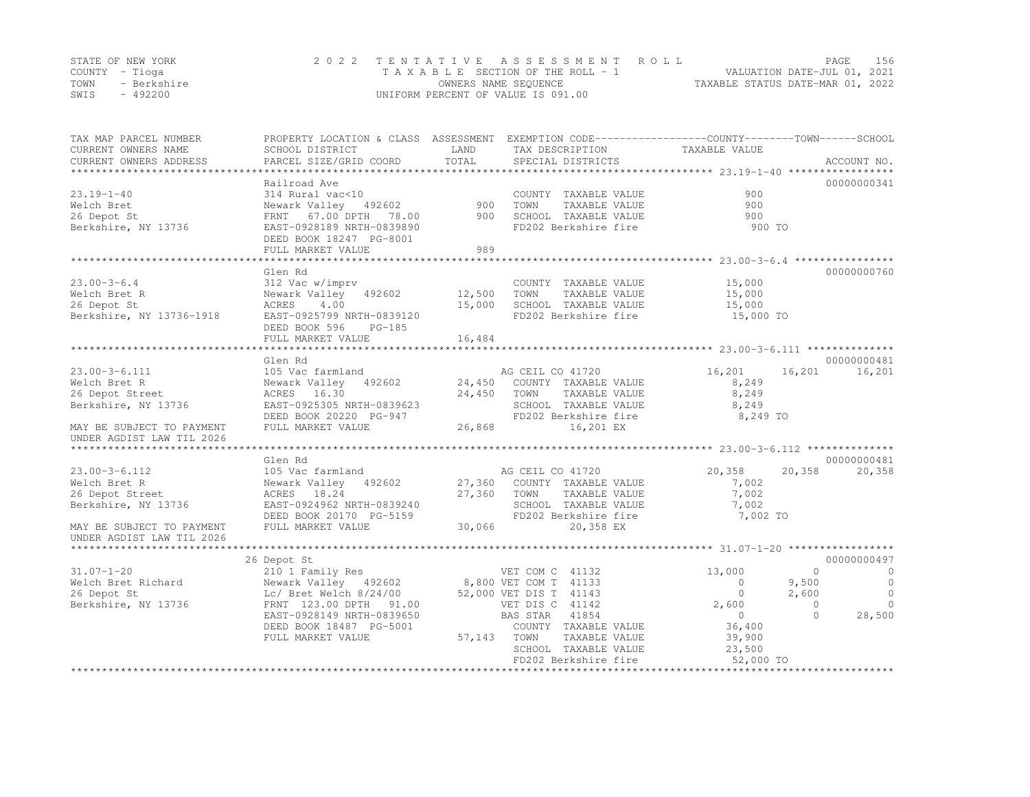STATE OF NEW YORK
COUNTY - Tioga
TOWN - Berkshire
SWIS - 492200

2022 TENTATIVE ASSESSMENT ROLL
TAXABLE SECTION OF THE ROLL - 1
OWNERS NAME SEQUENCE
UNIFORM PERCENT OF VALUE IS 091.00

VALUATION DATE-JUL 01, 2021
TAXABLE STATUS DATE-MAR 01, 2022

| TAX MAP PARCEL NUMBER / CURRENT OWNERS NAME / CURRENT OWNERS ADDRESS | PROPERTY LOCATION & CLASS / SCHOOL DISTRICT / PARCEL SIZE/GRID COORD | ASSESSMENT LAND / TOTAL | EXEMPTION CODE / TAX DESCRIPTION / SPECIAL DISTRICTS | COUNTY TAXABLE VALUE | TOWN | SCHOOL | ACCOUNT NO. |
|---|---|---|---|---|---|---|---|
| 23.19-1-40 | Railroad Ave | | | | | | 00000000341 |
| 23.19-1-40 | 314 Rural vac<10 | | COUNTY TAXABLE VALUE | 900 | | | |
| Welch Bret | Newark Valley 492602 | 900 | TOWN TAXABLE VALUE | 900 | | | |
| 26 Depot St | FRNT 67.00 DPTH 78.00 | 900 | SCHOOL TAXABLE VALUE | 900 | | | |
| Berkshire, NY 13736 | EAST-0928189 NRTH-0839890 | | FD202 Berkshire fire | 900 TO | | | |
| | DEED BOOK 18247 PG-8001 | | | | | | |
| | FULL MARKET VALUE | 989 | | | | | |
| 23.00-3-6.4 | Glen Rd | | | | | | 00000000760 |
| 23.00-3-6.4 | 312 Vac w/imprv | | COUNTY TAXABLE VALUE | 15,000 | | | |
| Welch Bret R | Newark Valley 492602 | 12,500 | TOWN TAXABLE VALUE | 15,000 | | | |
| 26 Depot St | ACRES 4.00 | 15,000 | SCHOOL TAXABLE VALUE | 15,000 | | | |
| Berkshire, NY 13736-1918 | EAST-0925799 NRTH-0839120 | | FD202 Berkshire fire | 15,000 TO | | | |
| | DEED BOOK 596 PG-185 | | | | | | |
| | FULL MARKET VALUE | 16,484 | | | | | |
| 23.00-3-6.111 | Glen Rd | | | | | | 00000000481 |
| 23.00-3-6.111 | 105 Vac farmland | | AG CEIL CO 41720 | 16,201 | 16,201 | 16,201 | |
| Welch Bret R | Newark Valley 492602 | 24,450 | COUNTY TAXABLE VALUE | 8,249 | | | |
| 26 Depot Street | ACRES 16.30 | 24,450 | TOWN TAXABLE VALUE | 8,249 | | | |
| Berkshire, NY 13736 | EAST-0925305 NRTH-0839623 | | SCHOOL TAXABLE VALUE | 8,249 | | | |
| | DEED BOOK 20220 PG-947 | | FD202 Berkshire fire | 8,249 TO | | | |
| MAY BE SUBJECT TO PAYMENT | FULL MARKET VALUE | 26,868 | 16,201 EX | | | | |
| UNDER AGDIST LAW TIL 2026 | | | | | | | |
| 23.00-3-6.112 | Glen Rd | | | | | | 00000000481 |
| 23.00-3-6.112 | 105 Vac farmland | | AG CEIL CO 41720 | 20,358 | 20,358 | 20,358 | |
| Welch Bret R | Newark Valley 492602 | 27,360 | COUNTY TAXABLE VALUE | 7,002 | | | |
| 26 Depot Street | ACRES 18.24 | 27,360 | TOWN TAXABLE VALUE | 7,002 | | | |
| Berkshire, NY 13736 | EAST-0924962 NRTH-0839240 | | SCHOOL TAXABLE VALUE | 7,002 | | | |
| | DEED BOOK 20170 PG-5159 | | FD202 Berkshire fire | 7,002 TO | | | |
| MAY BE SUBJECT TO PAYMENT | FULL MARKET VALUE | 30,066 | 20,358 EX | | | | |
| UNDER AGDIST LAW TIL 2026 | | | | | | | |
| 31.07-1-20 | 26 Depot St | | | | | | 00000000497 |
| 31.07-1-20 | 210 1 Family Res | | VET COM C 41132 | 13,000 | 0 | 0 | |
| Welch Bret Richard | Newark Valley 492602 | 8,800 | VET COM T 41133 | 0 | 9,500 | 0 | |
| 26 Depot St | Lc/ Bret Welch 8/24/00 | 52,000 | VET DIS T 41143 | 0 | 2,600 | 0 | |
| Berkshire, NY 13736 | FRNT 123.00 DPTH 91.00 | | VET DIS C 41142 | 2,600 | 0 | 0 | |
| | EAST-0928149 NRTH-0839650 | | BAS STAR 41854 | 0 | 0 | 28,500 | |
| | DEED BOOK 18487 PG-5001 | | COUNTY TAXABLE VALUE | 36,400 | | | |
| | FULL MARKET VALUE | 57,143 | TOWN TAXABLE VALUE | 39,900 | | | |
| | | | SCHOOL TAXABLE VALUE | 23,500 | | | |
| | | | FD202 Berkshire fire | 52,000 TO | | | |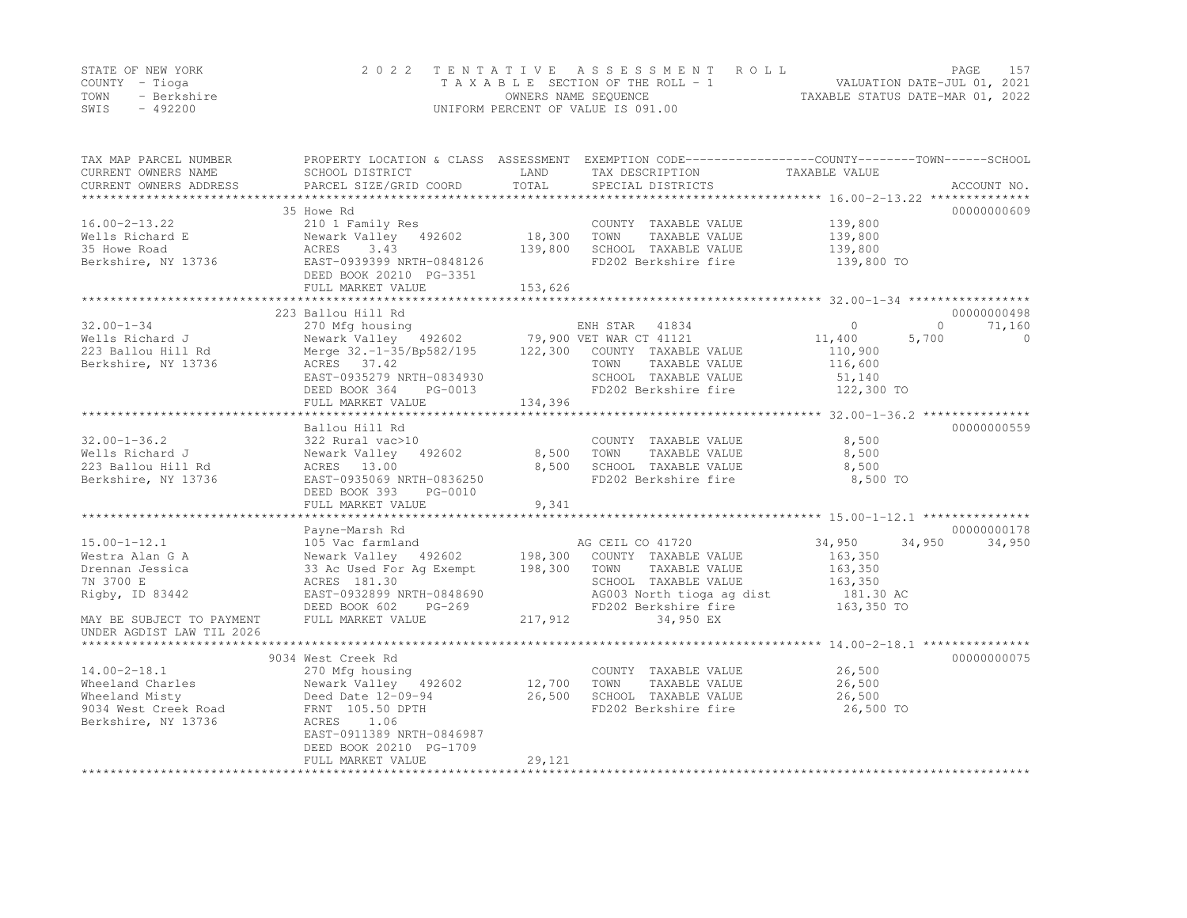STATE OF NEW YORK
COUNTY - Tioga
TOWN - Berkshire
SWIS - 492200

2 0 2 2 T E N T A T I V E A S S E S S M E N T R O L L
T A X A B L E SECTION OF THE ROLL - 1
OWNERS NAME SEQUENCE
UNIFORM PERCENT OF VALUE IS 091.00

VALUATION DATE-JUL 01, 2021
TAXABLE STATUS DATE-MAR 01, 2022

```
TAX MAP PARCEL NUMBER          PROPERTY LOCATION & CLASS  ASSESSMENT  EXEMPTION CODE------------------COUNTY--------TOWN------SCHOOL
CURRENT OWNERS NAME            SCHOOL DISTRICT               LAND      TAX DESCRIPTION              TAXABLE VALUE
CURRENT OWNERS ADDRESS         PARCEL SIZE/GRID COORD        TOTAL     SPECIAL DISTRICTS                                     ACCOUNT NO.
****************************************************************************************************** 16.00-2-13.22 **************
                               35 Howe Rd                                                                                00000000609
16.00-2-13.22                  210 1 Family Res                        COUNTY  TAXABLE VALUE          139,800
Wells Richard E                Newark Valley   492602       18,300     TOWN    TAXABLE VALUE          139,800
35 Howe Road                   ACRES     3.43              139,800     SCHOOL  TAXABLE VALUE          139,800
Berkshire, NY 13736            EAST-0939399 NRTH-0848126               FD202 Berkshire fire            139,800 TO
                               DEED BOOK 20210  PG-3351
                               FULL MARKET VALUE           153,626
****************************************************************************************************** 32.00-1-34 *****************
                               223 Ballou Hill Rd                                                                        00000000498
32.00-1-34                     270 Mfg housing                          ENH STAR   41834                0            0        71,160
Wells Richard J                Newark Valley   492602       79,900 VET WAR CT 41121                11,400        5,700           0
223 Ballou Hill Rd             Merge 32.-1-35/Bp582/195    122,300     COUNTY  TAXABLE VALUE          110,900
Berkshire, NY 13736            ACRES    37.42                          TOWN    TAXABLE VALUE          116,600
                               EAST-0935279 NRTH-0834930               SCHOOL  TAXABLE VALUE           51,140
                               DEED BOOK 364    PG-0013                FD202 Berkshire fire            122,300 TO
                               FULL MARKET VALUE           134,396
****************************************************************************************************** 32.00-1-36.2 ***************
                               Ballou Hill Rd                                                                            00000000559
32.00-1-36.2                   322 Rural vac>10                        COUNTY  TAXABLE VALUE            8,500
Wells Richard J                Newark Valley   492602        8,500     TOWN    TAXABLE VALUE            8,500
223 Ballou Hill Rd             ACRES    13.00                8,500     SCHOOL  TAXABLE VALUE            8,500
Berkshire, NY 13736            EAST-0935069 NRTH-0836250               FD202 Berkshire fire              8,500 TO
                               DEED BOOK 393    PG-0010
                               FULL MARKET VALUE             9,341
****************************************************************************************************** 15.00-1-12.1 ***************
                               Payne-Marsh Rd                                                                            00000000178
15.00-1-12.1                   105 Vac farmland                         AG CEIL CO 41720               34,950       34,950      34,950
Westra Alan G A                Newark Valley   492602      198,300     COUNTY  TAXABLE VALUE          163,350
Drennan Jessica                33 Ac Used For Ag Exempt    198,300     TOWN    TAXABLE VALUE          163,350
7N 3700 E                      ACRES   181.30                          SCHOOL  TAXABLE VALUE          163,350
Rigby, ID 83442                EAST-0932899 NRTH-0848690               AG003 North tioga ag dist        181.30 AC
                               DEED BOOK 602    PG-269                 FD202 Berkshire fire            163,350 TO
MAY BE SUBJECT TO PAYMENT      FULL MARKET VALUE           217,912                 34,950 EX
UNDER AGDIST LAW TIL 2026
****************************************************************************************************** 14.00-2-18.1 ***************
                               9034 West Creek Rd                                                                        00000000075
14.00-2-18.1                   270 Mfg housing                         COUNTY  TAXABLE VALUE           26,500
Wheeland Charles               Newark Valley   492602       12,700     TOWN    TAXABLE VALUE           26,500
Wheeland Misty                 Deed Date 12-09-94           26,500     SCHOOL  TAXABLE VALUE           26,500
9034 West Creek Road           FRNT  105.50 DPTH                       FD202 Berkshire fire             26,500 TO
Berkshire, NY 13736            ACRES     1.06
                               EAST-0911389 NRTH-0846987
                               DEED BOOK 20210  PG-1709
                               FULL MARKET VALUE            29,121
************************************************************************************************************************************
```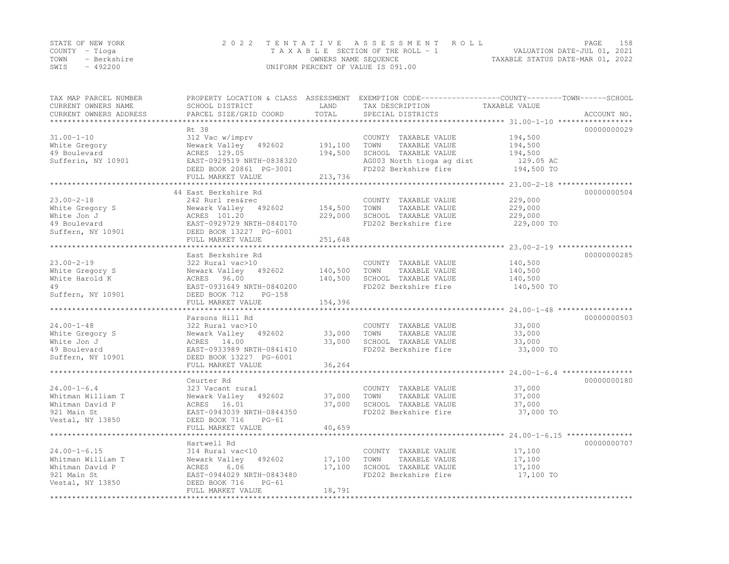STATE OF NEW YORK
COUNTY - Tioga
TOWN - Berkshire
SWIS - 492200

2022 TENTATIVE ASSESSMENT ROLL
TAXABLE SECTION OF THE ROLL - 1
OWNERS NAME SEQUENCE
UNIFORM PERCENT OF VALUE IS 091.00

VALUATION DATE-JUL 01, 2021
TAXABLE STATUS DATE-MAR 01, 2022

| TAX MAP PARCEL NUMBER / CURRENT OWNERS NAME / CURRENT OWNERS ADDRESS | PROPERTY LOCATION & CLASS / SCHOOL DISTRICT / PARCEL SIZE/GRID COORD | ASSESSMENT LAND / TOTAL | EXEMPTION CODE / TAX DESCRIPTION / SPECIAL DISTRICTS | TAXABLE VALUE (COUNTY / TOWN / SCHOOL) | ACCOUNT NO. |
|---|---|---|---|---|---|
| 31.00-1-10 | Rt 38 | | | | 00000000029 |
| 31.00-1-10 | 312 Vac w/imprv | | COUNTY TAXABLE VALUE | 194,500 | |
| White Gregory | Newark Valley 492602 | 191,100 | TOWN TAXABLE VALUE | 194,500 | |
| 49 Boulevard | ACRES 129.05 | 194,500 | SCHOOL TAXABLE VALUE | 194,500 | |
| Sufferin, NY 10901 | EAST-0929519 NRTH-0838320 | | AG003 North tioga ag dist | 129.05 AC | |
| | DEED BOOK 20861 PG-3001 | | FD202 Berkshire fire | 194,500 TO | |
| | FULL MARKET VALUE | 213,736 | | | |
| 23.00-2-18 | 44 East Berkshire Rd | | | | 00000000504 |
| 23.00-2-18 | 242 Rurl res&rec | | COUNTY TAXABLE VALUE | 229,000 | |
| White Gregory S | Newark Valley 492602 | 154,500 | TOWN TAXABLE VALUE | 229,000 | |
| White Jon J | ACRES 101.20 | 229,000 | SCHOOL TAXABLE VALUE | 229,000 | |
| 49 Boulevard | EAST-0929729 NRTH-0840170 | | FD202 Berkshire fire | 229,000 TO | |
| Suffern, NY 10901 | DEED BOOK 13227 PG-6001 | | | | |
| | FULL MARKET VALUE | 251,648 | | | |
| 23.00-2-19 | East Berkshire Rd | | | | 00000000285 |
| 23.00-2-19 | 322 Rural vac>10 | | COUNTY TAXABLE VALUE | 140,500 | |
| White Gregory S | Newark Valley 492602 | 140,500 | TOWN TAXABLE VALUE | 140,500 | |
| White Harold K | ACRES 96.00 | 140,500 | SCHOOL TAXABLE VALUE | 140,500 | |
| 49 | EAST-0931649 NRTH-0840200 | | FD202 Berkshire fire | 140,500 TO | |
| Suffern, NY 10901 | DEED BOOK 712 PG-158 | | | | |
| | FULL MARKET VALUE | 154,396 | | | |
| 24.00-1-48 | Parsons Hill Rd | | | | 00000000503 |
| 24.00-1-48 | 322 Rural vac>10 | | COUNTY TAXABLE VALUE | 33,000 | |
| White Gregory S | Newark Valley 492602 | 33,000 | TOWN TAXABLE VALUE | 33,000 | |
| White Jon J | ACRES 14.00 | 33,000 | SCHOOL TAXABLE VALUE | 33,000 | |
| 49 Boulevard | EAST-0933989 NRTH-0841410 | | FD202 Berkshire fire | 33,000 TO | |
| Suffern, NY 10901 | DEED BOOK 13227 PG-6001 | | | | |
| | FULL MARKET VALUE | 36,264 | | | |
| 24.00-1-6.4 | Ceurter Rd | | | | 00000000180 |
| 24.00-1-6.4 | 323 Vacant rural | | COUNTY TAXABLE VALUE | 37,000 | |
| Whitman William T | Newark Valley 492602 | 37,000 | TOWN TAXABLE VALUE | 37,000 | |
| Whitman David P | ACRES 16.01 | 37,000 | SCHOOL TAXABLE VALUE | 37,000 | |
| 921 Main St | EAST-0943039 NRTH-0844350 | | FD202 Berkshire fire | 37,000 TO | |
| Vestal, NY 13850 | DEED BOOK 716 PG-61 | | | | |
| | FULL MARKET VALUE | 40,659 | | | |
| 24.00-1-6.15 | Hartwell Rd | | | | 00000000707 |
| 24.00-1-6.15 | 314 Rural vac<10 | | COUNTY TAXABLE VALUE | 17,100 | |
| Whitman William T | Newark Valley 492602 | 17,100 | TOWN TAXABLE VALUE | 17,100 | |
| Whitman David P | ACRES 6.06 | 17,100 | SCHOOL TAXABLE VALUE | 17,100 | |
| 921 Main St | EAST-0944029 NRTH-0843480 | | FD202 Berkshire fire | 17,100 TO | |
| Vestal, NY 13850 | DEED BOOK 716 PG-61 | | | | |
| | FULL MARKET VALUE | 18,791 | | | |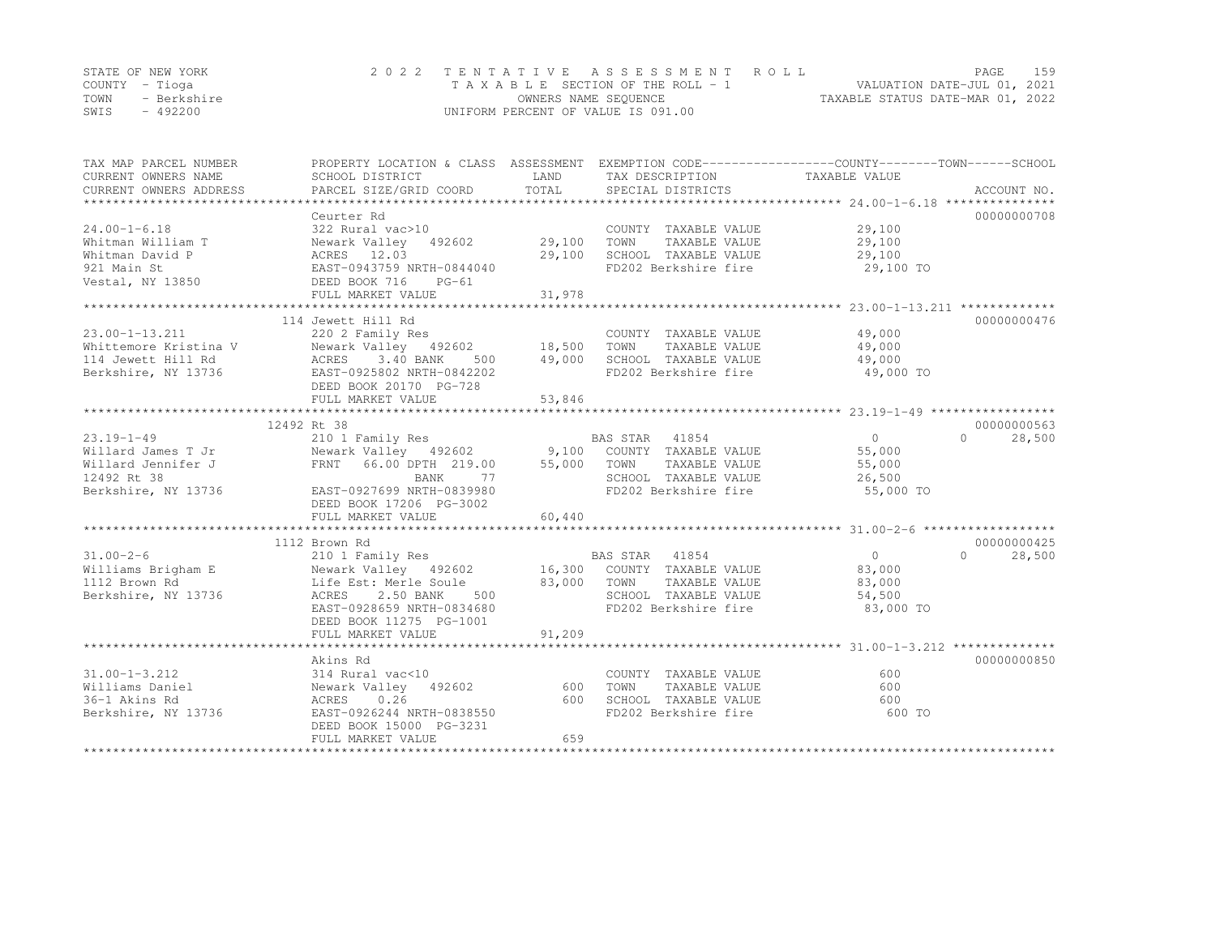STATE OF NEW YORK
COUNTY - Tioga
TOWN - Berkshire
SWIS - 492200

2022 TENTATIVE ASSESSMENT ROLL
TAXABLE SECTION OF THE ROLL - 1
OWNERS NAME SEQUENCE
UNIFORM PERCENT OF VALUE IS 091.00

VALUATION DATE-JUL 01, 2021
TAXABLE STATUS DATE-MAR 01, 2022

| TAX MAP PARCEL NUMBER / CURRENT OWNERS NAME / CURRENT OWNERS ADDRESS | PROPERTY LOCATION & CLASS / SCHOOL DISTRICT / PARCEL SIZE/GRID COORD | ASSESSMENT LAND | TOTAL | EXEMPTION CODE / TAX DESCRIPTION / SPECIAL DISTRICTS | COUNTY TAXABLE VALUE | TOWN | SCHOOL | ACCOUNT NO. |
|---|---|---|---|---|---|---|---|---|
| **24.00-1-6.18** | Ceurter Rd | | | | | | | 00000000708 |
| Whitman William T | 322 Rural vac>10 | | | COUNTY TAXABLE VALUE | 29,100 | | | |
| Whitman David P | Newark Valley 492602 | 29,100 | | TOWN TAXABLE VALUE | 29,100 | | | |
| 921 Main St | ACRES 12.03 | | 29,100 | SCHOOL TAXABLE VALUE | 29,100 | | | |
| Vestal, NY 13850 | EAST-0943759 NRTH-0844040 | | | FD202 Berkshire fire | 29,100 TO | | | |
| | DEED BOOK 716 PG-61 | | | | | | | |
| | FULL MARKET VALUE | | 31,978 | | | | | |
| **23.00-1-13.211** | 114 Jewett Hill Rd | | | | | | | 00000000476 |
| Whittemore Kristina V | 220 2 Family Res | | | COUNTY TAXABLE VALUE | 49,000 | | | |
| 114 Jewett Hill Rd | Newark Valley 492602 | 18,500 | | TOWN TAXABLE VALUE | 49,000 | | | |
| Berkshire, NY 13736 | ACRES 3.40 BANK 500 | | 49,000 | SCHOOL TAXABLE VALUE | 49,000 | | | |
| | EAST-0925802 NRTH-0842202 | | | FD202 Berkshire fire | 49,000 TO | | | |
| | DEED BOOK 20170 PG-728 | | | | | | | |
| | FULL MARKET VALUE | | 53,846 | | | | | |
| **23.19-1-49** | 12492 Rt 38 | | | | | | | 00000000563 |
| Willard James T Jr | 210 1 Family Res | | | BAS STAR 41854 | 0 | 0 | 28,500 | |
| Willard Jennifer J | Newark Valley 492602 | 9,100 | | COUNTY TAXABLE VALUE | 55,000 | | | |
| 12492 Rt 38 | FRNT 66.00 DPTH 219.00 | | 55,000 | TOWN TAXABLE VALUE | 55,000 | | | |
| Berkshire, NY 13736 | BANK 77 | | | SCHOOL TAXABLE VALUE | 26,500 | | | |
| | EAST-0927699 NRTH-0839980 | | | FD202 Berkshire fire | 55,000 TO | | | |
| | DEED BOOK 17206 PG-3002 | | | | | | | |
| | FULL MARKET VALUE | | 60,440 | | | | | |
| **31.00-2-6** | 1112 Brown Rd | | | | | | | 00000000425 |
| Williams Brigham E | 210 1 Family Res | | | BAS STAR 41854 | 0 | 0 | 28,500 | |
| 1112 Brown Rd | Newark Valley 492602 | 16,300 | | COUNTY TAXABLE VALUE | 83,000 | | | |
| Berkshire, NY 13736 | Life Est: Merle Soule | | 83,000 | TOWN TAXABLE VALUE | 83,000 | | | |
| | ACRES 2.50 BANK 500 | | | SCHOOL TAXABLE VALUE | 54,500 | | | |
| | EAST-0928659 NRTH-0834680 | | | FD202 Berkshire fire | 83,000 TO | | | |
| | DEED BOOK 11275 PG-1001 | | | | | | | |
| | FULL MARKET VALUE | | 91,209 | | | | | |
| **31.00-1-3.212** | Akins Rd | | | | | | | 00000000850 |
| Williams Daniel | 314 Rural vac<10 | | | COUNTY TAXABLE VALUE | 600 | | | |
| 36-1 Akins Rd | Newark Valley 492602 | 600 | | TOWN TAXABLE VALUE | 600 | | | |
| Berkshire, NY 13736 | ACRES 0.26 | | 600 | SCHOOL TAXABLE VALUE | 600 | | | |
| | EAST-0926244 NRTH-0838550 | | | FD202 Berkshire fire | 600 TO | | | |
| | DEED BOOK 15000 PG-3231 | | | | | | | |
| | FULL MARKET VALUE | | 659 | | | | | |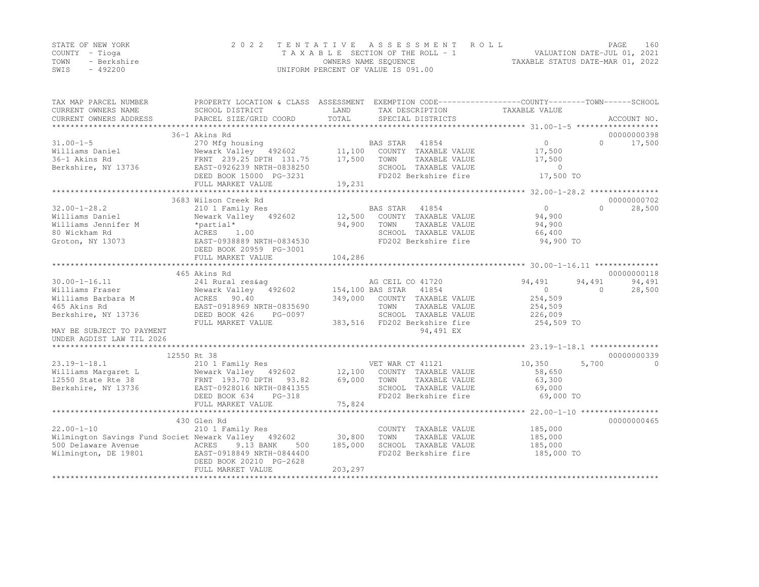STATE OF NEW YORK
COUNTY - Tioga
TOWN - Berkshire
SWIS - 492200

2022 TENTATIVE ASSESSMENT ROLL
TAXABLE SECTION OF THE ROLL - 1
OWNERS NAME SEQUENCE
UNIFORM PERCENT OF VALUE IS 091.00

VALUATION DATE-JUL 01, 2021
TAXABLE STATUS DATE-MAR 01, 2022

| TAX MAP PARCEL NUMBER / CURRENT OWNERS NAME / CURRENT OWNERS ADDRESS | PROPERTY LOCATION & CLASS / SCHOOL DISTRICT / PARCEL SIZE/GRID COORD | ASSESSMENT LAND / TOTAL | EXEMPTION CODE / TAX DESCRIPTION / SPECIAL DISTRICTS | COUNTY | TOWN | SCHOOL | ACCOUNT NO. |
|---|---|---|---|---|---|---|---|
| 31.00-1-5 | 36-1 Akins Rd | | | | | | 00000000398 |
| Williams Daniel | 270 Mfg housing | | BAS STAR 41854 | 0 | 0 | 17,500 | |
| 36-1 Akins Rd | Newark Valley 492602 | 11,100 | COUNTY TAXABLE VALUE | 17,500 | | | |
| Berkshire, NY 13736 | FRNT 239.25 DPTH 131.75 | 17,500 | TOWN TAXABLE VALUE | | 17,500 | | |
| | EAST-0926239 NRTH-0838250 | | SCHOOL TAXABLE VALUE | | | 0 | |
| | DEED BOOK 15000 PG-3231 | | FD202 Berkshire fire | 17,500 TO | | | |
| | FULL MARKET VALUE | 19,231 | | | | | |
| 32.00-1-28.2 | 3683 Wilson Creek Rd | | | | | | 00000000702 |
| Williams Daniel | 210 1 Family Res | | BAS STAR 41854 | 0 | 0 | 28,500 | |
| Williams Jennifer M | Newark Valley 492602 | 12,500 | COUNTY TAXABLE VALUE | 94,900 | | | |
| 80 Wickham Rd | *partial* | 94,900 | TOWN TAXABLE VALUE | | 94,900 | | |
| Groton, NY 13073 | ACRES 1.00 | | SCHOOL TAXABLE VALUE | | | 66,400 | |
| | EAST-0938889 NRTH-0834530 | | FD202 Berkshire fire | 94,900 TO | | | |
| | DEED BOOK 20959 PG-3001 | | | | | | |
| | FULL MARKET VALUE | 104,286 | | | | | |
| 30.00-1-16.11 | 465 Akins Rd | | | | | | 00000000118 |
| Williams Fraser | 241 Rural res&ag | | AG CEIL CO 41720 | 94,491 | 94,491 | 94,491 | |
| Williams Barbara M | Newark Valley 492602 | 154,100 | BAS STAR 41854 | 0 | 0 | 28,500 | |
| 465 Akins Rd | ACRES 90.40 | 349,000 | COUNTY TAXABLE VALUE | 254,509 | | | |
| Berkshire, NY 13736 | EAST-0918969 NRTH-0835690 | | TOWN TAXABLE VALUE | | 254,509 | | |
| | DEED BOOK 426 PG-0097 | | SCHOOL TAXABLE VALUE | | | 226,009 | |
| MAY BE SUBJECT TO PAYMENT | FULL MARKET VALUE | 383,516 | FD202 Berkshire fire | 254,509 TO | | | |
| UNDER AGDIST LAW TIL 2026 | | | 94,491 EX | | | | |
| 23.19-1-18.1 | 12550 Rt 38 | | | | | | 00000000339 |
| Williams Margaret L | 210 1 Family Res | | VET WAR CT 41121 | 10,350 | 5,700 | 0 | |
| 12550 State Rte 38 | Newark Valley 492602 | 12,100 | COUNTY TAXABLE VALUE | 58,650 | | | |
| Berkshire, NY 13736 | FRNT 193.70 DPTH 93.82 | 69,000 | TOWN TAXABLE VALUE | | 63,300 | | |
| | EAST-0928016 NRTH-0841355 | | SCHOOL TAXABLE VALUE | | | 69,000 | |
| | DEED BOOK 634 PG-318 | | FD202 Berkshire fire | 69,000 TO | | | |
| | FULL MARKET VALUE | 75,824 | | | | | |
| 22.00-1-10 | 430 Glen Rd | | | | | | 00000000465 |
| Wilmington Savings Fund Societ | 210 1 Family Res | | COUNTY TAXABLE VALUE | 185,000 | | | |
| 500 Delaware Avenue | Newark Valley 492602 | 30,800 | TOWN TAXABLE VALUE | | 185,000 | | |
| Wilmington, DE 19801 | ACRES 9.13 BANK 500 | 185,000 | SCHOOL TAXABLE VALUE | | | 185,000 | |
| | EAST-0918849 NRTH-0844400 | | FD202 Berkshire fire | 185,000 TO | | | |
| | DEED BOOK 20210 PG-2628 | | | | | | |
| | FULL MARKET VALUE | 203,297 | | | | | |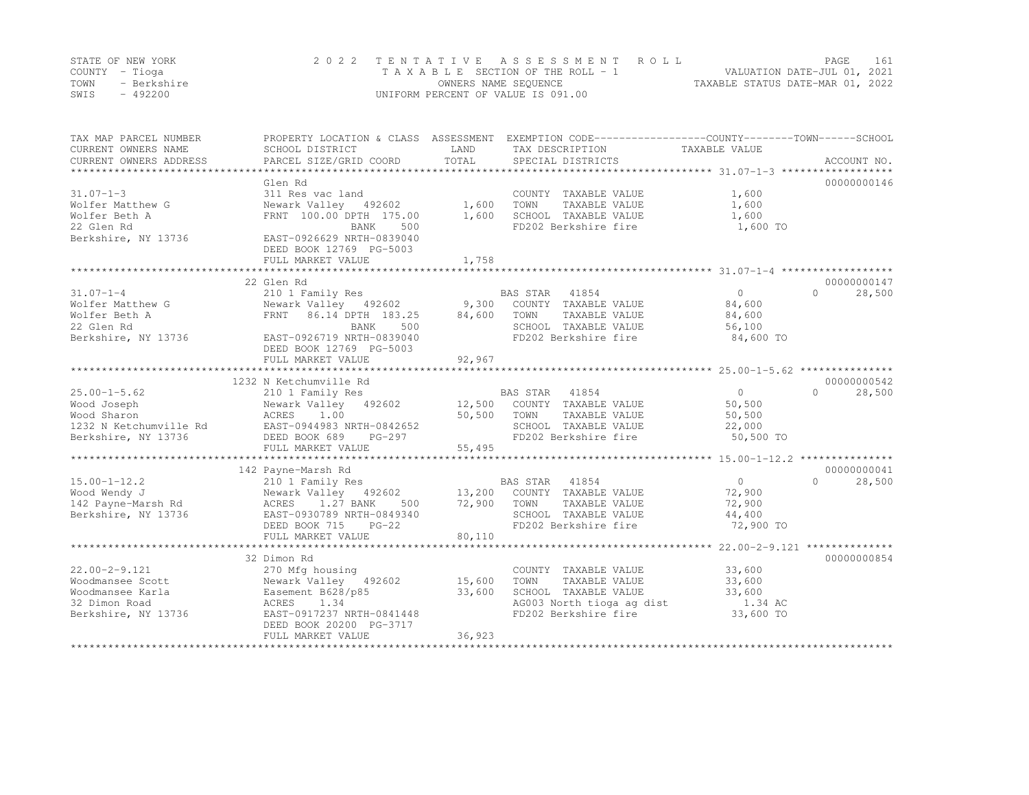STATE OF NEW YORK | COUNTY - Tioga | TOWN - Berkshire | SWIS - 492200

# 2022 TENTATIVE ASSESSMENT ROLL

TAXABLE SECTION OF THE ROLL - 1
OWNERS NAME SEQUENCE
UNIFORM PERCENT OF VALUE IS 091.00

VALUATION DATE-JUL 01, 2021
TAXABLE STATUS DATE-MAR 01, 2022

| TAX MAP PARCEL NUMBER / CURRENT OWNERS NAME / CURRENT OWNERS ADDRESS | PROPERTY LOCATION & CLASS / SCHOOL DISTRICT / PARCEL SIZE/GRID COORD | ASSESSMENT LAND | TOTAL | EXEMPTION CODE / TAX DESCRIPTION / SPECIAL DISTRICTS | COUNTY TAXABLE VALUE | TOWN | SCHOOL | ACCOUNT NO. |
|---|---|---|---|---|---|---|---|---|
| **31.07-1-3** | Glen Rd | | | | | | | 00000000146 |
| Wolfer Matthew G | 311 Res vac land | | | COUNTY TAXABLE VALUE | 1,600 | | | |
| Wolfer Beth A | Newark Valley 492602 | 1,600 | | TOWN TAXABLE VALUE | 1,600 | | | |
| 22 Glen Rd | FRNT 100.00 DPTH 175.00 | | 1,600 | SCHOOL TAXABLE VALUE | 1,600 | | | |
| Berkshire, NY 13736 | BANK 500 | | | FD202 Berkshire fire | 1,600 TO | | | |
| | EAST-0926629 NRTH-0839040 | | | | | | | |
| | DEED BOOK 12769 PG-5003 | | | | | | | |
| | FULL MARKET VALUE | | 1,758 | | | | | |
| **31.07-1-4** | 22 Glen Rd | | | | | | | 00000000147 |
| Wolfer Matthew G | 210 1 Family Res | | | BAS STAR 41854 | 0 | 0 | 28,500 | |
| Wolfer Beth A | Newark Valley 492602 | 9,300 | | COUNTY TAXABLE VALUE | 84,600 | | | |
| 22 Glen Rd | FRNT 86.14 DPTH 183.25 | | 84,600 | TOWN TAXABLE VALUE | 84,600 | | | |
| Berkshire, NY 13736 | BANK 500 | | | SCHOOL TAXABLE VALUE | 56,100 | | | |
| | EAST-0926719 NRTH-0839040 | | | FD202 Berkshire fire | 84,600 TO | | | |
| | DEED BOOK 12769 PG-5003 | | | | | | | |
| | FULL MARKET VALUE | | 92,967 | | | | | |
| **25.00-1-5.62** | 1232 N Ketchumville Rd | | | | | | | 00000000542 |
| Wood Joseph | 210 1 Family Res | | | BAS STAR 41854 | 0 | 0 | 28,500 | |
| Wood Sharon | Newark Valley 492602 | 12,500 | | COUNTY TAXABLE VALUE | 50,500 | | | |
| 1232 N Ketchumville Rd | ACRES 1.00 | | 50,500 | TOWN TAXABLE VALUE | 50,500 | | | |
| Berkshire, NY 13736 | EAST-0944983 NRTH-0842652 | | | SCHOOL TAXABLE VALUE | 22,000 | | | |
| | DEED BOOK 689 PG-297 | | | FD202 Berkshire fire | 50,500 TO | | | |
| | FULL MARKET VALUE | | 55,495 | | | | | |
| **15.00-1-12.2** | 142 Payne-Marsh Rd | | | | | | | 00000000041 |
| Wood Wendy J | 210 1 Family Res | | | BAS STAR 41854 | 0 | 0 | 28,500 | |
| 142 Payne-Marsh Rd | Newark Valley 492602 | 13,200 | | COUNTY TAXABLE VALUE | 72,900 | | | |
| Berkshire, NY 13736 | ACRES 1.27 BANK 500 | | 72,900 | TOWN TAXABLE VALUE | 72,900 | | | |
| | EAST-0930789 NRTH-0849340 | | | SCHOOL TAXABLE VALUE | 44,400 | | | |
| | DEED BOOK 715 PG-22 | | | FD202 Berkshire fire | 72,900 TO | | | |
| | FULL MARKET VALUE | | 80,110 | | | | | |
| **22.00-2-9.121** | 32 Dimon Rd | | | | | | | 00000000854 |
| Woodmansee Scott | 270 Mfg housing | | | COUNTY TAXABLE VALUE | 33,600 | | | |
| Woodmansee Karla | Newark Valley 492602 | 15,600 | | TOWN TAXABLE VALUE | 33,600 | | | |
| 32 Dimon Road | Easement B628/p85 | | 33,600 | SCHOOL TAXABLE VALUE | 33,600 | | | |
| Berkshire, NY 13736 | ACRES 1.34 | | | AG003 North tioga ag dist | 1.34 AC | | | |
| | EAST-0917237 NRTH-0841448 | | | FD202 Berkshire fire | 33,600 TO | | | |
| | DEED BOOK 20200 PG-3717 | | | | | | | |
| | FULL MARKET VALUE | | 36,923 | | | | | |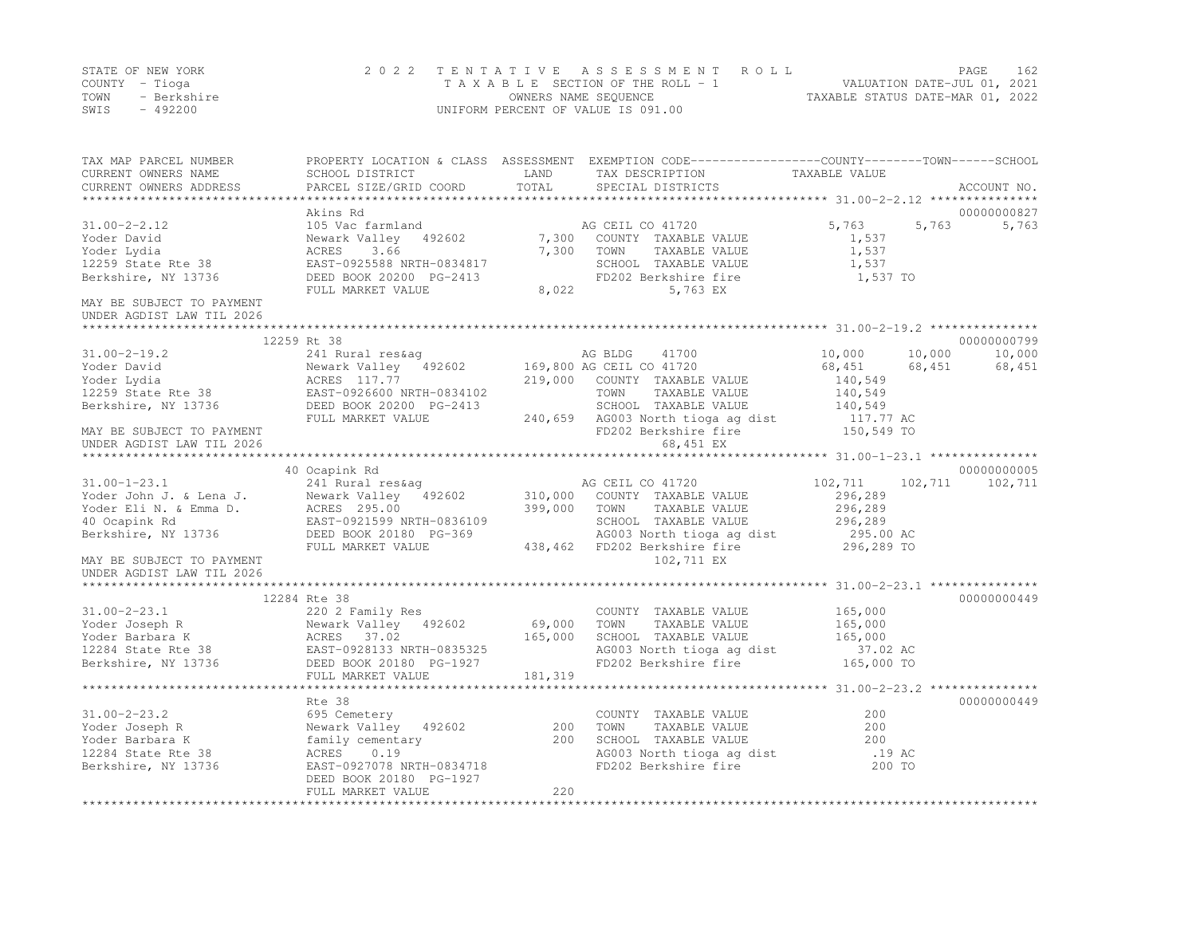STATE OF NEW YORK | COUNTY - Tioga | TOWN - Berkshire | SWIS - 492200

2022 TENTATIVE ASSESSMENT ROLL
TAXABLE SECTION OF THE ROLL - 1
OWNERS NAME SEQUENCE
UNIFORM PERCENT OF VALUE IS 091.00

VALUATION DATE-JUL 01, 2021
TAXABLE STATUS DATE-MAR 01, 2022

| TAX MAP PARCEL NUMBER / CURRENT OWNERS NAME / CURRENT OWNERS ADDRESS | PROPERTY LOCATION & CLASS / SCHOOL DISTRICT / PARCEL SIZE/GRID COORD | ASSESSMENT LAND | ASSESSMENT TOTAL | EXEMPTION CODE / TAX DESCRIPTION / SPECIAL DISTRICTS | COUNTY TAXABLE VALUE | TOWN | SCHOOL | ACCOUNT NO. |
|---|---|---|---|---|---|---|---|---|
| **31.00-2-2.12** | Akins Rd | | | | | | | 00000000827 |
| 31.00-2-2.12 | 105 Vac farmland | | | AG CEIL CO 41720 | 5,763 | 5,763 | 5,763 | |
| Yoder David | Newark Valley 492602 | 7,300 | | COUNTY TAXABLE VALUE | 1,537 | | | |
| Yoder Lydia | ACRES 3.66 | | 7,300 | TOWN TAXABLE VALUE | 1,537 | | | |
| 12259 State Rte 38 | EAST-0925588 NRTH-0834817 | | | SCHOOL TAXABLE VALUE | 1,537 | | | |
| Berkshire, NY 13736 | DEED BOOK 20200 PG-2413 | | | FD202 Berkshire fire | 1,537 TO | | | |
| | FULL MARKET VALUE | | 8,022 | 5,763 EX | | | | |
| MAY BE SUBJECT TO PAYMENT UNDER AGDIST LAW TIL 2026 | | | | | | | | |
| **31.00-2-19.2** | 12259 Rt 38 | | | | | | | 00000000799 |
| 31.00-2-19.2 | 241 Rural res&ag | | | AG BLDG 41700 | 10,000 | 10,000 | 10,000 | |
| Yoder David | Newark Valley 492602 | 169,800 | | AG CEIL CO 41720 | 68,451 | 68,451 | 68,451 | |
| Yoder Lydia | ACRES 117.77 | | 219,000 | COUNTY TAXABLE VALUE | 140,549 | | | |
| 12259 State Rte 38 | EAST-0926600 NRTH-0834102 | | | TOWN TAXABLE VALUE | 140,549 | | | |
| Berkshire, NY 13736 | DEED BOOK 20200 PG-2413 | | | SCHOOL TAXABLE VALUE | 140,549 | | | |
| | FULL MARKET VALUE | | 240,659 | AG003 North tioga ag dist | 117.77 AC | | | |
| MAY BE SUBJECT TO PAYMENT | | | | FD202 Berkshire fire | 150,549 TO | | | |
| UNDER AGDIST LAW TIL 2026 | | | | 68,451 EX | | | | |
| **31.00-1-23.1** | 40 Ocapink Rd | | | | | | | 00000000005 |
| 31.00-1-23.1 | 241 Rural res&ag | | | AG CEIL CO 41720 | 102,711 | 102,711 | 102,711 | |
| Yoder John J. & Lena J. | Newark Valley 492602 | 310,000 | | COUNTY TAXABLE VALUE | 296,289 | | | |
| Yoder Eli N. & Emma D. | ACRES 295.00 | | 399,000 | TOWN TAXABLE VALUE | 296,289 | | | |
| 40 Ocapink Rd | EAST-0921599 NRTH-0836109 | | | SCHOOL TAXABLE VALUE | 296,289 | | | |
| Berkshire, NY 13736 | DEED BOOK 20180 PG-369 | | | AG003 North tioga ag dist | 295.00 AC | | | |
| | FULL MARKET VALUE | | 438,462 | FD202 Berkshire fire | 296,289 TO | | | |
| MAY BE SUBJECT TO PAYMENT | | | | 102,711 EX | | | | |
| UNDER AGDIST LAW TIL 2026 | | | | | | | | |
| **31.00-2-23.1** | 12284 Rte 38 | | | | | | | 00000000449 |
| 31.00-2-23.1 | 220 2 Family Res | | | COUNTY TAXABLE VALUE | 165,000 | | | |
| Yoder Joseph R | Newark Valley 492602 | 69,000 | | TOWN TAXABLE VALUE | 165,000 | | | |
| Yoder Barbara K | ACRES 37.02 | | 165,000 | SCHOOL TAXABLE VALUE | 165,000 | | | |
| 12284 State Rte 38 | EAST-0928133 NRTH-0835325 | | | AG003 North tioga ag dist | 37.02 AC | | | |
| Berkshire, NY 13736 | DEED BOOK 20180 PG-1927 | | | FD202 Berkshire fire | 165,000 TO | | | |
| | FULL MARKET VALUE | | 181,319 | | | | | |
| **31.00-2-23.2** | Rte 38 | | | | | | | 00000000449 |
| 31.00-2-23.2 | 695 Cemetery | | | COUNTY TAXABLE VALUE | 200 | | | |
| Yoder Joseph R | Newark Valley 492602 | 200 | | TOWN TAXABLE VALUE | 200 | | | |
| Yoder Barbara K | family cementary | | 200 | SCHOOL TAXABLE VALUE | 200 | | | |
| 12284 State Rte 38 | ACRES 0.19 | | | AG003 North tioga ag dist | .19 AC | | | |
| Berkshire, NY 13736 | EAST-0927078 NRTH-0834718 | | | FD202 Berkshire fire | 200 TO | | | |
| | DEED BOOK 20180 PG-1927 | | | | | | | |
| | FULL MARKET VALUE | | 220 | | | | | |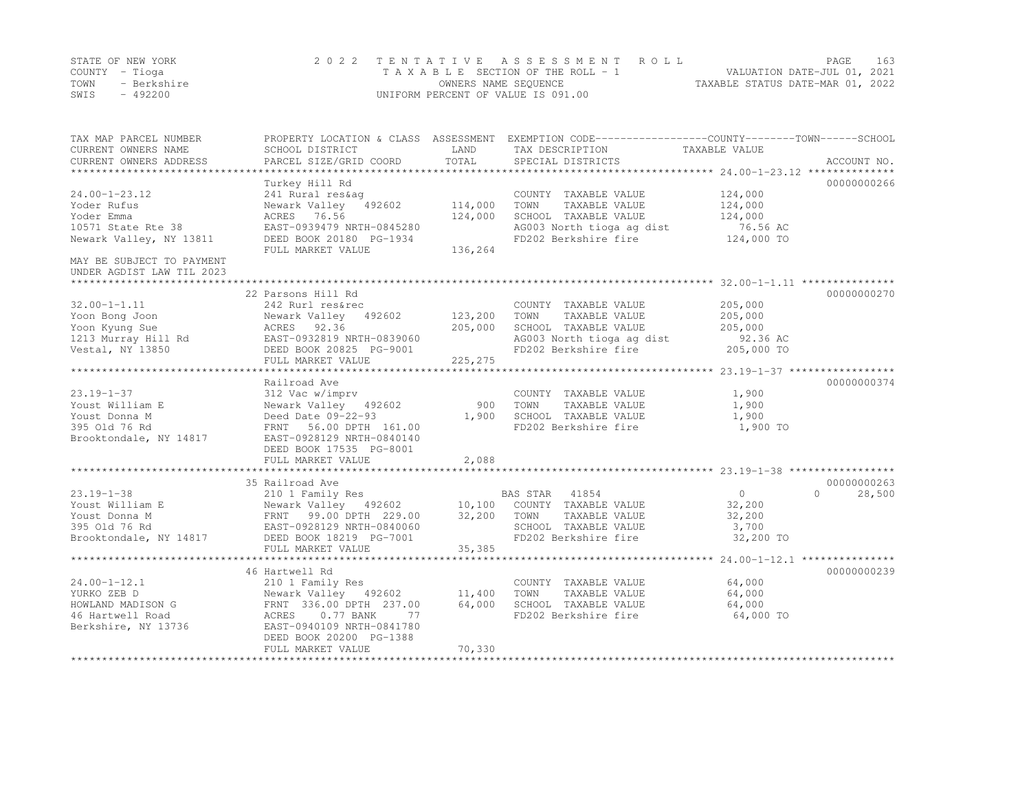STATE OF NEW YORK
COUNTY - Tioga
TOWN - Berkshire
SWIS - 492200

2022 TENTATIVE ASSESSMENT ROLL
TAXABLE SECTION OF THE ROLL - 1
OWNERS NAME SEQUENCE
UNIFORM PERCENT OF VALUE IS 091.00

VALUATION DATE-JUL 01, 2021
TAXABLE STATUS DATE-MAR 01, 2022

| TAX MAP PARCEL NUMBER / CURRENT OWNERS NAME / CURRENT OWNERS ADDRESS | PROPERTY LOCATION & CLASS / SCHOOL DISTRICT / PARCEL SIZE/GRID COORD | ASSESSMENT LAND / TOTAL | EXEMPTION CODE / TAX DESCRIPTION / SPECIAL DISTRICTS | COUNTY / TOWN / SCHOOL TAXABLE VALUE | ACCOUNT NO. |
|---|---|---|---|---|---|
| **24.00-1-23.12** | Turkey Hill Rd | | | | 00000000266 |
| 24.00-1-23.12 | 241 Rural res&ag | | COUNTY TAXABLE VALUE | 124,000 | |
| Yoder Rufus | Newark Valley 492602 | 114,000 | TOWN TAXABLE VALUE | 124,000 | |
| Yoder Emma | ACRES 76.56 | 124,000 | SCHOOL TAXABLE VALUE | 124,000 | |
| 10571 State Rte 38 | EAST-0939479 NRTH-0845280 | | AG003 North tioga ag dist | 76.56 AC | |
| Newark Valley, NY 13811 | DEED BOOK 20180 PG-1934 | | FD202 Berkshire fire | 124,000 TO | |
| | FULL MARKET VALUE | 136,264 | | | |
| MAY BE SUBJECT TO PAYMENT UNDER AGDIST LAW TIL 2023 | | | | | |
| **32.00-1-1.11** | 22 Parsons Hill Rd | | | | 00000000270 |
| 32.00-1-1.11 | 242 Rurl res&rec | | COUNTY TAXABLE VALUE | 205,000 | |
| Yoon Bong Joon | Newark Valley 492602 | 123,200 | TOWN TAXABLE VALUE | 205,000 | |
| Yoon Kyung Sue | ACRES 92.36 | 205,000 | SCHOOL TAXABLE VALUE | 205,000 | |
| 1213 Murray Hill Rd | EAST-0932819 NRTH-0839060 | | AG003 North tioga ag dist | 92.36 AC | |
| Vestal, NY 13850 | DEED BOOK 20825 PG-9001 | | FD202 Berkshire fire | 205,000 TO | |
| | FULL MARKET VALUE | 225,275 | | | |
| **23.19-1-37** | Railroad Ave | | | | 00000000374 |
| 23.19-1-37 | 312 Vac w/imprv | | COUNTY TAXABLE VALUE | 1,900 | |
| Youst William E | Newark Valley 492602 | 900 | TOWN TAXABLE VALUE | 1,900 | |
| Youst Donna M | Deed Date 09-22-93 | 1,900 | SCHOOL TAXABLE VALUE | 1,900 | |
| 395 Old 76 Rd | FRNT 56.00 DPTH 161.00 | | FD202 Berkshire fire | 1,900 TO | |
| Brooktondale, NY 14817 | EAST-0928129 NRTH-0840140 | | | | |
| | DEED BOOK 17535 PG-8001 | | | | |
| | FULL MARKET VALUE | 2,088 | | | |
| **23.19-1-38** | 35 Railroad Ave | | | | 00000000263 |
| 23.19-1-38 | 210 1 Family Res | | BAS STAR 41854 | 0 / 0 / 28,500 | |
| Youst William E | Newark Valley 492602 | 10,100 | COUNTY TAXABLE VALUE | 32,200 | |
| Youst Donna M | FRNT 99.00 DPTH 229.00 | 32,200 | TOWN TAXABLE VALUE | 32,200 | |
| 395 Old 76 Rd | EAST-0928129 NRTH-0840060 | | SCHOOL TAXABLE VALUE | 3,700 | |
| Brooktondale, NY 14817 | DEED BOOK 18219 PG-7001 | | FD202 Berkshire fire | 32,200 TO | |
| | FULL MARKET VALUE | 35,385 | | | |
| **24.00-1-12.1** | 46 Hartwell Rd | | | | 00000000239 |
| 24.00-1-12.1 | 210 1 Family Res | | COUNTY TAXABLE VALUE | 64,000 | |
| YURKO ZEB D | Newark Valley 492602 | 11,400 | TOWN TAXABLE VALUE | 64,000 | |
| HOWLAND MADISON G | FRNT 336.00 DPTH 237.00 | 64,000 | SCHOOL TAXABLE VALUE | 64,000 | |
| 46 Hartwell Road | ACRES 0.77 BANK 77 | | FD202 Berkshire fire | 64,000 TO | |
| Berkshire, NY 13736 | EAST-0940109 NRTH-0841780 | | | | |
| | DEED BOOK 20200 PG-1388 | | | | |
| | FULL MARKET VALUE | 70,330 | | | |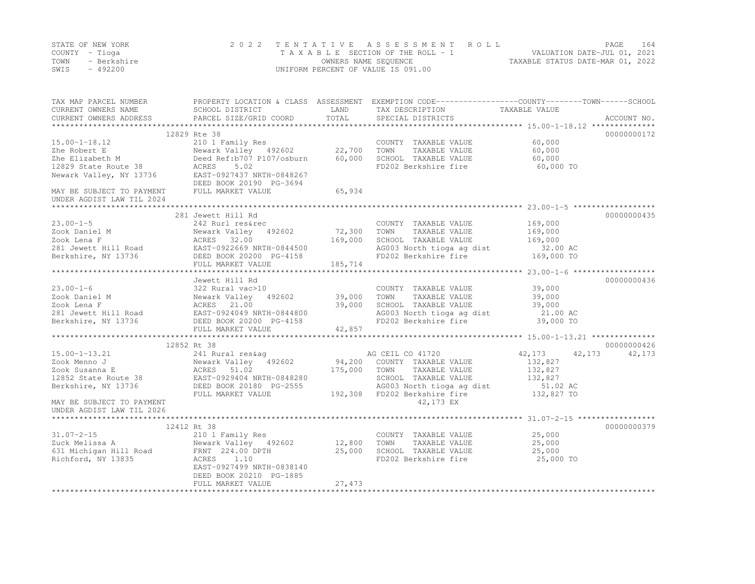STATE OF NEW YORK
COUNTY - Tioga
TOWN - Berkshire
SWIS - 492200

2022 TENTATIVE ASSESSMENT ROLL
TAXABLE SECTION OF THE ROLL - 1
OWNERS NAME SEQUENCE
UNIFORM PERCENT OF VALUE IS 091.00

VALUATION DATE-JUL 01, 2021
TAXABLE STATUS DATE-MAR 01, 2022

| TAX MAP PARCEL NUMBER / CURRENT OWNERS NAME / CURRENT OWNERS ADDRESS | PROPERTY LOCATION & CLASS / SCHOOL DISTRICT / PARCEL SIZE/GRID COORD | ASSESSMENT LAND / TOTAL | EXEMPTION CODE / TAX DESCRIPTION / SPECIAL DISTRICTS | COUNTY | TOWN | SCHOOL | ACCOUNT NO. |
|---|---|---|---|---|---|---|---|
| **15.00-1-18.12** | 12829 Rte 38 | | | | | | 00000000172 |
| 15.00-1-18.12 | 210 1 Family Res | | COUNTY TAXABLE VALUE | 60,000 | | | |
| Zhe Robert E | Newark Valley 492602 | 22,700 | TOWN TAXABLE VALUE | 60,000 | | | |
| Zhe Elizabeth M | Deed Ref:b707 P107/osburn | 60,000 | SCHOOL TAXABLE VALUE | 60,000 | | | |
| 12829 State Route 38 | ACRES 5.02 | | FD202 Berkshire fire | 60,000 TO | | | |
| Newark Valley, NY 13736 | EAST-0927437 NRTH-0848267 | | | | | | |
| | DEED BOOK 20190 PG-3694 | | | | | | |
| MAY BE SUBJECT TO PAYMENT | FULL MARKET VALUE | 65,934 | | | | | |
| UNDER AGDIST LAW TIL 2024 | | | | | | | |
| **23.00-1-5** | 281 Jewett Hill Rd | | | | | | 00000000435 |
| 23.00-1-5 | 242 Rurl res&rec | | COUNTY TAXABLE VALUE | 169,000 | | | |
| Zook Daniel M | Newark Valley 492602 | 72,300 | TOWN TAXABLE VALUE | 169,000 | | | |
| Zook Lena F | ACRES 32.00 | 169,000 | SCHOOL TAXABLE VALUE | 169,000 | | | |
| 281 Jewett Hill Road | EAST-0922669 NRTH-0844500 | | AG003 North tioga ag dist | 32.00 AC | | | |
| Berkshire, NY 13736 | DEED BOOK 20200 PG-4158 | | FD202 Berkshire fire | 169,000 TO | | | |
| | FULL MARKET VALUE | 185,714 | | | | | |
| **23.00-1-6** | Jewett Hill Rd | | | | | | 00000000436 |
| 23.00-1-6 | 322 Rural vac>10 | | COUNTY TAXABLE VALUE | 39,000 | | | |
| Zook Daniel M | Newark Valley 492602 | 39,000 | TOWN TAXABLE VALUE | 39,000 | | | |
| Zook Lena F | ACRES 21.00 | 39,000 | SCHOOL TAXABLE VALUE | 39,000 | | | |
| 281 Jewett Hill Road | EAST-0924049 NRTH-0844800 | | AG003 North tioga ag dist | 21.00 AC | | | |
| Berkshire, NY 13736 | DEED BOOK 20200 PG-4158 | | FD202 Berkshire fire | 39,000 TO | | | |
| | FULL MARKET VALUE | 42,857 | | | | | |
| **15.00-1-13.21** | 12852 Rt 38 | | | | | | 00000000426 |
| 15.00-1-13.21 | 241 Rural res&ag | | AG CEIL CO 41720 | 42,173 | 42,173 | 42,173 | |
| Zook Menno J | Newark Valley 492602 | 94,200 | COUNTY TAXABLE VALUE | 132,827 | | | |
| Zook Susanna E | ACRES 51.02 | 175,000 | TOWN TAXABLE VALUE | 132,827 | | | |
| 12852 State Route 38 | EAST-0929404 NRTH-0848280 | | SCHOOL TAXABLE VALUE | 132,827 | | | |
| Berkshire, NY 13736 | DEED BOOK 20180 PG-2555 | | AG003 North tioga ag dist | 51.02 AC | | | |
| | FULL MARKET VALUE | 192,308 | FD202 Berkshire fire | 132,827 TO | | | |
| MAY BE SUBJECT TO PAYMENT | | | 42,173 EX | | | | |
| UNDER AGDIST LAW TIL 2026 | | | | | | | |
| **31.07-2-15** | 12412 Rt 38 | | | | | | 00000000379 |
| 31.07-2-15 | 210 1 Family Res | | COUNTY TAXABLE VALUE | 25,000 | | | |
| Zuck Melissa A | Newark Valley 492602 | 12,800 | TOWN TAXABLE VALUE | 25,000 | | | |
| 631 Michigan Hill Road | FRNT 224.00 DPTH | 25,000 | SCHOOL TAXABLE VALUE | 25,000 | | | |
| Richford, NY 13835 | ACRES 1.10 | | FD202 Berkshire fire | 25,000 TO | | | |
| | EAST-0927499 NRTH-0838140 | | | | | | |
| | DEED BOOK 20210 PG-1885 | | | | | | |
| | FULL MARKET VALUE | 27,473 | | | | | |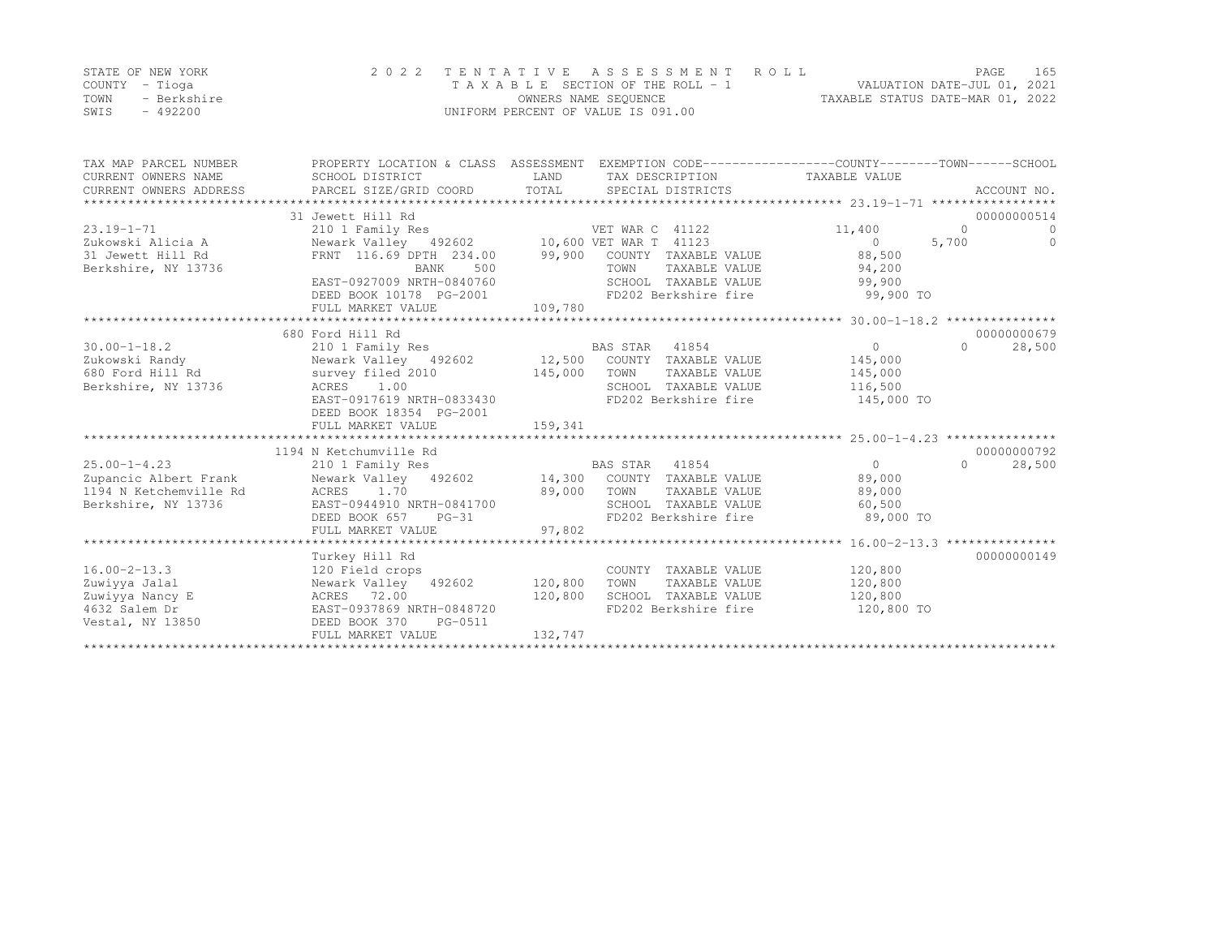STATE OF NEW YORK
COUNTY - Tioga
TOWN - Berkshire
SWIS - 492200

2022 TENTATIVE ASSESSMENT ROLL
TAXABLE SECTION OF THE ROLL - 1
OWNERS NAME SEQUENCE
UNIFORM PERCENT OF VALUE IS 091.00

VALUATION DATE-JUL 01, 2021
TAXABLE STATUS DATE-MAR 01, 2022

| TAX MAP PARCEL NUMBER / CURRENT OWNERS NAME / CURRENT OWNERS ADDRESS | PROPERTY LOCATION & CLASS / SCHOOL DISTRICT / PARCEL SIZE/GRID COORD | ASSESSMENT LAND / TOTAL | EXEMPTION CODE / TAX DESCRIPTION / SPECIAL DISTRICTS | COUNTY TAXABLE VALUE | TOWN | SCHOOL | ACCOUNT NO. |
|---|---|---|---|---|---|---|---|
| 23.19-1-71 | 31 Jewett Hill Rd | | | | | | 00000000514 |
| | 210 1 Family Res | | VET WAR C 41122 | 11,400 | 0 | 0 | |
| Zukowski Alicia A | Newark Valley 492602 | 10,600 | VET WAR T 41123 | 0 | 5,700 | 0 | |
| 31 Jewett Hill Rd | FRNT 116.69 DPTH 234.00 | 99,900 | COUNTY TAXABLE VALUE | 88,500 | | | |
| Berkshire, NY 13736 | BANK 500 | | TOWN TAXABLE VALUE | 94,200 | | | |
| | EAST-0927009 NRTH-0840760 | | SCHOOL TAXABLE VALUE | 99,900 | | | |
| | DEED BOOK 10178 PG-2001 | | FD202 Berkshire fire | 99,900 TO | | | |
| | FULL MARKET VALUE | 109,780 | | | | | |
| 30.00-1-18.2 | 680 Ford Hill Rd | | | | | | 00000000679 |
| | 210 1 Family Res | | BAS STAR 41854 | 0 | | 0 | 28,500 |
| Zukowski Randy | Newark Valley 492602 | 12,500 | COUNTY TAXABLE VALUE | 145,000 | | | |
| 680 Ford Hill Rd | survey filed 2010 | 145,000 | TOWN TAXABLE VALUE | 145,000 | | | |
| Berkshire, NY 13736 | ACRES 1.00 | | SCHOOL TAXABLE VALUE | 116,500 | | | |
| | EAST-0917619 NRTH-0833430 | | FD202 Berkshire fire | 145,000 TO | | | |
| | DEED BOOK 18354 PG-2001 | | | | | | |
| | FULL MARKET VALUE | 159,341 | | | | | |
| 25.00-1-4.23 | 1194 N Ketchumville Rd | | | | | | 00000000792 |
| | 210 1 Family Res | | BAS STAR 41854 | 0 | | 0 | 28,500 |
| Zupancic Albert Frank | Newark Valley 492602 | 14,300 | COUNTY TAXABLE VALUE | 89,000 | | | |
| 1194 N Ketchemville Rd | ACRES 1.70 | 89,000 | TOWN TAXABLE VALUE | 89,000 | | | |
| Berkshire, NY 13736 | EAST-0944910 NRTH-0841700 | | SCHOOL TAXABLE VALUE | 60,500 | | | |
| | DEED BOOK 657 PG-31 | | FD202 Berkshire fire | 89,000 TO | | | |
| | FULL MARKET VALUE | 97,802 | | | | | |
| 16.00-2-13.3 | Turkey Hill Rd | | | | | | 00000000149 |
| | 120 Field crops | | COUNTY TAXABLE VALUE | 120,800 | | | |
| Zuwiyya Jalal | Newark Valley 492602 | 120,800 | TOWN TAXABLE VALUE | 120,800 | | | |
| Zuwiyya Nancy E | ACRES 72.00 | 120,800 | SCHOOL TAXABLE VALUE | 120,800 | | | |
| 4632 Salem Dr | EAST-0937869 NRTH-0848720 | | FD202 Berkshire fire | 120,800 TO | | | |
| Vestal, NY 13850 | DEED BOOK 370 PG-0511 | | | | | | |
| | FULL MARKET VALUE | 132,747 | | | | | |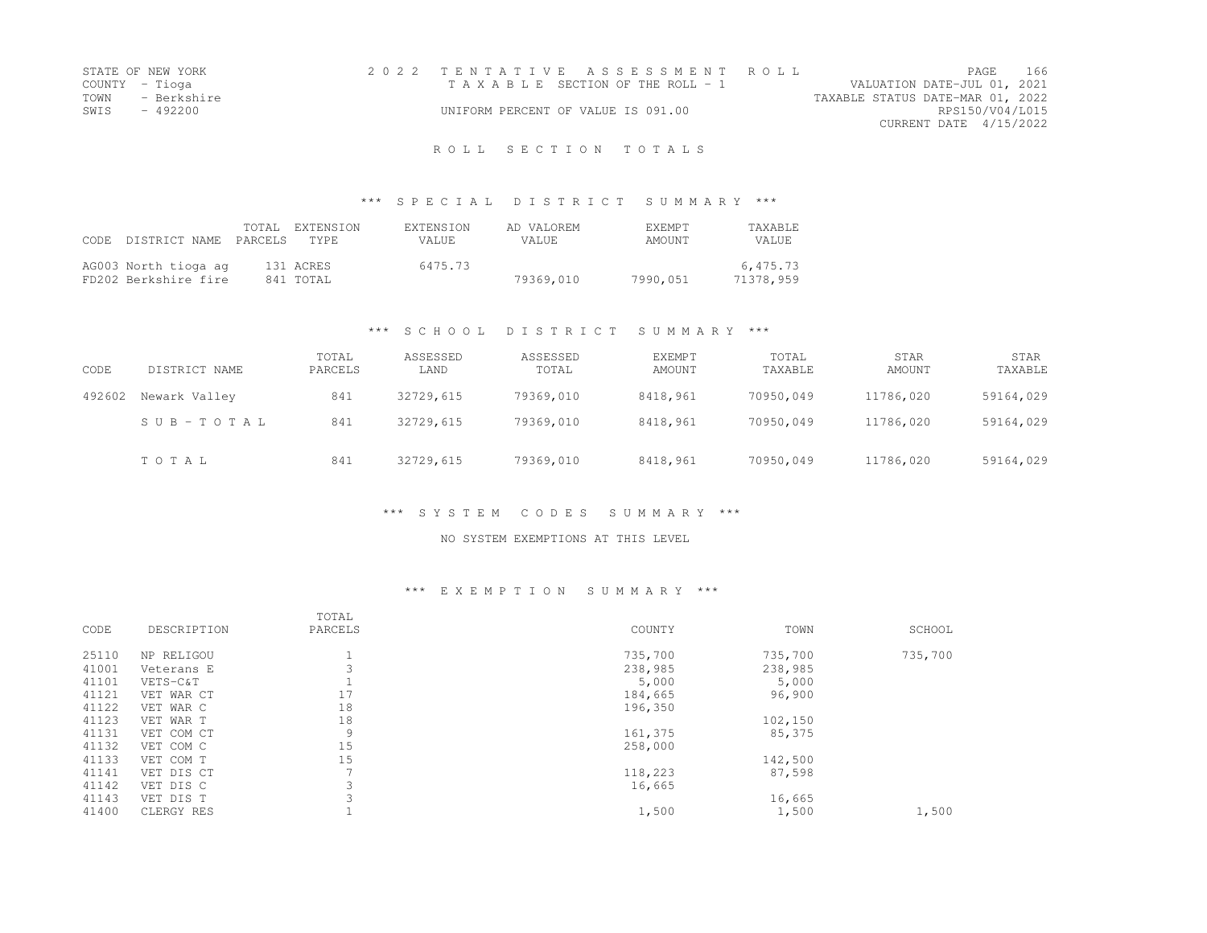STATE OF NEW YORK
COUNTY - Tioga
TOWN - Berkshire
SWIS - 492200

2022 TENTATIVE ASSESSMENT ROLL
TAXABLE SECTION OF THE ROLL - 1
UNIFORM PERCENT OF VALUE IS 091.00

VALUATION DATE-JUL 01, 2021
TAXABLE STATUS DATE-MAR 01, 2022
RPS150/V04/L015
CURRENT DATE 4/15/2022

# ROLL SECTION TOTALS

## *** SPECIAL DISTRICT SUMMARY ***

| CODE | DISTRICT NAME | TOTAL PARCELS | EXTENSION TYPE | EXTENSION VALUE | AD VALOREM VALUE | EXEMPT AMOUNT | TAXABLE VALUE |
|---|---|---|---|---|---|---|---|
| AG003 | North tioga ag | 131 | ACRES | 6475.73 | | | 6,475.73 |
| FD202 | Berkshire fire | 841 | TOTAL | | 79369,010 | 7990,051 | 71378,959 |

## *** SCHOOL DISTRICT SUMMARY ***

| CODE | DISTRICT NAME | TOTAL PARCELS | ASSESSED LAND | ASSESSED TOTAL | EXEMPT AMOUNT | TOTAL TAXABLE | STAR AMOUNT | STAR TAXABLE |
|---|---|---|---|---|---|---|---|---|
| 492602 | Newark Valley | 841 | 32729,615 | 79369,010 | 8418,961 | 70950,049 | 11786,020 | 59164,029 |
| | SUB-TOTAL | 841 | 32729,615 | 79369,010 | 8418,961 | 70950,049 | 11786,020 | 59164,029 |
| | TOTAL | 841 | 32729,615 | 79369,010 | 8418,961 | 70950,049 | 11786,020 | 59164,029 |

## *** SYSTEM CODES SUMMARY ***

NO SYSTEM EXEMPTIONS AT THIS LEVEL

## *** EXEMPTION SUMMARY ***

| CODE | DESCRIPTION | TOTAL PARCELS | COUNTY | TOWN | SCHOOL |
|---|---|---|---|---|---|
| 25110 | NP RELIGOU | 1 | 735,700 | 735,700 | 735,700 |
| 41001 | Veterans E | 3 | 238,985 | 238,985 | |
| 41101 | VETS-C&T | 1 | 5,000 | 5,000 | |
| 41121 | VET WAR CT | 17 | 184,665 | 96,900 | |
| 41122 | VET WAR C | 18 | 196,350 | | |
| 41123 | VET WAR T | 18 | | 102,150 | |
| 41131 | VET COM CT | 9 | 161,375 | 85,375 | |
| 41132 | VET COM C | 15 | 258,000 | | |
| 41133 | VET COM T | 15 | | 142,500 | |
| 41141 | VET DIS CT | 7 | 118,223 | 87,598 | |
| 41142 | VET DIS C | 3 | 16,665 | | |
| 41143 | VET DIS T | 3 | | 16,665 | |
| 41400 | CLERGY RES | 1 | 1,500 | 1,500 | 1,500 |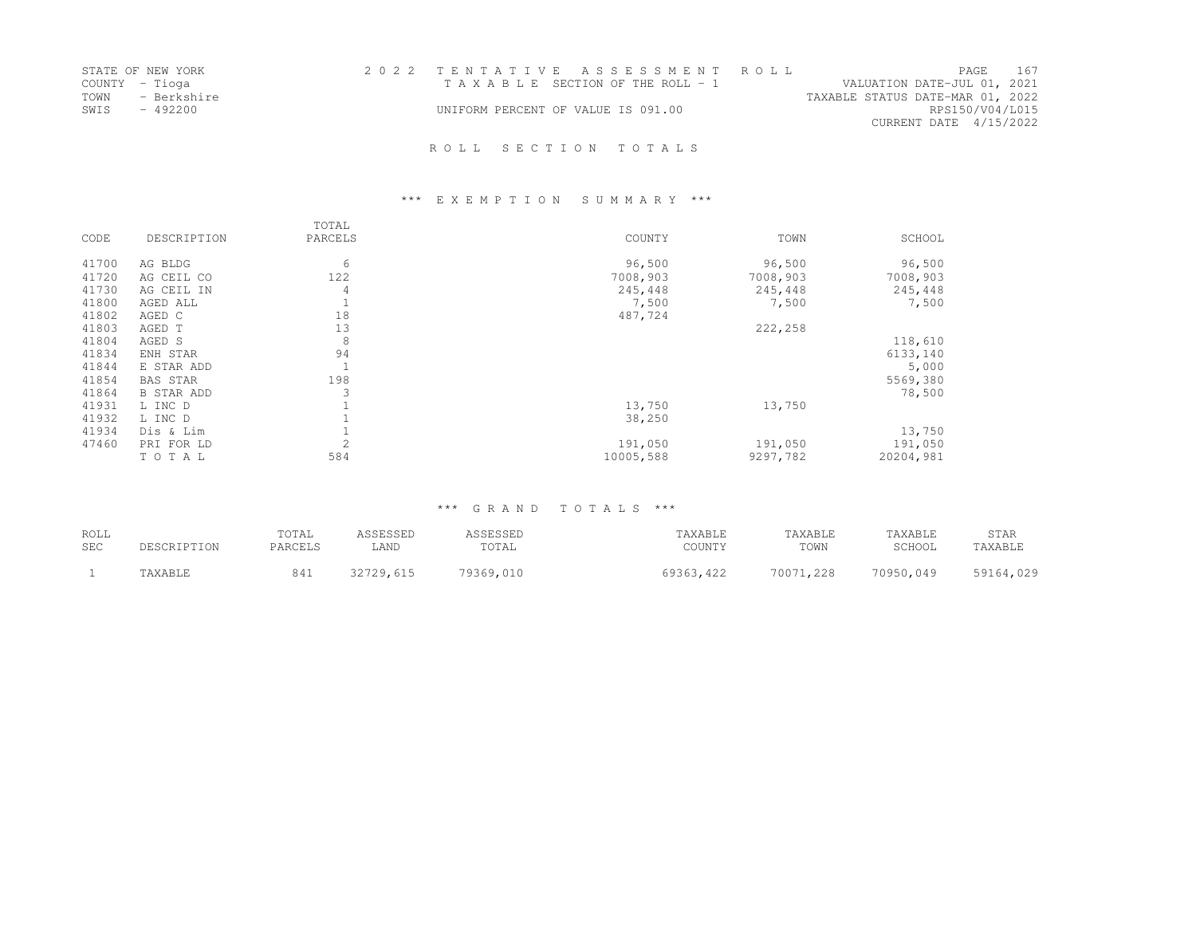STATE OF NEW YORK
COUNTY - Tioga
TOWN - Berkshire
SWIS - 492200

2022 TENTATIVE ASSESSMENT ROLL
TAXABLE SECTION OF THE ROLL - 1
UNIFORM PERCENT OF VALUE IS 091.00

VALUATION DATE-JUL 01, 2021
TAXABLE STATUS DATE-MAR 01, 2022
RPS150/V04/L015
CURRENT DATE 4/15/2022

## ROLL SECTION TOTALS

### *** EXEMPTION SUMMARY ***

| CODE | DESCRIPTION | TOTAL PARCELS | COUNTY | TOWN | SCHOOL |
|---|---|---|---|---|---|
| 41700 | AG BLDG | 6 | 96,500 | 96,500 | 96,500 |
| 41720 | AG CEIL CO | 122 | 7008,903 | 7008,903 | 7008,903 |
| 41730 | AG CEIL IN | 4 | 245,448 | 245,448 | 245,448 |
| 41800 | AGED ALL | 1 | 7,500 | 7,500 | 7,500 |
| 41802 | AGED C | 18 | 487,724 | | |
| 41803 | AGED T | 13 | | 222,258 | |
| 41804 | AGED S | 8 | | | 118,610 |
| 41834 | ENH STAR | 94 | | | 6133,140 |
| 41844 | E STAR ADD | 1 | | | 5,000 |
| 41854 | BAS STAR | 198 | | | 5569,380 |
| 41864 | B STAR ADD | 3 | | | 78,500 |
| 41931 | L INC D | 1 | 13,750 | 13,750 | |
| 41932 | L INC D | 1 | 38,250 | | |
| 41934 | Dis & Lim | 1 | | | 13,750 |
| 47460 | PRI FOR LD | 2 | 191,050 | 191,050 | 191,050 |
| | TOTAL | 584 | 10005,588 | 9297,782 | 20204,981 |

### *** GRAND TOTALS ***

| ROLL SEC | DESCRIPTION | TOTAL PARCELS | ASSESSED LAND | ASSESSED TOTAL | TAXABLE COUNTY | TAXABLE TOWN | TAXABLE SCHOOL | STAR TAXABLE |
|---|---|---|---|---|---|---|---|---|
| 1 | TAXABLE | 841 | 32729,615 | 79369,010 | 69363,422 | 70071,228 | 70950,049 | 59164,029 |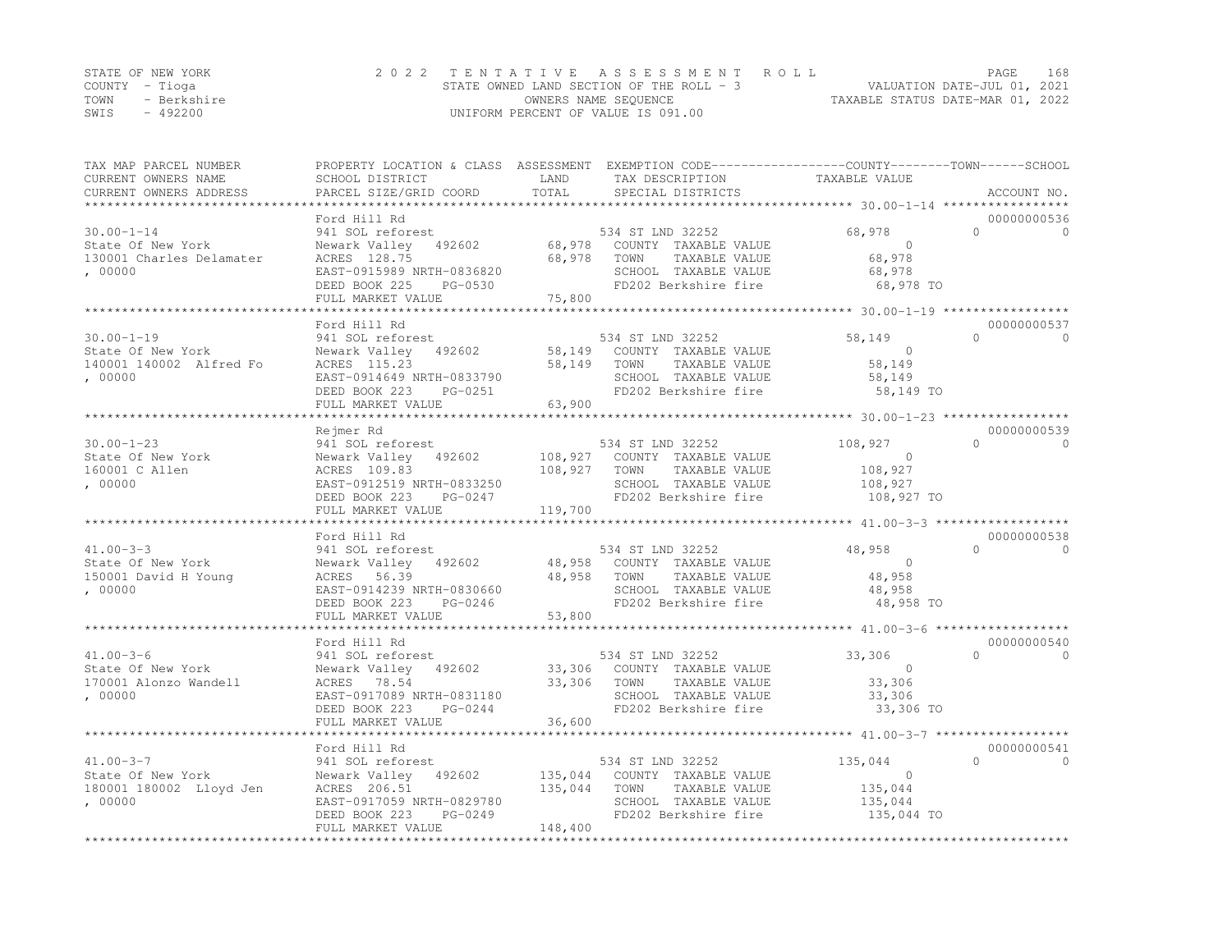STATE OF NEW YORK
COUNTY - Tioga
TOWN - Berkshire
SWIS - 492200

2022 TENTATIVE ASSESSMENT ROLL
STATE OWNED LAND SECTION OF THE ROLL - 3
OWNERS NAME SEQUENCE
UNIFORM PERCENT OF VALUE IS 091.00

VALUATION DATE-JUL 01, 2021
TAXABLE STATUS DATE-MAR 01, 2022

| TAX MAP PARCEL NUMBER / CURRENT OWNERS NAME / CURRENT OWNERS ADDRESS | PROPERTY LOCATION & CLASS / SCHOOL DISTRICT / PARCEL SIZE/GRID COORD | ASSESSMENT LAND / TOTAL | EXEMPTION CODE / TAX DESCRIPTION / SPECIAL DISTRICTS | COUNTY / TOWN / SCHOOL TAXABLE VALUE | ACCOUNT NO. |
|---|---|---|---|---|---|
| 30.00-1-14 | Ford Hill Rd | | | | 00000000536 |
| | 941 SOL reforest | | 534 ST LND 32252 | 68,978 0 0 | |
| State Of New York | Newark Valley 492602 | 68,978 | COUNTY TAXABLE VALUE | 0 | |
| 130001 Charles Delamater | ACRES 128.75 | 68,978 | TOWN TAXABLE VALUE | 68,978 | |
| , 00000 | EAST-0915989 NRTH-0836820 | | SCHOOL TAXABLE VALUE | 68,978 | |
| | DEED BOOK 225 PG-0530 | | FD202 Berkshire fire | 68,978 TO | |
| | FULL MARKET VALUE | 75,800 | | | |
| 30.00-1-19 | Ford Hill Rd | | | | 00000000537 |
| | 941 SOL reforest | | 534 ST LND 32252 | 58,149 0 0 | |
| State Of New York | Newark Valley 492602 | 58,149 | COUNTY TAXABLE VALUE | 0 | |
| 140001 140002 Alfred Fo | ACRES 115.23 | 58,149 | TOWN TAXABLE VALUE | 58,149 | |
| , 00000 | EAST-0914649 NRTH-0833790 | | SCHOOL TAXABLE VALUE | 58,149 | |
| | DEED BOOK 223 PG-0251 | | FD202 Berkshire fire | 58,149 TO | |
| | FULL MARKET VALUE | 63,900 | | | |
| 30.00-1-23 | Rejmer Rd | | | | 00000000539 |
| | 941 SOL reforest | | 534 ST LND 32252 | 108,927 0 0 | |
| State Of New York | Newark Valley 492602 | 108,927 | COUNTY TAXABLE VALUE | 0 | |
| 160001 C Allen | ACRES 109.83 | 108,927 | TOWN TAXABLE VALUE | 108,927 | |
| , 00000 | EAST-0912519 NRTH-0833250 | | SCHOOL TAXABLE VALUE | 108,927 | |
| | DEED BOOK 223 PG-0247 | | FD202 Berkshire fire | 108,927 TO | |
| | FULL MARKET VALUE | 119,700 | | | |
| 41.00-3-3 | Ford Hill Rd | | | | 00000000538 |
| | 941 SOL reforest | | 534 ST LND 32252 | 48,958 0 0 | |
| State Of New York | Newark Valley 492602 | 48,958 | COUNTY TAXABLE VALUE | 0 | |
| 150001 David H Young | ACRES 56.39 | 48,958 | TOWN TAXABLE VALUE | 48,958 | |
| , 00000 | EAST-0914239 NRTH-0830660 | | SCHOOL TAXABLE VALUE | 48,958 | |
| | DEED BOOK 223 PG-0246 | | FD202 Berkshire fire | 48,958 TO | |
| | FULL MARKET VALUE | 53,800 | | | |
| 41.00-3-6 | Ford Hill Rd | | | | 00000000540 |
| | 941 SOL reforest | | 534 ST LND 32252 | 33,306 0 0 | |
| State Of New York | Newark Valley 492602 | 33,306 | COUNTY TAXABLE VALUE | 0 | |
| 170001 Alonzo Wandell | ACRES 78.54 | 33,306 | TOWN TAXABLE VALUE | 33,306 | |
| , 00000 | EAST-0917089 NRTH-0831180 | | SCHOOL TAXABLE VALUE | 33,306 | |
| | DEED BOOK 223 PG-0244 | | FD202 Berkshire fire | 33,306 TO | |
| | FULL MARKET VALUE | 36,600 | | | |
| 41.00-3-7 | Ford Hill Rd | | | | 00000000541 |
| | 941 SOL reforest | | 534 ST LND 32252 | 135,044 0 0 | |
| State Of New York | Newark Valley 492602 | 135,044 | COUNTY TAXABLE VALUE | 0 | |
| 180001 180002 Lloyd Jen | ACRES 206.51 | 135,044 | TOWN TAXABLE VALUE | 135,044 | |
| , 00000 | EAST-0917059 NRTH-0829780 | | SCHOOL TAXABLE VALUE | 135,044 | |
| | DEED BOOK 223 PG-0249 | | FD202 Berkshire fire | 135,044 TO | |
| | FULL MARKET VALUE | 148,400 | | | |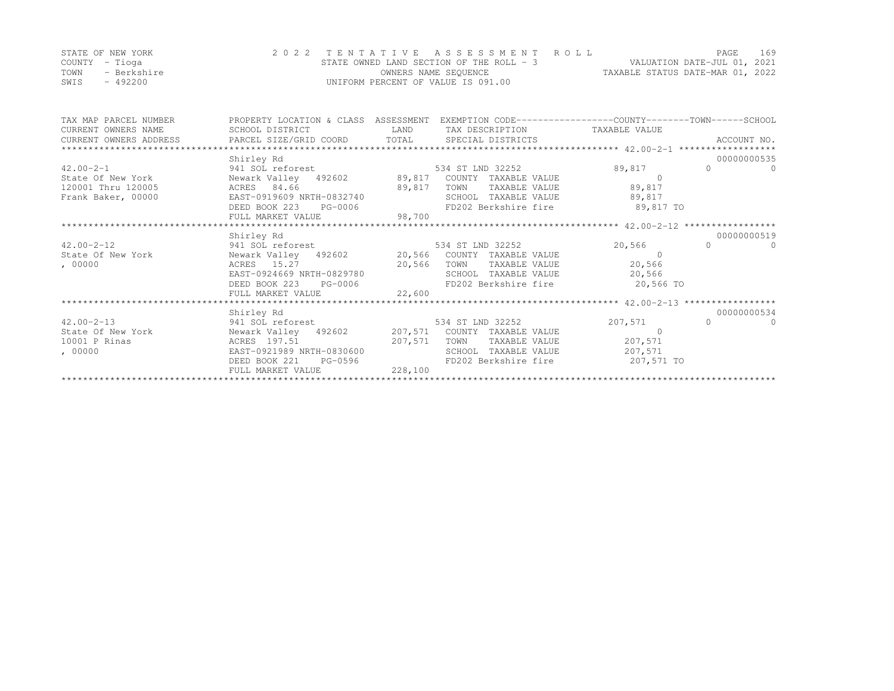STATE OF NEW YORK
COUNTY - Tioga
TOWN - Berkshire
SWIS - 492200

2022 TENTATIVE ASSESSMENT ROLL
STATE OWNED LAND SECTION OF THE ROLL - 3
OWNERS NAME SEQUENCE
UNIFORM PERCENT OF VALUE IS 091.00

VALUATION DATE-JUL 01, 2021
TAXABLE STATUS DATE-MAR 01, 2022

| TAX MAP PARCEL NUMBER / CURRENT OWNERS NAME / CURRENT OWNERS ADDRESS | PROPERTY LOCATION & CLASS / SCHOOL DISTRICT / PARCEL SIZE/GRID COORD | ASSESSMENT LAND / TOTAL | EXEMPTION CODE / TAX DESCRIPTION / SPECIAL DISTRICTS | COUNTY / TAXABLE VALUE | TOWN | SCHOOL | ACCOUNT NO. |
|---|---|---|---|---|---|---|---|
| | Shirley Rd | | | | | | 00000000535 |
| 42.00-2-1 | 941 SOL reforest | | 534 ST LND 32252 | 89,817 | 0 | 0 | |
| State Of New York | Newark Valley 492602 | 89,817 | COUNTY TAXABLE VALUE | 0 | | | |
| 120001 Thru 120005 | ACRES 84.66 | 89,817 | TOWN TAXABLE VALUE | 89,817 | | | |
| Frank Baker, 00000 | EAST-0919609 NRTH-0832740 | | SCHOOL TAXABLE VALUE | 89,817 | | | |
| | DEED BOOK 223 PG-0006 | | FD202 Berkshire fire | 89,817 TO | | | |
| | FULL MARKET VALUE | 98,700 | | | | | |
| | Shirley Rd | | | | | | 00000000519 |
| 42.00-2-12 | 941 SOL reforest | | 534 ST LND 32252 | 20,566 | 0 | 0 | |
| State Of New York | Newark Valley 492602 | 20,566 | COUNTY TAXABLE VALUE | 0 | | | |
| , 00000 | ACRES 15.27 | 20,566 | TOWN TAXABLE VALUE | 20,566 | | | |
| | EAST-0924669 NRTH-0829780 | | SCHOOL TAXABLE VALUE | 20,566 | | | |
| | DEED BOOK 223 PG-0006 | | FD202 Berkshire fire | 20,566 TO | | | |
| | FULL MARKET VALUE | 22,600 | | | | | |
| | Shirley Rd | | | | | | 00000000534 |
| 42.00-2-13 | 941 SOL reforest | | 534 ST LND 32252 | 207,571 | 0 | 0 | |
| State Of New York | Newark Valley 492602 | 207,571 | COUNTY TAXABLE VALUE | 0 | | | |
| 10001 P Rinas | ACRES 197.51 | 207,571 | TOWN TAXABLE VALUE | 207,571 | | | |
| , 00000 | EAST-0921989 NRTH-0830600 | | SCHOOL TAXABLE VALUE | 207,571 | | | |
| | DEED BOOK 221 PG-0596 | | FD202 Berkshire fire | 207,571 TO | | | |
| | FULL MARKET VALUE | 228,100 | | | | | |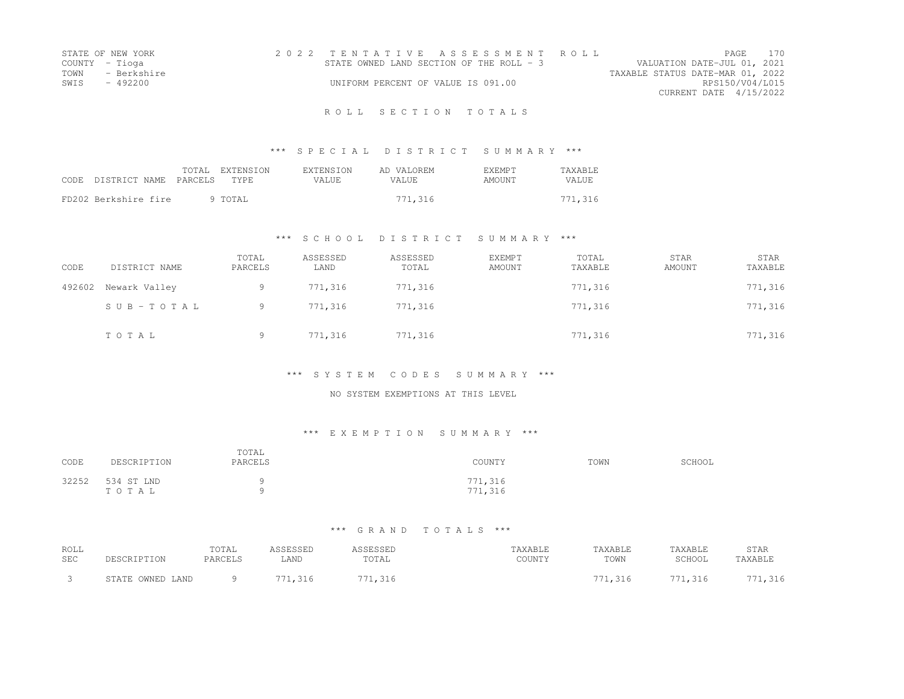STATE OF NEW YORK
COUNTY - Tioga
TOWN - Berkshire
SWIS - 492200

2022 TENTATIVE ASSESSMENT ROLL
STATE OWNED LAND SECTION OF THE ROLL - 3
UNIFORM PERCENT OF VALUE IS 091.00

VALUATION DATE-JUL 01, 2021
TAXABLE STATUS DATE-MAR 01, 2022
RPS150/V04/L015
CURRENT DATE 4/15/2022

# ROLL SECTION TOTALS

## *** SPECIAL DISTRICT SUMMARY ***

| CODE DISTRICT NAME | TOTAL PARCELS | EXTENSION TYPE | EXTENSION VALUE | AD VALOREM VALUE | EXEMPT AMOUNT | TAXABLE VALUE |
|---|---|---|---|---|---|---|
| FD202 Berkshire fire | 9 | TOTAL | | 771,316 | | 771,316 |

## *** SCHOOL DISTRICT SUMMARY ***

| CODE | DISTRICT NAME | TOTAL PARCELS | ASSESSED LAND | ASSESSED TOTAL | EXEMPT AMOUNT | TOTAL TAXABLE | STAR AMOUNT | STAR TAXABLE |
|---|---|---|---|---|---|---|---|---|
| 492602 | Newark Valley | 9 | 771,316 | 771,316 | | 771,316 | | 771,316 |
| | S U B - T O T A L | 9 | 771,316 | 771,316 | | 771,316 | | 771,316 |
| | T O T A L | 9 | 771,316 | 771,316 | | 771,316 | | 771,316 |

## *** SYSTEM CODES SUMMARY ***

NO SYSTEM EXEMPTIONS AT THIS LEVEL

## *** EXEMPTION SUMMARY ***

| CODE | DESCRIPTION | TOTAL PARCELS | COUNTY | TOWN | SCHOOL |
|---|---|---|---|---|---|
| 32252 | 534 ST LND | 9 | 771,316 | | |
| | T O T A L | 9 | 771,316 | | |

## *** GRAND TOTALS ***

| ROLL SEC | DESCRIPTION | TOTAL PARCELS | ASSESSED LAND | ASSESSED TOTAL | TAXABLE COUNTY | TAXABLE TOWN | TAXABLE SCHOOL | STAR TAXABLE |
|---|---|---|---|---|---|---|---|---|
| 3 | STATE OWNED LAND | 9 | 771,316 | 771,316 | | 771,316 | 771,316 | 771,316 |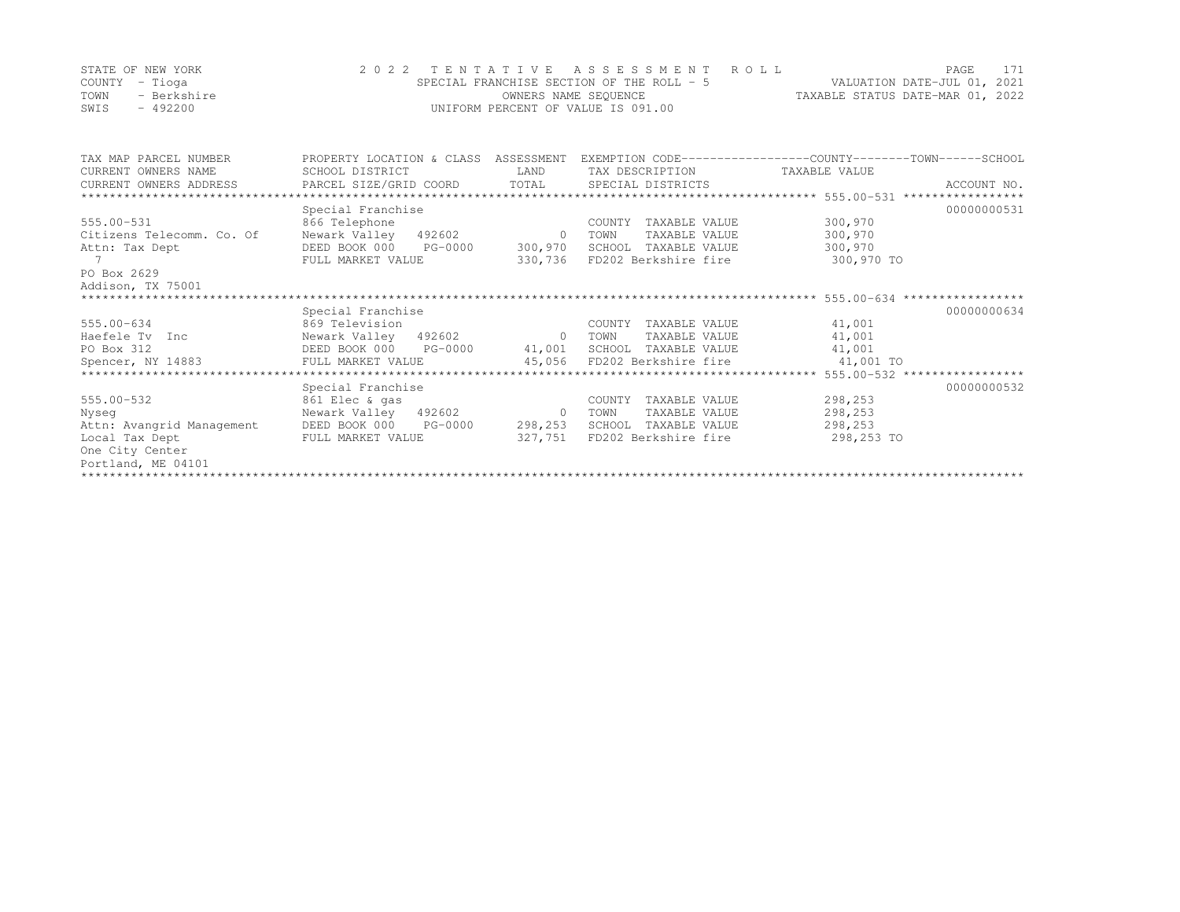STATE OF NEW YORK
COUNTY - Tioga
TOWN - Berkshire
SWIS - 492200

2022 TENTATIVE ASSESSMENT ROLL
SPECIAL FRANCHISE SECTION OF THE ROLL - 5
OWNERS NAME SEQUENCE
UNIFORM PERCENT OF VALUE IS 091.00

VALUATION DATE-JUL 01, 2021
TAXABLE STATUS DATE-MAR 01, 2022

| TAX MAP PARCEL NUMBER / CURRENT OWNERS NAME / CURRENT OWNERS ADDRESS | PROPERTY LOCATION & CLASS / SCHOOL DISTRICT / PARCEL SIZE/GRID COORD | ASSESSMENT LAND / TOTAL | EXEMPTION CODE / TAX DESCRIPTION / SPECIAL DISTRICTS | COUNTY--------TOWN------SCHOOL TAXABLE VALUE | ACCOUNT NO. |
|---|---|---|---|---|---|
| 555.00-531 | Special Franchise | | | | 00000000531 |
| 555.00-531 | 866 Telephone | | COUNTY TAXABLE VALUE | 300,970 | |
| Citizens Telecomm. Co. Of | Newark Valley 492602 | 0 | TOWN TAXABLE VALUE | 300,970 | |
| Attn: Tax Dept | DEED BOOK 000 PG-0000 | 300,970 | SCHOOL TAXABLE VALUE | 300,970 | |
| 7 | FULL MARKET VALUE | 330,736 | FD202 Berkshire fire | 300,970 TO | |
| PO Box 2629 | | | | | |
| Addison, TX 75001 | | | | | |
| 555.00-634 | Special Franchise | | | | 00000000634 |
| 555.00-634 | 869 Television | | COUNTY TAXABLE VALUE | 41,001 | |
| Haefele Tv Inc | Newark Valley 492602 | 0 | TOWN TAXABLE VALUE | 41,001 | |
| PO Box 312 | DEED BOOK 000 PG-0000 | 41,001 | SCHOOL TAXABLE VALUE | 41,001 | |
| Spencer, NY 14883 | FULL MARKET VALUE | 45,056 | FD202 Berkshire fire | 41,001 TO | |
| 555.00-532 | Special Franchise | | | | 00000000532 |
| 555.00-532 | 861 Elec & gas | | COUNTY TAXABLE VALUE | 298,253 | |
| Nyseg | Newark Valley 492602 | 0 | TOWN TAXABLE VALUE | 298,253 | |
| Attn: Avangrid Management | DEED BOOK 000 PG-0000 | 298,253 | SCHOOL TAXABLE VALUE | 298,253 | |
| Local Tax Dept | FULL MARKET VALUE | 327,751 | FD202 Berkshire fire | 298,253 TO | |
| One City Center | | | | | |
| Portland, ME 04101 | | | | | |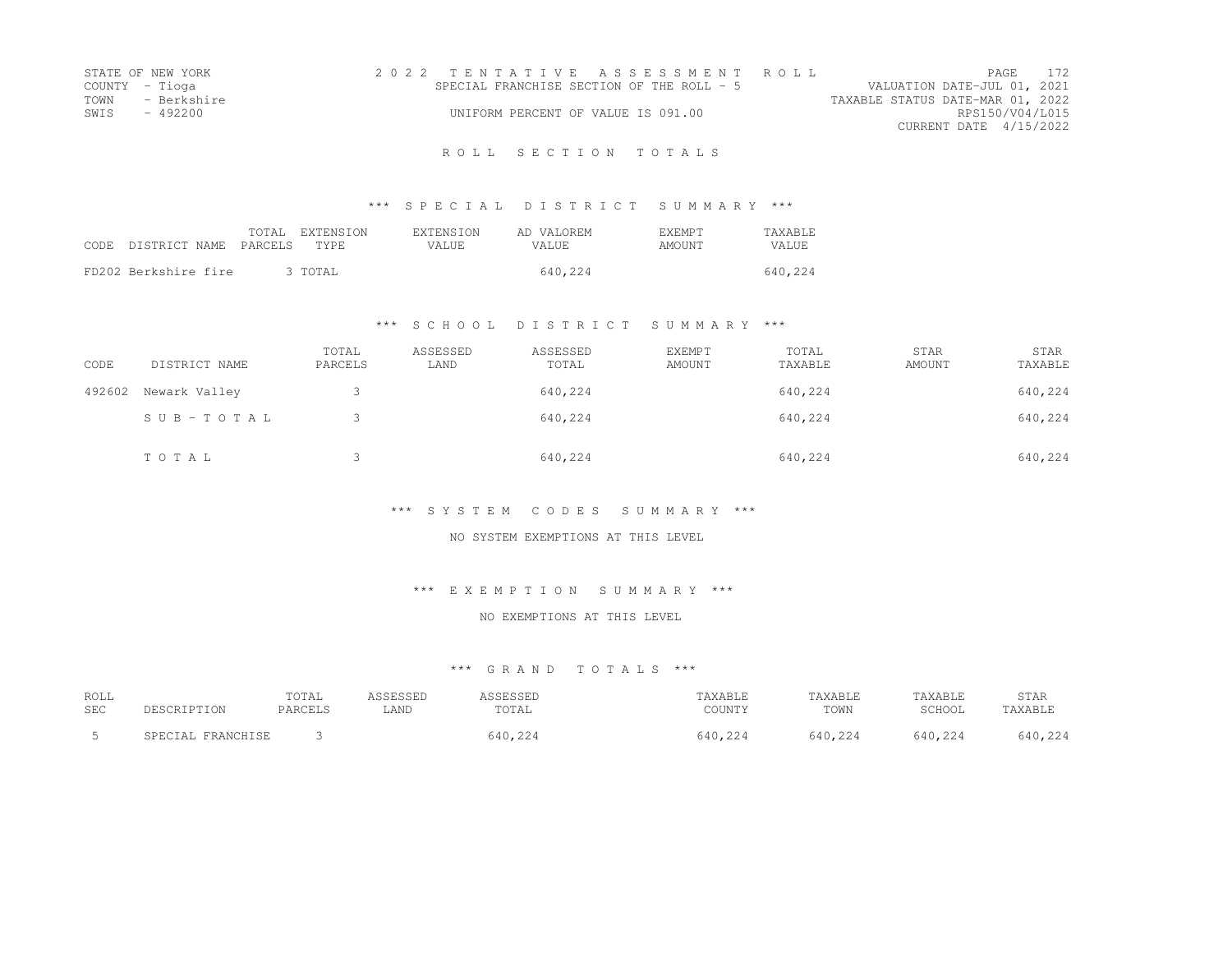STATE OF NEW YORK
COUNTY - Tioga
TOWN - Berkshire
SWIS - 492200

2022 TENTATIVE ASSESSMENT ROLL
SPECIAL FRANCHISE SECTION OF THE ROLL - 5
UNIFORM PERCENT OF VALUE IS 091.00

VALUATION DATE-JUL 01, 2021
TAXABLE STATUS DATE-MAR 01, 2022
RPS150/V04/L015
CURRENT DATE 4/15/2022

## ROLL SECTION TOTALS

### *** SPECIAL DISTRICT SUMMARY ***

| CODE DISTRICT NAME | TOTAL PARCELS | EXTENSION TYPE | EXTENSION VALUE | AD VALOREM VALUE | EXEMPT AMOUNT | TAXABLE VALUE |
|---|---|---|---|---|---|---|
| FD202 Berkshire fire | 3 | TOTAL | | 640,224 | | 640,224 |

### *** SCHOOL DISTRICT SUMMARY ***

| CODE | DISTRICT NAME | TOTAL PARCELS | ASSESSED LAND | ASSESSED TOTAL | EXEMPT AMOUNT | TOTAL TAXABLE | STAR AMOUNT | STAR TAXABLE |
|---|---|---|---|---|---|---|---|---|
| 492602 | Newark Valley | 3 | | 640,224 | | 640,224 | | 640,224 |
| | SUB-TOTAL | 3 | | 640,224 | | 640,224 | | 640,224 |
| | TOTAL | 3 | | 640,224 | | 640,224 | | 640,224 |

### *** SYSTEM CODES SUMMARY ***

NO SYSTEM EXEMPTIONS AT THIS LEVEL

### *** EXEMPTION SUMMARY ***

NO EXEMPTIONS AT THIS LEVEL

### *** GRAND TOTALS ***

| ROLL SEC | DESCRIPTION | TOTAL PARCELS | ASSESSED LAND | ASSESSED TOTAL | TAXABLE COUNTY | TAXABLE TOWN | TAXABLE SCHOOL | STAR TAXABLE |
|---|---|---|---|---|---|---|---|---|
| 5 | SPECIAL FRANCHISE | 3 | | 640,224 | 640,224 | 640,224 | 640,224 | 640,224 |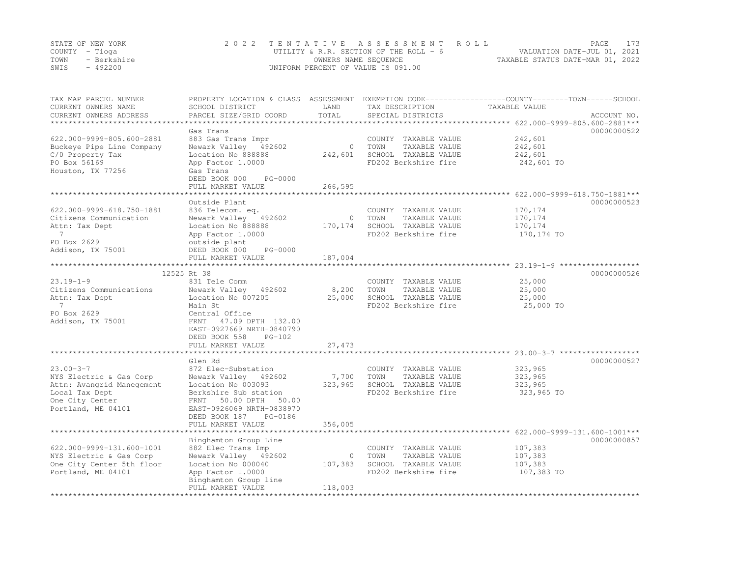STATE OF NEW YORK
COUNTY - Tioga
TOWN - Berkshire
SWIS - 492200

2022 TENTATIVE ASSESSMENT ROLL
UTILITY & R.R. SECTION OF THE ROLL - 6
OWNERS NAME SEQUENCE
UNIFORM PERCENT OF VALUE IS 091.00

VALUATION DATE-JUL 01, 2021
TAXABLE STATUS DATE-MAR 01, 2022

| TAX MAP PARCEL NUMBER / CURRENT OWNERS NAME / CURRENT OWNERS ADDRESS | PROPERTY LOCATION & CLASS / SCHOOL DISTRICT / PARCEL SIZE/GRID COORD | ASSESSMENT LAND | TOTAL | EXEMPTION CODE / TAX DESCRIPTION / SPECIAL DISTRICTS | COUNTY--------TOWN------SCHOOL TAXABLE VALUE | ACCOUNT NO. |
|---|---|---|---|---|---|---|
| **622.000-9999-805.600-2881** | Gas Trans | | | | | 00000000522 |
| 622.000-9999-805.600-2881 | 883 Gas Trans Impr | | | COUNTY TAXABLE VALUE | 242,601 | |
| Buckeye Pipe Line Company | Newark Valley 492602 | 0 | | TOWN TAXABLE VALUE | 242,601 | |
| C/0 Property Tax | Location No 888888 | | 242,601 | SCHOOL TAXABLE VALUE | 242,601 | |
| PO Box 56169 | App Factor 1.0000 | | | FD202 Berkshire fire | 242,601 TO | |
| Houston, TX 77256 | Gas Trans | | | | | |
| | DEED BOOK 000 PG-0000 | | | | | |
| | FULL MARKET VALUE | | 266,595 | | | |
| **622.000-9999-618.750-1881** | Outside Plant | | | | | 00000000523 |
| 622.000-9999-618.750-1881 | 836 Telecom. eq. | | | COUNTY TAXABLE VALUE | 170,174 | |
| Citizens Communication | Newark Valley 492602 | 0 | | TOWN TAXABLE VALUE | 170,174 | |
| Attn: Tax Dept | Location No 888888 | | 170,174 | SCHOOL TAXABLE VALUE | 170,174 | |
| 7 | App Factor 1.0000 | | | FD202 Berkshire fire | 170,174 TO | |
| PO Box 2629 | outside plant | | | | | |
| Addison, TX 75001 | DEED BOOK 000 PG-0000 | | | | | |
| | FULL MARKET VALUE | | 187,004 | | | |
| **23.19-1-9** | 12525 Rt 38 | | | | | 00000000526 |
| 23.19-1-9 | 831 Tele Comm | | | COUNTY TAXABLE VALUE | 25,000 | |
| Citizens Communications | Newark Valley 492602 | 8,200 | | TOWN TAXABLE VALUE | 25,000 | |
| Attn: Tax Dept | Location No 007205 | | 25,000 | SCHOOL TAXABLE VALUE | 25,000 | |
| 7 | Main St | | | FD202 Berkshire fire | 25,000 TO | |
| PO Box 2629 | Central Office | | | | | |
| Addison, TX 75001 | FRNT 47.09 DPTH 132.00 | | | | | |
| | EAST-0927669 NRTH-0840790 | | | | | |
| | DEED BOOK 558 PG-102 | | | | | |
| | FULL MARKET VALUE | | 27,473 | | | |
| **23.00-3-7** | Glen Rd | | | | | 00000000527 |
| 23.00-3-7 | 872 Elec-Substation | | | COUNTY TAXABLE VALUE | 323,965 | |
| NYS Electric & Gas Corp | Newark Valley 492602 | 7,700 | | TOWN TAXABLE VALUE | 323,965 | |
| Attn: Avangrid Manegement | Location No 003093 | | 323,965 | SCHOOL TAXABLE VALUE | 323,965 | |
| Local Tax Dept | Berkshire Sub station | | | FD202 Berkshire fire | 323,965 TO | |
| One City Center | FRNT 50.00 DPTH 50.00 | | | | | |
| Portland, ME 04101 | EAST-0926069 NRTH-0838970 | | | | | |
| | DEED BOOK 187 PG-0186 | | | | | |
| | FULL MARKET VALUE | | 356,005 | | | |
| **622.000-9999-131.600-1001** | Binghamton Group Line | | | | | 00000000857 |
| 622.000-9999-131.600-1001 | 882 Elec Trans Imp | | | COUNTY TAXABLE VALUE | 107,383 | |
| NYS Electric & Gas Corp | Newark Valley 492602 | 0 | | TOWN TAXABLE VALUE | 107,383 | |
| One City Center 5th floor | Location No 000040 | | 107,383 | SCHOOL TAXABLE VALUE | 107,383 | |
| Portland, ME 04101 | App Factor 1.0000 | | | FD202 Berkshire fire | 107,383 TO | |
| | Binghamton Group line | | | | | |
| | FULL MARKET VALUE | | 118,003 | | | |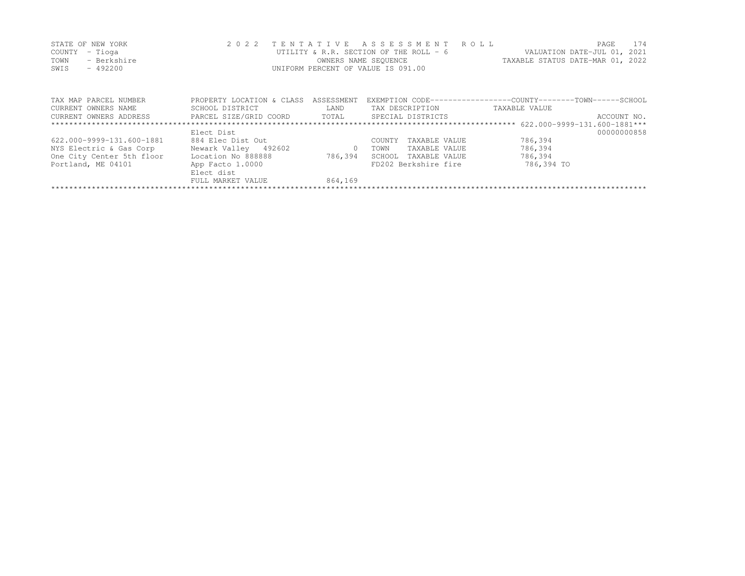STATE OF NEW YORK
COUNTY - Tioga
TOWN - Berkshire
SWIS - 492200

2 0 2 2 T E N T A T I V E A S S E S S M E N T R O L L
UTILITY & R.R. SECTION OF THE ROLL - 6
OWNERS NAME SEQUENCE
UNIFORM PERCENT OF VALUE IS 091.00

VALUATION DATE-JUL 01, 2021
TAXABLE STATUS DATE-MAR 01, 2022

| TAX MAP PARCEL NUMBER<br>CURRENT OWNERS NAME<br>CURRENT OWNERS ADDRESS | PROPERTY LOCATION & CLASS<br>SCHOOL DISTRICT<br>PARCEL SIZE/GRID COORD | ASSESSMENT<br>LAND<br>TOTAL | EXEMPTION CODE------------------COUNTY--------TOWN------SCHOOL<br>TAX DESCRIPTION<br>SPECIAL DISTRICTS | TAXABLE VALUE | ACCOUNT NO. |
|---|---|---|---|---|---|
| ******* 622.000-9999-131.600-1881*** | | | | | |
| | Elect Dist | | | | 00000000858 |
| 622.000-9999-131.600-1881 | 884 Elec Dist Out | | COUNTY TAXABLE VALUE | 786,394 | |
| NYS Electric & Gas Corp | Newark Valley 492602 | 0 | TOWN TAXABLE VALUE | 786,394 | |
| One City Center 5th floor | Location No 888888 | 786,394 | SCHOOL TAXABLE VALUE | 786,394 | |
| Portland, ME 04101 | App Facto 1.0000 | | FD202 Berkshire fire | 786,394 TO | |
| | Elect dist | | | | |
| | FULL MARKET VALUE | 864,169 | | | |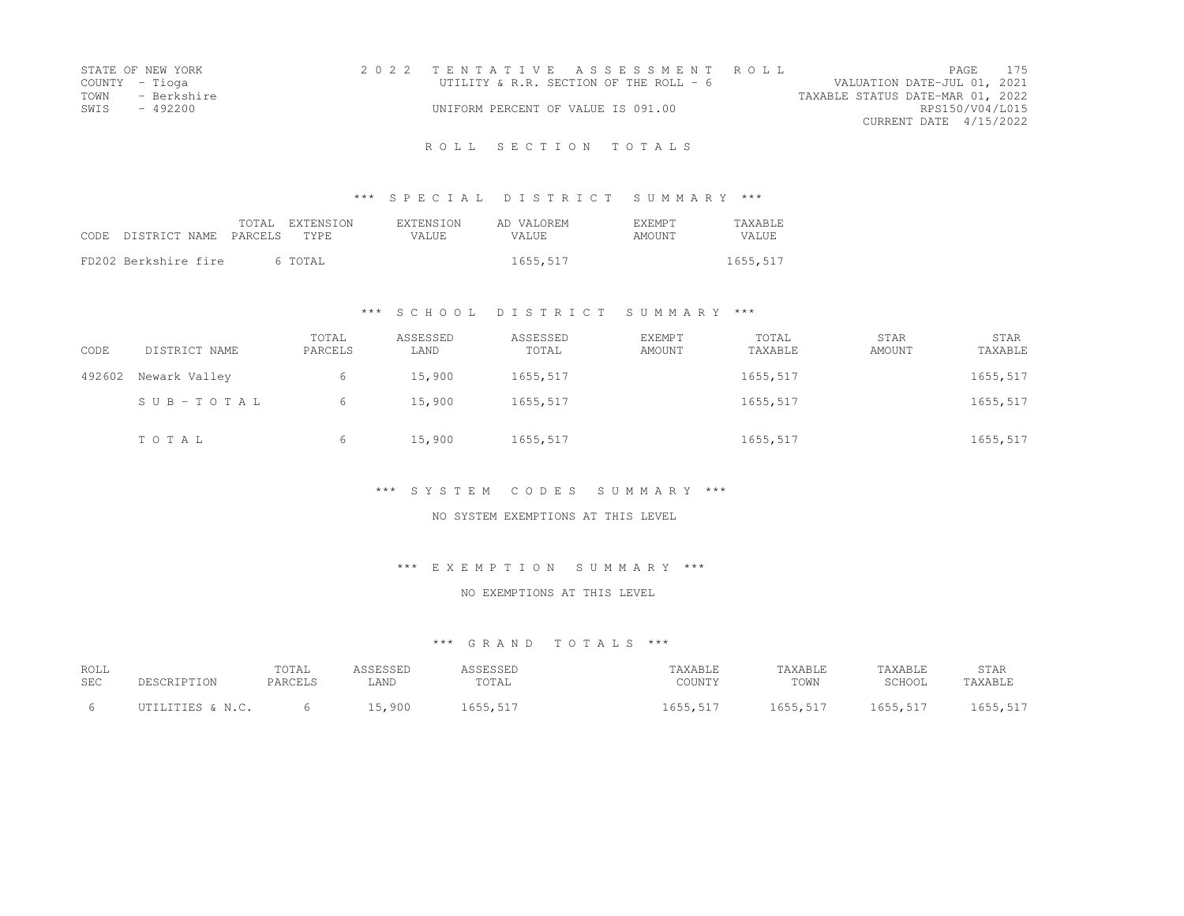STATE OF NEW YORK
COUNTY - Tioga
TOWN - Berkshire
SWIS - 492200

2022 TENTATIVE ASSESSMENT ROLL
UTILITY & R.R. SECTION OF THE ROLL - 6
UNIFORM PERCENT OF VALUE IS 091.00

VALUATION DATE-JUL 01, 2021
TAXABLE STATUS DATE-MAR 01, 2022
RPS150/V04/L015
CURRENT DATE 4/15/2022

# ROLL SECTION TOTALS

## *** SPECIAL DISTRICT SUMMARY ***

| CODE DISTRICT NAME | TOTAL PARCELS | EXTENSION TYPE | EXTENSION VALUE | AD VALOREM VALUE | EXEMPT AMOUNT | TAXABLE VALUE |
|---|---|---|---|---|---|---|
| FD202 Berkshire fire | 6 | TOTAL | | 1655,517 | | 1655,517 |

## *** SCHOOL DISTRICT SUMMARY ***

| CODE | DISTRICT NAME | TOTAL PARCELS | ASSESSED LAND | ASSESSED TOTAL | EXEMPT AMOUNT | TOTAL TAXABLE | STAR AMOUNT | STAR TAXABLE |
|---|---|---|---|---|---|---|---|---|
| 492602 | Newark Valley | 6 | 15,900 | 1655,517 | | 1655,517 | | 1655,517 |
| | SUB-TOTAL | 6 | 15,900 | 1655,517 | | 1655,517 | | 1655,517 |
| | TOTAL | 6 | 15,900 | 1655,517 | | 1655,517 | | 1655,517 |

## *** SYSTEM CODES SUMMARY ***

NO SYSTEM EXEMPTIONS AT THIS LEVEL

## *** EXEMPTION SUMMARY ***

NO EXEMPTIONS AT THIS LEVEL

## *** GRAND TOTALS ***

| ROLL SEC | DESCRIPTION | TOTAL PARCELS | ASSESSED LAND | ASSESSED TOTAL | TAXABLE COUNTY | TAXABLE TOWN | TAXABLE SCHOOL | STAR TAXABLE |
|---|---|---|---|---|---|---|---|---|
| 6 | UTILITIES & N.C. | 6 | 15,900 | 1655,517 | 1655,517 | 1655,517 | 1655,517 | 1655,517 |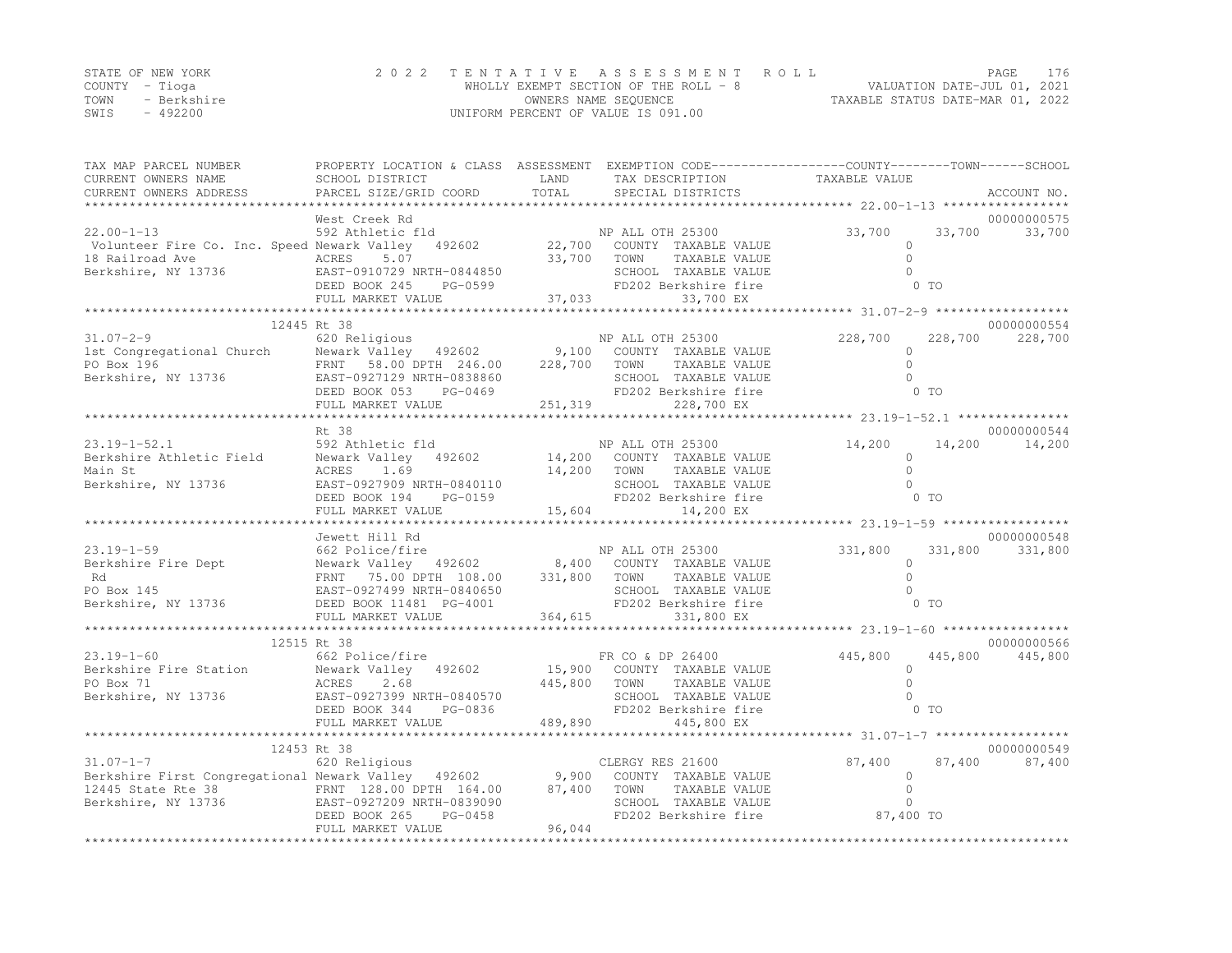STATE OF NEW YORK
COUNTY - Tioga
TOWN - Berkshire
SWIS - 492200

# 2022 TENTATIVE ASSESSMENT ROLL

WHOLLY EXEMPT SECTION OF THE ROLL - 8
OWNERS NAME SEQUENCE
UNIFORM PERCENT OF VALUE IS 091.00

VALUATION DATE-JUL 01, 2021
TAXABLE STATUS DATE-MAR 01, 2022

| TAX MAP PARCEL NUMBER / CURRENT OWNERS NAME / CURRENT OWNERS ADDRESS | PROPERTY LOCATION & CLASS / SCHOOL DISTRICT / PARCEL SIZE/GRID COORD | ASSESSMENT LAND / TOTAL | EXEMPTION CODE / TAX DESCRIPTION / SPECIAL DISTRICTS | COUNTY TAXABLE VALUE | TOWN | SCHOOL | ACCOUNT NO. |
|---|---|---|---|---|---|---|---|
| 22.00-1-13 | West Creek Rd | | | | | | 00000000575 |
| | 592 Athletic fld | | NP ALL OTH 25300 | 33,700 | 33,700 | 33,700 | |
| Volunteer Fire Co. Inc. Speed | Newark Valley 492602 | 22,700 | COUNTY TAXABLE VALUE | 0 | | | |
| 18 Railroad Ave | ACRES 5.07 | 33,700 | TOWN TAXABLE VALUE | 0 | | | |
| Berkshire, NY 13736 | EAST-0910729 NRTH-0844850 | | SCHOOL TAXABLE VALUE | 0 | | | |
| | DEED BOOK 245 PG-0599 | | FD202 Berkshire fire | 0 TO | | | |
| | FULL MARKET VALUE | 37,033 | 33,700 EX | | | | |
| 31.07-2-9 | 12445 Rt 38 | | | | | | 00000000554 |
| | 620 Religious | | NP ALL OTH 25300 | 228,700 | 228,700 | 228,700 | |
| 1st Congregational Church | Newark Valley 492602 | 9,100 | COUNTY TAXABLE VALUE | 0 | | | |
| PO Box 196 | FRNT 58.00 DPTH 246.00 | 228,700 | TOWN TAXABLE VALUE | 0 | | | |
| Berkshire, NY 13736 | EAST-0927129 NRTH-0838860 | | SCHOOL TAXABLE VALUE | 0 | | | |
| | DEED BOOK 053 PG-0469 | | FD202 Berkshire fire | 0 TO | | | |
| | FULL MARKET VALUE | 251,319 | 228,700 EX | | | | |
| 23.19-1-52.1 | Rt 38 | | | | | | 00000000544 |
| | 592 Athletic fld | | NP ALL OTH 25300 | 14,200 | 14,200 | 14,200 | |
| Berkshire Athletic Field | Newark Valley 492602 | 14,200 | COUNTY TAXABLE VALUE | 0 | | | |
| Main St | ACRES 1.69 | 14,200 | TOWN TAXABLE VALUE | 0 | | | |
| Berkshire, NY 13736 | EAST-0927909 NRTH-0840110 | | SCHOOL TAXABLE VALUE | 0 | | | |
| | DEED BOOK 194 PG-0159 | | FD202 Berkshire fire | 0 TO | | | |
| | FULL MARKET VALUE | 15,604 | 14,200 EX | | | | |
| 23.19-1-59 | Jewett Hill Rd | | | | | | 00000000548 |
| | 662 Police/fire | | NP ALL OTH 25300 | 331,800 | 331,800 | 331,800 | |
| Berkshire Fire Dept | Newark Valley 492602 | 8,400 | COUNTY TAXABLE VALUE | 0 | | | |
| Rd | FRNT 75.00 DPTH 108.00 | 331,800 | TOWN TAXABLE VALUE | 0 | | | |
| PO Box 145 | EAST-0927499 NRTH-0840650 | | SCHOOL TAXABLE VALUE | 0 | | | |
| Berkshire, NY 13736 | DEED BOOK 11481 PG-4001 | | FD202 Berkshire fire | 0 TO | | | |
| | FULL MARKET VALUE | 364,615 | 331,800 EX | | | | |
| 23.19-1-60 | 12515 Rt 38 | | | | | | 00000000566 |
| | 662 Police/fire | | FR CO & DP 26400 | 445,800 | 445,800 | 445,800 | |
| Berkshire Fire Station | Newark Valley 492602 | 15,900 | COUNTY TAXABLE VALUE | 0 | | | |
| PO Box 71 | ACRES 2.68 | 445,800 | TOWN TAXABLE VALUE | 0 | | | |
| Berkshire, NY 13736 | EAST-0927399 NRTH-0840570 | | SCHOOL TAXABLE VALUE | 0 | | | |
| | DEED BOOK 344 PG-0836 | | FD202 Berkshire fire | 0 TO | | | |
| | FULL MARKET VALUE | 489,890 | 445,800 EX | | | | |
| 31.07-1-7 | 12453 Rt 38 | | | | | | 00000000549 |
| | 620 Religious | | CLERGY RES 21600 | 87,400 | 87,400 | 87,400 | |
| Berkshire First Congregational | Newark Valley 492602 | 9,900 | COUNTY TAXABLE VALUE | 0 | | | |
| 12445 State Rte 38 | FRNT 128.00 DPTH 164.00 | 87,400 | TOWN TAXABLE VALUE | 0 | | | |
| Berkshire, NY 13736 | EAST-0927209 NRTH-0839090 | | SCHOOL TAXABLE VALUE | 0 | | | |
| | DEED BOOK 265 PG-0458 | | FD202 Berkshire fire | 87,400 TO | | | |
| | FULL MARKET VALUE | 96,044 | | | | | |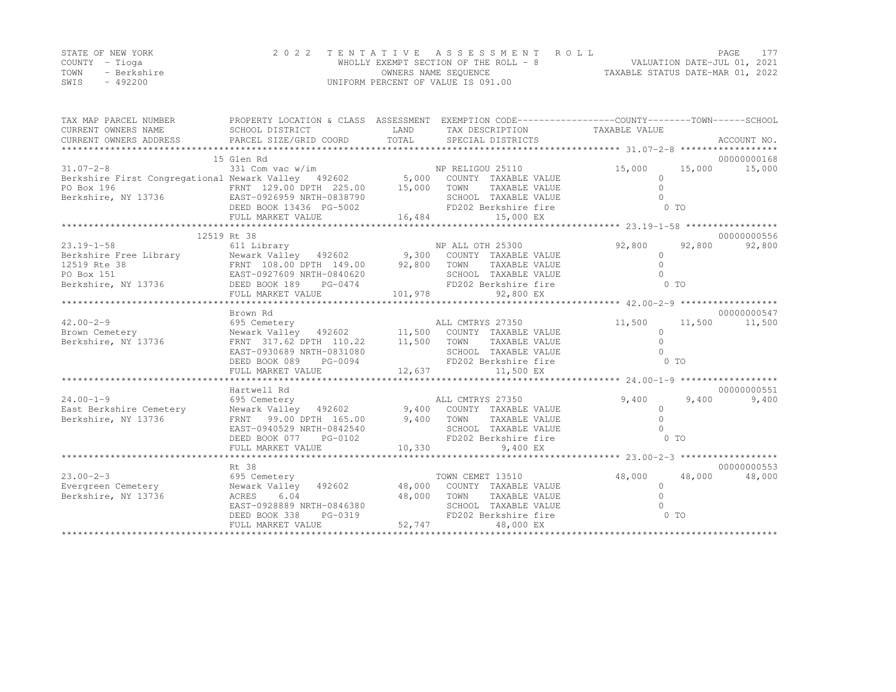STATE OF NEW YORK
COUNTY - Tioga
TOWN - Berkshire
SWIS - 492200

2022 TENTATIVE ASSESSMENT ROLL
WHOLLY EXEMPT SECTION OF THE ROLL - 8
OWNERS NAME SEQUENCE
UNIFORM PERCENT OF VALUE IS 091.00

VALUATION DATE-JUL 01, 2021
TAXABLE STATUS DATE-MAR 01, 2022

| TAX MAP PARCEL NUMBER / CURRENT OWNERS NAME / CURRENT OWNERS ADDRESS | PROPERTY LOCATION & CLASS / SCHOOL DISTRICT / PARCEL SIZE/GRID COORD | ASSESSMENT LAND / TOTAL | EXEMPTION CODE / TAX DESCRIPTION / SPECIAL DISTRICTS | COUNTY TAXABLE VALUE | TOWN | SCHOOL | ACCOUNT NO. |
|---|---|---|---|---|---|---|---|
| | 15 Glen Rd | | | | | | 00000000168 |
| 31.07-2-8 | 331 Com vac w/im | | NP RELIGOU 25110 | 15,000 | 15,000 | 15,000 | |
| Berkshire First Congregational | Newark Valley 492602 | 5,000 | COUNTY TAXABLE VALUE | 0 | | | |
| PO Box 196 | FRNT 129.00 DPTH 225.00 | 15,000 | TOWN TAXABLE VALUE | 0 | | | |
| Berkshire, NY 13736 | EAST-0926959 NRTH-0838790 | | SCHOOL TAXABLE VALUE | 0 | | | |
| | DEED BOOK 13436 PG-5002 | | FD202 Berkshire fire | 0 TO | | | |
| | FULL MARKET VALUE | 16,484 | 15,000 EX | | | | |
| | 12519 Rt 38 | | | | | | 00000000556 |
| 23.19-1-58 | 611 Library | | NP ALL OTH 25300 | 92,800 | 92,800 | 92,800 | |
| Berkshire Free Library | Newark Valley 492602 | 9,300 | COUNTY TAXABLE VALUE | 0 | | | |
| 12519 Rte 38 | FRNT 108.00 DPTH 149.00 | 92,800 | TOWN TAXABLE VALUE | 0 | | | |
| PO Box 151 | EAST-0927609 NRTH-0840620 | | SCHOOL TAXABLE VALUE | 0 | | | |
| Berkshire, NY 13736 | DEED BOOK 189 PG-0474 | | FD202 Berkshire fire | 0 TO | | | |
| | FULL MARKET VALUE | 101,978 | 92,800 EX | | | | |
| | Brown Rd | | | | | | 00000000547 |
| 42.00-2-9 | 695 Cemetery | | ALL CMTRYS 27350 | 11,500 | 11,500 | 11,500 | |
| Brown Cemetery | Newark Valley 492602 | 11,500 | COUNTY TAXABLE VALUE | 0 | | | |
| Berkshire, NY 13736 | FRNT 317.62 DPTH 110.22 | 11,500 | TOWN TAXABLE VALUE | 0 | | | |
| | EAST-0930689 NRTH-0831080 | | SCHOOL TAXABLE VALUE | 0 | | | |
| | DEED BOOK 089 PG-0094 | | FD202 Berkshire fire | 0 TO | | | |
| | FULL MARKET VALUE | 12,637 | 11,500 EX | | | | |
| | Hartwell Rd | | | | | | 00000000551 |
| 24.00-1-9 | 695 Cemetery | | ALL CMTRYS 27350 | 9,400 | 9,400 | 9,400 | |
| East Berkshire Cemetery | Newark Valley 492602 | 9,400 | COUNTY TAXABLE VALUE | 0 | | | |
| Berkshire, NY 13736 | FRNT 99.00 DPTH 165.00 | 9,400 | TOWN TAXABLE VALUE | 0 | | | |
| | EAST-0940529 NRTH-0842540 | | SCHOOL TAXABLE VALUE | 0 | | | |
| | DEED BOOK 077 PG-0102 | | FD202 Berkshire fire | 0 TO | | | |
| | FULL MARKET VALUE | 10,330 | 9,400 EX | | | | |
| | Rt 38 | | | | | | 00000000553 |
| 23.00-2-3 | 695 Cemetery | | TOWN CEMET 13510 | 48,000 | 48,000 | 48,000 | |
| Evergreen Cemetery | Newark Valley 492602 | 48,000 | COUNTY TAXABLE VALUE | 0 | | | |
| Berkshire, NY 13736 | ACRES 6.04 | 48,000 | TOWN TAXABLE VALUE | 0 | | | |
| | EAST-0928889 NRTH-0846380 | | SCHOOL TAXABLE VALUE | 0 | | | |
| | DEED BOOK 338 PG-0319 | | FD202 Berkshire fire | 0 TO | | | |
| | FULL MARKET VALUE | 52,747 | 48,000 EX | | | | |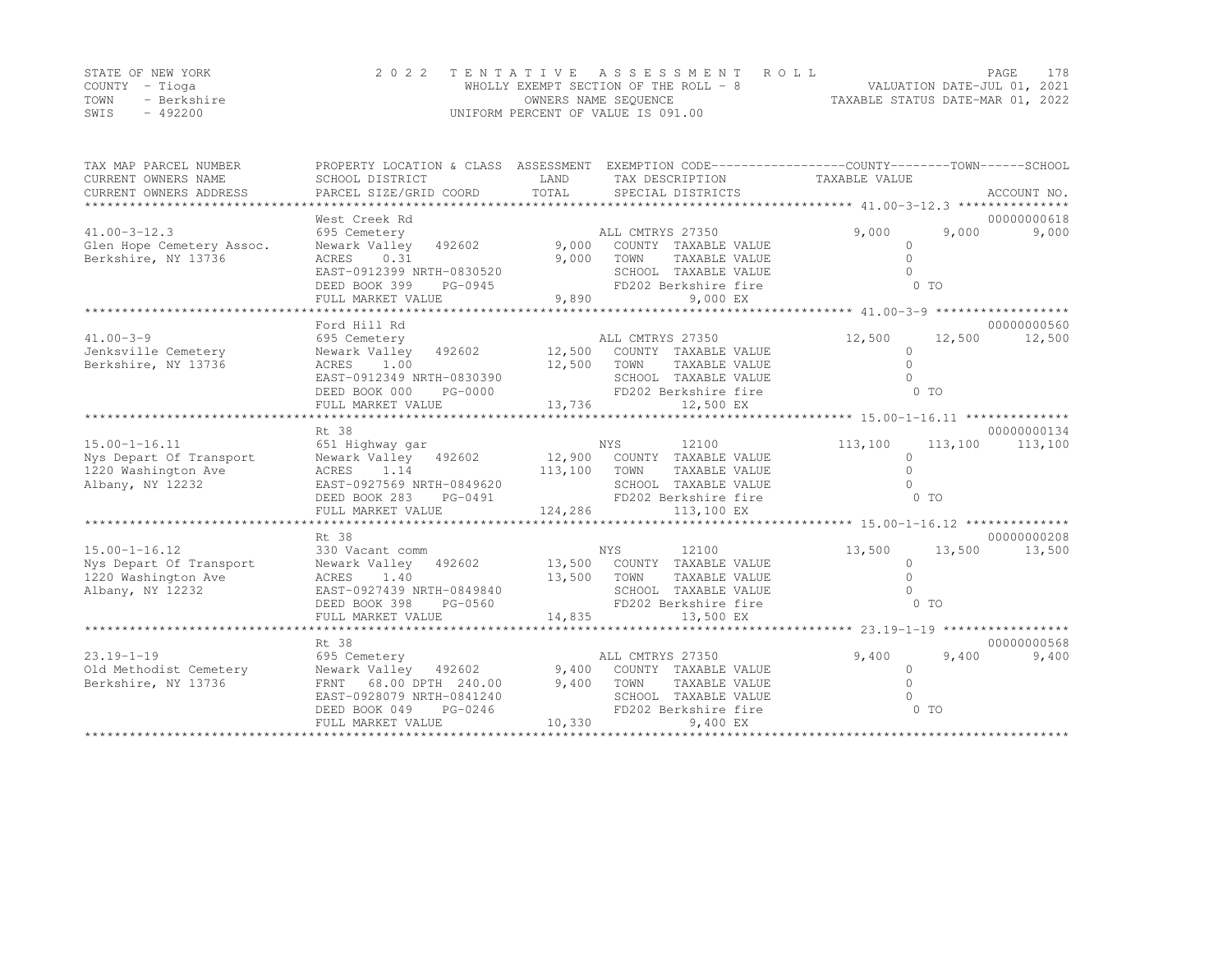STATE OF NEW YORK
COUNTY - Tioga
TOWN - Berkshire
SWIS - 492200

2 0 2 2 T E N T A T I V E A S S E S S M E N T R O L L
WHOLLY EXEMPT SECTION OF THE ROLL - 8
OWNERS NAME SEQUENCE
UNIFORM PERCENT OF VALUE IS 091.00

VALUATION DATE-JUL 01, 2021
TAXABLE STATUS DATE-MAR 01, 2022

| TAX MAP PARCEL NUMBER / CURRENT OWNERS NAME / CURRENT OWNERS ADDRESS | PROPERTY LOCATION & CLASS / SCHOOL DISTRICT / PARCEL SIZE/GRID COORD | ASSESSMENT LAND | ASSESSMENT TOTAL | EXEMPTION CODE / TAX DESCRIPTION / SPECIAL DISTRICTS | COUNTY TAXABLE VALUE | TOWN | SCHOOL | ACCOUNT NO. |
|---|---|---|---|---|---|---|---|---|
| 41.00-3-12.3 | West Creek Rd | | | | | | | 00000000618 |
| | 695 Cemetery | | | ALL CMTRYS 27350 | 9,000 | 9,000 | 9,000 | |
| Glen Hope Cemetery Assoc. | Newark Valley 492602 | 9,000 | | COUNTY TAXABLE VALUE | 0 | | | |
| Berkshire, NY 13736 | ACRES 0.31 | | 9,000 | TOWN TAXABLE VALUE | 0 | | | |
| | EAST-0912399 NRTH-0830520 | | | SCHOOL TAXABLE VALUE | 0 | | | |
| | DEED BOOK 399 PG-0945 | | | FD202 Berkshire fire | 0 TO | | | |
| | FULL MARKET VALUE | | 9,890 | 9,000 EX | | | | |
| 41.00-3-9 | Ford Hill Rd | | | | | | | 00000000560 |
| | 695 Cemetery | | | ALL CMTRYS 27350 | 12,500 | 12,500 | 12,500 | |
| Jenksville Cemetery | Newark Valley 492602 | 12,500 | | COUNTY TAXABLE VALUE | 0 | | | |
| Berkshire, NY 13736 | ACRES 1.00 | | 12,500 | TOWN TAXABLE VALUE | 0 | | | |
| | EAST-0912349 NRTH-0830390 | | | SCHOOL TAXABLE VALUE | 0 | | | |
| | DEED BOOK 000 PG-0000 | | | FD202 Berkshire fire | 0 TO | | | |
| | FULL MARKET VALUE | | 13,736 | 12,500 EX | | | | |
| 15.00-1-16.11 | Rt 38 | | | | | | | 00000000134 |
| | 651 Highway gar | | | NYS 12100 | 113,100 | 113,100 | 113,100 | |
| Nys Depart Of Transport | Newark Valley 492602 | 12,900 | | COUNTY TAXABLE VALUE | 0 | | | |
| 1220 Washington Ave | ACRES 1.14 | | 113,100 | TOWN TAXABLE VALUE | 0 | | | |
| Albany, NY 12232 | EAST-0927569 NRTH-0849620 | | | SCHOOL TAXABLE VALUE | 0 | | | |
| | DEED BOOK 283 PG-0491 | | | FD202 Berkshire fire | 0 TO | | | |
| | FULL MARKET VALUE | | 124,286 | 113,100 EX | | | | |
| 15.00-1-16.12 | Rt 38 | | | | | | | 00000000208 |
| | 330 Vacant comm | | | NYS 12100 | 13,500 | 13,500 | 13,500 | |
| Nys Depart Of Transport | Newark Valley 492602 | 13,500 | | COUNTY TAXABLE VALUE | 0 | | | |
| 1220 Washington Ave | ACRES 1.40 | | 13,500 | TOWN TAXABLE VALUE | 0 | | | |
| Albany, NY 12232 | EAST-0927439 NRTH-0849840 | | | SCHOOL TAXABLE VALUE | 0 | | | |
| | DEED BOOK 398 PG-0560 | | | FD202 Berkshire fire | 0 TO | | | |
| | FULL MARKET VALUE | | 14,835 | 13,500 EX | | | | |
| 23.19-1-19 | Rt 38 | | | | | | | 00000000568 |
| | 695 Cemetery | | | ALL CMTRYS 27350 | 9,400 | 9,400 | 9,400 | |
| Old Methodist Cemetery | Newark Valley 492602 | 9,400 | | COUNTY TAXABLE VALUE | 0 | | | |
| Berkshire, NY 13736 | FRNT 68.00 DPTH 240.00 | | 9,400 | TOWN TAXABLE VALUE | 0 | | | |
| | EAST-0928079 NRTH-0841240 | | | SCHOOL TAXABLE VALUE | 0 | | | |
| | DEED BOOK 049 PG-0246 | | | FD202 Berkshire fire | 0 TO | | | |
| | FULL MARKET VALUE | | 10,330 | 9,400 EX | | | | |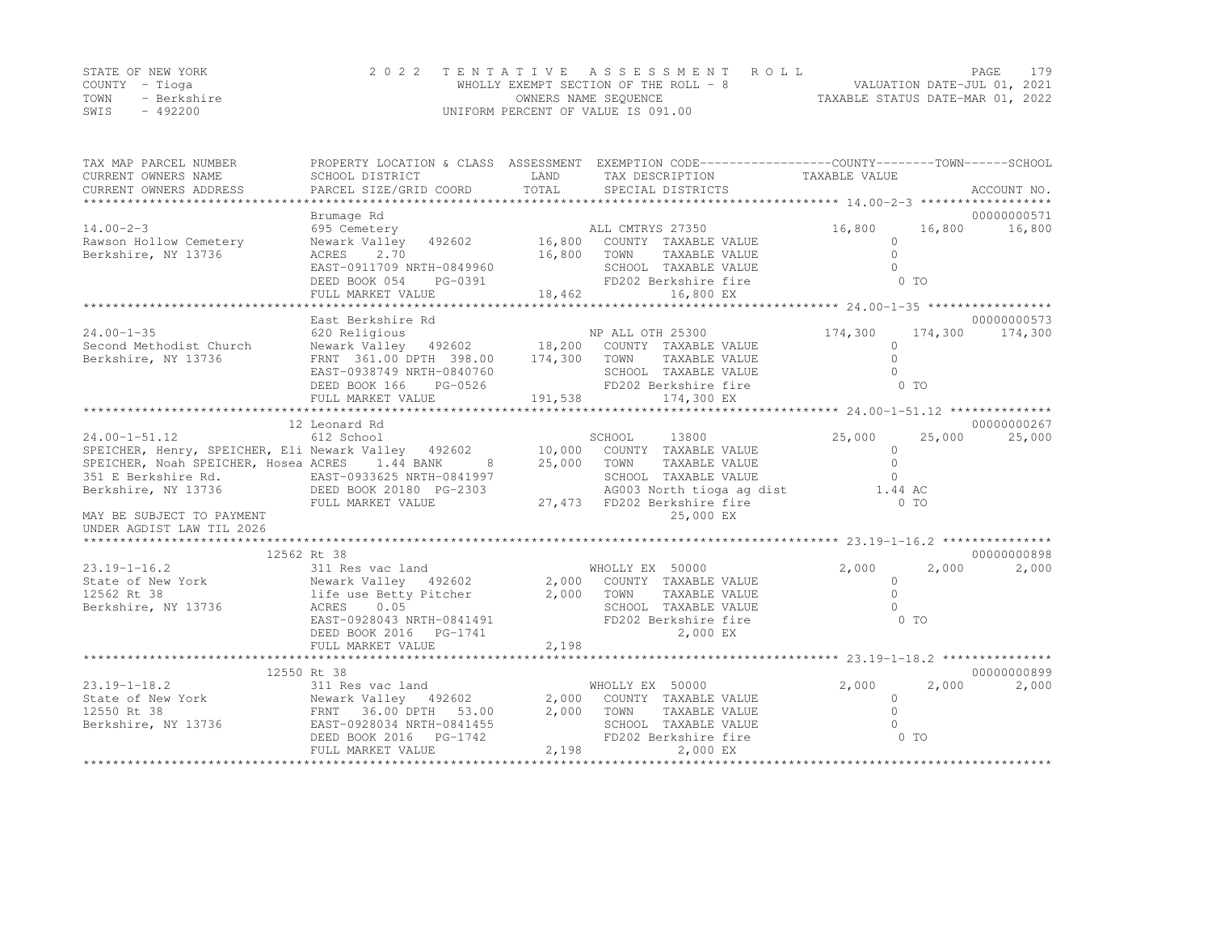STATE OF NEW YORK
COUNTY - Tioga
TOWN - Berkshire
SWIS - 492200

2022 TENTATIVE ASSESSMENT ROLL
WHOLLY EXEMPT SECTION OF THE ROLL - 8
OWNERS NAME SEQUENCE
UNIFORM PERCENT OF VALUE IS 091.00

VALUATION DATE-JUL 01, 2021
TAXABLE STATUS DATE-MAR 01, 2022

```
TAX MAP PARCEL NUMBER          PROPERTY LOCATION & CLASS  ASSESSMENT  EXEMPTION CODE------------------COUNTY--------TOWN------SCHOOL
CURRENT OWNERS NAME            SCHOOL DISTRICT               LAND      TAX DESCRIPTION              TAXABLE VALUE
CURRENT OWNERS ADDRESS         PARCEL SIZE/GRID COORD        TOTAL     SPECIAL DISTRICTS                                      ACCOUNT NO.
******************************************************************************************************* 14.00-2-3 ******************
                               Brumage Rd                                                                                 00000000571
14.00-2-3                      695 Cemetery                          ALL CMTRYS 27350           16,800      16,800      16,800
Rawson Hollow Cemetery         Newark Valley   492602       16,800   COUNTY  TAXABLE VALUE            0
Berkshire, NY 13736            ACRES     2.70               16,800   TOWN    TAXABLE VALUE            0
                               EAST-0911709 NRTH-0849960             SCHOOL  TAXABLE VALUE            0
                               DEED BOOK 054    PG-0391              FD202 Berkshire fire               0 TO
                               FULL MARKET VALUE            18,462          16,800 EX
******************************************************************************************************* 24.00-1-35 *****************
                               East Berkshire Rd                                                                          00000000573
24.00-1-35                     620 Religious                         NP ALL OTH 25300          174,300     174,300     174,300
Second Methodist Church        Newark Valley   492602       18,200   COUNTY  TAXABLE VALUE            0
Berkshire, NY 13736            FRNT  361.00 DPTH  398.00   174,300   TOWN    TAXABLE VALUE            0
                               EAST-0938749 NRTH-0840760             SCHOOL  TAXABLE VALUE            0
                               DEED BOOK 166    PG-0526              FD202 Berkshire fire               0 TO
                               FULL MARKET VALUE           191,538         174,300 EX
******************************************************************************************************* 24.00-1-51.12 **************
                            12 Leonard Rd                                                                                 00000000267
24.00-1-51.12                  612 School                            SCHOOL      13800          25,000      25,000      25,000
SPEICHER, Henry, SPEICHER, Eli Newark Valley   492602       10,000   COUNTY  TAXABLE VALUE            0
SPEICHER, Noah SPEICHER, Hosea ACRES     1.44 BANK      8   25,000   TOWN    TAXABLE VALUE            0
351 E Berkshire Rd.            EAST-0933625 NRTH-0841997             SCHOOL  TAXABLE VALUE            0
Berkshire, NY 13736            DEED BOOK 20180 PG-2303               AG003 North tioga ag dist       1.44 AC
                               FULL MARKET VALUE            27,473   FD202 Berkshire fire               0 TO
MAY BE SUBJECT TO PAYMENT                                                   25,000 EX
UNDER AGDIST LAW TIL 2026
******************************************************************************************************* 23.19-1-16.2 ***************
                         12562 Rt 38                                                                                      00000000898
23.19-1-16.2                   311 Res vac land                      WHOLLY EX  50000            2,000       2,000       2,000
State of New York              Newark Valley   492602        2,000   COUNTY  TAXABLE VALUE            0
12562 Rt 38                    life use Betty Pitcher        2,000   TOWN    TAXABLE VALUE            0
Berkshire, NY 13736            ACRES     0.05                        SCHOOL  TAXABLE VALUE            0
                               EAST-0928043 NRTH-0841491             FD202 Berkshire fire               0 TO
                               DEED BOOK 2016   PG-1741                     2,000 EX
                               FULL MARKET VALUE             2,198
******************************************************************************************************* 23.19-1-18.2 ***************
                         12550 Rt 38                                                                                      00000000899
23.19-1-18.2                   311 Res vac land                      WHOLLY EX  50000            2,000       2,000       2,000
State of New York              Newark Valley   492602        2,000   COUNTY  TAXABLE VALUE            0
12550 Rt 38                    FRNT   36.00 DPTH   53.00     2,000   TOWN    TAXABLE VALUE            0
Berkshire, NY 13736            EAST-0928034 NRTH-0841455             SCHOOL  TAXABLE VALUE            0
                               DEED BOOK 2016   PG-1742              FD202 Berkshire fire               0 TO
                               FULL MARKET VALUE             2,198          2,000 EX
************************************************************************************************************************************
```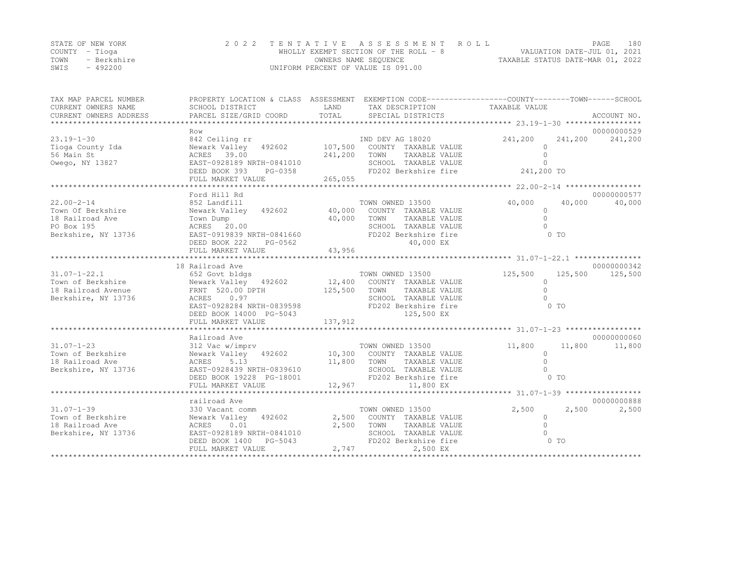STATE OF NEW YORK
COUNTY - Tioga
TOWN - Berkshire
SWIS - 492200

2022 TENTATIVE ASSESSMENT ROLL
WHOLLY EXEMPT SECTION OF THE ROLL - 8
OWNERS NAME SEQUENCE
UNIFORM PERCENT OF VALUE IS 091.00

VALUATION DATE-JUL 01, 2021
TAXABLE STATUS DATE-MAR 01, 2022

| TAX MAP PARCEL NUMBER / CURRENT OWNERS NAME / CURRENT OWNERS ADDRESS | PROPERTY LOCATION & CLASS / SCHOOL DISTRICT / PARCEL SIZE/GRID COORD | ASSESSMENT LAND / TOTAL | EXEMPTION CODE / TAX DESCRIPTION / SPECIAL DISTRICTS | COUNTY TAXABLE VALUE | TOWN | SCHOOL / ACCOUNT NO. |
|---|---|---|---|---|---|---|
| 23.19-1-30 | Row | | | | | 00000000529 |
| | 842 Ceiling rr | | IND DEV AG 18020 | 241,200 | 241,200 | 241,200 |
| Tioga County Ida | Newark Valley 492602 | 107,500 | COUNTY TAXABLE VALUE | 0 | | |
| 56 Main St | ACRES 39.00 | 241,200 | TOWN TAXABLE VALUE | 0 | | |
| Owego, NY 13827 | EAST-0928189 NRTH-0841010 | | SCHOOL TAXABLE VALUE | 0 | | |
| | DEED BOOK 393 PG-0358 | | FD202 Berkshire fire | 241,200 TO | | |
| | FULL MARKET VALUE | 265,055 | | | | |
| 22.00-2-14 | Ford Hill Rd | | | | | 00000000577 |
| | 852 Landfill | | TOWN OWNED 13500 | 40,000 | 40,000 | 40,000 |
| Town Of Berkshire | Newark Valley 492602 | 40,000 | COUNTY TAXABLE VALUE | 0 | | |
| 18 Railroad Ave | Town Dump | 40,000 | TOWN TAXABLE VALUE | 0 | | |
| PO Box 195 | ACRES 20.00 | | SCHOOL TAXABLE VALUE | 0 | | |
| Berkshire, NY 13736 | EAST-0919839 NRTH-0841660 | | FD202 Berkshire fire | 0 TO | | |
| | DEED BOOK 222 PG-0562 | | 40,000 EX | | | |
| | FULL MARKET VALUE | 43,956 | | | | |
| 31.07-1-22.1 | 18 Railroad Ave | | | | | 00000000342 |
| | 652 Govt bldgs | | TOWN OWNED 13500 | 125,500 | 125,500 | 125,500 |
| Town of Berkshire | Newark Valley 492602 | 12,400 | COUNTY TAXABLE VALUE | 0 | | |
| 18 Railroad Avenue | FRNT 520.00 DPTH | 125,500 | TOWN TAXABLE VALUE | 0 | | |
| Berkshire, NY 13736 | ACRES 0.97 | | SCHOOL TAXABLE VALUE | 0 | | |
| | EAST-0928284 NRTH-0839598 | | FD202 Berkshire fire | 0 TO | | |
| | DEED BOOK 14000 PG-5043 | | 125,500 EX | | | |
| | FULL MARKET VALUE | 137,912 | | | | |
| 31.07-1-23 | Railroad Ave | | | | | 00000000060 |
| | 312 Vac w/imprv | | TOWN OWNED 13500 | 11,800 | 11,800 | 11,800 |
| Town of Berkshire | Newark Valley 492602 | 10,300 | COUNTY TAXABLE VALUE | 0 | | |
| 18 Railroad Ave | ACRES 5.13 | 11,800 | TOWN TAXABLE VALUE | 0 | | |
| Berkshire, NY 13736 | EAST-0928439 NRTH-0839610 | | SCHOOL TAXABLE VALUE | 0 | | |
| | DEED BOOK 19228 PG-18001 | | FD202 Berkshire fire | 0 TO | | |
| | FULL MARKET VALUE | 12,967 | 11,800 EX | | | |
| 31.07-1-39 | railroad Ave | | | | | 00000000888 |
| | 330 Vacant comm | | TOWN OWNED 13500 | 2,500 | 2,500 | 2,500 |
| Town of Berkshire | Newark Valley 492602 | 2,500 | COUNTY TAXABLE VALUE | 0 | | |
| 18 Railroad Ave | ACRES 0.01 | 2,500 | TOWN TAXABLE VALUE | 0 | | |
| Berkshire, NY 13736 | EAST-0928189 NRTH-0841010 | | SCHOOL TAXABLE VALUE | 0 | | |
| | DEED BOOK 1400 PG-5043 | | FD202 Berkshire fire | 0 TO | | |
| | FULL MARKET VALUE | 2,747 | 2,500 EX | | | |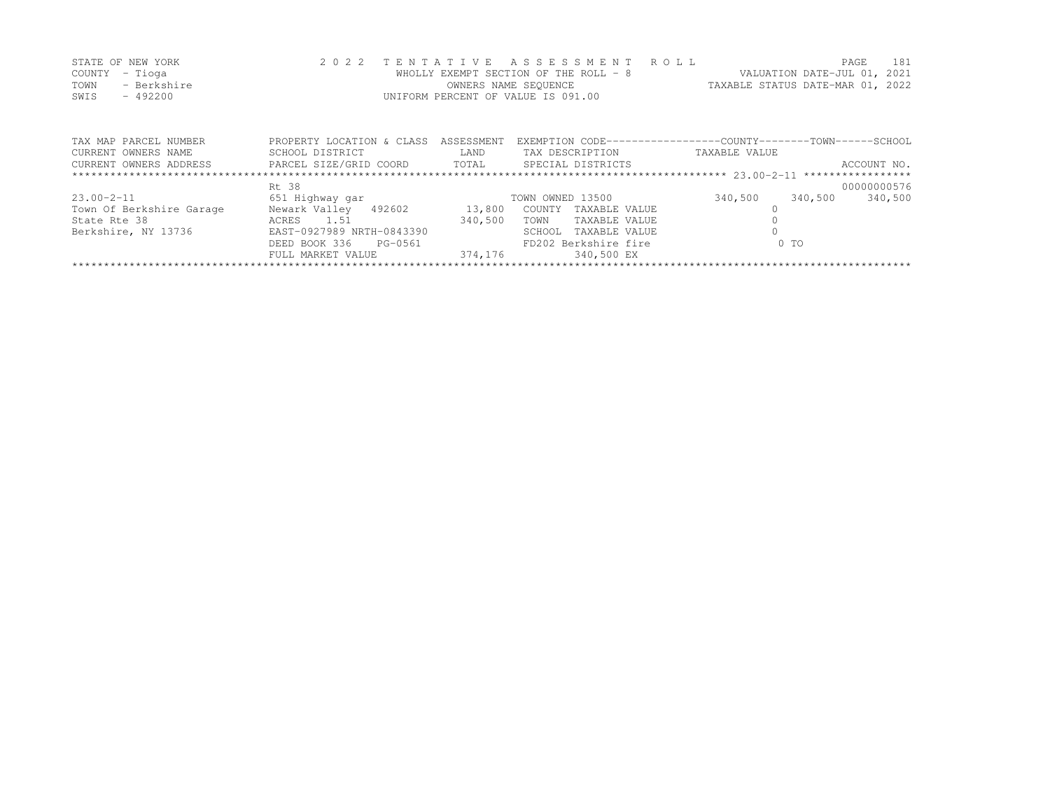STATE OF NEW YORK
COUNTY - Tioga
TOWN - Berkshire
SWIS - 492200

2 0 2 2 T E N T A T I V E A S S E S S M E N T R O L L
WHOLLY EXEMPT SECTION OF THE ROLL - 8
OWNERS NAME SEQUENCE
UNIFORM PERCENT OF VALUE IS 091.00

VALUATION DATE-JUL 01, 2021
TAXABLE STATUS DATE-MAR 01, 2022

| TAX MAP PARCEL NUMBER | PROPERTY LOCATION & CLASS | ASSESSMENT | EXEMPTION CODE | COUNTY | TOWN | SCHOOL |
|---|---|---|---|---|---|---|
| CURRENT OWNERS NAME | SCHOOL DISTRICT | LAND | TAX DESCRIPTION | TAXABLE VALUE | | |
| CURRENT OWNERS ADDRESS | PARCEL SIZE/GRID COORD | TOTAL | SPECIAL DISTRICTS | | | ACCOUNT NO. |
| | Rt 38 | | | | | 00000000576 |
| 23.00-2-11 | 651 Highway gar | | TOWN OWNED 13500 | 340,500 | 340,500 | 340,500 |
| Town Of Berkshire Garage | Newark Valley 492602 | 13,800 | COUNTY TAXABLE VALUE | 0 | | |
| State Rte 38 | ACRES 1.51 | 340,500 | TOWN TAXABLE VALUE | 0 | | |
| Berkshire, NY 13736 | EAST-0927989 NRTH-0843390 | | SCHOOL TAXABLE VALUE | 0 | | |
| | DEED BOOK 336 PG-0561 | | FD202 Berkshire fire | 0 TO | | |
| | FULL MARKET VALUE | 374,176 | 340,500 EX | | | |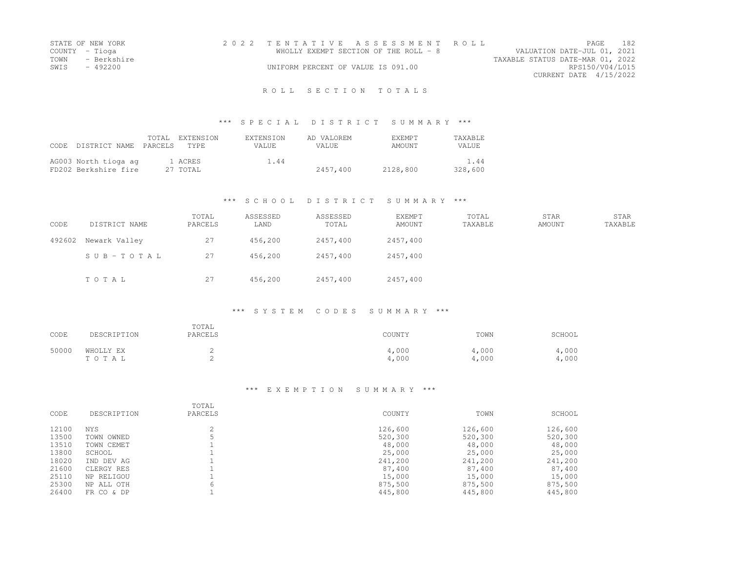STATE OF NEW YORK
COUNTY - Tioga
TOWN - Berkshire
SWIS - 492200

2022 TENTATIVE ASSESSMENT ROLL
WHOLLY EXEMPT SECTION OF THE ROLL - 8
UNIFORM PERCENT OF VALUE IS 091.00

VALUATION DATE-JUL 01, 2021
TAXABLE STATUS DATE-MAR 01, 2022
RPS150/V04/L015
CURRENT DATE 4/15/2022

## ROLL SECTION TOTALS

### *** SPECIAL DISTRICT SUMMARY ***

| CODE | DISTRICT NAME | TOTAL PARCELS | EXTENSION TYPE | EXTENSION VALUE | AD VALOREM VALUE | EXEMPT AMOUNT | TAXABLE VALUE |
|---|---|---|---|---|---|---|---|
| AG003 | North tioga ag | 1 | ACRES | 1.44 | | | 1.44 |
| FD202 | Berkshire fire | 27 | TOTAL | | 2457,400 | 2128,800 | 328,600 |

### *** SCHOOL DISTRICT SUMMARY ***

| CODE | DISTRICT NAME | TOTAL PARCELS | ASSESSED LAND | ASSESSED TOTAL | EXEMPT AMOUNT | TOTAL TAXABLE | STAR AMOUNT | STAR TAXABLE |
|---|---|---|---|---|---|---|---|---|
| 492602 | Newark Valley | 27 | 456,200 | 2457,400 | 2457,400 | | | |
| | SUB-TOTAL | 27 | 456,200 | 2457,400 | 2457,400 | | | |
| | TOTAL | 27 | 456,200 | 2457,400 | 2457,400 | | | |

### *** SYSTEM CODES SUMMARY ***

| CODE | DESCRIPTION | TOTAL PARCELS | COUNTY | TOWN | SCHOOL |
|---|---|---|---|---|---|
| 50000 | WHOLLY EX | 2 | 4,000 | 4,000 | 4,000 |
| | TOTAL | 2 | 4,000 | 4,000 | 4,000 |

### *** EXEMPTION SUMMARY ***

| CODE | DESCRIPTION | TOTAL PARCELS | COUNTY | TOWN | SCHOOL |
|---|---|---|---|---|---|
| 12100 | NYS | 2 | 126,600 | 126,600 | 126,600 |
| 13500 | TOWN OWNED | 5 | 520,300 | 520,300 | 520,300 |
| 13510 | TOWN CEMET | 1 | 48,000 | 48,000 | 48,000 |
| 13800 | SCHOOL | 1 | 25,000 | 25,000 | 25,000 |
| 18020 | IND DEV AG | 1 | 241,200 | 241,200 | 241,200 |
| 21600 | CLERGY RES | 1 | 87,400 | 87,400 | 87,400 |
| 25110 | NP RELIGOU | 1 | 15,000 | 15,000 | 15,000 |
| 25300 | NP ALL OTH | 6 | 875,500 | 875,500 | 875,500 |
| 26400 | FR CO & DP | 1 | 445,800 | 445,800 | 445,800 |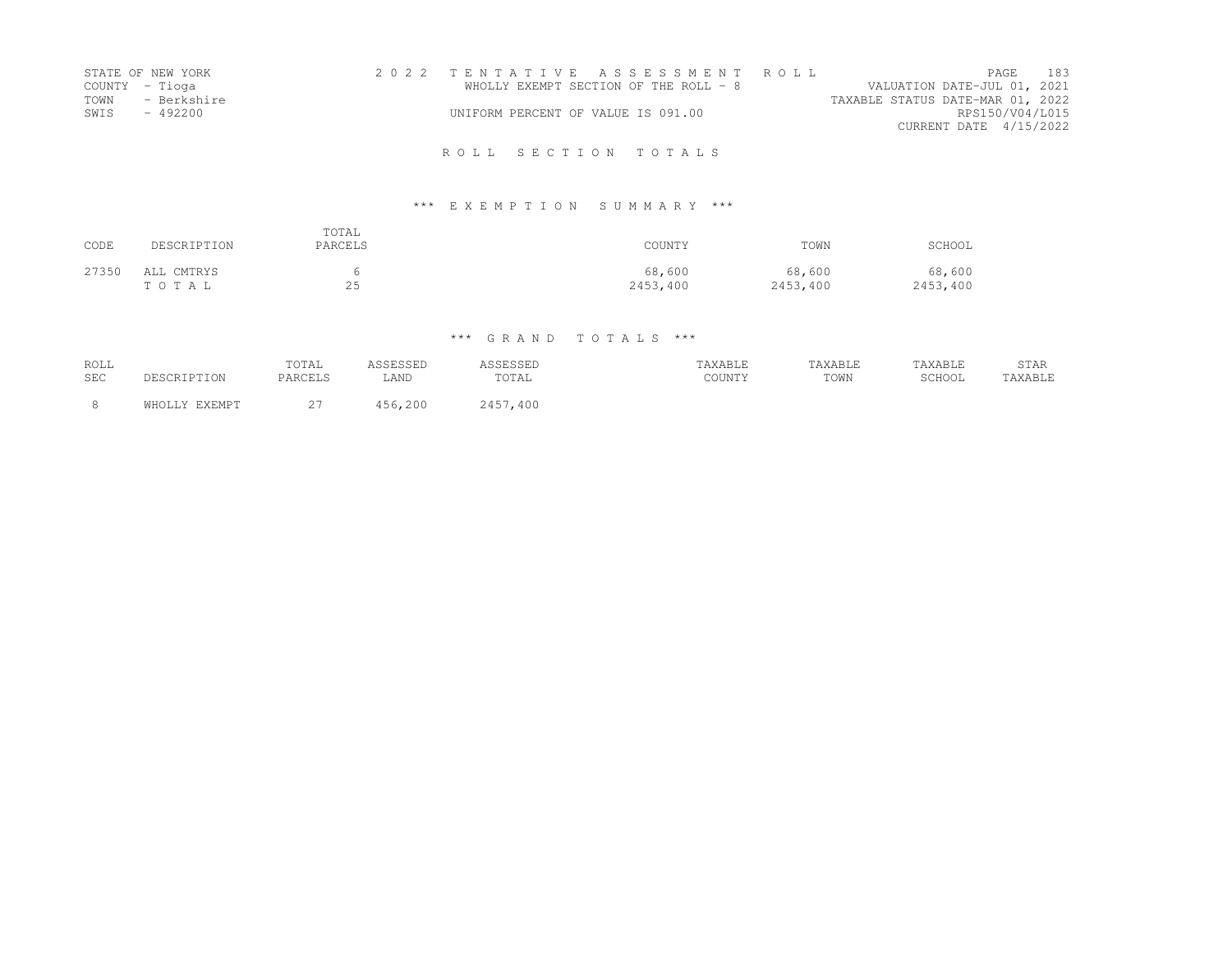STATE OF NEW YORK
COUNTY - Tioga
TOWN - Berkshire
SWIS - 492200

2022 TENTATIVE ASSESSMENT ROLL
WHOLLY EXEMPT SECTION OF THE ROLL - 8
UNIFORM PERCENT OF VALUE IS 091.00

VALUATION DATE-JUL 01, 2021
TAXABLE STATUS DATE-MAR 01, 2022
RPS150/V04/L015
CURRENT DATE 4/15/2022

## ROLL SECTION TOTALS

### *** EXEMPTION SUMMARY ***

| CODE | DESCRIPTION | TOTAL PARCELS | COUNTY | TOWN | SCHOOL |
|---|---|---|---|---|---|
| 27350 | ALL CMTRYS | 6 | 68,600 | 68,600 | 68,600 |
| | T O T A L | 25 | 2453,400 | 2453,400 | 2453,400 |

### *** GRAND TOTALS ***

| ROLL SEC | DESCRIPTION | TOTAL PARCELS | ASSESSED LAND | ASSESSED TOTAL | TAXABLE COUNTY | TAXABLE TOWN | TAXABLE SCHOOL | STAR TAXABLE |
|---|---|---|---|---|---|---|---|---|
| 8 | WHOLLY EXEMPT | 27 | 456,200 | 2457,400 | | | | |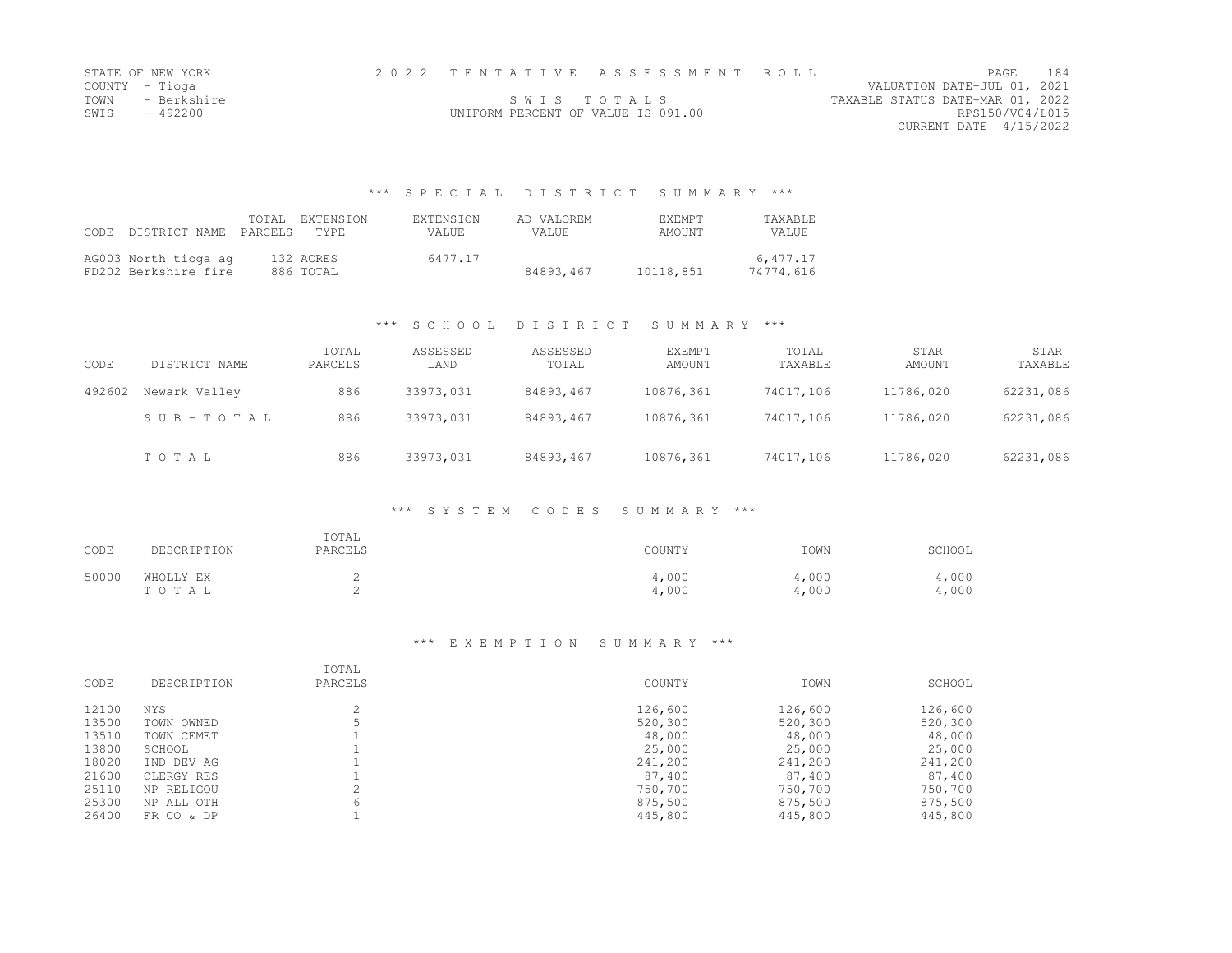STATE OF NEW YORK
COUNTY - Tioga
TOWN - Berkshire
SWIS - 492200

2022 TENTATIVE ASSESSMENT ROLL
SWIS TOTALS
UNIFORM PERCENT OF VALUE IS 091.00

VALUATION DATE-JUL 01, 2021
TAXABLE STATUS DATE-MAR 01, 2022
RPS150/V04/L015
CURRENT DATE 4/15/2022

## *** SPECIAL DISTRICT SUMMARY ***

| CODE | DISTRICT NAME | TOTAL PARCELS | EXTENSION TYPE | EXTENSION VALUE | AD VALOREM VALUE | EXEMPT AMOUNT | TAXABLE VALUE |
|---|---|---|---|---|---|---|---|
| AG003 | North tioga ag | 132 | ACRES | 6477.17 | | | 6,477.17 |
| FD202 | Berkshire fire | 886 | TOTAL | | 84893,467 | 10118,851 | 74774,616 |

## *** SCHOOL DISTRICT SUMMARY ***

| CODE | DISTRICT NAME | TOTAL PARCELS | ASSESSED LAND | ASSESSED TOTAL | EXEMPT AMOUNT | TOTAL TAXABLE | STAR AMOUNT | STAR TAXABLE |
|---|---|---|---|---|---|---|---|---|
| 492602 | Newark Valley | 886 | 33973,031 | 84893,467 | 10876,361 | 74017,106 | 11786,020 | 62231,086 |
| | SUB-TOTAL | 886 | 33973,031 | 84893,467 | 10876,361 | 74017,106 | 11786,020 | 62231,086 |
| | TOTAL | 886 | 33973,031 | 84893,467 | 10876,361 | 74017,106 | 11786,020 | 62231,086 |

## *** SYSTEM CODES SUMMARY ***

| CODE | DESCRIPTION | TOTAL PARCELS | COUNTY | TOWN | SCHOOL |
|---|---|---|---|---|---|
| 50000 | WHOLLY EX | 2 | 4,000 | 4,000 | 4,000 |
| | TOTAL | 2 | 4,000 | 4,000 | 4,000 |

## *** EXEMPTION SUMMARY ***

| CODE | DESCRIPTION | TOTAL PARCELS | COUNTY | TOWN | SCHOOL |
|---|---|---|---|---|---|
| 12100 | NYS | 2 | 126,600 | 126,600 | 126,600 |
| 13500 | TOWN OWNED | 5 | 520,300 | 520,300 | 520,300 |
| 13510 | TOWN CEMET | 1 | 48,000 | 48,000 | 48,000 |
| 13800 | SCHOOL | 1 | 25,000 | 25,000 | 25,000 |
| 18020 | IND DEV AG | 1 | 241,200 | 241,200 | 241,200 |
| 21600 | CLERGY RES | 1 | 87,400 | 87,400 | 87,400 |
| 25110 | NP RELIGOU | 2 | 750,700 | 750,700 | 750,700 |
| 25300 | NP ALL OTH | 6 | 875,500 | 875,500 | 875,500 |
| 26400 | FR CO & DP | 1 | 445,800 | 445,800 | 445,800 |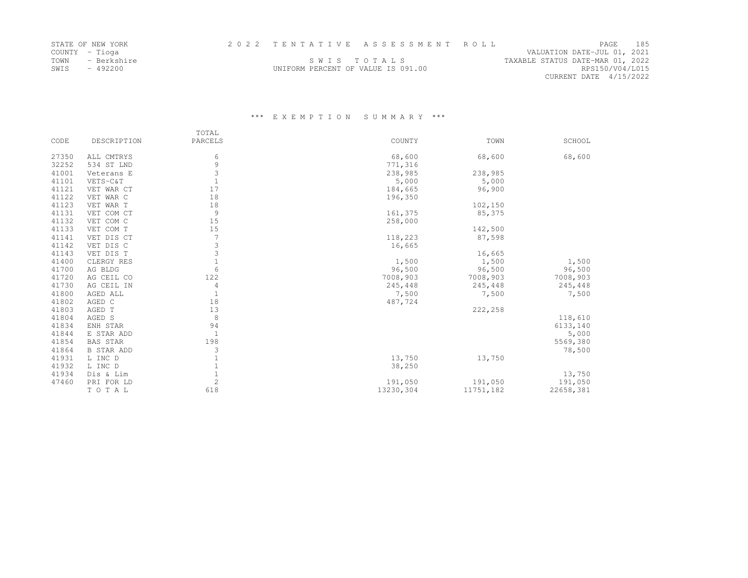STATE OF NEW YORK
COUNTY - Tioga
TOWN - Berkshire
SWIS - 492200

2 0 2 2 T E N T A T I V E A S S E S S M E N T R O L L

S W I S T O T A L S
UNIFORM PERCENT OF VALUE IS 091.00

VALUATION DATE-JUL 01, 2021
TAXABLE STATUS DATE-MAR 01, 2022
RPS150/V04/L015
CURRENT DATE 4/15/2022

*** E X E M P T I O N S U M M A R Y ***

| CODE | DESCRIPTION | TOTAL PARCELS | COUNTY | TOWN | SCHOOL |
|---|---|---|---|---|---|
| 27350 | ALL CMTRYS | 6 | 68,600 | 68,600 | 68,600 |
| 32252 | 534 ST LND | 9 | 771,316 | | |
| 41001 | Veterans E | 3 | 238,985 | 238,985 | |
| 41101 | VETS-C&T | 1 | 5,000 | 5,000 | |
| 41121 | VET WAR CT | 17 | 184,665 | 96,900 | |
| 41122 | VET WAR C | 18 | 196,350 | | |
| 41123 | VET WAR T | 18 | | 102,150 | |
| 41131 | VET COM CT | 9 | 161,375 | 85,375 | |
| 41132 | VET COM C | 15 | 258,000 | | |
| 41133 | VET COM T | 15 | | 142,500 | |
| 41141 | VET DIS CT | 7 | 118,223 | 87,598 | |
| 41142 | VET DIS C | 3 | 16,665 | | |
| 41143 | VET DIS T | 3 | | 16,665 | |
| 41400 | CLERGY RES | 1 | 1,500 | 1,500 | 1,500 |
| 41700 | AG BLDG | 6 | 96,500 | 96,500 | 96,500 |
| 41720 | AG CEIL CO | 122 | 7008,903 | 7008,903 | 7008,903 |
| 41730 | AG CEIL IN | 4 | 245,448 | 245,448 | 245,448 |
| 41800 | AGED ALL | 1 | 7,500 | 7,500 | 7,500 |
| 41802 | AGED C | 18 | 487,724 | | |
| 41803 | AGED T | 13 | | 222,258 | |
| 41804 | AGED S | 8 | | | 118,610 |
| 41834 | ENH STAR | 94 | | | 6133,140 |
| 41844 | E STAR ADD | 1 | | | 5,000 |
| 41854 | BAS STAR | 198 | | | 5569,380 |
| 41864 | B STAR ADD | 3 | | | 78,500 |
| 41931 | L INC D | 1 | 13,750 | 13,750 | |
| 41932 | L INC D | 1 | 38,250 | | |
| 41934 | Dis & Lim | 1 | | | 13,750 |
| 47460 | PRI FOR LD | 2 | 191,050 | 191,050 | 191,050 |
| | T O T A L | 618 | 13230,304 | 11751,182 | 22658,381 |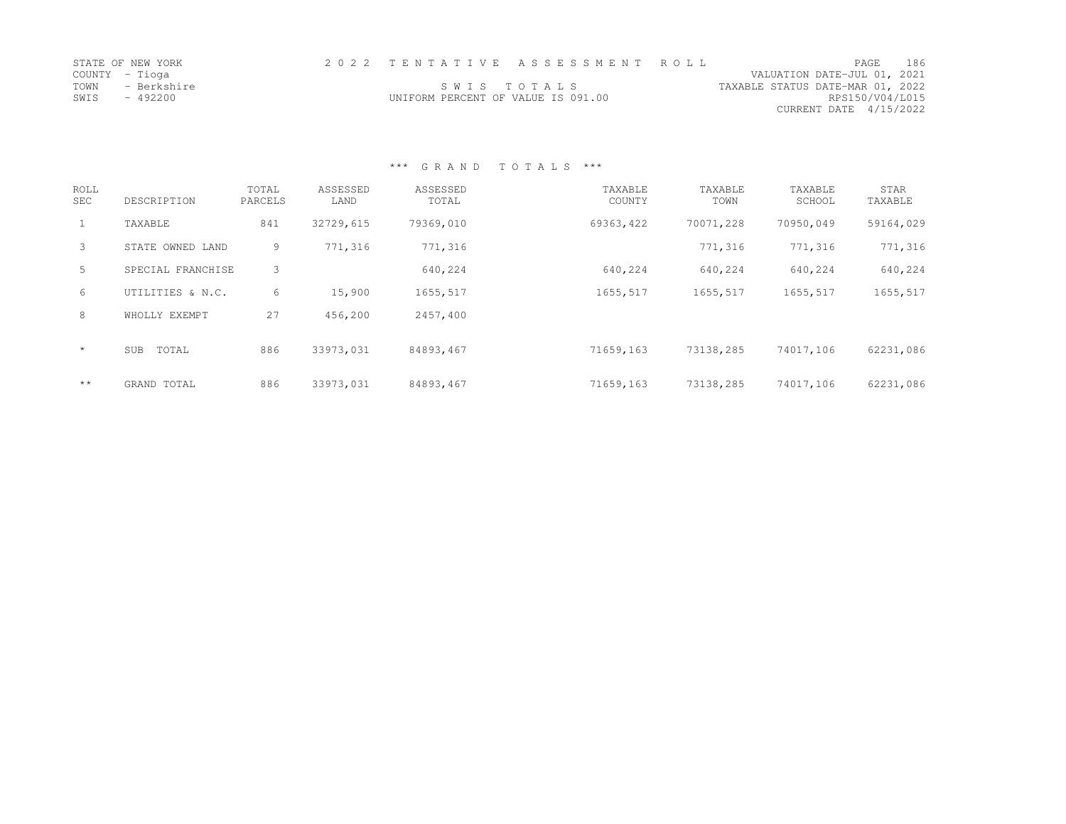STATE OF NEW YORK
COUNTY - Tioga
TOWN - Berkshire
SWIS - 492200

2 0 2 2 T E N T A T I V E A S S E S S M E N T R O L L

S W I S T O T A L S

UNIFORM PERCENT OF VALUE IS 091.00

VALUATION DATE-JUL 01, 2021
TAXABLE STATUS DATE-MAR 01, 2022
RPS150/V04/L015
CURRENT DATE 4/15/2022

### *** G R A N D T O T A L S ***

| ROLL SEC | DESCRIPTION | TOTAL PARCELS | ASSESSED LAND | ASSESSED TOTAL | TAXABLE COUNTY | TAXABLE TOWN | TAXABLE SCHOOL | STAR TAXABLE |
|---|---|---|---|---|---|---|---|---|
| 1 | TAXABLE | 841 | 32729,615 | 79369,010 | 69363,422 | 70071,228 | 70950,049 | 59164,029 |
| 3 | STATE OWNED LAND | 9 | 771,316 | 771,316 | | 771,316 | 771,316 | 771,316 |
| 5 | SPECIAL FRANCHISE | 3 | | 640,224 | 640,224 | 640,224 | 640,224 | 640,224 |
| 6 | UTILITIES & N.C. | 6 | 15,900 | 1655,517 | 1655,517 | 1655,517 | 1655,517 | 1655,517 |
| 8 | WHOLLY EXEMPT | 27 | 456,200 | 2457,400 | | | | |
| * | SUB TOTAL | 886 | 33973,031 | 84893,467 | 71659,163 | 73138,285 | 74017,106 | 62231,086 |
| ** | GRAND TOTAL | 886 | 33973,031 | 84893,467 | 71659,163 | 73138,285 | 74017,106 | 62231,086 |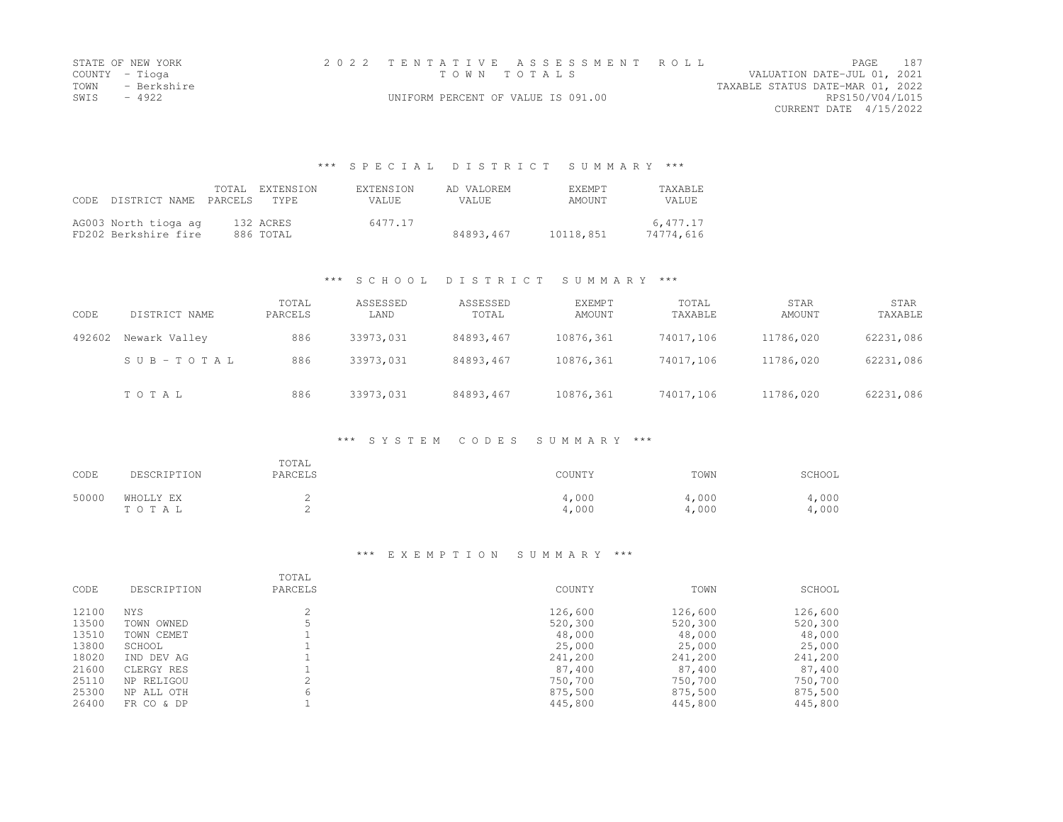STATE OF NEW YORK
COUNTY - Tioga
TOWN - Berkshire
SWIS - 4922

# 2022 TENTATIVE ASSESSMENT ROLL
## TOWN TOTALS

UNIFORM PERCENT OF VALUE IS 091.00

VALUATION DATE-JUL 01, 2021
TAXABLE STATUS DATE-MAR 01, 2022
RPS150/V04/L015
CURRENT DATE 4/15/2022

### *** SPECIAL DISTRICT SUMMARY ***

| CODE | DISTRICT NAME | TOTAL PARCELS | EXTENSION TYPE | EXTENSION VALUE | AD VALOREM VALUE | EXEMPT AMOUNT | TAXABLE VALUE |
|---|---|---|---|---|---|---|---|
| AG003 | North tioga ag | 132 | ACRES | 6477.17 | | | 6,477.17 |
| FD202 | Berkshire fire | 886 | TOTAL | | 84893,467 | 10118,851 | 74774,616 |

### *** SCHOOL DISTRICT SUMMARY ***

| CODE | DISTRICT NAME | TOTAL PARCELS | ASSESSED LAND | ASSESSED TOTAL | EXEMPT AMOUNT | TOTAL TAXABLE | STAR AMOUNT | STAR TAXABLE |
|---|---|---|---|---|---|---|---|---|
| 492602 | Newark Valley | 886 | 33973,031 | 84893,467 | 10876,361 | 74017,106 | 11786,020 | 62231,086 |
| | SUB-TOTAL | 886 | 33973,031 | 84893,467 | 10876,361 | 74017,106 | 11786,020 | 62231,086 |
| | TOTAL | 886 | 33973,031 | 84893,467 | 10876,361 | 74017,106 | 11786,020 | 62231,086 |

### *** SYSTEM CODES SUMMARY ***

| CODE | DESCRIPTION | TOTAL PARCELS | COUNTY | TOWN | SCHOOL |
|---|---|---|---|---|---|
| 50000 | WHOLLY EX | 2 | 4,000 | 4,000 | 4,000 |
| | TOTAL | 2 | 4,000 | 4,000 | 4,000 |

### *** EXEMPTION SUMMARY ***

| CODE | DESCRIPTION | TOTAL PARCELS | COUNTY | TOWN | SCHOOL |
|---|---|---|---|---|---|
| 12100 | NYS | 2 | 126,600 | 126,600 | 126,600 |
| 13500 | TOWN OWNED | 5 | 520,300 | 520,300 | 520,300 |
| 13510 | TOWN CEMET | 1 | 48,000 | 48,000 | 48,000 |
| 13800 | SCHOOL | 1 | 25,000 | 25,000 | 25,000 |
| 18020 | IND DEV AG | 1 | 241,200 | 241,200 | 241,200 |
| 21600 | CLERGY RES | 1 | 87,400 | 87,400 | 87,400 |
| 25110 | NP RELIGOU | 2 | 750,700 | 750,700 | 750,700 |
| 25300 | NP ALL OTH | 6 | 875,500 | 875,500 | 875,500 |
| 26400 | FR CO & DP | 1 | 445,800 | 445,800 | 445,800 |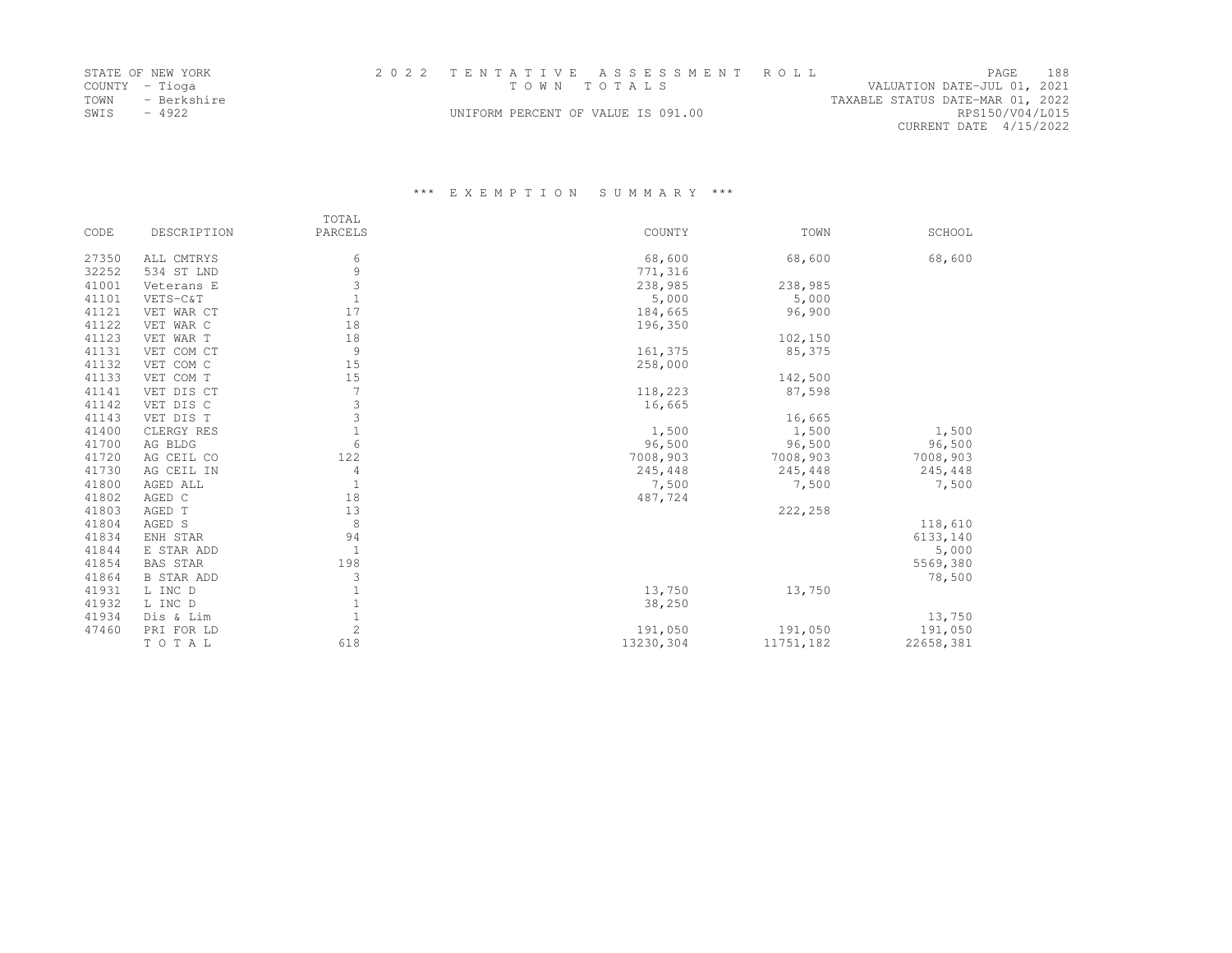STATE OF NEW YORK
COUNTY - Tioga
TOWN - Berkshire
SWIS - 4922

2022 TENTATIVE ASSESSMENT ROLL
TOWN TOTALS
UNIFORM PERCENT OF VALUE IS 091.00

VALUATION DATE-JUL 01, 2021
TAXABLE STATUS DATE-MAR 01, 2022
RPS150/V04/L015
CURRENT DATE 4/15/2022

### \*\*\* EXEMPTION SUMMARY \*\*\*

| CODE | DESCRIPTION | TOTAL PARCELS | COUNTY | TOWN | SCHOOL |
|---|---|---|---|---|---|
| 27350 | ALL CMTRYS | 6 | 68,600 | 68,600 | 68,600 |
| 32252 | 534 ST LND | 9 | 771,316 | | |
| 41001 | Veterans E | 3 | 238,985 | 238,985 | |
| 41101 | VETS-C&T | 1 | 5,000 | 5,000 | |
| 41121 | VET WAR CT | 17 | 184,665 | 96,900 | |
| 41122 | VET WAR C | 18 | 196,350 | | |
| 41123 | VET WAR T | 18 | | 102,150 | |
| 41131 | VET COM CT | 9 | 161,375 | 85,375 | |
| 41132 | VET COM C | 15 | 258,000 | | |
| 41133 | VET COM T | 15 | | 142,500 | |
| 41141 | VET DIS CT | 7 | 118,223 | 87,598 | |
| 41142 | VET DIS C | 3 | 16,665 | | |
| 41143 | VET DIS T | 3 | | 16,665 | |
| 41400 | CLERGY RES | 1 | 1,500 | 1,500 | 1,500 |
| 41700 | AG BLDG | 6 | 96,500 | 96,500 | 96,500 |
| 41720 | AG CEIL CO | 122 | 7008,903 | 7008,903 | 7008,903 |
| 41730 | AG CEIL IN | 4 | 245,448 | 245,448 | 245,448 |
| 41800 | AGED ALL | 1 | 7,500 | 7,500 | 7,500 |
| 41802 | AGED C | 18 | 487,724 | | |
| 41803 | AGED T | 13 | | 222,258 | |
| 41804 | AGED S | 8 | | | 118,610 |
| 41834 | ENH STAR | 94 | | | 6133,140 |
| 41844 | E STAR ADD | 1 | | | 5,000 |
| 41854 | BAS STAR | 198 | | | 5569,380 |
| 41864 | B STAR ADD | 3 | | | 78,500 |
| 41931 | L INC D | 1 | 13,750 | 13,750 | |
| 41932 | L INC D | 1 | 38,250 | | |
| 41934 | Dis & Lim | 1 | | | 13,750 |
| 47460 | PRI FOR LD | 2 | 191,050 | 191,050 | 191,050 |
| | T O T A L | 618 | 13230,304 | 11751,182 | 22658,381 |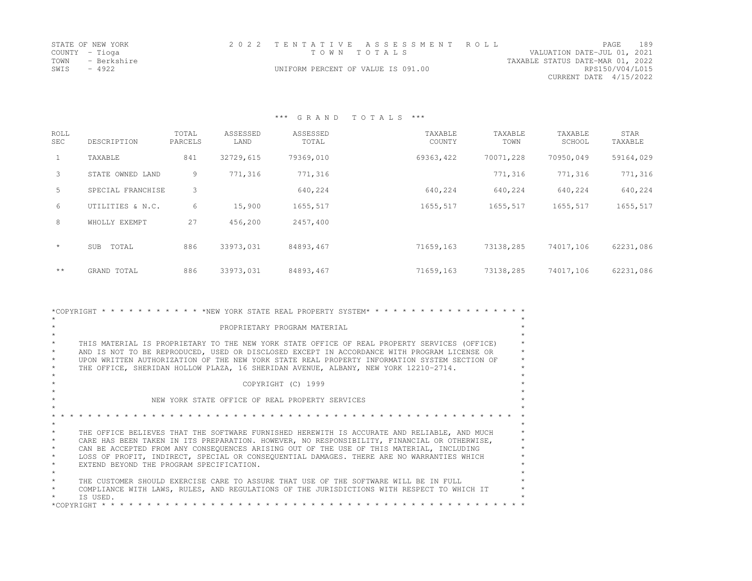STATE OF NEW YORK
COUNTY - Tioga
TOWN - Berkshire
SWIS - 4922

2022 TENTATIVE ASSESSMENT ROLL
TOWN TOTALS
UNIFORM PERCENT OF VALUE IS 091.00

VALUATION DATE-JUL 01, 2021
TAXABLE STATUS DATE-MAR 01, 2022
RPS150/V04/L015
CURRENT DATE 4/15/2022

## *** GRAND TOTALS ***

| ROLL SEC | DESCRIPTION | TOTAL PARCELS | ASSESSED LAND | ASSESSED TOTAL | TAXABLE COUNTY | TAXABLE TOWN | TAXABLE SCHOOL | STAR TAXABLE |
|---|---|---|---|---|---|---|---|---|
| 1 | TAXABLE | 841 | 32729,615 | 79369,010 | 69363,422 | 70071,228 | 70950,049 | 59164,029 |
| 3 | STATE OWNED LAND | 9 | 771,316 | 771,316 | | 771,316 | 771,316 | 771,316 |
| 5 | SPECIAL FRANCHISE | 3 | | 640,224 | 640,224 | 640,224 | 640,224 | 640,224 |
| 6 | UTILITIES & N.C. | 6 | 15,900 | 1655,517 | 1655,517 | 1655,517 | 1655,517 | 1655,517 |
| 8 | WHOLLY EXEMPT | 27 | 456,200 | 2457,400 | | | | |
| * | SUB TOTAL | 886 | 33973,031 | 84893,467 | 71659,163 | 73138,285 | 74017,106 | 62231,086 |
| ** | GRAND TOTAL | 886 | 33973,031 | 84893,467 | 71659,163 | 73138,285 | 74017,106 | 62231,086 |

*COPYRIGHT * * * * * * * * * * * *NEW YORK STATE REAL PROPERTY SYSTEM* * * * * * * * * * * * * * * * * *

PROPRIETARY PROGRAM MATERIAL

THIS MATERIAL IS PROPRIETARY TO THE NEW YORK STATE OFFICE OF REAL PROPERTY SERVICES (OFFICE) AND IS NOT TO BE REPRODUCED, USED OR DISCLOSED EXCEPT IN ACCORDANCE WITH PROGRAM LICENSE OR UPON WRITTEN AUTHORIZATION OF THE NEW YORK STATE REAL PROPERTY INFORMATION SYSTEM SECTION OF THE OFFICE, SHERIDAN HOLLOW PLAZA, 16 SHERIDAN AVENUE, ALBANY, NEW YORK 12210-2714.

COPYRIGHT (C) 1999

NEW YORK STATE OFFICE OF REAL PROPERTY SERVICES

THE OFFICE BELIEVES THAT THE SOFTWARE FURNISHED HEREWITH IS ACCURATE AND RELIABLE, AND MUCH CARE HAS BEEN TAKEN IN ITS PREPARATION. HOWEVER, NO RESPONSIBILITY, FINANCIAL OR OTHERWISE, CAN BE ACCEPTED FROM ANY CONSEQUENCES ARISING OUT OF THE USE OF THIS MATERIAL, INCLUDING LOSS OF PROFIT, INDIRECT, SPECIAL OR CONSEQUENTIAL DAMAGES. THERE ARE NO WARRANTIES WHICH EXTEND BEYOND THE PROGRAM SPECIFICATION.

THE CUSTOMER SHOULD EXERCISE CARE TO ASSURE THAT USE OF THE SOFTWARE WILL BE IN FULL COMPLIANCE WITH LAWS, RULES, AND REGULATIONS OF THE JURISDICTIONS WITH RESPECT TO WHICH IT IS USED.

*COPYRIGHT * * * * * * * * * * * * * * * * * * * * * * * * * * * * * * * * * * * * * * * * * * * * * *